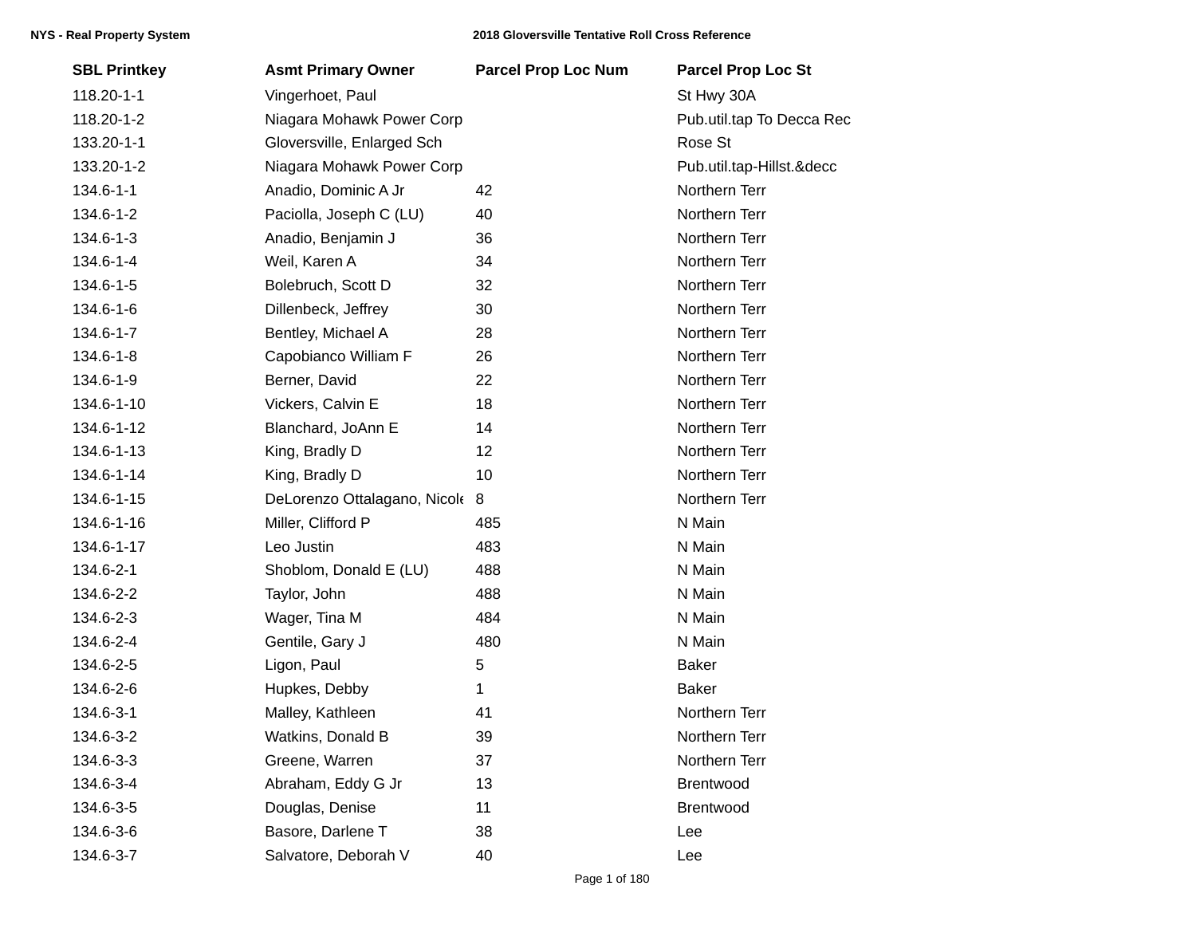| SBL Printkey | Asmt Primary Owner | Parcel Prop Loc Num | Parcel Prop Loc St |
|---|---|---|---|
| 118.20-1-1 | Vingerhoet, Paul | | St Hwy 30A |
| 118.20-1-2 | Niagara Mohawk Power Corp | | Pub.util.tap To Decca Rec |
| 133.20-1-1 | Gloversville, Enlarged Sch | | Rose St |
| 133.20-1-2 | Niagara Mohawk Power Corp | | Pub.util.tap-Hillst.&decc |
| 134.6-1-1 | Anadio, Dominic A Jr | 42 | Northern Terr |
| 134.6-1-2 | Paciolla, Joseph C (LU) | 40 | Northern Terr |
| 134.6-1-3 | Anadio, Benjamin J | 36 | Northern Terr |
| 134.6-1-4 | Weil, Karen A | 34 | Northern Terr |
| 134.6-1-5 | Bolebruch, Scott D | 32 | Northern Terr |
| 134.6-1-6 | Dillenbeck, Jeffrey | 30 | Northern Terr |
| 134.6-1-7 | Bentley, Michael A | 28 | Northern Terr |
| 134.6-1-8 | Capobianco William F | 26 | Northern Terr |
| 134.6-1-9 | Berner, David | 22 | Northern Terr |
| 134.6-1-10 | Vickers, Calvin E | 18 | Northern Terr |
| 134.6-1-12 | Blanchard, JoAnn E | 14 | Northern Terr |
| 134.6-1-13 | King, Bradly D | 12 | Northern Terr |
| 134.6-1-14 | King, Bradly D | 10 | Northern Terr |
| 134.6-1-15 | DeLorenzo Ottalagano, Nicole | 8 | Northern Terr |
| 134.6-1-16 | Miller, Clifford P | 485 | N Main |
| 134.6-1-17 | Leo Justin | 483 | N Main |
| 134.6-2-1 | Shoblom, Donald E (LU) | 488 | N Main |
| 134.6-2-2 | Taylor, John | 488 | N Main |
| 134.6-2-3 | Wager, Tina M | 484 | N Main |
| 134.6-2-4 | Gentile, Gary J | 480 | N Main |
| 134.6-2-5 | Ligon, Paul | 5 | Baker |
| 134.6-2-6 | Hupkes, Debby | 1 | Baker |
| 134.6-3-1 | Malley, Kathleen | 41 | Northern Terr |
| 134.6-3-2 | Watkins, Donald B | 39 | Northern Terr |
| 134.6-3-3 | Greene, Warren | 37 | Northern Terr |
| 134.6-3-4 | Abraham, Eddy G Jr | 13 | Brentwood |
| 134.6-3-5 | Douglas, Denise | 11 | Brentwood |
| 134.6-3-6 | Basore, Darlene T | 38 | Lee |
| 134.6-3-7 | Salvatore, Deborah V | 40 | Lee |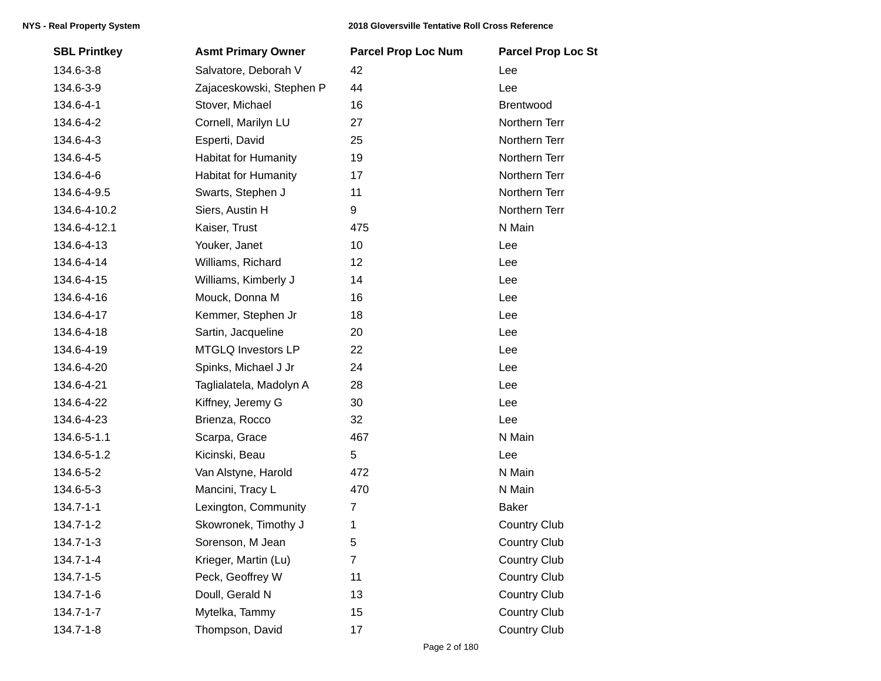| SBL Printkey | Asmt Primary Owner | Parcel Prop Loc Num | Parcel Prop Loc St |
|---|---|---|---|
| 134.6-3-8 | Salvatore, Deborah V | 42 | Lee |
| 134.6-3-9 | Zajaceskowski, Stephen P | 44 | Lee |
| 134.6-4-1 | Stover, Michael | 16 | Brentwood |
| 134.6-4-2 | Cornell, Marilyn LU | 27 | Northern Terr |
| 134.6-4-3 | Esperti, David | 25 | Northern Terr |
| 134.6-4-5 | Habitat for Humanity | 19 | Northern Terr |
| 134.6-4-6 | Habitat for Humanity | 17 | Northern Terr |
| 134.6-4-9.5 | Swarts, Stephen J | 11 | Northern Terr |
| 134.6-4-10.2 | Siers, Austin H | 9 | Northern Terr |
| 134.6-4-12.1 | Kaiser, Trust | 475 | N Main |
| 134.6-4-13 | Youker, Janet | 10 | Lee |
| 134.6-4-14 | Williams, Richard | 12 | Lee |
| 134.6-4-15 | Williams, Kimberly J | 14 | Lee |
| 134.6-4-16 | Mouck, Donna M | 16 | Lee |
| 134.6-4-17 | Kemmer, Stephen Jr | 18 | Lee |
| 134.6-4-18 | Sartin, Jacqueline | 20 | Lee |
| 134.6-4-19 | MTGLQ Investors LP | 22 | Lee |
| 134.6-4-20 | Spinks, Michael J Jr | 24 | Lee |
| 134.6-4-21 | Taglialatela, Madolyn A | 28 | Lee |
| 134.6-4-22 | Kiffney, Jeremy G | 30 | Lee |
| 134.6-4-23 | Brienza, Rocco | 32 | Lee |
| 134.6-5-1.1 | Scarpa, Grace | 467 | N Main |
| 134.6-5-1.2 | Kicinski, Beau | 5 | Lee |
| 134.6-5-2 | Van Alstyne, Harold | 472 | N Main |
| 134.6-5-3 | Mancini, Tracy L | 470 | N Main |
| 134.7-1-1 | Lexington, Community | 7 | Baker |
| 134.7-1-2 | Skowronek, Timothy J | 1 | Country Club |
| 134.7-1-3 | Sorenson, M Jean | 5 | Country Club |
| 134.7-1-4 | Krieger, Martin (Lu) | 7 | Country Club |
| 134.7-1-5 | Peck, Geoffrey W | 11 | Country Club |
| 134.7-1-6 | Doull, Gerald N | 13 | Country Club |
| 134.7-1-7 | Mytelka, Tammy | 15 | Country Club |
| 134.7-1-8 | Thompson, David | 17 | Country Club |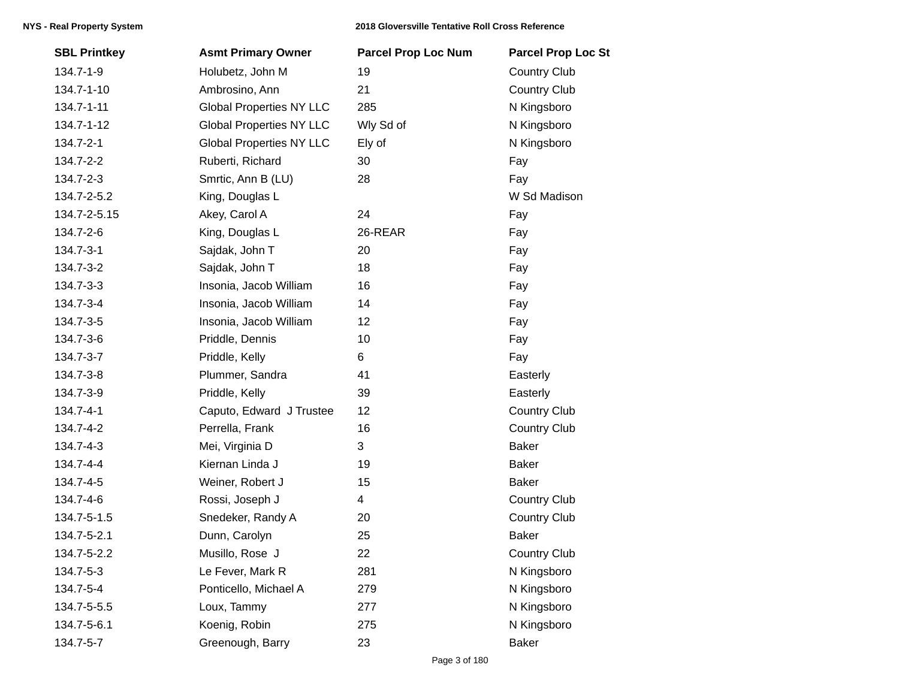| SBL Printkey | Asmt Primary Owner | Parcel Prop Loc Num | Parcel Prop Loc St |
|---|---|---|---|
| 134.7-1-9 | Holubetz, John M | 19 | Country Club |
| 134.7-1-10 | Ambrosino, Ann | 21 | Country Club |
| 134.7-1-11 | Global Properties NY LLC | 285 | N Kingsboro |
| 134.7-1-12 | Global Properties NY LLC | Wly Sd of | N Kingsboro |
| 134.7-2-1 | Global Properties NY LLC | Ely of | N Kingsboro |
| 134.7-2-2 | Ruberti, Richard | 30 | Fay |
| 134.7-2-3 | Smrtic, Ann B (LU) | 28 | Fay |
| 134.7-2-5.2 | King, Douglas L | | W Sd Madison |
| 134.7-2-5.15 | Akey, Carol A | 24 | Fay |
| 134.7-2-6 | King, Douglas L | 26-REAR | Fay |
| 134.7-3-1 | Sajdak, John T | 20 | Fay |
| 134.7-3-2 | Sajdak, John T | 18 | Fay |
| 134.7-3-3 | Insonia, Jacob William | 16 | Fay |
| 134.7-3-4 | Insonia, Jacob William | 14 | Fay |
| 134.7-3-5 | Insonia, Jacob William | 12 | Fay |
| 134.7-3-6 | Priddle, Dennis | 10 | Fay |
| 134.7-3-7 | Priddle, Kelly | 6 | Fay |
| 134.7-3-8 | Plummer, Sandra | 41 | Easterly |
| 134.7-3-9 | Priddle, Kelly | 39 | Easterly |
| 134.7-4-1 | Caputo, Edward J Trustee | 12 | Country Club |
| 134.7-4-2 | Perrella, Frank | 16 | Country Club |
| 134.7-4-3 | Mei, Virginia D | 3 | Baker |
| 134.7-4-4 | Kiernan Linda J | 19 | Baker |
| 134.7-4-5 | Weiner, Robert J | 15 | Baker |
| 134.7-4-6 | Rossi, Joseph J | 4 | Country Club |
| 134.7-5-1.5 | Snedeker, Randy A | 20 | Country Club |
| 134.7-5-2.1 | Dunn, Carolyn | 25 | Baker |
| 134.7-5-2.2 | Musillo, Rose J | 22 | Country Club |
| 134.7-5-3 | Le Fever, Mark R | 281 | N Kingsboro |
| 134.7-5-4 | Ponticello, Michael A | 279 | N Kingsboro |
| 134.7-5-5.5 | Loux, Tammy | 277 | N Kingsboro |
| 134.7-5-6.1 | Koenig, Robin | 275 | N Kingsboro |
| 134.7-5-7 | Greenough, Barry | 23 | Baker |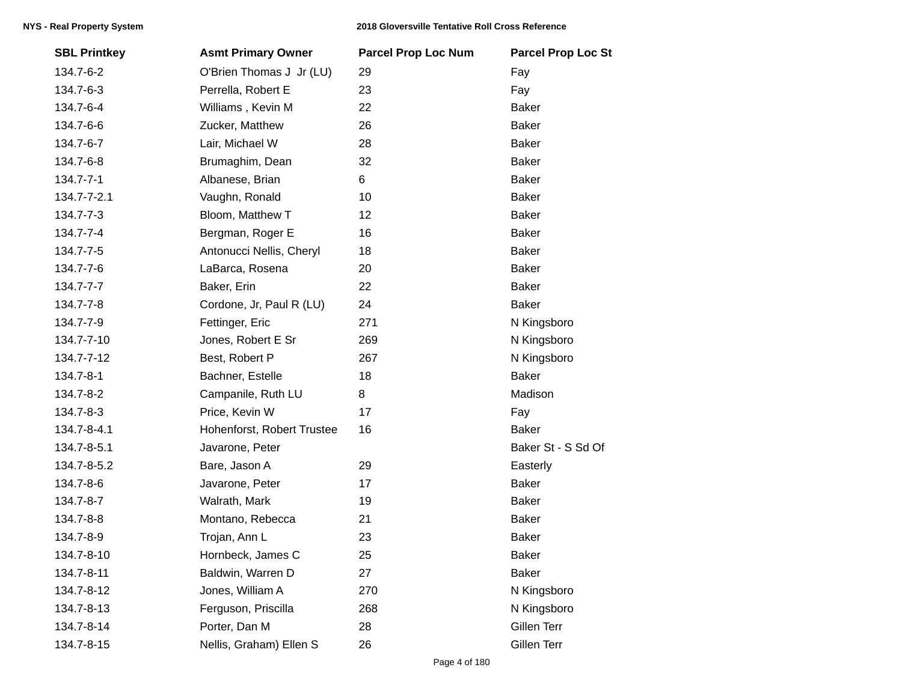| SBL Printkey | Asmt Primary Owner | Parcel Prop Loc Num | Parcel Prop Loc St |
|---|---|---|---|
| 134.7-6-2 | O'Brien Thomas J Jr (LU) | 29 | Fay |
| 134.7-6-3 | Perrella, Robert E | 23 | Fay |
| 134.7-6-4 | Williams , Kevin M | 22 | Baker |
| 134.7-6-6 | Zucker, Matthew | 26 | Baker |
| 134.7-6-7 | Lair, Michael W | 28 | Baker |
| 134.7-6-8 | Brumaghim, Dean | 32 | Baker |
| 134.7-7-1 | Albanese, Brian | 6 | Baker |
| 134.7-7-2.1 | Vaughn, Ronald | 10 | Baker |
| 134.7-7-3 | Bloom, Matthew T | 12 | Baker |
| 134.7-7-4 | Bergman, Roger E | 16 | Baker |
| 134.7-7-5 | Antonucci Nellis, Cheryl | 18 | Baker |
| 134.7-7-6 | LaBarca, Rosena | 20 | Baker |
| 134.7-7-7 | Baker, Erin | 22 | Baker |
| 134.7-7-8 | Cordone, Jr, Paul R (LU) | 24 | Baker |
| 134.7-7-9 | Fettinger, Eric | 271 | N Kingsboro |
| 134.7-7-10 | Jones, Robert E Sr | 269 | N Kingsboro |
| 134.7-7-12 | Best, Robert P | 267 | N Kingsboro |
| 134.7-8-1 | Bachner, Estelle | 18 | Baker |
| 134.7-8-2 | Campanile, Ruth LU | 8 | Madison |
| 134.7-8-3 | Price, Kevin W | 17 | Fay |
| 134.7-8-4.1 | Hohenforst, Robert Trustee | 16 | Baker |
| 134.7-8-5.1 | Javarone, Peter | | Baker St - S Sd Of |
| 134.7-8-5.2 | Bare, Jason A | 29 | Easterly |
| 134.7-8-6 | Javarone, Peter | 17 | Baker |
| 134.7-8-7 | Walrath, Mark | 19 | Baker |
| 134.7-8-8 | Montano, Rebecca | 21 | Baker |
| 134.7-8-9 | Trojan, Ann L | 23 | Baker |
| 134.7-8-10 | Hornbeck, James C | 25 | Baker |
| 134.7-8-11 | Baldwin, Warren D | 27 | Baker |
| 134.7-8-12 | Jones, William A | 270 | N Kingsboro |
| 134.7-8-13 | Ferguson, Priscilla | 268 | N Kingsboro |
| 134.7-8-14 | Porter, Dan M | 28 | Gillen Terr |
| 134.7-8-15 | Nellis, Graham) Ellen S | 26 | Gillen Terr |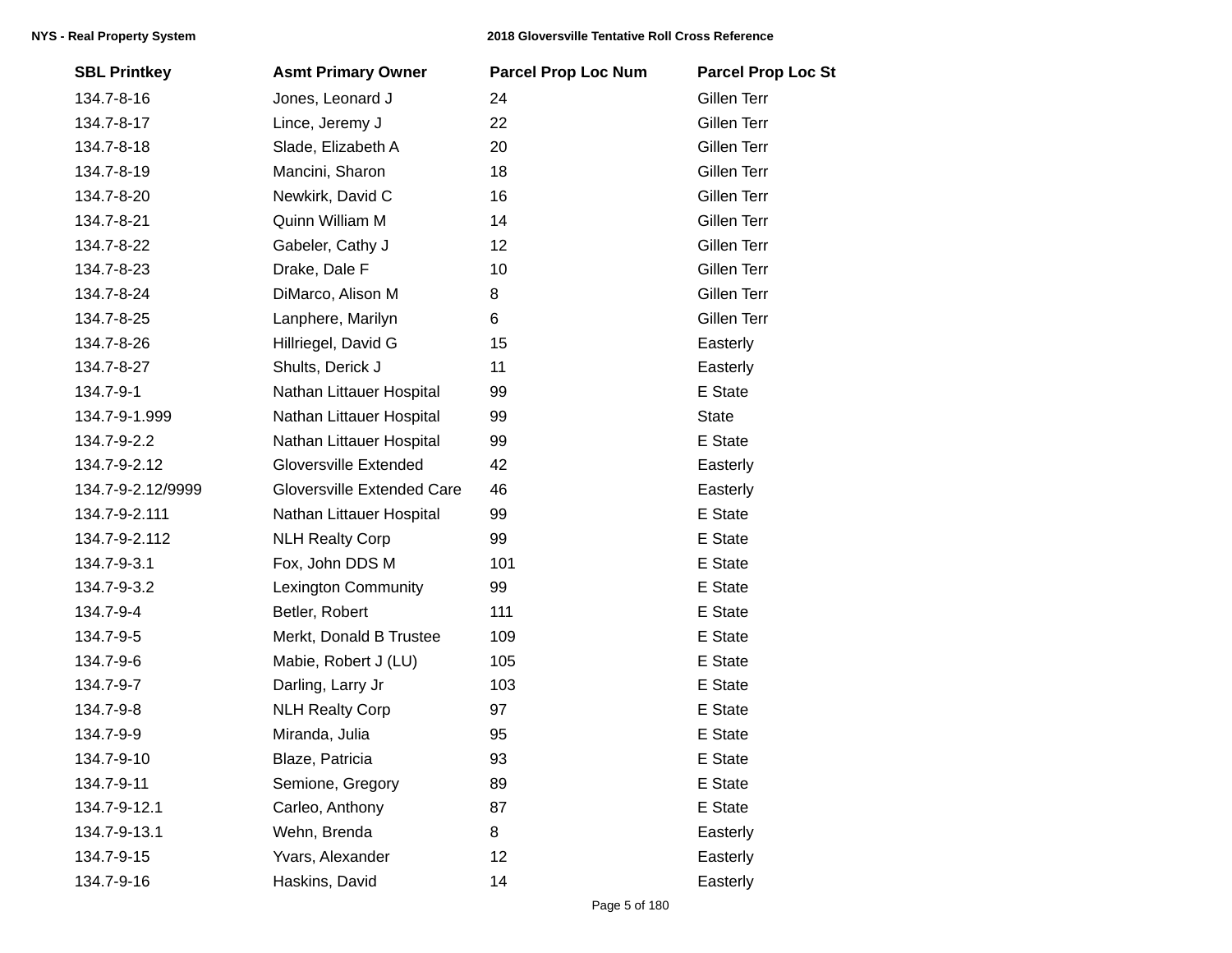| SBL Printkey | Asmt Primary Owner | Parcel Prop Loc Num | Parcel Prop Loc St |
|---|---|---|---|
| 134.7-8-16 | Jones, Leonard J | 24 | Gillen Terr |
| 134.7-8-17 | Lince, Jeremy J | 22 | Gillen Terr |
| 134.7-8-18 | Slade, Elizabeth A | 20 | Gillen Terr |
| 134.7-8-19 | Mancini, Sharon | 18 | Gillen Terr |
| 134.7-8-20 | Newkirk, David C | 16 | Gillen Terr |
| 134.7-8-21 | Quinn William M | 14 | Gillen Terr |
| 134.7-8-22 | Gabeler, Cathy J | 12 | Gillen Terr |
| 134.7-8-23 | Drake, Dale F | 10 | Gillen Terr |
| 134.7-8-24 | DiMarco, Alison M | 8 | Gillen Terr |
| 134.7-8-25 | Lanphere, Marilyn | 6 | Gillen Terr |
| 134.7-8-26 | Hillriegel, David G | 15 | Easterly |
| 134.7-8-27 | Shults, Derick J | 11 | Easterly |
| 134.7-9-1 | Nathan Littauer Hospital | 99 | E State |
| 134.7-9-1.999 | Nathan Littauer Hospital | 99 | State |
| 134.7-9-2.2 | Nathan Littauer Hospital | 99 | E State |
| 134.7-9-2.12 | Gloversville Extended | 42 | Easterly |
| 134.7-9-2.12/9999 | Gloversville Extended Care | 46 | Easterly |
| 134.7-9-2.111 | Nathan Littauer Hospital | 99 | E State |
| 134.7-9-2.112 | NLH Realty Corp | 99 | E State |
| 134.7-9-3.1 | Fox, John DDS M | 101 | E State |
| 134.7-9-3.2 | Lexington Community | 99 | E State |
| 134.7-9-4 | Betler, Robert | 111 | E State |
| 134.7-9-5 | Merkt, Donald B Trustee | 109 | E State |
| 134.7-9-6 | Mabie, Robert J (LU) | 105 | E State |
| 134.7-9-7 | Darling, Larry Jr | 103 | E State |
| 134.7-9-8 | NLH Realty Corp | 97 | E State |
| 134.7-9-9 | Miranda, Julia | 95 | E State |
| 134.7-9-10 | Blaze, Patricia | 93 | E State |
| 134.7-9-11 | Semione, Gregory | 89 | E State |
| 134.7-9-12.1 | Carleo, Anthony | 87 | E State |
| 134.7-9-13.1 | Wehn, Brenda | 8 | Easterly |
| 134.7-9-15 | Yvars, Alexander | 12 | Easterly |
| 134.7-9-16 | Haskins, David | 14 | Easterly |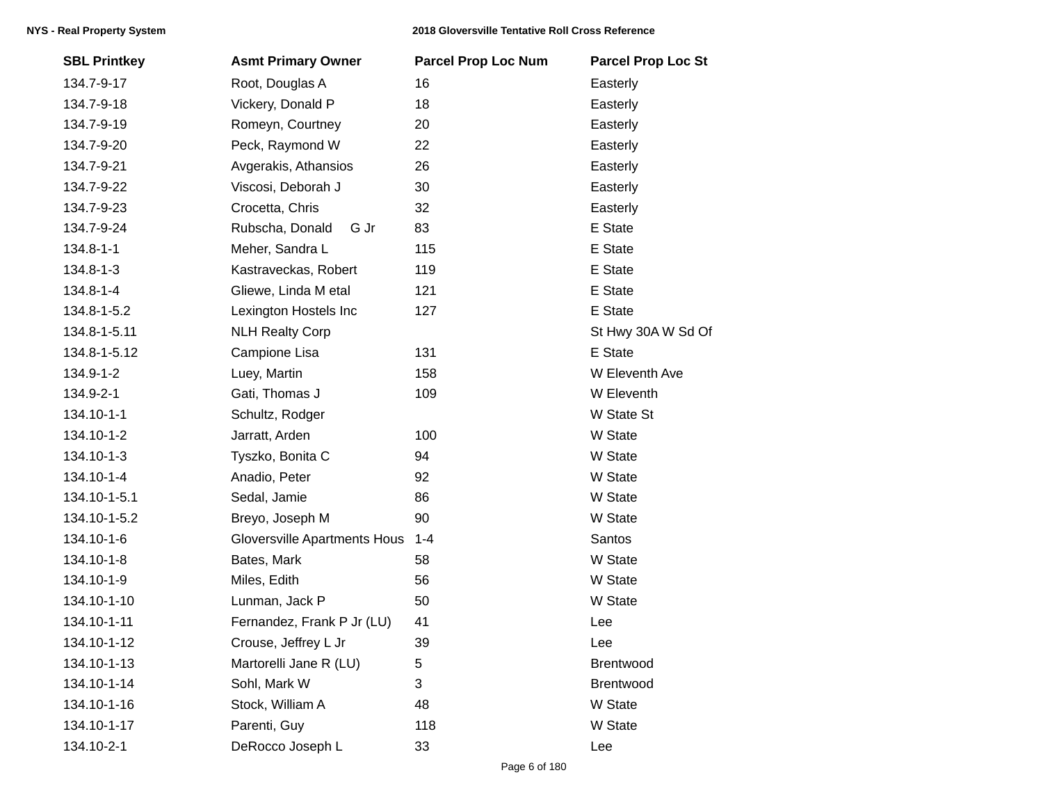| SBL Printkey | Asmt Primary Owner | Parcel Prop Loc Num | Parcel Prop Loc St |
|---|---|---|---|
| 134.7-9-17 | Root, Douglas A | 16 | Easterly |
| 134.7-9-18 | Vickery, Donald P | 18 | Easterly |
| 134.7-9-19 | Romeyn, Courtney | 20 | Easterly |
| 134.7-9-20 | Peck, Raymond W | 22 | Easterly |
| 134.7-9-21 | Avgerakis, Athansios | 26 | Easterly |
| 134.7-9-22 | Viscosi, Deborah J | 30 | Easterly |
| 134.7-9-23 | Crocetta, Chris | 32 | Easterly |
| 134.7-9-24 | Rubscha, Donald G Jr | 83 | E State |
| 134.8-1-1 | Meher, Sandra L | 115 | E State |
| 134.8-1-3 | Kastraveckas, Robert | 119 | E State |
| 134.8-1-4 | Gliewe, Linda M etal | 121 | E State |
| 134.8-1-5.2 | Lexington Hostels Inc | 127 | E State |
| 134.8-1-5.11 | NLH Realty Corp | | St Hwy 30A W Sd Of |
| 134.8-1-5.12 | Campione Lisa | 131 | E State |
| 134.9-1-2 | Luey, Martin | 158 | W Eleventh Ave |
| 134.9-2-1 | Gati, Thomas J | 109 | W Eleventh |
| 134.10-1-1 | Schultz, Rodger | | W State St |
| 134.10-1-2 | Jarratt, Arden | 100 | W State |
| 134.10-1-3 | Tyszko, Bonita C | 94 | W State |
| 134.10-1-4 | Anadio, Peter | 92 | W State |
| 134.10-1-5.1 | Sedal, Jamie | 86 | W State |
| 134.10-1-5.2 | Breyo, Joseph M | 90 | W State |
| 134.10-1-6 | Gloversville Apartments Hous | 1-4 | Santos |
| 134.10-1-8 | Bates, Mark | 58 | W State |
| 134.10-1-9 | Miles, Edith | 56 | W State |
| 134.10-1-10 | Lunman, Jack P | 50 | W State |
| 134.10-1-11 | Fernandez, Frank P Jr (LU) | 41 | Lee |
| 134.10-1-12 | Crouse, Jeffrey L Jr | 39 | Lee |
| 134.10-1-13 | Martorelli Jane R (LU) | 5 | Brentwood |
| 134.10-1-14 | Sohl, Mark W | 3 | Brentwood |
| 134.10-1-16 | Stock, William A | 48 | W State |
| 134.10-1-17 | Parenti, Guy | 118 | W State |
| 134.10-2-1 | DeRocco Joseph L | 33 | Lee |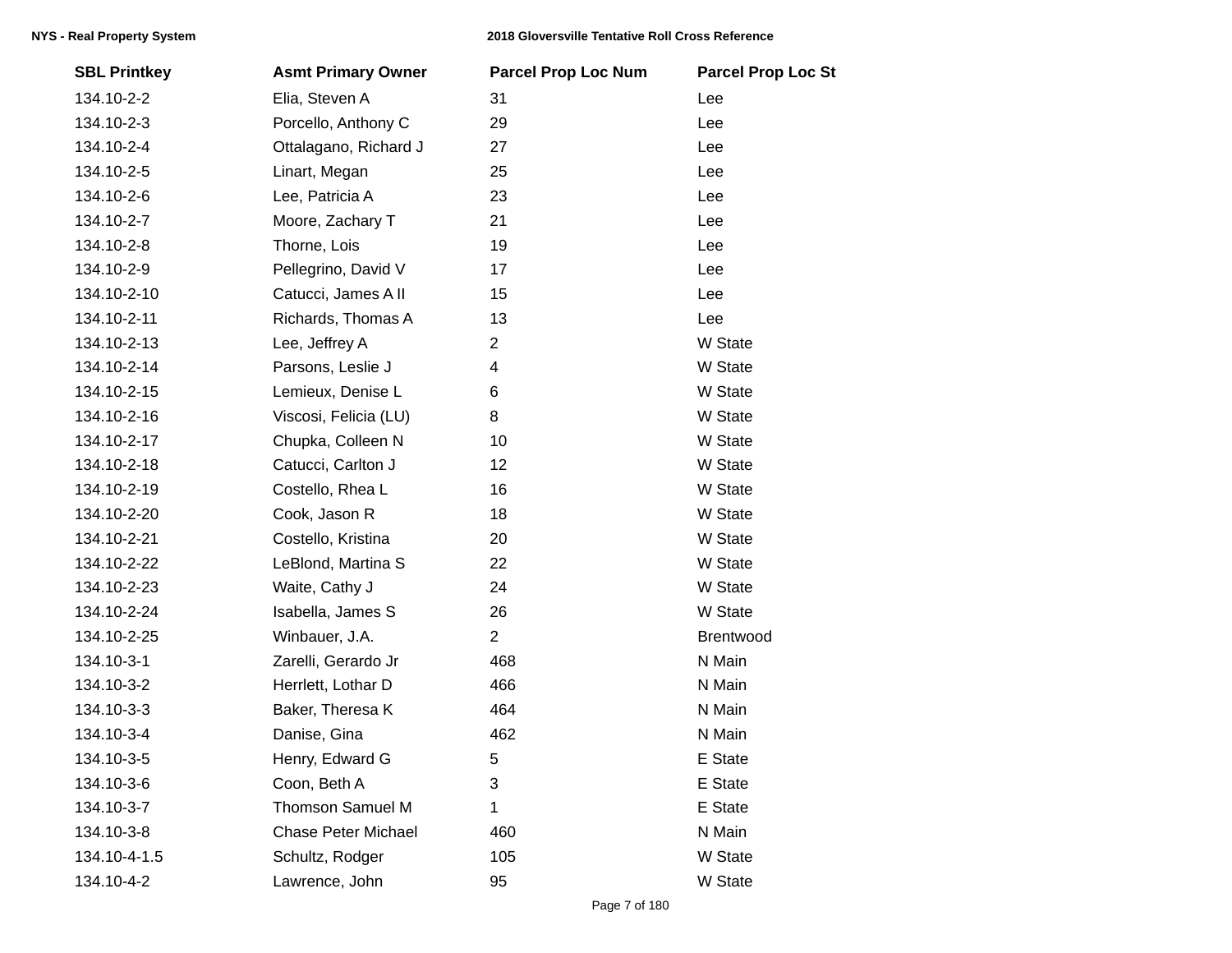| SBL Printkey | Asmt Primary Owner | Parcel Prop Loc Num | Parcel Prop Loc St |
| --- | --- | --- | --- |
| 134.10-2-2 | Elia, Steven A | 31 | Lee |
| 134.10-2-3 | Porcello, Anthony C | 29 | Lee |
| 134.10-2-4 | Ottalagano, Richard J | 27 | Lee |
| 134.10-2-5 | Linart, Megan | 25 | Lee |
| 134.10-2-6 | Lee, Patricia A | 23 | Lee |
| 134.10-2-7 | Moore, Zachary T | 21 | Lee |
| 134.10-2-8 | Thorne, Lois | 19 | Lee |
| 134.10-2-9 | Pellegrino, David V | 17 | Lee |
| 134.10-2-10 | Catucci, James A II | 15 | Lee |
| 134.10-2-11 | Richards, Thomas A | 13 | Lee |
| 134.10-2-13 | Lee, Jeffrey A | 2 | W State |
| 134.10-2-14 | Parsons, Leslie J | 4 | W State |
| 134.10-2-15 | Lemieux, Denise L | 6 | W State |
| 134.10-2-16 | Viscosi, Felicia (LU) | 8 | W State |
| 134.10-2-17 | Chupka, Colleen N | 10 | W State |
| 134.10-2-18 | Catucci, Carlton J | 12 | W State |
| 134.10-2-19 | Costello, Rhea L | 16 | W State |
| 134.10-2-20 | Cook, Jason R | 18 | W State |
| 134.10-2-21 | Costello, Kristina | 20 | W State |
| 134.10-2-22 | LeBlond, Martina S | 22 | W State |
| 134.10-2-23 | Waite, Cathy J | 24 | W State |
| 134.10-2-24 | Isabella, James S | 26 | W State |
| 134.10-2-25 | Winbauer, J.A. | 2 | Brentwood |
| 134.10-3-1 | Zarelli, Gerardo Jr | 468 | N Main |
| 134.10-3-2 | Herrlett, Lothar D | 466 | N Main |
| 134.10-3-3 | Baker, Theresa K | 464 | N Main |
| 134.10-3-4 | Danise, Gina | 462 | N Main |
| 134.10-3-5 | Henry, Edward G | 5 | E State |
| 134.10-3-6 | Coon, Beth A | 3 | E State |
| 134.10-3-7 | Thomson Samuel M | 1 | E State |
| 134.10-3-8 | Chase Peter Michael | 460 | N Main |
| 134.10-4-1.5 | Schultz, Rodger | 105 | W State |
| 134.10-4-2 | Lawrence, John | 95 | W State |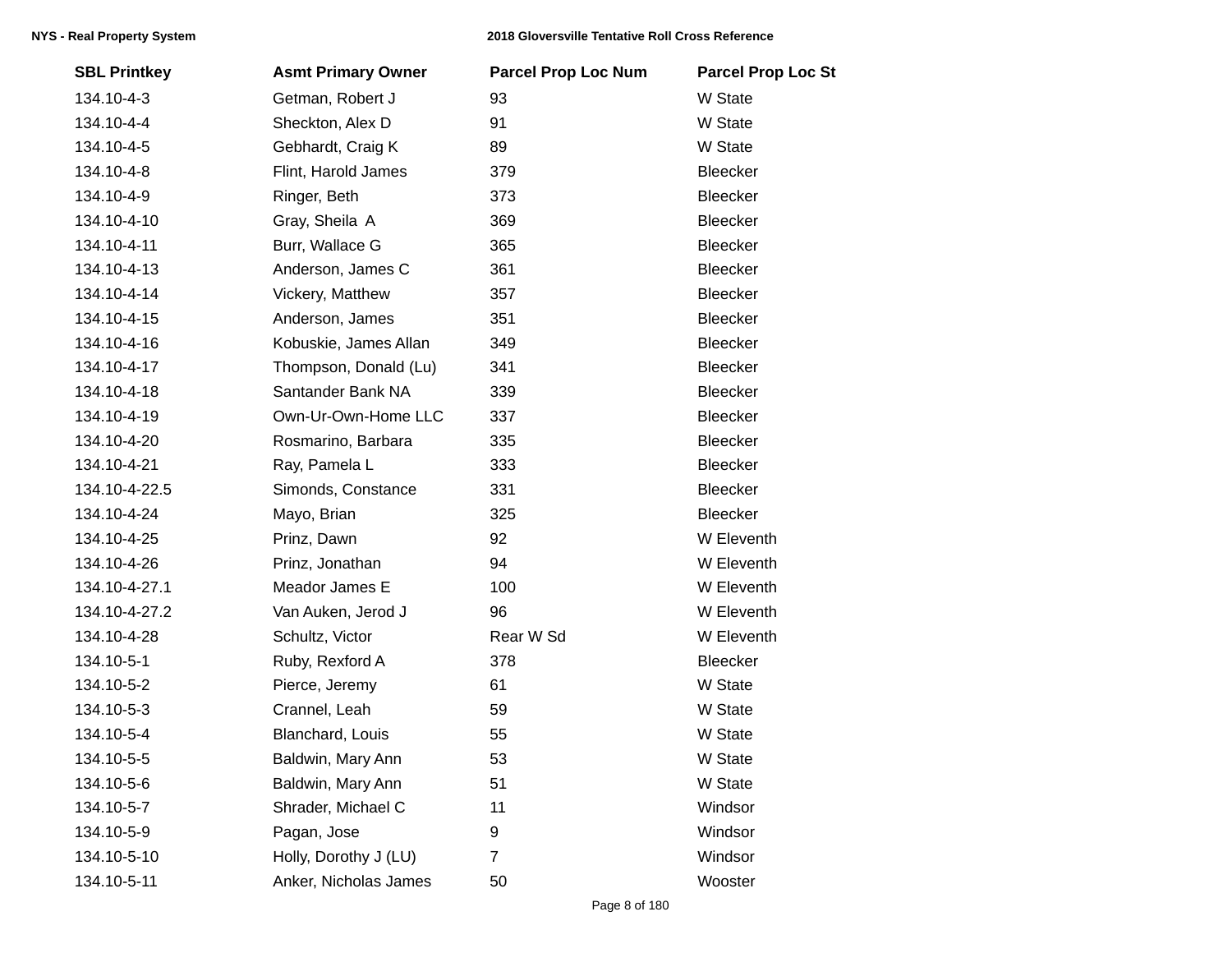| SBL Printkey | Asmt Primary Owner | Parcel Prop Loc Num | Parcel Prop Loc St |
| --- | --- | --- | --- |
| 134.10-4-3 | Getman, Robert J | 93 | W State |
| 134.10-4-4 | Sheckton, Alex D | 91 | W State |
| 134.10-4-5 | Gebhardt, Craig K | 89 | W State |
| 134.10-4-8 | Flint, Harold James | 379 | Bleecker |
| 134.10-4-9 | Ringer, Beth | 373 | Bleecker |
| 134.10-4-10 | Gray, Sheila  A | 369 | Bleecker |
| 134.10-4-11 | Burr, Wallace G | 365 | Bleecker |
| 134.10-4-13 | Anderson, James C | 361 | Bleecker |
| 134.10-4-14 | Vickery, Matthew | 357 | Bleecker |
| 134.10-4-15 | Anderson, James | 351 | Bleecker |
| 134.10-4-16 | Kobuskie, James Allan | 349 | Bleecker |
| 134.10-4-17 | Thompson, Donald (Lu) | 341 | Bleecker |
| 134.10-4-18 | Santander Bank NA | 339 | Bleecker |
| 134.10-4-19 | Own-Ur-Own-Home LLC | 337 | Bleecker |
| 134.10-4-20 | Rosmarino, Barbara | 335 | Bleecker |
| 134.10-4-21 | Ray, Pamela L | 333 | Bleecker |
| 134.10-4-22.5 | Simonds, Constance | 331 | Bleecker |
| 134.10-4-24 | Mayo, Brian | 325 | Bleecker |
| 134.10-4-25 | Prinz, Dawn | 92 | W Eleventh |
| 134.10-4-26 | Prinz, Jonathan | 94 | W Eleventh |
| 134.10-4-27.1 | Meador James E | 100 | W Eleventh |
| 134.10-4-27.2 | Van Auken, Jerod J | 96 | W Eleventh |
| 134.10-4-28 | Schultz, Victor | Rear W Sd | W Eleventh |
| 134.10-5-1 | Ruby, Rexford A | 378 | Bleecker |
| 134.10-5-2 | Pierce, Jeremy | 61 | W State |
| 134.10-5-3 | Crannel, Leah | 59 | W State |
| 134.10-5-4 | Blanchard, Louis | 55 | W State |
| 134.10-5-5 | Baldwin, Mary Ann | 53 | W State |
| 134.10-5-6 | Baldwin, Mary Ann | 51 | W State |
| 134.10-5-7 | Shrader, Michael C | 11 | Windsor |
| 134.10-5-9 | Pagan, Jose | 9 | Windsor |
| 134.10-5-10 | Holly, Dorothy J (LU) | 7 | Windsor |
| 134.10-5-11 | Anker, Nicholas James | 50 | Wooster |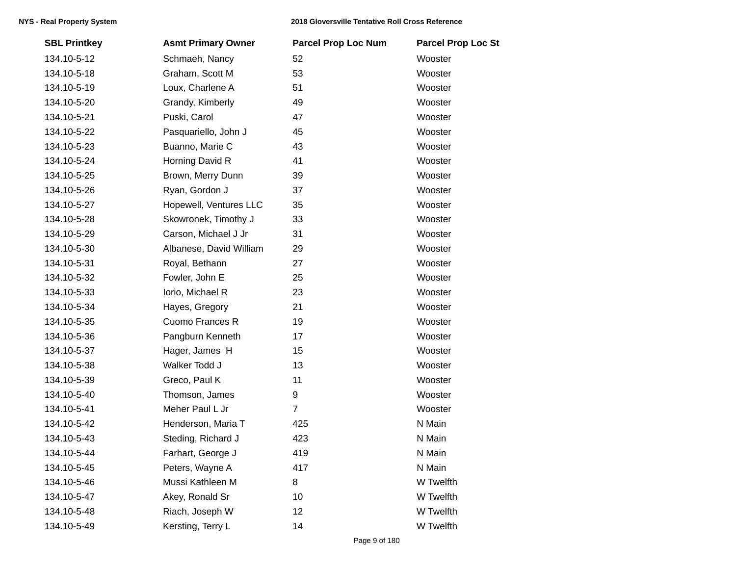| SBL Printkey | Asmt Primary Owner | Parcel Prop Loc Num | Parcel Prop Loc St |
|---|---|---|---|
| 134.10-5-12 | Schmaeh, Nancy | 52 | Wooster |
| 134.10-5-18 | Graham, Scott M | 53 | Wooster |
| 134.10-5-19 | Loux, Charlene A | 51 | Wooster |
| 134.10-5-20 | Grandy, Kimberly | 49 | Wooster |
| 134.10-5-21 | Puski, Carol | 47 | Wooster |
| 134.10-5-22 | Pasquariello, John J | 45 | Wooster |
| 134.10-5-23 | Buanno, Marie C | 43 | Wooster |
| 134.10-5-24 | Horning David R | 41 | Wooster |
| 134.10-5-25 | Brown, Merry Dunn | 39 | Wooster |
| 134.10-5-26 | Ryan, Gordon J | 37 | Wooster |
| 134.10-5-27 | Hopewell, Ventures LLC | 35 | Wooster |
| 134.10-5-28 | Skowronek, Timothy J | 33 | Wooster |
| 134.10-5-29 | Carson, Michael J Jr | 31 | Wooster |
| 134.10-5-30 | Albanese, David William | 29 | Wooster |
| 134.10-5-31 | Royal, Bethann | 27 | Wooster |
| 134.10-5-32 | Fowler, John E | 25 | Wooster |
| 134.10-5-33 | Iorio, Michael R | 23 | Wooster |
| 134.10-5-34 | Hayes, Gregory | 21 | Wooster |
| 134.10-5-35 | Cuomo Frances R | 19 | Wooster |
| 134.10-5-36 | Pangburn Kenneth | 17 | Wooster |
| 134.10-5-37 | Hager, James H | 15 | Wooster |
| 134.10-5-38 | Walker Todd J | 13 | Wooster |
| 134.10-5-39 | Greco, Paul K | 11 | Wooster |
| 134.10-5-40 | Thomson, James | 9 | Wooster |
| 134.10-5-41 | Meher Paul L Jr | 7 | Wooster |
| 134.10-5-42 | Henderson, Maria T | 425 | N Main |
| 134.10-5-43 | Steding, Richard J | 423 | N Main |
| 134.10-5-44 | Farhart, George J | 419 | N Main |
| 134.10-5-45 | Peters, Wayne A | 417 | N Main |
| 134.10-5-46 | Mussi Kathleen M | 8 | W Twelfth |
| 134.10-5-47 | Akey, Ronald Sr | 10 | W Twelfth |
| 134.10-5-48 | Riach, Joseph W | 12 | W Twelfth |
| 134.10-5-49 | Kersting, Terry L | 14 | W Twelfth |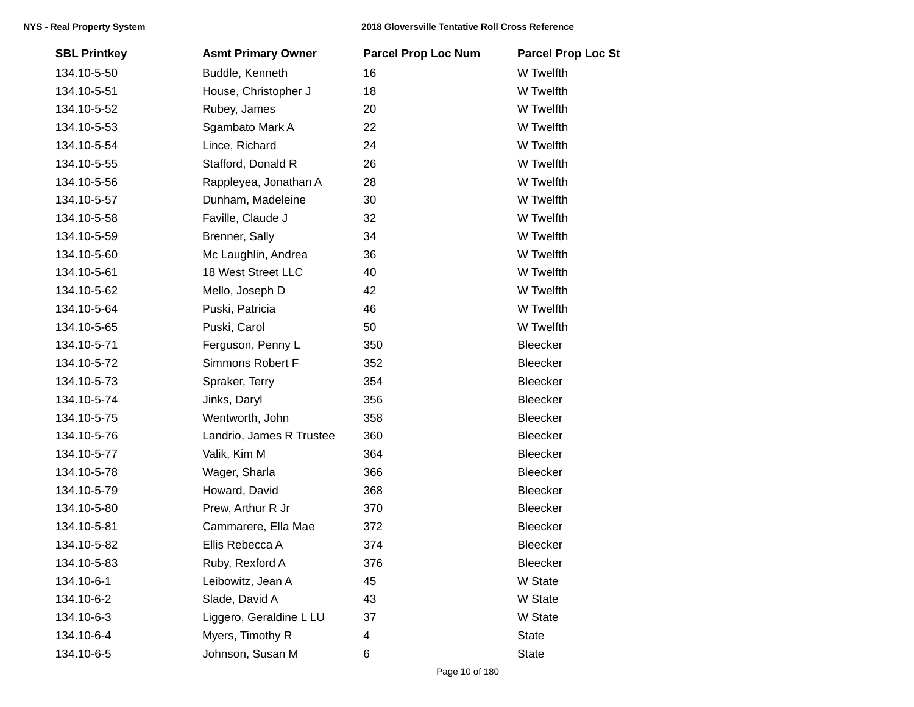| SBL Printkey | Asmt Primary Owner | Parcel Prop Loc Num | Parcel Prop Loc St |
| --- | --- | --- | --- |
| 134.10-5-50 | Buddle, Kenneth | 16 | W Twelfth |
| 134.10-5-51 | House, Christopher J | 18 | W Twelfth |
| 134.10-5-52 | Rubey, James | 20 | W Twelfth |
| 134.10-5-53 | Sgambato Mark A | 22 | W Twelfth |
| 134.10-5-54 | Lince, Richard | 24 | W Twelfth |
| 134.10-5-55 | Stafford, Donald R | 26 | W Twelfth |
| 134.10-5-56 | Rappleyea, Jonathan A | 28 | W Twelfth |
| 134.10-5-57 | Dunham, Madeleine | 30 | W Twelfth |
| 134.10-5-58 | Faville, Claude J | 32 | W Twelfth |
| 134.10-5-59 | Brenner, Sally | 34 | W Twelfth |
| 134.10-5-60 | Mc Laughlin, Andrea | 36 | W Twelfth |
| 134.10-5-61 | 18 West Street LLC | 40 | W Twelfth |
| 134.10-5-62 | Mello, Joseph D | 42 | W Twelfth |
| 134.10-5-64 | Puski, Patricia | 46 | W Twelfth |
| 134.10-5-65 | Puski, Carol | 50 | W Twelfth |
| 134.10-5-71 | Ferguson, Penny L | 350 | Bleecker |
| 134.10-5-72 | Simmons Robert F | 352 | Bleecker |
| 134.10-5-73 | Spraker, Terry | 354 | Bleecker |
| 134.10-5-74 | Jinks, Daryl | 356 | Bleecker |
| 134.10-5-75 | Wentworth, John | 358 | Bleecker |
| 134.10-5-76 | Landrio, James R Trustee | 360 | Bleecker |
| 134.10-5-77 | Valik, Kim M | 364 | Bleecker |
| 134.10-5-78 | Wager, Sharla | 366 | Bleecker |
| 134.10-5-79 | Howard, David | 368 | Bleecker |
| 134.10-5-80 | Prew, Arthur R Jr | 370 | Bleecker |
| 134.10-5-81 | Cammarere, Ella Mae | 372 | Bleecker |
| 134.10-5-82 | Ellis Rebecca A | 374 | Bleecker |
| 134.10-5-83 | Ruby, Rexford A | 376 | Bleecker |
| 134.10-6-1 | Leibowitz, Jean A | 45 | W State |
| 134.10-6-2 | Slade, David A | 43 | W State |
| 134.10-6-3 | Liggero, Geraldine L LU | 37 | W State |
| 134.10-6-4 | Myers, Timothy R | 4 | State |
| 134.10-6-5 | Johnson, Susan M | 6 | State |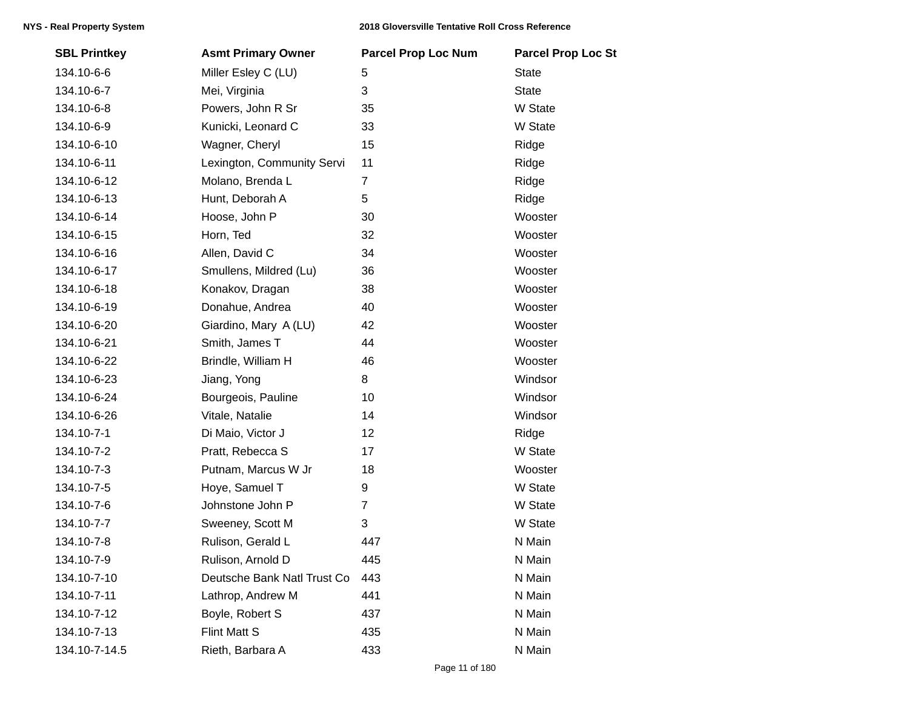| SBL Printkey | Asmt Primary Owner | Parcel Prop Loc Num | Parcel Prop Loc St |
|---|---|---|---|
| 134.10-6-6 | Miller Esley C (LU) | 5 | State |
| 134.10-6-7 | Mei, Virginia | 3 | State |
| 134.10-6-8 | Powers, John R Sr | 35 | W State |
| 134.10-6-9 | Kunicki, Leonard C | 33 | W State |
| 134.10-6-10 | Wagner, Cheryl | 15 | Ridge |
| 134.10-6-11 | Lexington, Community Servi | 11 | Ridge |
| 134.10-6-12 | Molano, Brenda L | 7 | Ridge |
| 134.10-6-13 | Hunt, Deborah A | 5 | Ridge |
| 134.10-6-14 | Hoose, John P | 30 | Wooster |
| 134.10-6-15 | Horn, Ted | 32 | Wooster |
| 134.10-6-16 | Allen, David C | 34 | Wooster |
| 134.10-6-17 | Smullens, Mildred (Lu) | 36 | Wooster |
| 134.10-6-18 | Konakov, Dragan | 38 | Wooster |
| 134.10-6-19 | Donahue, Andrea | 40 | Wooster |
| 134.10-6-20 | Giardino, Mary A (LU) | 42 | Wooster |
| 134.10-6-21 | Smith, James T | 44 | Wooster |
| 134.10-6-22 | Brindle, William H | 46 | Wooster |
| 134.10-6-23 | Jiang, Yong | 8 | Windsor |
| 134.10-6-24 | Bourgeois, Pauline | 10 | Windsor |
| 134.10-6-26 | Vitale, Natalie | 14 | Windsor |
| 134.10-7-1 | Di Maio, Victor J | 12 | Ridge |
| 134.10-7-2 | Pratt, Rebecca S | 17 | W State |
| 134.10-7-3 | Putnam, Marcus W Jr | 18 | Wooster |
| 134.10-7-5 | Hoye, Samuel T | 9 | W State |
| 134.10-7-6 | Johnstone John P | 7 | W State |
| 134.10-7-7 | Sweeney, Scott M | 3 | W State |
| 134.10-7-8 | Rulison, Gerald L | 447 | N Main |
| 134.10-7-9 | Rulison, Arnold D | 445 | N Main |
| 134.10-7-10 | Deutsche Bank Natl Trust Co | 443 | N Main |
| 134.10-7-11 | Lathrop, Andrew M | 441 | N Main |
| 134.10-7-12 | Boyle, Robert S | 437 | N Main |
| 134.10-7-13 | Flint Matt S | 435 | N Main |
| 134.10-7-14.5 | Rieth, Barbara A | 433 | N Main |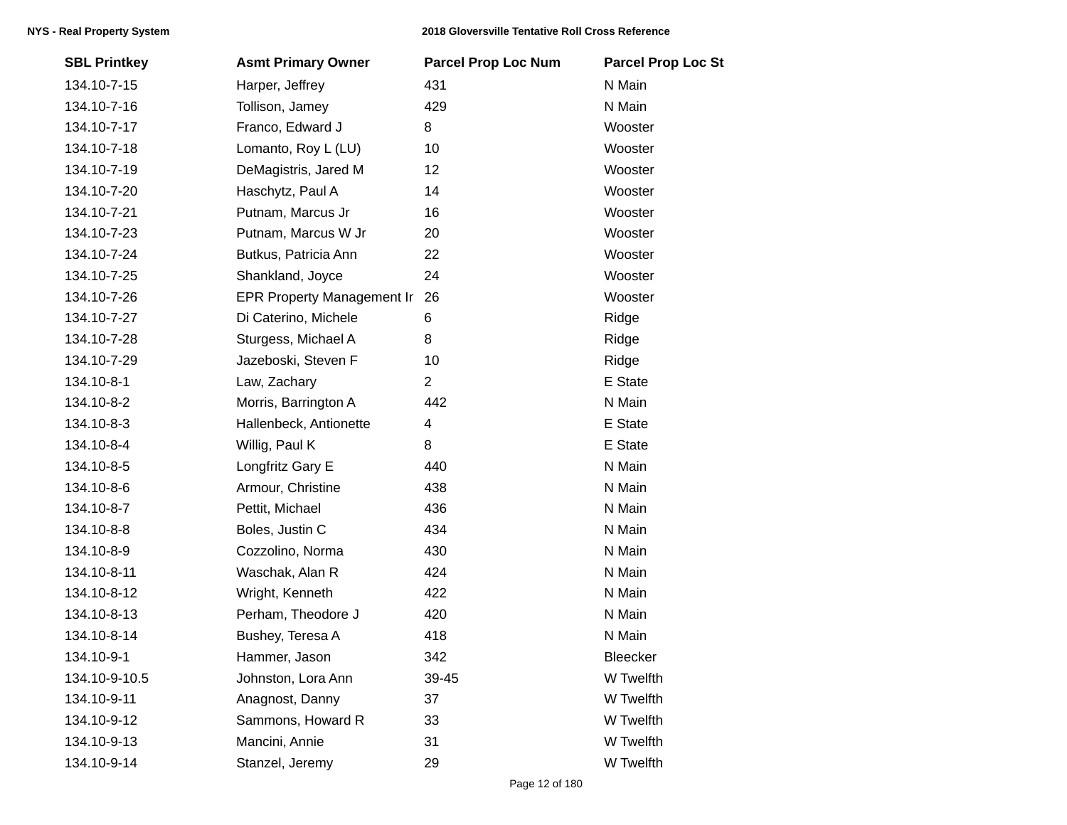| SBL Printkey | Asmt Primary Owner | Parcel Prop Loc Num | Parcel Prop Loc St |
|---|---|---|---|
| 134.10-7-15 | Harper, Jeffrey | 431 | N Main |
| 134.10-7-16 | Tollison, Jamey | 429 | N Main |
| 134.10-7-17 | Franco, Edward J | 8 | Wooster |
| 134.10-7-18 | Lomanto, Roy L (LU) | 10 | Wooster |
| 134.10-7-19 | DeMagistris, Jared M | 12 | Wooster |
| 134.10-7-20 | Haschytz, Paul A | 14 | Wooster |
| 134.10-7-21 | Putnam, Marcus Jr | 16 | Wooster |
| 134.10-7-23 | Putnam, Marcus W Jr | 20 | Wooster |
| 134.10-7-24 | Butkus, Patricia Ann | 22 | Wooster |
| 134.10-7-25 | Shankland, Joyce | 24 | Wooster |
| 134.10-7-26 | EPR Property Management Ir | 26 | Wooster |
| 134.10-7-27 | Di Caterino, Michele | 6 | Ridge |
| 134.10-7-28 | Sturgess, Michael A | 8 | Ridge |
| 134.10-7-29 | Jazeboski, Steven F | 10 | Ridge |
| 134.10-8-1 | Law, Zachary | 2 | E State |
| 134.10-8-2 | Morris, Barrington A | 442 | N Main |
| 134.10-8-3 | Hallenbeck, Antionette | 4 | E State |
| 134.10-8-4 | Willig, Paul K | 8 | E State |
| 134.10-8-5 | Longfritz Gary E | 440 | N Main |
| 134.10-8-6 | Armour, Christine | 438 | N Main |
| 134.10-8-7 | Pettit, Michael | 436 | N Main |
| 134.10-8-8 | Boles, Justin C | 434 | N Main |
| 134.10-8-9 | Cozzolino, Norma | 430 | N Main |
| 134.10-8-11 | Waschak, Alan R | 424 | N Main |
| 134.10-8-12 | Wright, Kenneth | 422 | N Main |
| 134.10-8-13 | Perham, Theodore J | 420 | N Main |
| 134.10-8-14 | Bushey, Teresa A | 418 | N Main |
| 134.10-9-1 | Hammer, Jason | 342 | Bleecker |
| 134.10-9-10.5 | Johnston, Lora Ann | 39-45 | W Twelfth |
| 134.10-9-11 | Anagnost, Danny | 37 | W Twelfth |
| 134.10-9-12 | Sammons, Howard R | 33 | W Twelfth |
| 134.10-9-13 | Mancini, Annie | 31 | W Twelfth |
| 134.10-9-14 | Stanzel, Jeremy | 29 | W Twelfth |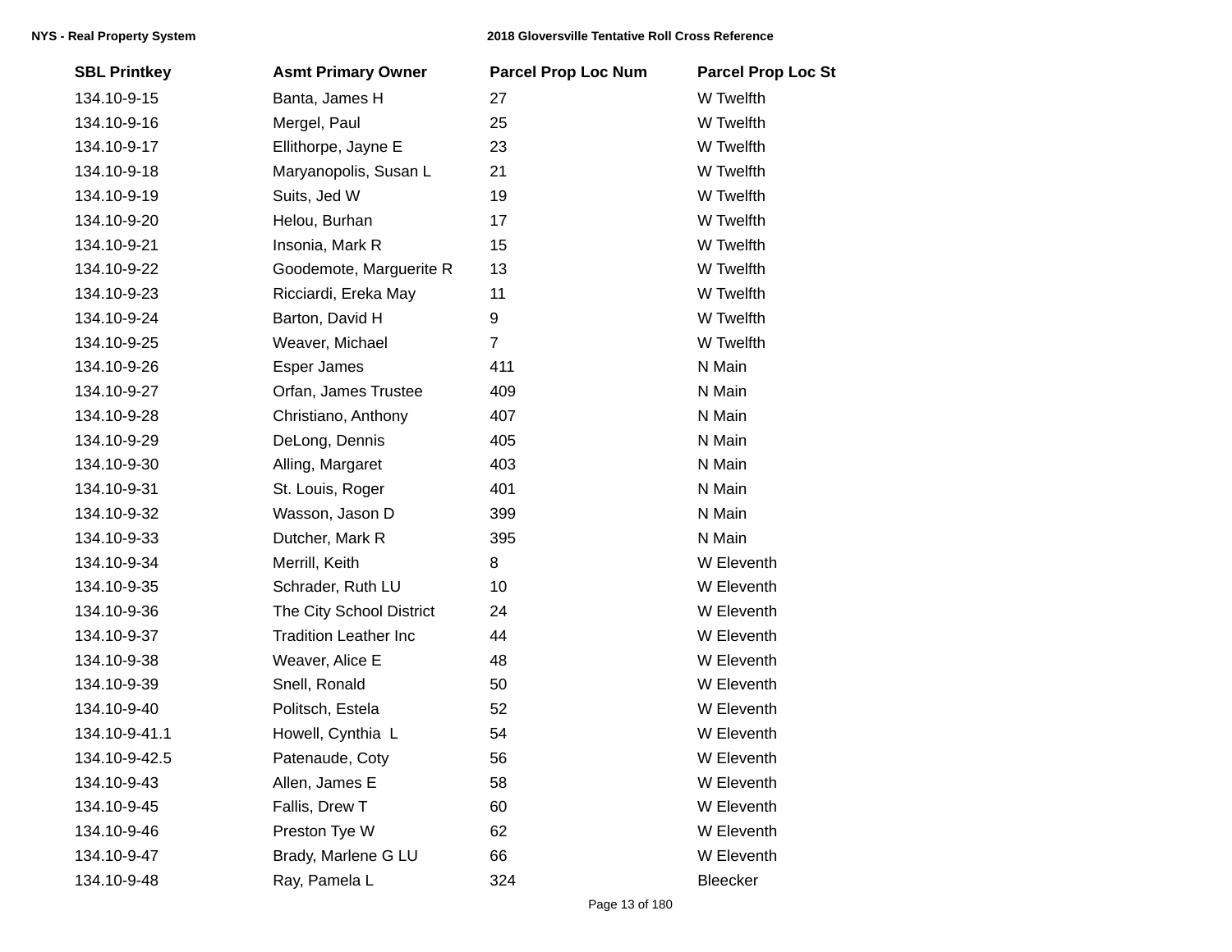| SBL Printkey | Asmt Primary Owner | Parcel Prop Loc Num | Parcel Prop Loc St |
|---|---|---|---|
| 134.10-9-15 | Banta, James H | 27 | W Twelfth |
| 134.10-9-16 | Mergel, Paul | 25 | W Twelfth |
| 134.10-9-17 | Ellithorpe, Jayne E | 23 | W Twelfth |
| 134.10-9-18 | Maryanopolis, Susan L | 21 | W Twelfth |
| 134.10-9-19 | Suits, Jed W | 19 | W Twelfth |
| 134.10-9-20 | Helou, Burhan | 17 | W Twelfth |
| 134.10-9-21 | Insonia, Mark R | 15 | W Twelfth |
| 134.10-9-22 | Goodemote, Marguerite R | 13 | W Twelfth |
| 134.10-9-23 | Ricciardi, Ereka May | 11 | W Twelfth |
| 134.10-9-24 | Barton, David H | 9 | W Twelfth |
| 134.10-9-25 | Weaver, Michael | 7 | W Twelfth |
| 134.10-9-26 | Esper James | 411 | N Main |
| 134.10-9-27 | Orfan, James Trustee | 409 | N Main |
| 134.10-9-28 | Christiano, Anthony | 407 | N Main |
| 134.10-9-29 | DeLong, Dennis | 405 | N Main |
| 134.10-9-30 | Alling, Margaret | 403 | N Main |
| 134.10-9-31 | St. Louis, Roger | 401 | N Main |
| 134.10-9-32 | Wasson, Jason D | 399 | N Main |
| 134.10-9-33 | Dutcher, Mark R | 395 | N Main |
| 134.10-9-34 | Merrill, Keith | 8 | W Eleventh |
| 134.10-9-35 | Schrader, Ruth LU | 10 | W Eleventh |
| 134.10-9-36 | The City School District | 24 | W Eleventh |
| 134.10-9-37 | Tradition Leather Inc | 44 | W Eleventh |
| 134.10-9-38 | Weaver, Alice E | 48 | W Eleventh |
| 134.10-9-39 | Snell, Ronald | 50 | W Eleventh |
| 134.10-9-40 | Politsch, Estela | 52 | W Eleventh |
| 134.10-9-41.1 | Howell, Cynthia L | 54 | W Eleventh |
| 134.10-9-42.5 | Patenaude, Coty | 56 | W Eleventh |
| 134.10-9-43 | Allen, James E | 58 | W Eleventh |
| 134.10-9-45 | Fallis, Drew T | 60 | W Eleventh |
| 134.10-9-46 | Preston Tye W | 62 | W Eleventh |
| 134.10-9-47 | Brady, Marlene G LU | 66 | W Eleventh |
| 134.10-9-48 | Ray, Pamela L | 324 | Bleecker |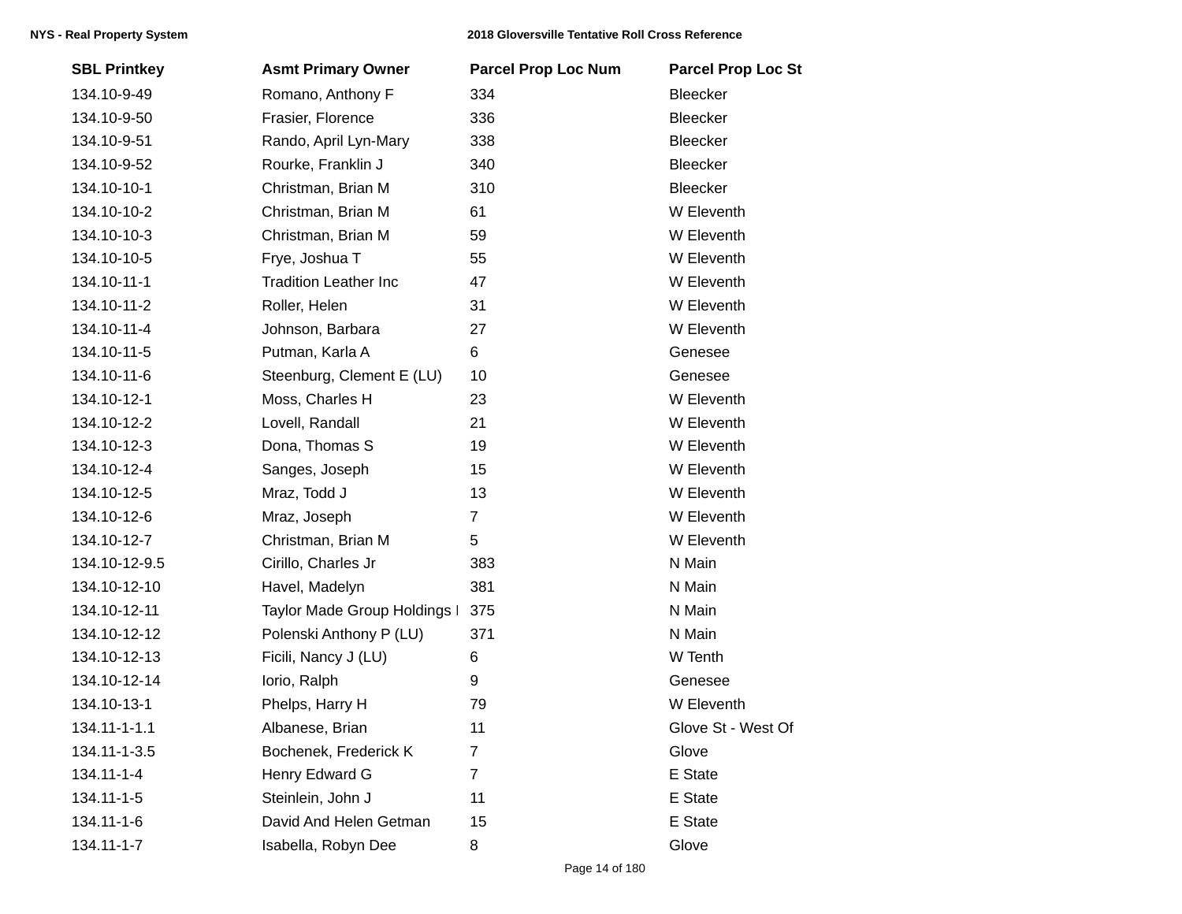| SBL Printkey | Asmt Primary Owner | Parcel Prop Loc Num | Parcel Prop Loc St |
|---|---|---|---|
| 134.10-9-49 | Romano, Anthony F | 334 | Bleecker |
| 134.10-9-50 | Frasier, Florence | 336 | Bleecker |
| 134.10-9-51 | Rando, April Lyn-Mary | 338 | Bleecker |
| 134.10-9-52 | Rourke, Franklin J | 340 | Bleecker |
| 134.10-10-1 | Christman, Brian M | 310 | Bleecker |
| 134.10-10-2 | Christman, Brian M | 61 | W Eleventh |
| 134.10-10-3 | Christman, Brian M | 59 | W Eleventh |
| 134.10-10-5 | Frye, Joshua T | 55 | W Eleventh |
| 134.10-11-1 | Tradition Leather Inc | 47 | W Eleventh |
| 134.10-11-2 | Roller, Helen | 31 | W Eleventh |
| 134.10-11-4 | Johnson, Barbara | 27 | W Eleventh |
| 134.10-11-5 | Putman, Karla A | 6 | Genesee |
| 134.10-11-6 | Steenburg, Clement E (LU) | 10 | Genesee |
| 134.10-12-1 | Moss, Charles H | 23 | W Eleventh |
| 134.10-12-2 | Lovell, Randall | 21 | W Eleventh |
| 134.10-12-3 | Dona, Thomas S | 19 | W Eleventh |
| 134.10-12-4 | Sanges, Joseph | 15 | W Eleventh |
| 134.10-12-5 | Mraz, Todd J | 13 | W Eleventh |
| 134.10-12-6 | Mraz, Joseph | 7 | W Eleventh |
| 134.10-12-7 | Christman, Brian M | 5 | W Eleventh |
| 134.10-12-9.5 | Cirillo, Charles Jr | 383 | N Main |
| 134.10-12-10 | Havel, Madelyn | 381 | N Main |
| 134.10-12-11 | Taylor Made Group Holdings I | 375 | N Main |
| 134.10-12-12 | Polenski Anthony P (LU) | 371 | N Main |
| 134.10-12-13 | Ficili, Nancy J (LU) | 6 | W Tenth |
| 134.10-12-14 | Iorio, Ralph | 9 | Genesee |
| 134.10-13-1 | Phelps, Harry H | 79 | W Eleventh |
| 134.11-1-1.1 | Albanese, Brian | 11 | Glove St - West Of |
| 134.11-1-3.5 | Bochenek, Frederick K | 7 | Glove |
| 134.11-1-4 | Henry Edward G | 7 | E State |
| 134.11-1-5 | Steinlein, John J | 11 | E State |
| 134.11-1-6 | David And Helen Getman | 15 | E State |
| 134.11-1-7 | Isabella, Robyn Dee | 8 | Glove |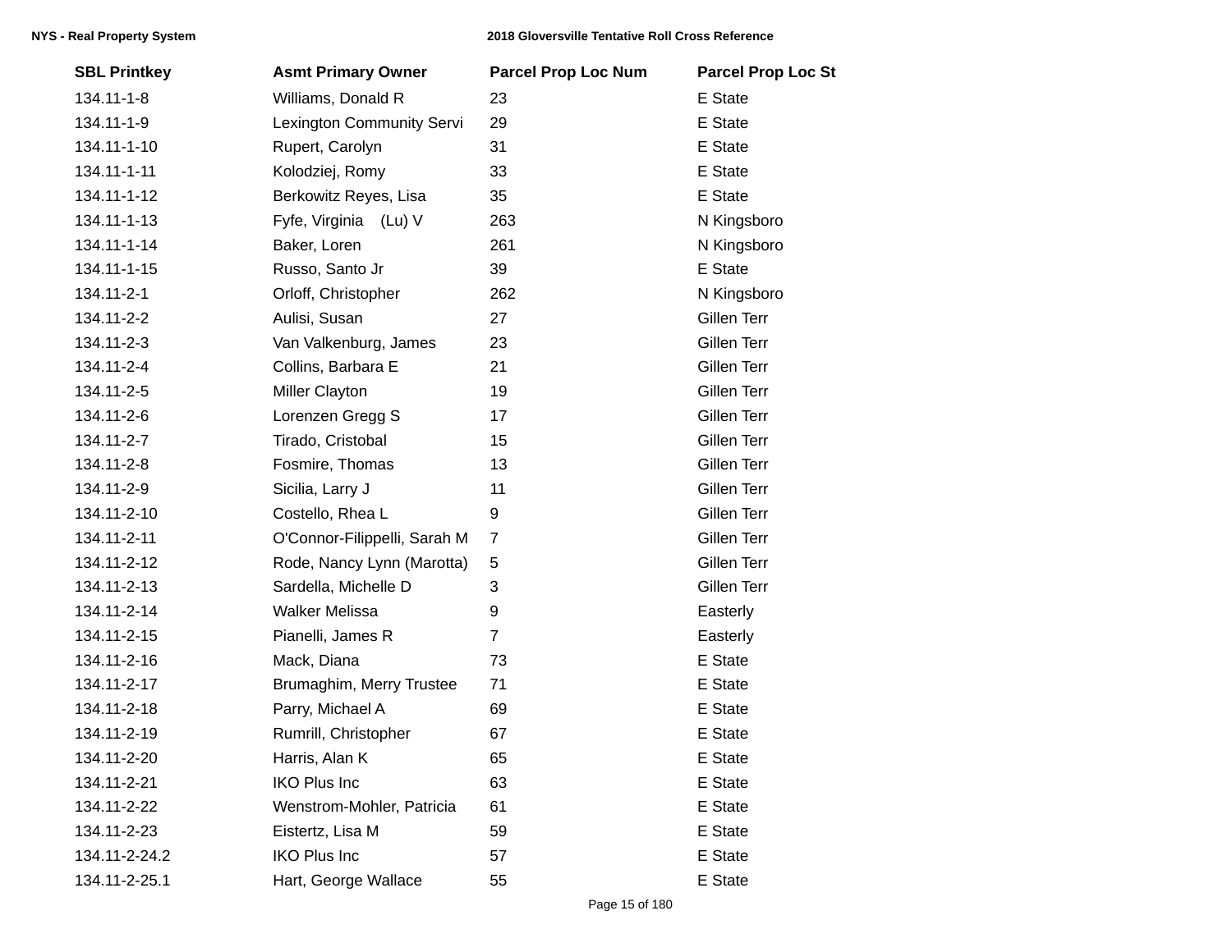| SBL Printkey | Asmt Primary Owner | Parcel Prop Loc Num | Parcel Prop Loc St |
|---|---|---|---|
| 134.11-1-8 | Williams, Donald R | 23 | E State |
| 134.11-1-9 | Lexington Community Servi | 29 | E State |
| 134.11-1-10 | Rupert, Carolyn | 31 | E State |
| 134.11-1-11 | Kolodziej, Romy | 33 | E State |
| 134.11-1-12 | Berkowitz Reyes, Lisa | 35 | E State |
| 134.11-1-13 | Fyfe, Virginia (Lu) V | 263 | N Kingsboro |
| 134.11-1-14 | Baker, Loren | 261 | N Kingsboro |
| 134.11-1-15 | Russo, Santo Jr | 39 | E State |
| 134.11-2-1 | Orloff, Christopher | 262 | N Kingsboro |
| 134.11-2-2 | Aulisi, Susan | 27 | Gillen Terr |
| 134.11-2-3 | Van Valkenburg, James | 23 | Gillen Terr |
| 134.11-2-4 | Collins, Barbara E | 21 | Gillen Terr |
| 134.11-2-5 | Miller Clayton | 19 | Gillen Terr |
| 134.11-2-6 | Lorenzen Gregg S | 17 | Gillen Terr |
| 134.11-2-7 | Tirado, Cristobal | 15 | Gillen Terr |
| 134.11-2-8 | Fosmire, Thomas | 13 | Gillen Terr |
| 134.11-2-9 | Sicilia, Larry J | 11 | Gillen Terr |
| 134.11-2-10 | Costello, Rhea L | 9 | Gillen Terr |
| 134.11-2-11 | O'Connor-Filippelli, Sarah M | 7 | Gillen Terr |
| 134.11-2-12 | Rode, Nancy Lynn (Marotta) | 5 | Gillen Terr |
| 134.11-2-13 | Sardella, Michelle D | 3 | Gillen Terr |
| 134.11-2-14 | Walker Melissa | 9 | Easterly |
| 134.11-2-15 | Pianelli, James R | 7 | Easterly |
| 134.11-2-16 | Mack, Diana | 73 | E State |
| 134.11-2-17 | Brumaghim, Merry Trustee | 71 | E State |
| 134.11-2-18 | Parry, Michael A | 69 | E State |
| 134.11-2-19 | Rumrill, Christopher | 67 | E State |
| 134.11-2-20 | Harris, Alan K | 65 | E State |
| 134.11-2-21 | IKO Plus Inc | 63 | E State |
| 134.11-2-22 | Wenstrom-Mohler, Patricia | 61 | E State |
| 134.11-2-23 | Eistertz, Lisa M | 59 | E State |
| 134.11-2-24.2 | IKO Plus Inc | 57 | E State |
| 134.11-2-25.1 | Hart, George Wallace | 55 | E State |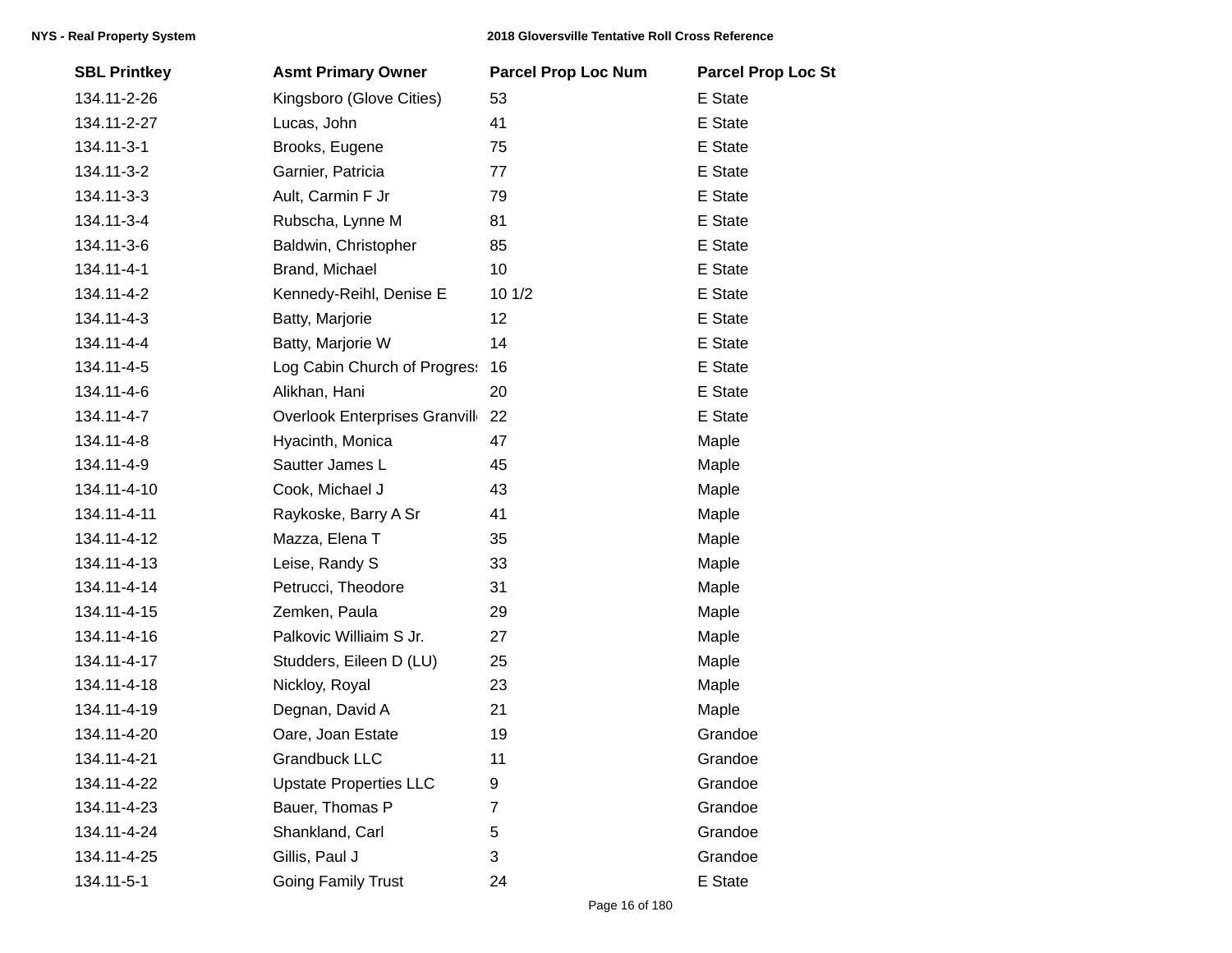| SBL Printkey | Asmt Primary Owner | Parcel Prop Loc Num | Parcel Prop Loc St |
|---|---|---|---|
| 134.11-2-26 | Kingsboro (Glove Cities) | 53 | E State |
| 134.11-2-27 | Lucas, John | 41 | E State |
| 134.11-3-1 | Brooks, Eugene | 75 | E State |
| 134.11-3-2 | Garnier, Patricia | 77 | E State |
| 134.11-3-3 | Ault, Carmin F Jr | 79 | E State |
| 134.11-3-4 | Rubscha, Lynne M | 81 | E State |
| 134.11-3-6 | Baldwin, Christopher | 85 | E State |
| 134.11-4-1 | Brand, Michael | 10 | E State |
| 134.11-4-2 | Kennedy-Reihl, Denise E | 10 1/2 | E State |
| 134.11-4-3 | Batty, Marjorie | 12 | E State |
| 134.11-4-4 | Batty, Marjorie W | 14 | E State |
| 134.11-4-5 | Log Cabin Church of Progress | 16 | E State |
| 134.11-4-6 | Alikhan, Hani | 20 | E State |
| 134.11-4-7 | Overlook Enterprises Granville | 22 | E State |
| 134.11-4-8 | Hyacinth, Monica | 47 | Maple |
| 134.11-4-9 | Sautter James L | 45 | Maple |
| 134.11-4-10 | Cook, Michael J | 43 | Maple |
| 134.11-4-11 | Raykoske, Barry A Sr | 41 | Maple |
| 134.11-4-12 | Mazza, Elena T | 35 | Maple |
| 134.11-4-13 | Leise, Randy S | 33 | Maple |
| 134.11-4-14 | Petrucci, Theodore | 31 | Maple |
| 134.11-4-15 | Zemken, Paula | 29 | Maple |
| 134.11-4-16 | Palkovic Williaim S Jr. | 27 | Maple |
| 134.11-4-17 | Studders, Eileen D (LU) | 25 | Maple |
| 134.11-4-18 | Nickloy, Royal | 23 | Maple |
| 134.11-4-19 | Degnan, David A | 21 | Maple |
| 134.11-4-20 | Oare, Joan Estate | 19 | Grandoe |
| 134.11-4-21 | Grandbuck LLC | 11 | Grandoe |
| 134.11-4-22 | Upstate Properties LLC | 9 | Grandoe |
| 134.11-4-23 | Bauer, Thomas P | 7 | Grandoe |
| 134.11-4-24 | Shankland, Carl | 5 | Grandoe |
| 134.11-4-25 | Gillis, Paul J | 3 | Grandoe |
| 134.11-5-1 | Going Family Trust | 24 | E State |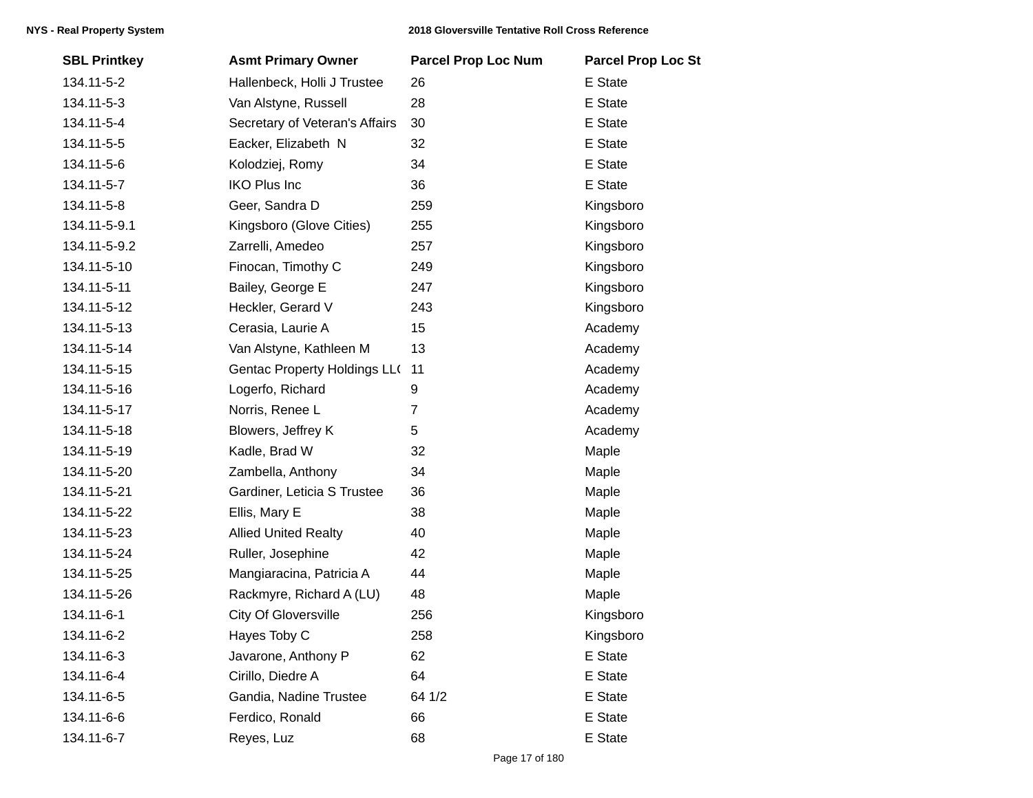| SBL Printkey | Asmt Primary Owner | Parcel Prop Loc Num | Parcel Prop Loc St |
|---|---|---|---|
| 134.11-5-2 | Hallenbeck, Holli J Trustee | 26 | E State |
| 134.11-5-3 | Van Alstyne, Russell | 28 | E State |
| 134.11-5-4 | Secretary of Veteran's Affairs | 30 | E State |
| 134.11-5-5 | Eacker, Elizabeth N | 32 | E State |
| 134.11-5-6 | Kolodziej, Romy | 34 | E State |
| 134.11-5-7 | IKO Plus Inc | 36 | E State |
| 134.11-5-8 | Geer, Sandra D | 259 | Kingsboro |
| 134.11-5-9.1 | Kingsboro (Glove Cities) | 255 | Kingsboro |
| 134.11-5-9.2 | Zarrelli, Amedeo | 257 | Kingsboro |
| 134.11-5-10 | Finocan, Timothy C | 249 | Kingsboro |
| 134.11-5-11 | Bailey, George E | 247 | Kingsboro |
| 134.11-5-12 | Heckler, Gerard V | 243 | Kingsboro |
| 134.11-5-13 | Cerasia, Laurie A | 15 | Academy |
| 134.11-5-14 | Van Alstyne, Kathleen M | 13 | Academy |
| 134.11-5-15 | Gentac Property Holdings LL( | 11 | Academy |
| 134.11-5-16 | Logerfo, Richard | 9 | Academy |
| 134.11-5-17 | Norris, Renee L | 7 | Academy |
| 134.11-5-18 | Blowers, Jeffrey K | 5 | Academy |
| 134.11-5-19 | Kadle, Brad W | 32 | Maple |
| 134.11-5-20 | Zambella, Anthony | 34 | Maple |
| 134.11-5-21 | Gardiner, Leticia S Trustee | 36 | Maple |
| 134.11-5-22 | Ellis, Mary E | 38 | Maple |
| 134.11-5-23 | Allied United Realty | 40 | Maple |
| 134.11-5-24 | Ruller, Josephine | 42 | Maple |
| 134.11-5-25 | Mangiaracina, Patricia A | 44 | Maple |
| 134.11-5-26 | Rackmyre, Richard A (LU) | 48 | Maple |
| 134.11-6-1 | City Of Gloversville | 256 | Kingsboro |
| 134.11-6-2 | Hayes Toby C | 258 | Kingsboro |
| 134.11-6-3 | Javarone, Anthony P | 62 | E State |
| 134.11-6-4 | Cirillo, Diedre A | 64 | E State |
| 134.11-6-5 | Gandia, Nadine Trustee | 64 1/2 | E State |
| 134.11-6-6 | Ferdico, Ronald | 66 | E State |
| 134.11-6-7 | Reyes, Luz | 68 | E State |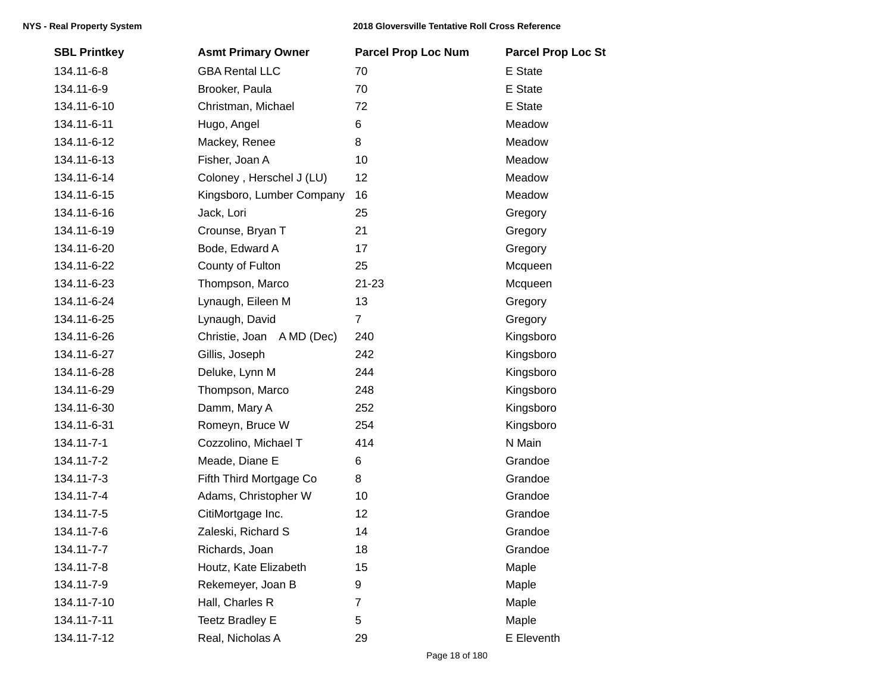| SBL Printkey | Asmt Primary Owner | Parcel Prop Loc Num | Parcel Prop Loc St |
|---|---|---|---|
| 134.11-6-8 | GBA Rental LLC | 70 | E State |
| 134.11-6-9 | Brooker, Paula | 70 | E State |
| 134.11-6-10 | Christman, Michael | 72 | E State |
| 134.11-6-11 | Hugo, Angel | 6 | Meadow |
| 134.11-6-12 | Mackey, Renee | 8 | Meadow |
| 134.11-6-13 | Fisher, Joan A | 10 | Meadow |
| 134.11-6-14 | Coloney , Herschel J (LU) | 12 | Meadow |
| 134.11-6-15 | Kingsboro, Lumber Company | 16 | Meadow |
| 134.11-6-16 | Jack, Lori | 25 | Gregory |
| 134.11-6-19 | Crounse, Bryan T | 21 | Gregory |
| 134.11-6-20 | Bode, Edward A | 17 | Gregory |
| 134.11-6-22 | County of Fulton | 25 | Mcqueen |
| 134.11-6-23 | Thompson, Marco | 21-23 | Mcqueen |
| 134.11-6-24 | Lynaugh, Eileen M | 13 | Gregory |
| 134.11-6-25 | Lynaugh, David | 7 | Gregory |
| 134.11-6-26 | Christie, Joan A MD (Dec) | 240 | Kingsboro |
| 134.11-6-27 | Gillis, Joseph | 242 | Kingsboro |
| 134.11-6-28 | Deluke, Lynn M | 244 | Kingsboro |
| 134.11-6-29 | Thompson, Marco | 248 | Kingsboro |
| 134.11-6-30 | Damm, Mary A | 252 | Kingsboro |
| 134.11-6-31 | Romeyn, Bruce W | 254 | Kingsboro |
| 134.11-7-1 | Cozzolino, Michael T | 414 | N Main |
| 134.11-7-2 | Meade, Diane E | 6 | Grandoe |
| 134.11-7-3 | Fifth Third Mortgage Co | 8 | Grandoe |
| 134.11-7-4 | Adams, Christopher W | 10 | Grandoe |
| 134.11-7-5 | CitiMortgage Inc. | 12 | Grandoe |
| 134.11-7-6 | Zaleski, Richard S | 14 | Grandoe |
| 134.11-7-7 | Richards, Joan | 18 | Grandoe |
| 134.11-7-8 | Houtz, Kate Elizabeth | 15 | Maple |
| 134.11-7-9 | Rekemeyer, Joan B | 9 | Maple |
| 134.11-7-10 | Hall, Charles R | 7 | Maple |
| 134.11-7-11 | Teetz Bradley E | 5 | Maple |
| 134.11-7-12 | Real, Nicholas A | 29 | E Eleventh |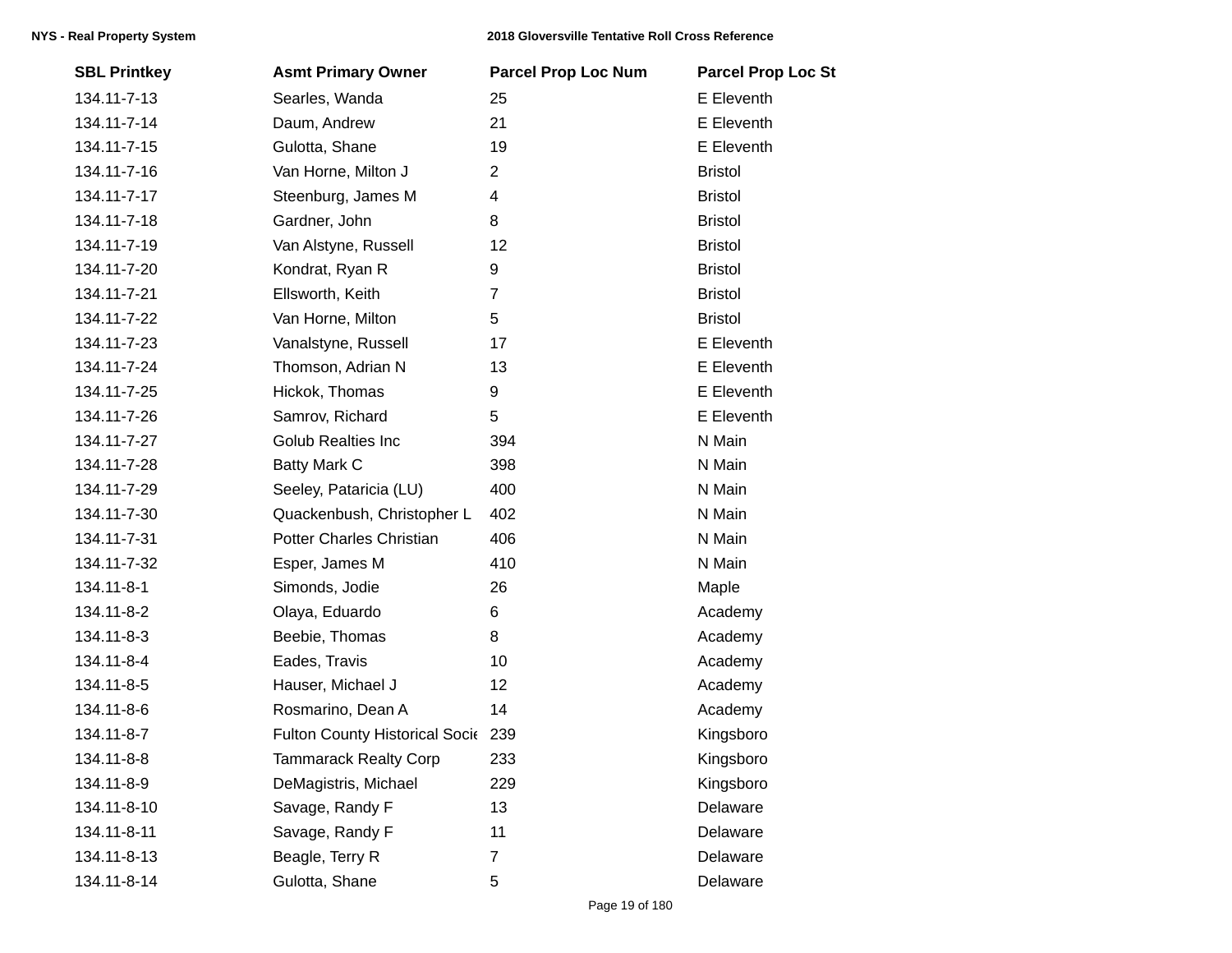| SBL Printkey | Asmt Primary Owner | Parcel Prop Loc Num | Parcel Prop Loc St |
|---|---|---|---|
| 134.11-7-13 | Searles, Wanda | 25 | E Eleventh |
| 134.11-7-14 | Daum, Andrew | 21 | E Eleventh |
| 134.11-7-15 | Gulotta, Shane | 19 | E Eleventh |
| 134.11-7-16 | Van Horne, Milton J | 2 | Bristol |
| 134.11-7-17 | Steenburg, James M | 4 | Bristol |
| 134.11-7-18 | Gardner, John | 8 | Bristol |
| 134.11-7-19 | Van Alstyne, Russell | 12 | Bristol |
| 134.11-7-20 | Kondrat, Ryan R | 9 | Bristol |
| 134.11-7-21 | Ellsworth, Keith | 7 | Bristol |
| 134.11-7-22 | Van Horne, Milton | 5 | Bristol |
| 134.11-7-23 | Vanalstyne, Russell | 17 | E Eleventh |
| 134.11-7-24 | Thomson, Adrian N | 13 | E Eleventh |
| 134.11-7-25 | Hickok, Thomas | 9 | E Eleventh |
| 134.11-7-26 | Samrov, Richard | 5 | E Eleventh |
| 134.11-7-27 | Golub Realties Inc | 394 | N Main |
| 134.11-7-28 | Batty Mark C | 398 | N Main |
| 134.11-7-29 | Seeley, Pataricia (LU) | 400 | N Main |
| 134.11-7-30 | Quackenbush, Christopher L | 402 | N Main |
| 134.11-7-31 | Potter Charles Christian | 406 | N Main |
| 134.11-7-32 | Esper, James M | 410 | N Main |
| 134.11-8-1 | Simonds, Jodie | 26 | Maple |
| 134.11-8-2 | Olaya, Eduardo | 6 | Academy |
| 134.11-8-3 | Beebie, Thomas | 8 | Academy |
| 134.11-8-4 | Eades, Travis | 10 | Academy |
| 134.11-8-5 | Hauser, Michael J | 12 | Academy |
| 134.11-8-6 | Rosmarino, Dean A | 14 | Academy |
| 134.11-8-7 | Fulton County Historical Socie | 239 | Kingsboro |
| 134.11-8-8 | Tammarack Realty Corp | 233 | Kingsboro |
| 134.11-8-9 | DeMagistris, Michael | 229 | Kingsboro |
| 134.11-8-10 | Savage, Randy F | 13 | Delaware |
| 134.11-8-11 | Savage, Randy F | 11 | Delaware |
| 134.11-8-13 | Beagle, Terry R | 7 | Delaware |
| 134.11-8-14 | Gulotta, Shane | 5 | Delaware |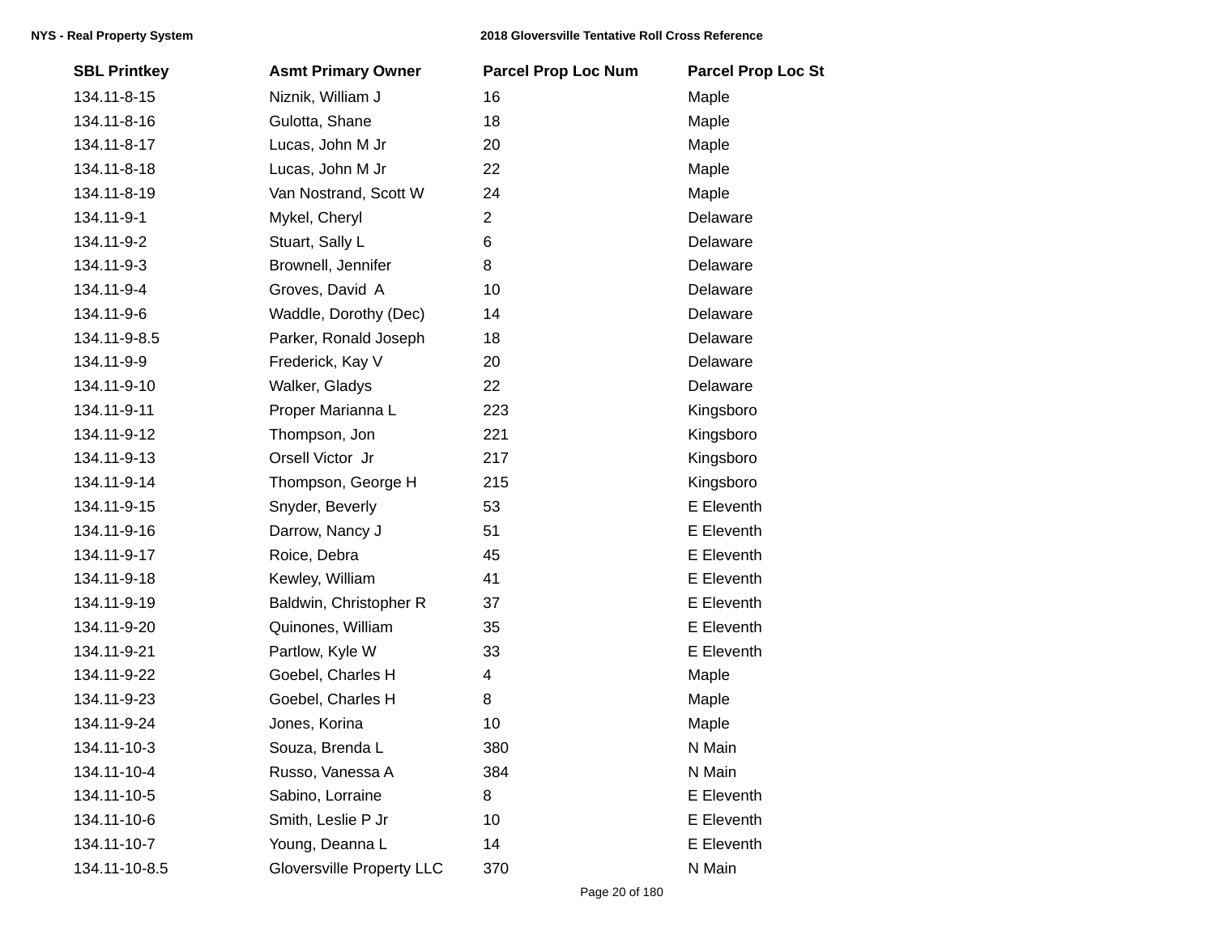| SBL Printkey | Asmt Primary Owner | Parcel Prop Loc Num | Parcel Prop Loc St |
|---|---|---|---|
| 134.11-8-15 | Niznik, William J | 16 | Maple |
| 134.11-8-16 | Gulotta, Shane | 18 | Maple |
| 134.11-8-17 | Lucas, John M Jr | 20 | Maple |
| 134.11-8-18 | Lucas, John M Jr | 22 | Maple |
| 134.11-8-19 | Van Nostrand, Scott W | 24 | Maple |
| 134.11-9-1 | Mykel, Cheryl | 2 | Delaware |
| 134.11-9-2 | Stuart, Sally L | 6 | Delaware |
| 134.11-9-3 | Brownell, Jennifer | 8 | Delaware |
| 134.11-9-4 | Groves, David A | 10 | Delaware |
| 134.11-9-6 | Waddle, Dorothy (Dec) | 14 | Delaware |
| 134.11-9-8.5 | Parker, Ronald Joseph | 18 | Delaware |
| 134.11-9-9 | Frederick, Kay V | 20 | Delaware |
| 134.11-9-10 | Walker, Gladys | 22 | Delaware |
| 134.11-9-11 | Proper Marianna L | 223 | Kingsboro |
| 134.11-9-12 | Thompson, Jon | 221 | Kingsboro |
| 134.11-9-13 | Orsell Victor Jr | 217 | Kingsboro |
| 134.11-9-14 | Thompson, George H | 215 | Kingsboro |
| 134.11-9-15 | Snyder, Beverly | 53 | E Eleventh |
| 134.11-9-16 | Darrow, Nancy J | 51 | E Eleventh |
| 134.11-9-17 | Roice, Debra | 45 | E Eleventh |
| 134.11-9-18 | Kewley, William | 41 | E Eleventh |
| 134.11-9-19 | Baldwin, Christopher R | 37 | E Eleventh |
| 134.11-9-20 | Quinones, William | 35 | E Eleventh |
| 134.11-9-21 | Partlow, Kyle W | 33 | E Eleventh |
| 134.11-9-22 | Goebel, Charles H | 4 | Maple |
| 134.11-9-23 | Goebel, Charles H | 8 | Maple |
| 134.11-9-24 | Jones, Korina | 10 | Maple |
| 134.11-10-3 | Souza, Brenda L | 380 | N Main |
| 134.11-10-4 | Russo, Vanessa A | 384 | N Main |
| 134.11-10-5 | Sabino, Lorraine | 8 | E Eleventh |
| 134.11-10-6 | Smith, Leslie P Jr | 10 | E Eleventh |
| 134.11-10-7 | Young, Deanna L | 14 | E Eleventh |
| 134.11-10-8.5 | Gloversville Property LLC | 370 | N Main |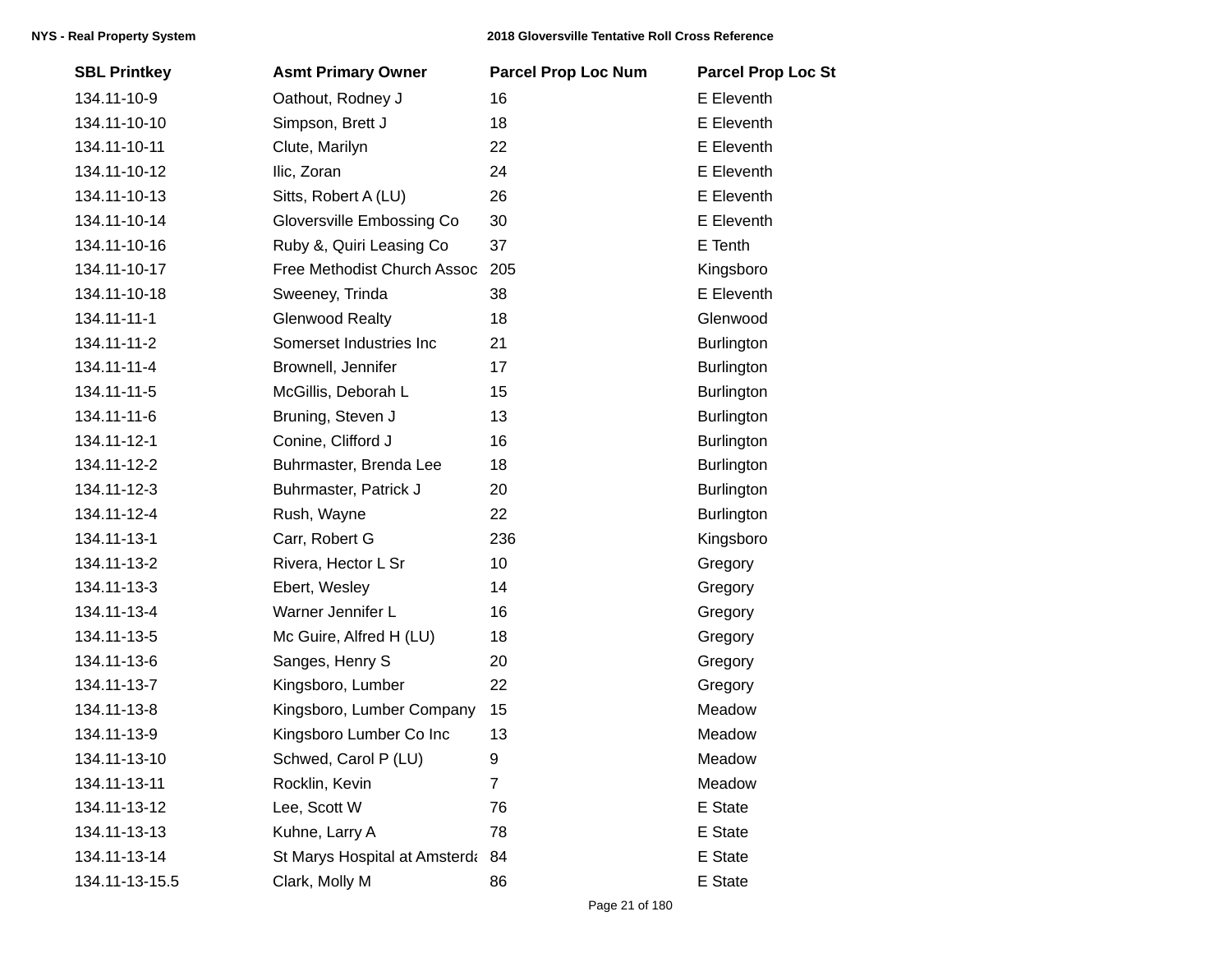| SBL Printkey | Asmt Primary Owner | Parcel Prop Loc Num | Parcel Prop Loc St |
|---|---|---|---|
| 134.11-10-9 | Oathout, Rodney J | 16 | E Eleventh |
| 134.11-10-10 | Simpson, Brett J | 18 | E Eleventh |
| 134.11-10-11 | Clute, Marilyn | 22 | E Eleventh |
| 134.11-10-12 | Ilic, Zoran | 24 | E Eleventh |
| 134.11-10-13 | Sitts, Robert A (LU) | 26 | E Eleventh |
| 134.11-10-14 | Gloversville Embossing Co | 30 | E Eleventh |
| 134.11-10-16 | Ruby &, Quiri Leasing Co | 37 | E Tenth |
| 134.11-10-17 | Free Methodist Church Assoc | 205 | Kingsboro |
| 134.11-10-18 | Sweeney, Trinda | 38 | E Eleventh |
| 134.11-11-1 | Glenwood Realty | 18 | Glenwood |
| 134.11-11-2 | Somerset Industries Inc | 21 | Burlington |
| 134.11-11-4 | Brownell, Jennifer | 17 | Burlington |
| 134.11-11-5 | McGillis, Deborah L | 15 | Burlington |
| 134.11-11-6 | Bruning, Steven J | 13 | Burlington |
| 134.11-12-1 | Conine, Clifford J | 16 | Burlington |
| 134.11-12-2 | Buhrmaster, Brenda Lee | 18 | Burlington |
| 134.11-12-3 | Buhrmaster, Patrick J | 20 | Burlington |
| 134.11-12-4 | Rush, Wayne | 22 | Burlington |
| 134.11-13-1 | Carr, Robert G | 236 | Kingsboro |
| 134.11-13-2 | Rivera, Hector L Sr | 10 | Gregory |
| 134.11-13-3 | Ebert, Wesley | 14 | Gregory |
| 134.11-13-4 | Warner Jennifer L | 16 | Gregory |
| 134.11-13-5 | Mc Guire, Alfred H (LU) | 18 | Gregory |
| 134.11-13-6 | Sanges, Henry S | 20 | Gregory |
| 134.11-13-7 | Kingsboro, Lumber | 22 | Gregory |
| 134.11-13-8 | Kingsboro, Lumber Company | 15 | Meadow |
| 134.11-13-9 | Kingsboro Lumber Co Inc | 13 | Meadow |
| 134.11-13-10 | Schwed, Carol P (LU) | 9 | Meadow |
| 134.11-13-11 | Rocklin, Kevin | 7 | Meadow |
| 134.11-13-12 | Lee, Scott W | 76 | E State |
| 134.11-13-13 | Kuhne, Larry A | 78 | E State |
| 134.11-13-14 | St Marys Hospital at Amsterda | 84 | E State |
| 134.11-13-15.5 | Clark, Molly M | 86 | E State |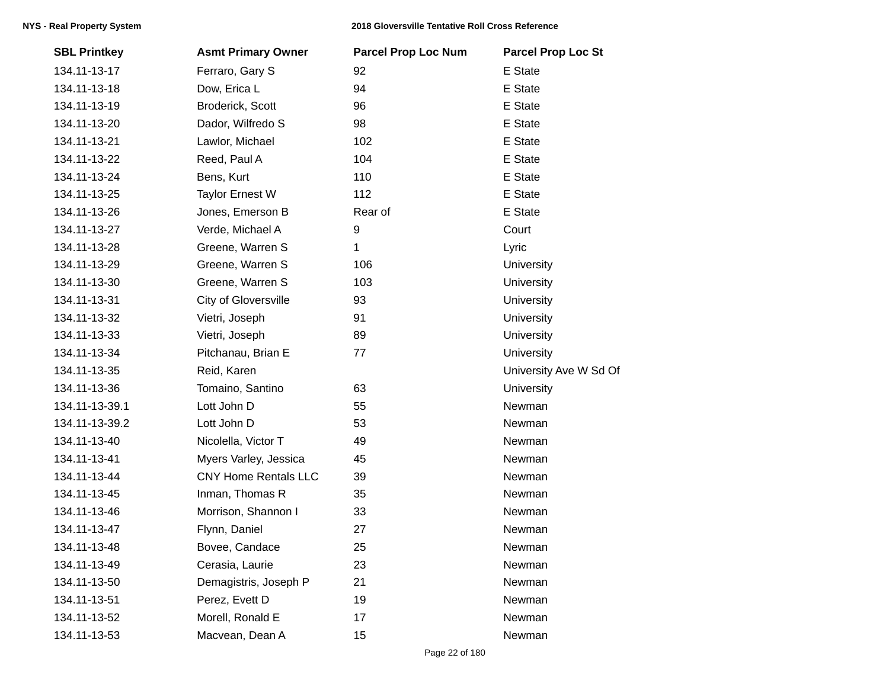| SBL Printkey | Asmt Primary Owner | Parcel Prop Loc Num | Parcel Prop Loc St |
|---|---|---|---|
| 134.11-13-17 | Ferraro, Gary S | 92 | E State |
| 134.11-13-18 | Dow, Erica L | 94 | E State |
| 134.11-13-19 | Broderick, Scott | 96 | E State |
| 134.11-13-20 | Dador, Wilfredo S | 98 | E State |
| 134.11-13-21 | Lawlor, Michael | 102 | E State |
| 134.11-13-22 | Reed, Paul A | 104 | E State |
| 134.11-13-24 | Bens, Kurt | 110 | E State |
| 134.11-13-25 | Taylor Ernest W | 112 | E State |
| 134.11-13-26 | Jones, Emerson B | Rear of | E State |
| 134.11-13-27 | Verde, Michael A | 9 | Court |
| 134.11-13-28 | Greene, Warren S | 1 | Lyric |
| 134.11-13-29 | Greene, Warren S | 106 | University |
| 134.11-13-30 | Greene, Warren S | 103 | University |
| 134.11-13-31 | City of Gloversville | 93 | University |
| 134.11-13-32 | Vietri, Joseph | 91 | University |
| 134.11-13-33 | Vietri, Joseph | 89 | University |
| 134.11-13-34 | Pitchanau, Brian E | 77 | University |
| 134.11-13-35 | Reid, Karen | | University Ave W Sd Of |
| 134.11-13-36 | Tomaino, Santino | 63 | University |
| 134.11-13-39.1 | Lott John D | 55 | Newman |
| 134.11-13-39.2 | Lott John D | 53 | Newman |
| 134.11-13-40 | Nicolella, Victor T | 49 | Newman |
| 134.11-13-41 | Myers Varley, Jessica | 45 | Newman |
| 134.11-13-44 | CNY Home Rentals LLC | 39 | Newman |
| 134.11-13-45 | Inman, Thomas R | 35 | Newman |
| 134.11-13-46 | Morrison, Shannon I | 33 | Newman |
| 134.11-13-47 | Flynn, Daniel | 27 | Newman |
| 134.11-13-48 | Bovee, Candace | 25 | Newman |
| 134.11-13-49 | Cerasia, Laurie | 23 | Newman |
| 134.11-13-50 | Demagistris, Joseph P | 21 | Newman |
| 134.11-13-51 | Perez, Evett D | 19 | Newman |
| 134.11-13-52 | Morell, Ronald E | 17 | Newman |
| 134.11-13-53 | Macvean, Dean A | 15 | Newman |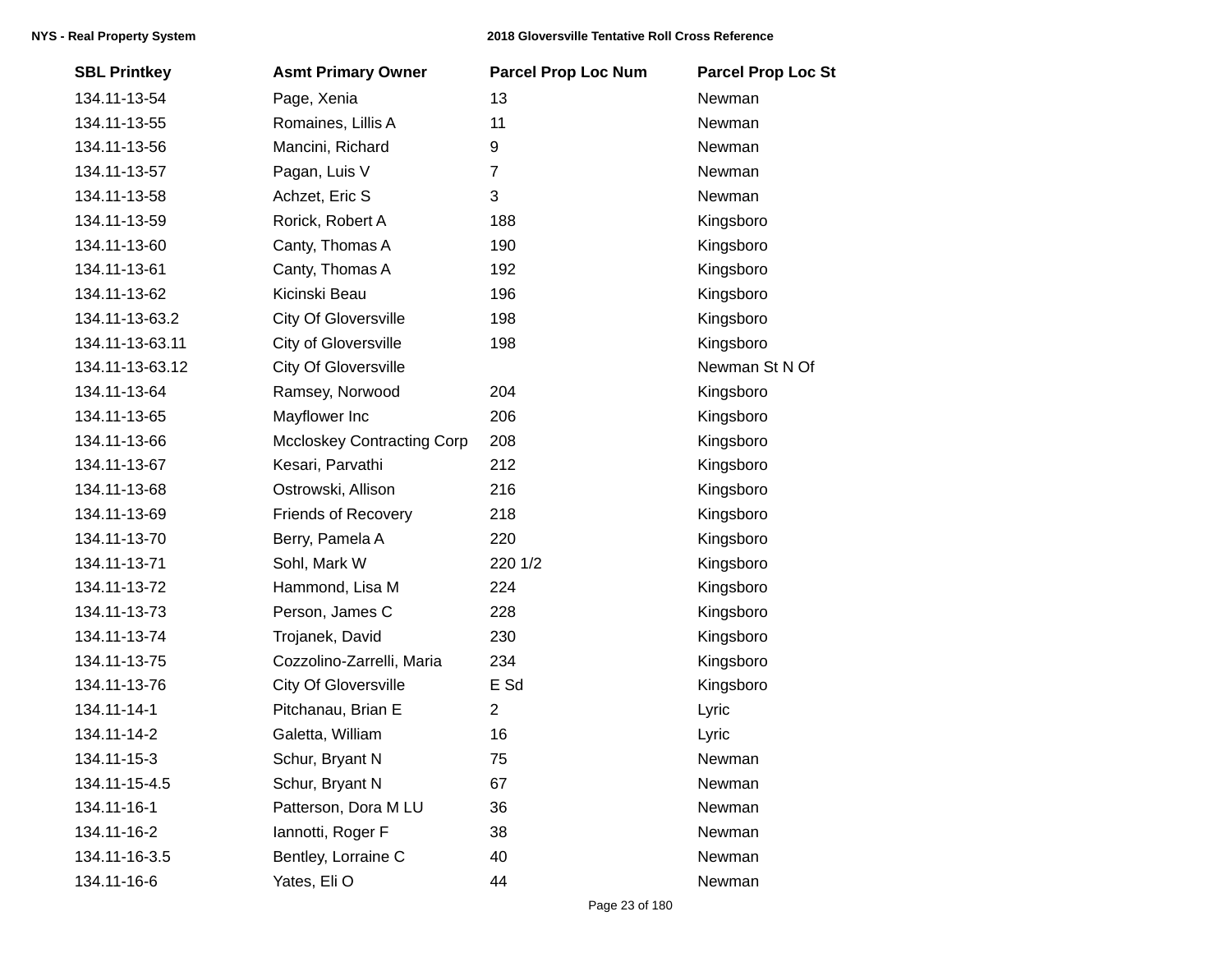| SBL Printkey | Asmt Primary Owner | Parcel Prop Loc Num | Parcel Prop Loc St |
|---|---|---|---|
| 134.11-13-54 | Page, Xenia | 13 | Newman |
| 134.11-13-55 | Romaines, Lillis A | 11 | Newman |
| 134.11-13-56 | Mancini, Richard | 9 | Newman |
| 134.11-13-57 | Pagan, Luis V | 7 | Newman |
| 134.11-13-58 | Achzet, Eric S | 3 | Newman |
| 134.11-13-59 | Rorick, Robert A | 188 | Kingsboro |
| 134.11-13-60 | Canty, Thomas A | 190 | Kingsboro |
| 134.11-13-61 | Canty, Thomas A | 192 | Kingsboro |
| 134.11-13-62 | Kicinski Beau | 196 | Kingsboro |
| 134.11-13-63.2 | City Of Gloversville | 198 | Kingsboro |
| 134.11-13-63.11 | City of Gloversville | 198 | Kingsboro |
| 134.11-13-63.12 | City Of Gloversville | | Newman St N Of |
| 134.11-13-64 | Ramsey, Norwood | 204 | Kingsboro |
| 134.11-13-65 | Mayflower Inc | 206 | Kingsboro |
| 134.11-13-66 | Mccloskey Contracting Corp | 208 | Kingsboro |
| 134.11-13-67 | Kesari, Parvathi | 212 | Kingsboro |
| 134.11-13-68 | Ostrowski, Allison | 216 | Kingsboro |
| 134.11-13-69 | Friends of Recovery | 218 | Kingsboro |
| 134.11-13-70 | Berry, Pamela A | 220 | Kingsboro |
| 134.11-13-71 | Sohl, Mark W | 220 1/2 | Kingsboro |
| 134.11-13-72 | Hammond, Lisa M | 224 | Kingsboro |
| 134.11-13-73 | Person, James C | 228 | Kingsboro |
| 134.11-13-74 | Trojanek, David | 230 | Kingsboro |
| 134.11-13-75 | Cozzolino-Zarrelli, Maria | 234 | Kingsboro |
| 134.11-13-76 | City Of Gloversville | E Sd | Kingsboro |
| 134.11-14-1 | Pitchanau, Brian E | 2 | Lyric |
| 134.11-14-2 | Galetta, William | 16 | Lyric |
| 134.11-15-3 | Schur, Bryant N | 75 | Newman |
| 134.11-15-4.5 | Schur, Bryant N | 67 | Newman |
| 134.11-16-1 | Patterson, Dora M LU | 36 | Newman |
| 134.11-16-2 | Iannotti, Roger F | 38 | Newman |
| 134.11-16-3.5 | Bentley, Lorraine C | 40 | Newman |
| 134.11-16-6 | Yates, Eli O | 44 | Newman |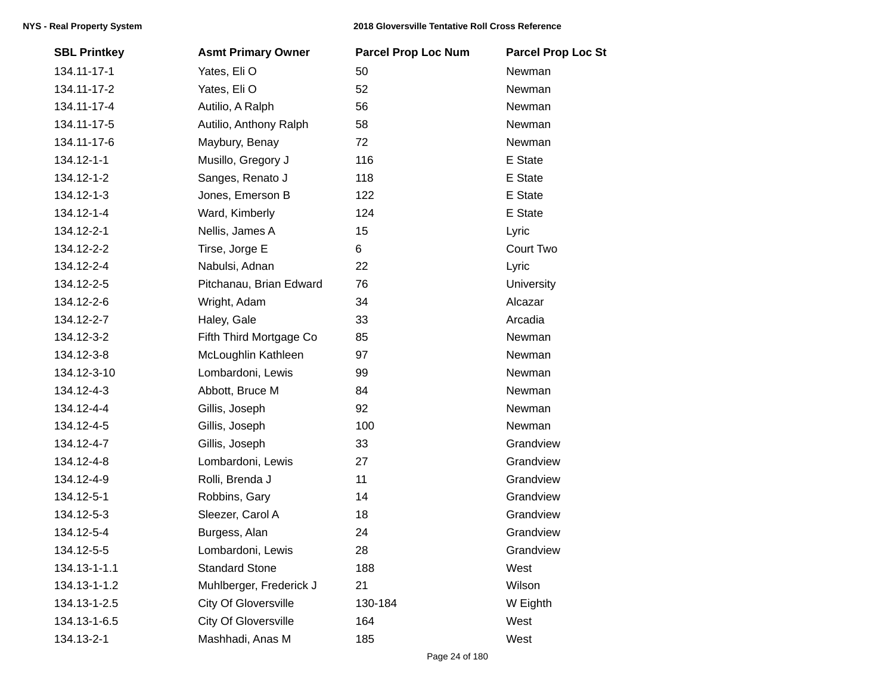| SBL Printkey | Asmt Primary Owner | Parcel Prop Loc Num | Parcel Prop Loc St |
|---|---|---|---|
| 134.11-17-1 | Yates, Eli O | 50 | Newman |
| 134.11-17-2 | Yates, Eli O | 52 | Newman |
| 134.11-17-4 | Autilio, A Ralph | 56 | Newman |
| 134.11-17-5 | Autilio, Anthony Ralph | 58 | Newman |
| 134.11-17-6 | Maybury, Benay | 72 | Newman |
| 134.12-1-1 | Musillo, Gregory J | 116 | E State |
| 134.12-1-2 | Sanges, Renato J | 118 | E State |
| 134.12-1-3 | Jones, Emerson B | 122 | E State |
| 134.12-1-4 | Ward, Kimberly | 124 | E State |
| 134.12-2-1 | Nellis, James A | 15 | Lyric |
| 134.12-2-2 | Tirse, Jorge E | 6 | Court Two |
| 134.12-2-4 | Nabulsi, Adnan | 22 | Lyric |
| 134.12-2-5 | Pitchanau, Brian Edward | 76 | University |
| 134.12-2-6 | Wright, Adam | 34 | Alcazar |
| 134.12-2-7 | Haley, Gale | 33 | Arcadia |
| 134.12-3-2 | Fifth Third Mortgage Co | 85 | Newman |
| 134.12-3-8 | McLoughlin Kathleen | 97 | Newman |
| 134.12-3-10 | Lombardoni, Lewis | 99 | Newman |
| 134.12-4-3 | Abbott, Bruce M | 84 | Newman |
| 134.12-4-4 | Gillis, Joseph | 92 | Newman |
| 134.12-4-5 | Gillis, Joseph | 100 | Newman |
| 134.12-4-7 | Gillis, Joseph | 33 | Grandview |
| 134.12-4-8 | Lombardoni, Lewis | 27 | Grandview |
| 134.12-4-9 | Rolli, Brenda J | 11 | Grandview |
| 134.12-5-1 | Robbins, Gary | 14 | Grandview |
| 134.12-5-3 | Sleezer, Carol A | 18 | Grandview |
| 134.12-5-4 | Burgess, Alan | 24 | Grandview |
| 134.12-5-5 | Lombardoni, Lewis | 28 | Grandview |
| 134.13-1-1.1 | Standard Stone | 188 | West |
| 134.13-1-1.2 | Muhlberger, Frederick J | 21 | Wilson |
| 134.13-1-2.5 | City Of Gloversville | 130-184 | W Eighth |
| 134.13-1-6.5 | City Of Gloversville | 164 | West |
| 134.13-2-1 | Mashhadi, Anas M | 185 | West |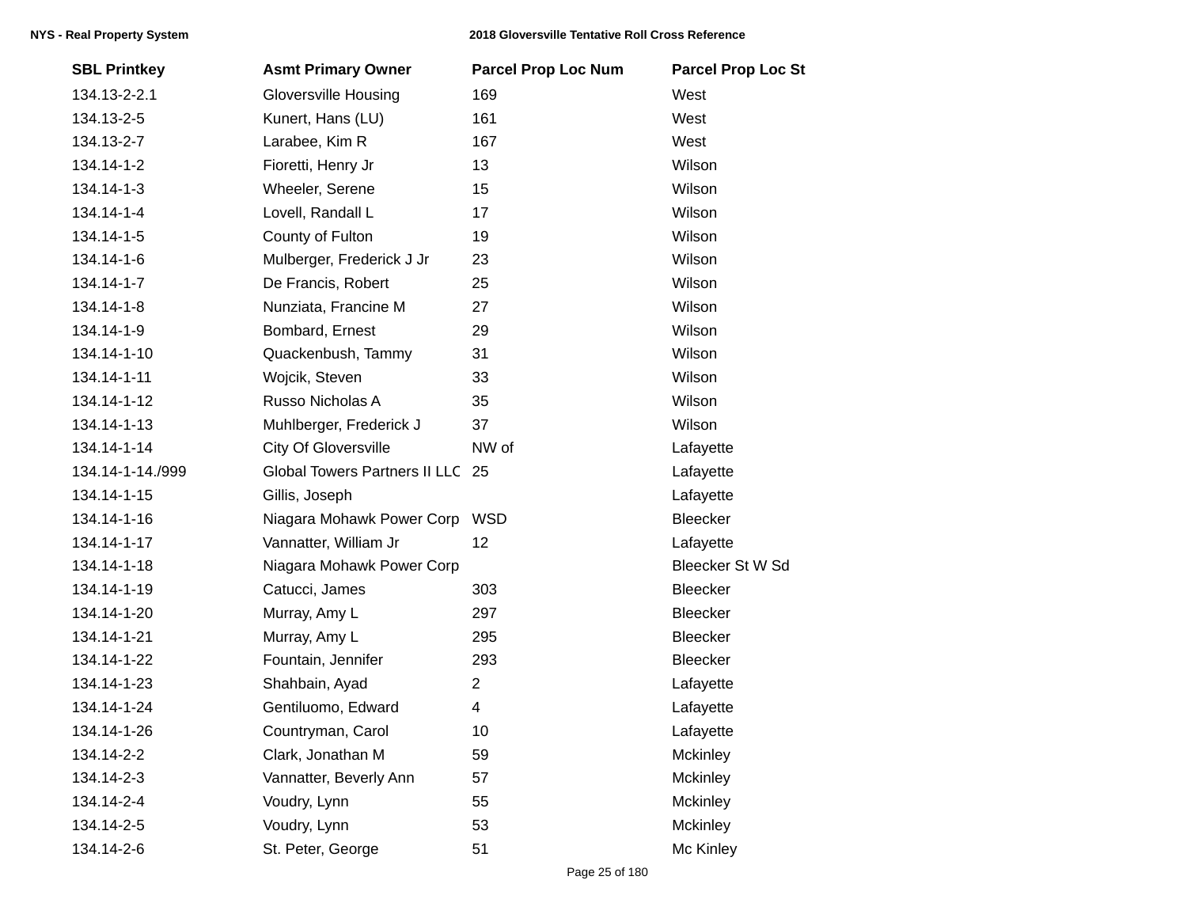| SBL Printkey | Asmt Primary Owner | Parcel Prop Loc Num | Parcel Prop Loc St |
|---|---|---|---|
| 134.13-2-2.1 | Gloversville Housing | 169 | West |
| 134.13-2-5 | Kunert, Hans (LU) | 161 | West |
| 134.13-2-7 | Larabee, Kim R | 167 | West |
| 134.14-1-2 | Fioretti, Henry Jr | 13 | Wilson |
| 134.14-1-3 | Wheeler, Serene | 15 | Wilson |
| 134.14-1-4 | Lovell, Randall L | 17 | Wilson |
| 134.14-1-5 | County of Fulton | 19 | Wilson |
| 134.14-1-6 | Mulberger, Frederick J Jr | 23 | Wilson |
| 134.14-1-7 | De Francis, Robert | 25 | Wilson |
| 134.14-1-8 | Nunziata, Francine M | 27 | Wilson |
| 134.14-1-9 | Bombard, Ernest | 29 | Wilson |
| 134.14-1-10 | Quackenbush, Tammy | 31 | Wilson |
| 134.14-1-11 | Wojcik, Steven | 33 | Wilson |
| 134.14-1-12 | Russo Nicholas A | 35 | Wilson |
| 134.14-1-13 | Muhlberger, Frederick J | 37 | Wilson |
| 134.14-1-14 | City Of Gloversville | NW of | Lafayette |
| 134.14-1-14./999 | Global Towers Partners II LLC | 25 | Lafayette |
| 134.14-1-15 | Gillis, Joseph | | Lafayette |
| 134.14-1-16 | Niagara Mohawk Power Corp | WSD | Bleecker |
| 134.14-1-17 | Vannatter, William Jr | 12 | Lafayette |
| 134.14-1-18 | Niagara Mohawk Power Corp | | Bleecker St W Sd |
| 134.14-1-19 | Catucci, James | 303 | Bleecker |
| 134.14-1-20 | Murray, Amy L | 297 | Bleecker |
| 134.14-1-21 | Murray, Amy L | 295 | Bleecker |
| 134.14-1-22 | Fountain, Jennifer | 293 | Bleecker |
| 134.14-1-23 | Shahbain, Ayad | 2 | Lafayette |
| 134.14-1-24 | Gentiluomo, Edward | 4 | Lafayette |
| 134.14-1-26 | Countryman, Carol | 10 | Lafayette |
| 134.14-2-2 | Clark, Jonathan M | 59 | Mckinley |
| 134.14-2-3 | Vannatter, Beverly Ann | 57 | Mckinley |
| 134.14-2-4 | Voudry, Lynn | 55 | Mckinley |
| 134.14-2-5 | Voudry, Lynn | 53 | Mckinley |
| 134.14-2-6 | St. Peter, George | 51 | Mc Kinley |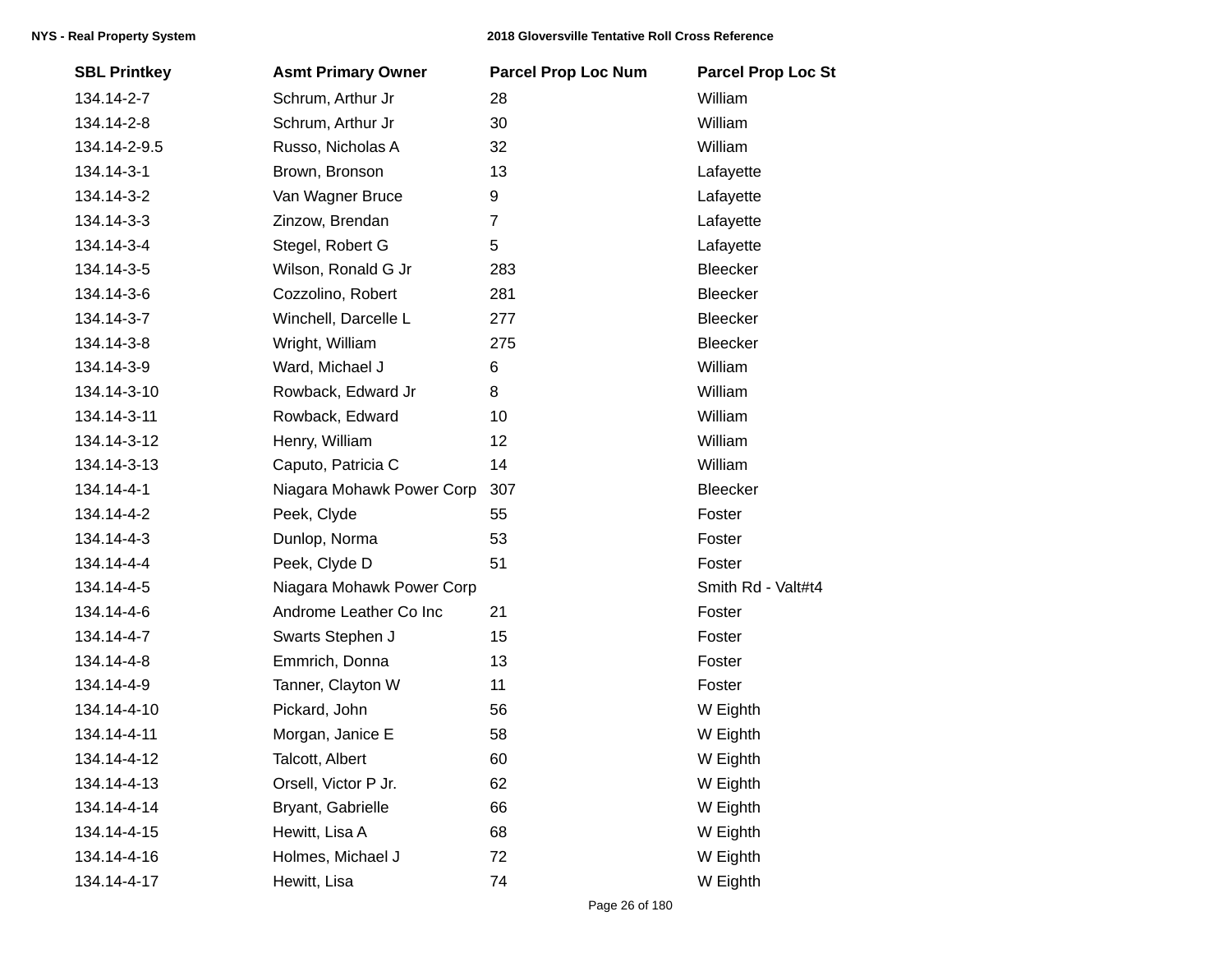| SBL Printkey | Asmt Primary Owner | Parcel Prop Loc Num | Parcel Prop Loc St |
|---|---|---|---|
| 134.14-2-7 | Schrum, Arthur Jr | 28 | William |
| 134.14-2-8 | Schrum, Arthur Jr | 30 | William |
| 134.14-2-9.5 | Russo, Nicholas A | 32 | William |
| 134.14-3-1 | Brown, Bronson | 13 | Lafayette |
| 134.14-3-2 | Van Wagner Bruce | 9 | Lafayette |
| 134.14-3-3 | Zinzow, Brendan | 7 | Lafayette |
| 134.14-3-4 | Stegel, Robert G | 5 | Lafayette |
| 134.14-3-5 | Wilson, Ronald G Jr | 283 | Bleecker |
| 134.14-3-6 | Cozzolino, Robert | 281 | Bleecker |
| 134.14-3-7 | Winchell, Darcelle L | 277 | Bleecker |
| 134.14-3-8 | Wright, William | 275 | Bleecker |
| 134.14-3-9 | Ward, Michael J | 6 | William |
| 134.14-3-10 | Rowback, Edward Jr | 8 | William |
| 134.14-3-11 | Rowback, Edward | 10 | William |
| 134.14-3-12 | Henry, William | 12 | William |
| 134.14-3-13 | Caputo, Patricia C | 14 | William |
| 134.14-4-1 | Niagara Mohawk Power Corp | 307 | Bleecker |
| 134.14-4-2 | Peek, Clyde | 55 | Foster |
| 134.14-4-3 | Dunlop, Norma | 53 | Foster |
| 134.14-4-4 | Peek, Clyde D | 51 | Foster |
| 134.14-4-5 | Niagara Mohawk Power Corp | | Smith Rd - Valt#t4 |
| 134.14-4-6 | Androme Leather Co Inc | 21 | Foster |
| 134.14-4-7 | Swarts Stephen J | 15 | Foster |
| 134.14-4-8 | Emmrich, Donna | 13 | Foster |
| 134.14-4-9 | Tanner, Clayton W | 11 | Foster |
| 134.14-4-10 | Pickard, John | 56 | W Eighth |
| 134.14-4-11 | Morgan, Janice E | 58 | W Eighth |
| 134.14-4-12 | Talcott, Albert | 60 | W Eighth |
| 134.14-4-13 | Orsell, Victor P Jr. | 62 | W Eighth |
| 134.14-4-14 | Bryant, Gabrielle | 66 | W Eighth |
| 134.14-4-15 | Hewitt, Lisa A | 68 | W Eighth |
| 134.14-4-16 | Holmes, Michael J | 72 | W Eighth |
| 134.14-4-17 | Hewitt, Lisa | 74 | W Eighth |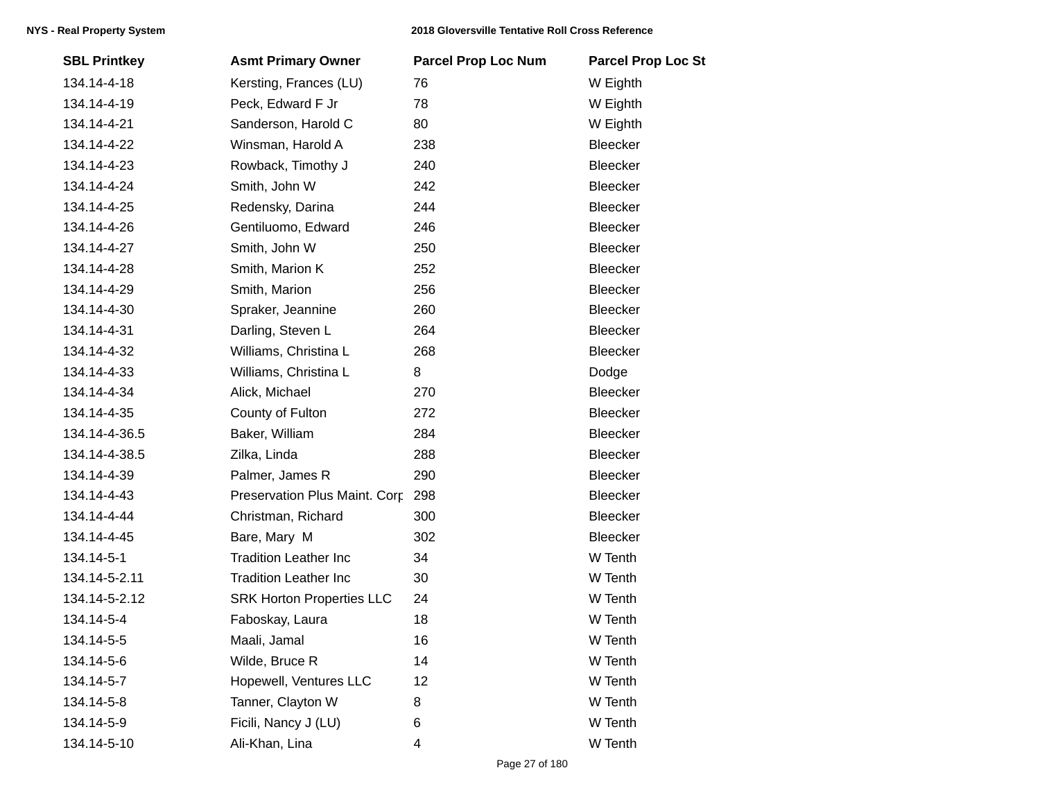| SBL Printkey | Asmt Primary Owner | Parcel Prop Loc Num | Parcel Prop Loc St |
|---|---|---|---|
| 134.14-4-18 | Kersting, Frances (LU) | 76 | W Eighth |
| 134.14-4-19 | Peck, Edward F Jr | 78 | W Eighth |
| 134.14-4-21 | Sanderson, Harold C | 80 | W Eighth |
| 134.14-4-22 | Winsman, Harold A | 238 | Bleecker |
| 134.14-4-23 | Rowback, Timothy J | 240 | Bleecker |
| 134.14-4-24 | Smith, John W | 242 | Bleecker |
| 134.14-4-25 | Redensky, Darina | 244 | Bleecker |
| 134.14-4-26 | Gentiluomo, Edward | 246 | Bleecker |
| 134.14-4-27 | Smith, John W | 250 | Bleecker |
| 134.14-4-28 | Smith, Marion K | 252 | Bleecker |
| 134.14-4-29 | Smith, Marion | 256 | Bleecker |
| 134.14-4-30 | Spraker, Jeannine | 260 | Bleecker |
| 134.14-4-31 | Darling, Steven L | 264 | Bleecker |
| 134.14-4-32 | Williams, Christina L | 268 | Bleecker |
| 134.14-4-33 | Williams, Christina L | 8 | Dodge |
| 134.14-4-34 | Alick, Michael | 270 | Bleecker |
| 134.14-4-35 | County of Fulton | 272 | Bleecker |
| 134.14-4-36.5 | Baker, William | 284 | Bleecker |
| 134.14-4-38.5 | Zilka, Linda | 288 | Bleecker |
| 134.14-4-39 | Palmer, James R | 290 | Bleecker |
| 134.14-4-43 | Preservation Plus Maint. Corp | 298 | Bleecker |
| 134.14-4-44 | Christman, Richard | 300 | Bleecker |
| 134.14-4-45 | Bare, Mary M | 302 | Bleecker |
| 134.14-5-1 | Tradition Leather Inc | 34 | W Tenth |
| 134.14-5-2.11 | Tradition Leather Inc | 30 | W Tenth |
| 134.14-5-2.12 | SRK Horton Properties LLC | 24 | W Tenth |
| 134.14-5-4 | Faboskay, Laura | 18 | W Tenth |
| 134.14-5-5 | Maali, Jamal | 16 | W Tenth |
| 134.14-5-6 | Wilde, Bruce R | 14 | W Tenth |
| 134.14-5-7 | Hopewell, Ventures LLC | 12 | W Tenth |
| 134.14-5-8 | Tanner, Clayton W | 8 | W Tenth |
| 134.14-5-9 | Ficili, Nancy J (LU) | 6 | W Tenth |
| 134.14-5-10 | Ali-Khan, Lina | 4 | W Tenth |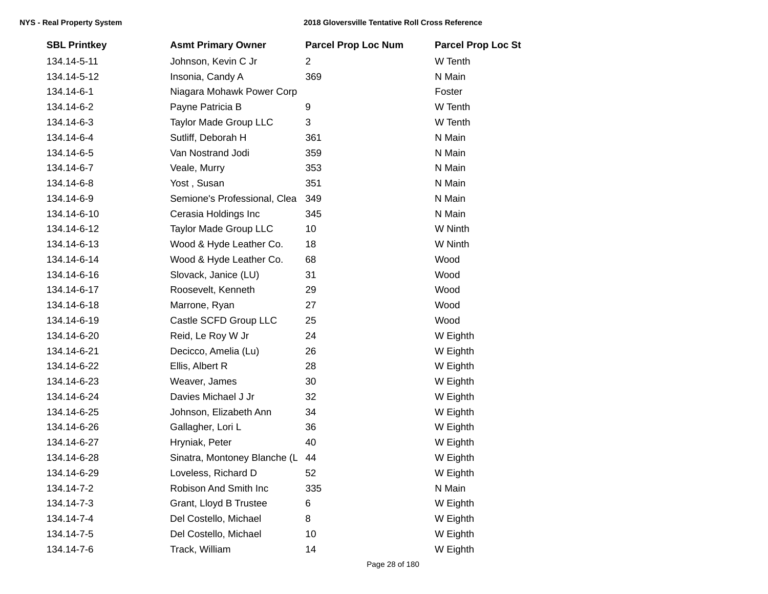| SBL Printkey | Asmt Primary Owner | Parcel Prop Loc Num | Parcel Prop Loc St |
|---|---|---|---|
| 134.14-5-11 | Johnson, Kevin C Jr | 2 | W Tenth |
| 134.14-5-12 | Insonia, Candy A | 369 | N Main |
| 134.14-6-1 | Niagara Mohawk Power Corp | | Foster |
| 134.14-6-2 | Payne Patricia B | 9 | W Tenth |
| 134.14-6-3 | Taylor Made Group LLC | 3 | W Tenth |
| 134.14-6-4 | Sutliff, Deborah H | 361 | N Main |
| 134.14-6-5 | Van Nostrand Jodi | 359 | N Main |
| 134.14-6-7 | Veale, Murry | 353 | N Main |
| 134.14-6-8 | Yost , Susan | 351 | N Main |
| 134.14-6-9 | Semione's Professional, Clea | 349 | N Main |
| 134.14-6-10 | Cerasia Holdings Inc | 345 | N Main |
| 134.14-6-12 | Taylor Made Group LLC | 10 | W Ninth |
| 134.14-6-13 | Wood & Hyde Leather Co. | 18 | W Ninth |
| 134.14-6-14 | Wood & Hyde Leather Co. | 68 | Wood |
| 134.14-6-16 | Slovack, Janice (LU) | 31 | Wood |
| 134.14-6-17 | Roosevelt, Kenneth | 29 | Wood |
| 134.14-6-18 | Marrone, Ryan | 27 | Wood |
| 134.14-6-19 | Castle SCFD Group LLC | 25 | Wood |
| 134.14-6-20 | Reid, Le Roy W Jr | 24 | W Eighth |
| 134.14-6-21 | Decicco, Amelia (Lu) | 26 | W Eighth |
| 134.14-6-22 | Ellis, Albert R | 28 | W Eighth |
| 134.14-6-23 | Weaver, James | 30 | W Eighth |
| 134.14-6-24 | Davies Michael J Jr | 32 | W Eighth |
| 134.14-6-25 | Johnson, Elizabeth Ann | 34 | W Eighth |
| 134.14-6-26 | Gallagher, Lori L | 36 | W Eighth |
| 134.14-6-27 | Hryniak, Peter | 40 | W Eighth |
| 134.14-6-28 | Sinatra, Montoney Blanche (L | 44 | W Eighth |
| 134.14-6-29 | Loveless, Richard D | 52 | W Eighth |
| 134.14-7-2 | Robison And Smith Inc | 335 | N Main |
| 134.14-7-3 | Grant, Lloyd B Trustee | 6 | W Eighth |
| 134.14-7-4 | Del Costello, Michael | 8 | W Eighth |
| 134.14-7-5 | Del Costello, Michael | 10 | W Eighth |
| 134.14-7-6 | Track, William | 14 | W Eighth |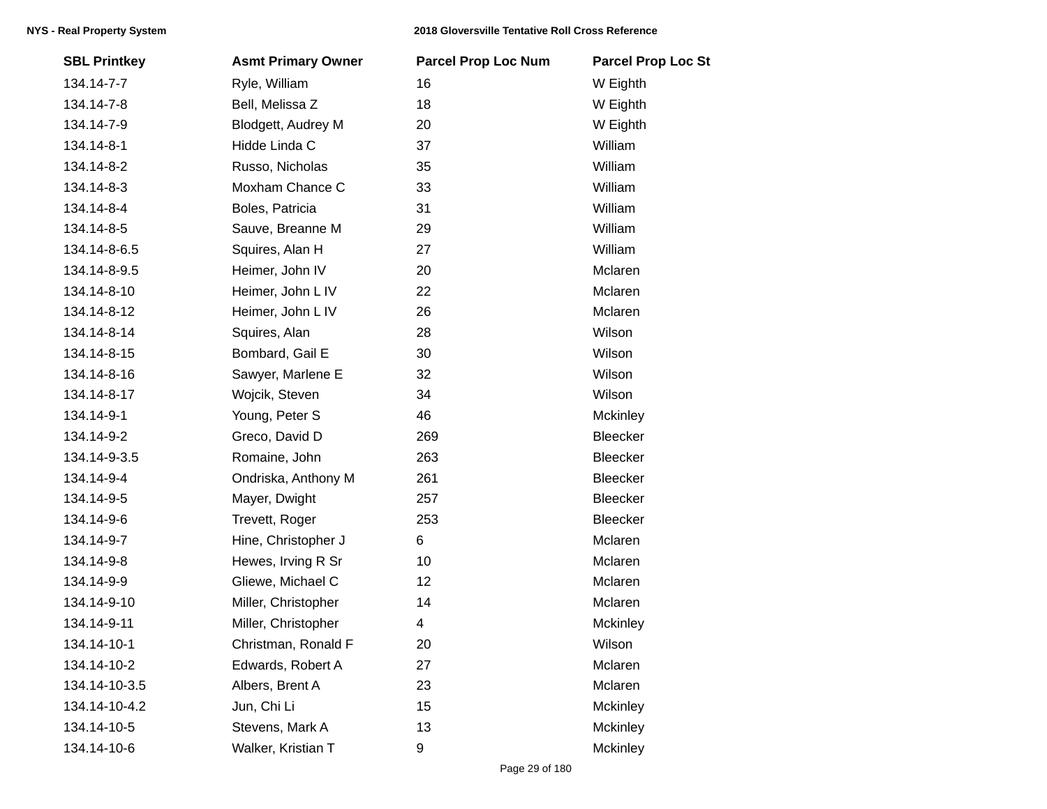| SBL Printkey | Asmt Primary Owner | Parcel Prop Loc Num | Parcel Prop Loc St |
|---|---|---|---|
| 134.14-7-7 | Ryle, William | 16 | W Eighth |
| 134.14-7-8 | Bell, Melissa Z | 18 | W Eighth |
| 134.14-7-9 | Blodgett, Audrey M | 20 | W Eighth |
| 134.14-8-1 | Hidde Linda C | 37 | William |
| 134.14-8-2 | Russo, Nicholas | 35 | William |
| 134.14-8-3 | Moxham Chance C | 33 | William |
| 134.14-8-4 | Boles, Patricia | 31 | William |
| 134.14-8-5 | Sauve, Breanne M | 29 | William |
| 134.14-8-6.5 | Squires, Alan H | 27 | William |
| 134.14-8-9.5 | Heimer, John IV | 20 | Mclaren |
| 134.14-8-10 | Heimer, John L IV | 22 | Mclaren |
| 134.14-8-12 | Heimer, John L IV | 26 | Mclaren |
| 134.14-8-14 | Squires, Alan | 28 | Wilson |
| 134.14-8-15 | Bombard, Gail E | 30 | Wilson |
| 134.14-8-16 | Sawyer, Marlene E | 32 | Wilson |
| 134.14-8-17 | Wojcik, Steven | 34 | Wilson |
| 134.14-9-1 | Young, Peter S | 46 | Mckinley |
| 134.14-9-2 | Greco, David D | 269 | Bleecker |
| 134.14-9-3.5 | Romaine, John | 263 | Bleecker |
| 134.14-9-4 | Ondriska, Anthony M | 261 | Bleecker |
| 134.14-9-5 | Mayer, Dwight | 257 | Bleecker |
| 134.14-9-6 | Trevett, Roger | 253 | Bleecker |
| 134.14-9-7 | Hine, Christopher J | 6 | Mclaren |
| 134.14-9-8 | Hewes, Irving R Sr | 10 | Mclaren |
| 134.14-9-9 | Gliewe, Michael C | 12 | Mclaren |
| 134.14-9-10 | Miller, Christopher | 14 | Mclaren |
| 134.14-9-11 | Miller, Christopher | 4 | Mckinley |
| 134.14-10-1 | Christman, Ronald F | 20 | Wilson |
| 134.14-10-2 | Edwards, Robert A | 27 | Mclaren |
| 134.14-10-3.5 | Albers, Brent A | 23 | Mclaren |
| 134.14-10-4.2 | Jun, Chi Li | 15 | Mckinley |
| 134.14-10-5 | Stevens, Mark A | 13 | Mckinley |
| 134.14-10-6 | Walker, Kristian T | 9 | Mckinley |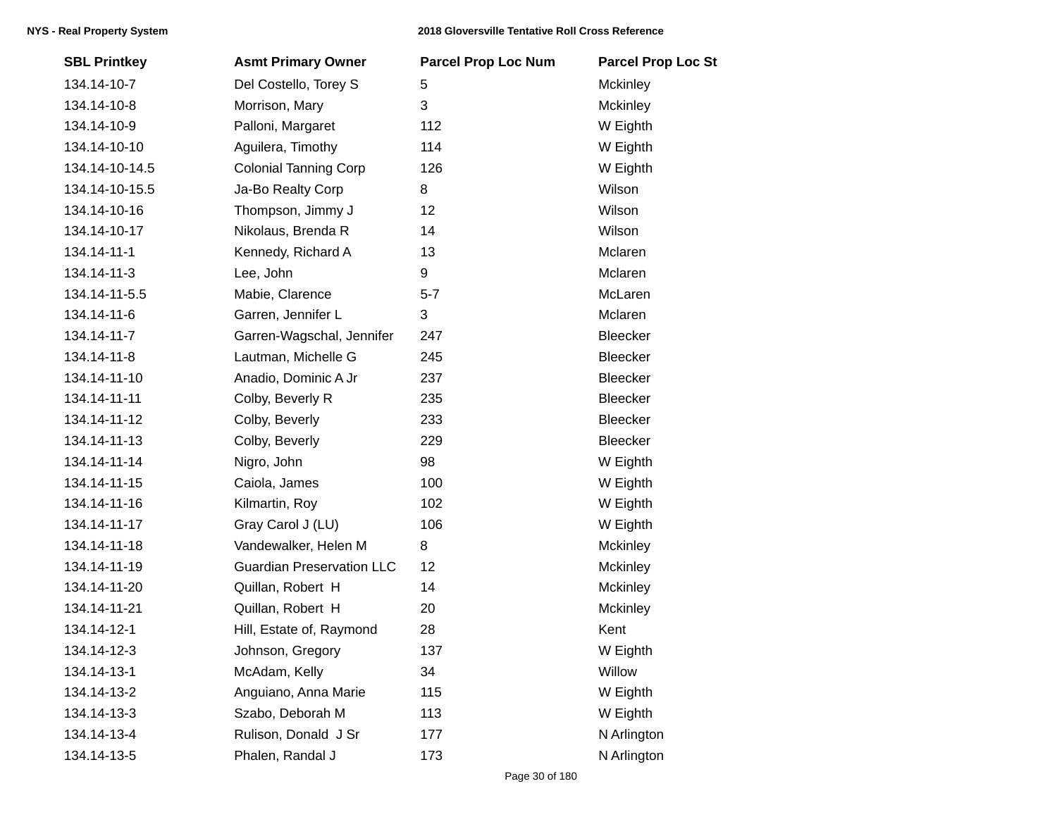| SBL Printkey | Asmt Primary Owner | Parcel Prop Loc Num | Parcel Prop Loc St |
|---|---|---|---|
| 134.14-10-7 | Del Costello, Torey S | 5 | Mckinley |
| 134.14-10-8 | Morrison, Mary | 3 | Mckinley |
| 134.14-10-9 | Palloni, Margaret | 112 | W Eighth |
| 134.14-10-10 | Aguilera, Timothy | 114 | W Eighth |
| 134.14-10-14.5 | Colonial Tanning Corp | 126 | W Eighth |
| 134.14-10-15.5 | Ja-Bo Realty Corp | 8 | Wilson |
| 134.14-10-16 | Thompson, Jimmy J | 12 | Wilson |
| 134.14-10-17 | Nikolaus, Brenda R | 14 | Wilson |
| 134.14-11-1 | Kennedy, Richard A | 13 | Mclaren |
| 134.14-11-3 | Lee, John | 9 | Mclaren |
| 134.14-11-5.5 | Mabie, Clarence | 5-7 | McLaren |
| 134.14-11-6 | Garren, Jennifer L | 3 | Mclaren |
| 134.14-11-7 | Garren-Wagschal, Jennifer | 247 | Bleecker |
| 134.14-11-8 | Lautman, Michelle G | 245 | Bleecker |
| 134.14-11-10 | Anadio, Dominic A Jr | 237 | Bleecker |
| 134.14-11-11 | Colby, Beverly R | 235 | Bleecker |
| 134.14-11-12 | Colby, Beverly | 233 | Bleecker |
| 134.14-11-13 | Colby, Beverly | 229 | Bleecker |
| 134.14-11-14 | Nigro, John | 98 | W Eighth |
| 134.14-11-15 | Caiola, James | 100 | W Eighth |
| 134.14-11-16 | Kilmartin, Roy | 102 | W Eighth |
| 134.14-11-17 | Gray Carol J (LU) | 106 | W Eighth |
| 134.14-11-18 | Vandewalker, Helen M | 8 | Mckinley |
| 134.14-11-19 | Guardian Preservation LLC | 12 | Mckinley |
| 134.14-11-20 | Quillan, Robert H | 14 | Mckinley |
| 134.14-11-21 | Quillan, Robert H | 20 | Mckinley |
| 134.14-12-1 | Hill, Estate of, Raymond | 28 | Kent |
| 134.14-12-3 | Johnson, Gregory | 137 | W Eighth |
| 134.14-13-1 | McAdam, Kelly | 34 | Willow |
| 134.14-13-2 | Anguiano, Anna Marie | 115 | W Eighth |
| 134.14-13-3 | Szabo, Deborah M | 113 | W Eighth |
| 134.14-13-4 | Rulison, Donald J Sr | 177 | N Arlington |
| 134.14-13-5 | Phalen, Randal J | 173 | N Arlington |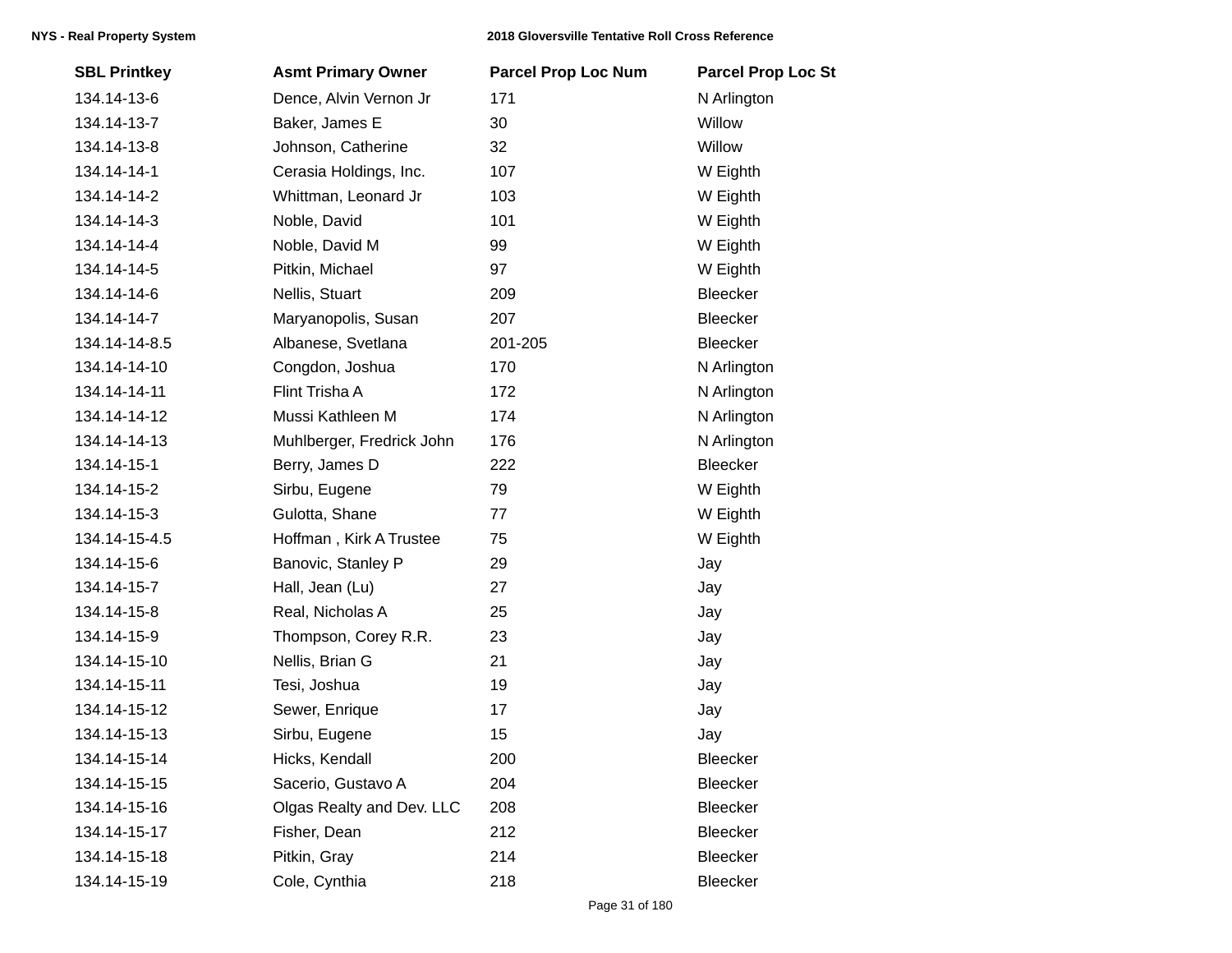| SBL Printkey | Asmt Primary Owner | Parcel Prop Loc Num | Parcel Prop Loc St |
|---|---|---|---|
| 134.14-13-6 | Dence, Alvin Vernon Jr | 171 | N Arlington |
| 134.14-13-7 | Baker, James E | 30 | Willow |
| 134.14-13-8 | Johnson, Catherine | 32 | Willow |
| 134.14-14-1 | Cerasia Holdings, Inc. | 107 | W Eighth |
| 134.14-14-2 | Whittman, Leonard Jr | 103 | W Eighth |
| 134.14-14-3 | Noble, David | 101 | W Eighth |
| 134.14-14-4 | Noble, David M | 99 | W Eighth |
| 134.14-14-5 | Pitkin, Michael | 97 | W Eighth |
| 134.14-14-6 | Nellis, Stuart | 209 | Bleecker |
| 134.14-14-7 | Maryanopolis, Susan | 207 | Bleecker |
| 134.14-14-8.5 | Albanese, Svetlana | 201-205 | Bleecker |
| 134.14-14-10 | Congdon, Joshua | 170 | N Arlington |
| 134.14-14-11 | Flint Trisha A | 172 | N Arlington |
| 134.14-14-12 | Mussi Kathleen M | 174 | N Arlington |
| 134.14-14-13 | Muhlberger, Fredrick John | 176 | N Arlington |
| 134.14-15-1 | Berry, James D | 222 | Bleecker |
| 134.14-15-2 | Sirbu, Eugene | 79 | W Eighth |
| 134.14-15-3 | Gulotta, Shane | 77 | W Eighth |
| 134.14-15-4.5 | Hoffman , Kirk A Trustee | 75 | W Eighth |
| 134.14-15-6 | Banovic, Stanley P | 29 | Jay |
| 134.14-15-7 | Hall, Jean (Lu) | 27 | Jay |
| 134.14-15-8 | Real, Nicholas A | 25 | Jay |
| 134.14-15-9 | Thompson, Corey R.R. | 23 | Jay |
| 134.14-15-10 | Nellis, Brian G | 21 | Jay |
| 134.14-15-11 | Tesi, Joshua | 19 | Jay |
| 134.14-15-12 | Sewer, Enrique | 17 | Jay |
| 134.14-15-13 | Sirbu, Eugene | 15 | Jay |
| 134.14-15-14 | Hicks, Kendall | 200 | Bleecker |
| 134.14-15-15 | Sacerio, Gustavo A | 204 | Bleecker |
| 134.14-15-16 | Olgas Realty and Dev. LLC | 208 | Bleecker |
| 134.14-15-17 | Fisher, Dean | 212 | Bleecker |
| 134.14-15-18 | Pitkin, Gray | 214 | Bleecker |
| 134.14-15-19 | Cole, Cynthia | 218 | Bleecker |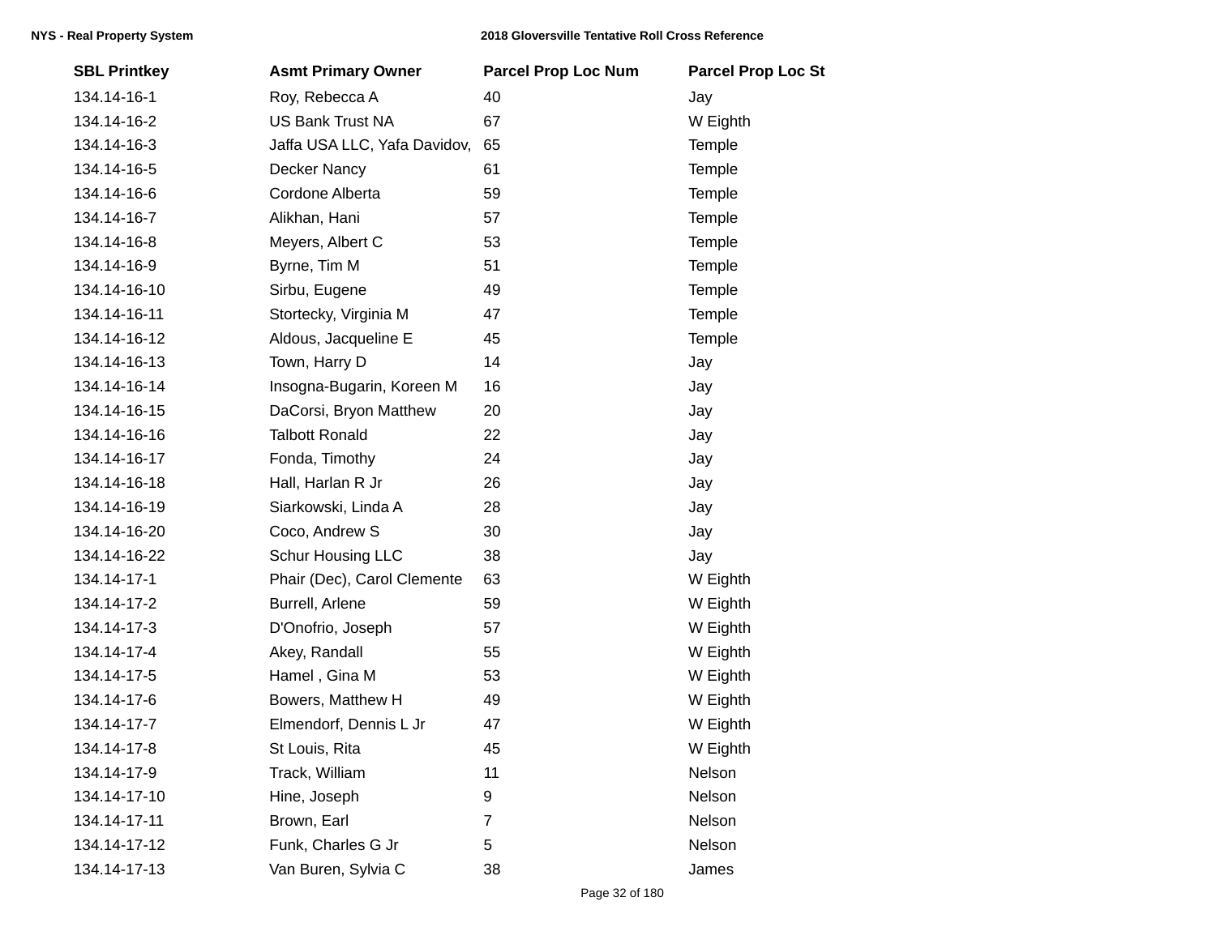| SBL Printkey | Asmt Primary Owner | Parcel Prop Loc Num | Parcel Prop Loc St |
|---|---|---|---|
| 134.14-16-1 | Roy, Rebecca A | 40 | Jay |
| 134.14-16-2 | US Bank Trust NA | 67 | W Eighth |
| 134.14-16-3 | Jaffa USA LLC, Yafa Davidov, | 65 | Temple |
| 134.14-16-5 | Decker Nancy | 61 | Temple |
| 134.14-16-6 | Cordone Alberta | 59 | Temple |
| 134.14-16-7 | Alikhan, Hani | 57 | Temple |
| 134.14-16-8 | Meyers, Albert C | 53 | Temple |
| 134.14-16-9 | Byrne, Tim M | 51 | Temple |
| 134.14-16-10 | Sirbu, Eugene | 49 | Temple |
| 134.14-16-11 | Stortecky, Virginia M | 47 | Temple |
| 134.14-16-12 | Aldous, Jacqueline E | 45 | Temple |
| 134.14-16-13 | Town, Harry D | 14 | Jay |
| 134.14-16-14 | Insogna-Bugarin, Koreen M | 16 | Jay |
| 134.14-16-15 | DaCorsi, Bryon Matthew | 20 | Jay |
| 134.14-16-16 | Talbott Ronald | 22 | Jay |
| 134.14-16-17 | Fonda, Timothy | 24 | Jay |
| 134.14-16-18 | Hall, Harlan R Jr | 26 | Jay |
| 134.14-16-19 | Siarkowski, Linda A | 28 | Jay |
| 134.14-16-20 | Coco, Andrew S | 30 | Jay |
| 134.14-16-22 | Schur Housing LLC | 38 | Jay |
| 134.14-17-1 | Phair (Dec), Carol Clemente | 63 | W Eighth |
| 134.14-17-2 | Burrell, Arlene | 59 | W Eighth |
| 134.14-17-3 | D'Onofrio, Joseph | 57 | W Eighth |
| 134.14-17-4 | Akey, Randall | 55 | W Eighth |
| 134.14-17-5 | Hamel , Gina M | 53 | W Eighth |
| 134.14-17-6 | Bowers, Matthew H | 49 | W Eighth |
| 134.14-17-7 | Elmendorf, Dennis L Jr | 47 | W Eighth |
| 134.14-17-8 | St Louis, Rita | 45 | W Eighth |
| 134.14-17-9 | Track, William | 11 | Nelson |
| 134.14-17-10 | Hine, Joseph | 9 | Nelson |
| 134.14-17-11 | Brown, Earl | 7 | Nelson |
| 134.14-17-12 | Funk, Charles G Jr | 5 | Nelson |
| 134.14-17-13 | Van Buren, Sylvia C | 38 | James |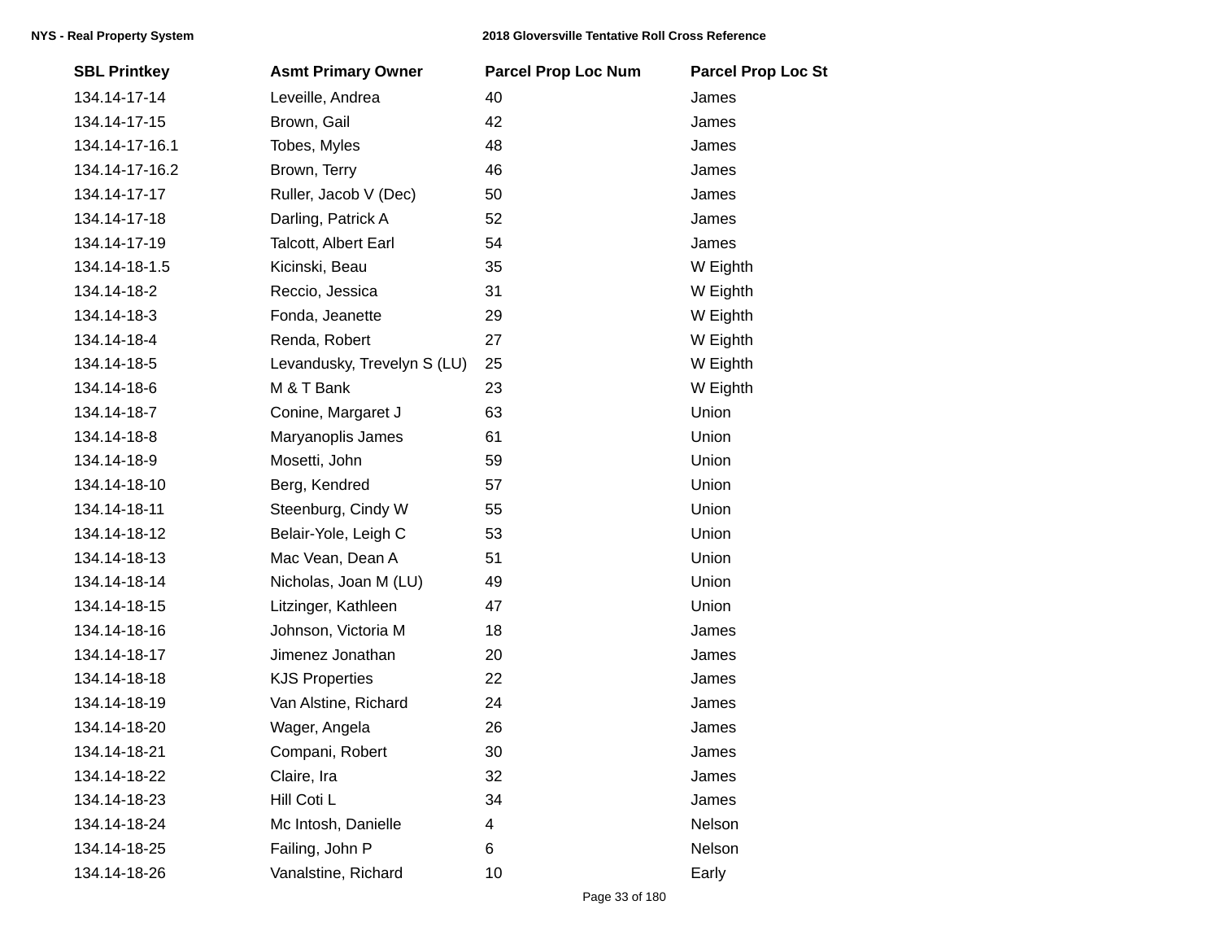| SBL Printkey | Asmt Primary Owner | Parcel Prop Loc Num | Parcel Prop Loc St |
| --- | --- | --- | --- |
| 134.14-17-14 | Leveille, Andrea | 40 | James |
| 134.14-17-15 | Brown, Gail | 42 | James |
| 134.14-17-16.1 | Tobes, Myles | 48 | James |
| 134.14-17-16.2 | Brown, Terry | 46 | James |
| 134.14-17-17 | Ruller, Jacob V (Dec) | 50 | James |
| 134.14-17-18 | Darling, Patrick A | 52 | James |
| 134.14-17-19 | Talcott, Albert Earl | 54 | James |
| 134.14-18-1.5 | Kicinski, Beau | 35 | W Eighth |
| 134.14-18-2 | Reccio, Jessica | 31 | W Eighth |
| 134.14-18-3 | Fonda, Jeanette | 29 | W Eighth |
| 134.14-18-4 | Renda, Robert | 27 | W Eighth |
| 134.14-18-5 | Levandusky, Trevelyn S (LU) | 25 | W Eighth |
| 134.14-18-6 | M & T Bank | 23 | W Eighth |
| 134.14-18-7 | Conine, Margaret J | 63 | Union |
| 134.14-18-8 | Maryanoplis James | 61 | Union |
| 134.14-18-9 | Mosetti, John | 59 | Union |
| 134.14-18-10 | Berg, Kendred | 57 | Union |
| 134.14-18-11 | Steenburg, Cindy W | 55 | Union |
| 134.14-18-12 | Belair-Yole, Leigh C | 53 | Union |
| 134.14-18-13 | Mac Vean, Dean A | 51 | Union |
| 134.14-18-14 | Nicholas, Joan M (LU) | 49 | Union |
| 134.14-18-15 | Litzinger, Kathleen | 47 | Union |
| 134.14-18-16 | Johnson, Victoria M | 18 | James |
| 134.14-18-17 | Jimenez Jonathan | 20 | James |
| 134.14-18-18 | KJS Properties | 22 | James |
| 134.14-18-19 | Van Alstine, Richard | 24 | James |
| 134.14-18-20 | Wager, Angela | 26 | James |
| 134.14-18-21 | Compani, Robert | 30 | James |
| 134.14-18-22 | Claire, Ira | 32 | James |
| 134.14-18-23 | Hill Coti L | 34 | James |
| 134.14-18-24 | Mc Intosh, Danielle | 4 | Nelson |
| 134.14-18-25 | Failing, John P | 6 | Nelson |
| 134.14-18-26 | Vanalstine, Richard | 10 | Early |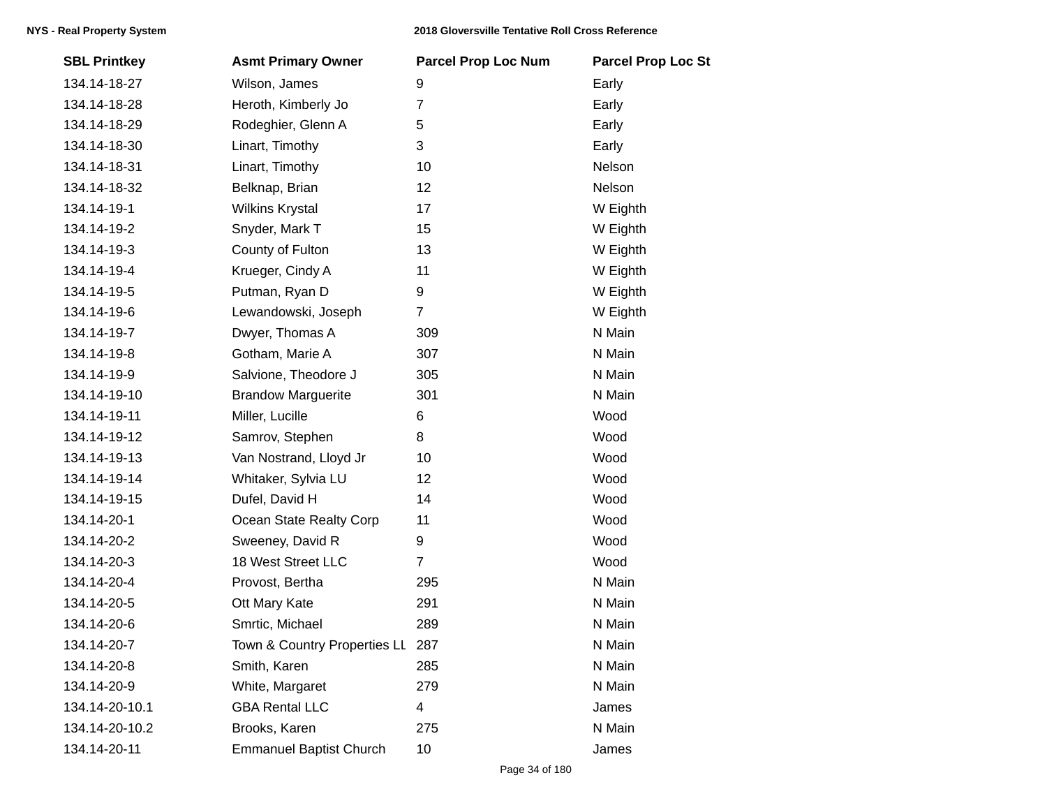| SBL Printkey | Asmt Primary Owner | Parcel Prop Loc Num | Parcel Prop Loc St |
|---|---|---|---|
| 134.14-18-27 | Wilson, James | 9 | Early |
| 134.14-18-28 | Heroth, Kimberly Jo | 7 | Early |
| 134.14-18-29 | Rodeghier, Glenn A | 5 | Early |
| 134.14-18-30 | Linart, Timothy | 3 | Early |
| 134.14-18-31 | Linart, Timothy | 10 | Nelson |
| 134.14-18-32 | Belknap, Brian | 12 | Nelson |
| 134.14-19-1 | Wilkins Krystal | 17 | W Eighth |
| 134.14-19-2 | Snyder, Mark T | 15 | W Eighth |
| 134.14-19-3 | County of Fulton | 13 | W Eighth |
| 134.14-19-4 | Krueger, Cindy A | 11 | W Eighth |
| 134.14-19-5 | Putman, Ryan D | 9 | W Eighth |
| 134.14-19-6 | Lewandowski, Joseph | 7 | W Eighth |
| 134.14-19-7 | Dwyer, Thomas A | 309 | N Main |
| 134.14-19-8 | Gotham, Marie A | 307 | N Main |
| 134.14-19-9 | Salvione, Theodore J | 305 | N Main |
| 134.14-19-10 | Brandow Marguerite | 301 | N Main |
| 134.14-19-11 | Miller, Lucille | 6 | Wood |
| 134.14-19-12 | Samrov, Stephen | 8 | Wood |
| 134.14-19-13 | Van Nostrand, Lloyd Jr | 10 | Wood |
| 134.14-19-14 | Whitaker, Sylvia LU | 12 | Wood |
| 134.14-19-15 | Dufel, David H | 14 | Wood |
| 134.14-20-1 | Ocean State Realty Corp | 11 | Wood |
| 134.14-20-2 | Sweeney, David R | 9 | Wood |
| 134.14-20-3 | 18 West Street LLC | 7 | Wood |
| 134.14-20-4 | Provost, Bertha | 295 | N Main |
| 134.14-20-5 | Ott Mary Kate | 291 | N Main |
| 134.14-20-6 | Smrtic, Michael | 289 | N Main |
| 134.14-20-7 | Town & Country Properties LL | 287 | N Main |
| 134.14-20-8 | Smith, Karen | 285 | N Main |
| 134.14-20-9 | White, Margaret | 279 | N Main |
| 134.14-20-10.1 | GBA Rental LLC | 4 | James |
| 134.14-20-10.2 | Brooks, Karen | 275 | N Main |
| 134.14-20-11 | Emmanuel Baptist Church | 10 | James |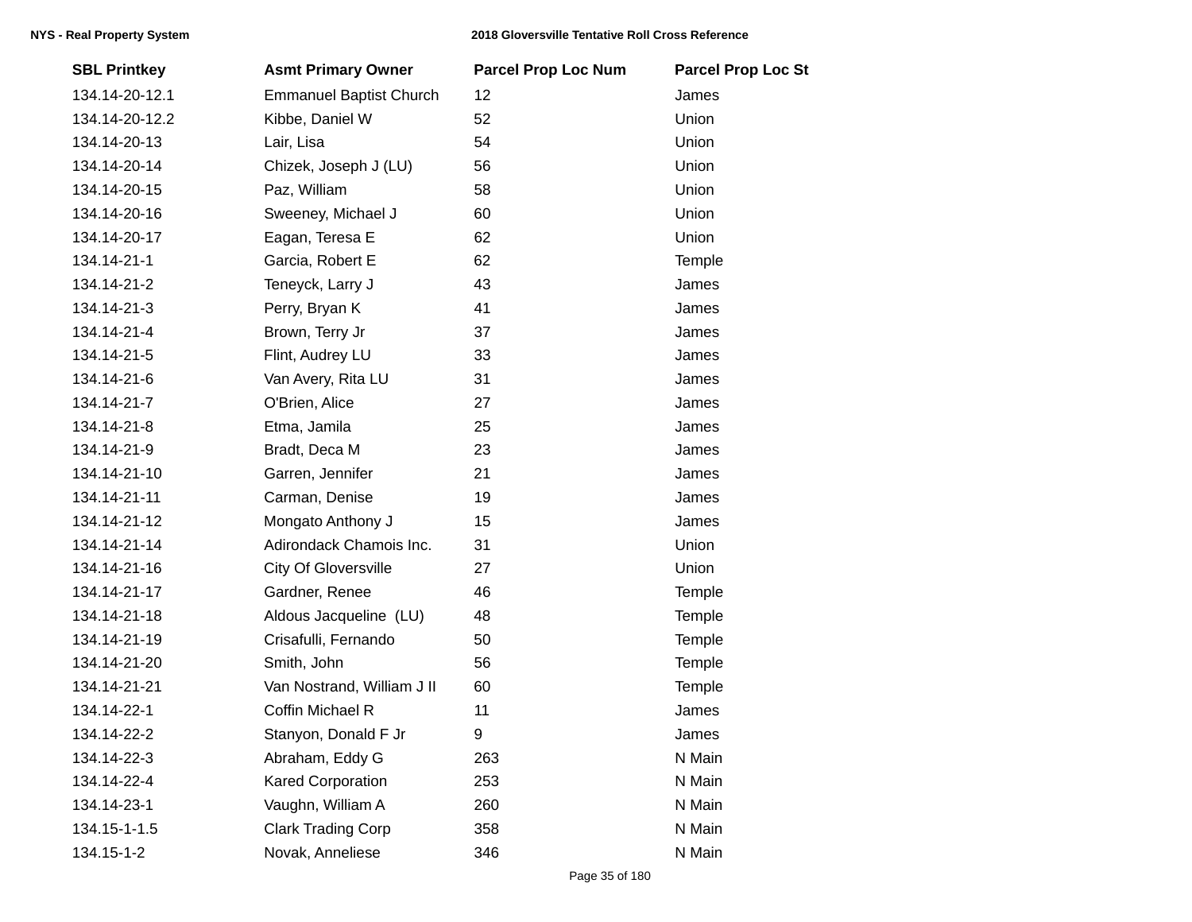| SBL Printkey | Asmt Primary Owner | Parcel Prop Loc Num | Parcel Prop Loc St |
|---|---|---|---|
| 134.14-20-12.1 | Emmanuel Baptist Church | 12 | James |
| 134.14-20-12.2 | Kibbe, Daniel W | 52 | Union |
| 134.14-20-13 | Lair, Lisa | 54 | Union |
| 134.14-20-14 | Chizek, Joseph J (LU) | 56 | Union |
| 134.14-20-15 | Paz, William | 58 | Union |
| 134.14-20-16 | Sweeney, Michael J | 60 | Union |
| 134.14-20-17 | Eagan, Teresa E | 62 | Union |
| 134.14-21-1 | Garcia, Robert E | 62 | Temple |
| 134.14-21-2 | Teneyck, Larry J | 43 | James |
| 134.14-21-3 | Perry, Bryan K | 41 | James |
| 134.14-21-4 | Brown, Terry Jr | 37 | James |
| 134.14-21-5 | Flint, Audrey LU | 33 | James |
| 134.14-21-6 | Van Avery, Rita LU | 31 | James |
| 134.14-21-7 | O'Brien, Alice | 27 | James |
| 134.14-21-8 | Etma, Jamila | 25 | James |
| 134.14-21-9 | Bradt, Deca M | 23 | James |
| 134.14-21-10 | Garren, Jennifer | 21 | James |
| 134.14-21-11 | Carman, Denise | 19 | James |
| 134.14-21-12 | Mongato Anthony J | 15 | James |
| 134.14-21-14 | Adirondack Chamois Inc. | 31 | Union |
| 134.14-21-16 | City Of Gloversville | 27 | Union |
| 134.14-21-17 | Gardner, Renee | 46 | Temple |
| 134.14-21-18 | Aldous Jacqueline (LU) | 48 | Temple |
| 134.14-21-19 | Crisafulli, Fernando | 50 | Temple |
| 134.14-21-20 | Smith, John | 56 | Temple |
| 134.14-21-21 | Van Nostrand, William J II | 60 | Temple |
| 134.14-22-1 | Coffin Michael R | 11 | James |
| 134.14-22-2 | Stanyon, Donald F Jr | 9 | James |
| 134.14-22-3 | Abraham, Eddy G | 263 | N Main |
| 134.14-22-4 | Kared Corporation | 253 | N Main |
| 134.14-23-1 | Vaughn, William A | 260 | N Main |
| 134.15-1-1.5 | Clark Trading Corp | 358 | N Main |
| 134.15-1-2 | Novak, Anneliese | 346 | N Main |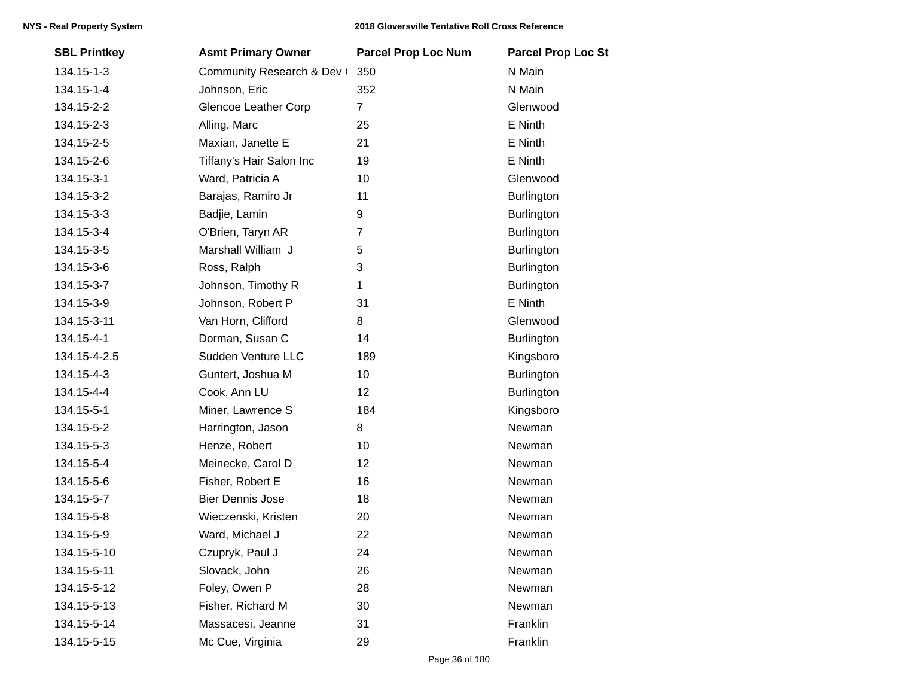| SBL Printkey | Asmt Primary Owner | Parcel Prop Loc Num | Parcel Prop Loc St |
|---|---|---|---|
| 134.15-1-3 | Community Research & Dev ( | 350 | N Main |
| 134.15-1-4 | Johnson, Eric | 352 | N Main |
| 134.15-2-2 | Glencoe Leather Corp | 7 | Glenwood |
| 134.15-2-3 | Alling, Marc | 25 | E Ninth |
| 134.15-2-5 | Maxian, Janette E | 21 | E Ninth |
| 134.15-2-6 | Tiffany's Hair Salon Inc | 19 | E Ninth |
| 134.15-3-1 | Ward, Patricia A | 10 | Glenwood |
| 134.15-3-2 | Barajas, Ramiro Jr | 11 | Burlington |
| 134.15-3-3 | Badjie, Lamin | 9 | Burlington |
| 134.15-3-4 | O'Brien, Taryn AR | 7 | Burlington |
| 134.15-3-5 | Marshall William J | 5 | Burlington |
| 134.15-3-6 | Ross, Ralph | 3 | Burlington |
| 134.15-3-7 | Johnson, Timothy R | 1 | Burlington |
| 134.15-3-9 | Johnson, Robert P | 31 | E Ninth |
| 134.15-3-11 | Van Horn, Clifford | 8 | Glenwood |
| 134.15-4-1 | Dorman, Susan C | 14 | Burlington |
| 134.15-4-2.5 | Sudden Venture LLC | 189 | Kingsboro |
| 134.15-4-3 | Guntert, Joshua M | 10 | Burlington |
| 134.15-4-4 | Cook, Ann LU | 12 | Burlington |
| 134.15-5-1 | Miner, Lawrence S | 184 | Kingsboro |
| 134.15-5-2 | Harrington, Jason | 8 | Newman |
| 134.15-5-3 | Henze, Robert | 10 | Newman |
| 134.15-5-4 | Meinecke, Carol D | 12 | Newman |
| 134.15-5-6 | Fisher, Robert E | 16 | Newman |
| 134.15-5-7 | Bier Dennis Jose | 18 | Newman |
| 134.15-5-8 | Wieczenski, Kristen | 20 | Newman |
| 134.15-5-9 | Ward, Michael J | 22 | Newman |
| 134.15-5-10 | Czupryk, Paul J | 24 | Newman |
| 134.15-5-11 | Slovack, John | 26 | Newman |
| 134.15-5-12 | Foley, Owen P | 28 | Newman |
| 134.15-5-13 | Fisher, Richard M | 30 | Newman |
| 134.15-5-14 | Massacesi, Jeanne | 31 | Franklin |
| 134.15-5-15 | Mc Cue, Virginia | 29 | Franklin |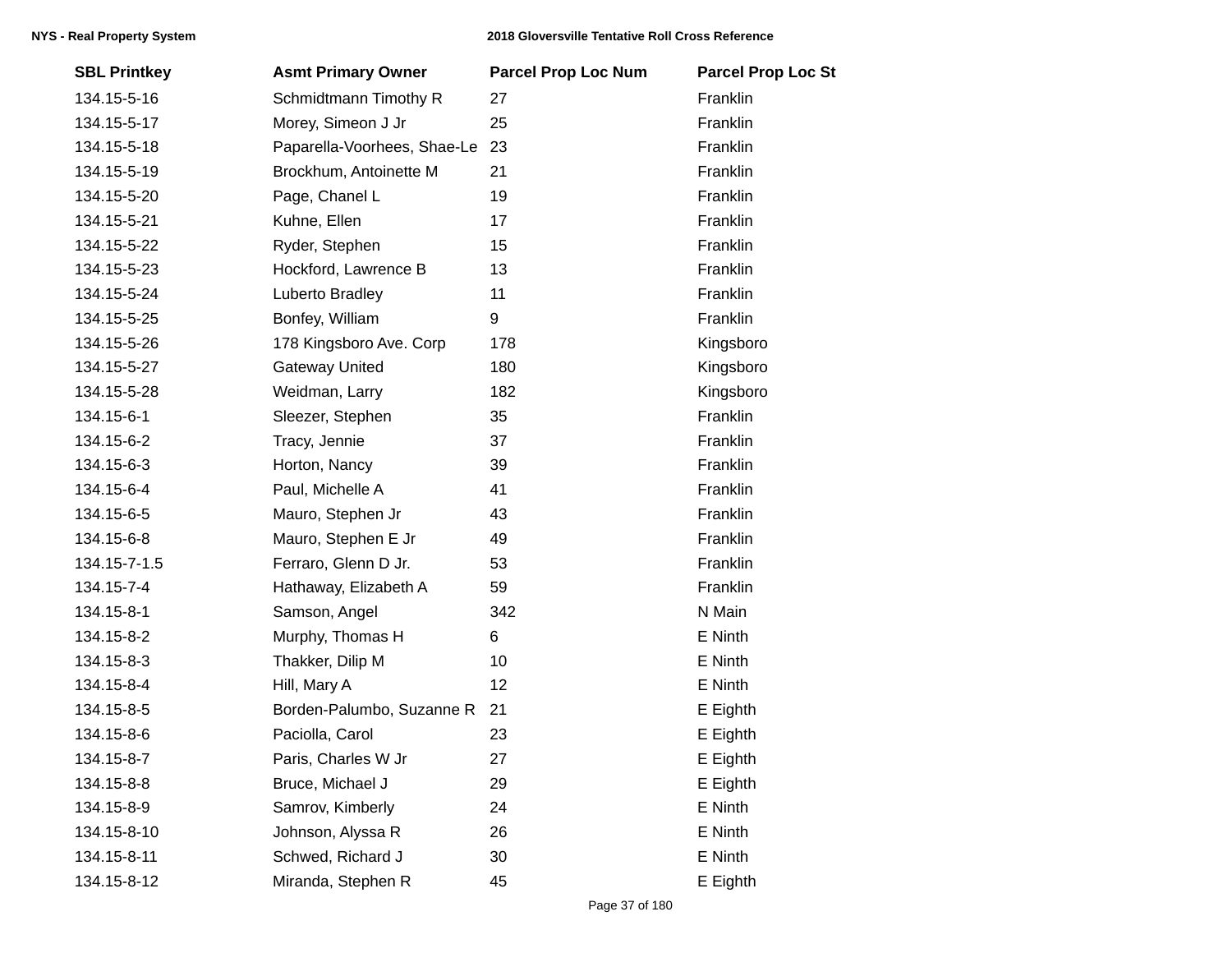| SBL Printkey | Asmt Primary Owner | Parcel Prop Loc Num | Parcel Prop Loc St |
|---|---|---|---|
| 134.15-5-16 | Schmidtmann Timothy R | 27 | Franklin |
| 134.15-5-17 | Morey, Simeon J Jr | 25 | Franklin |
| 134.15-5-18 | Paparella-Voorhees, Shae-Le | 23 | Franklin |
| 134.15-5-19 | Brockhum, Antoinette M | 21 | Franklin |
| 134.15-5-20 | Page, Chanel L | 19 | Franklin |
| 134.15-5-21 | Kuhne, Ellen | 17 | Franklin |
| 134.15-5-22 | Ryder, Stephen | 15 | Franklin |
| 134.15-5-23 | Hockford, Lawrence B | 13 | Franklin |
| 134.15-5-24 | Luberto Bradley | 11 | Franklin |
| 134.15-5-25 | Bonfey, William | 9 | Franklin |
| 134.15-5-26 | 178 Kingsboro Ave. Corp | 178 | Kingsboro |
| 134.15-5-27 | Gateway United | 180 | Kingsboro |
| 134.15-5-28 | Weidman, Larry | 182 | Kingsboro |
| 134.15-6-1 | Sleezer, Stephen | 35 | Franklin |
| 134.15-6-2 | Tracy, Jennie | 37 | Franklin |
| 134.15-6-3 | Horton, Nancy | 39 | Franklin |
| 134.15-6-4 | Paul, Michelle A | 41 | Franklin |
| 134.15-6-5 | Mauro, Stephen Jr | 43 | Franklin |
| 134.15-6-8 | Mauro, Stephen E Jr | 49 | Franklin |
| 134.15-7-1.5 | Ferraro, Glenn D Jr. | 53 | Franklin |
| 134.15-7-4 | Hathaway, Elizabeth A | 59 | Franklin |
| 134.15-8-1 | Samson, Angel | 342 | N Main |
| 134.15-8-2 | Murphy, Thomas H | 6 | E Ninth |
| 134.15-8-3 | Thakker, Dilip M | 10 | E Ninth |
| 134.15-8-4 | Hill, Mary A | 12 | E Ninth |
| 134.15-8-5 | Borden-Palumbo, Suzanne R | 21 | E Eighth |
| 134.15-8-6 | Paciolla, Carol | 23 | E Eighth |
| 134.15-8-7 | Paris, Charles W Jr | 27 | E Eighth |
| 134.15-8-8 | Bruce, Michael J | 29 | E Eighth |
| 134.15-8-9 | Samrov, Kimberly | 24 | E Ninth |
| 134.15-8-10 | Johnson, Alyssa R | 26 | E Ninth |
| 134.15-8-11 | Schwed, Richard J | 30 | E Ninth |
| 134.15-8-12 | Miranda, Stephen R | 45 | E Eighth |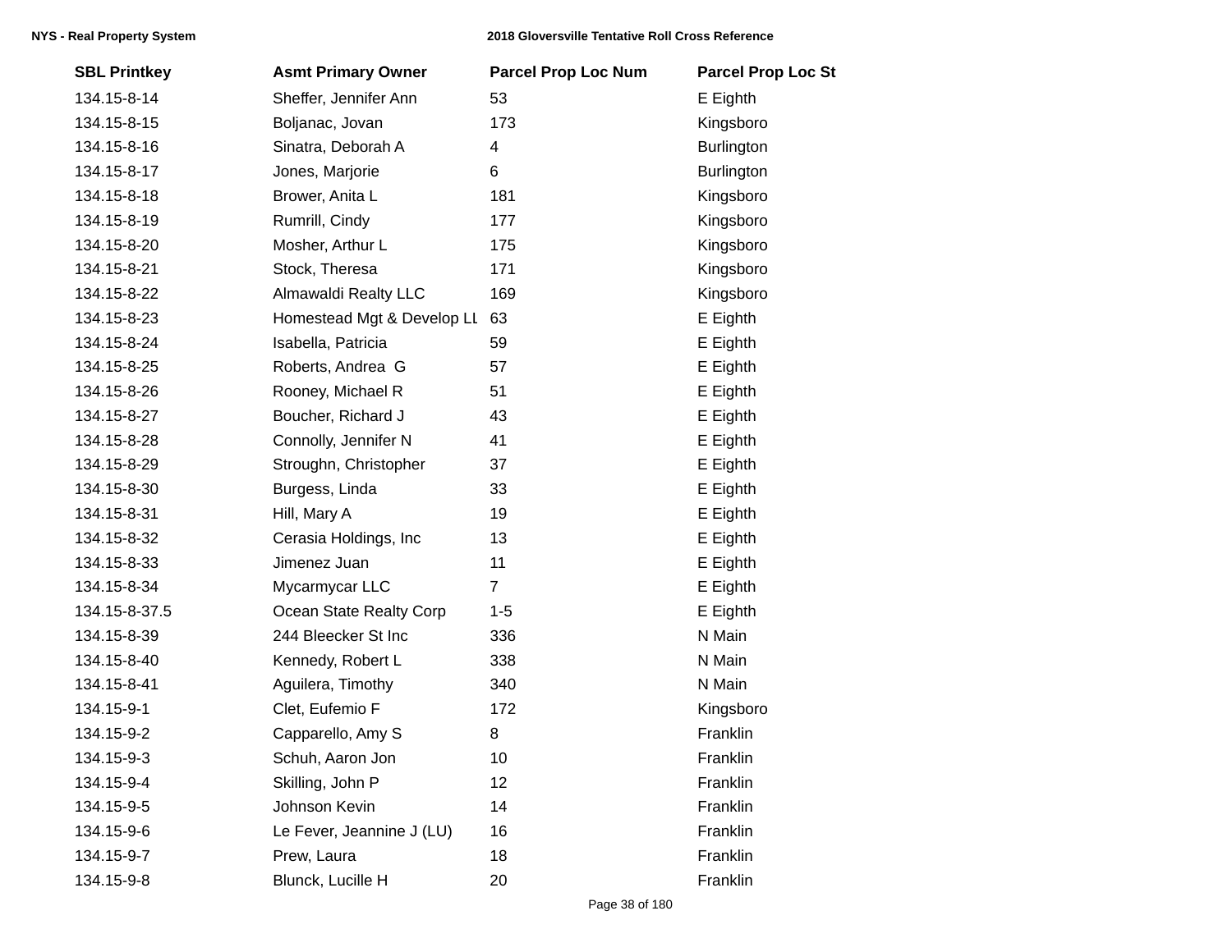| SBL Printkey | Asmt Primary Owner | Parcel Prop Loc Num | Parcel Prop Loc St |
|---|---|---|---|
| 134.15-8-14 | Sheffer, Jennifer Ann | 53 | E Eighth |
| 134.15-8-15 | Boljanac, Jovan | 173 | Kingsboro |
| 134.15-8-16 | Sinatra, Deborah A | 4 | Burlington |
| 134.15-8-17 | Jones, Marjorie | 6 | Burlington |
| 134.15-8-18 | Brower, Anita L | 181 | Kingsboro |
| 134.15-8-19 | Rumrill, Cindy | 177 | Kingsboro |
| 134.15-8-20 | Mosher, Arthur L | 175 | Kingsboro |
| 134.15-8-21 | Stock, Theresa | 171 | Kingsboro |
| 134.15-8-22 | Almawaldi Realty LLC | 169 | Kingsboro |
| 134.15-8-23 | Homestead Mgt & Develop LL | 63 | E Eighth |
| 134.15-8-24 | Isabella, Patricia | 59 | E Eighth |
| 134.15-8-25 | Roberts, Andrea G | 57 | E Eighth |
| 134.15-8-26 | Rooney, Michael R | 51 | E Eighth |
| 134.15-8-27 | Boucher, Richard J | 43 | E Eighth |
| 134.15-8-28 | Connolly, Jennifer N | 41 | E Eighth |
| 134.15-8-29 | Stroughn, Christopher | 37 | E Eighth |
| 134.15-8-30 | Burgess, Linda | 33 | E Eighth |
| 134.15-8-31 | Hill, Mary A | 19 | E Eighth |
| 134.15-8-32 | Cerasia Holdings, Inc | 13 | E Eighth |
| 134.15-8-33 | Jimenez Juan | 11 | E Eighth |
| 134.15-8-34 | Mycarmycar LLC | 7 | E Eighth |
| 134.15-8-37.5 | Ocean State Realty Corp | 1-5 | E Eighth |
| 134.15-8-39 | 244 Bleecker St Inc | 336 | N Main |
| 134.15-8-40 | Kennedy, Robert L | 338 | N Main |
| 134.15-8-41 | Aguilera, Timothy | 340 | N Main |
| 134.15-9-1 | Clet, Eufemio F | 172 | Kingsboro |
| 134.15-9-2 | Capparello, Amy S | 8 | Franklin |
| 134.15-9-3 | Schuh, Aaron Jon | 10 | Franklin |
| 134.15-9-4 | Skilling, John P | 12 | Franklin |
| 134.15-9-5 | Johnson Kevin | 14 | Franklin |
| 134.15-9-6 | Le Fever, Jeannine J (LU) | 16 | Franklin |
| 134.15-9-7 | Prew, Laura | 18 | Franklin |
| 134.15-9-8 | Blunck, Lucille H | 20 | Franklin |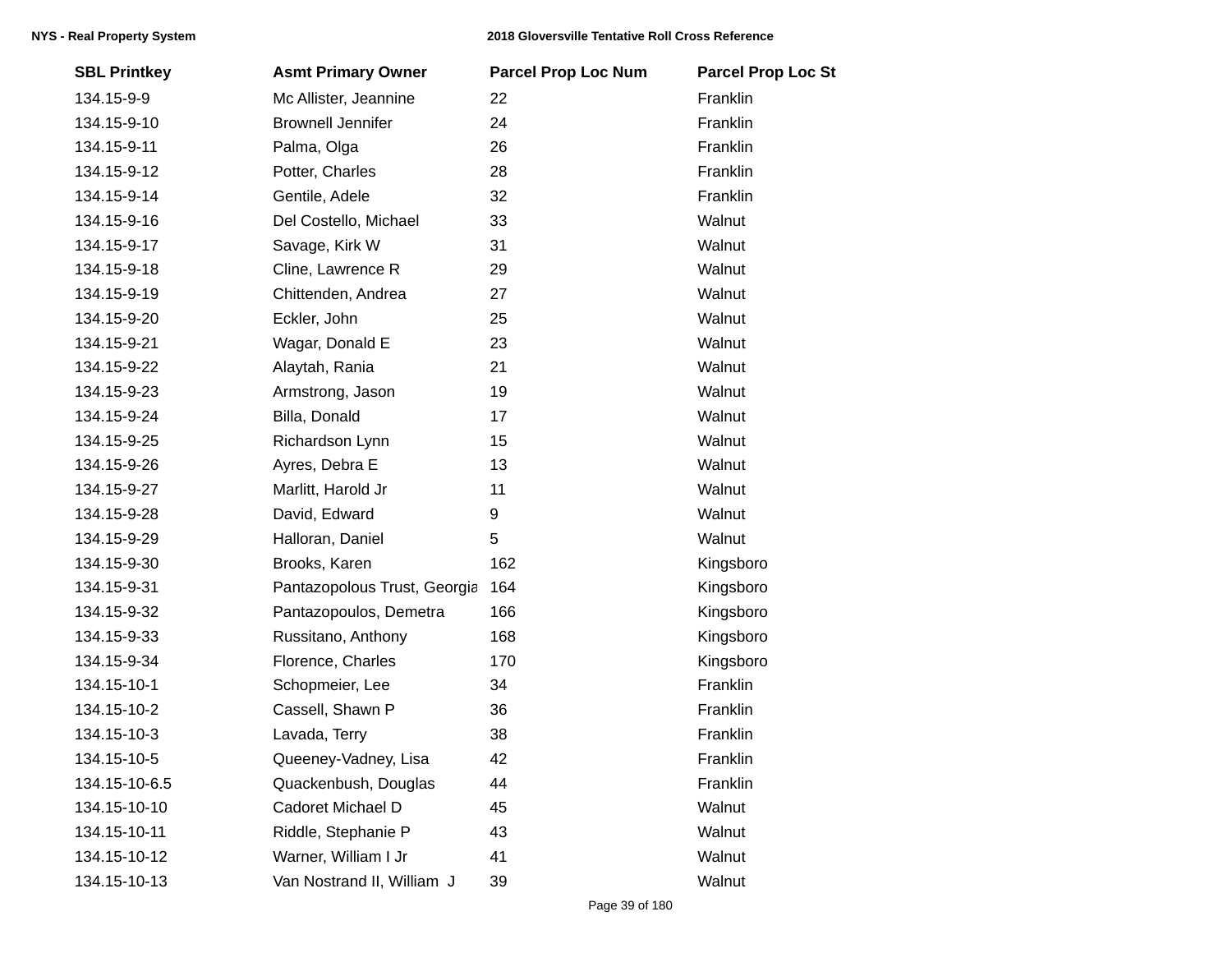| SBL Printkey | Asmt Primary Owner | Parcel Prop Loc Num | Parcel Prop Loc St |
|---|---|---|---|
| 134.15-9-9 | Mc Allister, Jeannine | 22 | Franklin |
| 134.15-9-10 | Brownell Jennifer | 24 | Franklin |
| 134.15-9-11 | Palma, Olga | 26 | Franklin |
| 134.15-9-12 | Potter, Charles | 28 | Franklin |
| 134.15-9-14 | Gentile, Adele | 32 | Franklin |
| 134.15-9-16 | Del Costello, Michael | 33 | Walnut |
| 134.15-9-17 | Savage, Kirk W | 31 | Walnut |
| 134.15-9-18 | Cline, Lawrence R | 29 | Walnut |
| 134.15-9-19 | Chittenden, Andrea | 27 | Walnut |
| 134.15-9-20 | Eckler, John | 25 | Walnut |
| 134.15-9-21 | Wagar, Donald E | 23 | Walnut |
| 134.15-9-22 | Alaytah, Rania | 21 | Walnut |
| 134.15-9-23 | Armstrong, Jason | 19 | Walnut |
| 134.15-9-24 | Billa, Donald | 17 | Walnut |
| 134.15-9-25 | Richardson Lynn | 15 | Walnut |
| 134.15-9-26 | Ayres, Debra E | 13 | Walnut |
| 134.15-9-27 | Marlitt, Harold Jr | 11 | Walnut |
| 134.15-9-28 | David, Edward | 9 | Walnut |
| 134.15-9-29 | Halloran, Daniel | 5 | Walnut |
| 134.15-9-30 | Brooks, Karen | 162 | Kingsboro |
| 134.15-9-31 | Pantazopolous Trust, Georgia | 164 | Kingsboro |
| 134.15-9-32 | Pantazopoulos, Demetra | 166 | Kingsboro |
| 134.15-9-33 | Russitano, Anthony | 168 | Kingsboro |
| 134.15-9-34 | Florence, Charles | 170 | Kingsboro |
| 134.15-10-1 | Schopmeier, Lee | 34 | Franklin |
| 134.15-10-2 | Cassell, Shawn P | 36 | Franklin |
| 134.15-10-3 | Lavada, Terry | 38 | Franklin |
| 134.15-10-5 | Queeney-Vadney, Lisa | 42 | Franklin |
| 134.15-10-6.5 | Quackenbush, Douglas | 44 | Franklin |
| 134.15-10-10 | Cadoret Michael D | 45 | Walnut |
| 134.15-10-11 | Riddle, Stephanie P | 43 | Walnut |
| 134.15-10-12 | Warner, William I Jr | 41 | Walnut |
| 134.15-10-13 | Van Nostrand II, William J | 39 | Walnut |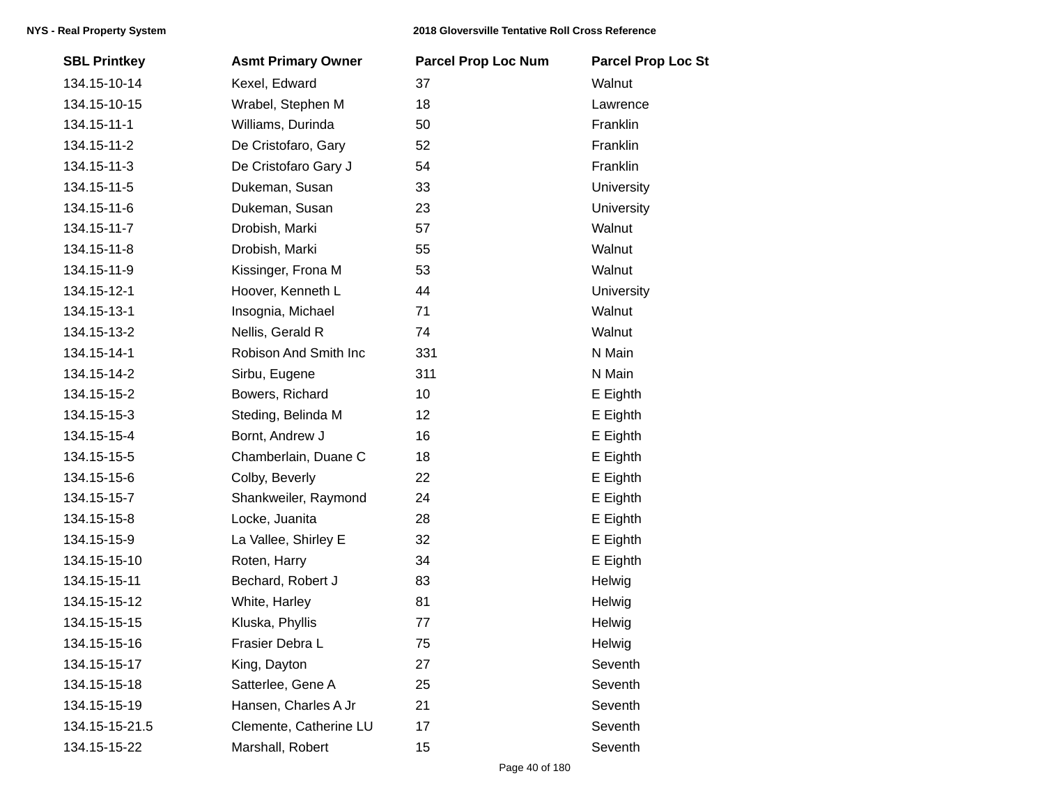| SBL Printkey | Asmt Primary Owner | Parcel Prop Loc Num | Parcel Prop Loc St |
| --- | --- | --- | --- |
| 134.15-10-14 | Kexel, Edward | 37 | Walnut |
| 134.15-10-15 | Wrabel, Stephen M | 18 | Lawrence |
| 134.15-11-1 | Williams, Durinda | 50 | Franklin |
| 134.15-11-2 | De Cristofaro, Gary | 52 | Franklin |
| 134.15-11-3 | De Cristofaro Gary J | 54 | Franklin |
| 134.15-11-5 | Dukeman, Susan | 33 | University |
| 134.15-11-6 | Dukeman, Susan | 23 | University |
| 134.15-11-7 | Drobish, Marki | 57 | Walnut |
| 134.15-11-8 | Drobish, Marki | 55 | Walnut |
| 134.15-11-9 | Kissinger, Frona M | 53 | Walnut |
| 134.15-12-1 | Hoover, Kenneth L | 44 | University |
| 134.15-13-1 | Insognia, Michael | 71 | Walnut |
| 134.15-13-2 | Nellis, Gerald R | 74 | Walnut |
| 134.15-14-1 | Robison And Smith Inc | 331 | N Main |
| 134.15-14-2 | Sirbu, Eugene | 311 | N Main |
| 134.15-15-2 | Bowers, Richard | 10 | E Eighth |
| 134.15-15-3 | Steding, Belinda M | 12 | E Eighth |
| 134.15-15-4 | Bornt, Andrew J | 16 | E Eighth |
| 134.15-15-5 | Chamberlain, Duane C | 18 | E Eighth |
| 134.15-15-6 | Colby, Beverly | 22 | E Eighth |
| 134.15-15-7 | Shankweiler, Raymond | 24 | E Eighth |
| 134.15-15-8 | Locke, Juanita | 28 | E Eighth |
| 134.15-15-9 | La Vallee, Shirley E | 32 | E Eighth |
| 134.15-15-10 | Roten, Harry | 34 | E Eighth |
| 134.15-15-11 | Bechard, Robert J | 83 | Helwig |
| 134.15-15-12 | White, Harley | 81 | Helwig |
| 134.15-15-15 | Kluska, Phyllis | 77 | Helwig |
| 134.15-15-16 | Frasier Debra L | 75 | Helwig |
| 134.15-15-17 | King, Dayton | 27 | Seventh |
| 134.15-15-18 | Satterlee, Gene A | 25 | Seventh |
| 134.15-15-19 | Hansen, Charles A Jr | 21 | Seventh |
| 134.15-15-21.5 | Clemente, Catherine LU | 17 | Seventh |
| 134.15-15-22 | Marshall, Robert | 15 | Seventh |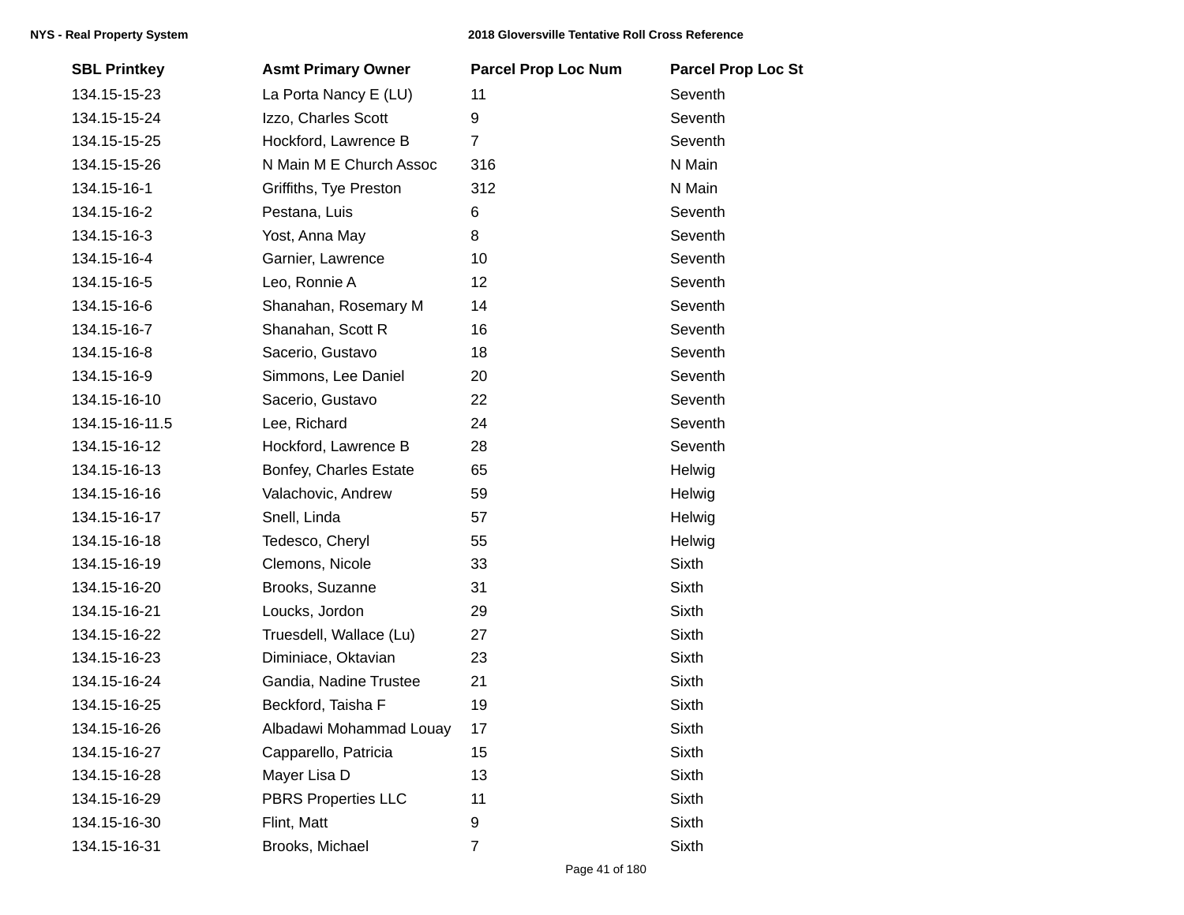| SBL Printkey | Asmt Primary Owner | Parcel Prop Loc Num | Parcel Prop Loc St |
|---|---|---|---|
| 134.15-15-23 | La Porta Nancy E (LU) | 11 | Seventh |
| 134.15-15-24 | Izzo, Charles Scott | 9 | Seventh |
| 134.15-15-25 | Hockford, Lawrence B | 7 | Seventh |
| 134.15-15-26 | N Main M E Church Assoc | 316 | N Main |
| 134.15-16-1 | Griffiths, Tye Preston | 312 | N Main |
| 134.15-16-2 | Pestana, Luis | 6 | Seventh |
| 134.15-16-3 | Yost, Anna May | 8 | Seventh |
| 134.15-16-4 | Garnier, Lawrence | 10 | Seventh |
| 134.15-16-5 | Leo, Ronnie A | 12 | Seventh |
| 134.15-16-6 | Shanahan, Rosemary M | 14 | Seventh |
| 134.15-16-7 | Shanahan, Scott R | 16 | Seventh |
| 134.15-16-8 | Sacerio, Gustavo | 18 | Seventh |
| 134.15-16-9 | Simmons, Lee Daniel | 20 | Seventh |
| 134.15-16-10 | Sacerio, Gustavo | 22 | Seventh |
| 134.15-16-11.5 | Lee, Richard | 24 | Seventh |
| 134.15-16-12 | Hockford, Lawrence B | 28 | Seventh |
| 134.15-16-13 | Bonfey, Charles Estate | 65 | Helwig |
| 134.15-16-16 | Valachovic, Andrew | 59 | Helwig |
| 134.15-16-17 | Snell, Linda | 57 | Helwig |
| 134.15-16-18 | Tedesco, Cheryl | 55 | Helwig |
| 134.15-16-19 | Clemons, Nicole | 33 | Sixth |
| 134.15-16-20 | Brooks, Suzanne | 31 | Sixth |
| 134.15-16-21 | Loucks, Jordon | 29 | Sixth |
| 134.15-16-22 | Truesdell, Wallace (Lu) | 27 | Sixth |
| 134.15-16-23 | Diminiace, Oktavian | 23 | Sixth |
| 134.15-16-24 | Gandia, Nadine Trustee | 21 | Sixth |
| 134.15-16-25 | Beckford, Taisha F | 19 | Sixth |
| 134.15-16-26 | Albadawi Mohammad Louay | 17 | Sixth |
| 134.15-16-27 | Capparello, Patricia | 15 | Sixth |
| 134.15-16-28 | Mayer Lisa D | 13 | Sixth |
| 134.15-16-29 | PBRS Properties LLC | 11 | Sixth |
| 134.15-16-30 | Flint, Matt | 9 | Sixth |
| 134.15-16-31 | Brooks, Michael | 7 | Sixth |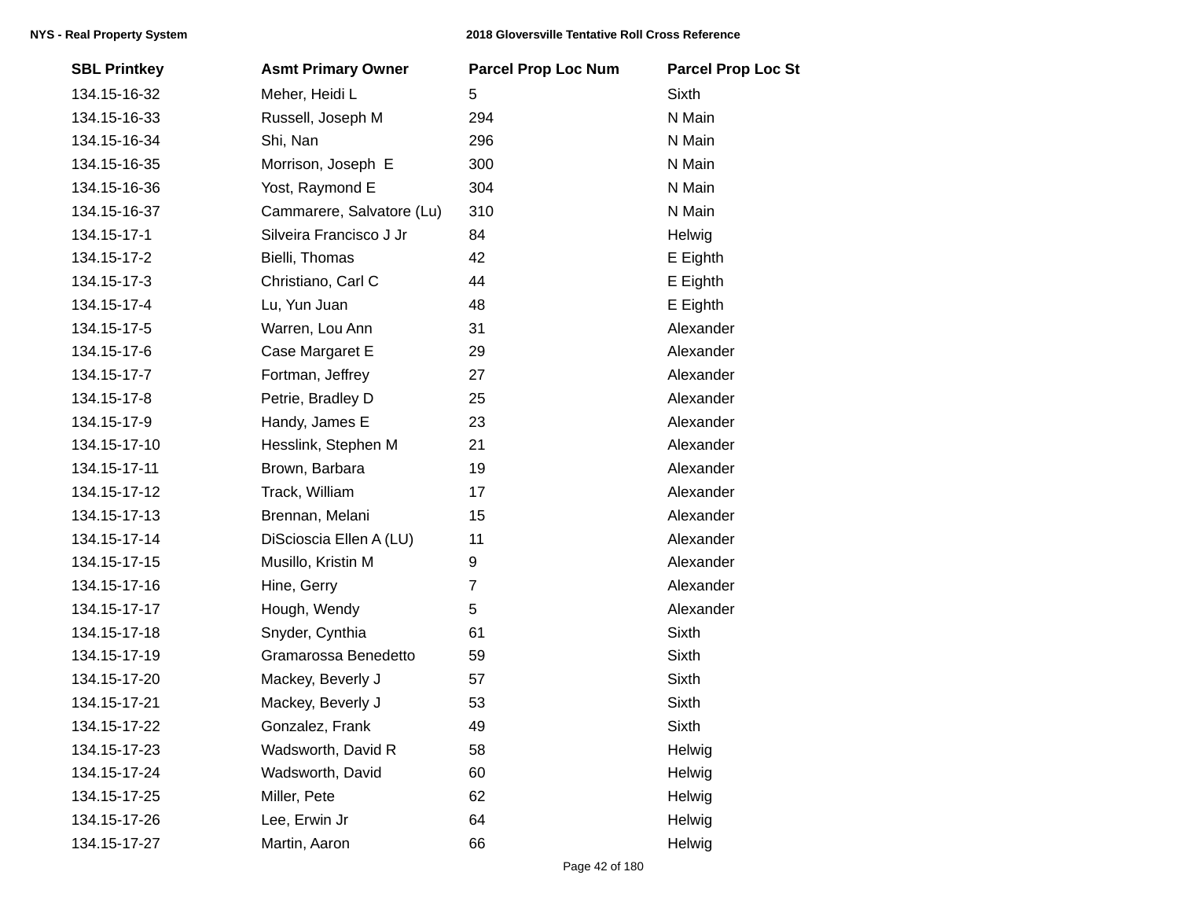| SBL Printkey | Asmt Primary Owner | Parcel Prop Loc Num | Parcel Prop Loc St |
|---|---|---|---|
| 134.15-16-32 | Meher, Heidi L | 5 | Sixth |
| 134.15-16-33 | Russell, Joseph M | 294 | N Main |
| 134.15-16-34 | Shi, Nan | 296 | N Main |
| 134.15-16-35 | Morrison, Joseph E | 300 | N Main |
| 134.15-16-36 | Yost, Raymond E | 304 | N Main |
| 134.15-16-37 | Cammarere, Salvatore (Lu) | 310 | N Main |
| 134.15-17-1 | Silveira Francisco J Jr | 84 | Helwig |
| 134.15-17-2 | Bielli, Thomas | 42 | E Eighth |
| 134.15-17-3 | Christiano, Carl C | 44 | E Eighth |
| 134.15-17-4 | Lu, Yun Juan | 48 | E Eighth |
| 134.15-17-5 | Warren, Lou Ann | 31 | Alexander |
| 134.15-17-6 | Case Margaret E | 29 | Alexander |
| 134.15-17-7 | Fortman, Jeffrey | 27 | Alexander |
| 134.15-17-8 | Petrie, Bradley D | 25 | Alexander |
| 134.15-17-9 | Handy, James E | 23 | Alexander |
| 134.15-17-10 | Hesslink, Stephen M | 21 | Alexander |
| 134.15-17-11 | Brown, Barbara | 19 | Alexander |
| 134.15-17-12 | Track, William | 17 | Alexander |
| 134.15-17-13 | Brennan, Melani | 15 | Alexander |
| 134.15-17-14 | DiScioscia Ellen A (LU) | 11 | Alexander |
| 134.15-17-15 | Musillo, Kristin M | 9 | Alexander |
| 134.15-17-16 | Hine, Gerry | 7 | Alexander |
| 134.15-17-17 | Hough, Wendy | 5 | Alexander |
| 134.15-17-18 | Snyder, Cynthia | 61 | Sixth |
| 134.15-17-19 | Gramarossa Benedetto | 59 | Sixth |
| 134.15-17-20 | Mackey, Beverly J | 57 | Sixth |
| 134.15-17-21 | Mackey, Beverly J | 53 | Sixth |
| 134.15-17-22 | Gonzalez, Frank | 49 | Sixth |
| 134.15-17-23 | Wadsworth, David R | 58 | Helwig |
| 134.15-17-24 | Wadsworth, David | 60 | Helwig |
| 134.15-17-25 | Miller, Pete | 62 | Helwig |
| 134.15-17-26 | Lee, Erwin Jr | 64 | Helwig |
| 134.15-17-27 | Martin, Aaron | 66 | Helwig |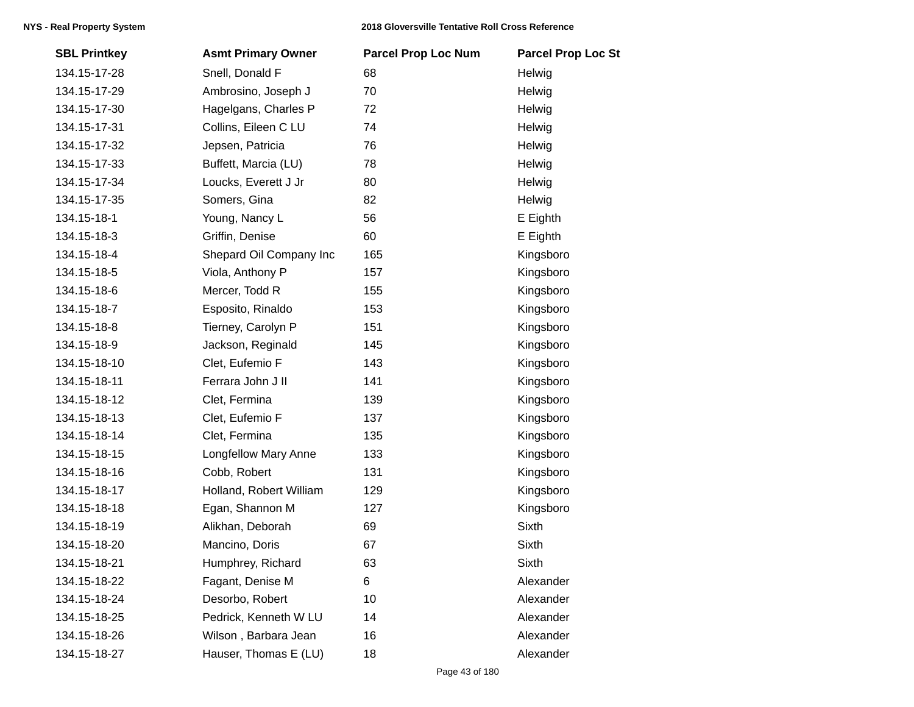| SBL Printkey | Asmt Primary Owner | Parcel Prop Loc Num | Parcel Prop Loc St |
|---|---|---|---|
| 134.15-17-28 | Snell, Donald F | 68 | Helwig |
| 134.15-17-29 | Ambrosino, Joseph J | 70 | Helwig |
| 134.15-17-30 | Hagelgans, Charles P | 72 | Helwig |
| 134.15-17-31 | Collins, Eileen C LU | 74 | Helwig |
| 134.15-17-32 | Jepsen, Patricia | 76 | Helwig |
| 134.15-17-33 | Buffett, Marcia (LU) | 78 | Helwig |
| 134.15-17-34 | Loucks, Everett J Jr | 80 | Helwig |
| 134.15-17-35 | Somers, Gina | 82 | Helwig |
| 134.15-18-1 | Young, Nancy L | 56 | E Eighth |
| 134.15-18-3 | Griffin, Denise | 60 | E Eighth |
| 134.15-18-4 | Shepard Oil Company Inc | 165 | Kingsboro |
| 134.15-18-5 | Viola, Anthony P | 157 | Kingsboro |
| 134.15-18-6 | Mercer, Todd R | 155 | Kingsboro |
| 134.15-18-7 | Esposito, Rinaldo | 153 | Kingsboro |
| 134.15-18-8 | Tierney, Carolyn P | 151 | Kingsboro |
| 134.15-18-9 | Jackson, Reginald | 145 | Kingsboro |
| 134.15-18-10 | Clet, Eufemio F | 143 | Kingsboro |
| 134.15-18-11 | Ferrara John J II | 141 | Kingsboro |
| 134.15-18-12 | Clet, Fermina | 139 | Kingsboro |
| 134.15-18-13 | Clet, Eufemio F | 137 | Kingsboro |
| 134.15-18-14 | Clet, Fermina | 135 | Kingsboro |
| 134.15-18-15 | Longfellow Mary Anne | 133 | Kingsboro |
| 134.15-18-16 | Cobb, Robert | 131 | Kingsboro |
| 134.15-18-17 | Holland, Robert William | 129 | Kingsboro |
| 134.15-18-18 | Egan, Shannon M | 127 | Kingsboro |
| 134.15-18-19 | Alikhan, Deborah | 69 | Sixth |
| 134.15-18-20 | Mancino, Doris | 67 | Sixth |
| 134.15-18-21 | Humphrey, Richard | 63 | Sixth |
| 134.15-18-22 | Fagant, Denise M | 6 | Alexander |
| 134.15-18-24 | Desorbo, Robert | 10 | Alexander |
| 134.15-18-25 | Pedrick, Kenneth W LU | 14 | Alexander |
| 134.15-18-26 | Wilson , Barbara Jean | 16 | Alexander |
| 134.15-18-27 | Hauser, Thomas E (LU) | 18 | Alexander |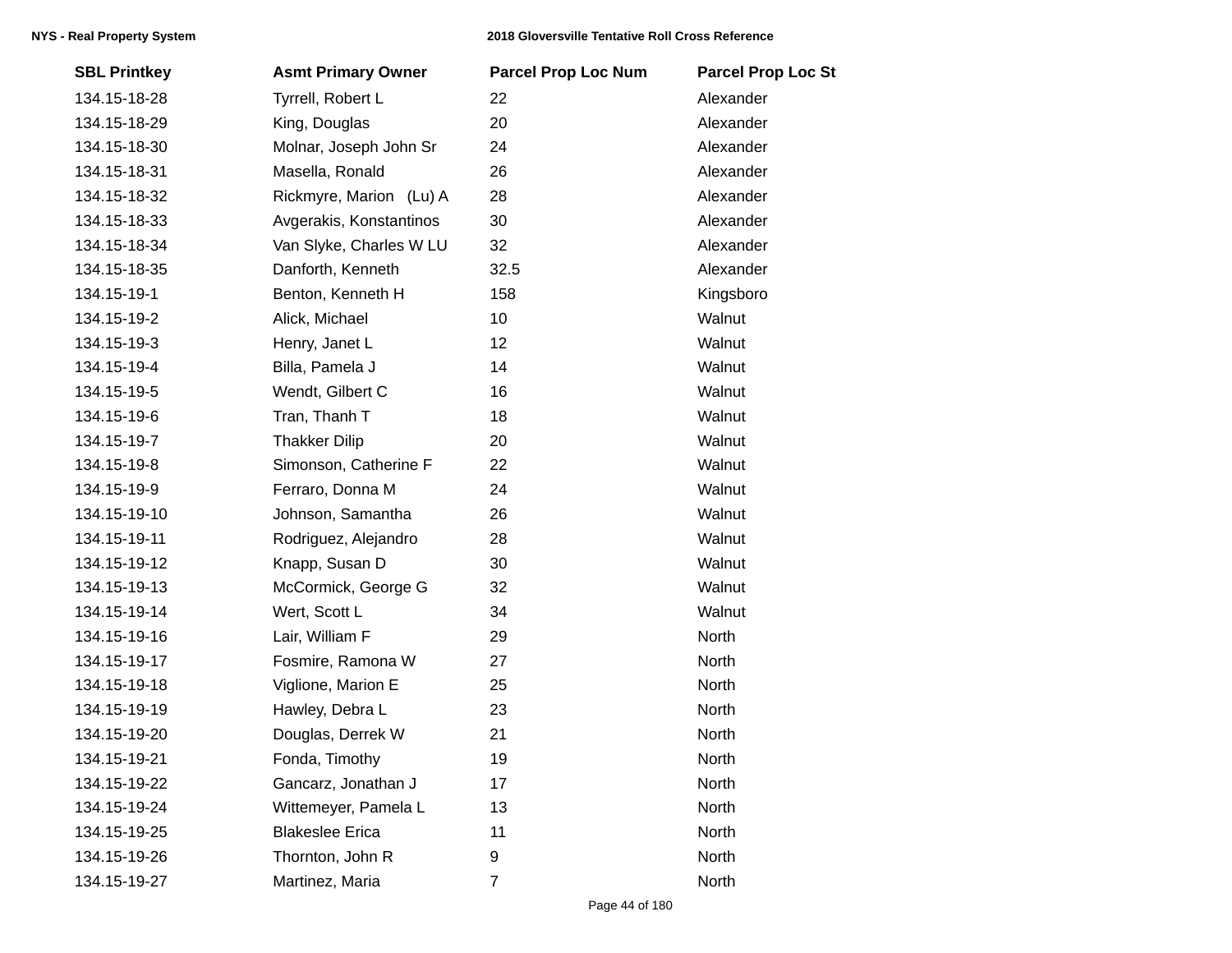| SBL Printkey | Asmt Primary Owner | Parcel Prop Loc Num | Parcel Prop Loc St |
|---|---|---|---|
| 134.15-18-28 | Tyrrell, Robert L | 22 | Alexander |
| 134.15-18-29 | King, Douglas | 20 | Alexander |
| 134.15-18-30 | Molnar, Joseph John Sr | 24 | Alexander |
| 134.15-18-31 | Masella, Ronald | 26 | Alexander |
| 134.15-18-32 | Rickmyre, Marion (Lu) A | 28 | Alexander |
| 134.15-18-33 | Avgerakis, Konstantinos | 30 | Alexander |
| 134.15-18-34 | Van Slyke, Charles W LU | 32 | Alexander |
| 134.15-18-35 | Danforth, Kenneth | 32.5 | Alexander |
| 134.15-19-1 | Benton, Kenneth H | 158 | Kingsboro |
| 134.15-19-2 | Alick, Michael | 10 | Walnut |
| 134.15-19-3 | Henry, Janet L | 12 | Walnut |
| 134.15-19-4 | Billa, Pamela J | 14 | Walnut |
| 134.15-19-5 | Wendt, Gilbert C | 16 | Walnut |
| 134.15-19-6 | Tran, Thanh T | 18 | Walnut |
| 134.15-19-7 | Thakker Dilip | 20 | Walnut |
| 134.15-19-8 | Simonson, Catherine F | 22 | Walnut |
| 134.15-19-9 | Ferraro, Donna M | 24 | Walnut |
| 134.15-19-10 | Johnson, Samantha | 26 | Walnut |
| 134.15-19-11 | Rodriguez, Alejandro | 28 | Walnut |
| 134.15-19-12 | Knapp, Susan D | 30 | Walnut |
| 134.15-19-13 | McCormick, George G | 32 | Walnut |
| 134.15-19-14 | Wert, Scott L | 34 | Walnut |
| 134.15-19-16 | Lair, William F | 29 | North |
| 134.15-19-17 | Fosmire, Ramona W | 27 | North |
| 134.15-19-18 | Viglione, Marion E | 25 | North |
| 134.15-19-19 | Hawley, Debra L | 23 | North |
| 134.15-19-20 | Douglas, Derrek W | 21 | North |
| 134.15-19-21 | Fonda, Timothy | 19 | North |
| 134.15-19-22 | Gancarz, Jonathan J | 17 | North |
| 134.15-19-24 | Wittemeyer, Pamela L | 13 | North |
| 134.15-19-25 | Blakeslee Erica | 11 | North |
| 134.15-19-26 | Thornton, John R | 9 | North |
| 134.15-19-27 | Martinez, Maria | 7 | North |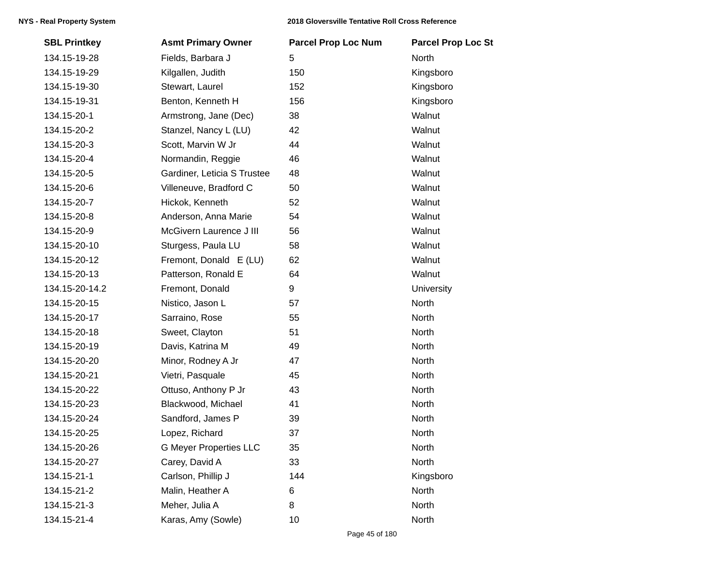| SBL Printkey | Asmt Primary Owner | Parcel Prop Loc Num | Parcel Prop Loc St |
|---|---|---|---|
| 134.15-19-28 | Fields, Barbara J | 5 | North |
| 134.15-19-29 | Kilgallen, Judith | 150 | Kingsboro |
| 134.15-19-30 | Stewart, Laurel | 152 | Kingsboro |
| 134.15-19-31 | Benton, Kenneth H | 156 | Kingsboro |
| 134.15-20-1 | Armstrong, Jane (Dec) | 38 | Walnut |
| 134.15-20-2 | Stanzel, Nancy L (LU) | 42 | Walnut |
| 134.15-20-3 | Scott, Marvin W Jr | 44 | Walnut |
| 134.15-20-4 | Normandin, Reggie | 46 | Walnut |
| 134.15-20-5 | Gardiner, Leticia S Trustee | 48 | Walnut |
| 134.15-20-6 | Villeneuve, Bradford C | 50 | Walnut |
| 134.15-20-7 | Hickok, Kenneth | 52 | Walnut |
| 134.15-20-8 | Anderson, Anna Marie | 54 | Walnut |
| 134.15-20-9 | McGivern Laurence J III | 56 | Walnut |
| 134.15-20-10 | Sturgess, Paula LU | 58 | Walnut |
| 134.15-20-12 | Fremont, Donald E (LU) | 62 | Walnut |
| 134.15-20-13 | Patterson, Ronald E | 64 | Walnut |
| 134.15-20-14.2 | Fremont, Donald | 9 | University |
| 134.15-20-15 | Nistico, Jason L | 57 | North |
| 134.15-20-17 | Sarraino, Rose | 55 | North |
| 134.15-20-18 | Sweet, Clayton | 51 | North |
| 134.15-20-19 | Davis, Katrina M | 49 | North |
| 134.15-20-20 | Minor, Rodney A Jr | 47 | North |
| 134.15-20-21 | Vietri, Pasquale | 45 | North |
| 134.15-20-22 | Ottuso, Anthony P Jr | 43 | North |
| 134.15-20-23 | Blackwood, Michael | 41 | North |
| 134.15-20-24 | Sandford, James P | 39 | North |
| 134.15-20-25 | Lopez, Richard | 37 | North |
| 134.15-20-26 | G Meyer Properties LLC | 35 | North |
| 134.15-20-27 | Carey, David A | 33 | North |
| 134.15-21-1 | Carlson, Phillip J | 144 | Kingsboro |
| 134.15-21-2 | Malin, Heather A | 6 | North |
| 134.15-21-3 | Meher, Julia A | 8 | North |
| 134.15-21-4 | Karas, Amy (Sowle) | 10 | North |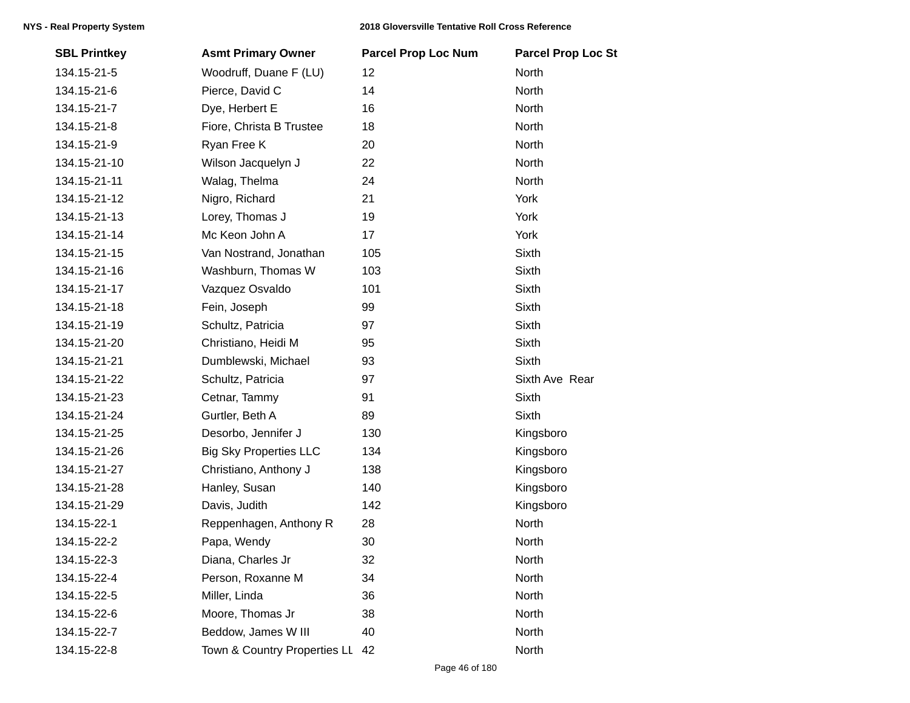| SBL Printkey | Asmt Primary Owner | Parcel Prop Loc Num | Parcel Prop Loc St |
|---|---|---|---|
| 134.15-21-5 | Woodruff, Duane F (LU) | 12 | North |
| 134.15-21-6 | Pierce, David C | 14 | North |
| 134.15-21-7 | Dye, Herbert E | 16 | North |
| 134.15-21-8 | Fiore, Christa B Trustee | 18 | North |
| 134.15-21-9 | Ryan Free K | 20 | North |
| 134.15-21-10 | Wilson Jacquelyn J | 22 | North |
| 134.15-21-11 | Walag, Thelma | 24 | North |
| 134.15-21-12 | Nigro, Richard | 21 | York |
| 134.15-21-13 | Lorey, Thomas J | 19 | York |
| 134.15-21-14 | Mc Keon John A | 17 | York |
| 134.15-21-15 | Van Nostrand, Jonathan | 105 | Sixth |
| 134.15-21-16 | Washburn, Thomas W | 103 | Sixth |
| 134.15-21-17 | Vazquez Osvaldo | 101 | Sixth |
| 134.15-21-18 | Fein, Joseph | 99 | Sixth |
| 134.15-21-19 | Schultz, Patricia | 97 | Sixth |
| 134.15-21-20 | Christiano, Heidi M | 95 | Sixth |
| 134.15-21-21 | Dumblewski, Michael | 93 | Sixth |
| 134.15-21-22 | Schultz, Patricia | 97 | Sixth Ave Rear |
| 134.15-21-23 | Cetnar, Tammy | 91 | Sixth |
| 134.15-21-24 | Gurtler, Beth A | 89 | Sixth |
| 134.15-21-25 | Desorbo, Jennifer J | 130 | Kingsboro |
| 134.15-21-26 | Big Sky Properties LLC | 134 | Kingsboro |
| 134.15-21-27 | Christiano, Anthony J | 138 | Kingsboro |
| 134.15-21-28 | Hanley, Susan | 140 | Kingsboro |
| 134.15-21-29 | Davis, Judith | 142 | Kingsboro |
| 134.15-22-1 | Reppenhagen, Anthony R | 28 | North |
| 134.15-22-2 | Papa, Wendy | 30 | North |
| 134.15-22-3 | Diana, Charles Jr | 32 | North |
| 134.15-22-4 | Person, Roxanne M | 34 | North |
| 134.15-22-5 | Miller, Linda | 36 | North |
| 134.15-22-6 | Moore, Thomas Jr | 38 | North |
| 134.15-22-7 | Beddow, James W III | 40 | North |
| 134.15-22-8 | Town & Country Properties LL | 42 | North |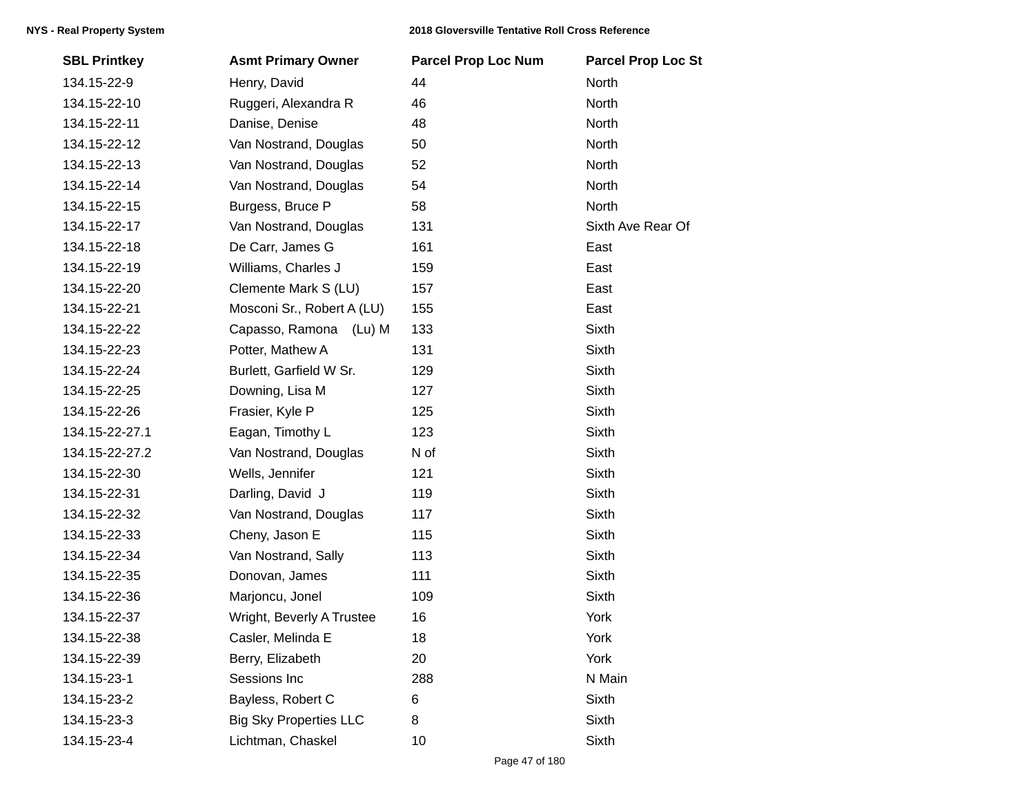| SBL Printkey | Asmt Primary Owner | Parcel Prop Loc Num | Parcel Prop Loc St |
|---|---|---|---|
| 134.15-22-9 | Henry, David | 44 | North |
| 134.15-22-10 | Ruggeri, Alexandra R | 46 | North |
| 134.15-22-11 | Danise, Denise | 48 | North |
| 134.15-22-12 | Van Nostrand, Douglas | 50 | North |
| 134.15-22-13 | Van Nostrand, Douglas | 52 | North |
| 134.15-22-14 | Van Nostrand, Douglas | 54 | North |
| 134.15-22-15 | Burgess, Bruce P | 58 | North |
| 134.15-22-17 | Van Nostrand, Douglas | 131 | Sixth Ave Rear Of |
| 134.15-22-18 | De Carr, James G | 161 | East |
| 134.15-22-19 | Williams, Charles J | 159 | East |
| 134.15-22-20 | Clemente Mark S (LU) | 157 | East |
| 134.15-22-21 | Mosconi Sr., Robert A (LU) | 155 | East |
| 134.15-22-22 | Capasso, Ramona (Lu) M | 133 | Sixth |
| 134.15-22-23 | Potter, Mathew A | 131 | Sixth |
| 134.15-22-24 | Burlett, Garfield W Sr. | 129 | Sixth |
| 134.15-22-25 | Downing, Lisa M | 127 | Sixth |
| 134.15-22-26 | Frasier, Kyle P | 125 | Sixth |
| 134.15-22-27.1 | Eagan, Timothy L | 123 | Sixth |
| 134.15-22-27.2 | Van Nostrand, Douglas | N of | Sixth |
| 134.15-22-30 | Wells, Jennifer | 121 | Sixth |
| 134.15-22-31 | Darling, David J | 119 | Sixth |
| 134.15-22-32 | Van Nostrand, Douglas | 117 | Sixth |
| 134.15-22-33 | Cheny, Jason E | 115 | Sixth |
| 134.15-22-34 | Van Nostrand, Sally | 113 | Sixth |
| 134.15-22-35 | Donovan, James | 111 | Sixth |
| 134.15-22-36 | Marjoncu, Jonel | 109 | Sixth |
| 134.15-22-37 | Wright, Beverly A Trustee | 16 | York |
| 134.15-22-38 | Casler, Melinda E | 18 | York |
| 134.15-22-39 | Berry, Elizabeth | 20 | York |
| 134.15-23-1 | Sessions Inc | 288 | N Main |
| 134.15-23-2 | Bayless, Robert C | 6 | Sixth |
| 134.15-23-3 | Big Sky Properties LLC | 8 | Sixth |
| 134.15-23-4 | Lichtman, Chaskel | 10 | Sixth |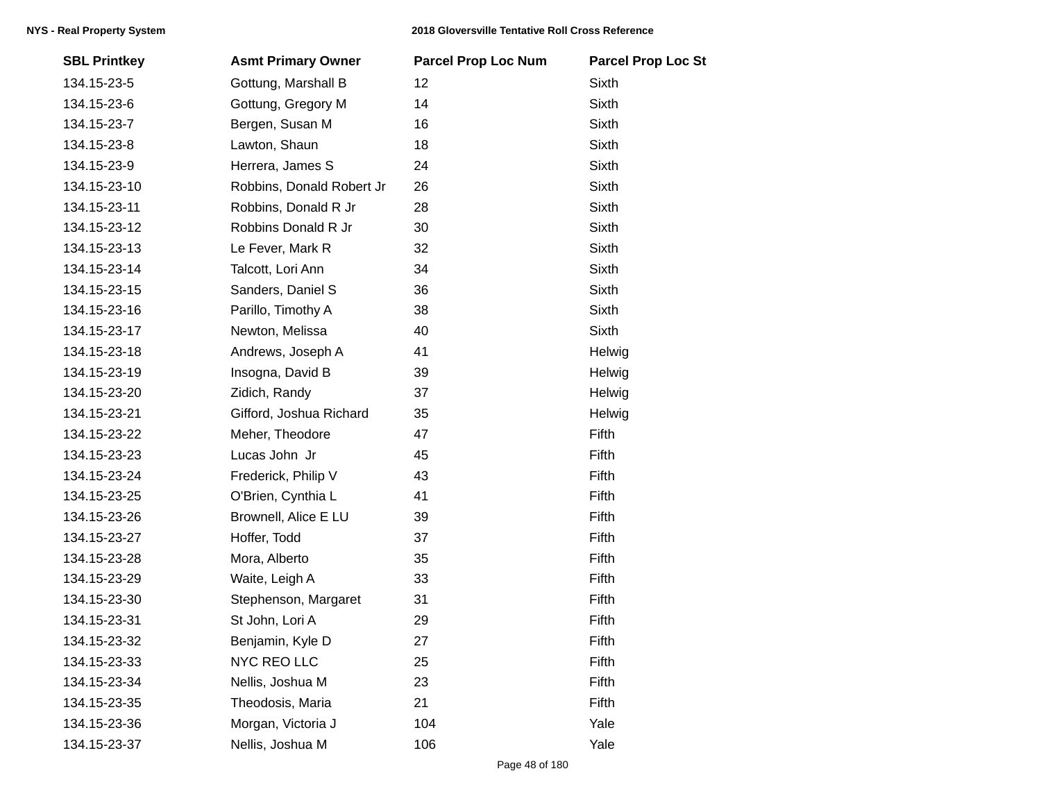| SBL Printkey | Asmt Primary Owner | Parcel Prop Loc Num | Parcel Prop Loc St |
| --- | --- | --- | --- |
| 134.15-23-5 | Gottung, Marshall B | 12 | Sixth |
| 134.15-23-6 | Gottung, Gregory M | 14 | Sixth |
| 134.15-23-7 | Bergen, Susan M | 16 | Sixth |
| 134.15-23-8 | Lawton, Shaun | 18 | Sixth |
| 134.15-23-9 | Herrera, James S | 24 | Sixth |
| 134.15-23-10 | Robbins, Donald Robert Jr | 26 | Sixth |
| 134.15-23-11 | Robbins, Donald R Jr | 28 | Sixth |
| 134.15-23-12 | Robbins Donald R Jr | 30 | Sixth |
| 134.15-23-13 | Le Fever, Mark R | 32 | Sixth |
| 134.15-23-14 | Talcott, Lori Ann | 34 | Sixth |
| 134.15-23-15 | Sanders, Daniel S | 36 | Sixth |
| 134.15-23-16 | Parillo, Timothy A | 38 | Sixth |
| 134.15-23-17 | Newton, Melissa | 40 | Sixth |
| 134.15-23-18 | Andrews, Joseph A | 41 | Helwig |
| 134.15-23-19 | Insogna, David B | 39 | Helwig |
| 134.15-23-20 | Zidich, Randy | 37 | Helwig |
| 134.15-23-21 | Gifford, Joshua Richard | 35 | Helwig |
| 134.15-23-22 | Meher, Theodore | 47 | Fifth |
| 134.15-23-23 | Lucas John Jr | 45 | Fifth |
| 134.15-23-24 | Frederick, Philip V | 43 | Fifth |
| 134.15-23-25 | O'Brien, Cynthia L | 41 | Fifth |
| 134.15-23-26 | Brownell, Alice E LU | 39 | Fifth |
| 134.15-23-27 | Hoffer, Todd | 37 | Fifth |
| 134.15-23-28 | Mora, Alberto | 35 | Fifth |
| 134.15-23-29 | Waite, Leigh A | 33 | Fifth |
| 134.15-23-30 | Stephenson, Margaret | 31 | Fifth |
| 134.15-23-31 | St John, Lori A | 29 | Fifth |
| 134.15-23-32 | Benjamin, Kyle D | 27 | Fifth |
| 134.15-23-33 | NYC REO LLC | 25 | Fifth |
| 134.15-23-34 | Nellis, Joshua M | 23 | Fifth |
| 134.15-23-35 | Theodosis, Maria | 21 | Fifth |
| 134.15-23-36 | Morgan, Victoria J | 104 | Yale |
| 134.15-23-37 | Nellis, Joshua M | 106 | Yale |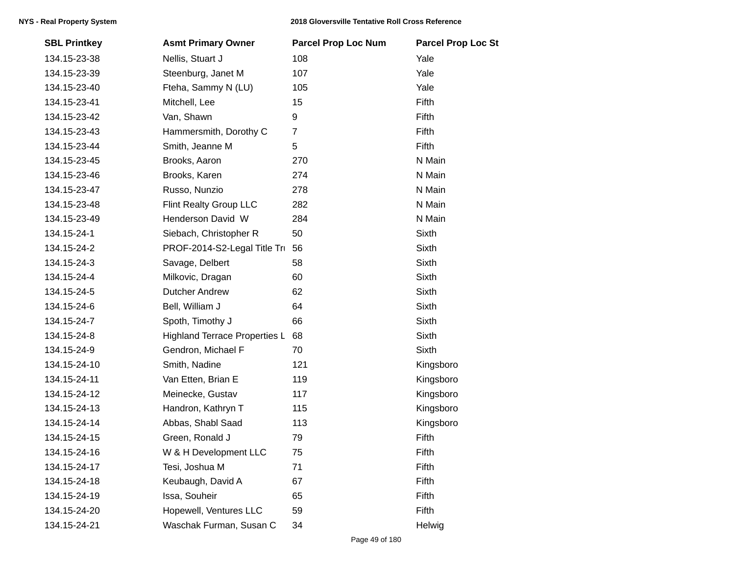| SBL Printkey | Asmt Primary Owner | Parcel Prop Loc Num | Parcel Prop Loc St |
|---|---|---|---|
| 134.15-23-38 | Nellis, Stuart J | 108 | Yale |
| 134.15-23-39 | Steenburg, Janet M | 107 | Yale |
| 134.15-23-40 | Fteha, Sammy N (LU) | 105 | Yale |
| 134.15-23-41 | Mitchell, Lee | 15 | Fifth |
| 134.15-23-42 | Van, Shawn | 9 | Fifth |
| 134.15-23-43 | Hammersmith, Dorothy C | 7 | Fifth |
| 134.15-23-44 | Smith, Jeanne M | 5 | Fifth |
| 134.15-23-45 | Brooks, Aaron | 270 | N Main |
| 134.15-23-46 | Brooks, Karen | 274 | N Main |
| 134.15-23-47 | Russo, Nunzio | 278 | N Main |
| 134.15-23-48 | Flint Realty Group LLC | 282 | N Main |
| 134.15-23-49 | Henderson David W | 284 | N Main |
| 134.15-24-1 | Siebach, Christopher R | 50 | Sixth |
| 134.15-24-2 | PROF-2014-S2-Legal Title Tru | 56 | Sixth |
| 134.15-24-3 | Savage, Delbert | 58 | Sixth |
| 134.15-24-4 | Milkovic, Dragan | 60 | Sixth |
| 134.15-24-5 | Dutcher Andrew | 62 | Sixth |
| 134.15-24-6 | Bell, William J | 64 | Sixth |
| 134.15-24-7 | Spoth, Timothy J | 66 | Sixth |
| 134.15-24-8 | Highland Terrace Properties L | 68 | Sixth |
| 134.15-24-9 | Gendron, Michael F | 70 | Sixth |
| 134.15-24-10 | Smith, Nadine | 121 | Kingsboro |
| 134.15-24-11 | Van Etten, Brian E | 119 | Kingsboro |
| 134.15-24-12 | Meinecke, Gustav | 117 | Kingsboro |
| 134.15-24-13 | Handron, Kathryn T | 115 | Kingsboro |
| 134.15-24-14 | Abbas, Shabl Saad | 113 | Kingsboro |
| 134.15-24-15 | Green, Ronald J | 79 | Fifth |
| 134.15-24-16 | W & H Development LLC | 75 | Fifth |
| 134.15-24-17 | Tesi, Joshua M | 71 | Fifth |
| 134.15-24-18 | Keubaugh, David A | 67 | Fifth |
| 134.15-24-19 | Issa, Souheir | 65 | Fifth |
| 134.15-24-20 | Hopewell, Ventures LLC | 59 | Fifth |
| 134.15-24-21 | Waschak Furman, Susan C | 34 | Helwig |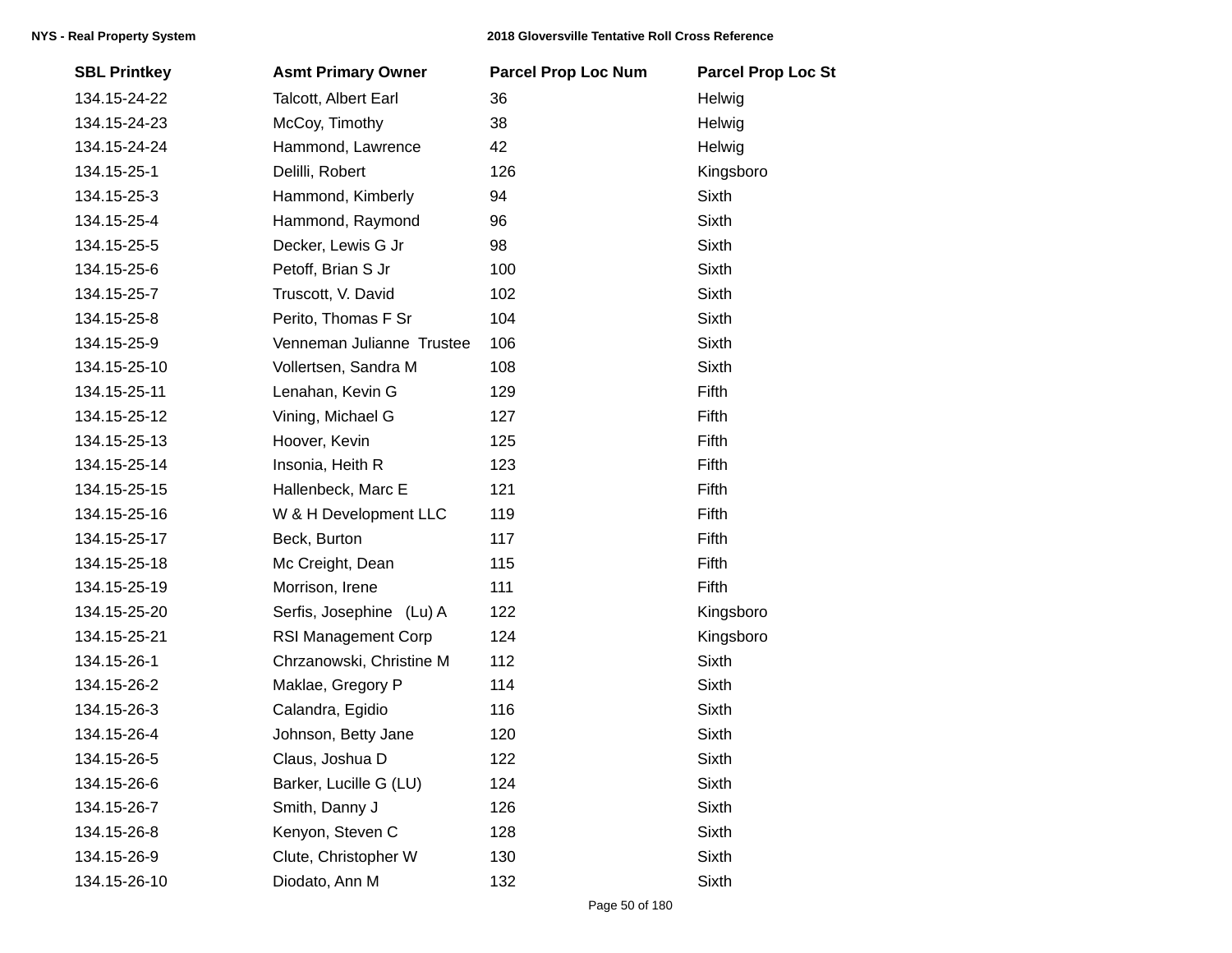| SBL Printkey | Asmt Primary Owner | Parcel Prop Loc Num | Parcel Prop Loc St |
|---|---|---|---|
| 134.15-24-22 | Talcott, Albert Earl | 36 | Helwig |
| 134.15-24-23 | McCoy, Timothy | 38 | Helwig |
| 134.15-24-24 | Hammond, Lawrence | 42 | Helwig |
| 134.15-25-1 | Delilli, Robert | 126 | Kingsboro |
| 134.15-25-3 | Hammond, Kimberly | 94 | Sixth |
| 134.15-25-4 | Hammond, Raymond | 96 | Sixth |
| 134.15-25-5 | Decker, Lewis G Jr | 98 | Sixth |
| 134.15-25-6 | Petoff, Brian S Jr | 100 | Sixth |
| 134.15-25-7 | Truscott, V. David | 102 | Sixth |
| 134.15-25-8 | Perito, Thomas F Sr | 104 | Sixth |
| 134.15-25-9 | Venneman Julianne  Trustee | 106 | Sixth |
| 134.15-25-10 | Vollertsen, Sandra M | 108 | Sixth |
| 134.15-25-11 | Lenahan, Kevin G | 129 | Fifth |
| 134.15-25-12 | Vining, Michael G | 127 | Fifth |
| 134.15-25-13 | Hoover, Kevin | 125 | Fifth |
| 134.15-25-14 | Insonia, Heith R | 123 | Fifth |
| 134.15-25-15 | Hallenbeck, Marc E | 121 | Fifth |
| 134.15-25-16 | W & H Development LLC | 119 | Fifth |
| 134.15-25-17 | Beck, Burton | 117 | Fifth |
| 134.15-25-18 | Mc Creight, Dean | 115 | Fifth |
| 134.15-25-19 | Morrison, Irene | 111 | Fifth |
| 134.15-25-20 | Serfis, Josephine   (Lu) A | 122 | Kingsboro |
| 134.15-25-21 | RSI Management Corp | 124 | Kingsboro |
| 134.15-26-1 | Chrzanowski, Christine M | 112 | Sixth |
| 134.15-26-2 | Maklae, Gregory P | 114 | Sixth |
| 134.15-26-3 | Calandra, Egidio | 116 | Sixth |
| 134.15-26-4 | Johnson, Betty Jane | 120 | Sixth |
| 134.15-26-5 | Claus, Joshua D | 122 | Sixth |
| 134.15-26-6 | Barker, Lucille G (LU) | 124 | Sixth |
| 134.15-26-7 | Smith, Danny J | 126 | Sixth |
| 134.15-26-8 | Kenyon, Steven C | 128 | Sixth |
| 134.15-26-9 | Clute, Christopher W | 130 | Sixth |
| 134.15-26-10 | Diodato, Ann M | 132 | Sixth |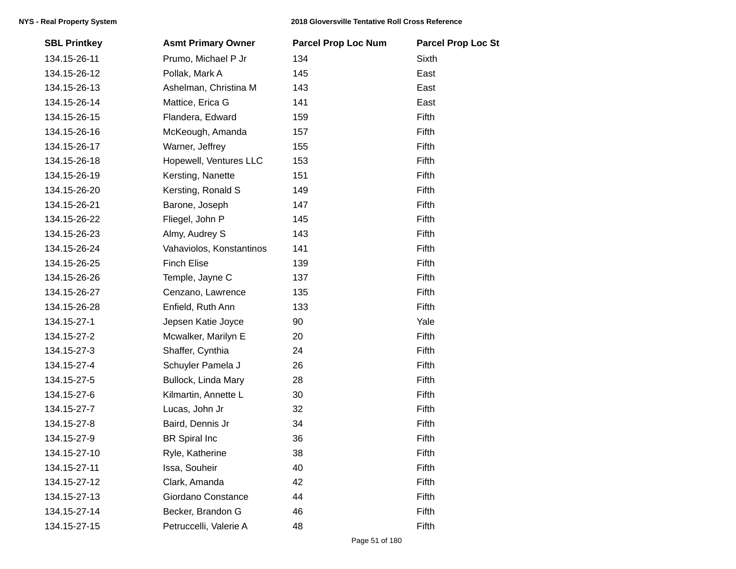| SBL Printkey | Asmt Primary Owner | Parcel Prop Loc Num | Parcel Prop Loc St |
|---|---|---|---|
| 134.15-26-11 | Prumo, Michael P Jr | 134 | Sixth |
| 134.15-26-12 | Pollak, Mark A | 145 | East |
| 134.15-26-13 | Ashelman, Christina M | 143 | East |
| 134.15-26-14 | Mattice, Erica G | 141 | East |
| 134.15-26-15 | Flandera, Edward | 159 | Fifth |
| 134.15-26-16 | McKeough, Amanda | 157 | Fifth |
| 134.15-26-17 | Warner, Jeffrey | 155 | Fifth |
| 134.15-26-18 | Hopewell, Ventures LLC | 153 | Fifth |
| 134.15-26-19 | Kersting, Nanette | 151 | Fifth |
| 134.15-26-20 | Kersting, Ronald S | 149 | Fifth |
| 134.15-26-21 | Barone, Joseph | 147 | Fifth |
| 134.15-26-22 | Fliegel, John P | 145 | Fifth |
| 134.15-26-23 | Almy, Audrey S | 143 | Fifth |
| 134.15-26-24 | Vahaviolos, Konstantinos | 141 | Fifth |
| 134.15-26-25 | Finch Elise | 139 | Fifth |
| 134.15-26-26 | Temple, Jayne C | 137 | Fifth |
| 134.15-26-27 | Cenzano, Lawrence | 135 | Fifth |
| 134.15-26-28 | Enfield, Ruth Ann | 133 | Fifth |
| 134.15-27-1 | Jepsen Katie Joyce | 90 | Yale |
| 134.15-27-2 | Mcwalker, Marilyn E | 20 | Fifth |
| 134.15-27-3 | Shaffer, Cynthia | 24 | Fifth |
| 134.15-27-4 | Schuyler Pamela J | 26 | Fifth |
| 134.15-27-5 | Bullock, Linda Mary | 28 | Fifth |
| 134.15-27-6 | Kilmartin, Annette L | 30 | Fifth |
| 134.15-27-7 | Lucas, John Jr | 32 | Fifth |
| 134.15-27-8 | Baird, Dennis Jr | 34 | Fifth |
| 134.15-27-9 | BR Spiral Inc | 36 | Fifth |
| 134.15-27-10 | Ryle, Katherine | 38 | Fifth |
| 134.15-27-11 | Issa, Souheir | 40 | Fifth |
| 134.15-27-12 | Clark, Amanda | 42 | Fifth |
| 134.15-27-13 | Giordano Constance | 44 | Fifth |
| 134.15-27-14 | Becker, Brandon G | 46 | Fifth |
| 134.15-27-15 | Petruccelli, Valerie A | 48 | Fifth |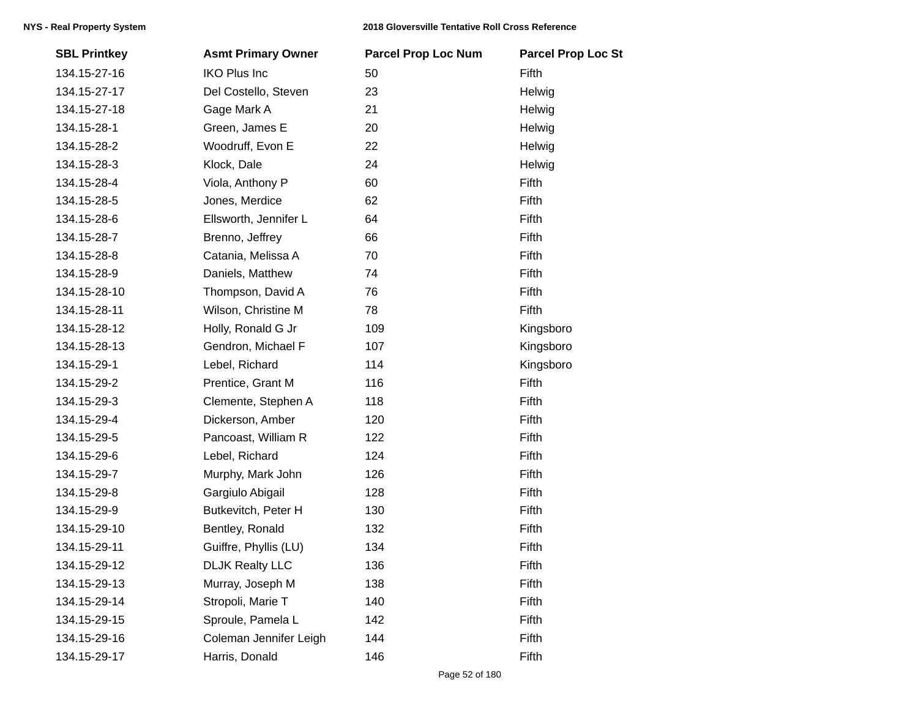| SBL Printkey | Asmt Primary Owner | Parcel Prop Loc Num | Parcel Prop Loc St |
|---|---|---|---|
| 134.15-27-16 | IKO Plus Inc | 50 | Fifth |
| 134.15-27-17 | Del Costello, Steven | 23 | Helwig |
| 134.15-27-18 | Gage Mark A | 21 | Helwig |
| 134.15-28-1 | Green, James E | 20 | Helwig |
| 134.15-28-2 | Woodruff, Evon E | 22 | Helwig |
| 134.15-28-3 | Klock, Dale | 24 | Helwig |
| 134.15-28-4 | Viola, Anthony P | 60 | Fifth |
| 134.15-28-5 | Jones, Merdice | 62 | Fifth |
| 134.15-28-6 | Ellsworth, Jennifer L | 64 | Fifth |
| 134.15-28-7 | Brenno, Jeffrey | 66 | Fifth |
| 134.15-28-8 | Catania, Melissa A | 70 | Fifth |
| 134.15-28-9 | Daniels, Matthew | 74 | Fifth |
| 134.15-28-10 | Thompson, David A | 76 | Fifth |
| 134.15-28-11 | Wilson, Christine M | 78 | Fifth |
| 134.15-28-12 | Holly, Ronald G Jr | 109 | Kingsboro |
| 134.15-28-13 | Gendron, Michael F | 107 | Kingsboro |
| 134.15-29-1 | Lebel, Richard | 114 | Kingsboro |
| 134.15-29-2 | Prentice, Grant M | 116 | Fifth |
| 134.15-29-3 | Clemente, Stephen A | 118 | Fifth |
| 134.15-29-4 | Dickerson, Amber | 120 | Fifth |
| 134.15-29-5 | Pancoast, William R | 122 | Fifth |
| 134.15-29-6 | Lebel, Richard | 124 | Fifth |
| 134.15-29-7 | Murphy, Mark John | 126 | Fifth |
| 134.15-29-8 | Gargiulo Abigail | 128 | Fifth |
| 134.15-29-9 | Butkevitch, Peter H | 130 | Fifth |
| 134.15-29-10 | Bentley, Ronald | 132 | Fifth |
| 134.15-29-11 | Guiffre, Phyllis (LU) | 134 | Fifth |
| 134.15-29-12 | DLJK Realty LLC | 136 | Fifth |
| 134.15-29-13 | Murray, Joseph M | 138 | Fifth |
| 134.15-29-14 | Stropoli, Marie T | 140 | Fifth |
| 134.15-29-15 | Sproule, Pamela L | 142 | Fifth |
| 134.15-29-16 | Coleman Jennifer Leigh | 144 | Fifth |
| 134.15-29-17 | Harris, Donald | 146 | Fifth |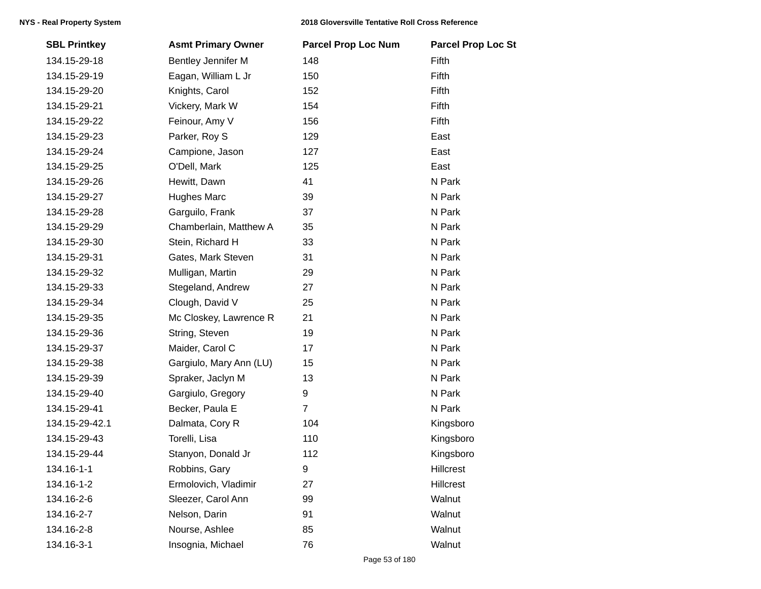| SBL Printkey | Asmt Primary Owner | Parcel Prop Loc Num | Parcel Prop Loc St |
|---|---|---|---|
| 134.15-29-18 | Bentley Jennifer M | 148 | Fifth |
| 134.15-29-19 | Eagan, William L Jr | 150 | Fifth |
| 134.15-29-20 | Knights, Carol | 152 | Fifth |
| 134.15-29-21 | Vickery, Mark W | 154 | Fifth |
| 134.15-29-22 | Feinour, Amy V | 156 | Fifth |
| 134.15-29-23 | Parker, Roy S | 129 | East |
| 134.15-29-24 | Campione, Jason | 127 | East |
| 134.15-29-25 | O'Dell, Mark | 125 | East |
| 134.15-29-26 | Hewitt, Dawn | 41 | N Park |
| 134.15-29-27 | Hughes Marc | 39 | N Park |
| 134.15-29-28 | Garguilo, Frank | 37 | N Park |
| 134.15-29-29 | Chamberlain, Matthew A | 35 | N Park |
| 134.15-29-30 | Stein, Richard H | 33 | N Park |
| 134.15-29-31 | Gates, Mark Steven | 31 | N Park |
| 134.15-29-32 | Mulligan, Martin | 29 | N Park |
| 134.15-29-33 | Stegeland, Andrew | 27 | N Park |
| 134.15-29-34 | Clough, David V | 25 | N Park |
| 134.15-29-35 | Mc Closkey, Lawrence R | 21 | N Park |
| 134.15-29-36 | String, Steven | 19 | N Park |
| 134.15-29-37 | Maider, Carol C | 17 | N Park |
| 134.15-29-38 | Gargiulo, Mary Ann (LU) | 15 | N Park |
| 134.15-29-39 | Spraker, Jaclyn M | 13 | N Park |
| 134.15-29-40 | Gargiulo, Gregory | 9 | N Park |
| 134.15-29-41 | Becker, Paula E | 7 | N Park |
| 134.15-29-42.1 | Dalmata, Cory R | 104 | Kingsboro |
| 134.15-29-43 | Torelli, Lisa | 110 | Kingsboro |
| 134.15-29-44 | Stanyon, Donald Jr | 112 | Kingsboro |
| 134.16-1-1 | Robbins, Gary | 9 | Hillcrest |
| 134.16-1-2 | Ermolovich, Vladimir | 27 | Hillcrest |
| 134.16-2-6 | Sleezer, Carol Ann | 99 | Walnut |
| 134.16-2-7 | Nelson, Darin | 91 | Walnut |
| 134.16-2-8 | Nourse, Ashlee | 85 | Walnut |
| 134.16-3-1 | Insognia, Michael | 76 | Walnut |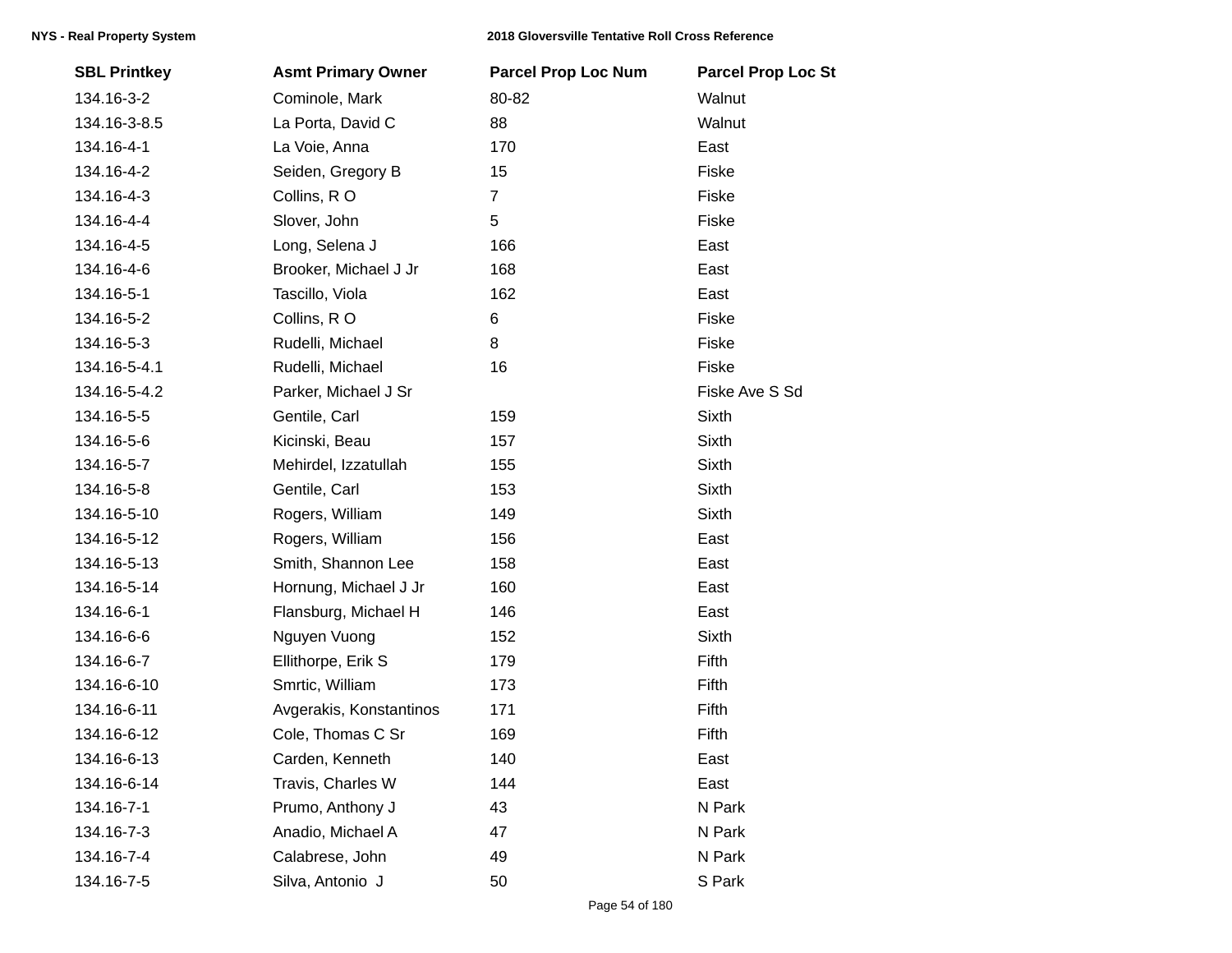| SBL Printkey | Asmt Primary Owner | Parcel Prop Loc Num | Parcel Prop Loc St |
| --- | --- | --- | --- |
| 134.16-3-2 | Cominole, Mark | 80-82 | Walnut |
| 134.16-3-8.5 | La Porta, David C | 88 | Walnut |
| 134.16-4-1 | La Voie, Anna | 170 | East |
| 134.16-4-2 | Seiden, Gregory B | 15 | Fiske |
| 134.16-4-3 | Collins, R O | 7 | Fiske |
| 134.16-4-4 | Slover, John | 5 | Fiske |
| 134.16-4-5 | Long, Selena J | 166 | East |
| 134.16-4-6 | Brooker, Michael J Jr | 168 | East |
| 134.16-5-1 | Tascillo, Viola | 162 | East |
| 134.16-5-2 | Collins, R O | 6 | Fiske |
| 134.16-5-3 | Rudelli, Michael | 8 | Fiske |
| 134.16-5-4.1 | Rudelli, Michael | 16 | Fiske |
| 134.16-5-4.2 | Parker, Michael J Sr | | Fiske Ave S Sd |
| 134.16-5-5 | Gentile, Carl | 159 | Sixth |
| 134.16-5-6 | Kicinski, Beau | 157 | Sixth |
| 134.16-5-7 | Mehirdel, Izzatullah | 155 | Sixth |
| 134.16-5-8 | Gentile, Carl | 153 | Sixth |
| 134.16-5-10 | Rogers, William | 149 | Sixth |
| 134.16-5-12 | Rogers, William | 156 | East |
| 134.16-5-13 | Smith, Shannon Lee | 158 | East |
| 134.16-5-14 | Hornung, Michael J Jr | 160 | East |
| 134.16-6-1 | Flansburg, Michael H | 146 | East |
| 134.16-6-6 | Nguyen Vuong | 152 | Sixth |
| 134.16-6-7 | Ellithorpe, Erik S | 179 | Fifth |
| 134.16-6-10 | Smrtic, William | 173 | Fifth |
| 134.16-6-11 | Avgerakis, Konstantinos | 171 | Fifth |
| 134.16-6-12 | Cole, Thomas C Sr | 169 | Fifth |
| 134.16-6-13 | Carden, Kenneth | 140 | East |
| 134.16-6-14 | Travis, Charles W | 144 | East |
| 134.16-7-1 | Prumo, Anthony J | 43 | N Park |
| 134.16-7-3 | Anadio, Michael A | 47 | N Park |
| 134.16-7-4 | Calabrese, John | 49 | N Park |
| 134.16-7-5 | Silva, Antonio J | 50 | S Park |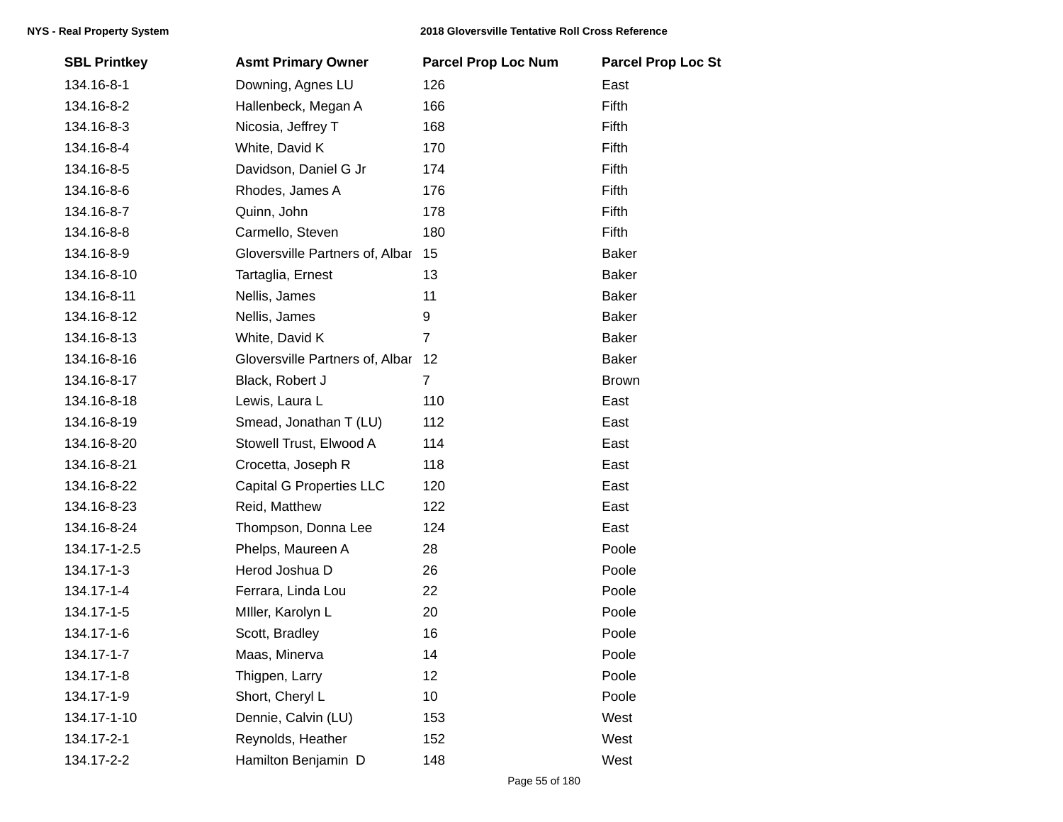| SBL Printkey | Asmt Primary Owner | Parcel Prop Loc Num | Parcel Prop Loc St |
|---|---|---|---|
| 134.16-8-1 | Downing, Agnes LU | 126 | East |
| 134.16-8-2 | Hallenbeck, Megan A | 166 | Fifth |
| 134.16-8-3 | Nicosia, Jeffrey T | 168 | Fifth |
| 134.16-8-4 | White, David K | 170 | Fifth |
| 134.16-8-5 | Davidson, Daniel G Jr | 174 | Fifth |
| 134.16-8-6 | Rhodes, James A | 176 | Fifth |
| 134.16-8-7 | Quinn, John | 178 | Fifth |
| 134.16-8-8 | Carmello, Steven | 180 | Fifth |
| 134.16-8-9 | Gloversville Partners of, Albar | 15 | Baker |
| 134.16-8-10 | Tartaglia, Ernest | 13 | Baker |
| 134.16-8-11 | Nellis, James | 11 | Baker |
| 134.16-8-12 | Nellis, James | 9 | Baker |
| 134.16-8-13 | White, David K | 7 | Baker |
| 134.16-8-16 | Gloversville Partners of, Albar | 12 | Baker |
| 134.16-8-17 | Black, Robert J | 7 | Brown |
| 134.16-8-18 | Lewis, Laura L | 110 | East |
| 134.16-8-19 | Smead, Jonathan T (LU) | 112 | East |
| 134.16-8-20 | Stowell Trust, Elwood A | 114 | East |
| 134.16-8-21 | Crocetta, Joseph R | 118 | East |
| 134.16-8-22 | Capital G Properties LLC | 120 | East |
| 134.16-8-23 | Reid, Matthew | 122 | East |
| 134.16-8-24 | Thompson, Donna Lee | 124 | East |
| 134.17-1-2.5 | Phelps, Maureen A | 28 | Poole |
| 134.17-1-3 | Herod Joshua D | 26 | Poole |
| 134.17-1-4 | Ferrara, Linda Lou | 22 | Poole |
| 134.17-1-5 | MIller, Karolyn L | 20 | Poole |
| 134.17-1-6 | Scott, Bradley | 16 | Poole |
| 134.17-1-7 | Maas, Minerva | 14 | Poole |
| 134.17-1-8 | Thigpen, Larry | 12 | Poole |
| 134.17-1-9 | Short, Cheryl L | 10 | Poole |
| 134.17-1-10 | Dennie, Calvin (LU) | 153 | West |
| 134.17-2-1 | Reynolds, Heather | 152 | West |
| 134.17-2-2 | Hamilton Benjamin D | 148 | West |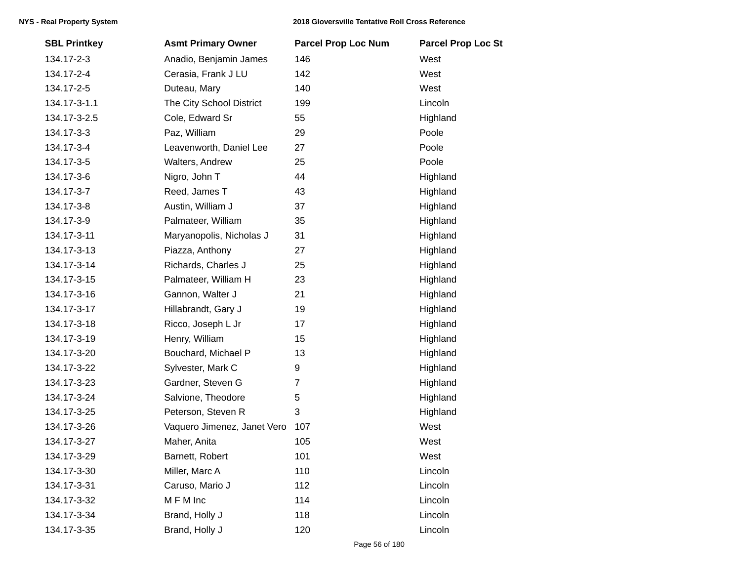| SBL Printkey | Asmt Primary Owner | Parcel Prop Loc Num | Parcel Prop Loc St |
|---|---|---|---|
| 134.17-2-3 | Anadio, Benjamin James | 146 | West |
| 134.17-2-4 | Cerasia, Frank J LU | 142 | West |
| 134.17-2-5 | Duteau, Mary | 140 | West |
| 134.17-3-1.1 | The City School District | 199 | Lincoln |
| 134.17-3-2.5 | Cole, Edward Sr | 55 | Highland |
| 134.17-3-3 | Paz, William | 29 | Poole |
| 134.17-3-4 | Leavenworth, Daniel Lee | 27 | Poole |
| 134.17-3-5 | Walters, Andrew | 25 | Poole |
| 134.17-3-6 | Nigro, John T | 44 | Highland |
| 134.17-3-7 | Reed, James T | 43 | Highland |
| 134.17-3-8 | Austin, William J | 37 | Highland |
| 134.17-3-9 | Palmateer, William | 35 | Highland |
| 134.17-3-11 | Maryanopolis, Nicholas J | 31 | Highland |
| 134.17-3-13 | Piazza, Anthony | 27 | Highland |
| 134.17-3-14 | Richards, Charles J | 25 | Highland |
| 134.17-3-15 | Palmateer, William H | 23 | Highland |
| 134.17-3-16 | Gannon, Walter J | 21 | Highland |
| 134.17-3-17 | Hillabrandt, Gary J | 19 | Highland |
| 134.17-3-18 | Ricco, Joseph L Jr | 17 | Highland |
| 134.17-3-19 | Henry, William | 15 | Highland |
| 134.17-3-20 | Bouchard, Michael P | 13 | Highland |
| 134.17-3-22 | Sylvester, Mark C | 9 | Highland |
| 134.17-3-23 | Gardner, Steven G | 7 | Highland |
| 134.17-3-24 | Salvione, Theodore | 5 | Highland |
| 134.17-3-25 | Peterson, Steven R | 3 | Highland |
| 134.17-3-26 | Vaquero Jimenez, Janet Vero | 107 | West |
| 134.17-3-27 | Maher, Anita | 105 | West |
| 134.17-3-29 | Barnett, Robert | 101 | West |
| 134.17-3-30 | Miller, Marc A | 110 | Lincoln |
| 134.17-3-31 | Caruso, Mario J | 112 | Lincoln |
| 134.17-3-32 | M F M Inc | 114 | Lincoln |
| 134.17-3-34 | Brand, Holly J | 118 | Lincoln |
| 134.17-3-35 | Brand, Holly J | 120 | Lincoln |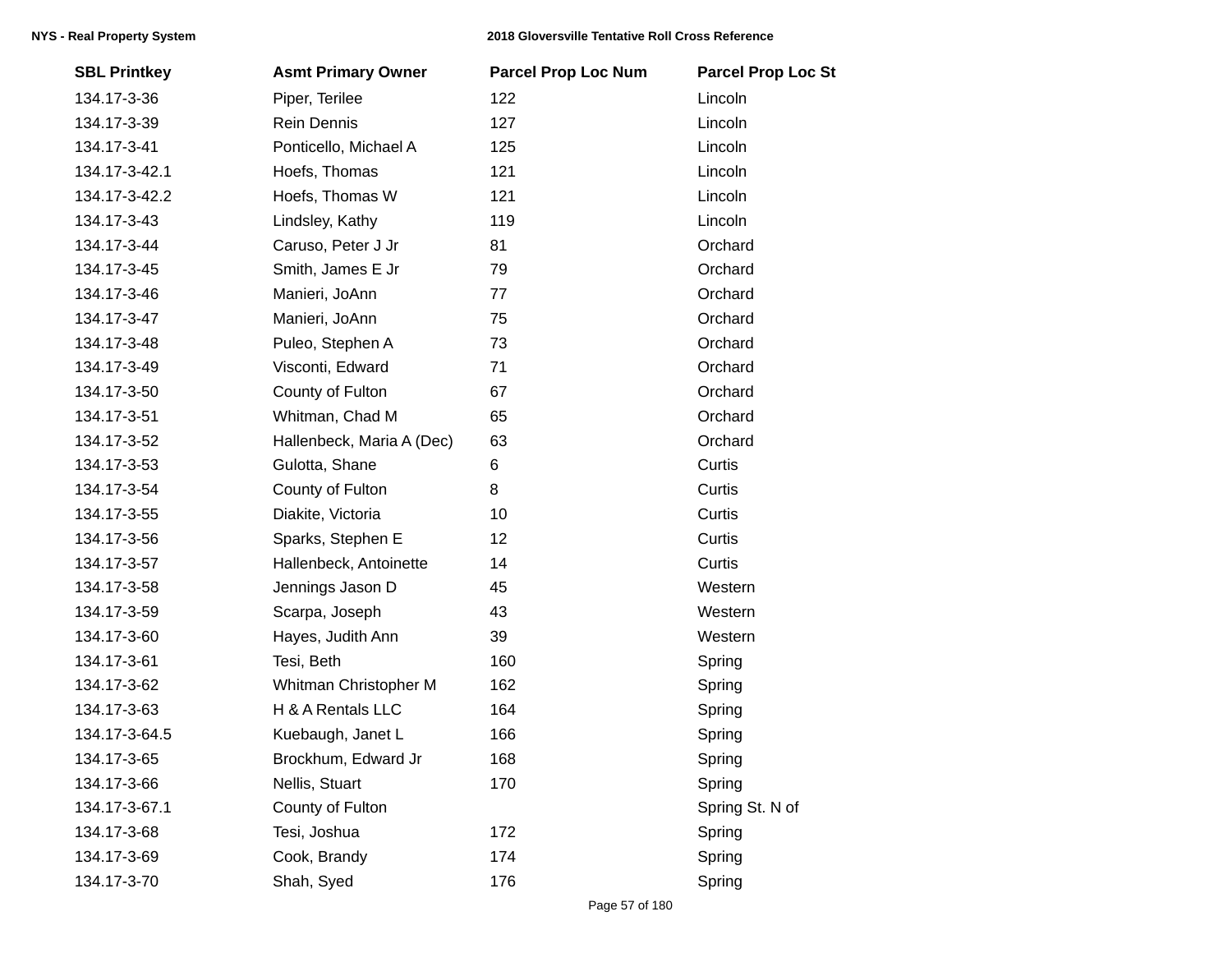| SBL Printkey | Asmt Primary Owner | Parcel Prop Loc Num | Parcel Prop Loc St |
|---|---|---|---|
| 134.17-3-36 | Piper, Terilee | 122 | Lincoln |
| 134.17-3-39 | Rein Dennis | 127 | Lincoln |
| 134.17-3-41 | Ponticello, Michael A | 125 | Lincoln |
| 134.17-3-42.1 | Hoefs, Thomas | 121 | Lincoln |
| 134.17-3-42.2 | Hoefs, Thomas W | 121 | Lincoln |
| 134.17-3-43 | Lindsley, Kathy | 119 | Lincoln |
| 134.17-3-44 | Caruso, Peter J Jr | 81 | Orchard |
| 134.17-3-45 | Smith, James E Jr | 79 | Orchard |
| 134.17-3-46 | Manieri, JoAnn | 77 | Orchard |
| 134.17-3-47 | Manieri, JoAnn | 75 | Orchard |
| 134.17-3-48 | Puleo, Stephen A | 73 | Orchard |
| 134.17-3-49 | Visconti, Edward | 71 | Orchard |
| 134.17-3-50 | County of Fulton | 67 | Orchard |
| 134.17-3-51 | Whitman, Chad M | 65 | Orchard |
| 134.17-3-52 | Hallenbeck, Maria A (Dec) | 63 | Orchard |
| 134.17-3-53 | Gulotta, Shane | 6 | Curtis |
| 134.17-3-54 | County of Fulton | 8 | Curtis |
| 134.17-3-55 | Diakite, Victoria | 10 | Curtis |
| 134.17-3-56 | Sparks, Stephen E | 12 | Curtis |
| 134.17-3-57 | Hallenbeck, Antoinette | 14 | Curtis |
| 134.17-3-58 | Jennings Jason D | 45 | Western |
| 134.17-3-59 | Scarpa, Joseph | 43 | Western |
| 134.17-3-60 | Hayes, Judith Ann | 39 | Western |
| 134.17-3-61 | Tesi, Beth | 160 | Spring |
| 134.17-3-62 | Whitman Christopher M | 162 | Spring |
| 134.17-3-63 | H & A Rentals LLC | 164 | Spring |
| 134.17-3-64.5 | Kuebaugh, Janet L | 166 | Spring |
| 134.17-3-65 | Brockhum, Edward Jr | 168 | Spring |
| 134.17-3-66 | Nellis, Stuart | 170 | Spring |
| 134.17-3-67.1 | County of Fulton | | Spring St. N of |
| 134.17-3-68 | Tesi, Joshua | 172 | Spring |
| 134.17-3-69 | Cook, Brandy | 174 | Spring |
| 134.17-3-70 | Shah, Syed | 176 | Spring |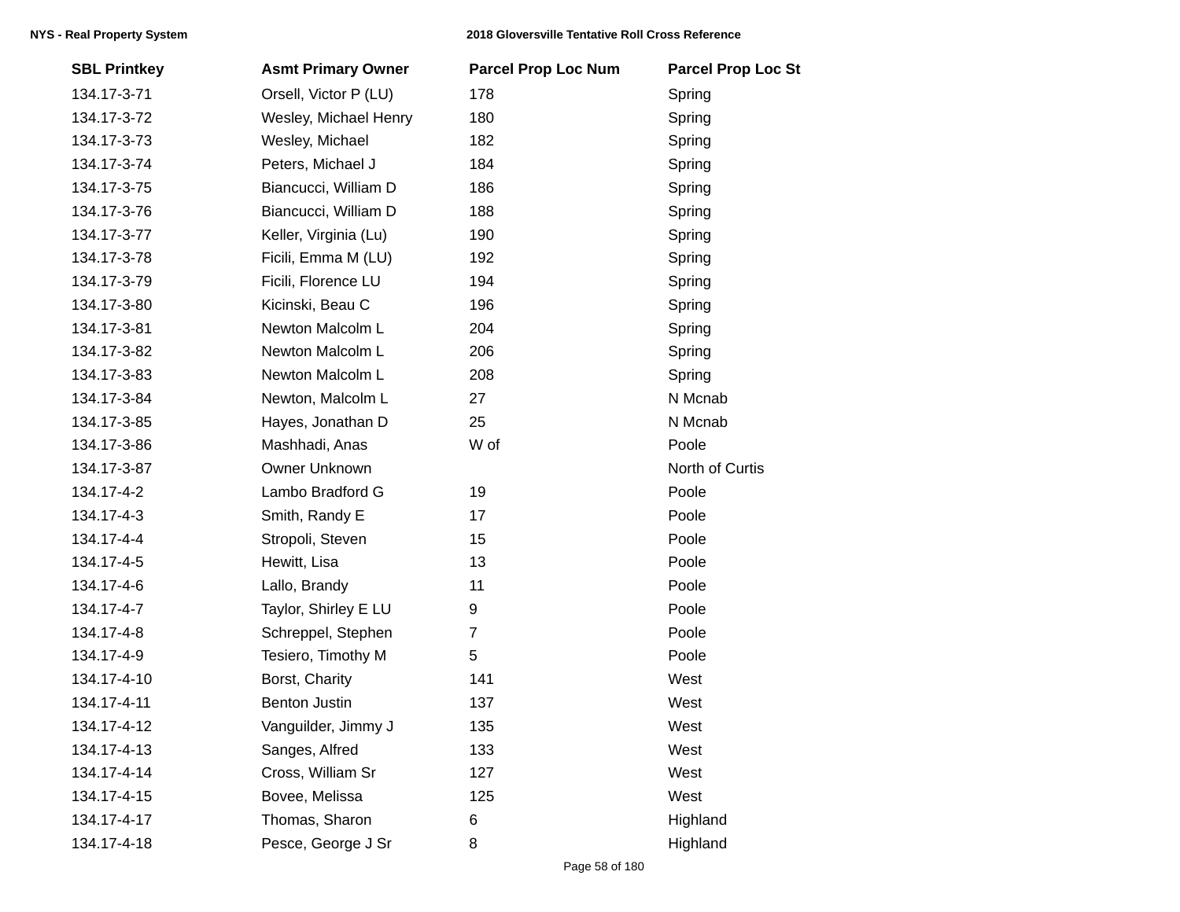| SBL Printkey | Asmt Primary Owner | Parcel Prop Loc Num | Parcel Prop Loc St |
|---|---|---|---|
| 134.17-3-71 | Orsell, Victor P (LU) | 178 | Spring |
| 134.17-3-72 | Wesley, Michael Henry | 180 | Spring |
| 134.17-3-73 | Wesley, Michael | 182 | Spring |
| 134.17-3-74 | Peters, Michael J | 184 | Spring |
| 134.17-3-75 | Biancucci, William D | 186 | Spring |
| 134.17-3-76 | Biancucci, William D | 188 | Spring |
| 134.17-3-77 | Keller, Virginia (Lu) | 190 | Spring |
| 134.17-3-78 | Ficili, Emma M (LU) | 192 | Spring |
| 134.17-3-79 | Ficili, Florence LU | 194 | Spring |
| 134.17-3-80 | Kicinski, Beau C | 196 | Spring |
| 134.17-3-81 | Newton Malcolm L | 204 | Spring |
| 134.17-3-82 | Newton Malcolm L | 206 | Spring |
| 134.17-3-83 | Newton Malcolm L | 208 | Spring |
| 134.17-3-84 | Newton, Malcolm L | 27 | N Mcnab |
| 134.17-3-85 | Hayes, Jonathan D | 25 | N Mcnab |
| 134.17-3-86 | Mashhadi, Anas | W of | Poole |
| 134.17-3-87 | Owner Unknown | | North of Curtis |
| 134.17-4-2 | Lambo Bradford G | 19 | Poole |
| 134.17-4-3 | Smith, Randy E | 17 | Poole |
| 134.17-4-4 | Stropoli, Steven | 15 | Poole |
| 134.17-4-5 | Hewitt, Lisa | 13 | Poole |
| 134.17-4-6 | Lallo, Brandy | 11 | Poole |
| 134.17-4-7 | Taylor, Shirley E LU | 9 | Poole |
| 134.17-4-8 | Schreppel, Stephen | 7 | Poole |
| 134.17-4-9 | Tesiero, Timothy M | 5 | Poole |
| 134.17-4-10 | Borst, Charity | 141 | West |
| 134.17-4-11 | Benton Justin | 137 | West |
| 134.17-4-12 | Vanguilder, Jimmy J | 135 | West |
| 134.17-4-13 | Sanges, Alfred | 133 | West |
| 134.17-4-14 | Cross, William Sr | 127 | West |
| 134.17-4-15 | Bovee, Melissa | 125 | West |
| 134.17-4-17 | Thomas, Sharon | 6 | Highland |
| 134.17-4-18 | Pesce, George J Sr | 8 | Highland |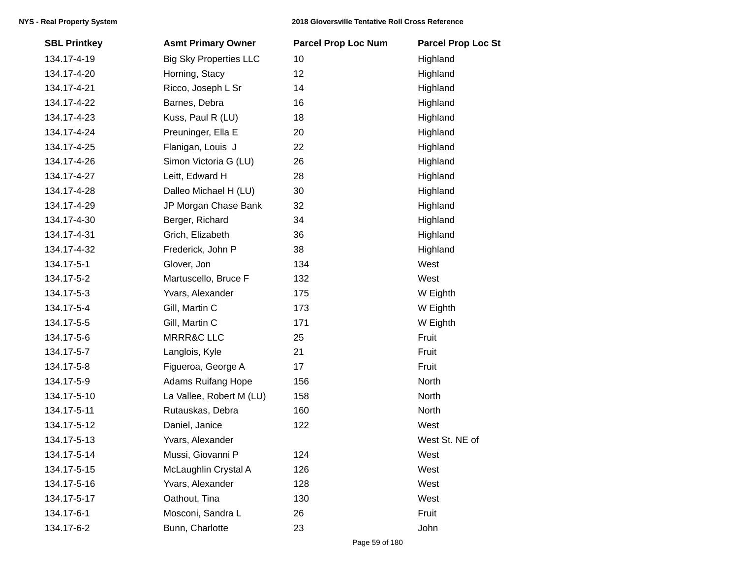| SBL Printkey | Asmt Primary Owner | Parcel Prop Loc Num | Parcel Prop Loc St |
|---|---|---|---|
| 134.17-4-19 | Big Sky Properties LLC | 10 | Highland |
| 134.17-4-20 | Horning, Stacy | 12 | Highland |
| 134.17-4-21 | Ricco, Joseph L Sr | 14 | Highland |
| 134.17-4-22 | Barnes, Debra | 16 | Highland |
| 134.17-4-23 | Kuss, Paul R (LU) | 18 | Highland |
| 134.17-4-24 | Preuninger, Ella E | 20 | Highland |
| 134.17-4-25 | Flanigan, Louis J | 22 | Highland |
| 134.17-4-26 | Simon Victoria G (LU) | 26 | Highland |
| 134.17-4-27 | Leitt, Edward H | 28 | Highland |
| 134.17-4-28 | Dalleo Michael H (LU) | 30 | Highland |
| 134.17-4-29 | JP Morgan Chase Bank | 32 | Highland |
| 134.17-4-30 | Berger, Richard | 34 | Highland |
| 134.17-4-31 | Grich, Elizabeth | 36 | Highland |
| 134.17-4-32 | Frederick, John P | 38 | Highland |
| 134.17-5-1 | Glover, Jon | 134 | West |
| 134.17-5-2 | Martuscello, Bruce F | 132 | West |
| 134.17-5-3 | Yvars, Alexander | 175 | W Eighth |
| 134.17-5-4 | Gill, Martin C | 173 | W Eighth |
| 134.17-5-5 | Gill, Martin C | 171 | W Eighth |
| 134.17-5-6 | MRRR&C LLC | 25 | Fruit |
| 134.17-5-7 | Langlois, Kyle | 21 | Fruit |
| 134.17-5-8 | Figueroa, George A | 17 | Fruit |
| 134.17-5-9 | Adams Ruifang Hope | 156 | North |
| 134.17-5-10 | La Vallee, Robert M (LU) | 158 | North |
| 134.17-5-11 | Rutauskas, Debra | 160 | North |
| 134.17-5-12 | Daniel, Janice | 122 | West |
| 134.17-5-13 | Yvars, Alexander | | West St. NE of |
| 134.17-5-14 | Mussi, Giovanni P | 124 | West |
| 134.17-5-15 | McLaughlin Crystal A | 126 | West |
| 134.17-5-16 | Yvars, Alexander | 128 | West |
| 134.17-5-17 | Oathout, Tina | 130 | West |
| 134.17-6-1 | Mosconi, Sandra L | 26 | Fruit |
| 134.17-6-2 | Bunn, Charlotte | 23 | John |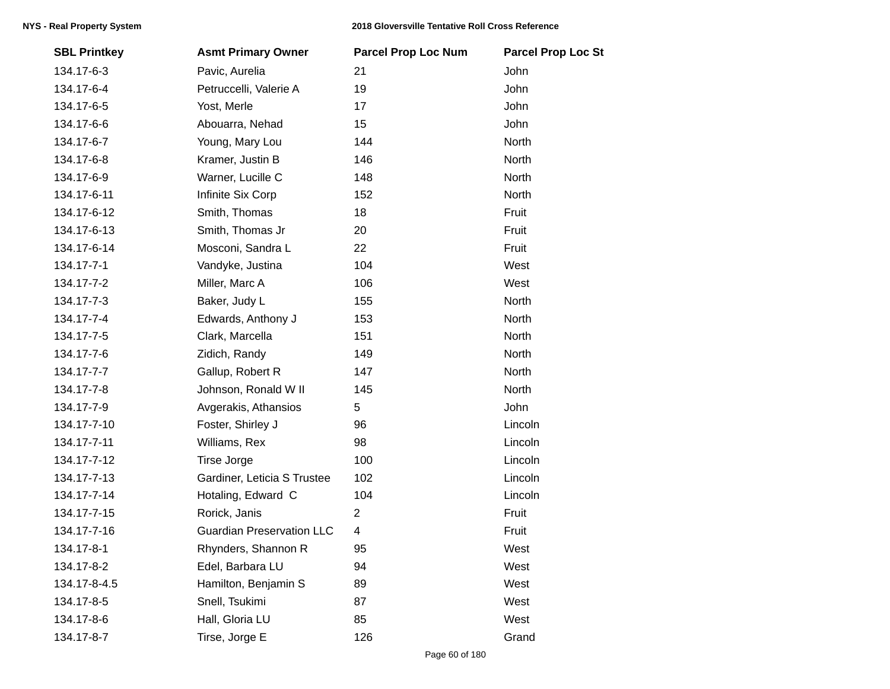| SBL Printkey | Asmt Primary Owner | Parcel Prop Loc Num | Parcel Prop Loc St |
|---|---|---|---|
| 134.17-6-3 | Pavic, Aurelia | 21 | John |
| 134.17-6-4 | Petruccelli, Valerie A | 19 | John |
| 134.17-6-5 | Yost, Merle | 17 | John |
| 134.17-6-6 | Abouarra, Nehad | 15 | John |
| 134.17-6-7 | Young, Mary Lou | 144 | North |
| 134.17-6-8 | Kramer, Justin B | 146 | North |
| 134.17-6-9 | Warner, Lucille C | 148 | North |
| 134.17-6-11 | Infinite Six Corp | 152 | North |
| 134.17-6-12 | Smith, Thomas | 18 | Fruit |
| 134.17-6-13 | Smith, Thomas Jr | 20 | Fruit |
| 134.17-6-14 | Mosconi, Sandra L | 22 | Fruit |
| 134.17-7-1 | Vandyke, Justina | 104 | West |
| 134.17-7-2 | Miller, Marc A | 106 | West |
| 134.17-7-3 | Baker, Judy L | 155 | North |
| 134.17-7-4 | Edwards, Anthony J | 153 | North |
| 134.17-7-5 | Clark, Marcella | 151 | North |
| 134.17-7-6 | Zidich, Randy | 149 | North |
| 134.17-7-7 | Gallup, Robert R | 147 | North |
| 134.17-7-8 | Johnson, Ronald W II | 145 | North |
| 134.17-7-9 | Avgerakis, Athansios | 5 | John |
| 134.17-7-10 | Foster, Shirley J | 96 | Lincoln |
| 134.17-7-11 | Williams, Rex | 98 | Lincoln |
| 134.17-7-12 | Tirse Jorge | 100 | Lincoln |
| 134.17-7-13 | Gardiner, Leticia S Trustee | 102 | Lincoln |
| 134.17-7-14 | Hotaling, Edward C | 104 | Lincoln |
| 134.17-7-15 | Rorick, Janis | 2 | Fruit |
| 134.17-7-16 | Guardian Preservation LLC | 4 | Fruit |
| 134.17-8-1 | Rhynders, Shannon R | 95 | West |
| 134.17-8-2 | Edel, Barbara LU | 94 | West |
| 134.17-8-4.5 | Hamilton, Benjamin S | 89 | West |
| 134.17-8-5 | Snell, Tsukimi | 87 | West |
| 134.17-8-6 | Hall, Gloria LU | 85 | West |
| 134.17-8-7 | Tirse, Jorge E | 126 | Grand |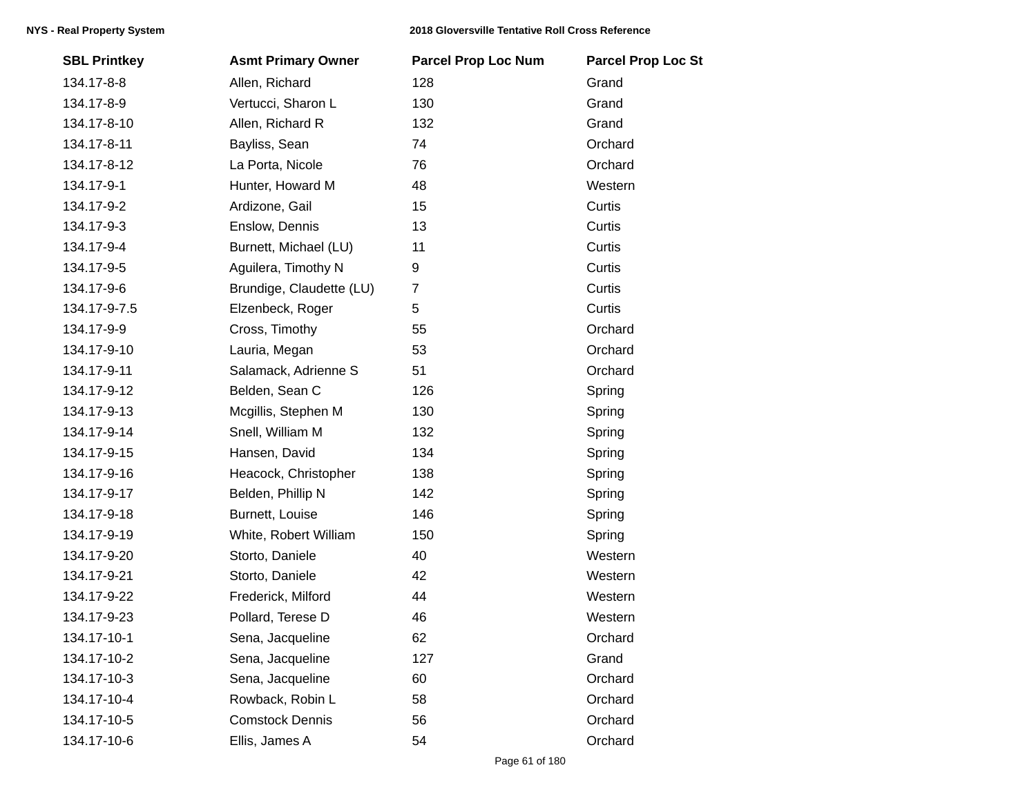| SBL Printkey | Asmt Primary Owner | Parcel Prop Loc Num | Parcel Prop Loc St |
|---|---|---|---|
| 134.17-8-8 | Allen, Richard | 128 | Grand |
| 134.17-8-9 | Vertucci, Sharon L | 130 | Grand |
| 134.17-8-10 | Allen, Richard R | 132 | Grand |
| 134.17-8-11 | Bayliss, Sean | 74 | Orchard |
| 134.17-8-12 | La Porta, Nicole | 76 | Orchard |
| 134.17-9-1 | Hunter, Howard M | 48 | Western |
| 134.17-9-2 | Ardizone, Gail | 15 | Curtis |
| 134.17-9-3 | Enslow, Dennis | 13 | Curtis |
| 134.17-9-4 | Burnett, Michael (LU) | 11 | Curtis |
| 134.17-9-5 | Aguilera, Timothy N | 9 | Curtis |
| 134.17-9-6 | Brundige, Claudette (LU) | 7 | Curtis |
| 134.17-9-7.5 | Elzenbeck, Roger | 5 | Curtis |
| 134.17-9-9 | Cross, Timothy | 55 | Orchard |
| 134.17-9-10 | Lauria, Megan | 53 | Orchard |
| 134.17-9-11 | Salamack, Adrienne S | 51 | Orchard |
| 134.17-9-12 | Belden, Sean C | 126 | Spring |
| 134.17-9-13 | Mcgillis, Stephen M | 130 | Spring |
| 134.17-9-14 | Snell, William M | 132 | Spring |
| 134.17-9-15 | Hansen, David | 134 | Spring |
| 134.17-9-16 | Heacock, Christopher | 138 | Spring |
| 134.17-9-17 | Belden, Phillip N | 142 | Spring |
| 134.17-9-18 | Burnett, Louise | 146 | Spring |
| 134.17-9-19 | White, Robert William | 150 | Spring |
| 134.17-9-20 | Storto, Daniele | 40 | Western |
| 134.17-9-21 | Storto, Daniele | 42 | Western |
| 134.17-9-22 | Frederick, Milford | 44 | Western |
| 134.17-9-23 | Pollard, Terese D | 46 | Western |
| 134.17-10-1 | Sena, Jacqueline | 62 | Orchard |
| 134.17-10-2 | Sena, Jacqueline | 127 | Grand |
| 134.17-10-3 | Sena, Jacqueline | 60 | Orchard |
| 134.17-10-4 | Rowback, Robin L | 58 | Orchard |
| 134.17-10-5 | Comstock Dennis | 56 | Orchard |
| 134.17-10-6 | Ellis, James A | 54 | Orchard |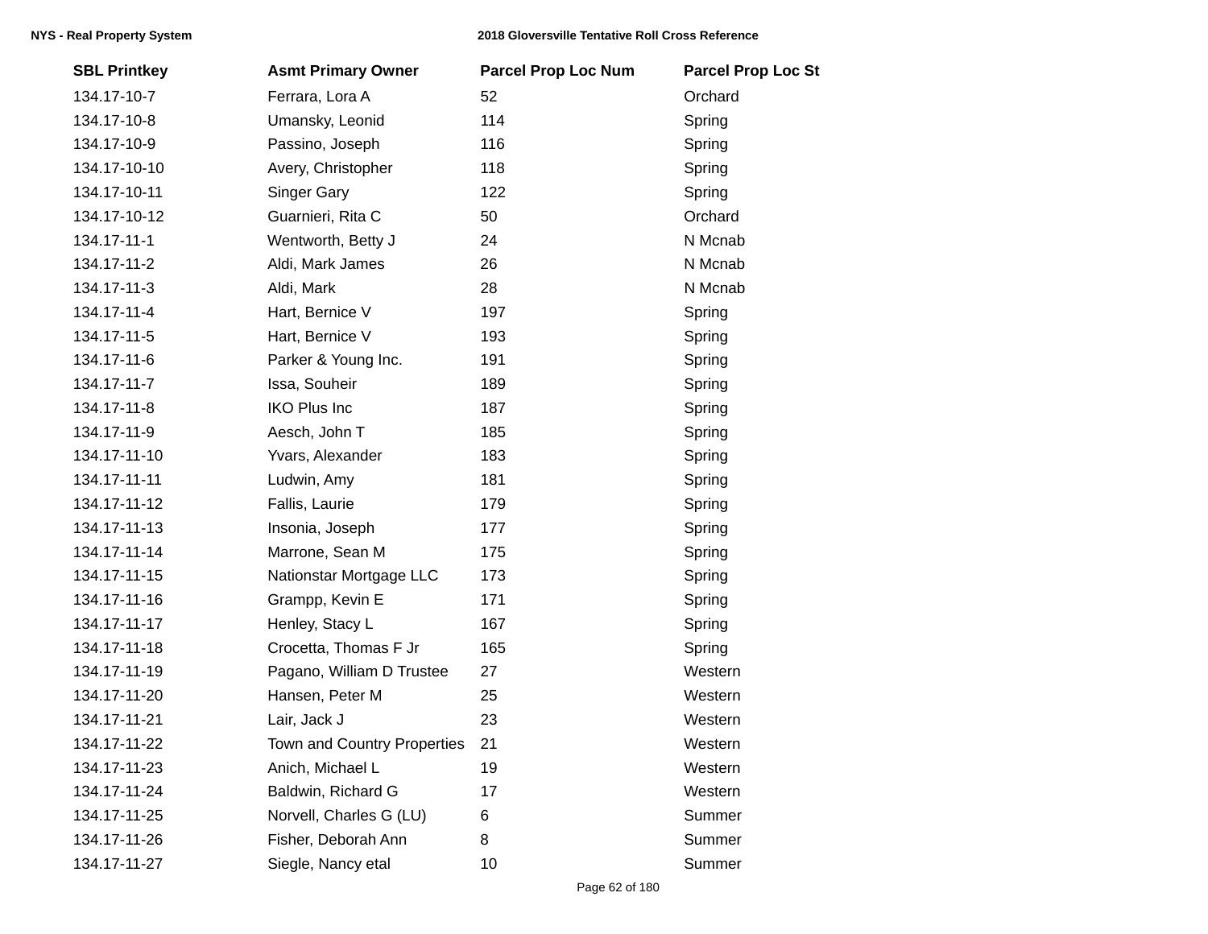| SBL Printkey | Asmt Primary Owner | Parcel Prop Loc Num | Parcel Prop Loc St |
|---|---|---|---|
| 134.17-10-7 | Ferrara, Lora A | 52 | Orchard |
| 134.17-10-8 | Umansky, Leonid | 114 | Spring |
| 134.17-10-9 | Passino, Joseph | 116 | Spring |
| 134.17-10-10 | Avery, Christopher | 118 | Spring |
| 134.17-10-11 | Singer Gary | 122 | Spring |
| 134.17-10-12 | Guarnieri, Rita C | 50 | Orchard |
| 134.17-11-1 | Wentworth, Betty J | 24 | N Mcnab |
| 134.17-11-2 | Aldi, Mark James | 26 | N Mcnab |
| 134.17-11-3 | Aldi, Mark | 28 | N Mcnab |
| 134.17-11-4 | Hart, Bernice V | 197 | Spring |
| 134.17-11-5 | Hart, Bernice V | 193 | Spring |
| 134.17-11-6 | Parker & Young Inc. | 191 | Spring |
| 134.17-11-7 | Issa, Souheir | 189 | Spring |
| 134.17-11-8 | IKO Plus Inc | 187 | Spring |
| 134.17-11-9 | Aesch, John T | 185 | Spring |
| 134.17-11-10 | Yvars, Alexander | 183 | Spring |
| 134.17-11-11 | Ludwin, Amy | 181 | Spring |
| 134.17-11-12 | Fallis, Laurie | 179 | Spring |
| 134.17-11-13 | Insonia, Joseph | 177 | Spring |
| 134.17-11-14 | Marrone, Sean M | 175 | Spring |
| 134.17-11-15 | Nationstar Mortgage LLC | 173 | Spring |
| 134.17-11-16 | Grampp, Kevin E | 171 | Spring |
| 134.17-11-17 | Henley, Stacy L | 167 | Spring |
| 134.17-11-18 | Crocetta, Thomas F Jr | 165 | Spring |
| 134.17-11-19 | Pagano, William D Trustee | 27 | Western |
| 134.17-11-20 | Hansen, Peter M | 25 | Western |
| 134.17-11-21 | Lair, Jack J | 23 | Western |
| 134.17-11-22 | Town and Country Properties | 21 | Western |
| 134.17-11-23 | Anich, Michael L | 19 | Western |
| 134.17-11-24 | Baldwin, Richard G | 17 | Western |
| 134.17-11-25 | Norvell, Charles G (LU) | 6 | Summer |
| 134.17-11-26 | Fisher, Deborah Ann | 8 | Summer |
| 134.17-11-27 | Siegle, Nancy etal | 10 | Summer |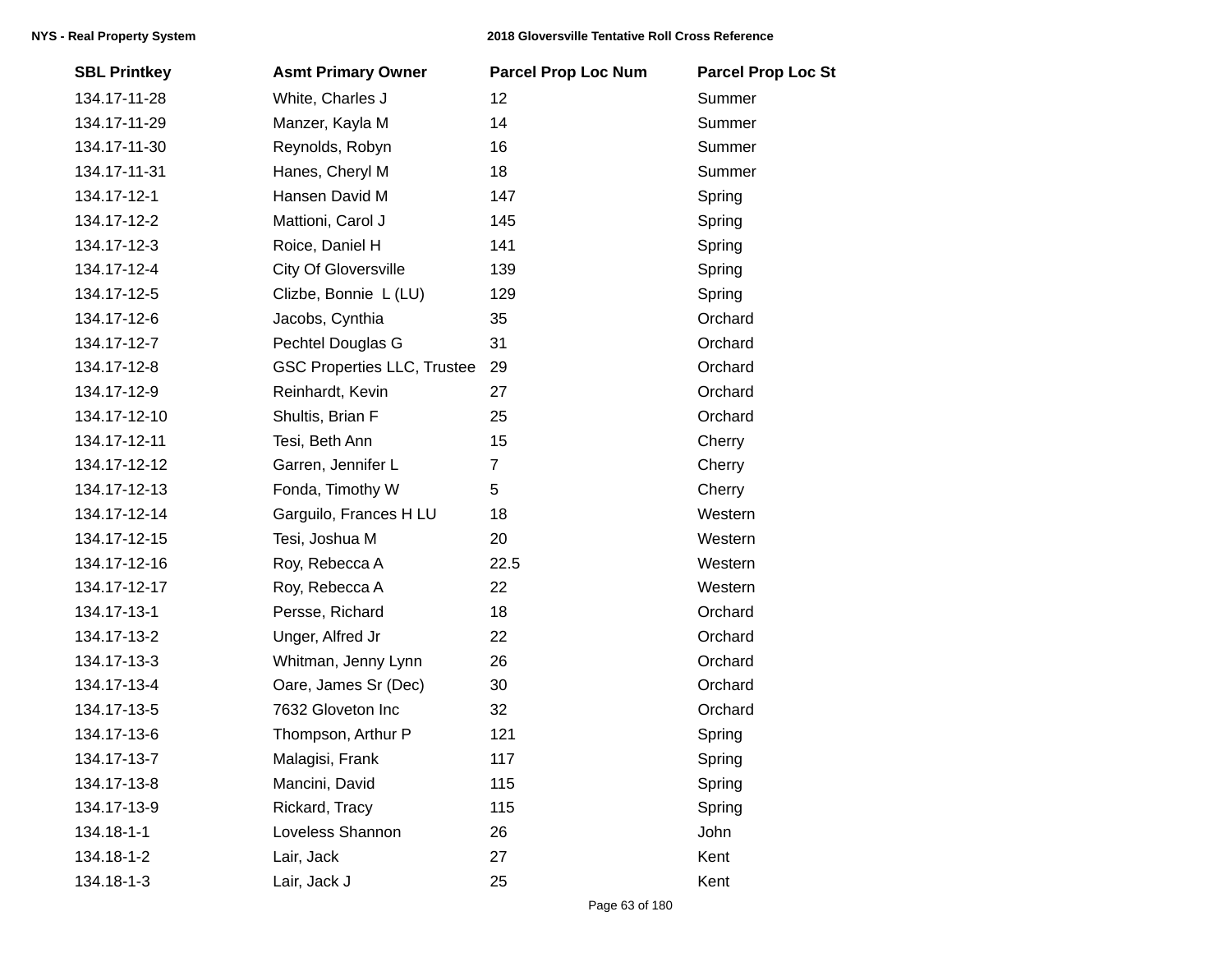| SBL Printkey | Asmt Primary Owner | Parcel Prop Loc Num | Parcel Prop Loc St |
|---|---|---|---|
| 134.17-11-28 | White, Charles J | 12 | Summer |
| 134.17-11-29 | Manzer, Kayla M | 14 | Summer |
| 134.17-11-30 | Reynolds, Robyn | 16 | Summer |
| 134.17-11-31 | Hanes, Cheryl M | 18 | Summer |
| 134.17-12-1 | Hansen David M | 147 | Spring |
| 134.17-12-2 | Mattioni, Carol J | 145 | Spring |
| 134.17-12-3 | Roice, Daniel H | 141 | Spring |
| 134.17-12-4 | City Of Gloversville | 139 | Spring |
| 134.17-12-5 | Clizbe, Bonnie L (LU) | 129 | Spring |
| 134.17-12-6 | Jacobs, Cynthia | 35 | Orchard |
| 134.17-12-7 | Pechtel Douglas G | 31 | Orchard |
| 134.17-12-8 | GSC Properties LLC, Trustee | 29 | Orchard |
| 134.17-12-9 | Reinhardt, Kevin | 27 | Orchard |
| 134.17-12-10 | Shultis, Brian F | 25 | Orchard |
| 134.17-12-11 | Tesi, Beth Ann | 15 | Cherry |
| 134.17-12-12 | Garren, Jennifer L | 7 | Cherry |
| 134.17-12-13 | Fonda, Timothy W | 5 | Cherry |
| 134.17-12-14 | Garguilo, Frances H LU | 18 | Western |
| 134.17-12-15 | Tesi, Joshua M | 20 | Western |
| 134.17-12-16 | Roy, Rebecca A | 22.5 | Western |
| 134.17-12-17 | Roy, Rebecca A | 22 | Western |
| 134.17-13-1 | Persse, Richard | 18 | Orchard |
| 134.17-13-2 | Unger, Alfred Jr | 22 | Orchard |
| 134.17-13-3 | Whitman, Jenny Lynn | 26 | Orchard |
| 134.17-13-4 | Oare, James Sr (Dec) | 30 | Orchard |
| 134.17-13-5 | 7632 Gloveton Inc | 32 | Orchard |
| 134.17-13-6 | Thompson, Arthur P | 121 | Spring |
| 134.17-13-7 | Malagisi, Frank | 117 | Spring |
| 134.17-13-8 | Mancini, David | 115 | Spring |
| 134.17-13-9 | Rickard, Tracy | 115 | Spring |
| 134.18-1-1 | Loveless Shannon | 26 | John |
| 134.18-1-2 | Lair, Jack | 27 | Kent |
| 134.18-1-3 | Lair, Jack J | 25 | Kent |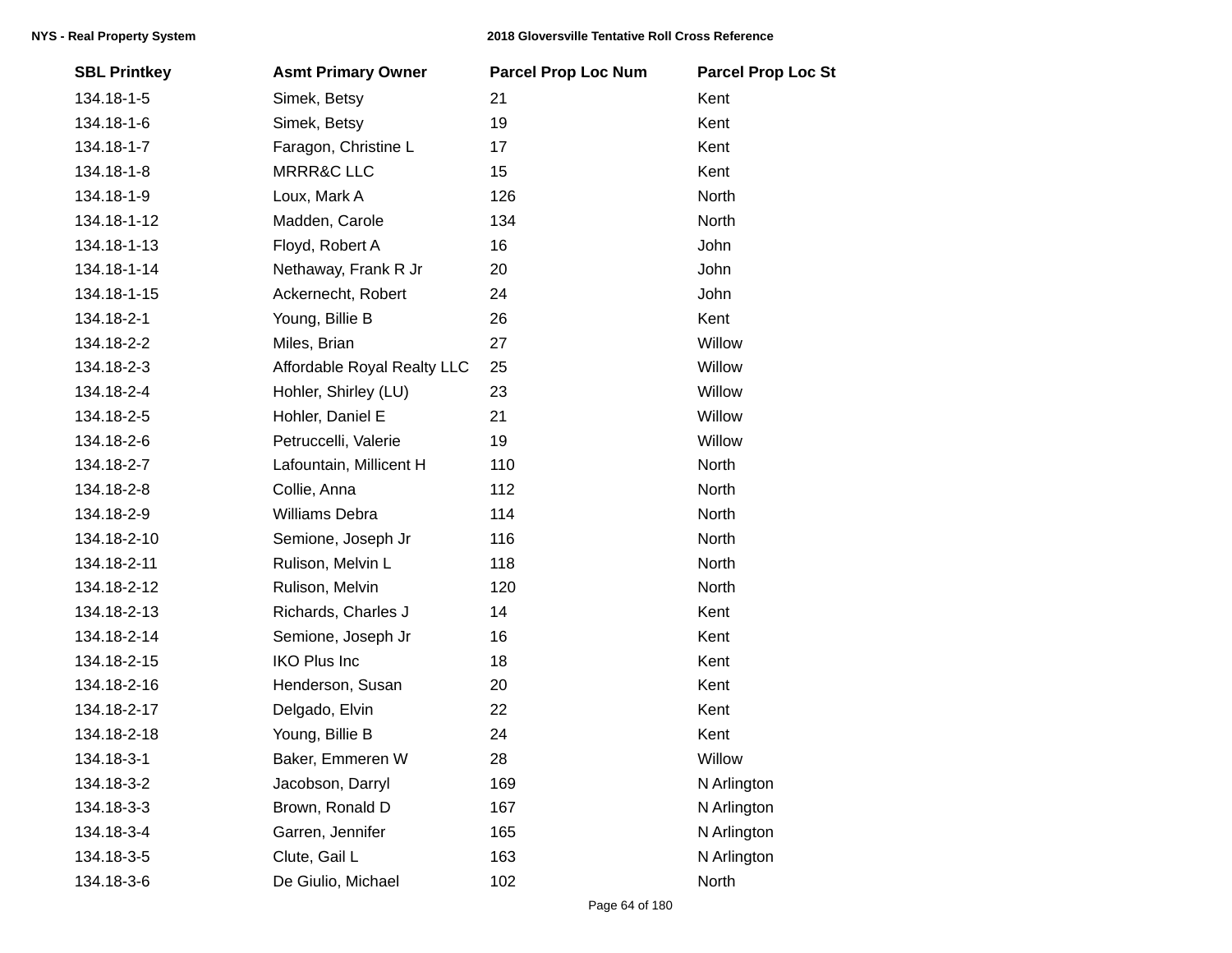| SBL Printkey | Asmt Primary Owner | Parcel Prop Loc Num | Parcel Prop Loc St |
|---|---|---|---|
| 134.18-1-5 | Simek, Betsy | 21 | Kent |
| 134.18-1-6 | Simek, Betsy | 19 | Kent |
| 134.18-1-7 | Faragon, Christine L | 17 | Kent |
| 134.18-1-8 | MRRR&C LLC | 15 | Kent |
| 134.18-1-9 | Loux, Mark A | 126 | North |
| 134.18-1-12 | Madden, Carole | 134 | North |
| 134.18-1-13 | Floyd, Robert A | 16 | John |
| 134.18-1-14 | Nethaway, Frank R Jr | 20 | John |
| 134.18-1-15 | Ackernecht, Robert | 24 | John |
| 134.18-2-1 | Young, Billie B | 26 | Kent |
| 134.18-2-2 | Miles, Brian | 27 | Willow |
| 134.18-2-3 | Affordable Royal Realty LLC | 25 | Willow |
| 134.18-2-4 | Hohler, Shirley (LU) | 23 | Willow |
| 134.18-2-5 | Hohler, Daniel E | 21 | Willow |
| 134.18-2-6 | Petruccelli, Valerie | 19 | Willow |
| 134.18-2-7 | Lafountain, Millicent H | 110 | North |
| 134.18-2-8 | Collie, Anna | 112 | North |
| 134.18-2-9 | Williams Debra | 114 | North |
| 134.18-2-10 | Semione, Joseph Jr | 116 | North |
| 134.18-2-11 | Rulison, Melvin L | 118 | North |
| 134.18-2-12 | Rulison, Melvin | 120 | North |
| 134.18-2-13 | Richards, Charles J | 14 | Kent |
| 134.18-2-14 | Semione, Joseph Jr | 16 | Kent |
| 134.18-2-15 | IKO Plus Inc | 18 | Kent |
| 134.18-2-16 | Henderson, Susan | 20 | Kent |
| 134.18-2-17 | Delgado, Elvin | 22 | Kent |
| 134.18-2-18 | Young, Billie B | 24 | Kent |
| 134.18-3-1 | Baker, Emmeren W | 28 | Willow |
| 134.18-3-2 | Jacobson, Darryl | 169 | N Arlington |
| 134.18-3-3 | Brown, Ronald D | 167 | N Arlington |
| 134.18-3-4 | Garren, Jennifer | 165 | N Arlington |
| 134.18-3-5 | Clute, Gail L | 163 | N Arlington |
| 134.18-3-6 | De Giulio, Michael | 102 | North |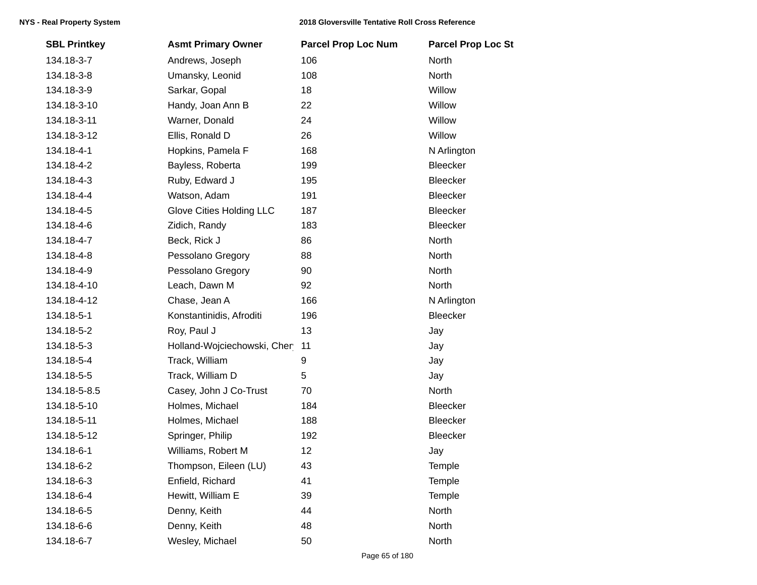| SBL Printkey | Asmt Primary Owner | Parcel Prop Loc Num | Parcel Prop Loc St |
|---|---|---|---|
| 134.18-3-7 | Andrews, Joseph | 106 | North |
| 134.18-3-8 | Umansky, Leonid | 108 | North |
| 134.18-3-9 | Sarkar, Gopal | 18 | Willow |
| 134.18-3-10 | Handy, Joan Ann B | 22 | Willow |
| 134.18-3-11 | Warner, Donald | 24 | Willow |
| 134.18-3-12 | Ellis, Ronald D | 26 | Willow |
| 134.18-4-1 | Hopkins, Pamela F | 168 | N Arlington |
| 134.18-4-2 | Bayless, Roberta | 199 | Bleecker |
| 134.18-4-3 | Ruby, Edward J | 195 | Bleecker |
| 134.18-4-4 | Watson, Adam | 191 | Bleecker |
| 134.18-4-5 | Glove Cities Holding LLC | 187 | Bleecker |
| 134.18-4-6 | Zidich, Randy | 183 | Bleecker |
| 134.18-4-7 | Beck, Rick J | 86 | North |
| 134.18-4-8 | Pessolano Gregory | 88 | North |
| 134.18-4-9 | Pessolano Gregory | 90 | North |
| 134.18-4-10 | Leach, Dawn M | 92 | North |
| 134.18-4-12 | Chase, Jean A | 166 | N Arlington |
| 134.18-5-1 | Konstantinidis, Afroditi | 196 | Bleecker |
| 134.18-5-2 | Roy, Paul J | 13 | Jay |
| 134.18-5-3 | Holland-Wojciechowski, Chery | 11 | Jay |
| 134.18-5-4 | Track, William | 9 | Jay |
| 134.18-5-5 | Track, William D | 5 | Jay |
| 134.18-5-8.5 | Casey, John J Co-Trust | 70 | North |
| 134.18-5-10 | Holmes, Michael | 184 | Bleecker |
| 134.18-5-11 | Holmes, Michael | 188 | Bleecker |
| 134.18-5-12 | Springer, Philip | 192 | Bleecker |
| 134.18-6-1 | Williams, Robert M | 12 | Jay |
| 134.18-6-2 | Thompson, Eileen (LU) | 43 | Temple |
| 134.18-6-3 | Enfield, Richard | 41 | Temple |
| 134.18-6-4 | Hewitt, William E | 39 | Temple |
| 134.18-6-5 | Denny, Keith | 44 | North |
| 134.18-6-6 | Denny, Keith | 48 | North |
| 134.18-6-7 | Wesley, Michael | 50 | North |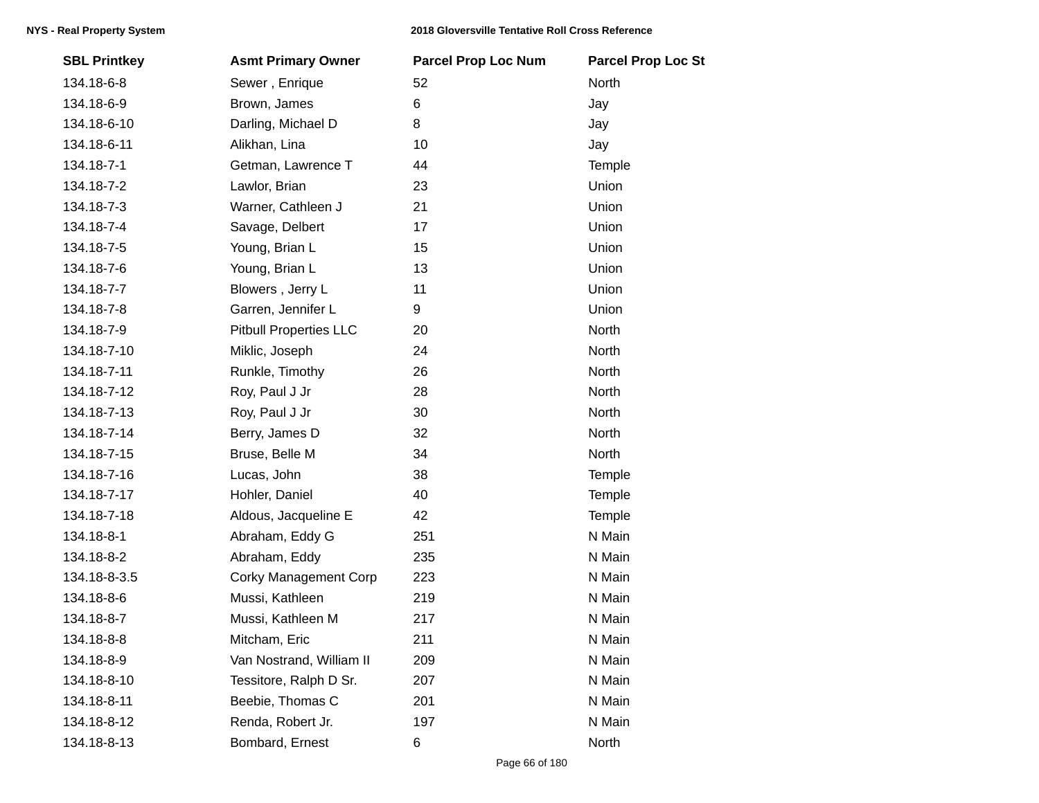| SBL Printkey | Asmt Primary Owner | Parcel Prop Loc Num | Parcel Prop Loc St |
|---|---|---|---|
| 134.18-6-8 | Sewer , Enrique | 52 | North |
| 134.18-6-9 | Brown, James | 6 | Jay |
| 134.18-6-10 | Darling, Michael D | 8 | Jay |
| 134.18-6-11 | Alikhan, Lina | 10 | Jay |
| 134.18-7-1 | Getman, Lawrence T | 44 | Temple |
| 134.18-7-2 | Lawlor, Brian | 23 | Union |
| 134.18-7-3 | Warner, Cathleen J | 21 | Union |
| 134.18-7-4 | Savage, Delbert | 17 | Union |
| 134.18-7-5 | Young, Brian L | 15 | Union |
| 134.18-7-6 | Young, Brian L | 13 | Union |
| 134.18-7-7 | Blowers , Jerry L | 11 | Union |
| 134.18-7-8 | Garren, Jennifer L | 9 | Union |
| 134.18-7-9 | Pitbull Properties LLC | 20 | North |
| 134.18-7-10 | Miklic, Joseph | 24 | North |
| 134.18-7-11 | Runkle, Timothy | 26 | North |
| 134.18-7-12 | Roy, Paul J Jr | 28 | North |
| 134.18-7-13 | Roy, Paul J Jr | 30 | North |
| 134.18-7-14 | Berry, James D | 32 | North |
| 134.18-7-15 | Bruse, Belle M | 34 | North |
| 134.18-7-16 | Lucas, John | 38 | Temple |
| 134.18-7-17 | Hohler, Daniel | 40 | Temple |
| 134.18-7-18 | Aldous, Jacqueline E | 42 | Temple |
| 134.18-8-1 | Abraham, Eddy G | 251 | N Main |
| 134.18-8-2 | Abraham, Eddy | 235 | N Main |
| 134.18-8-3.5 | Corky Management Corp | 223 | N Main |
| 134.18-8-6 | Mussi, Kathleen | 219 | N Main |
| 134.18-8-7 | Mussi, Kathleen M | 217 | N Main |
| 134.18-8-8 | Mitcham, Eric | 211 | N Main |
| 134.18-8-9 | Van Nostrand, William II | 209 | N Main |
| 134.18-8-10 | Tessitore, Ralph D Sr. | 207 | N Main |
| 134.18-8-11 | Beebie, Thomas C | 201 | N Main |
| 134.18-8-12 | Renda, Robert Jr. | 197 | N Main |
| 134.18-8-13 | Bombard, Ernest | 6 | North |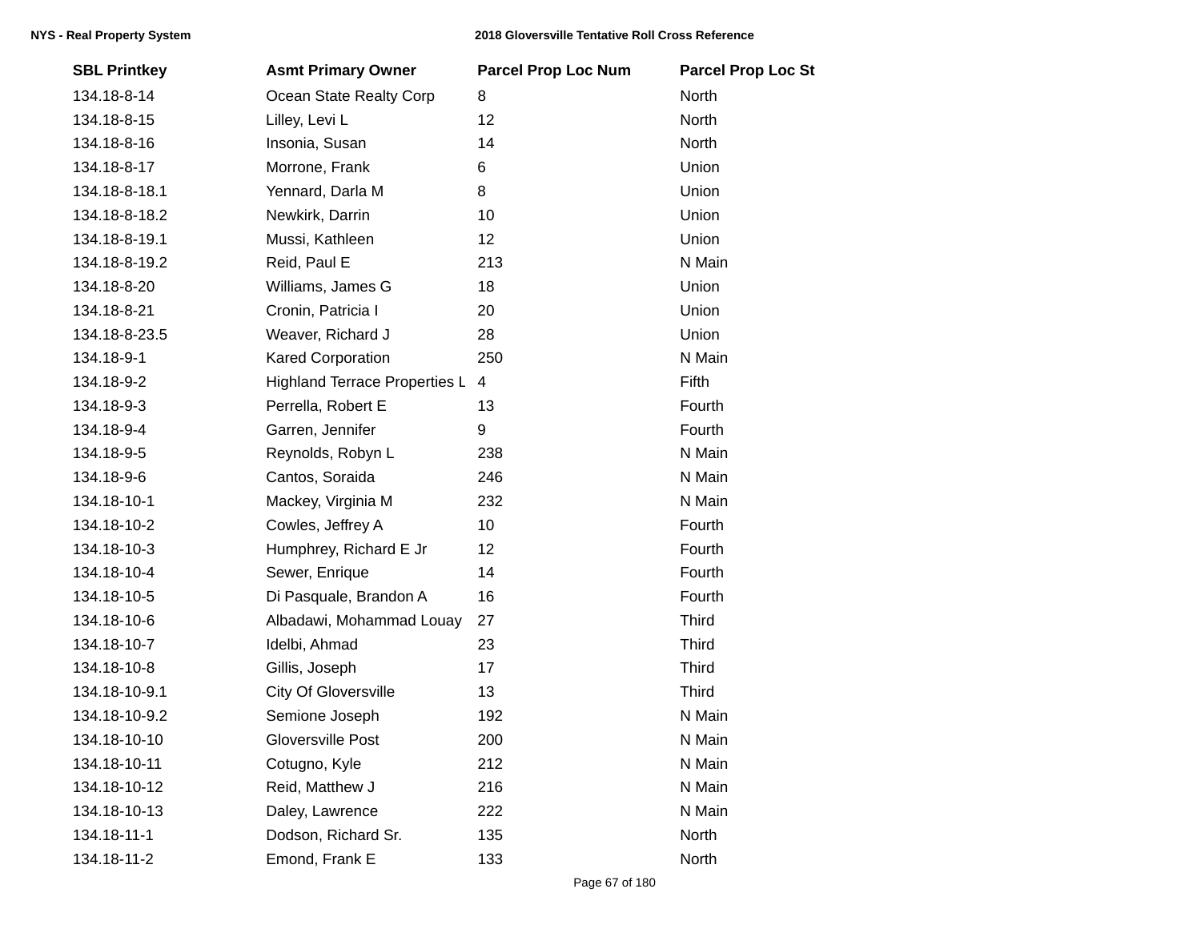| SBL Printkey | Asmt Primary Owner | Parcel Prop Loc Num | Parcel Prop Loc St |
|---|---|---|---|
| 134.18-8-14 | Ocean State Realty Corp | 8 | North |
| 134.18-8-15 | Lilley, Levi L | 12 | North |
| 134.18-8-16 | Insonia, Susan | 14 | North |
| 134.18-8-17 | Morrone, Frank | 6 | Union |
| 134.18-8-18.1 | Yennard, Darla M | 8 | Union |
| 134.18-8-18.2 | Newkirk, Darrin | 10 | Union |
| 134.18-8-19.1 | Mussi, Kathleen | 12 | Union |
| 134.18-8-19.2 | Reid, Paul E | 213 | N Main |
| 134.18-8-20 | Williams, James G | 18 | Union |
| 134.18-8-21 | Cronin, Patricia I | 20 | Union |
| 134.18-8-23.5 | Weaver, Richard J | 28 | Union |
| 134.18-9-1 | Kared Corporation | 250 | N Main |
| 134.18-9-2 | Highland Terrace Properties L | 4 | Fifth |
| 134.18-9-3 | Perrella, Robert E | 13 | Fourth |
| 134.18-9-4 | Garren, Jennifer | 9 | Fourth |
| 134.18-9-5 | Reynolds, Robyn L | 238 | N Main |
| 134.18-9-6 | Cantos, Soraida | 246 | N Main |
| 134.18-10-1 | Mackey, Virginia M | 232 | N Main |
| 134.18-10-2 | Cowles, Jeffrey A | 10 | Fourth |
| 134.18-10-3 | Humphrey, Richard E Jr | 12 | Fourth |
| 134.18-10-4 | Sewer, Enrique | 14 | Fourth |
| 134.18-10-5 | Di Pasquale, Brandon A | 16 | Fourth |
| 134.18-10-6 | Albadawi, Mohammad Louay | 27 | Third |
| 134.18-10-7 | Idelbi, Ahmad | 23 | Third |
| 134.18-10-8 | Gillis, Joseph | 17 | Third |
| 134.18-10-9.1 | City Of Gloversville | 13 | Third |
| 134.18-10-9.2 | Semione Joseph | 192 | N Main |
| 134.18-10-10 | Gloversville Post | 200 | N Main |
| 134.18-10-11 | Cotugno, Kyle | 212 | N Main |
| 134.18-10-12 | Reid, Matthew J | 216 | N Main |
| 134.18-10-13 | Daley, Lawrence | 222 | N Main |
| 134.18-11-1 | Dodson, Richard Sr. | 135 | North |
| 134.18-11-2 | Emond, Frank E | 133 | North |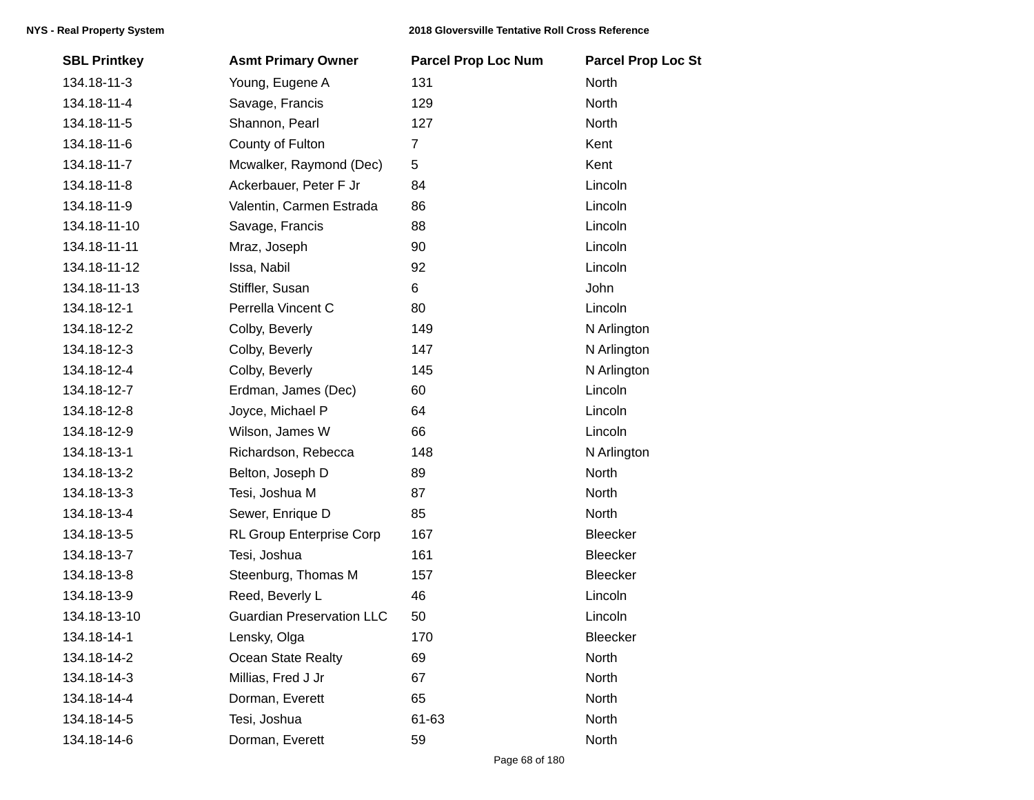| SBL Printkey | Asmt Primary Owner | Parcel Prop Loc Num | Parcel Prop Loc St |
|---|---|---|---|
| 134.18-11-3 | Young, Eugene A | 131 | North |
| 134.18-11-4 | Savage, Francis | 129 | North |
| 134.18-11-5 | Shannon, Pearl | 127 | North |
| 134.18-11-6 | County of Fulton | 7 | Kent |
| 134.18-11-7 | Mcwalker, Raymond (Dec) | 5 | Kent |
| 134.18-11-8 | Ackerbauer, Peter F Jr | 84 | Lincoln |
| 134.18-11-9 | Valentin, Carmen Estrada | 86 | Lincoln |
| 134.18-11-10 | Savage, Francis | 88 | Lincoln |
| 134.18-11-11 | Mraz, Joseph | 90 | Lincoln |
| 134.18-11-12 | Issa, Nabil | 92 | Lincoln |
| 134.18-11-13 | Stiffler, Susan | 6 | John |
| 134.18-12-1 | Perrella Vincent C | 80 | Lincoln |
| 134.18-12-2 | Colby, Beverly | 149 | N Arlington |
| 134.18-12-3 | Colby, Beverly | 147 | N Arlington |
| 134.18-12-4 | Colby, Beverly | 145 | N Arlington |
| 134.18-12-7 | Erdman, James (Dec) | 60 | Lincoln |
| 134.18-12-8 | Joyce, Michael P | 64 | Lincoln |
| 134.18-12-9 | Wilson, James W | 66 | Lincoln |
| 134.18-13-1 | Richardson, Rebecca | 148 | N Arlington |
| 134.18-13-2 | Belton, Joseph D | 89 | North |
| 134.18-13-3 | Tesi, Joshua M | 87 | North |
| 134.18-13-4 | Sewer, Enrique D | 85 | North |
| 134.18-13-5 | RL Group Enterprise Corp | 167 | Bleecker |
| 134.18-13-7 | Tesi, Joshua | 161 | Bleecker |
| 134.18-13-8 | Steenburg, Thomas M | 157 | Bleecker |
| 134.18-13-9 | Reed, Beverly L | 46 | Lincoln |
| 134.18-13-10 | Guardian Preservation LLC | 50 | Lincoln |
| 134.18-14-1 | Lensky, Olga | 170 | Bleecker |
| 134.18-14-2 | Ocean State Realty | 69 | North |
| 134.18-14-3 | Millias, Fred J Jr | 67 | North |
| 134.18-14-4 | Dorman, Everett | 65 | North |
| 134.18-14-5 | Tesi, Joshua | 61-63 | North |
| 134.18-14-6 | Dorman, Everett | 59 | North |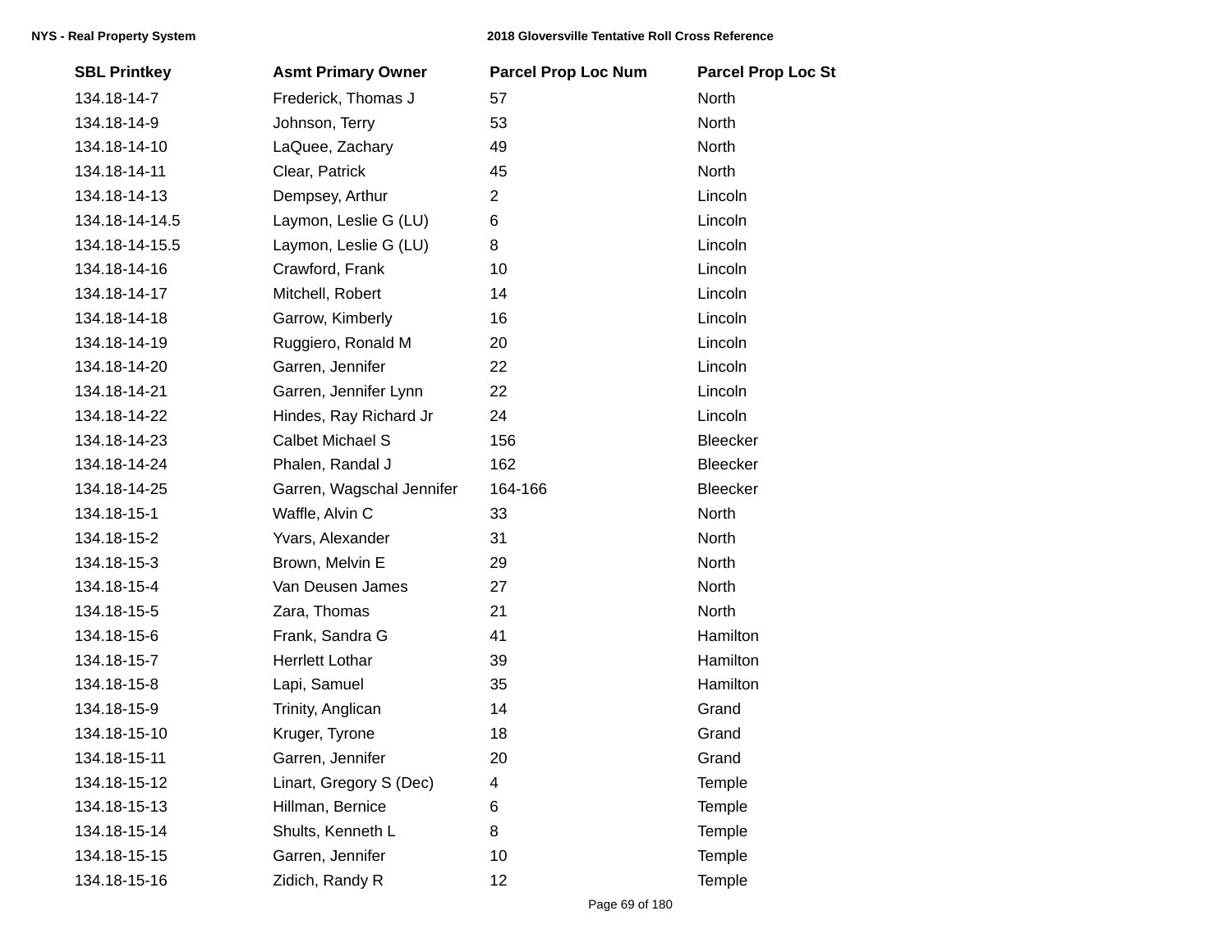| SBL Printkey | Asmt Primary Owner | Parcel Prop Loc Num | Parcel Prop Loc St |
|---|---|---|---|
| 134.18-14-7 | Frederick, Thomas J | 57 | North |
| 134.18-14-9 | Johnson, Terry | 53 | North |
| 134.18-14-10 | LaQuee, Zachary | 49 | North |
| 134.18-14-11 | Clear, Patrick | 45 | North |
| 134.18-14-13 | Dempsey, Arthur | 2 | Lincoln |
| 134.18-14-14.5 | Laymon, Leslie G (LU) | 6 | Lincoln |
| 134.18-14-15.5 | Laymon, Leslie G (LU) | 8 | Lincoln |
| 134.18-14-16 | Crawford, Frank | 10 | Lincoln |
| 134.18-14-17 | Mitchell, Robert | 14 | Lincoln |
| 134.18-14-18 | Garrow, Kimberly | 16 | Lincoln |
| 134.18-14-19 | Ruggiero, Ronald M | 20 | Lincoln |
| 134.18-14-20 | Garren, Jennifer | 22 | Lincoln |
| 134.18-14-21 | Garren, Jennifer Lynn | 22 | Lincoln |
| 134.18-14-22 | Hindes, Ray Richard Jr | 24 | Lincoln |
| 134.18-14-23 | Calbet Michael S | 156 | Bleecker |
| 134.18-14-24 | Phalen, Randal J | 162 | Bleecker |
| 134.18-14-25 | Garren, Wagschal Jennifer | 164-166 | Bleecker |
| 134.18-15-1 | Waffle, Alvin C | 33 | North |
| 134.18-15-2 | Yvars, Alexander | 31 | North |
| 134.18-15-3 | Brown, Melvin E | 29 | North |
| 134.18-15-4 | Van Deusen James | 27 | North |
| 134.18-15-5 | Zara, Thomas | 21 | North |
| 134.18-15-6 | Frank, Sandra G | 41 | Hamilton |
| 134.18-15-7 | Herrlett Lothar | 39 | Hamilton |
| 134.18-15-8 | Lapi, Samuel | 35 | Hamilton |
| 134.18-15-9 | Trinity, Anglican | 14 | Grand |
| 134.18-15-10 | Kruger, Tyrone | 18 | Grand |
| 134.18-15-11 | Garren, Jennifer | 20 | Grand |
| 134.18-15-12 | Linart, Gregory S (Dec) | 4 | Temple |
| 134.18-15-13 | Hillman, Bernice | 6 | Temple |
| 134.18-15-14 | Shults, Kenneth L | 8 | Temple |
| 134.18-15-15 | Garren, Jennifer | 10 | Temple |
| 134.18-15-16 | Zidich, Randy R | 12 | Temple |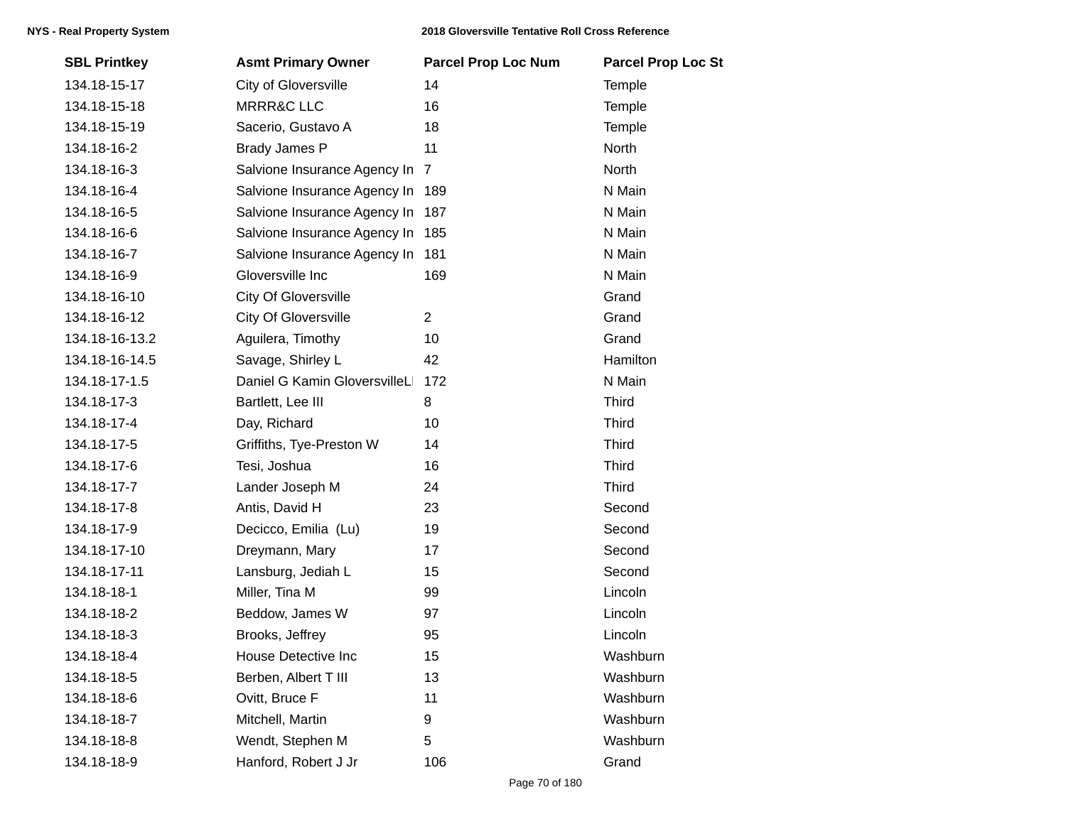| SBL Printkey | Asmt Primary Owner | Parcel Prop Loc Num | Parcel Prop Loc St |
|---|---|---|---|
| 134.18-15-17 | City of Gloversville | 14 | Temple |
| 134.18-15-18 | MRRR&C LLC | 16 | Temple |
| 134.18-15-19 | Sacerio, Gustavo A | 18 | Temple |
| 134.18-16-2 | Brady James P | 11 | North |
| 134.18-16-3 | Salvione Insurance Agency In | 7 | North |
| 134.18-16-4 | Salvione Insurance Agency In | 189 | N Main |
| 134.18-16-5 | Salvione Insurance Agency In | 187 | N Main |
| 134.18-16-6 | Salvione Insurance Agency In | 185 | N Main |
| 134.18-16-7 | Salvione Insurance Agency In | 181 | N Main |
| 134.18-16-9 | Gloversville Inc | 169 | N Main |
| 134.18-16-10 | City Of Gloversville | | Grand |
| 134.18-16-12 | City Of Gloversville | 2 | Grand |
| 134.18-16-13.2 | Aguilera, Timothy | 10 | Grand |
| 134.18-16-14.5 | Savage, Shirley L | 42 | Hamilton |
| 134.18-17-1.5 | Daniel G Kamin GloversvilleLl | 172 | N Main |
| 134.18-17-3 | Bartlett, Lee III | 8 | Third |
| 134.18-17-4 | Day, Richard | 10 | Third |
| 134.18-17-5 | Griffiths, Tye-Preston W | 14 | Third |
| 134.18-17-6 | Tesi, Joshua | 16 | Third |
| 134.18-17-7 | Lander Joseph M | 24 | Third |
| 134.18-17-8 | Antis, David H | 23 | Second |
| 134.18-17-9 | Decicco, Emilia (Lu) | 19 | Second |
| 134.18-17-10 | Dreymann, Mary | 17 | Second |
| 134.18-17-11 | Lansburg, Jediah L | 15 | Second |
| 134.18-18-1 | Miller, Tina M | 99 | Lincoln |
| 134.18-18-2 | Beddow, James W | 97 | Lincoln |
| 134.18-18-3 | Brooks, Jeffrey | 95 | Lincoln |
| 134.18-18-4 | House Detective Inc | 15 | Washburn |
| 134.18-18-5 | Berben, Albert T III | 13 | Washburn |
| 134.18-18-6 | Ovitt, Bruce F | 11 | Washburn |
| 134.18-18-7 | Mitchell, Martin | 9 | Washburn |
| 134.18-18-8 | Wendt, Stephen M | 5 | Washburn |
| 134.18-18-9 | Hanford, Robert J Jr | 106 | Grand |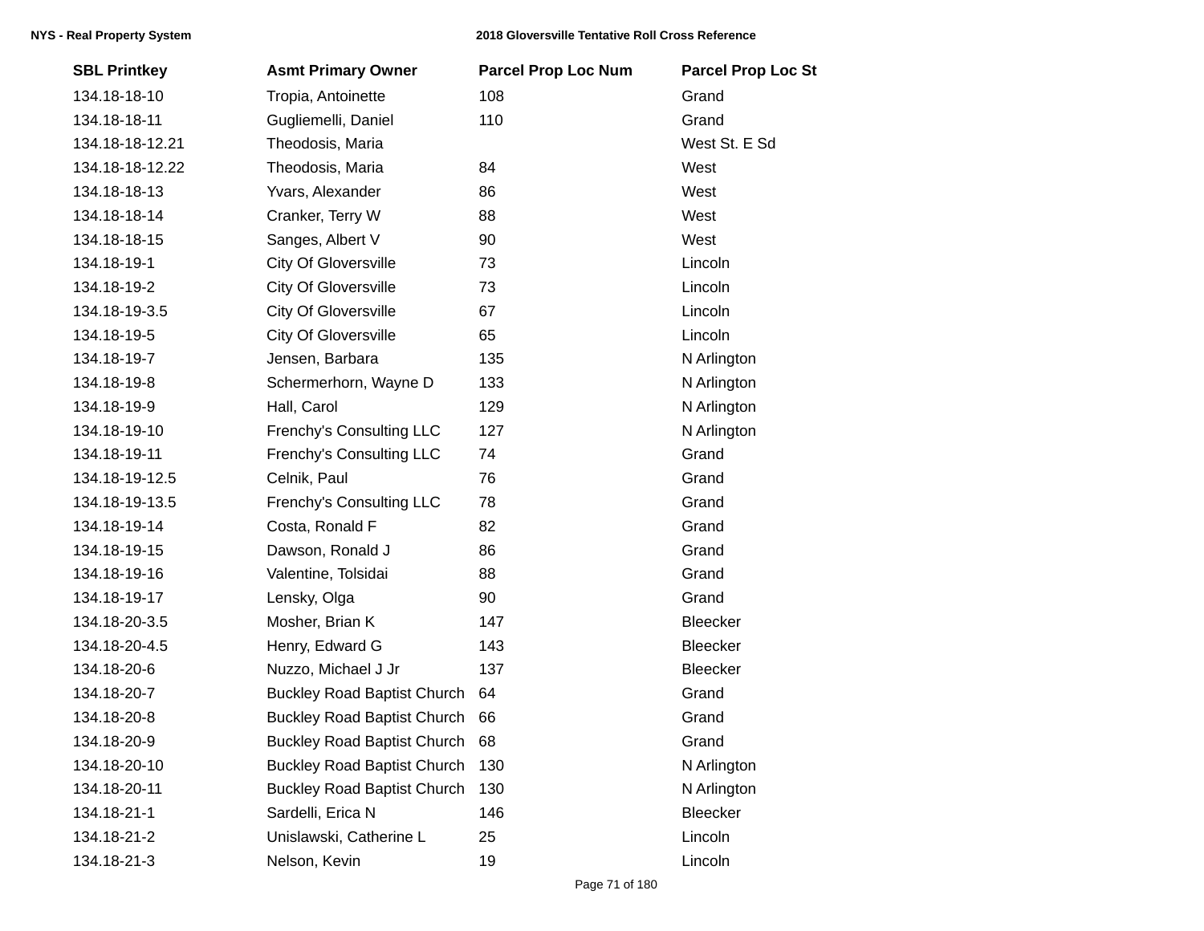| SBL Printkey | Asmt Primary Owner | Parcel Prop Loc Num | Parcel Prop Loc St |
|---|---|---|---|
| 134.18-18-10 | Tropia, Antoinette | 108 | Grand |
| 134.18-18-11 | Gugliemelli, Daniel | 110 | Grand |
| 134.18-18-12.21 | Theodosis, Maria | | West St. E Sd |
| 134.18-18-12.22 | Theodosis, Maria | 84 | West |
| 134.18-18-13 | Yvars, Alexander | 86 | West |
| 134.18-18-14 | Cranker, Terry W | 88 | West |
| 134.18-18-15 | Sanges, Albert V | 90 | West |
| 134.18-19-1 | City Of Gloversville | 73 | Lincoln |
| 134.18-19-2 | City Of Gloversville | 73 | Lincoln |
| 134.18-19-3.5 | City Of Gloversville | 67 | Lincoln |
| 134.18-19-5 | City Of Gloversville | 65 | Lincoln |
| 134.18-19-7 | Jensen, Barbara | 135 | N Arlington |
| 134.18-19-8 | Schermerhorn, Wayne D | 133 | N Arlington |
| 134.18-19-9 | Hall, Carol | 129 | N Arlington |
| 134.18-19-10 | Frenchy's Consulting LLC | 127 | N Arlington |
| 134.18-19-11 | Frenchy's Consulting LLC | 74 | Grand |
| 134.18-19-12.5 | Celnik, Paul | 76 | Grand |
| 134.18-19-13.5 | Frenchy's Consulting LLC | 78 | Grand |
| 134.18-19-14 | Costa, Ronald F | 82 | Grand |
| 134.18-19-15 | Dawson, Ronald J | 86 | Grand |
| 134.18-19-16 | Valentine, Tolsidai | 88 | Grand |
| 134.18-19-17 | Lensky, Olga | 90 | Grand |
| 134.18-20-3.5 | Mosher, Brian K | 147 | Bleecker |
| 134.18-20-4.5 | Henry, Edward G | 143 | Bleecker |
| 134.18-20-6 | Nuzzo, Michael J Jr | 137 | Bleecker |
| 134.18-20-7 | Buckley Road Baptist Church | 64 | Grand |
| 134.18-20-8 | Buckley Road Baptist Church | 66 | Grand |
| 134.18-20-9 | Buckley Road Baptist Church | 68 | Grand |
| 134.18-20-10 | Buckley Road Baptist Church | 130 | N Arlington |
| 134.18-20-11 | Buckley Road Baptist Church | 130 | N Arlington |
| 134.18-21-1 | Sardelli, Erica N | 146 | Bleecker |
| 134.18-21-2 | Unislawski, Catherine L | 25 | Lincoln |
| 134.18-21-3 | Nelson, Kevin | 19 | Lincoln |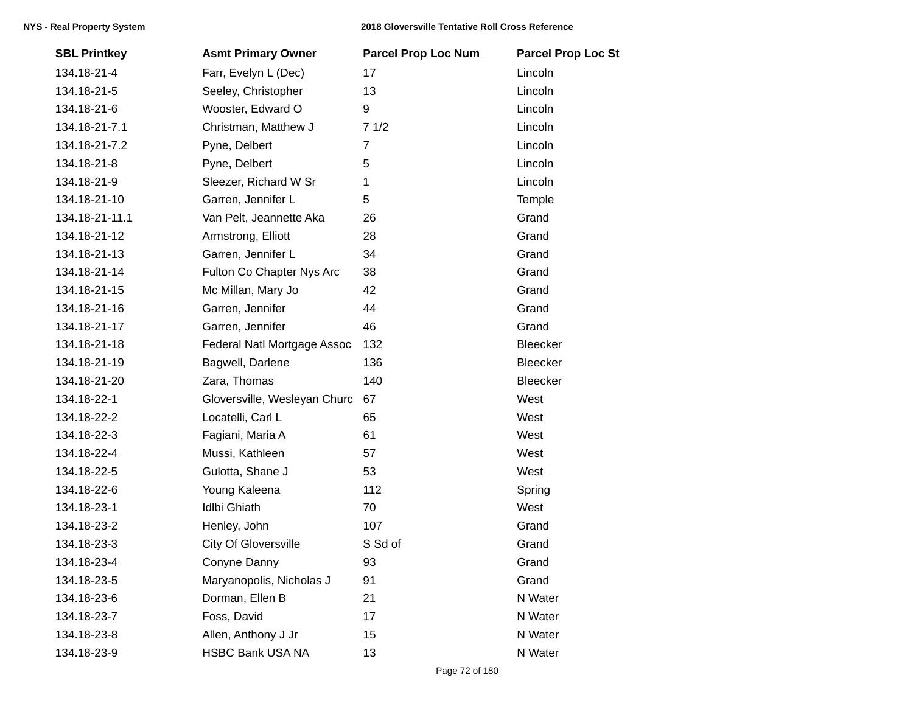| SBL Printkey | Asmt Primary Owner | Parcel Prop Loc Num | Parcel Prop Loc St |
|---|---|---|---|
| 134.18-21-4 | Farr, Evelyn L (Dec) | 17 | Lincoln |
| 134.18-21-5 | Seeley, Christopher | 13 | Lincoln |
| 134.18-21-6 | Wooster, Edward O | 9 | Lincoln |
| 134.18-21-7.1 | Christman, Matthew J | 7 1/2 | Lincoln |
| 134.18-21-7.2 | Pyne, Delbert | 7 | Lincoln |
| 134.18-21-8 | Pyne, Delbert | 5 | Lincoln |
| 134.18-21-9 | Sleezer, Richard W Sr | 1 | Lincoln |
| 134.18-21-10 | Garren, Jennifer L | 5 | Temple |
| 134.18-21-11.1 | Van Pelt, Jeannette Aka | 26 | Grand |
| 134.18-21-12 | Armstrong, Elliott | 28 | Grand |
| 134.18-21-13 | Garren, Jennifer L | 34 | Grand |
| 134.18-21-14 | Fulton Co Chapter Nys Arc | 38 | Grand |
| 134.18-21-15 | Mc Millan, Mary Jo | 42 | Grand |
| 134.18-21-16 | Garren, Jennifer | 44 | Grand |
| 134.18-21-17 | Garren, Jennifer | 46 | Grand |
| 134.18-21-18 | Federal Natl Mortgage Assoc | 132 | Bleecker |
| 134.18-21-19 | Bagwell, Darlene | 136 | Bleecker |
| 134.18-21-20 | Zara, Thomas | 140 | Bleecker |
| 134.18-22-1 | Gloversville, Wesleyan Churc | 67 | West |
| 134.18-22-2 | Locatelli, Carl L | 65 | West |
| 134.18-22-3 | Fagiani, Maria A | 61 | West |
| 134.18-22-4 | Mussi, Kathleen | 57 | West |
| 134.18-22-5 | Gulotta, Shane J | 53 | West |
| 134.18-22-6 | Young Kaleena | 112 | Spring |
| 134.18-23-1 | Idlbi Ghiath | 70 | West |
| 134.18-23-2 | Henley, John | 107 | Grand |
| 134.18-23-3 | City Of Gloversville | S Sd of | Grand |
| 134.18-23-4 | Conyne Danny | 93 | Grand |
| 134.18-23-5 | Maryanopolis, Nicholas J | 91 | Grand |
| 134.18-23-6 | Dorman, Ellen B | 21 | N Water |
| 134.18-23-7 | Foss, David | 17 | N Water |
| 134.18-23-8 | Allen, Anthony J Jr | 15 | N Water |
| 134.18-23-9 | HSBC Bank USA NA | 13 | N Water |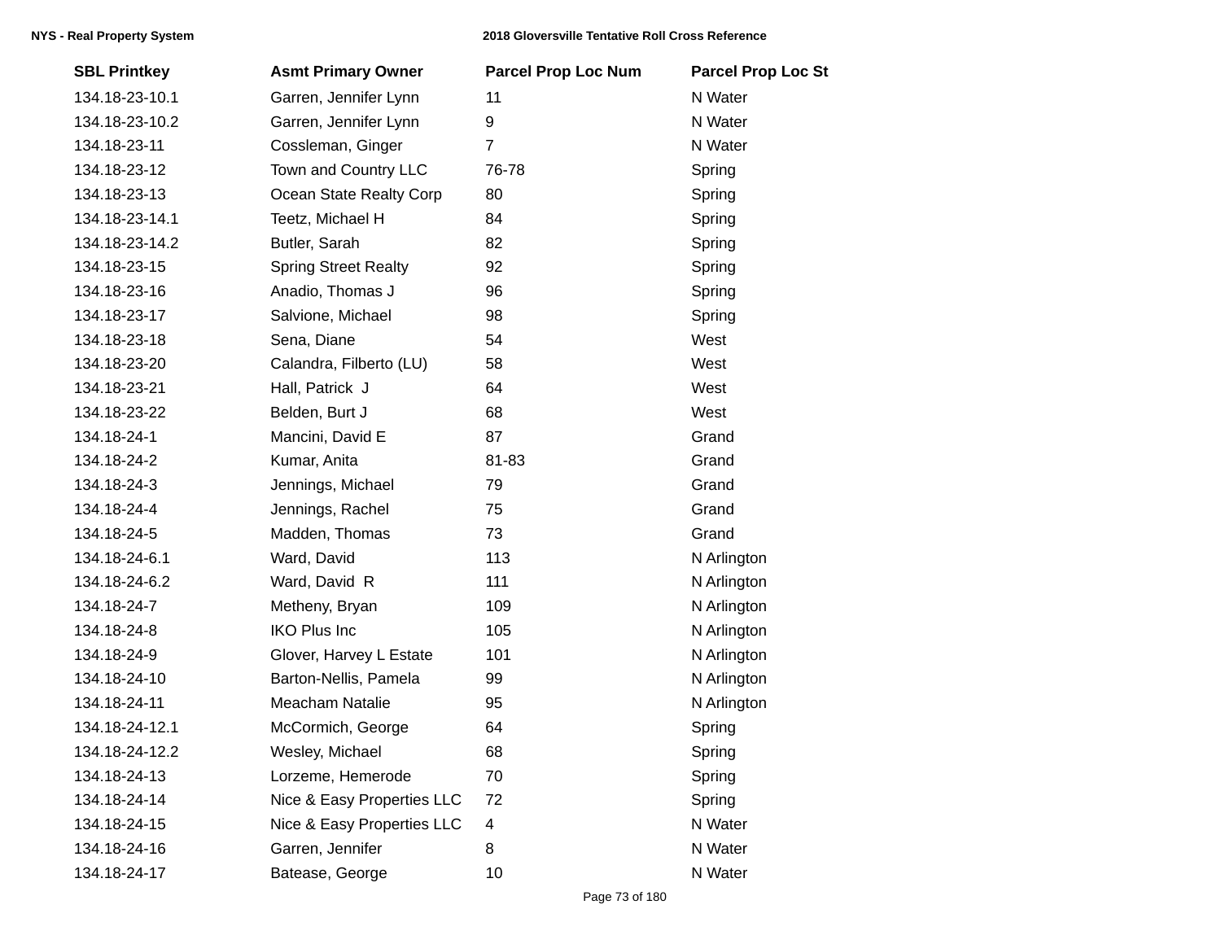| SBL Printkey | Asmt Primary Owner | Parcel Prop Loc Num | Parcel Prop Loc St |
|---|---|---|---|
| 134.18-23-10.1 | Garren, Jennifer Lynn | 11 | N Water |
| 134.18-23-10.2 | Garren, Jennifer Lynn | 9 | N Water |
| 134.18-23-11 | Cossleman, Ginger | 7 | N Water |
| 134.18-23-12 | Town and Country LLC | 76-78 | Spring |
| 134.18-23-13 | Ocean State Realty Corp | 80 | Spring |
| 134.18-23-14.1 | Teetz, Michael H | 84 | Spring |
| 134.18-23-14.2 | Butler, Sarah | 82 | Spring |
| 134.18-23-15 | Spring Street Realty | 92 | Spring |
| 134.18-23-16 | Anadio, Thomas J | 96 | Spring |
| 134.18-23-17 | Salvione, Michael | 98 | Spring |
| 134.18-23-18 | Sena, Diane | 54 | West |
| 134.18-23-20 | Calandra, Filberto (LU) | 58 | West |
| 134.18-23-21 | Hall, Patrick J | 64 | West |
| 134.18-23-22 | Belden, Burt J | 68 | West |
| 134.18-24-1 | Mancini, David E | 87 | Grand |
| 134.18-24-2 | Kumar, Anita | 81-83 | Grand |
| 134.18-24-3 | Jennings, Michael | 79 | Grand |
| 134.18-24-4 | Jennings, Rachel | 75 | Grand |
| 134.18-24-5 | Madden, Thomas | 73 | Grand |
| 134.18-24-6.1 | Ward, David | 113 | N Arlington |
| 134.18-24-6.2 | Ward, David R | 111 | N Arlington |
| 134.18-24-7 | Metheny, Bryan | 109 | N Arlington |
| 134.18-24-8 | IKO Plus Inc | 105 | N Arlington |
| 134.18-24-9 | Glover, Harvey L Estate | 101 | N Arlington |
| 134.18-24-10 | Barton-Nellis, Pamela | 99 | N Arlington |
| 134.18-24-11 | Meacham Natalie | 95 | N Arlington |
| 134.18-24-12.1 | McCormich, George | 64 | Spring |
| 134.18-24-12.2 | Wesley, Michael | 68 | Spring |
| 134.18-24-13 | Lorzeme, Hemerode | 70 | Spring |
| 134.18-24-14 | Nice & Easy Properties LLC | 72 | Spring |
| 134.18-24-15 | Nice & Easy Properties LLC | 4 | N Water |
| 134.18-24-16 | Garren, Jennifer | 8 | N Water |
| 134.18-24-17 | Batease, George | 10 | N Water |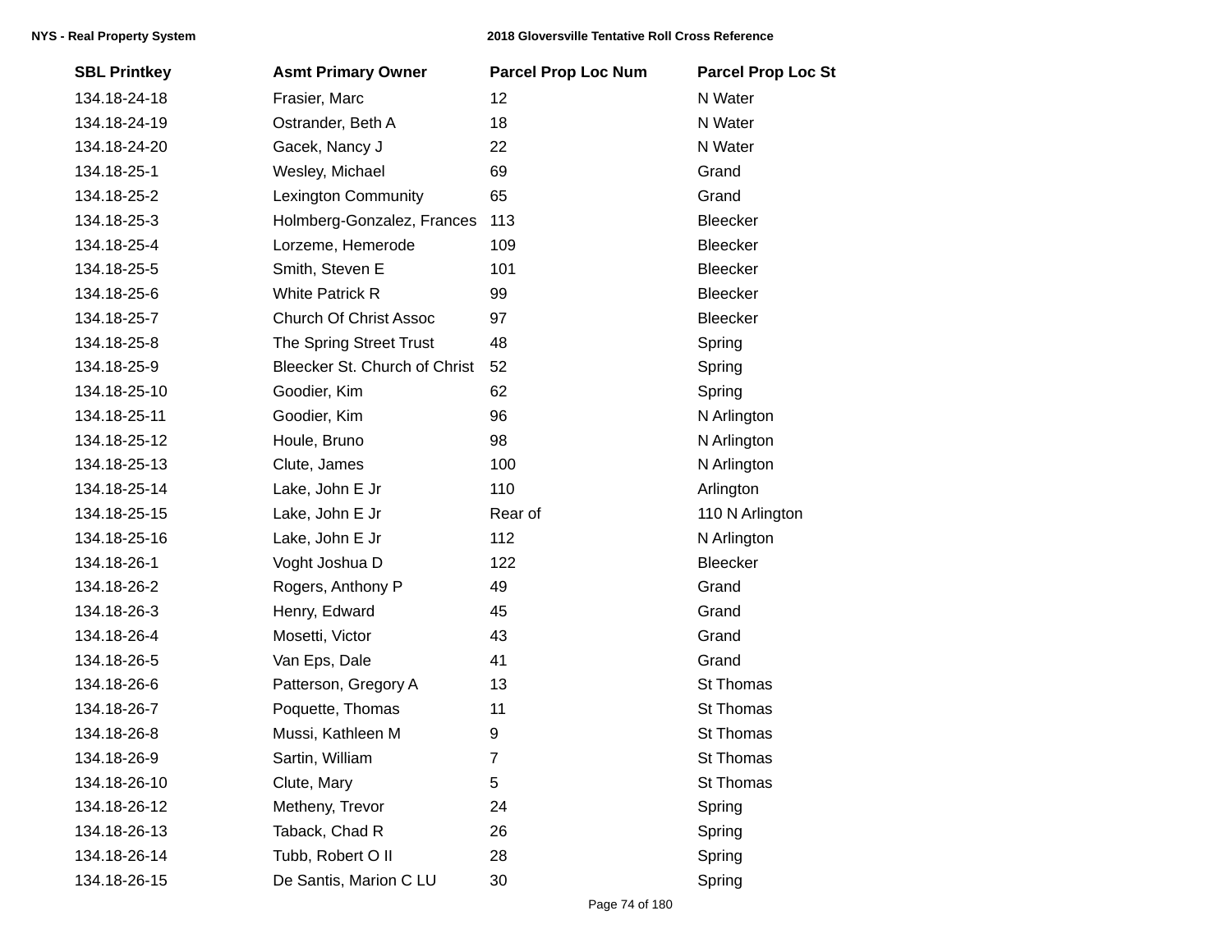| SBL Printkey | Asmt Primary Owner | Parcel Prop Loc Num | Parcel Prop Loc St |
|---|---|---|---|
| 134.18-24-18 | Frasier, Marc | 12 | N Water |
| 134.18-24-19 | Ostrander, Beth A | 18 | N Water |
| 134.18-24-20 | Gacek, Nancy J | 22 | N Water |
| 134.18-25-1 | Wesley, Michael | 69 | Grand |
| 134.18-25-2 | Lexington Community | 65 | Grand |
| 134.18-25-3 | Holmberg-Gonzalez, Frances | 113 | Bleecker |
| 134.18-25-4 | Lorzeme, Hemerode | 109 | Bleecker |
| 134.18-25-5 | Smith, Steven E | 101 | Bleecker |
| 134.18-25-6 | White Patrick R | 99 | Bleecker |
| 134.18-25-7 | Church Of Christ Assoc | 97 | Bleecker |
| 134.18-25-8 | The Spring Street Trust | 48 | Spring |
| 134.18-25-9 | Bleecker St. Church of Christ | 52 | Spring |
| 134.18-25-10 | Goodier, Kim | 62 | Spring |
| 134.18-25-11 | Goodier, Kim | 96 | N Arlington |
| 134.18-25-12 | Houle, Bruno | 98 | N Arlington |
| 134.18-25-13 | Clute, James | 100 | N Arlington |
| 134.18-25-14 | Lake, John E Jr | 110 | Arlington |
| 134.18-25-15 | Lake, John E Jr | Rear of | 110 N Arlington |
| 134.18-25-16 | Lake, John E Jr | 112 | N Arlington |
| 134.18-26-1 | Voght Joshua D | 122 | Bleecker |
| 134.18-26-2 | Rogers, Anthony P | 49 | Grand |
| 134.18-26-3 | Henry, Edward | 45 | Grand |
| 134.18-26-4 | Mosetti, Victor | 43 | Grand |
| 134.18-26-5 | Van Eps, Dale | 41 | Grand |
| 134.18-26-6 | Patterson, Gregory A | 13 | St Thomas |
| 134.18-26-7 | Poquette, Thomas | 11 | St Thomas |
| 134.18-26-8 | Mussi, Kathleen M | 9 | St Thomas |
| 134.18-26-9 | Sartin, William | 7 | St Thomas |
| 134.18-26-10 | Clute, Mary | 5 | St Thomas |
| 134.18-26-12 | Metheny, Trevor | 24 | Spring |
| 134.18-26-13 | Taback, Chad R | 26 | Spring |
| 134.18-26-14 | Tubb, Robert O II | 28 | Spring |
| 134.18-26-15 | De Santis, Marion C LU | 30 | Spring |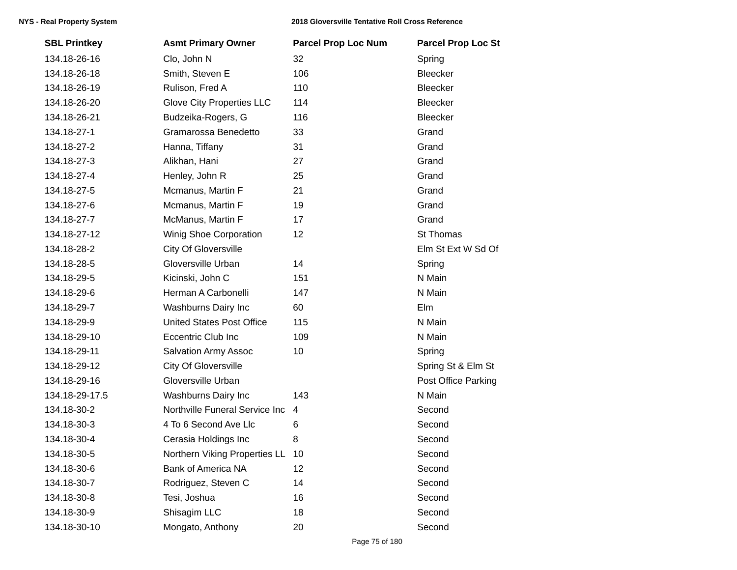| SBL Printkey | Asmt Primary Owner | Parcel Prop Loc Num | Parcel Prop Loc St |
|---|---|---|---|
| 134.18-26-16 | Clo, John N | 32 | Spring |
| 134.18-26-18 | Smith, Steven E | 106 | Bleecker |
| 134.18-26-19 | Rulison, Fred A | 110 | Bleecker |
| 134.18-26-20 | Glove City Properties LLC | 114 | Bleecker |
| 134.18-26-21 | Budzeika-Rogers, G | 116 | Bleecker |
| 134.18-27-1 | Gramarossa Benedetto | 33 | Grand |
| 134.18-27-2 | Hanna, Tiffany | 31 | Grand |
| 134.18-27-3 | Alikhan, Hani | 27 | Grand |
| 134.18-27-4 | Henley, John R | 25 | Grand |
| 134.18-27-5 | Mcmanus, Martin F | 21 | Grand |
| 134.18-27-6 | Mcmanus, Martin F | 19 | Grand |
| 134.18-27-7 | McManus, Martin F | 17 | Grand |
| 134.18-27-12 | Winig Shoe Corporation | 12 | St Thomas |
| 134.18-28-2 | City Of Gloversville | | Elm St Ext W Sd Of |
| 134.18-28-5 | Gloversville Urban | 14 | Spring |
| 134.18-29-5 | Kicinski, John C | 151 | N Main |
| 134.18-29-6 | Herman A Carbonelli | 147 | N Main |
| 134.18-29-7 | Washburns Dairy Inc | 60 | Elm |
| 134.18-29-9 | United States Post Office | 115 | N Main |
| 134.18-29-10 | Eccentric Club Inc | 109 | N Main |
| 134.18-29-11 | Salvation Army Assoc | 10 | Spring |
| 134.18-29-12 | City Of Gloversville | | Spring St & Elm St |
| 134.18-29-16 | Gloversville Urban | | Post Office Parking |
| 134.18-29-17.5 | Washburns Dairy Inc | 143 | N Main |
| 134.18-30-2 | Northville Funeral Service Inc | 4 | Second |
| 134.18-30-3 | 4 To 6 Second Ave Llc | 6 | Second |
| 134.18-30-4 | Cerasia Holdings Inc | 8 | Second |
| 134.18-30-5 | Northern Viking Properties LL | 10 | Second |
| 134.18-30-6 | Bank of America NA | 12 | Second |
| 134.18-30-7 | Rodriguez, Steven C | 14 | Second |
| 134.18-30-8 | Tesi, Joshua | 16 | Second |
| 134.18-30-9 | Shisagim LLC | 18 | Second |
| 134.18-30-10 | Mongato, Anthony | 20 | Second |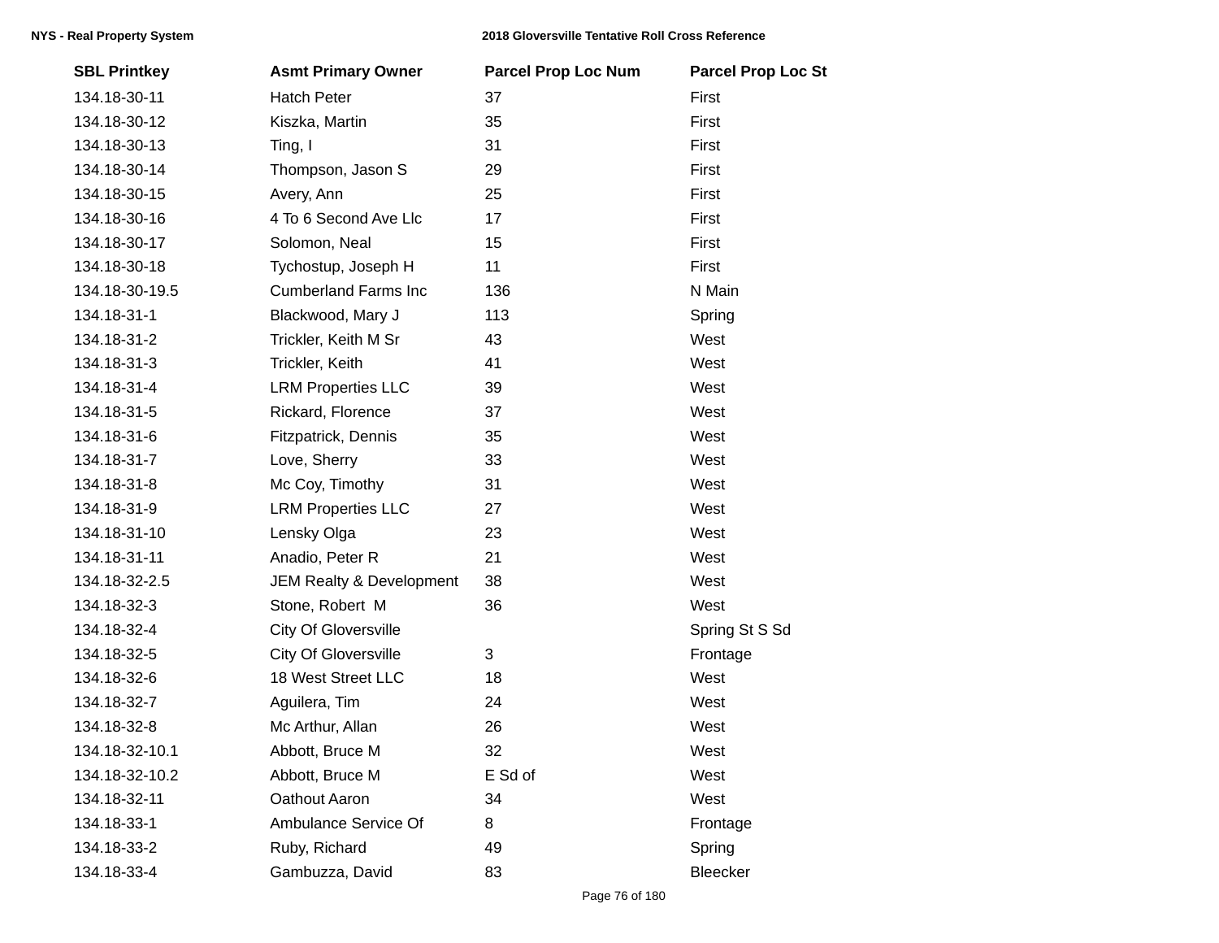| SBL Printkey | Asmt Primary Owner | Parcel Prop Loc Num | Parcel Prop Loc St |
|---|---|---|---|
| 134.18-30-11 | Hatch Peter | 37 | First |
| 134.18-30-12 | Kiszka, Martin | 35 | First |
| 134.18-30-13 | Ting, I | 31 | First |
| 134.18-30-14 | Thompson, Jason S | 29 | First |
| 134.18-30-15 | Avery, Ann | 25 | First |
| 134.18-30-16 | 4 To 6 Second Ave Llc | 17 | First |
| 134.18-30-17 | Solomon, Neal | 15 | First |
| 134.18-30-18 | Tychostup, Joseph H | 11 | First |
| 134.18-30-19.5 | Cumberland Farms Inc | 136 | N Main |
| 134.18-31-1 | Blackwood, Mary J | 113 | Spring |
| 134.18-31-2 | Trickler, Keith M Sr | 43 | West |
| 134.18-31-3 | Trickler, Keith | 41 | West |
| 134.18-31-4 | LRM Properties LLC | 39 | West |
| 134.18-31-5 | Rickard, Florence | 37 | West |
| 134.18-31-6 | Fitzpatrick, Dennis | 35 | West |
| 134.18-31-7 | Love, Sherry | 33 | West |
| 134.18-31-8 | Mc Coy, Timothy | 31 | West |
| 134.18-31-9 | LRM Properties LLC | 27 | West |
| 134.18-31-10 | Lensky Olga | 23 | West |
| 134.18-31-11 | Anadio, Peter R | 21 | West |
| 134.18-32-2.5 | JEM Realty & Development | 38 | West |
| 134.18-32-3 | Stone, Robert M | 36 | West |
| 134.18-32-4 | City Of Gloversville | | Spring St S Sd |
| 134.18-32-5 | City Of Gloversville | 3 | Frontage |
| 134.18-32-6 | 18 West Street LLC | 18 | West |
| 134.18-32-7 | Aguilera, Tim | 24 | West |
| 134.18-32-8 | Mc Arthur, Allan | 26 | West |
| 134.18-32-10.1 | Abbott, Bruce M | 32 | West |
| 134.18-32-10.2 | Abbott, Bruce M | E Sd of | West |
| 134.18-32-11 | Oathout Aaron | 34 | West |
| 134.18-33-1 | Ambulance Service Of | 8 | Frontage |
| 134.18-33-2 | Ruby, Richard | 49 | Spring |
| 134.18-33-4 | Gambuzza, David | 83 | Bleecker |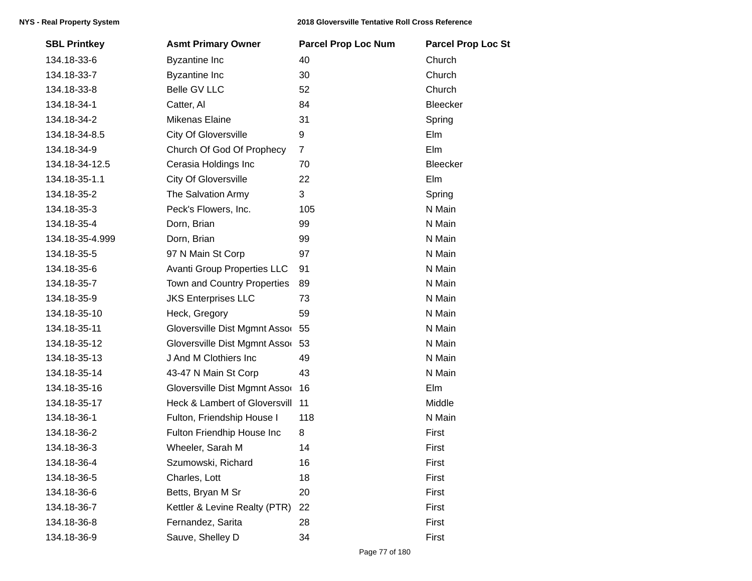| SBL Printkey | Asmt Primary Owner | Parcel Prop Loc Num | Parcel Prop Loc St |
|---|---|---|---|
| 134.18-33-6 | Byzantine Inc | 40 | Church |
| 134.18-33-7 | Byzantine Inc | 30 | Church |
| 134.18-33-8 | Belle GV LLC | 52 | Church |
| 134.18-34-1 | Catter, Al | 84 | Bleecker |
| 134.18-34-2 | Mikenas Elaine | 31 | Spring |
| 134.18-34-8.5 | City Of Gloversville | 9 | Elm |
| 134.18-34-9 | Church Of God Of Prophecy | 7 | Elm |
| 134.18-34-12.5 | Cerasia Holdings Inc | 70 | Bleecker |
| 134.18-35-1.1 | City Of Gloversville | 22 | Elm |
| 134.18-35-2 | The Salvation Army | 3 | Spring |
| 134.18-35-3 | Peck's Flowers, Inc. | 105 | N Main |
| 134.18-35-4 | Dorn, Brian | 99 | N Main |
| 134.18-35-4.999 | Dorn, Brian | 99 | N Main |
| 134.18-35-5 | 97 N Main St Corp | 97 | N Main |
| 134.18-35-6 | Avanti Group Properties LLC | 91 | N Main |
| 134.18-35-7 | Town and Country Properties | 89 | N Main |
| 134.18-35-9 | JKS Enterprises LLC | 73 | N Main |
| 134.18-35-10 | Heck, Gregory | 59 | N Main |
| 134.18-35-11 | Gloversville Dist Mgmnt Asso | 55 | N Main |
| 134.18-35-12 | Gloversville Dist Mgmnt Asso | 53 | N Main |
| 134.18-35-13 | J And M Clothiers Inc | 49 | N Main |
| 134.18-35-14 | 43-47 N Main St Corp | 43 | N Main |
| 134.18-35-16 | Gloversville Dist Mgmnt Asso | 16 | Elm |
| 134.18-35-17 | Heck & Lambert of Gloversvill | 11 | Middle |
| 134.18-36-1 | Fulton, Friendship House I | 118 | N Main |
| 134.18-36-2 | Fulton Friendhip House Inc | 8 | First |
| 134.18-36-3 | Wheeler, Sarah M | 14 | First |
| 134.18-36-4 | Szumowski, Richard | 16 | First |
| 134.18-36-5 | Charles, Lott | 18 | First |
| 134.18-36-6 | Betts, Bryan M Sr | 20 | First |
| 134.18-36-7 | Kettler & Levine Realty (PTR) | 22 | First |
| 134.18-36-8 | Fernandez, Sarita | 28 | First |
| 134.18-36-9 | Sauve, Shelley D | 34 | First |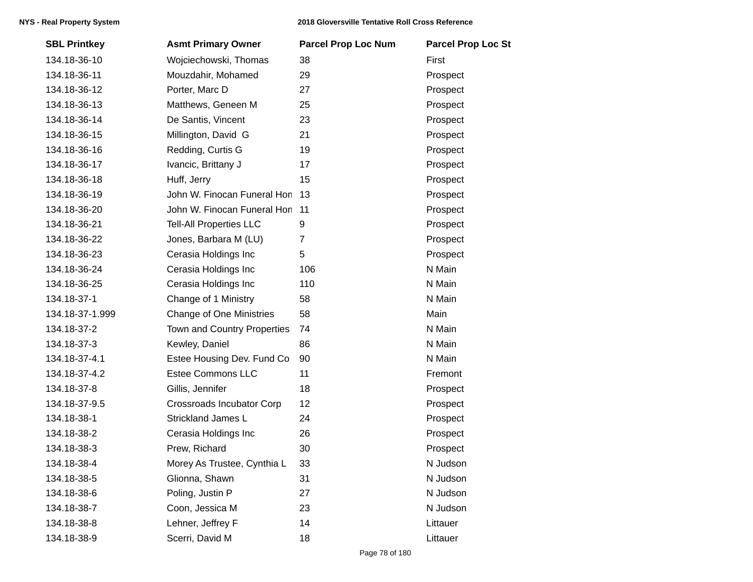| SBL Printkey | Asmt Primary Owner | Parcel Prop Loc Num | Parcel Prop Loc St |
|---|---|---|---|
| 134.18-36-10 | Wojciechowski, Thomas | 38 | First |
| 134.18-36-11 | Mouzdahir, Mohamed | 29 | Prospect |
| 134.18-36-12 | Porter, Marc D | 27 | Prospect |
| 134.18-36-13 | Matthews, Geneen M | 25 | Prospect |
| 134.18-36-14 | De Santis, Vincent | 23 | Prospect |
| 134.18-36-15 | Millington, David G | 21 | Prospect |
| 134.18-36-16 | Redding, Curtis G | 19 | Prospect |
| 134.18-36-17 | Ivancic, Brittany J | 17 | Prospect |
| 134.18-36-18 | Huff, Jerry | 15 | Prospect |
| 134.18-36-19 | John W. Finocan Funeral Hon | 13 | Prospect |
| 134.18-36-20 | John W. Finocan Funeral Hon | 11 | Prospect |
| 134.18-36-21 | Tell-All Properties LLC | 9 | Prospect |
| 134.18-36-22 | Jones, Barbara M (LU) | 7 | Prospect |
| 134.18-36-23 | Cerasia Holdings Inc | 5 | Prospect |
| 134.18-36-24 | Cerasia Holdings Inc | 106 | N Main |
| 134.18-36-25 | Cerasia Holdings Inc | 110 | N Main |
| 134.18-37-1 | Change of 1 Ministry | 58 | N Main |
| 134.18-37-1.999 | Change of One Ministries | 58 | Main |
| 134.18-37-2 | Town and Country Properties | 74 | N Main |
| 134.18-37-3 | Kewley, Daniel | 86 | N Main |
| 134.18-37-4.1 | Estee Housing Dev. Fund Co | 90 | N Main |
| 134.18-37-4.2 | Estee Commons LLC | 11 | Fremont |
| 134.18-37-8 | Gillis, Jennifer | 18 | Prospect |
| 134.18-37-9.5 | Crossroads Incubator Corp | 12 | Prospect |
| 134.18-38-1 | Strickland James L | 24 | Prospect |
| 134.18-38-2 | Cerasia Holdings Inc | 26 | Prospect |
| 134.18-38-3 | Prew, Richard | 30 | Prospect |
| 134.18-38-4 | Morey As Trustee, Cynthia L | 33 | N Judson |
| 134.18-38-5 | Glionna, Shawn | 31 | N Judson |
| 134.18-38-6 | Poling, Justin P | 27 | N Judson |
| 134.18-38-7 | Coon, Jessica M | 23 | N Judson |
| 134.18-38-8 | Lehner, Jeffrey F | 14 | Littauer |
| 134.18-38-9 | Scerri, David M | 18 | Littauer |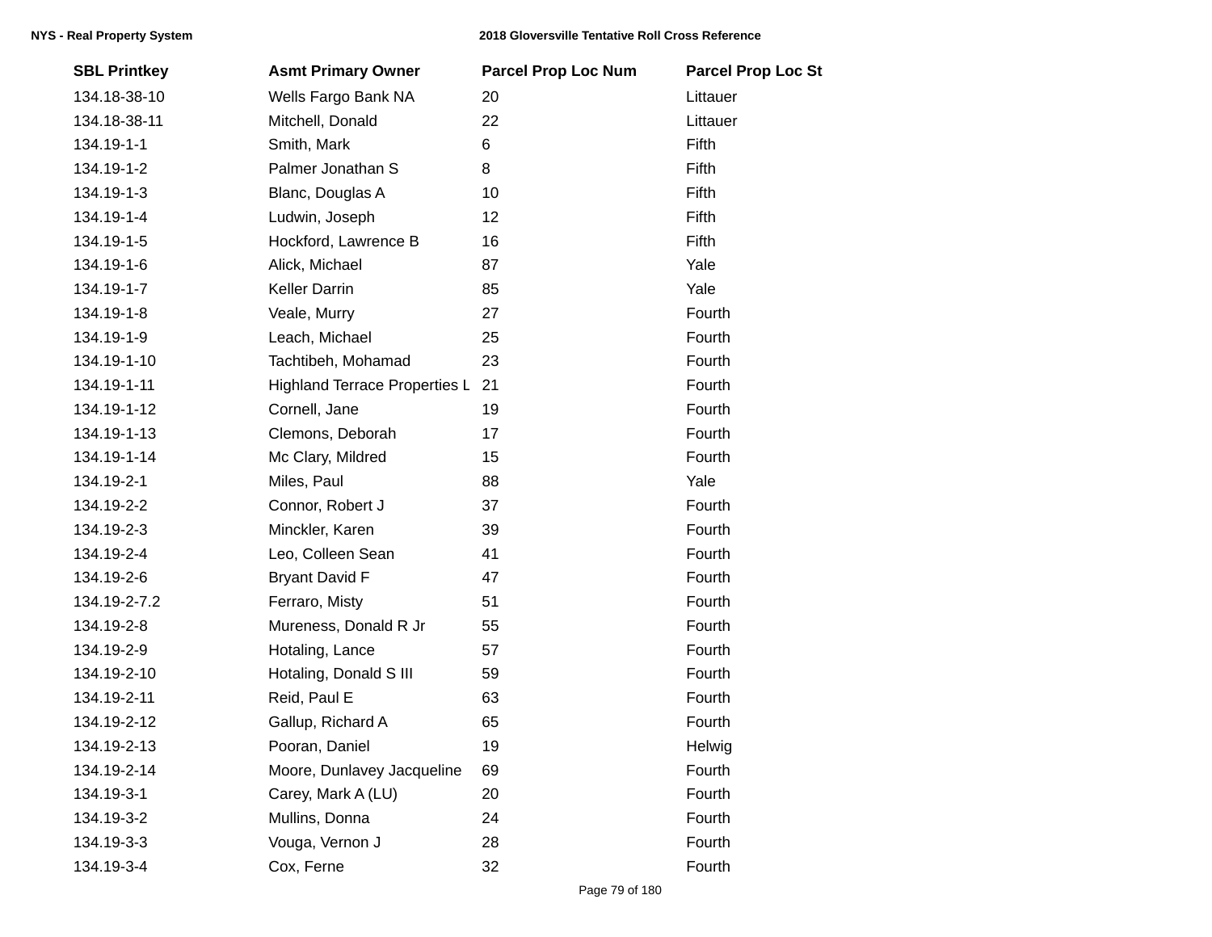| SBL Printkey | Asmt Primary Owner | Parcel Prop Loc Num | Parcel Prop Loc St |
|---|---|---|---|
| 134.18-38-10 | Wells Fargo Bank NA | 20 | Littauer |
| 134.18-38-11 | Mitchell, Donald | 22 | Littauer |
| 134.19-1-1 | Smith, Mark | 6 | Fifth |
| 134.19-1-2 | Palmer Jonathan S | 8 | Fifth |
| 134.19-1-3 | Blanc, Douglas A | 10 | Fifth |
| 134.19-1-4 | Ludwin, Joseph | 12 | Fifth |
| 134.19-1-5 | Hockford, Lawrence B | 16 | Fifth |
| 134.19-1-6 | Alick, Michael | 87 | Yale |
| 134.19-1-7 | Keller Darrin | 85 | Yale |
| 134.19-1-8 | Veale, Murry | 27 | Fourth |
| 134.19-1-9 | Leach, Michael | 25 | Fourth |
| 134.19-1-10 | Tachtibeh, Mohamad | 23 | Fourth |
| 134.19-1-11 | Highland Terrace Properties L | 21 | Fourth |
| 134.19-1-12 | Cornell, Jane | 19 | Fourth |
| 134.19-1-13 | Clemons, Deborah | 17 | Fourth |
| 134.19-1-14 | Mc Clary, Mildred | 15 | Fourth |
| 134.19-2-1 | Miles, Paul | 88 | Yale |
| 134.19-2-2 | Connor, Robert J | 37 | Fourth |
| 134.19-2-3 | Minckler, Karen | 39 | Fourth |
| 134.19-2-4 | Leo, Colleen Sean | 41 | Fourth |
| 134.19-2-6 | Bryant David F | 47 | Fourth |
| 134.19-2-7.2 | Ferraro, Misty | 51 | Fourth |
| 134.19-2-8 | Mureness, Donald R Jr | 55 | Fourth |
| 134.19-2-9 | Hotaling, Lance | 57 | Fourth |
| 134.19-2-10 | Hotaling, Donald S III | 59 | Fourth |
| 134.19-2-11 | Reid, Paul E | 63 | Fourth |
| 134.19-2-12 | Gallup, Richard A | 65 | Fourth |
| 134.19-2-13 | Pooran, Daniel | 19 | Helwig |
| 134.19-2-14 | Moore, Dunlavey Jacqueline | 69 | Fourth |
| 134.19-3-1 | Carey, Mark A (LU) | 20 | Fourth |
| 134.19-3-2 | Mullins, Donna | 24 | Fourth |
| 134.19-3-3 | Vouga, Vernon J | 28 | Fourth |
| 134.19-3-4 | Cox, Ferne | 32 | Fourth |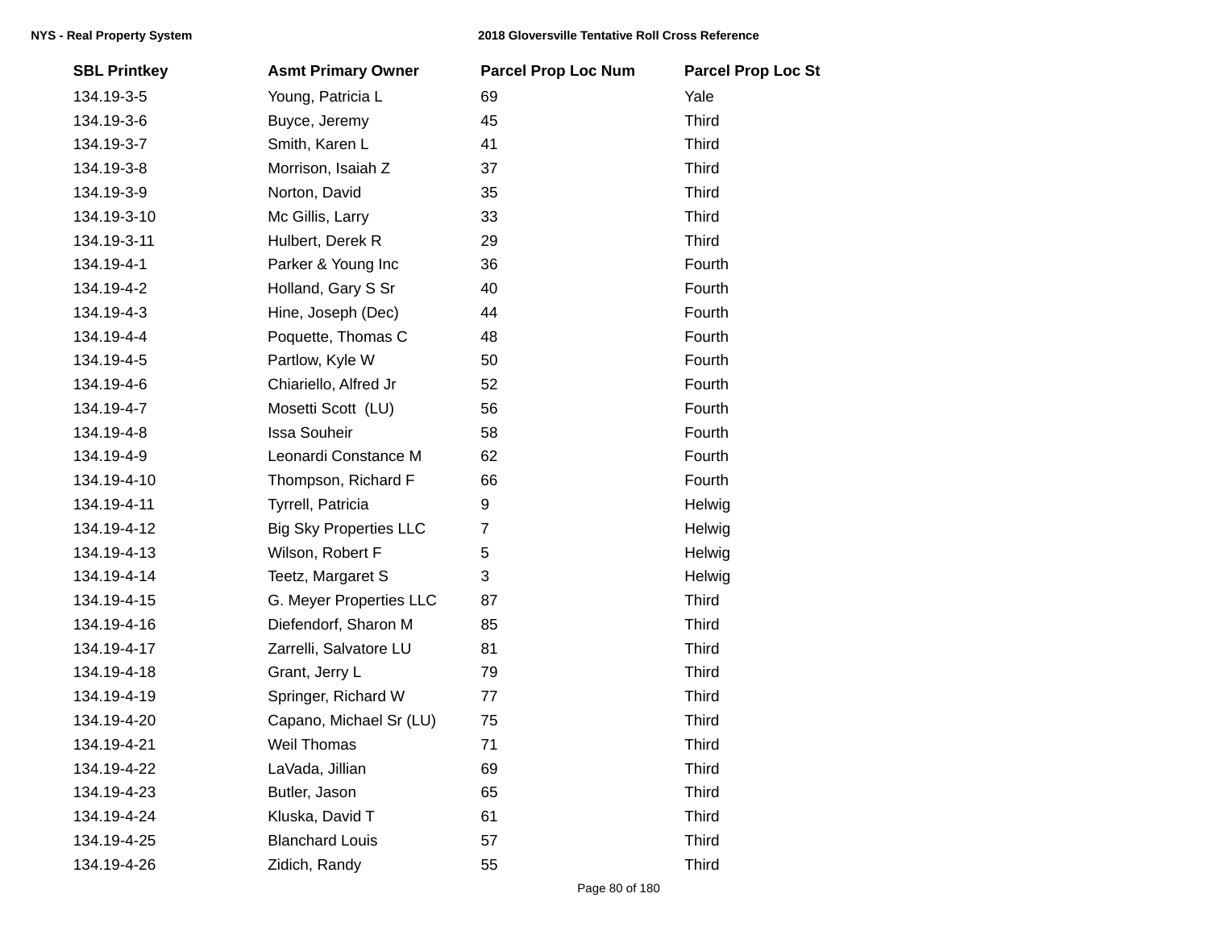| SBL Printkey | Asmt Primary Owner | Parcel Prop Loc Num | Parcel Prop Loc St |
| --- | --- | --- | --- |
| 134.19-3-5 | Young, Patricia L | 69 | Yale |
| 134.19-3-6 | Buyce, Jeremy | 45 | Third |
| 134.19-3-7 | Smith, Karen L | 41 | Third |
| 134.19-3-8 | Morrison, Isaiah Z | 37 | Third |
| 134.19-3-9 | Norton, David | 35 | Third |
| 134.19-3-10 | Mc Gillis, Larry | 33 | Third |
| 134.19-3-11 | Hulbert, Derek R | 29 | Third |
| 134.19-4-1 | Parker & Young Inc | 36 | Fourth |
| 134.19-4-2 | Holland, Gary S Sr | 40 | Fourth |
| 134.19-4-3 | Hine, Joseph (Dec) | 44 | Fourth |
| 134.19-4-4 | Poquette, Thomas C | 48 | Fourth |
| 134.19-4-5 | Partlow, Kyle W | 50 | Fourth |
| 134.19-4-6 | Chiariello, Alfred Jr | 52 | Fourth |
| 134.19-4-7 | Mosetti Scott (LU) | 56 | Fourth |
| 134.19-4-8 | Issa Souheir | 58 | Fourth |
| 134.19-4-9 | Leonardi Constance M | 62 | Fourth |
| 134.19-4-10 | Thompson, Richard F | 66 | Fourth |
| 134.19-4-11 | Tyrrell, Patricia | 9 | Helwig |
| 134.19-4-12 | Big Sky Properties LLC | 7 | Helwig |
| 134.19-4-13 | Wilson, Robert F | 5 | Helwig |
| 134.19-4-14 | Teetz, Margaret S | 3 | Helwig |
| 134.19-4-15 | G. Meyer Properties LLC | 87 | Third |
| 134.19-4-16 | Diefendorf, Sharon M | 85 | Third |
| 134.19-4-17 | Zarrelli, Salvatore LU | 81 | Third |
| 134.19-4-18 | Grant, Jerry L | 79 | Third |
| 134.19-4-19 | Springer, Richard W | 77 | Third |
| 134.19-4-20 | Capano, Michael Sr (LU) | 75 | Third |
| 134.19-4-21 | Weil Thomas | 71 | Third |
| 134.19-4-22 | LaVada, Jillian | 69 | Third |
| 134.19-4-23 | Butler, Jason | 65 | Third |
| 134.19-4-24 | Kluska, David T | 61 | Third |
| 134.19-4-25 | Blanchard Louis | 57 | Third |
| 134.19-4-26 | Zidich, Randy | 55 | Third |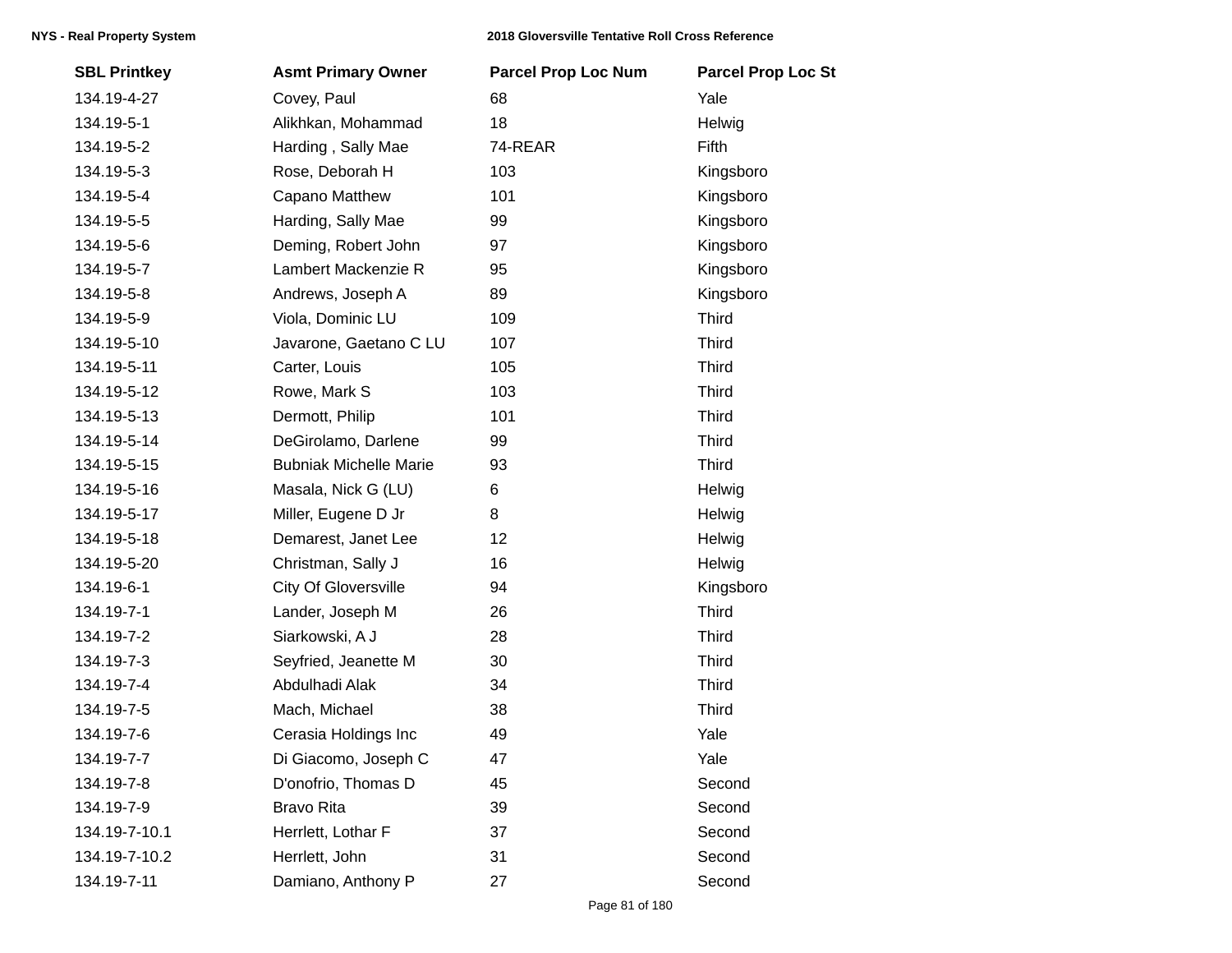| SBL Printkey | Asmt Primary Owner | Parcel Prop Loc Num | Parcel Prop Loc St |
|---|---|---|---|
| 134.19-4-27 | Covey, Paul | 68 | Yale |
| 134.19-5-1 | Alikhkan, Mohammad | 18 | Helwig |
| 134.19-5-2 | Harding , Sally Mae | 74-REAR | Fifth |
| 134.19-5-3 | Rose, Deborah H | 103 | Kingsboro |
| 134.19-5-4 | Capano Matthew | 101 | Kingsboro |
| 134.19-5-5 | Harding, Sally Mae | 99 | Kingsboro |
| 134.19-5-6 | Deming, Robert John | 97 | Kingsboro |
| 134.19-5-7 | Lambert Mackenzie R | 95 | Kingsboro |
| 134.19-5-8 | Andrews, Joseph A | 89 | Kingsboro |
| 134.19-5-9 | Viola, Dominic LU | 109 | Third |
| 134.19-5-10 | Javarone, Gaetano C LU | 107 | Third |
| 134.19-5-11 | Carter, Louis | 105 | Third |
| 134.19-5-12 | Rowe, Mark S | 103 | Third |
| 134.19-5-13 | Dermott, Philip | 101 | Third |
| 134.19-5-14 | DeGirolamo, Darlene | 99 | Third |
| 134.19-5-15 | Bubniak Michelle Marie | 93 | Third |
| 134.19-5-16 | Masala, Nick G (LU) | 6 | Helwig |
| 134.19-5-17 | Miller, Eugene D Jr | 8 | Helwig |
| 134.19-5-18 | Demarest, Janet Lee | 12 | Helwig |
| 134.19-5-20 | Christman, Sally J | 16 | Helwig |
| 134.19-6-1 | City Of Gloversville | 94 | Kingsboro |
| 134.19-7-1 | Lander, Joseph M | 26 | Third |
| 134.19-7-2 | Siarkowski, A J | 28 | Third |
| 134.19-7-3 | Seyfried, Jeanette M | 30 | Third |
| 134.19-7-4 | Abdulhadi Alak | 34 | Third |
| 134.19-7-5 | Mach, Michael | 38 | Third |
| 134.19-7-6 | Cerasia Holdings Inc | 49 | Yale |
| 134.19-7-7 | Di Giacomo, Joseph C | 47 | Yale |
| 134.19-7-8 | D'onofrio, Thomas D | 45 | Second |
| 134.19-7-9 | Bravo Rita | 39 | Second |
| 134.19-7-10.1 | Herrlett, Lothar F | 37 | Second |
| 134.19-7-10.2 | Herrlett, John | 31 | Second |
| 134.19-7-11 | Damiano, Anthony P | 27 | Second |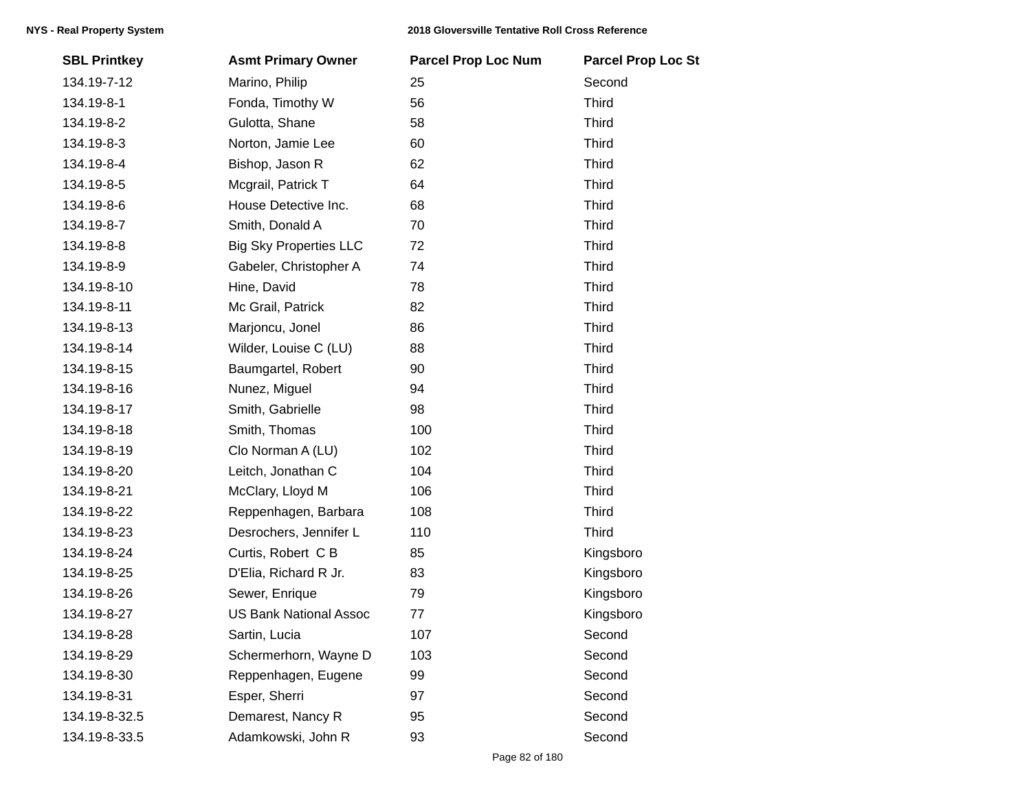| SBL Printkey | Asmt Primary Owner | Parcel Prop Loc Num | Parcel Prop Loc St |
|---|---|---|---|
| 134.19-7-12 | Marino, Philip | 25 | Second |
| 134.19-8-1 | Fonda, Timothy W | 56 | Third |
| 134.19-8-2 | Gulotta, Shane | 58 | Third |
| 134.19-8-3 | Norton, Jamie Lee | 60 | Third |
| 134.19-8-4 | Bishop, Jason R | 62 | Third |
| 134.19-8-5 | Mcgrail, Patrick T | 64 | Third |
| 134.19-8-6 | House Detective Inc. | 68 | Third |
| 134.19-8-7 | Smith, Donald A | 70 | Third |
| 134.19-8-8 | Big Sky Properties LLC | 72 | Third |
| 134.19-8-9 | Gabeler, Christopher A | 74 | Third |
| 134.19-8-10 | Hine, David | 78 | Third |
| 134.19-8-11 | Mc Grail, Patrick | 82 | Third |
| 134.19-8-13 | Marjoncu, Jonel | 86 | Third |
| 134.19-8-14 | Wilder, Louise C (LU) | 88 | Third |
| 134.19-8-15 | Baumgartel, Robert | 90 | Third |
| 134.19-8-16 | Nunez, Miguel | 94 | Third |
| 134.19-8-17 | Smith, Gabrielle | 98 | Third |
| 134.19-8-18 | Smith, Thomas | 100 | Third |
| 134.19-8-19 | Clo Norman A (LU) | 102 | Third |
| 134.19-8-20 | Leitch, Jonathan C | 104 | Third |
| 134.19-8-21 | McClary, Lloyd M | 106 | Third |
| 134.19-8-22 | Reppenhagen, Barbara | 108 | Third |
| 134.19-8-23 | Desrochers, Jennifer L | 110 | Third |
| 134.19-8-24 | Curtis, Robert C B | 85 | Kingsboro |
| 134.19-8-25 | D'Elia, Richard R Jr. | 83 | Kingsboro |
| 134.19-8-26 | Sewer, Enrique | 79 | Kingsboro |
| 134.19-8-27 | US Bank National Assoc | 77 | Kingsboro |
| 134.19-8-28 | Sartin, Lucia | 107 | Second |
| 134.19-8-29 | Schermerhorn, Wayne D | 103 | Second |
| 134.19-8-30 | Reppenhagen, Eugene | 99 | Second |
| 134.19-8-31 | Esper, Sherri | 97 | Second |
| 134.19-8-32.5 | Demarest, Nancy R | 95 | Second |
| 134.19-8-33.5 | Adamkowski, John R | 93 | Second |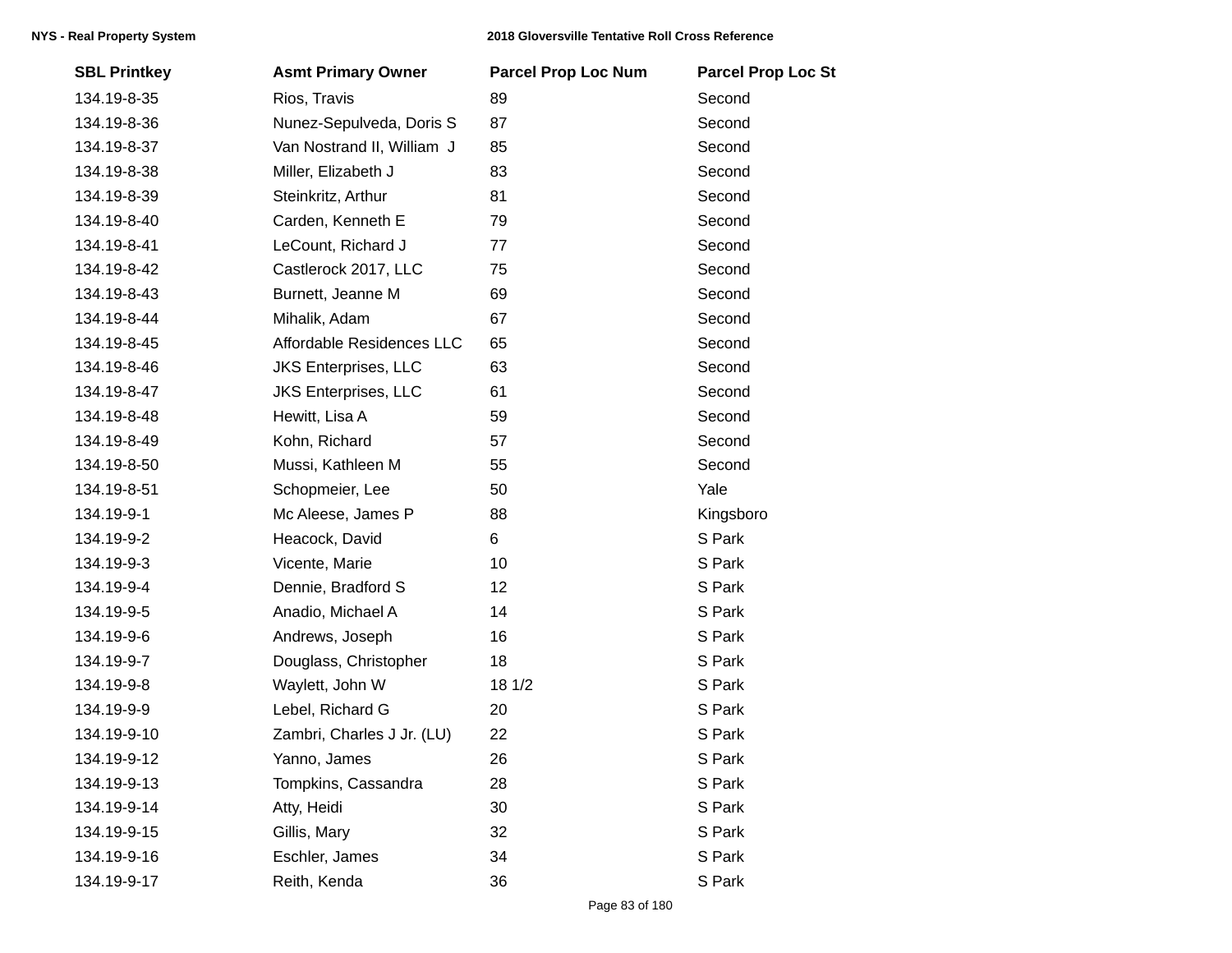| SBL Printkey | Asmt Primary Owner | Parcel Prop Loc Num | Parcel Prop Loc St |
|---|---|---|---|
| 134.19-8-35 | Rios, Travis | 89 | Second |
| 134.19-8-36 | Nunez-Sepulveda, Doris S | 87 | Second |
| 134.19-8-37 | Van Nostrand II, William J | 85 | Second |
| 134.19-8-38 | Miller, Elizabeth J | 83 | Second |
| 134.19-8-39 | Steinkritz, Arthur | 81 | Second |
| 134.19-8-40 | Carden, Kenneth E | 79 | Second |
| 134.19-8-41 | LeCount, Richard J | 77 | Second |
| 134.19-8-42 | Castlerock 2017, LLC | 75 | Second |
| 134.19-8-43 | Burnett, Jeanne M | 69 | Second |
| 134.19-8-44 | Mihalik, Adam | 67 | Second |
| 134.19-8-45 | Affordable Residences LLC | 65 | Second |
| 134.19-8-46 | JKS Enterprises, LLC | 63 | Second |
| 134.19-8-47 | JKS Enterprises, LLC | 61 | Second |
| 134.19-8-48 | Hewitt, Lisa A | 59 | Second |
| 134.19-8-49 | Kohn, Richard | 57 | Second |
| 134.19-8-50 | Mussi, Kathleen M | 55 | Second |
| 134.19-8-51 | Schopmeier, Lee | 50 | Yale |
| 134.19-9-1 | Mc Aleese, James P | 88 | Kingsboro |
| 134.19-9-2 | Heacock, David | 6 | S Park |
| 134.19-9-3 | Vicente, Marie | 10 | S Park |
| 134.19-9-4 | Dennie, Bradford S | 12 | S Park |
| 134.19-9-5 | Anadio, Michael A | 14 | S Park |
| 134.19-9-6 | Andrews, Joseph | 16 | S Park |
| 134.19-9-7 | Douglass, Christopher | 18 | S Park |
| 134.19-9-8 | Waylett, John W | 18 1/2 | S Park |
| 134.19-9-9 | Lebel, Richard G | 20 | S Park |
| 134.19-9-10 | Zambri, Charles J Jr. (LU) | 22 | S Park |
| 134.19-9-12 | Yanno, James | 26 | S Park |
| 134.19-9-13 | Tompkins, Cassandra | 28 | S Park |
| 134.19-9-14 | Atty, Heidi | 30 | S Park |
| 134.19-9-15 | Gillis, Mary | 32 | S Park |
| 134.19-9-16 | Eschler, James | 34 | S Park |
| 134.19-9-17 | Reith, Kenda | 36 | S Park |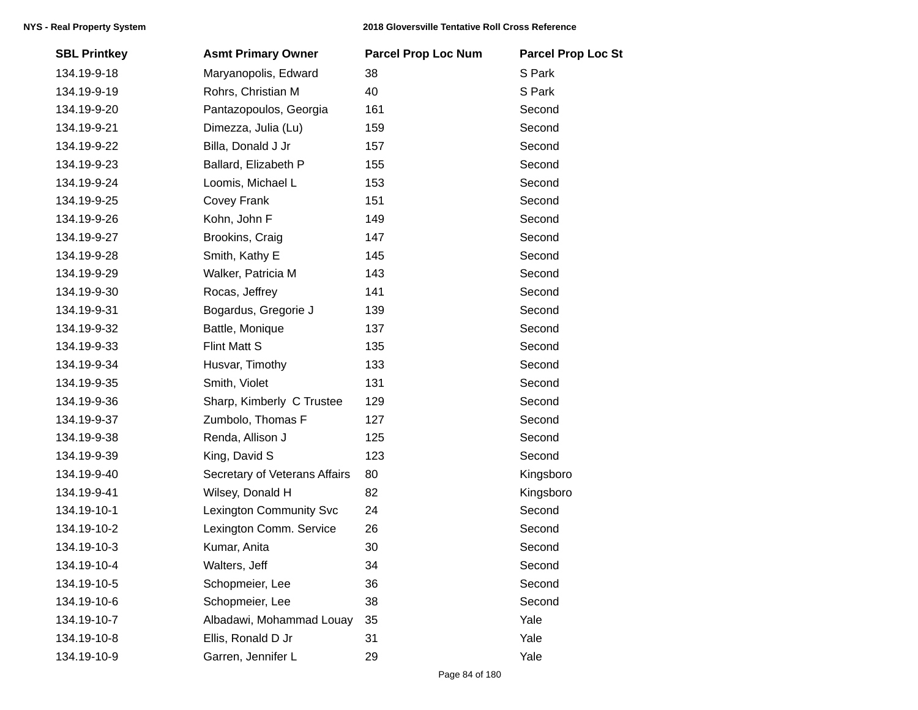| SBL Printkey | Asmt Primary Owner | Parcel Prop Loc Num | Parcel Prop Loc St |
|---|---|---|---|
| 134.19-9-18 | Maryanopolis, Edward | 38 | S Park |
| 134.19-9-19 | Rohrs, Christian M | 40 | S Park |
| 134.19-9-20 | Pantazopoulos, Georgia | 161 | Second |
| 134.19-9-21 | Dimezza, Julia (Lu) | 159 | Second |
| 134.19-9-22 | Billa, Donald J Jr | 157 | Second |
| 134.19-9-23 | Ballard, Elizabeth P | 155 | Second |
| 134.19-9-24 | Loomis, Michael L | 153 | Second |
| 134.19-9-25 | Covey Frank | 151 | Second |
| 134.19-9-26 | Kohn, John F | 149 | Second |
| 134.19-9-27 | Brookins, Craig | 147 | Second |
| 134.19-9-28 | Smith, Kathy E | 145 | Second |
| 134.19-9-29 | Walker, Patricia M | 143 | Second |
| 134.19-9-30 | Rocas, Jeffrey | 141 | Second |
| 134.19-9-31 | Bogardus, Gregorie J | 139 | Second |
| 134.19-9-32 | Battle, Monique | 137 | Second |
| 134.19-9-33 | Flint Matt S | 135 | Second |
| 134.19-9-34 | Husvar, Timothy | 133 | Second |
| 134.19-9-35 | Smith, Violet | 131 | Second |
| 134.19-9-36 | Sharp, Kimberly C Trustee | 129 | Second |
| 134.19-9-37 | Zumbolo, Thomas F | 127 | Second |
| 134.19-9-38 | Renda, Allison J | 125 | Second |
| 134.19-9-39 | King, David S | 123 | Second |
| 134.19-9-40 | Secretary of Veterans Affairs | 80 | Kingsboro |
| 134.19-9-41 | Wilsey, Donald H | 82 | Kingsboro |
| 134.19-10-1 | Lexington Community Svc | 24 | Second |
| 134.19-10-2 | Lexington Comm. Service | 26 | Second |
| 134.19-10-3 | Kumar, Anita | 30 | Second |
| 134.19-10-4 | Walters, Jeff | 34 | Second |
| 134.19-10-5 | Schopmeier, Lee | 36 | Second |
| 134.19-10-6 | Schopmeier, Lee | 38 | Second |
| 134.19-10-7 | Albadawi, Mohammad Louay | 35 | Yale |
| 134.19-10-8 | Ellis, Ronald D Jr | 31 | Yale |
| 134.19-10-9 | Garren, Jennifer L | 29 | Yale |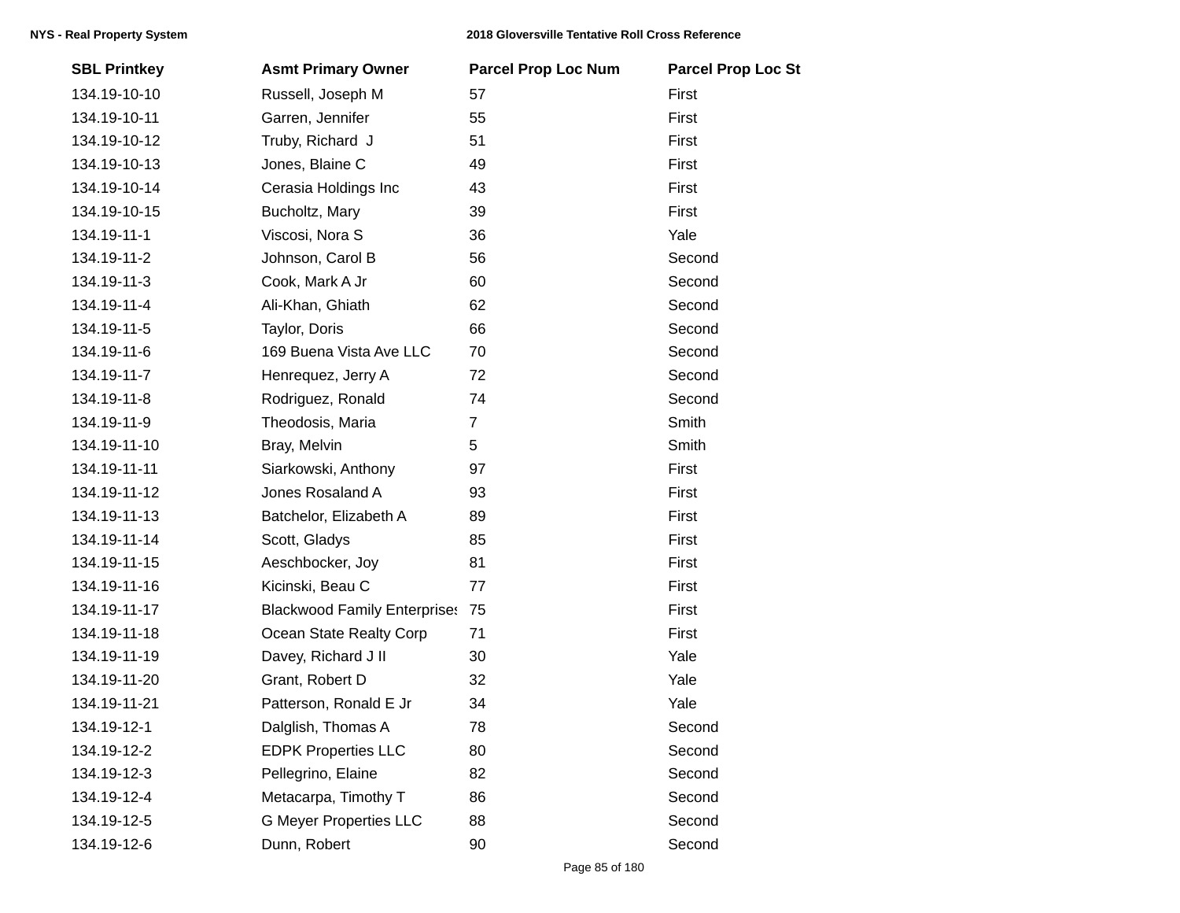| SBL Printkey | Asmt Primary Owner | Parcel Prop Loc Num | Parcel Prop Loc St |
|---|---|---|---|
| 134.19-10-10 | Russell, Joseph M | 57 | First |
| 134.19-10-11 | Garren, Jennifer | 55 | First |
| 134.19-10-12 | Truby, Richard J | 51 | First |
| 134.19-10-13 | Jones, Blaine C | 49 | First |
| 134.19-10-14 | Cerasia Holdings Inc | 43 | First |
| 134.19-10-15 | Bucholtz, Mary | 39 | First |
| 134.19-11-1 | Viscosi, Nora S | 36 | Yale |
| 134.19-11-2 | Johnson, Carol B | 56 | Second |
| 134.19-11-3 | Cook, Mark A Jr | 60 | Second |
| 134.19-11-4 | Ali-Khan, Ghiath | 62 | Second |
| 134.19-11-5 | Taylor, Doris | 66 | Second |
| 134.19-11-6 | 169 Buena Vista Ave LLC | 70 | Second |
| 134.19-11-7 | Henrequez, Jerry A | 72 | Second |
| 134.19-11-8 | Rodriguez, Ronald | 74 | Second |
| 134.19-11-9 | Theodosis, Maria | 7 | Smith |
| 134.19-11-10 | Bray, Melvin | 5 | Smith |
| 134.19-11-11 | Siarkowski, Anthony | 97 | First |
| 134.19-11-12 | Jones Rosaland A | 93 | First |
| 134.19-11-13 | Batchelor, Elizabeth A | 89 | First |
| 134.19-11-14 | Scott, Gladys | 85 | First |
| 134.19-11-15 | Aeschbocker, Joy | 81 | First |
| 134.19-11-16 | Kicinski, Beau C | 77 | First |
| 134.19-11-17 | Blackwood Family Enterprises | 75 | First |
| 134.19-11-18 | Ocean State Realty Corp | 71 | First |
| 134.19-11-19 | Davey, Richard J II | 30 | Yale |
| 134.19-11-20 | Grant, Robert D | 32 | Yale |
| 134.19-11-21 | Patterson, Ronald E Jr | 34 | Yale |
| 134.19-12-1 | Dalglish, Thomas A | 78 | Second |
| 134.19-12-2 | EDPK Properties LLC | 80 | Second |
| 134.19-12-3 | Pellegrino, Elaine | 82 | Second |
| 134.19-12-4 | Metacarpa, Timothy T | 86 | Second |
| 134.19-12-5 | G Meyer Properties LLC | 88 | Second |
| 134.19-12-6 | Dunn, Robert | 90 | Second |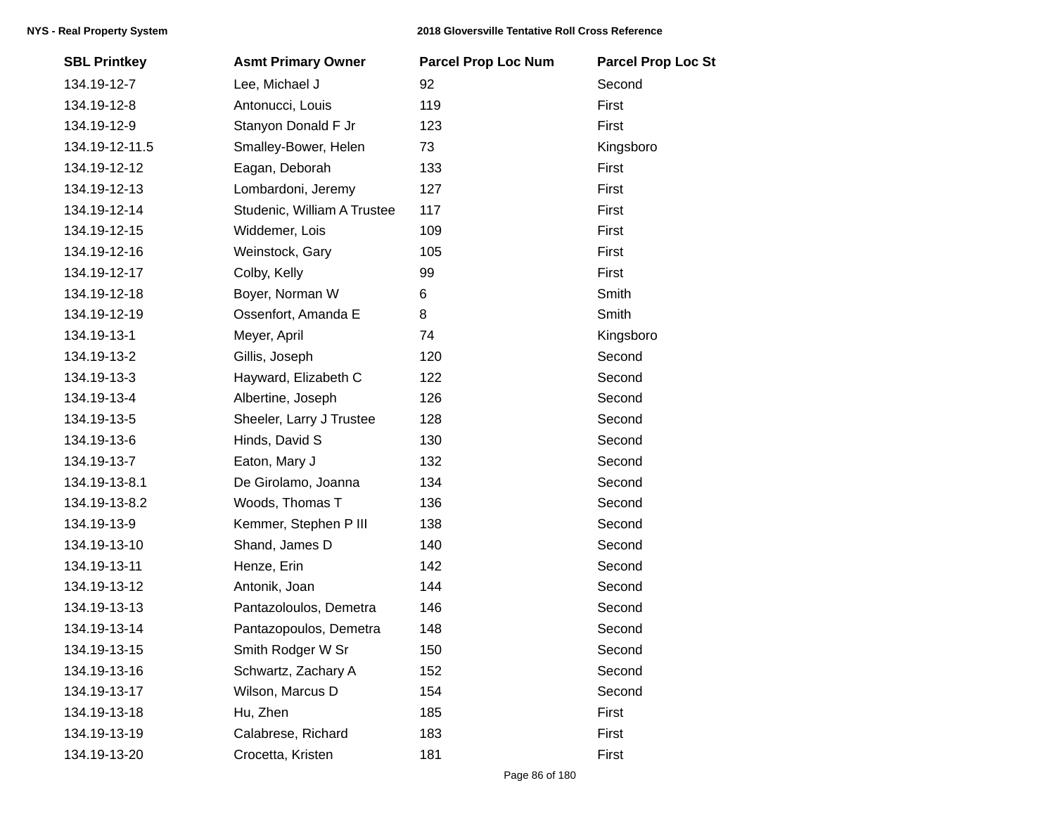| SBL Printkey | Asmt Primary Owner | Parcel Prop Loc Num | Parcel Prop Loc St |
|---|---|---|---|
| 134.19-12-7 | Lee, Michael J | 92 | Second |
| 134.19-12-8 | Antonucci, Louis | 119 | First |
| 134.19-12-9 | Stanyon Donald F Jr | 123 | First |
| 134.19-12-11.5 | Smalley-Bower, Helen | 73 | Kingsboro |
| 134.19-12-12 | Eagan, Deborah | 133 | First |
| 134.19-12-13 | Lombardoni, Jeremy | 127 | First |
| 134.19-12-14 | Studenic, William A Trustee | 117 | First |
| 134.19-12-15 | Widdemer, Lois | 109 | First |
| 134.19-12-16 | Weinstock, Gary | 105 | First |
| 134.19-12-17 | Colby, Kelly | 99 | First |
| 134.19-12-18 | Boyer, Norman W | 6 | Smith |
| 134.19-12-19 | Ossenfort, Amanda E | 8 | Smith |
| 134.19-13-1 | Meyer, April | 74 | Kingsboro |
| 134.19-13-2 | Gillis, Joseph | 120 | Second |
| 134.19-13-3 | Hayward, Elizabeth C | 122 | Second |
| 134.19-13-4 | Albertine, Joseph | 126 | Second |
| 134.19-13-5 | Sheeler, Larry J Trustee | 128 | Second |
| 134.19-13-6 | Hinds, David S | 130 | Second |
| 134.19-13-7 | Eaton, Mary J | 132 | Second |
| 134.19-13-8.1 | De Girolamo, Joanna | 134 | Second |
| 134.19-13-8.2 | Woods, Thomas T | 136 | Second |
| 134.19-13-9 | Kemmer, Stephen P III | 138 | Second |
| 134.19-13-10 | Shand, James D | 140 | Second |
| 134.19-13-11 | Henze, Erin | 142 | Second |
| 134.19-13-12 | Antonik, Joan | 144 | Second |
| 134.19-13-13 | Pantazoloulos, Demetra | 146 | Second |
| 134.19-13-14 | Pantazopoulos, Demetra | 148 | Second |
| 134.19-13-15 | Smith Rodger W Sr | 150 | Second |
| 134.19-13-16 | Schwartz, Zachary A | 152 | Second |
| 134.19-13-17 | Wilson, Marcus D | 154 | Second |
| 134.19-13-18 | Hu, Zhen | 185 | First |
| 134.19-13-19 | Calabrese, Richard | 183 | First |
| 134.19-13-20 | Crocetta, Kristen | 181 | First |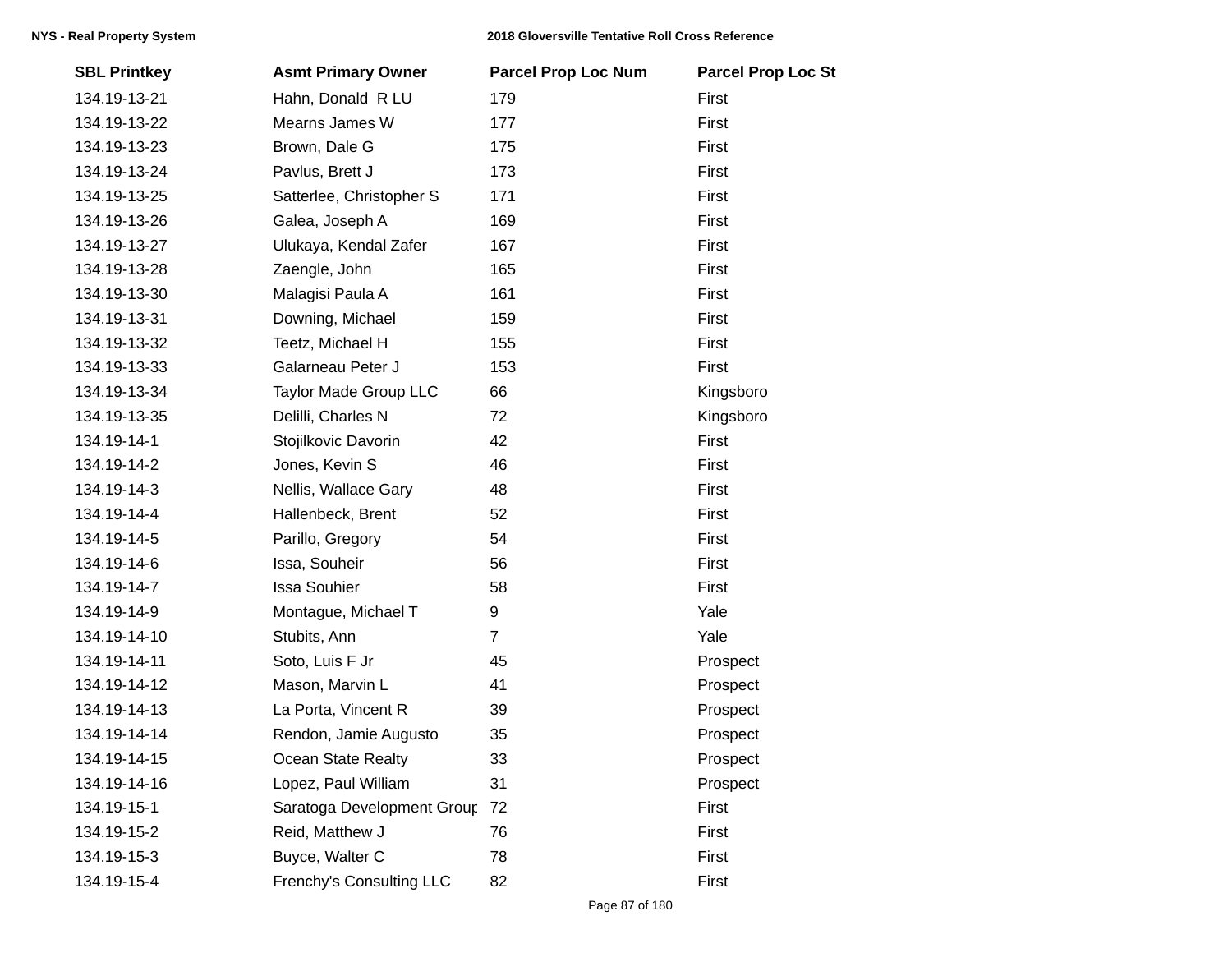| SBL Printkey | Asmt Primary Owner | Parcel Prop Loc Num | Parcel Prop Loc St |
|---|---|---|---|
| 134.19-13-21 | Hahn, Donald R LU | 179 | First |
| 134.19-13-22 | Mearns James W | 177 | First |
| 134.19-13-23 | Brown, Dale G | 175 | First |
| 134.19-13-24 | Pavlus, Brett J | 173 | First |
| 134.19-13-25 | Satterlee, Christopher S | 171 | First |
| 134.19-13-26 | Galea, Joseph A | 169 | First |
| 134.19-13-27 | Ulukaya, Kendal Zafer | 167 | First |
| 134.19-13-28 | Zaengle, John | 165 | First |
| 134.19-13-30 | Malagisi Paula A | 161 | First |
| 134.19-13-31 | Downing, Michael | 159 | First |
| 134.19-13-32 | Teetz, Michael H | 155 | First |
| 134.19-13-33 | Galarneau Peter J | 153 | First |
| 134.19-13-34 | Taylor Made Group LLC | 66 | Kingsboro |
| 134.19-13-35 | Delilli, Charles N | 72 | Kingsboro |
| 134.19-14-1 | Stojilkovic Davorin | 42 | First |
| 134.19-14-2 | Jones, Kevin S | 46 | First |
| 134.19-14-3 | Nellis, Wallace Gary | 48 | First |
| 134.19-14-4 | Hallenbeck, Brent | 52 | First |
| 134.19-14-5 | Parillo, Gregory | 54 | First |
| 134.19-14-6 | Issa, Souheir | 56 | First |
| 134.19-14-7 | Issa Souhier | 58 | First |
| 134.19-14-9 | Montague, Michael T | 9 | Yale |
| 134.19-14-10 | Stubits, Ann | 7 | Yale |
| 134.19-14-11 | Soto, Luis F Jr | 45 | Prospect |
| 134.19-14-12 | Mason, Marvin L | 41 | Prospect |
| 134.19-14-13 | La Porta, Vincent R | 39 | Prospect |
| 134.19-14-14 | Rendon, Jamie Augusto | 35 | Prospect |
| 134.19-14-15 | Ocean State Realty | 33 | Prospect |
| 134.19-14-16 | Lopez, Paul William | 31 | Prospect |
| 134.19-15-1 | Saratoga Development Group | 72 | First |
| 134.19-15-2 | Reid, Matthew J | 76 | First |
| 134.19-15-3 | Buyce, Walter C | 78 | First |
| 134.19-15-4 | Frenchy's Consulting LLC | 82 | First |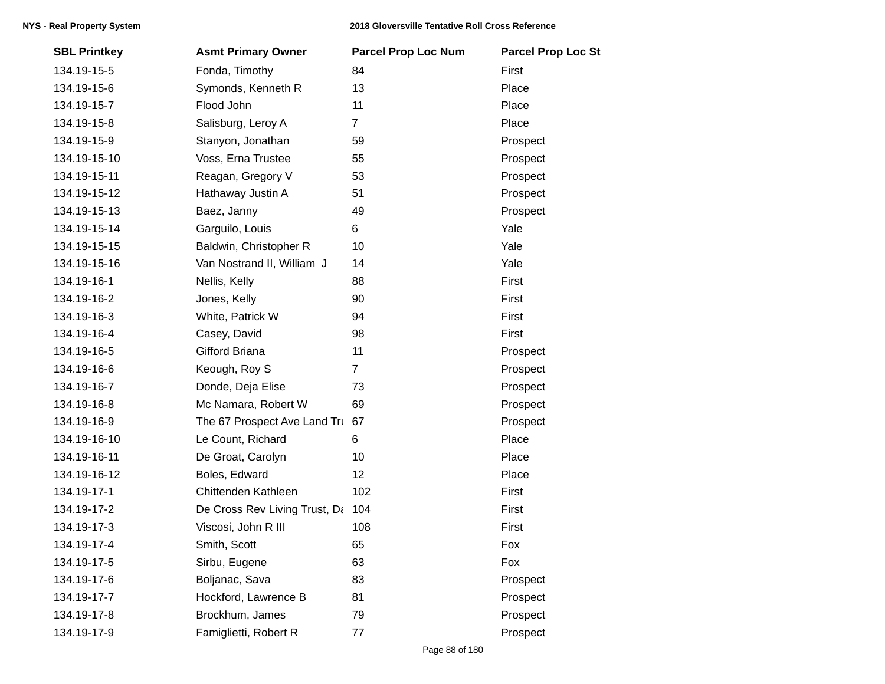| SBL Printkey | Asmt Primary Owner | Parcel Prop Loc Num | Parcel Prop Loc St |
|---|---|---|---|
| 134.19-15-5 | Fonda, Timothy | 84 | First |
| 134.19-15-6 | Symonds, Kenneth R | 13 | Place |
| 134.19-15-7 | Flood John | 11 | Place |
| 134.19-15-8 | Salisburg, Leroy A | 7 | Place |
| 134.19-15-9 | Stanyon, Jonathan | 59 | Prospect |
| 134.19-15-10 | Voss, Erna Trustee | 55 | Prospect |
| 134.19-15-11 | Reagan, Gregory V | 53 | Prospect |
| 134.19-15-12 | Hathaway Justin A | 51 | Prospect |
| 134.19-15-13 | Baez, Janny | 49 | Prospect |
| 134.19-15-14 | Garguilo, Louis | 6 | Yale |
| 134.19-15-15 | Baldwin, Christopher R | 10 | Yale |
| 134.19-15-16 | Van Nostrand II, William J | 14 | Yale |
| 134.19-16-1 | Nellis, Kelly | 88 | First |
| 134.19-16-2 | Jones, Kelly | 90 | First |
| 134.19-16-3 | White, Patrick W | 94 | First |
| 134.19-16-4 | Casey, David | 98 | First |
| 134.19-16-5 | Gifford Briana | 11 | Prospect |
| 134.19-16-6 | Keough, Roy S | 7 | Prospect |
| 134.19-16-7 | Donde, Deja Elise | 73 | Prospect |
| 134.19-16-8 | Mc Namara, Robert W | 69 | Prospect |
| 134.19-16-9 | The 67 Prospect Ave Land Tru | 67 | Prospect |
| 134.19-16-10 | Le Count, Richard | 6 | Place |
| 134.19-16-11 | De Groat, Carolyn | 10 | Place |
| 134.19-16-12 | Boles, Edward | 12 | Place |
| 134.19-17-1 | Chittenden Kathleen | 102 | First |
| 134.19-17-2 | De Cross Rev Living Trust, Da | 104 | First |
| 134.19-17-3 | Viscosi, John R III | 108 | First |
| 134.19-17-4 | Smith, Scott | 65 | Fox |
| 134.19-17-5 | Sirbu, Eugene | 63 | Fox |
| 134.19-17-6 | Boljanac, Sava | 83 | Prospect |
| 134.19-17-7 | Hockford, Lawrence B | 81 | Prospect |
| 134.19-17-8 | Brockhum, James | 79 | Prospect |
| 134.19-17-9 | Famiglietti, Robert R | 77 | Prospect |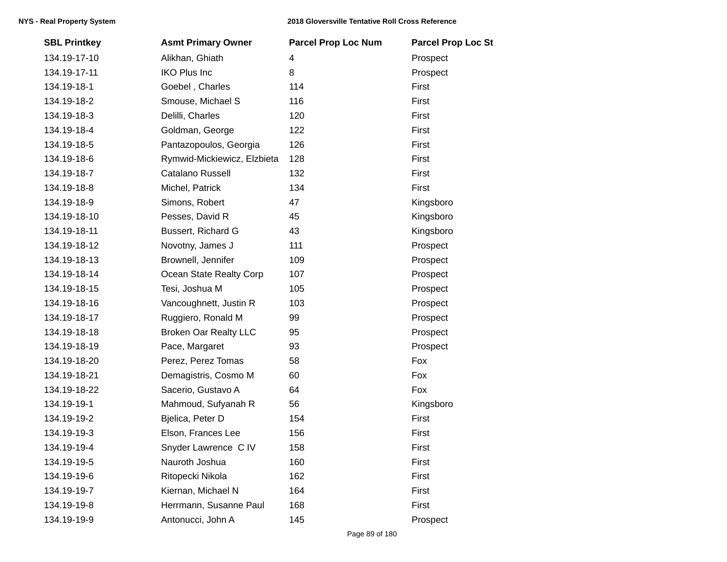| SBL Printkey | Asmt Primary Owner | Parcel Prop Loc Num | Parcel Prop Loc St |
|---|---|---|---|
| 134.19-17-10 | Alikhan, Ghiath | 4 | Prospect |
| 134.19-17-11 | IKO Plus Inc | 8 | Prospect |
| 134.19-18-1 | Goebel , Charles | 114 | First |
| 134.19-18-2 | Smouse, Michael S | 116 | First |
| 134.19-18-3 | Delilli, Charles | 120 | First |
| 134.19-18-4 | Goldman, George | 122 | First |
| 134.19-18-5 | Pantazopoulos, Georgia | 126 | First |
| 134.19-18-6 | Rymwid-Mickiewicz, Elzbieta | 128 | First |
| 134.19-18-7 | Catalano Russell | 132 | First |
| 134.19-18-8 | Michel, Patrick | 134 | First |
| 134.19-18-9 | Simons, Robert | 47 | Kingsboro |
| 134.19-18-10 | Pesses, David R | 45 | Kingsboro |
| 134.19-18-11 | Bussert, Richard G | 43 | Kingsboro |
| 134.19-18-12 | Novotny, James J | 111 | Prospect |
| 134.19-18-13 | Brownell, Jennifer | 109 | Prospect |
| 134.19-18-14 | Ocean State Realty Corp | 107 | Prospect |
| 134.19-18-15 | Tesi, Joshua M | 105 | Prospect |
| 134.19-18-16 | Vancoughnett, Justin R | 103 | Prospect |
| 134.19-18-17 | Ruggiero, Ronald M | 99 | Prospect |
| 134.19-18-18 | Broken Oar Realty LLC | 95 | Prospect |
| 134.19-18-19 | Pace, Margaret | 93 | Prospect |
| 134.19-18-20 | Perez, Perez Tomas | 58 | Fox |
| 134.19-18-21 | Demagistris, Cosmo M | 60 | Fox |
| 134.19-18-22 | Sacerio, Gustavo A | 64 | Fox |
| 134.19-19-1 | Mahmoud, Sufyanah R | 56 | Kingsboro |
| 134.19-19-2 | Bjelica, Peter D | 154 | First |
| 134.19-19-3 | Elson, Frances Lee | 156 | First |
| 134.19-19-4 | Snyder Lawrence C IV | 158 | First |
| 134.19-19-5 | Nauroth Joshua | 160 | First |
| 134.19-19-6 | Ritopecki Nikola | 162 | First |
| 134.19-19-7 | Kiernan, Michael N | 164 | First |
| 134.19-19-8 | Herrmann, Susanne Paul | 168 | First |
| 134.19-19-9 | Antonucci, John A | 145 | Prospect |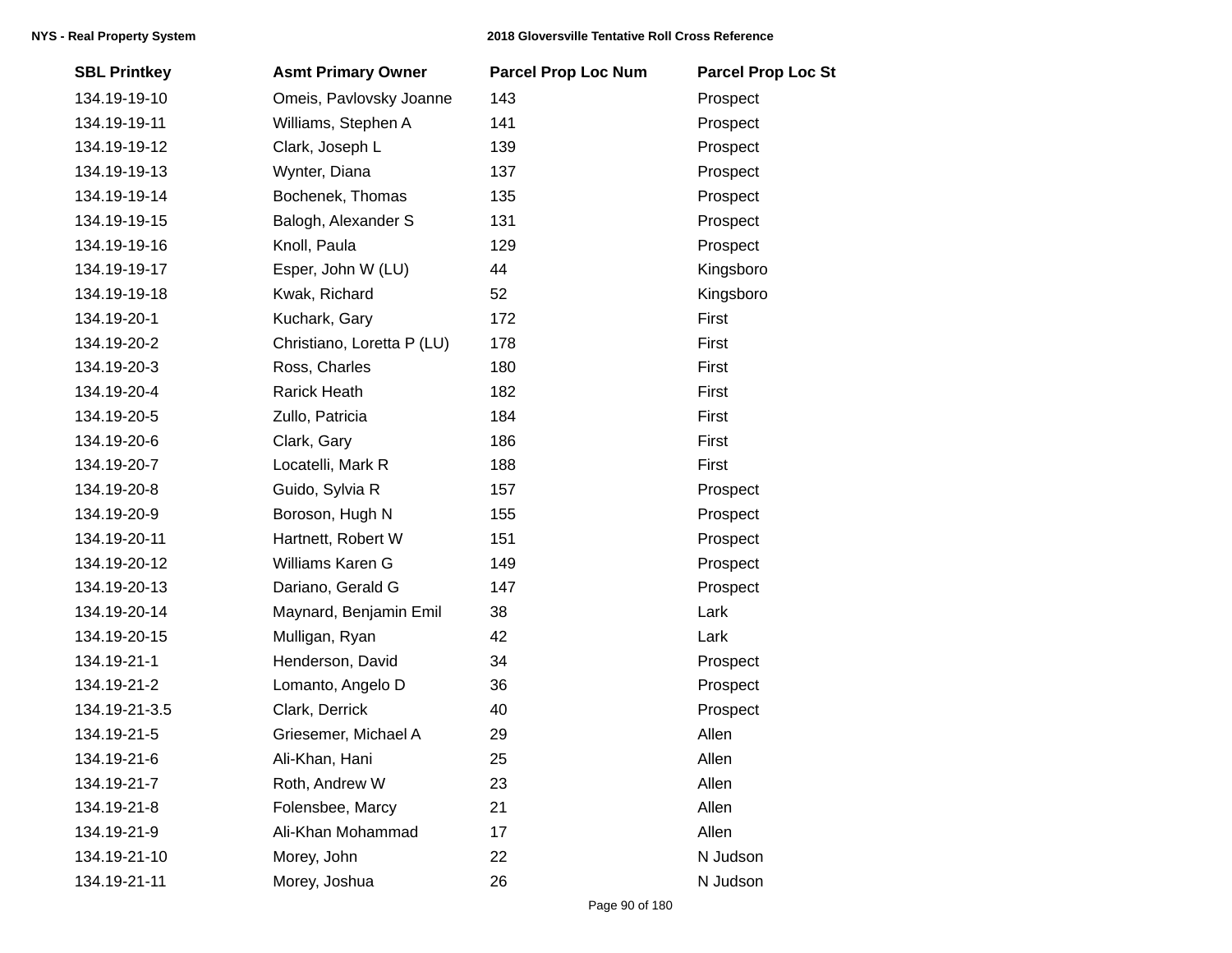| SBL Printkey | Asmt Primary Owner | Parcel Prop Loc Num | Parcel Prop Loc St |
|---|---|---|---|
| 134.19-19-10 | Omeis, Pavlovsky Joanne | 143 | Prospect |
| 134.19-19-11 | Williams, Stephen A | 141 | Prospect |
| 134.19-19-12 | Clark, Joseph L | 139 | Prospect |
| 134.19-19-13 | Wynter, Diana | 137 | Prospect |
| 134.19-19-14 | Bochenek, Thomas | 135 | Prospect |
| 134.19-19-15 | Balogh, Alexander S | 131 | Prospect |
| 134.19-19-16 | Knoll, Paula | 129 | Prospect |
| 134.19-19-17 | Esper, John W (LU) | 44 | Kingsboro |
| 134.19-19-18 | Kwak, Richard | 52 | Kingsboro |
| 134.19-20-1 | Kuchark, Gary | 172 | First |
| 134.19-20-2 | Christiano, Loretta P (LU) | 178 | First |
| 134.19-20-3 | Ross, Charles | 180 | First |
| 134.19-20-4 | Rarick Heath | 182 | First |
| 134.19-20-5 | Zullo, Patricia | 184 | First |
| 134.19-20-6 | Clark, Gary | 186 | First |
| 134.19-20-7 | Locatelli, Mark R | 188 | First |
| 134.19-20-8 | Guido, Sylvia R | 157 | Prospect |
| 134.19-20-9 | Boroson, Hugh N | 155 | Prospect |
| 134.19-20-11 | Hartnett, Robert W | 151 | Prospect |
| 134.19-20-12 | Williams Karen G | 149 | Prospect |
| 134.19-20-13 | Dariano, Gerald G | 147 | Prospect |
| 134.19-20-14 | Maynard, Benjamin Emil | 38 | Lark |
| 134.19-20-15 | Mulligan, Ryan | 42 | Lark |
| 134.19-21-1 | Henderson, David | 34 | Prospect |
| 134.19-21-2 | Lomanto, Angelo D | 36 | Prospect |
| 134.19-21-3.5 | Clark, Derrick | 40 | Prospect |
| 134.19-21-5 | Griesemer, Michael A | 29 | Allen |
| 134.19-21-6 | Ali-Khan, Hani | 25 | Allen |
| 134.19-21-7 | Roth, Andrew W | 23 | Allen |
| 134.19-21-8 | Folensbee, Marcy | 21 | Allen |
| 134.19-21-9 | Ali-Khan Mohammad | 17 | Allen |
| 134.19-21-10 | Morey, John | 22 | N Judson |
| 134.19-21-11 | Morey, Joshua | 26 | N Judson |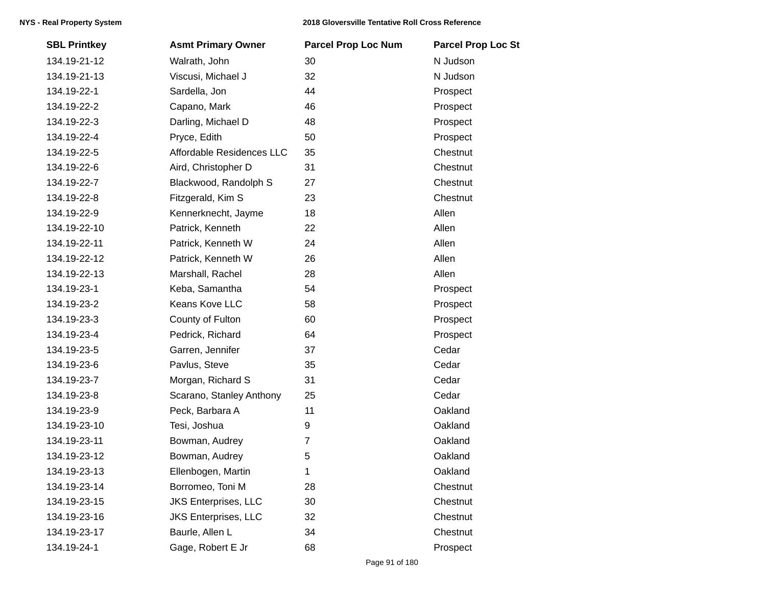| SBL Printkey | Asmt Primary Owner | Parcel Prop Loc Num | Parcel Prop Loc St |
|---|---|---|---|
| 134.19-21-12 | Walrath, John | 30 | N Judson |
| 134.19-21-13 | Viscusi, Michael J | 32 | N Judson |
| 134.19-22-1 | Sardella, Jon | 44 | Prospect |
| 134.19-22-2 | Capano, Mark | 46 | Prospect |
| 134.19-22-3 | Darling, Michael D | 48 | Prospect |
| 134.19-22-4 | Pryce, Edith | 50 | Prospect |
| 134.19-22-5 | Affordable Residences LLC | 35 | Chestnut |
| 134.19-22-6 | Aird, Christopher D | 31 | Chestnut |
| 134.19-22-7 | Blackwood, Randolph S | 27 | Chestnut |
| 134.19-22-8 | Fitzgerald, Kim S | 23 | Chestnut |
| 134.19-22-9 | Kennerknecht, Jayme | 18 | Allen |
| 134.19-22-10 | Patrick, Kenneth | 22 | Allen |
| 134.19-22-11 | Patrick, Kenneth W | 24 | Allen |
| 134.19-22-12 | Patrick, Kenneth W | 26 | Allen |
| 134.19-22-13 | Marshall, Rachel | 28 | Allen |
| 134.19-23-1 | Keba, Samantha | 54 | Prospect |
| 134.19-23-2 | Keans Kove LLC | 58 | Prospect |
| 134.19-23-3 | County of Fulton | 60 | Prospect |
| 134.19-23-4 | Pedrick, Richard | 64 | Prospect |
| 134.19-23-5 | Garren, Jennifer | 37 | Cedar |
| 134.19-23-6 | Pavlus, Steve | 35 | Cedar |
| 134.19-23-7 | Morgan, Richard S | 31 | Cedar |
| 134.19-23-8 | Scarano, Stanley Anthony | 25 | Cedar |
| 134.19-23-9 | Peck, Barbara A | 11 | Oakland |
| 134.19-23-10 | Tesi, Joshua | 9 | Oakland |
| 134.19-23-11 | Bowman, Audrey | 7 | Oakland |
| 134.19-23-12 | Bowman, Audrey | 5 | Oakland |
| 134.19-23-13 | Ellenbogen, Martin | 1 | Oakland |
| 134.19-23-14 | Borromeo, Toni M | 28 | Chestnut |
| 134.19-23-15 | JKS Enterprises, LLC | 30 | Chestnut |
| 134.19-23-16 | JKS Enterprises, LLC | 32 | Chestnut |
| 134.19-23-17 | Baurle, Allen L | 34 | Chestnut |
| 134.19-24-1 | Gage, Robert E Jr | 68 | Prospect |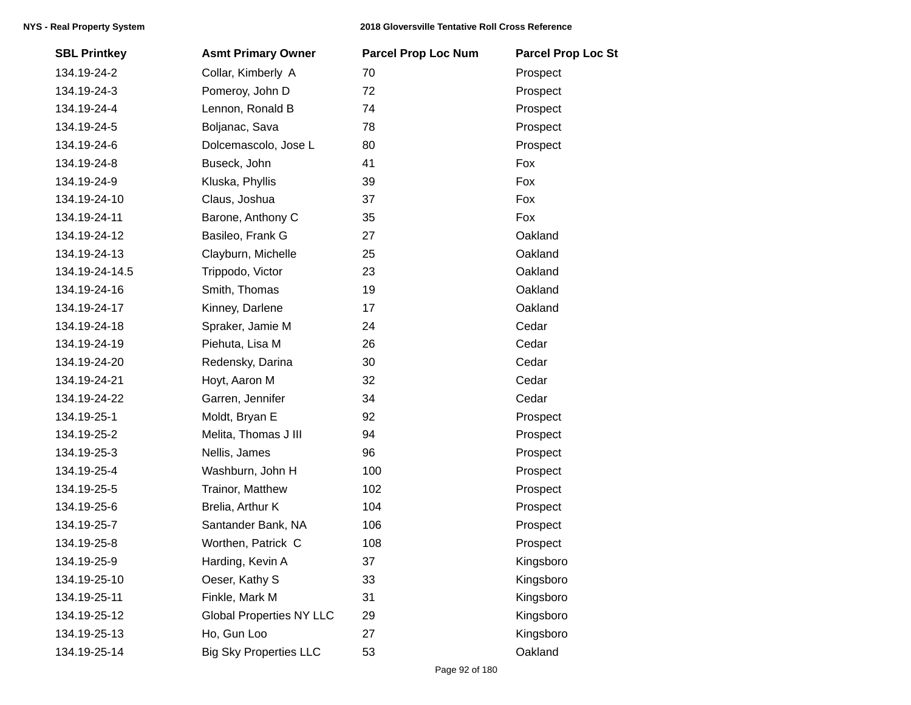| SBL Printkey | Asmt Primary Owner | Parcel Prop Loc Num | Parcel Prop Loc St |
|---|---|---|---|
| 134.19-24-2 | Collar, Kimberly A | 70 | Prospect |
| 134.19-24-3 | Pomeroy, John D | 72 | Prospect |
| 134.19-24-4 | Lennon, Ronald B | 74 | Prospect |
| 134.19-24-5 | Boljanac, Sava | 78 | Prospect |
| 134.19-24-6 | Dolcemascolo, Jose L | 80 | Prospect |
| 134.19-24-8 | Buseck, John | 41 | Fox |
| 134.19-24-9 | Kluska, Phyllis | 39 | Fox |
| 134.19-24-10 | Claus, Joshua | 37 | Fox |
| 134.19-24-11 | Barone, Anthony C | 35 | Fox |
| 134.19-24-12 | Basileo, Frank G | 27 | Oakland |
| 134.19-24-13 | Clayburn, Michelle | 25 | Oakland |
| 134.19-24-14.5 | Trippodo, Victor | 23 | Oakland |
| 134.19-24-16 | Smith, Thomas | 19 | Oakland |
| 134.19-24-17 | Kinney, Darlene | 17 | Oakland |
| 134.19-24-18 | Spraker, Jamie M | 24 | Cedar |
| 134.19-24-19 | Piehuta, Lisa M | 26 | Cedar |
| 134.19-24-20 | Redensky, Darina | 30 | Cedar |
| 134.19-24-21 | Hoyt, Aaron M | 32 | Cedar |
| 134.19-24-22 | Garren, Jennifer | 34 | Cedar |
| 134.19-25-1 | Moldt, Bryan E | 92 | Prospect |
| 134.19-25-2 | Melita, Thomas J III | 94 | Prospect |
| 134.19-25-3 | Nellis, James | 96 | Prospect |
| 134.19-25-4 | Washburn, John H | 100 | Prospect |
| 134.19-25-5 | Trainor, Matthew | 102 | Prospect |
| 134.19-25-6 | Brelia, Arthur K | 104 | Prospect |
| 134.19-25-7 | Santander Bank, NA | 106 | Prospect |
| 134.19-25-8 | Worthen, Patrick C | 108 | Prospect |
| 134.19-25-9 | Harding, Kevin A | 37 | Kingsboro |
| 134.19-25-10 | Oeser, Kathy S | 33 | Kingsboro |
| 134.19-25-11 | Finkle, Mark M | 31 | Kingsboro |
| 134.19-25-12 | Global Properties NY LLC | 29 | Kingsboro |
| 134.19-25-13 | Ho, Gun Loo | 27 | Kingsboro |
| 134.19-25-14 | Big Sky Properties LLC | 53 | Oakland |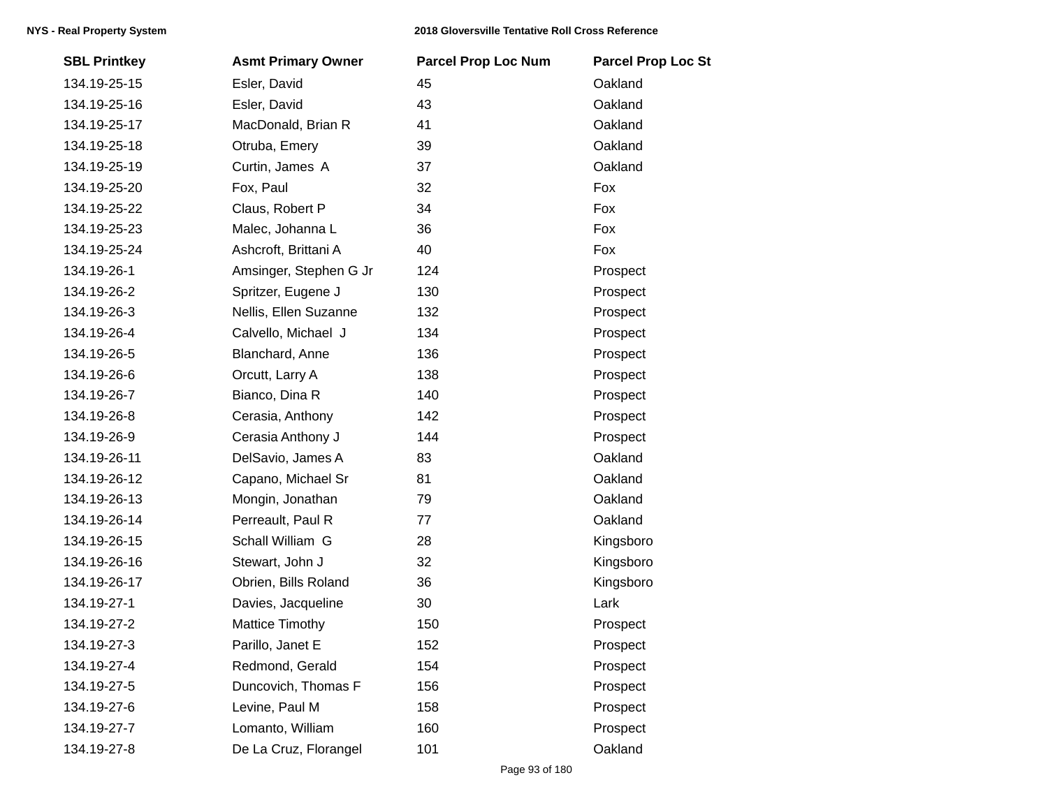| SBL Printkey | Asmt Primary Owner | Parcel Prop Loc Num | Parcel Prop Loc St |
|---|---|---|---|
| 134.19-25-15 | Esler, David | 45 | Oakland |
| 134.19-25-16 | Esler, David | 43 | Oakland |
| 134.19-25-17 | MacDonald, Brian R | 41 | Oakland |
| 134.19-25-18 | Otruba, Emery | 39 | Oakland |
| 134.19-25-19 | Curtin, James  A | 37 | Oakland |
| 134.19-25-20 | Fox, Paul | 32 | Fox |
| 134.19-25-22 | Claus, Robert P | 34 | Fox |
| 134.19-25-23 | Malec, Johanna L | 36 | Fox |
| 134.19-25-24 | Ashcroft, Brittani A | 40 | Fox |
| 134.19-26-1 | Amsinger, Stephen G Jr | 124 | Prospect |
| 134.19-26-2 | Spritzer, Eugene J | 130 | Prospect |
| 134.19-26-3 | Nellis, Ellen Suzanne | 132 | Prospect |
| 134.19-26-4 | Calvello, Michael  J | 134 | Prospect |
| 134.19-26-5 | Blanchard, Anne | 136 | Prospect |
| 134.19-26-6 | Orcutt, Larry A | 138 | Prospect |
| 134.19-26-7 | Bianco, Dina R | 140 | Prospect |
| 134.19-26-8 | Cerasia, Anthony | 142 | Prospect |
| 134.19-26-9 | Cerasia Anthony J | 144 | Prospect |
| 134.19-26-11 | DelSavio, James A | 83 | Oakland |
| 134.19-26-12 | Capano, Michael Sr | 81 | Oakland |
| 134.19-26-13 | Mongin, Jonathan | 79 | Oakland |
| 134.19-26-14 | Perreault, Paul R | 77 | Oakland |
| 134.19-26-15 | Schall William  G | 28 | Kingsboro |
| 134.19-26-16 | Stewart, John J | 32 | Kingsboro |
| 134.19-26-17 | Obrien, Bills Roland | 36 | Kingsboro |
| 134.19-27-1 | Davies, Jacqueline | 30 | Lark |
| 134.19-27-2 | Mattice Timothy | 150 | Prospect |
| 134.19-27-3 | Parillo, Janet E | 152 | Prospect |
| 134.19-27-4 | Redmond, Gerald | 154 | Prospect |
| 134.19-27-5 | Duncovich, Thomas F | 156 | Prospect |
| 134.19-27-6 | Levine, Paul M | 158 | Prospect |
| 134.19-27-7 | Lomanto, William | 160 | Prospect |
| 134.19-27-8 | De La Cruz, Florangel | 101 | Oakland |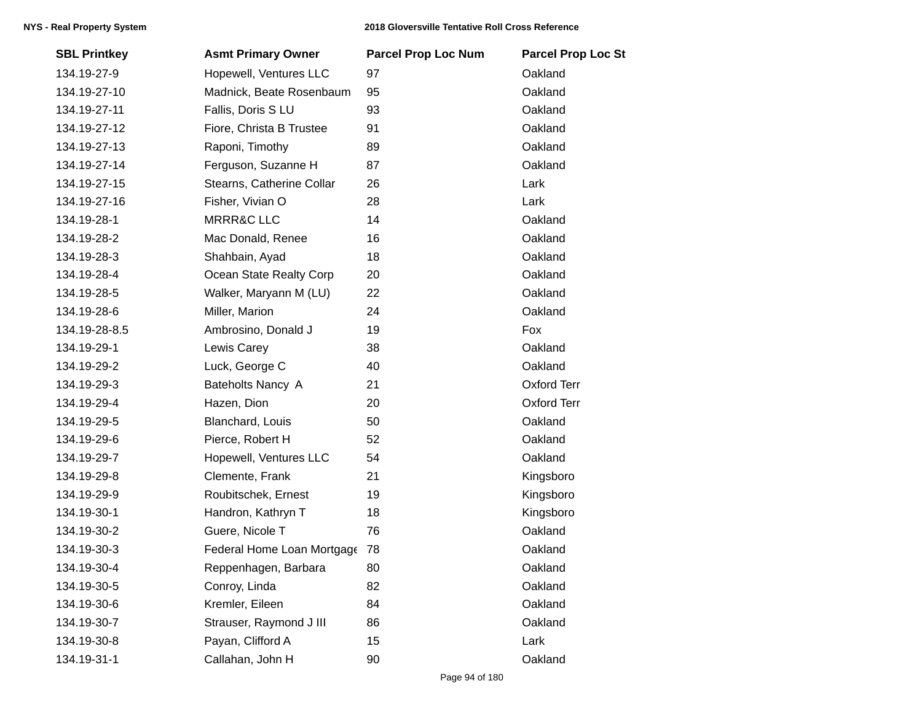| SBL Printkey | Asmt Primary Owner | Parcel Prop Loc Num | Parcel Prop Loc St |
|---|---|---|---|
| 134.19-27-9 | Hopewell, Ventures LLC | 97 | Oakland |
| 134.19-27-10 | Madnick, Beate Rosenbaum | 95 | Oakland |
| 134.19-27-11 | Fallis, Doris S LU | 93 | Oakland |
| 134.19-27-12 | Fiore, Christa B Trustee | 91 | Oakland |
| 134.19-27-13 | Raponi, Timothy | 89 | Oakland |
| 134.19-27-14 | Ferguson, Suzanne H | 87 | Oakland |
| 134.19-27-15 | Stearns, Catherine Collar | 26 | Lark |
| 134.19-27-16 | Fisher, Vivian O | 28 | Lark |
| 134.19-28-1 | MRRR&C LLC | 14 | Oakland |
| 134.19-28-2 | Mac Donald, Renee | 16 | Oakland |
| 134.19-28-3 | Shahbain, Ayad | 18 | Oakland |
| 134.19-28-4 | Ocean State Realty Corp | 20 | Oakland |
| 134.19-28-5 | Walker, Maryann M (LU) | 22 | Oakland |
| 134.19-28-6 | Miller, Marion | 24 | Oakland |
| 134.19-28-8.5 | Ambrosino, Donald J | 19 | Fox |
| 134.19-29-1 | Lewis Carey | 38 | Oakland |
| 134.19-29-2 | Luck, George C | 40 | Oakland |
| 134.19-29-3 | Bateholts Nancy A | 21 | Oxford Terr |
| 134.19-29-4 | Hazen, Dion | 20 | Oxford Terr |
| 134.19-29-5 | Blanchard, Louis | 50 | Oakland |
| 134.19-29-6 | Pierce, Robert H | 52 | Oakland |
| 134.19-29-7 | Hopewell, Ventures LLC | 54 | Oakland |
| 134.19-29-8 | Clemente, Frank | 21 | Kingsboro |
| 134.19-29-9 | Roubitschek, Ernest | 19 | Kingsboro |
| 134.19-30-1 | Handron, Kathryn T | 18 | Kingsboro |
| 134.19-30-2 | Guere, Nicole T | 76 | Oakland |
| 134.19-30-3 | Federal Home Loan Mortgage | 78 | Oakland |
| 134.19-30-4 | Reppenhagen, Barbara | 80 | Oakland |
| 134.19-30-5 | Conroy, Linda | 82 | Oakland |
| 134.19-30-6 | Kremler, Eileen | 84 | Oakland |
| 134.19-30-7 | Strauser, Raymond J III | 86 | Oakland |
| 134.19-30-8 | Payan, Clifford A | 15 | Lark |
| 134.19-31-1 | Callahan, John H | 90 | Oakland |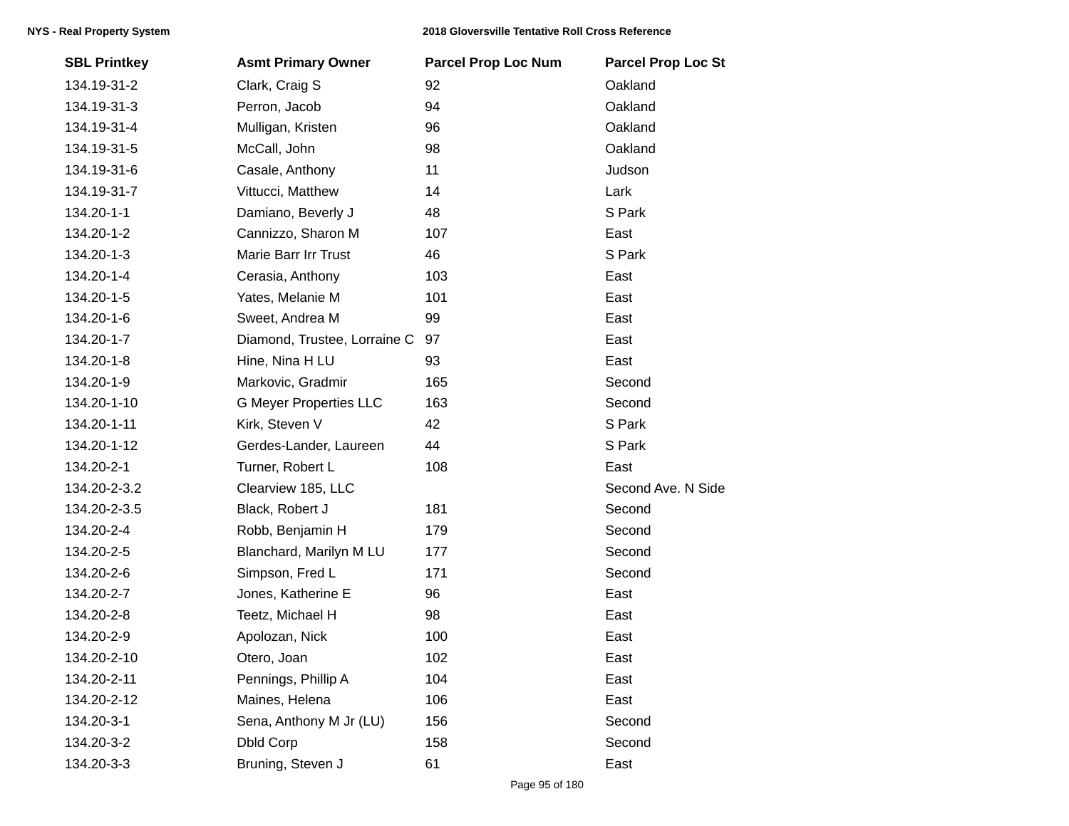| SBL Printkey | Asmt Primary Owner | Parcel Prop Loc Num | Parcel Prop Loc St |
|---|---|---|---|
| 134.19-31-2 | Clark, Craig S | 92 | Oakland |
| 134.19-31-3 | Perron, Jacob | 94 | Oakland |
| 134.19-31-4 | Mulligan, Kristen | 96 | Oakland |
| 134.19-31-5 | McCall, John | 98 | Oakland |
| 134.19-31-6 | Casale, Anthony | 11 | Judson |
| 134.19-31-7 | Vittucci, Matthew | 14 | Lark |
| 134.20-1-1 | Damiano, Beverly J | 48 | S Park |
| 134.20-1-2 | Cannizzo, Sharon M | 107 | East |
| 134.20-1-3 | Marie Barr Irr Trust | 46 | S Park |
| 134.20-1-4 | Cerasia, Anthony | 103 | East |
| 134.20-1-5 | Yates, Melanie M | 101 | East |
| 134.20-1-6 | Sweet, Andrea M | 99 | East |
| 134.20-1-7 | Diamond, Trustee, Lorraine C | 97 | East |
| 134.20-1-8 | Hine, Nina H LU | 93 | East |
| 134.20-1-9 | Markovic, Gradmir | 165 | Second |
| 134.20-1-10 | G Meyer Properties LLC | 163 | Second |
| 134.20-1-11 | Kirk, Steven V | 42 | S Park |
| 134.20-1-12 | Gerdes-Lander, Laureen | 44 | S Park |
| 134.20-2-1 | Turner, Robert L | 108 | East |
| 134.20-2-3.2 | Clearview 185, LLC | | Second Ave. N Side |
| 134.20-2-3.5 | Black, Robert J | 181 | Second |
| 134.20-2-4 | Robb, Benjamin H | 179 | Second |
| 134.20-2-5 | Blanchard, Marilyn M LU | 177 | Second |
| 134.20-2-6 | Simpson, Fred L | 171 | Second |
| 134.20-2-7 | Jones, Katherine E | 96 | East |
| 134.20-2-8 | Teetz, Michael H | 98 | East |
| 134.20-2-9 | Apolozan, Nick | 100 | East |
| 134.20-2-10 | Otero, Joan | 102 | East |
| 134.20-2-11 | Pennings, Phillip A | 104 | East |
| 134.20-2-12 | Maines, Helena | 106 | East |
| 134.20-3-1 | Sena, Anthony M Jr (LU) | 156 | Second |
| 134.20-3-2 | Dbld Corp | 158 | Second |
| 134.20-3-3 | Bruning, Steven J | 61 | East |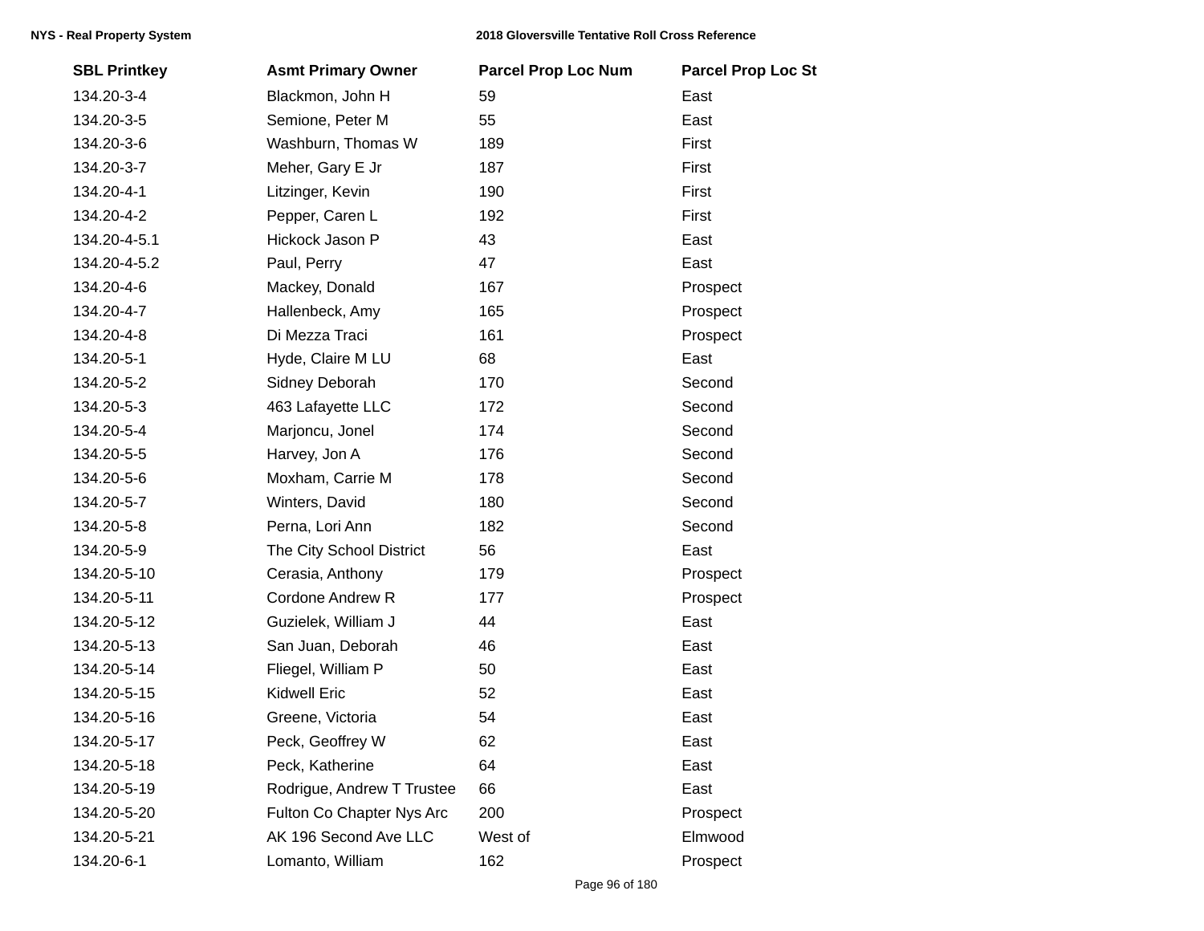| SBL Printkey | Asmt Primary Owner | Parcel Prop Loc Num | Parcel Prop Loc St |
|---|---|---|---|
| 134.20-3-4 | Blackmon, John H | 59 | East |
| 134.20-3-5 | Semione, Peter M | 55 | East |
| 134.20-3-6 | Washburn, Thomas W | 189 | First |
| 134.20-3-7 | Meher, Gary E Jr | 187 | First |
| 134.20-4-1 | Litzinger, Kevin | 190 | First |
| 134.20-4-2 | Pepper, Caren L | 192 | First |
| 134.20-4-5.1 | Hickock Jason P | 43 | East |
| 134.20-4-5.2 | Paul, Perry | 47 | East |
| 134.20-4-6 | Mackey, Donald | 167 | Prospect |
| 134.20-4-7 | Hallenbeck, Amy | 165 | Prospect |
| 134.20-4-8 | Di Mezza Traci | 161 | Prospect |
| 134.20-5-1 | Hyde, Claire M LU | 68 | East |
| 134.20-5-2 | Sidney Deborah | 170 | Second |
| 134.20-5-3 | 463 Lafayette LLC | 172 | Second |
| 134.20-5-4 | Marjoncu, Jonel | 174 | Second |
| 134.20-5-5 | Harvey, Jon A | 176 | Second |
| 134.20-5-6 | Moxham, Carrie M | 178 | Second |
| 134.20-5-7 | Winters, David | 180 | Second |
| 134.20-5-8 | Perna, Lori Ann | 182 | Second |
| 134.20-5-9 | The City School District | 56 | East |
| 134.20-5-10 | Cerasia, Anthony | 179 | Prospect |
| 134.20-5-11 | Cordone Andrew R | 177 | Prospect |
| 134.20-5-12 | Guzielek, William J | 44 | East |
| 134.20-5-13 | San Juan, Deborah | 46 | East |
| 134.20-5-14 | Fliegel, William P | 50 | East |
| 134.20-5-15 | Kidwell Eric | 52 | East |
| 134.20-5-16 | Greene, Victoria | 54 | East |
| 134.20-5-17 | Peck, Geoffrey W | 62 | East |
| 134.20-5-18 | Peck, Katherine | 64 | East |
| 134.20-5-19 | Rodrigue, Andrew T Trustee | 66 | East |
| 134.20-5-20 | Fulton Co Chapter Nys Arc | 200 | Prospect |
| 134.20-5-21 | AK 196 Second Ave LLC | West of | Elmwood |
| 134.20-6-1 | Lomanto, William | 162 | Prospect |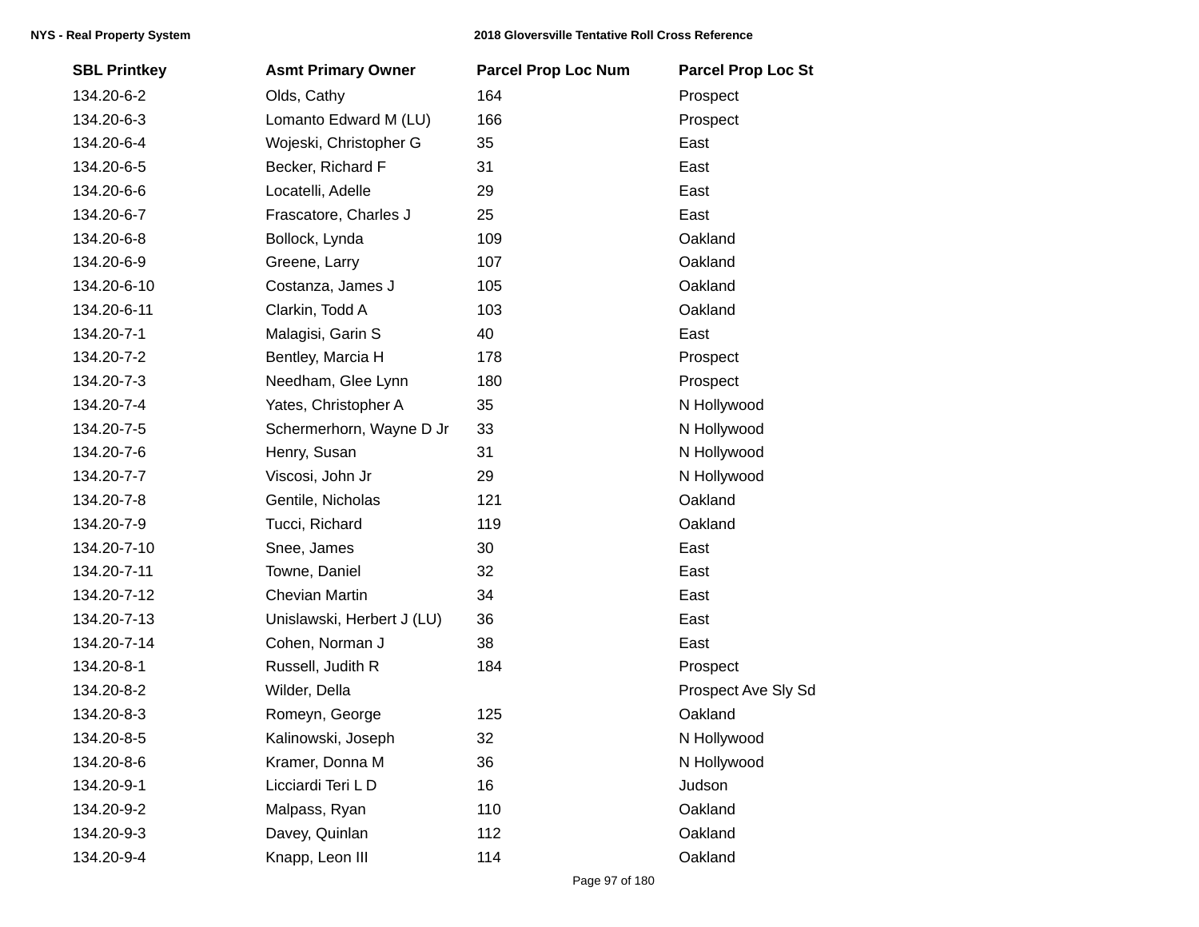| SBL Printkey | Asmt Primary Owner | Parcel Prop Loc Num | Parcel Prop Loc St |
|---|---|---|---|
| 134.20-6-2 | Olds, Cathy | 164 | Prospect |
| 134.20-6-3 | Lomanto Edward M (LU) | 166 | Prospect |
| 134.20-6-4 | Wojeski, Christopher G | 35 | East |
| 134.20-6-5 | Becker, Richard F | 31 | East |
| 134.20-6-6 | Locatelli, Adelle | 29 | East |
| 134.20-6-7 | Frascatore, Charles J | 25 | East |
| 134.20-6-8 | Bollock, Lynda | 109 | Oakland |
| 134.20-6-9 | Greene, Larry | 107 | Oakland |
| 134.20-6-10 | Costanza, James J | 105 | Oakland |
| 134.20-6-11 | Clarkin, Todd A | 103 | Oakland |
| 134.20-7-1 | Malagisi, Garin S | 40 | East |
| 134.20-7-2 | Bentley, Marcia H | 178 | Prospect |
| 134.20-7-3 | Needham, Glee Lynn | 180 | Prospect |
| 134.20-7-4 | Yates, Christopher A | 35 | N Hollywood |
| 134.20-7-5 | Schermerhorn, Wayne D Jr | 33 | N Hollywood |
| 134.20-7-6 | Henry, Susan | 31 | N Hollywood |
| 134.20-7-7 | Viscosi, John Jr | 29 | N Hollywood |
| 134.20-7-8 | Gentile, Nicholas | 121 | Oakland |
| 134.20-7-9 | Tucci, Richard | 119 | Oakland |
| 134.20-7-10 | Snee, James | 30 | East |
| 134.20-7-11 | Towne, Daniel | 32 | East |
| 134.20-7-12 | Chevian Martin | 34 | East |
| 134.20-7-13 | Unislawski, Herbert J (LU) | 36 | East |
| 134.20-7-14 | Cohen, Norman J | 38 | East |
| 134.20-8-1 | Russell, Judith R | 184 | Prospect |
| 134.20-8-2 | Wilder, Della | | Prospect Ave Sly Sd |
| 134.20-8-3 | Romeyn, George | 125 | Oakland |
| 134.20-8-5 | Kalinowski, Joseph | 32 | N Hollywood |
| 134.20-8-6 | Kramer, Donna M | 36 | N Hollywood |
| 134.20-9-1 | Licciardi Teri L D | 16 | Judson |
| 134.20-9-2 | Malpass, Ryan | 110 | Oakland |
| 134.20-9-3 | Davey, Quinlan | 112 | Oakland |
| 134.20-9-4 | Knapp, Leon III | 114 | Oakland |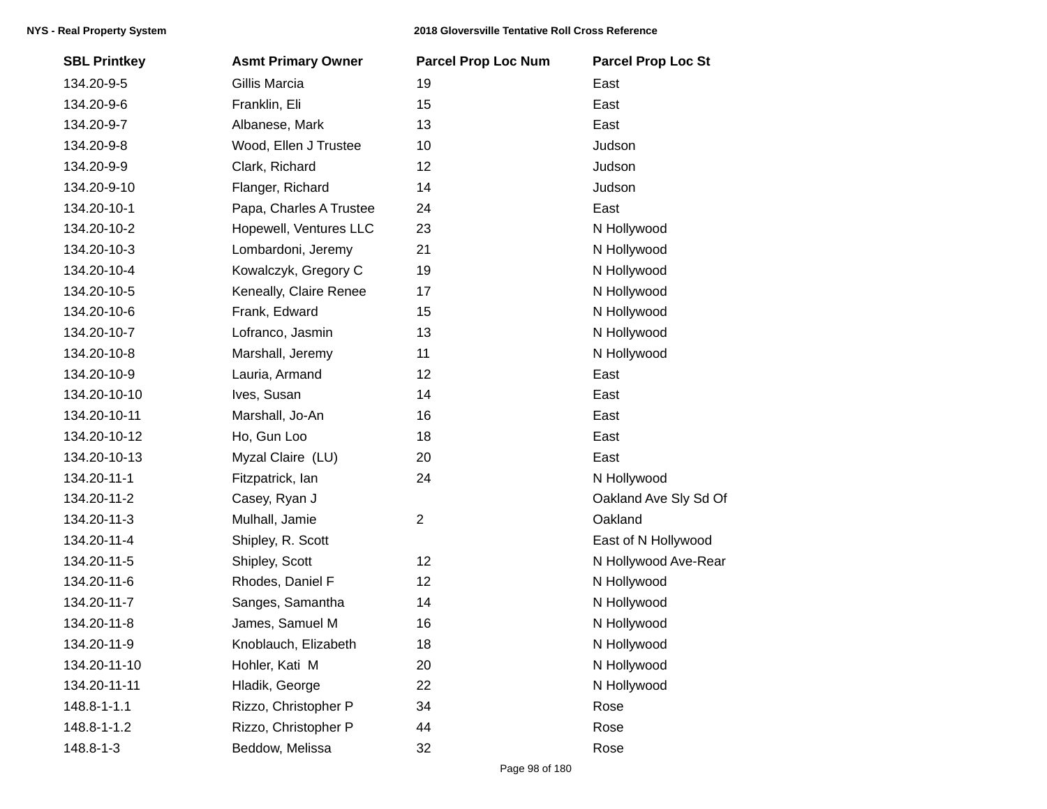| SBL Printkey | Asmt Primary Owner | Parcel Prop Loc Num | Parcel Prop Loc St |
|---|---|---|---|
| 134.20-9-5 | Gillis Marcia | 19 | East |
| 134.20-9-6 | Franklin, Eli | 15 | East |
| 134.20-9-7 | Albanese, Mark | 13 | East |
| 134.20-9-8 | Wood, Ellen J Trustee | 10 | Judson |
| 134.20-9-9 | Clark, Richard | 12 | Judson |
| 134.20-9-10 | Flanger, Richard | 14 | Judson |
| 134.20-10-1 | Papa, Charles A Trustee | 24 | East |
| 134.20-10-2 | Hopewell, Ventures LLC | 23 | N Hollywood |
| 134.20-10-3 | Lombardoni, Jeremy | 21 | N Hollywood |
| 134.20-10-4 | Kowalczyk, Gregory C | 19 | N Hollywood |
| 134.20-10-5 | Keneally, Claire Renee | 17 | N Hollywood |
| 134.20-10-6 | Frank, Edward | 15 | N Hollywood |
| 134.20-10-7 | Lofranco, Jasmin | 13 | N Hollywood |
| 134.20-10-8 | Marshall, Jeremy | 11 | N Hollywood |
| 134.20-10-9 | Lauria, Armand | 12 | East |
| 134.20-10-10 | Ives, Susan | 14 | East |
| 134.20-10-11 | Marshall, Jo-An | 16 | East |
| 134.20-10-12 | Ho, Gun Loo | 18 | East |
| 134.20-10-13 | Myzal Claire (LU) | 20 | East |
| 134.20-11-1 | Fitzpatrick, Ian | 24 | N Hollywood |
| 134.20-11-2 | Casey, Ryan J | | Oakland Ave Sly Sd Of |
| 134.20-11-3 | Mulhall, Jamie | 2 | Oakland |
| 134.20-11-4 | Shipley, R. Scott | | East of N Hollywood |
| 134.20-11-5 | Shipley, Scott | 12 | N Hollywood Ave-Rear |
| 134.20-11-6 | Rhodes, Daniel F | 12 | N Hollywood |
| 134.20-11-7 | Sanges, Samantha | 14 | N Hollywood |
| 134.20-11-8 | James, Samuel M | 16 | N Hollywood |
| 134.20-11-9 | Knoblauch, Elizabeth | 18 | N Hollywood |
| 134.20-11-10 | Hohler, Kati M | 20 | N Hollywood |
| 134.20-11-11 | Hladik, George | 22 | N Hollywood |
| 148.8-1-1.1 | Rizzo, Christopher P | 34 | Rose |
| 148.8-1-1.2 | Rizzo, Christopher P | 44 | Rose |
| 148.8-1-3 | Beddow, Melissa | 32 | Rose |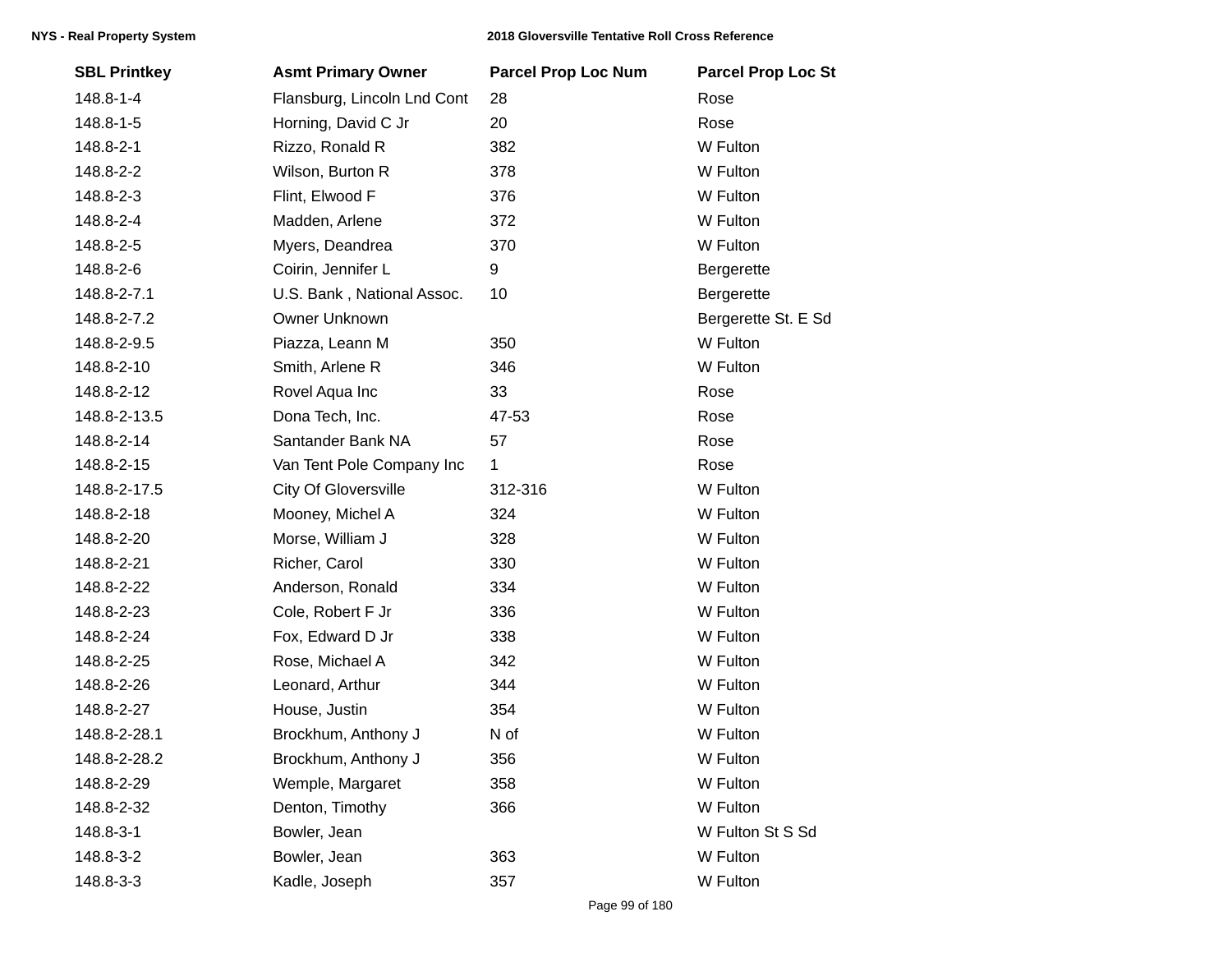| SBL Printkey | Asmt Primary Owner | Parcel Prop Loc Num | Parcel Prop Loc St |
|---|---|---|---|
| 148.8-1-4 | Flansburg, Lincoln Lnd Cont | 28 | Rose |
| 148.8-1-5 | Horning, David C Jr | 20 | Rose |
| 148.8-2-1 | Rizzo, Ronald R | 382 | W Fulton |
| 148.8-2-2 | Wilson, Burton R | 378 | W Fulton |
| 148.8-2-3 | Flint, Elwood F | 376 | W Fulton |
| 148.8-2-4 | Madden, Arlene | 372 | W Fulton |
| 148.8-2-5 | Myers, Deandrea | 370 | W Fulton |
| 148.8-2-6 | Coirin, Jennifer L | 9 | Bergerette |
| 148.8-2-7.1 | U.S. Bank , National Assoc. | 10 | Bergerette |
| 148.8-2-7.2 | Owner Unknown | | Bergerette St. E Sd |
| 148.8-2-9.5 | Piazza, Leann M | 350 | W Fulton |
| 148.8-2-10 | Smith, Arlene R | 346 | W Fulton |
| 148.8-2-12 | Rovel Aqua Inc | 33 | Rose |
| 148.8-2-13.5 | Dona Tech, Inc. | 47-53 | Rose |
| 148.8-2-14 | Santander Bank NA | 57 | Rose |
| 148.8-2-15 | Van Tent Pole Company Inc | 1 | Rose |
| 148.8-2-17.5 | City Of Gloversville | 312-316 | W Fulton |
| 148.8-2-18 | Mooney, Michel A | 324 | W Fulton |
| 148.8-2-20 | Morse, William J | 328 | W Fulton |
| 148.8-2-21 | Richer, Carol | 330 | W Fulton |
| 148.8-2-22 | Anderson, Ronald | 334 | W Fulton |
| 148.8-2-23 | Cole, Robert F Jr | 336 | W Fulton |
| 148.8-2-24 | Fox, Edward D Jr | 338 | W Fulton |
| 148.8-2-25 | Rose, Michael A | 342 | W Fulton |
| 148.8-2-26 | Leonard, Arthur | 344 | W Fulton |
| 148.8-2-27 | House, Justin | 354 | W Fulton |
| 148.8-2-28.1 | Brockhum, Anthony J | N of | W Fulton |
| 148.8-2-28.2 | Brockhum, Anthony J | 356 | W Fulton |
| 148.8-2-29 | Wemple, Margaret | 358 | W Fulton |
| 148.8-2-32 | Denton, Timothy | 366 | W Fulton |
| 148.8-3-1 | Bowler, Jean | | W Fulton St S Sd |
| 148.8-3-2 | Bowler, Jean | 363 | W Fulton |
| 148.8-3-3 | Kadle, Joseph | 357 | W Fulton |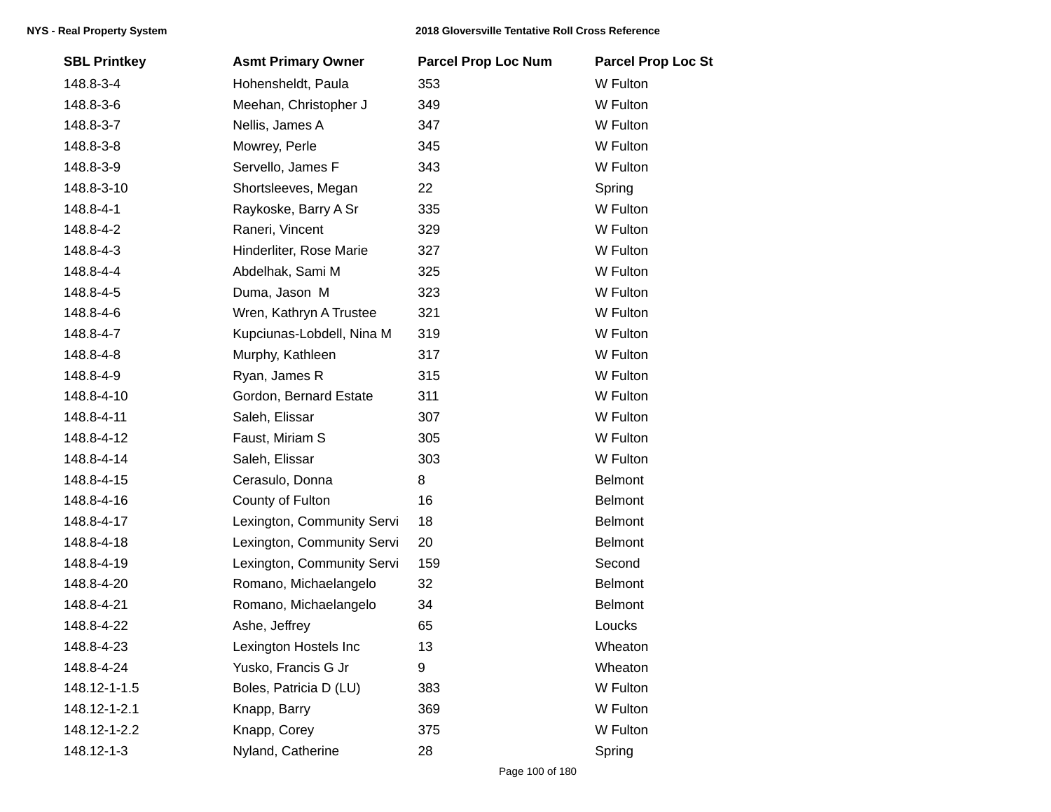| SBL Printkey | Asmt Primary Owner | Parcel Prop Loc Num | Parcel Prop Loc St |
|---|---|---|---|
| 148.8-3-4 | Hohensheldt, Paula | 353 | W Fulton |
| 148.8-3-6 | Meehan, Christopher J | 349 | W Fulton |
| 148.8-3-7 | Nellis, James A | 347 | W Fulton |
| 148.8-3-8 | Mowrey, Perle | 345 | W Fulton |
| 148.8-3-9 | Servello, James F | 343 | W Fulton |
| 148.8-3-10 | Shortsleeves, Megan | 22 | Spring |
| 148.8-4-1 | Raykoske, Barry A Sr | 335 | W Fulton |
| 148.8-4-2 | Raneri, Vincent | 329 | W Fulton |
| 148.8-4-3 | Hinderliter, Rose Marie | 327 | W Fulton |
| 148.8-4-4 | Abdelhak, Sami M | 325 | W Fulton |
| 148.8-4-5 | Duma, Jason M | 323 | W Fulton |
| 148.8-4-6 | Wren, Kathryn A Trustee | 321 | W Fulton |
| 148.8-4-7 | Kupciunas-Lobdell, Nina M | 319 | W Fulton |
| 148.8-4-8 | Murphy, Kathleen | 317 | W Fulton |
| 148.8-4-9 | Ryan, James R | 315 | W Fulton |
| 148.8-4-10 | Gordon, Bernard Estate | 311 | W Fulton |
| 148.8-4-11 | Saleh, Elissar | 307 | W Fulton |
| 148.8-4-12 | Faust, Miriam S | 305 | W Fulton |
| 148.8-4-14 | Saleh, Elissar | 303 | W Fulton |
| 148.8-4-15 | Cerasulo, Donna | 8 | Belmont |
| 148.8-4-16 | County of Fulton | 16 | Belmont |
| 148.8-4-17 | Lexington, Community Servi | 18 | Belmont |
| 148.8-4-18 | Lexington, Community Servi | 20 | Belmont |
| 148.8-4-19 | Lexington, Community Servi | 159 | Second |
| 148.8-4-20 | Romano, Michaelangelo | 32 | Belmont |
| 148.8-4-21 | Romano, Michaelangelo | 34 | Belmont |
| 148.8-4-22 | Ashe, Jeffrey | 65 | Loucks |
| 148.8-4-23 | Lexington Hostels Inc | 13 | Wheaton |
| 148.8-4-24 | Yusko, Francis G Jr | 9 | Wheaton |
| 148.12-1-1.5 | Boles, Patricia D (LU) | 383 | W Fulton |
| 148.12-1-2.1 | Knapp, Barry | 369 | W Fulton |
| 148.12-1-2.2 | Knapp, Corey | 375 | W Fulton |
| 148.12-1-3 | Nyland, Catherine | 28 | Spring |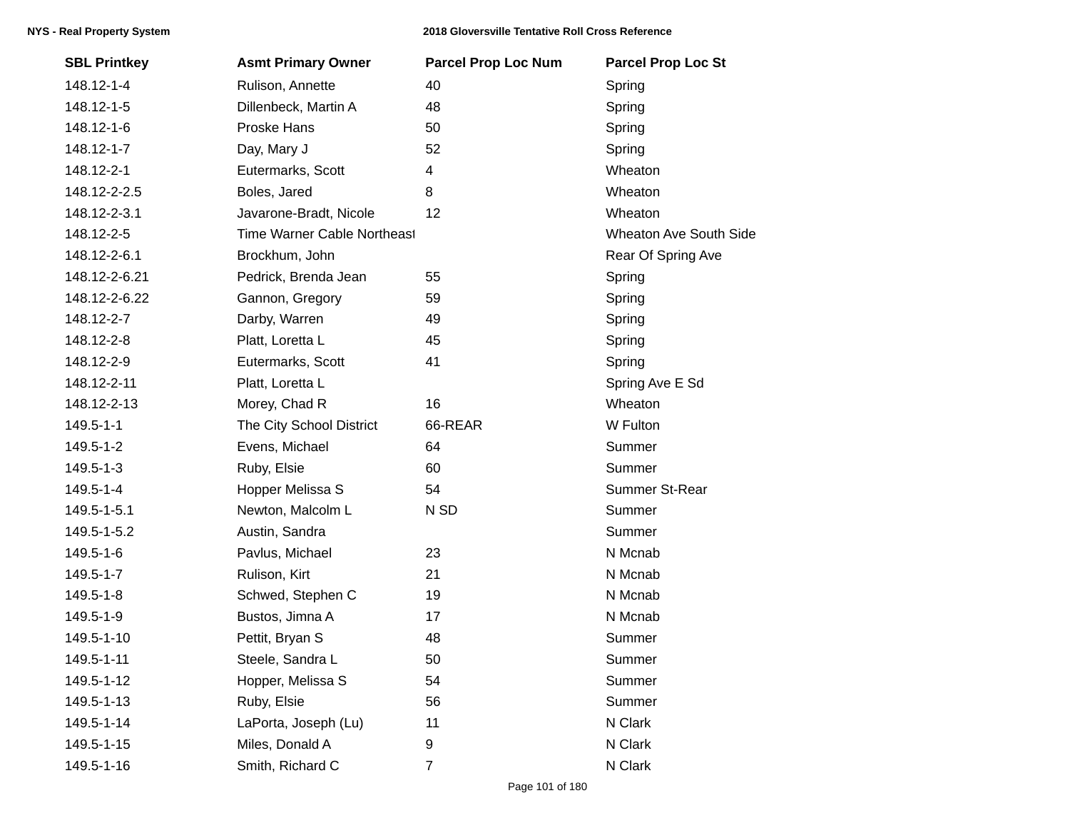| SBL Printkey | Asmt Primary Owner | Parcel Prop Loc Num | Parcel Prop Loc St |
|---|---|---|---|
| 148.12-1-4 | Rulison, Annette | 40 | Spring |
| 148.12-1-5 | Dillenbeck, Martin A | 48 | Spring |
| 148.12-1-6 | Proske Hans | 50 | Spring |
| 148.12-1-7 | Day, Mary J | 52 | Spring |
| 148.12-2-1 | Eutermarks, Scott | 4 | Wheaton |
| 148.12-2-2.5 | Boles, Jared | 8 | Wheaton |
| 148.12-2-3.1 | Javarone-Bradt, Nicole | 12 | Wheaton |
| 148.12-2-5 | Time Warner Cable Northeast | | Wheaton Ave South Side |
| 148.12-2-6.1 | Brockhum, John | | Rear Of Spring Ave |
| 148.12-2-6.21 | Pedrick, Brenda Jean | 55 | Spring |
| 148.12-2-6.22 | Gannon, Gregory | 59 | Spring |
| 148.12-2-7 | Darby, Warren | 49 | Spring |
| 148.12-2-8 | Platt, Loretta L | 45 | Spring |
| 148.12-2-9 | Eutermarks, Scott | 41 | Spring |
| 148.12-2-11 | Platt, Loretta L | | Spring Ave E Sd |
| 148.12-2-13 | Morey, Chad R | 16 | Wheaton |
| 149.5-1-1 | The City School District | 66-REAR | W Fulton |
| 149.5-1-2 | Evens, Michael | 64 | Summer |
| 149.5-1-3 | Ruby, Elsie | 60 | Summer |
| 149.5-1-4 | Hopper Melissa S | 54 | Summer St-Rear |
| 149.5-1-5.1 | Newton, Malcolm L | N SD | Summer |
| 149.5-1-5.2 | Austin, Sandra | | Summer |
| 149.5-1-6 | Pavlus, Michael | 23 | N Mcnab |
| 149.5-1-7 | Rulison, Kirt | 21 | N Mcnab |
| 149.5-1-8 | Schwed, Stephen C | 19 | N Mcnab |
| 149.5-1-9 | Bustos, Jimna A | 17 | N Mcnab |
| 149.5-1-10 | Pettit, Bryan S | 48 | Summer |
| 149.5-1-11 | Steele, Sandra L | 50 | Summer |
| 149.5-1-12 | Hopper, Melissa S | 54 | Summer |
| 149.5-1-13 | Ruby, Elsie | 56 | Summer |
| 149.5-1-14 | LaPorta, Joseph (Lu) | 11 | N Clark |
| 149.5-1-15 | Miles, Donald A | 9 | N Clark |
| 149.5-1-16 | Smith, Richard C | 7 | N Clark |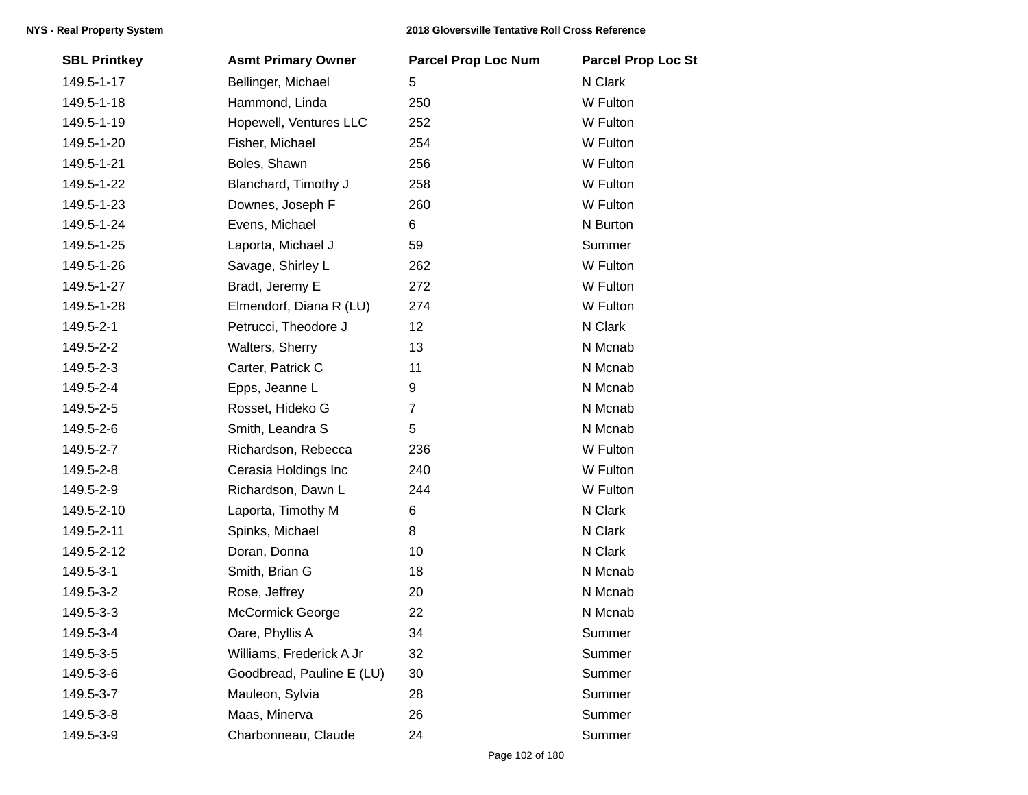| SBL Printkey | Asmt Primary Owner | Parcel Prop Loc Num | Parcel Prop Loc St |
|---|---|---|---|
| 149.5-1-17 | Bellinger, Michael | 5 | N Clark |
| 149.5-1-18 | Hammond, Linda | 250 | W Fulton |
| 149.5-1-19 | Hopewell, Ventures LLC | 252 | W Fulton |
| 149.5-1-20 | Fisher, Michael | 254 | W Fulton |
| 149.5-1-21 | Boles, Shawn | 256 | W Fulton |
| 149.5-1-22 | Blanchard, Timothy J | 258 | W Fulton |
| 149.5-1-23 | Downes, Joseph F | 260 | W Fulton |
| 149.5-1-24 | Evens, Michael | 6 | N Burton |
| 149.5-1-25 | Laporta, Michael J | 59 | Summer |
| 149.5-1-26 | Savage, Shirley L | 262 | W Fulton |
| 149.5-1-27 | Bradt, Jeremy E | 272 | W Fulton |
| 149.5-1-28 | Elmendorf, Diana R (LU) | 274 | W Fulton |
| 149.5-2-1 | Petrucci, Theodore J | 12 | N Clark |
| 149.5-2-2 | Walters, Sherry | 13 | N Mcnab |
| 149.5-2-3 | Carter, Patrick C | 11 | N Mcnab |
| 149.5-2-4 | Epps, Jeanne L | 9 | N Mcnab |
| 149.5-2-5 | Rosset, Hideko G | 7 | N Mcnab |
| 149.5-2-6 | Smith, Leandra S | 5 | N Mcnab |
| 149.5-2-7 | Richardson, Rebecca | 236 | W Fulton |
| 149.5-2-8 | Cerasia Holdings Inc | 240 | W Fulton |
| 149.5-2-9 | Richardson, Dawn L | 244 | W Fulton |
| 149.5-2-10 | Laporta, Timothy M | 6 | N Clark |
| 149.5-2-11 | Spinks, Michael | 8 | N Clark |
| 149.5-2-12 | Doran, Donna | 10 | N Clark |
| 149.5-3-1 | Smith, Brian G | 18 | N Mcnab |
| 149.5-3-2 | Rose, Jeffrey | 20 | N Mcnab |
| 149.5-3-3 | McCormick George | 22 | N Mcnab |
| 149.5-3-4 | Oare, Phyllis A | 34 | Summer |
| 149.5-3-5 | Williams, Frederick A Jr | 32 | Summer |
| 149.5-3-6 | Goodbread, Pauline E (LU) | 30 | Summer |
| 149.5-3-7 | Mauleon, Sylvia | 28 | Summer |
| 149.5-3-8 | Maas, Minerva | 26 | Summer |
| 149.5-3-9 | Charbonneau, Claude | 24 | Summer |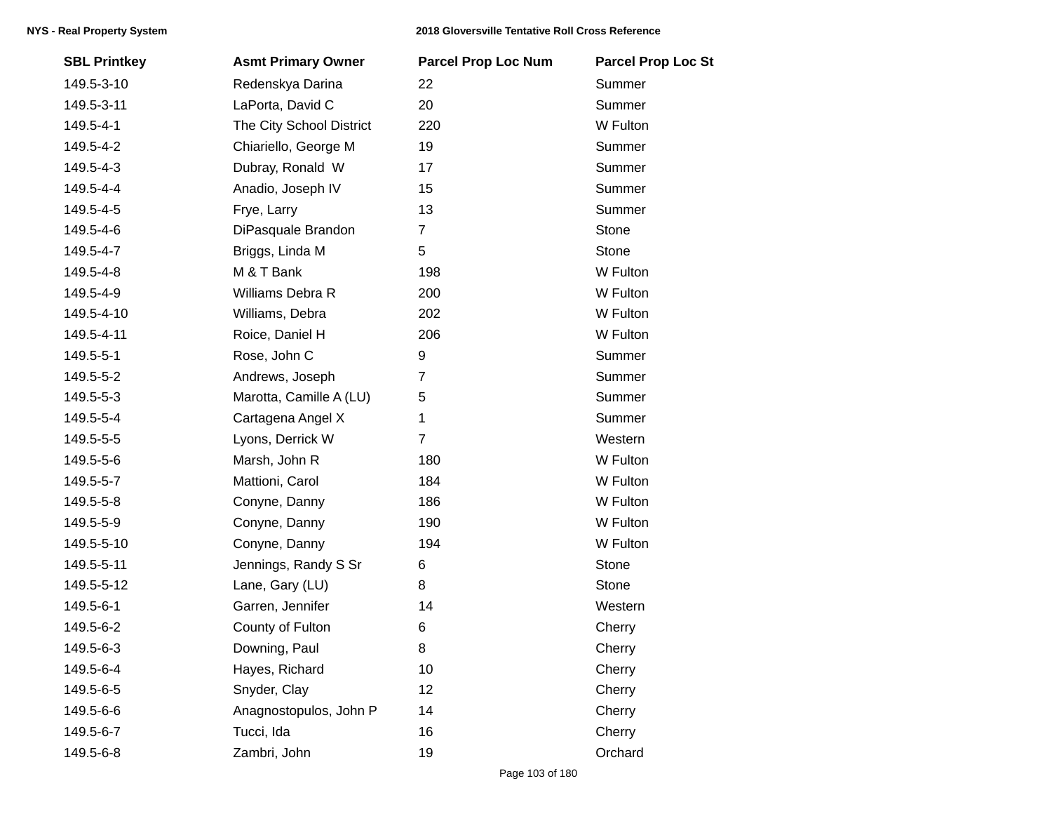| SBL Printkey | Asmt Primary Owner | Parcel Prop Loc Num | Parcel Prop Loc St |
|---|---|---|---|
| 149.5-3-10 | Redenskya Darina | 22 | Summer |
| 149.5-3-11 | LaPorta, David C | 20 | Summer |
| 149.5-4-1 | The City School District | 220 | W Fulton |
| 149.5-4-2 | Chiariello, George M | 19 | Summer |
| 149.5-4-3 | Dubray, Ronald W | 17 | Summer |
| 149.5-4-4 | Anadio, Joseph IV | 15 | Summer |
| 149.5-4-5 | Frye, Larry | 13 | Summer |
| 149.5-4-6 | DiPasquale Brandon | 7 | Stone |
| 149.5-4-7 | Briggs, Linda M | 5 | Stone |
| 149.5-4-8 | M & T Bank | 198 | W Fulton |
| 149.5-4-9 | Williams Debra R | 200 | W Fulton |
| 149.5-4-10 | Williams, Debra | 202 | W Fulton |
| 149.5-4-11 | Roice, Daniel H | 206 | W Fulton |
| 149.5-5-1 | Rose, John C | 9 | Summer |
| 149.5-5-2 | Andrews, Joseph | 7 | Summer |
| 149.5-5-3 | Marotta, Camille A (LU) | 5 | Summer |
| 149.5-5-4 | Cartagena Angel X | 1 | Summer |
| 149.5-5-5 | Lyons, Derrick W | 7 | Western |
| 149.5-5-6 | Marsh, John R | 180 | W Fulton |
| 149.5-5-7 | Mattioni, Carol | 184 | W Fulton |
| 149.5-5-8 | Conyne, Danny | 186 | W Fulton |
| 149.5-5-9 | Conyne, Danny | 190 | W Fulton |
| 149.5-5-10 | Conyne, Danny | 194 | W Fulton |
| 149.5-5-11 | Jennings, Randy S Sr | 6 | Stone |
| 149.5-5-12 | Lane, Gary (LU) | 8 | Stone |
| 149.5-6-1 | Garren, Jennifer | 14 | Western |
| 149.5-6-2 | County of Fulton | 6 | Cherry |
| 149.5-6-3 | Downing, Paul | 8 | Cherry |
| 149.5-6-4 | Hayes, Richard | 10 | Cherry |
| 149.5-6-5 | Snyder, Clay | 12 | Cherry |
| 149.5-6-6 | Anagnostopulos, John P | 14 | Cherry |
| 149.5-6-7 | Tucci, Ida | 16 | Cherry |
| 149.5-6-8 | Zambri, John | 19 | Orchard |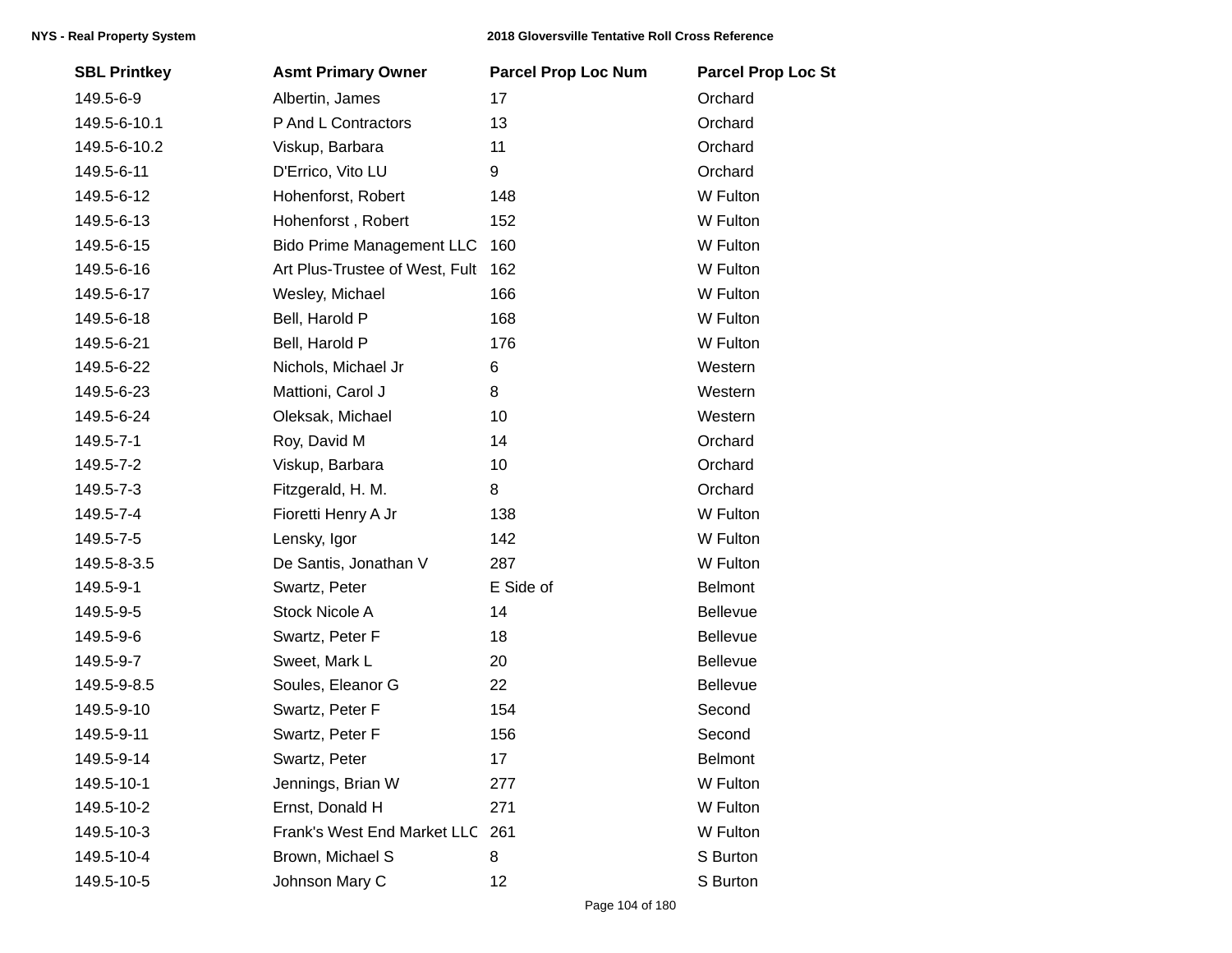| SBL Printkey | Asmt Primary Owner | Parcel Prop Loc Num | Parcel Prop Loc St |
|---|---|---|---|
| 149.5-6-9 | Albertin, James | 17 | Orchard |
| 149.5-6-10.1 | P And L Contractors | 13 | Orchard |
| 149.5-6-10.2 | Viskup, Barbara | 11 | Orchard |
| 149.5-6-11 | D'Errico, Vito LU | 9 | Orchard |
| 149.5-6-12 | Hohenforst, Robert | 148 | W Fulton |
| 149.5-6-13 | Hohenforst , Robert | 152 | W Fulton |
| 149.5-6-15 | Bido Prime Management LLC | 160 | W Fulton |
| 149.5-6-16 | Art Plus-Trustee of West, Fult | 162 | W Fulton |
| 149.5-6-17 | Wesley, Michael | 166 | W Fulton |
| 149.5-6-18 | Bell, Harold P | 168 | W Fulton |
| 149.5-6-21 | Bell, Harold P | 176 | W Fulton |
| 149.5-6-22 | Nichols, Michael Jr | 6 | Western |
| 149.5-6-23 | Mattioni, Carol J | 8 | Western |
| 149.5-6-24 | Oleksak, Michael | 10 | Western |
| 149.5-7-1 | Roy, David M | 14 | Orchard |
| 149.5-7-2 | Viskup, Barbara | 10 | Orchard |
| 149.5-7-3 | Fitzgerald, H. M. | 8 | Orchard |
| 149.5-7-4 | Fioretti Henry A Jr | 138 | W Fulton |
| 149.5-7-5 | Lensky, Igor | 142 | W Fulton |
| 149.5-8-3.5 | De Santis, Jonathan V | 287 | W Fulton |
| 149.5-9-1 | Swartz, Peter | E Side of | Belmont |
| 149.5-9-5 | Stock Nicole A | 14 | Bellevue |
| 149.5-9-6 | Swartz, Peter F | 18 | Bellevue |
| 149.5-9-7 | Sweet, Mark L | 20 | Bellevue |
| 149.5-9-8.5 | Soules, Eleanor G | 22 | Bellevue |
| 149.5-9-10 | Swartz, Peter F | 154 | Second |
| 149.5-9-11 | Swartz, Peter F | 156 | Second |
| 149.5-9-14 | Swartz, Peter | 17 | Belmont |
| 149.5-10-1 | Jennings, Brian W | 277 | W Fulton |
| 149.5-10-2 | Ernst, Donald H | 271 | W Fulton |
| 149.5-10-3 | Frank's West End Market LLC | 261 | W Fulton |
| 149.5-10-4 | Brown, Michael S | 8 | S Burton |
| 149.5-10-5 | Johnson Mary C | 12 | S Burton |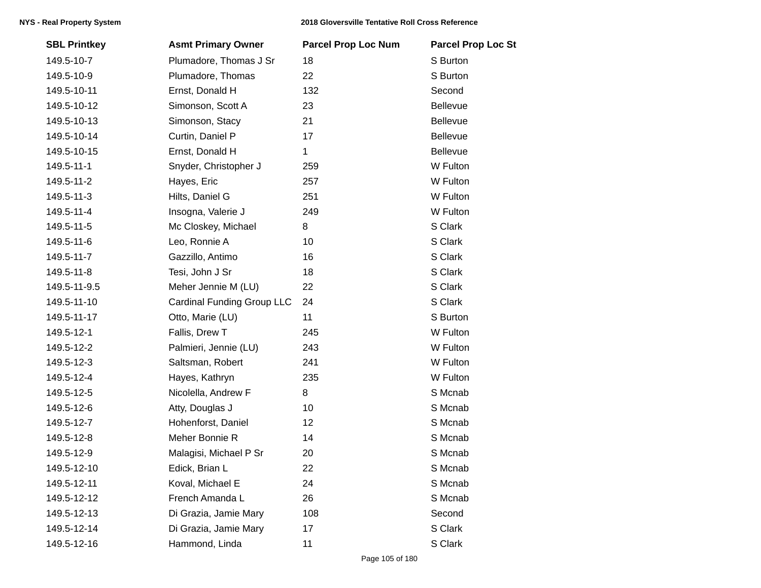| SBL Printkey | Asmt Primary Owner | Parcel Prop Loc Num | Parcel Prop Loc St |
|---|---|---|---|
| 149.5-10-7 | Plumadore, Thomas J Sr | 18 | S Burton |
| 149.5-10-9 | Plumadore, Thomas | 22 | S Burton |
| 149.5-10-11 | Ernst, Donald H | 132 | Second |
| 149.5-10-12 | Simonson, Scott A | 23 | Bellevue |
| 149.5-10-13 | Simonson, Stacy | 21 | Bellevue |
| 149.5-10-14 | Curtin, Daniel P | 17 | Bellevue |
| 149.5-10-15 | Ernst, Donald H | 1 | Bellevue |
| 149.5-11-1 | Snyder, Christopher J | 259 | W Fulton |
| 149.5-11-2 | Hayes, Eric | 257 | W Fulton |
| 149.5-11-3 | Hilts, Daniel G | 251 | W Fulton |
| 149.5-11-4 | Insogna, Valerie J | 249 | W Fulton |
| 149.5-11-5 | Mc Closkey, Michael | 8 | S Clark |
| 149.5-11-6 | Leo, Ronnie A | 10 | S Clark |
| 149.5-11-7 | Gazzillo, Antimo | 16 | S Clark |
| 149.5-11-8 | Tesi, John J Sr | 18 | S Clark |
| 149.5-11-9.5 | Meher Jennie M (LU) | 22 | S Clark |
| 149.5-11-10 | Cardinal Funding Group LLC | 24 | S Clark |
| 149.5-11-17 | Otto, Marie (LU) | 11 | S Burton |
| 149.5-12-1 | Fallis, Drew T | 245 | W Fulton |
| 149.5-12-2 | Palmieri, Jennie (LU) | 243 | W Fulton |
| 149.5-12-3 | Saltsman, Robert | 241 | W Fulton |
| 149.5-12-4 | Hayes, Kathryn | 235 | W Fulton |
| 149.5-12-5 | Nicolella, Andrew F | 8 | S Mcnab |
| 149.5-12-6 | Atty, Douglas J | 10 | S Mcnab |
| 149.5-12-7 | Hohenforst, Daniel | 12 | S Mcnab |
| 149.5-12-8 | Meher Bonnie R | 14 | S Mcnab |
| 149.5-12-9 | Malagisi, Michael P Sr | 20 | S Mcnab |
| 149.5-12-10 | Edick, Brian L | 22 | S Mcnab |
| 149.5-12-11 | Koval, Michael E | 24 | S Mcnab |
| 149.5-12-12 | French Amanda L | 26 | S Mcnab |
| 149.5-12-13 | Di Grazia, Jamie Mary | 108 | Second |
| 149.5-12-14 | Di Grazia, Jamie Mary | 17 | S Clark |
| 149.5-12-16 | Hammond, Linda | 11 | S Clark |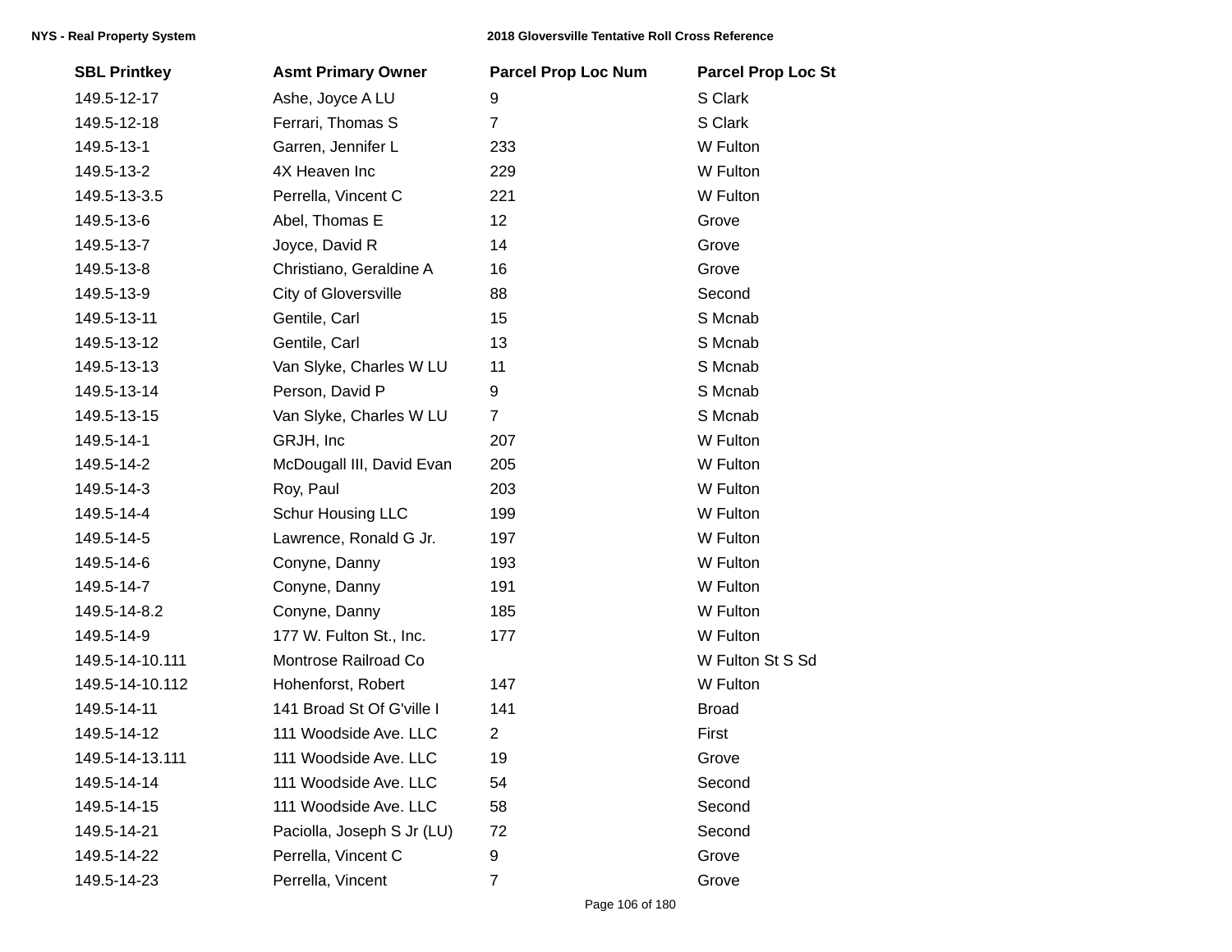| SBL Printkey | Asmt Primary Owner | Parcel Prop Loc Num | Parcel Prop Loc St |
|---|---|---|---|
| 149.5-12-17 | Ashe, Joyce A LU | 9 | S Clark |
| 149.5-12-18 | Ferrari, Thomas S | 7 | S Clark |
| 149.5-13-1 | Garren, Jennifer L | 233 | W Fulton |
| 149.5-13-2 | 4X Heaven Inc | 229 | W Fulton |
| 149.5-13-3.5 | Perrella, Vincent C | 221 | W Fulton |
| 149.5-13-6 | Abel, Thomas E | 12 | Grove |
| 149.5-13-7 | Joyce, David R | 14 | Grove |
| 149.5-13-8 | Christiano, Geraldine A | 16 | Grove |
| 149.5-13-9 | City of Gloversville | 88 | Second |
| 149.5-13-11 | Gentile, Carl | 15 | S Mcnab |
| 149.5-13-12 | Gentile, Carl | 13 | S Mcnab |
| 149.5-13-13 | Van Slyke, Charles W LU | 11 | S Mcnab |
| 149.5-13-14 | Person, David P | 9 | S Mcnab |
| 149.5-13-15 | Van Slyke, Charles W LU | 7 | S Mcnab |
| 149.5-14-1 | GRJH, Inc | 207 | W Fulton |
| 149.5-14-2 | McDougall III, David Evan | 205 | W Fulton |
| 149.5-14-3 | Roy, Paul | 203 | W Fulton |
| 149.5-14-4 | Schur Housing LLC | 199 | W Fulton |
| 149.5-14-5 | Lawrence, Ronald G Jr. | 197 | W Fulton |
| 149.5-14-6 | Conyne, Danny | 193 | W Fulton |
| 149.5-14-7 | Conyne, Danny | 191 | W Fulton |
| 149.5-14-8.2 | Conyne, Danny | 185 | W Fulton |
| 149.5-14-9 | 177 W. Fulton St., Inc. | 177 | W Fulton |
| 149.5-14-10.111 | Montrose Railroad Co | | W Fulton St S Sd |
| 149.5-14-10.112 | Hohenforst, Robert | 147 | W Fulton |
| 149.5-14-11 | 141 Broad St Of G'ville I | 141 | Broad |
| 149.5-14-12 | 111 Woodside Ave. LLC | 2 | First |
| 149.5-14-13.111 | 111 Woodside Ave. LLC | 19 | Grove |
| 149.5-14-14 | 111 Woodside Ave. LLC | 54 | Second |
| 149.5-14-15 | 111 Woodside Ave. LLC | 58 | Second |
| 149.5-14-21 | Paciolla, Joseph S Jr (LU) | 72 | Second |
| 149.5-14-22 | Perrella, Vincent C | 9 | Grove |
| 149.5-14-23 | Perrella, Vincent | 7 | Grove |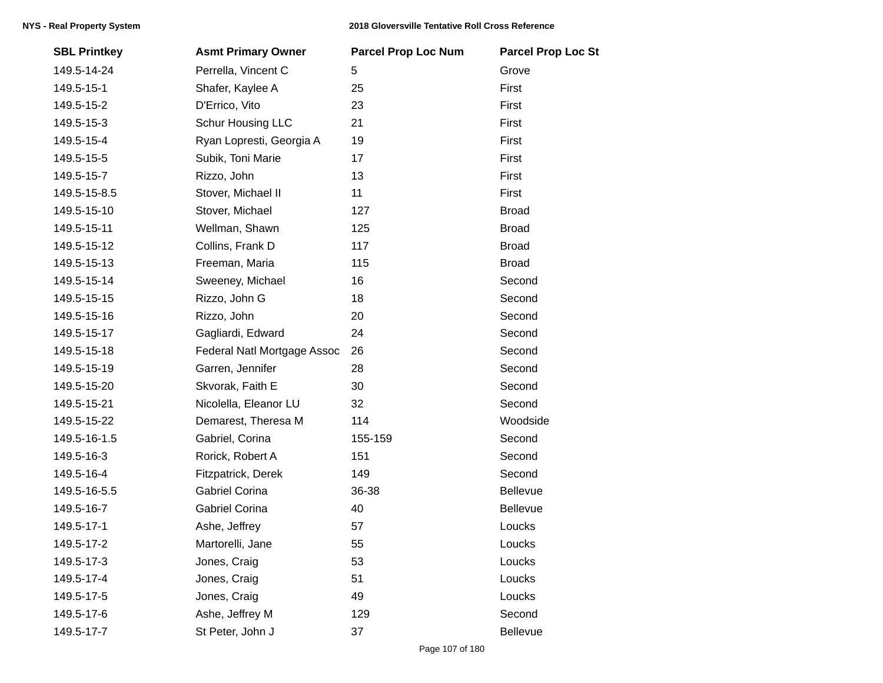| SBL Printkey | Asmt Primary Owner | Parcel Prop Loc Num | Parcel Prop Loc St |
|---|---|---|---|
| 149.5-14-24 | Perrella, Vincent C | 5 | Grove |
| 149.5-15-1 | Shafer, Kaylee A | 25 | First |
| 149.5-15-2 | D'Errico, Vito | 23 | First |
| 149.5-15-3 | Schur Housing LLC | 21 | First |
| 149.5-15-4 | Ryan Lopresti, Georgia A | 19 | First |
| 149.5-15-5 | Subik, Toni Marie | 17 | First |
| 149.5-15-7 | Rizzo, John | 13 | First |
| 149.5-15-8.5 | Stover, Michael II | 11 | First |
| 149.5-15-10 | Stover, Michael | 127 | Broad |
| 149.5-15-11 | Wellman, Shawn | 125 | Broad |
| 149.5-15-12 | Collins, Frank D | 117 | Broad |
| 149.5-15-13 | Freeman, Maria | 115 | Broad |
| 149.5-15-14 | Sweeney, Michael | 16 | Second |
| 149.5-15-15 | Rizzo, John G | 18 | Second |
| 149.5-15-16 | Rizzo, John | 20 | Second |
| 149.5-15-17 | Gagliardi, Edward | 24 | Second |
| 149.5-15-18 | Federal Natl Mortgage Assoc | 26 | Second |
| 149.5-15-19 | Garren, Jennifer | 28 | Second |
| 149.5-15-20 | Skvorak, Faith E | 30 | Second |
| 149.5-15-21 | Nicolella, Eleanor LU | 32 | Second |
| 149.5-15-22 | Demarest, Theresa M | 114 | Woodside |
| 149.5-16-1.5 | Gabriel, Corina | 155-159 | Second |
| 149.5-16-3 | Rorick, Robert A | 151 | Second |
| 149.5-16-4 | Fitzpatrick, Derek | 149 | Second |
| 149.5-16-5.5 | Gabriel Corina | 36-38 | Bellevue |
| 149.5-16-7 | Gabriel Corina | 40 | Bellevue |
| 149.5-17-1 | Ashe, Jeffrey | 57 | Loucks |
| 149.5-17-2 | Martorelli, Jane | 55 | Loucks |
| 149.5-17-3 | Jones, Craig | 53 | Loucks |
| 149.5-17-4 | Jones, Craig | 51 | Loucks |
| 149.5-17-5 | Jones, Craig | 49 | Loucks |
| 149.5-17-6 | Ashe, Jeffrey M | 129 | Second |
| 149.5-17-7 | St Peter, John J | 37 | Bellevue |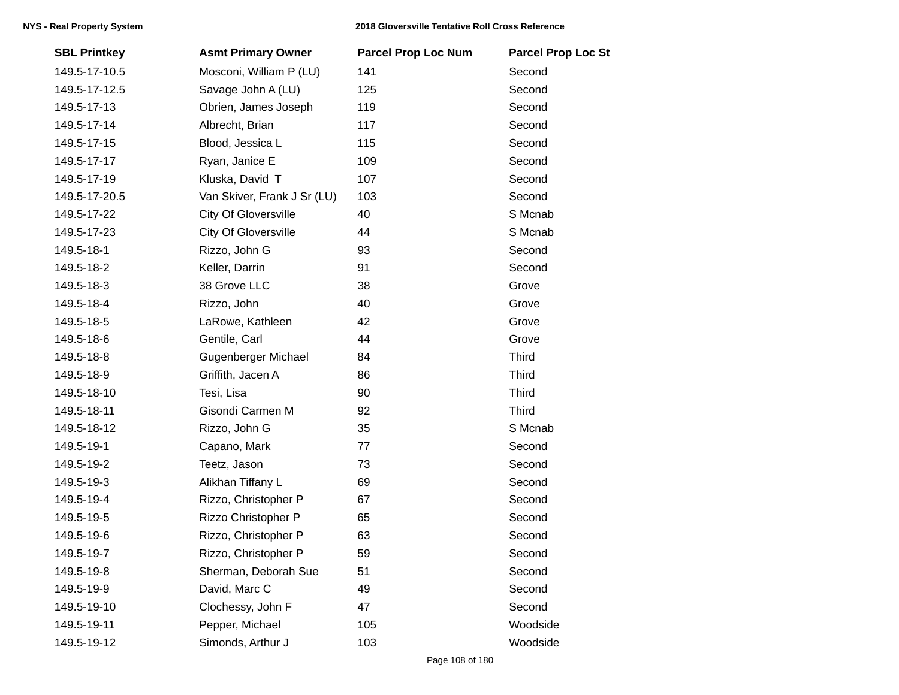| SBL Printkey | Asmt Primary Owner | Parcel Prop Loc Num | Parcel Prop Loc St |
|---|---|---|---|
| 149.5-17-10.5 | Mosconi, William P (LU) | 141 | Second |
| 149.5-17-12.5 | Savage John A (LU) | 125 | Second |
| 149.5-17-13 | Obrien, James Joseph | 119 | Second |
| 149.5-17-14 | Albrecht, Brian | 117 | Second |
| 149.5-17-15 | Blood, Jessica L | 115 | Second |
| 149.5-17-17 | Ryan, Janice E | 109 | Second |
| 149.5-17-19 | Kluska, David  T | 107 | Second |
| 149.5-17-20.5 | Van Skiver, Frank J Sr (LU) | 103 | Second |
| 149.5-17-22 | City Of Gloversville | 40 | S Mcnab |
| 149.5-17-23 | City Of Gloversville | 44 | S Mcnab |
| 149.5-18-1 | Rizzo, John G | 93 | Second |
| 149.5-18-2 | Keller, Darrin | 91 | Second |
| 149.5-18-3 | 38 Grove LLC | 38 | Grove |
| 149.5-18-4 | Rizzo, John | 40 | Grove |
| 149.5-18-5 | LaRowe, Kathleen | 42 | Grove |
| 149.5-18-6 | Gentile, Carl | 44 | Grove |
| 149.5-18-8 | Gugenberger Michael | 84 | Third |
| 149.5-18-9 | Griffith, Jacen A | 86 | Third |
| 149.5-18-10 | Tesi, Lisa | 90 | Third |
| 149.5-18-11 | Gisondi Carmen M | 92 | Third |
| 149.5-18-12 | Rizzo, John G | 35 | S Mcnab |
| 149.5-19-1 | Capano, Mark | 77 | Second |
| 149.5-19-2 | Teetz, Jason | 73 | Second |
| 149.5-19-3 | Alikhan Tiffany L | 69 | Second |
| 149.5-19-4 | Rizzo, Christopher P | 67 | Second |
| 149.5-19-5 | Rizzo Christopher P | 65 | Second |
| 149.5-19-6 | Rizzo, Christopher P | 63 | Second |
| 149.5-19-7 | Rizzo, Christopher P | 59 | Second |
| 149.5-19-8 | Sherman, Deborah Sue | 51 | Second |
| 149.5-19-9 | David, Marc C | 49 | Second |
| 149.5-19-10 | Clochessy, John F | 47 | Second |
| 149.5-19-11 | Pepper, Michael | 105 | Woodside |
| 149.5-19-12 | Simonds, Arthur J | 103 | Woodside |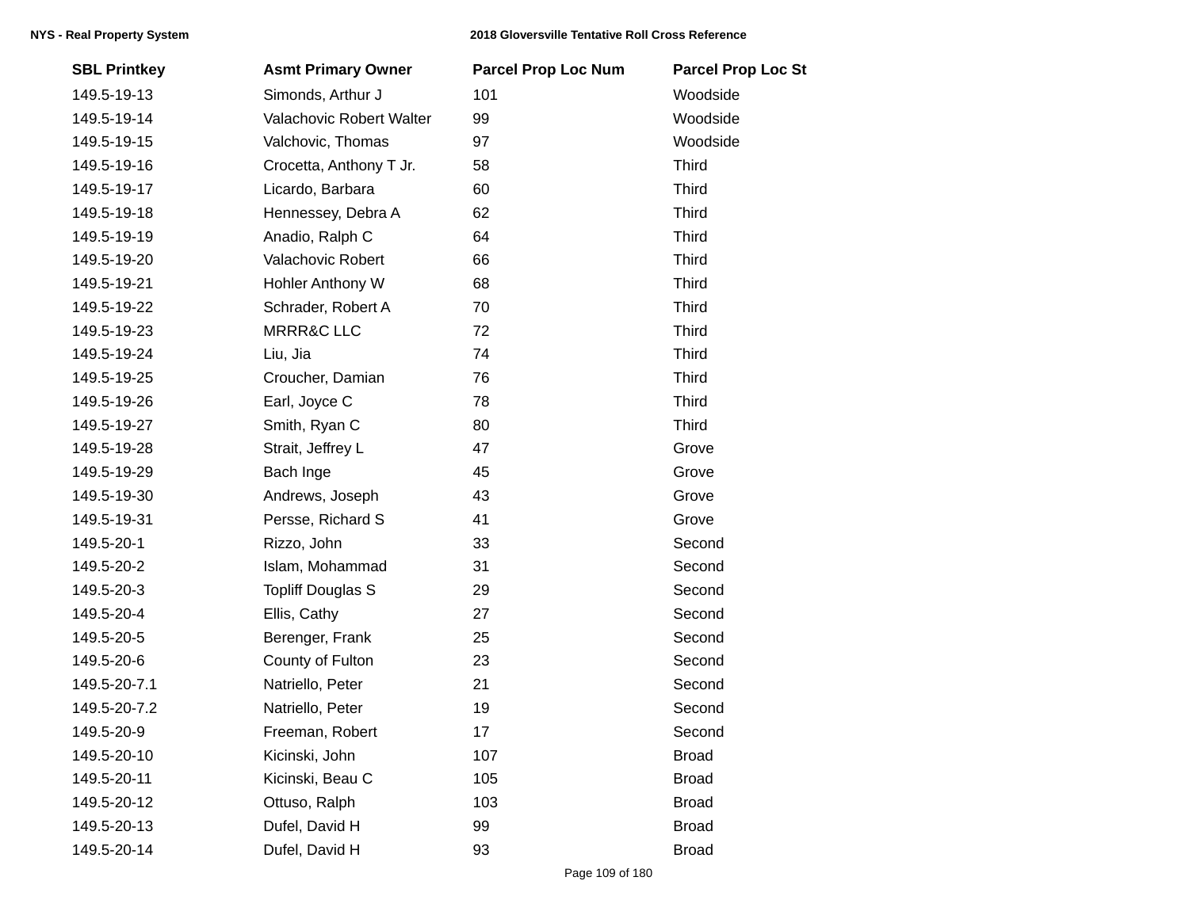| SBL Printkey | Asmt Primary Owner | Parcel Prop Loc Num | Parcel Prop Loc St |
|---|---|---|---|
| 149.5-19-13 | Simonds, Arthur J | 101 | Woodside |
| 149.5-19-14 | Valachovic Robert Walter | 99 | Woodside |
| 149.5-19-15 | Valchovic, Thomas | 97 | Woodside |
| 149.5-19-16 | Crocetta, Anthony T Jr. | 58 | Third |
| 149.5-19-17 | Licardo, Barbara | 60 | Third |
| 149.5-19-18 | Hennessey, Debra A | 62 | Third |
| 149.5-19-19 | Anadio, Ralph C | 64 | Third |
| 149.5-19-20 | Valachovic Robert | 66 | Third |
| 149.5-19-21 | Hohler Anthony W | 68 | Third |
| 149.5-19-22 | Schrader, Robert A | 70 | Third |
| 149.5-19-23 | MRRR&C LLC | 72 | Third |
| 149.5-19-24 | Liu, Jia | 74 | Third |
| 149.5-19-25 | Croucher, Damian | 76 | Third |
| 149.5-19-26 | Earl, Joyce C | 78 | Third |
| 149.5-19-27 | Smith, Ryan C | 80 | Third |
| 149.5-19-28 | Strait, Jeffrey L | 47 | Grove |
| 149.5-19-29 | Bach Inge | 45 | Grove |
| 149.5-19-30 | Andrews, Joseph | 43 | Grove |
| 149.5-19-31 | Persse, Richard S | 41 | Grove |
| 149.5-20-1 | Rizzo, John | 33 | Second |
| 149.5-20-2 | Islam, Mohammad | 31 | Second |
| 149.5-20-3 | Topliff Douglas S | 29 | Second |
| 149.5-20-4 | Ellis, Cathy | 27 | Second |
| 149.5-20-5 | Berenger, Frank | 25 | Second |
| 149.5-20-6 | County of Fulton | 23 | Second |
| 149.5-20-7.1 | Natriello, Peter | 21 | Second |
| 149.5-20-7.2 | Natriello, Peter | 19 | Second |
| 149.5-20-9 | Freeman, Robert | 17 | Second |
| 149.5-20-10 | Kicinski, John | 107 | Broad |
| 149.5-20-11 | Kicinski, Beau C | 105 | Broad |
| 149.5-20-12 | Ottuso, Ralph | 103 | Broad |
| 149.5-20-13 | Dufel, David H | 99 | Broad |
| 149.5-20-14 | Dufel, David H | 93 | Broad |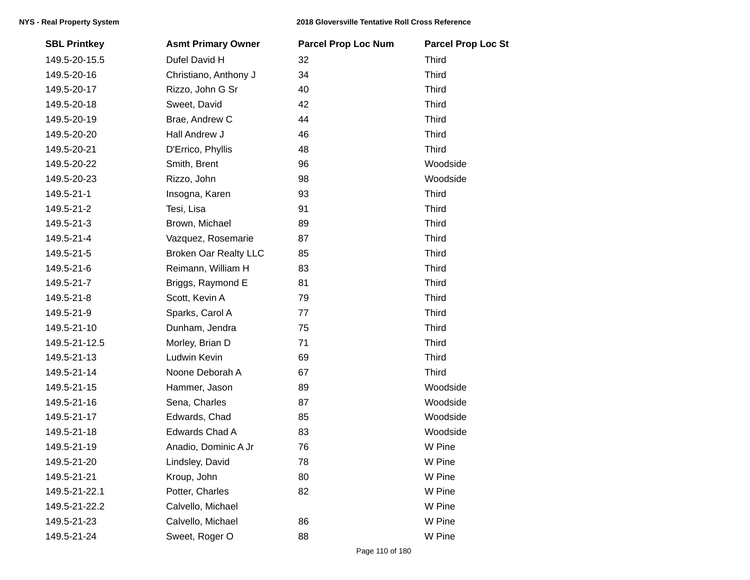| SBL Printkey | Asmt Primary Owner | Parcel Prop Loc Num | Parcel Prop Loc St |
|---|---|---|---|
| 149.5-20-15.5 | Dufel David H | 32 | Third |
| 149.5-20-16 | Christiano, Anthony J | 34 | Third |
| 149.5-20-17 | Rizzo, John G Sr | 40 | Third |
| 149.5-20-18 | Sweet, David | 42 | Third |
| 149.5-20-19 | Brae, Andrew C | 44 | Third |
| 149.5-20-20 | Hall Andrew J | 46 | Third |
| 149.5-20-21 | D'Errico, Phyllis | 48 | Third |
| 149.5-20-22 | Smith, Brent | 96 | Woodside |
| 149.5-20-23 | Rizzo, John | 98 | Woodside |
| 149.5-21-1 | Insogna, Karen | 93 | Third |
| 149.5-21-2 | Tesi, Lisa | 91 | Third |
| 149.5-21-3 | Brown, Michael | 89 | Third |
| 149.5-21-4 | Vazquez, Rosemarie | 87 | Third |
| 149.5-21-5 | Broken Oar Realty LLC | 85 | Third |
| 149.5-21-6 | Reimann, William H | 83 | Third |
| 149.5-21-7 | Briggs, Raymond E | 81 | Third |
| 149.5-21-8 | Scott, Kevin A | 79 | Third |
| 149.5-21-9 | Sparks, Carol A | 77 | Third |
| 149.5-21-10 | Dunham, Jendra | 75 | Third |
| 149.5-21-12.5 | Morley, Brian D | 71 | Third |
| 149.5-21-13 | Ludwin Kevin | 69 | Third |
| 149.5-21-14 | Noone Deborah A | 67 | Third |
| 149.5-21-15 | Hammer, Jason | 89 | Woodside |
| 149.5-21-16 | Sena, Charles | 87 | Woodside |
| 149.5-21-17 | Edwards, Chad | 85 | Woodside |
| 149.5-21-18 | Edwards Chad A | 83 | Woodside |
| 149.5-21-19 | Anadio, Dominic A Jr | 76 | W Pine |
| 149.5-21-20 | Lindsley, David | 78 | W Pine |
| 149.5-21-21 | Kroup, John | 80 | W Pine |
| 149.5-21-22.1 | Potter, Charles | 82 | W Pine |
| 149.5-21-22.2 | Calvello, Michael | | W Pine |
| 149.5-21-23 | Calvello, Michael | 86 | W Pine |
| 149.5-21-24 | Sweet, Roger O | 88 | W Pine |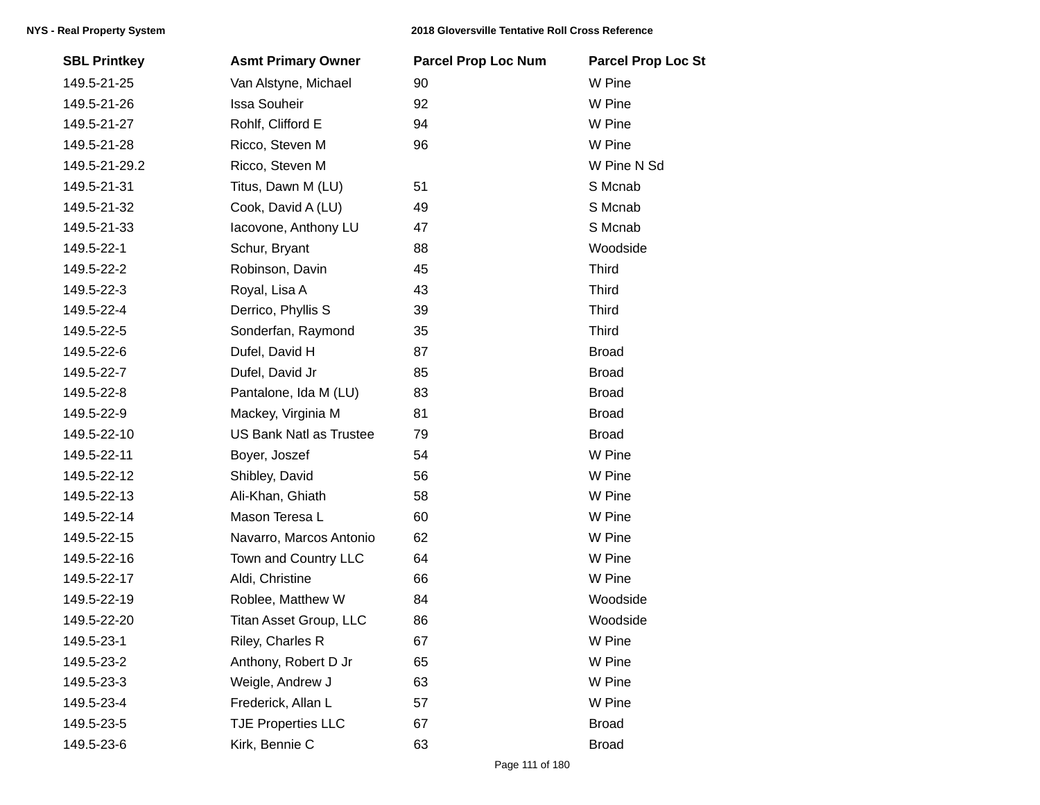| SBL Printkey | Asmt Primary Owner | Parcel Prop Loc Num | Parcel Prop Loc St |
|---|---|---|---|
| 149.5-21-25 | Van Alstyne, Michael | 90 | W Pine |
| 149.5-21-26 | Issa Souheir | 92 | W Pine |
| 149.5-21-27 | Rohlf, Clifford E | 94 | W Pine |
| 149.5-21-28 | Ricco, Steven M | 96 | W Pine |
| 149.5-21-29.2 | Ricco, Steven M | | W Pine N Sd |
| 149.5-21-31 | Titus, Dawn M (LU) | 51 | S Mcnab |
| 149.5-21-32 | Cook, David A (LU) | 49 | S Mcnab |
| 149.5-21-33 | Iacovone, Anthony LU | 47 | S Mcnab |
| 149.5-22-1 | Schur, Bryant | 88 | Woodside |
| 149.5-22-2 | Robinson, Davin | 45 | Third |
| 149.5-22-3 | Royal, Lisa A | 43 | Third |
| 149.5-22-4 | Derrico, Phyllis S | 39 | Third |
| 149.5-22-5 | Sonderfan, Raymond | 35 | Third |
| 149.5-22-6 | Dufel, David H | 87 | Broad |
| 149.5-22-7 | Dufel, David Jr | 85 | Broad |
| 149.5-22-8 | Pantalone, Ida M (LU) | 83 | Broad |
| 149.5-22-9 | Mackey, Virginia M | 81 | Broad |
| 149.5-22-10 | US Bank Natl as Trustee | 79 | Broad |
| 149.5-22-11 | Boyer, Joszef | 54 | W Pine |
| 149.5-22-12 | Shibley, David | 56 | W Pine |
| 149.5-22-13 | Ali-Khan, Ghiath | 58 | W Pine |
| 149.5-22-14 | Mason Teresa L | 60 | W Pine |
| 149.5-22-15 | Navarro, Marcos Antonio | 62 | W Pine |
| 149.5-22-16 | Town and Country LLC | 64 | W Pine |
| 149.5-22-17 | Aldi, Christine | 66 | W Pine |
| 149.5-22-19 | Roblee, Matthew W | 84 | Woodside |
| 149.5-22-20 | Titan Asset Group, LLC | 86 | Woodside |
| 149.5-23-1 | Riley, Charles R | 67 | W Pine |
| 149.5-23-2 | Anthony, Robert D Jr | 65 | W Pine |
| 149.5-23-3 | Weigle, Andrew J | 63 | W Pine |
| 149.5-23-4 | Frederick, Allan L | 57 | W Pine |
| 149.5-23-5 | TJE Properties LLC | 67 | Broad |
| 149.5-23-6 | Kirk, Bennie C | 63 | Broad |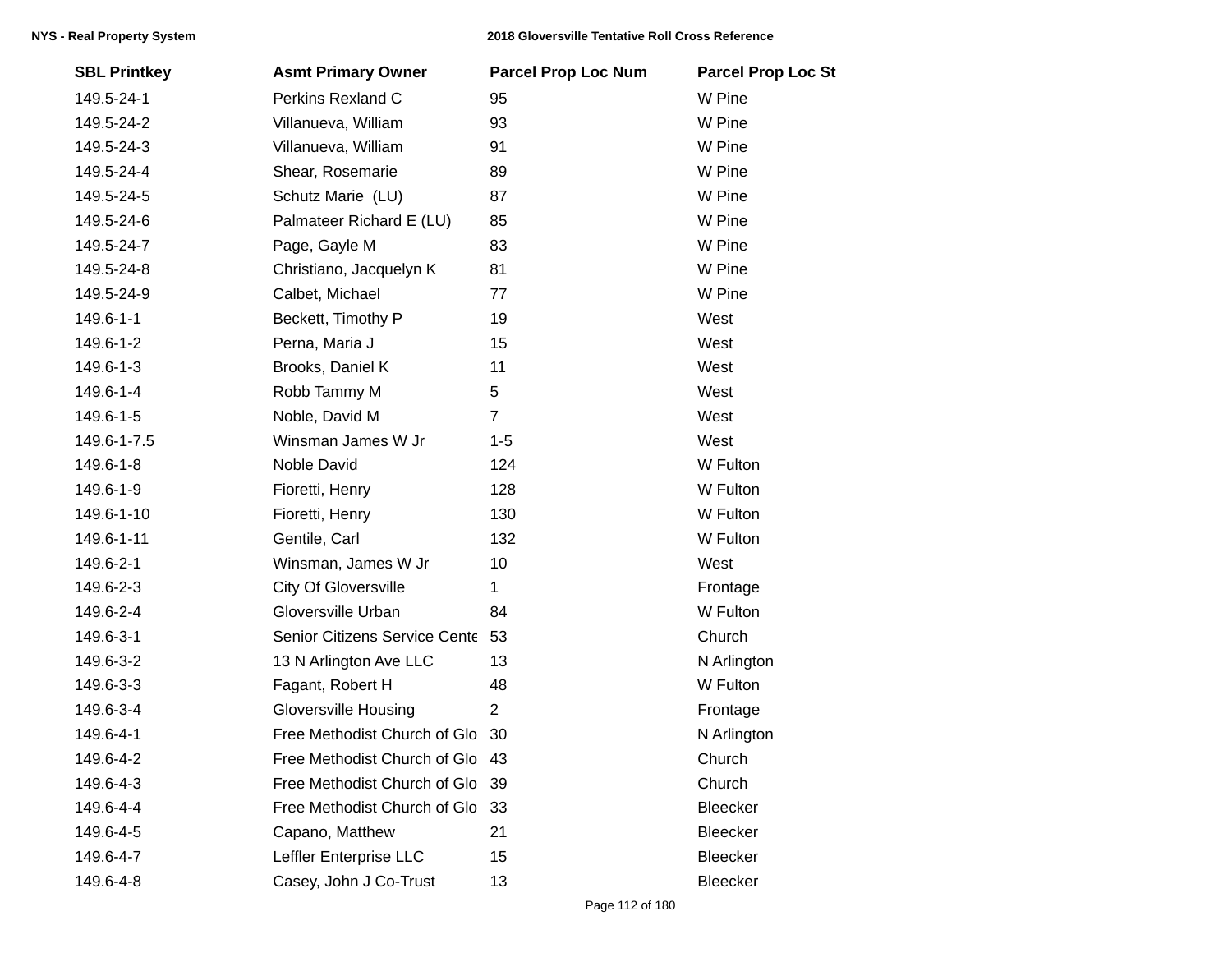| SBL Printkey | Asmt Primary Owner | Parcel Prop Loc Num | Parcel Prop Loc St |
|---|---|---|---|
| 149.5-24-1 | Perkins Rexland C | 95 | W Pine |
| 149.5-24-2 | Villanueva, William | 93 | W Pine |
| 149.5-24-3 | Villanueva, William | 91 | W Pine |
| 149.5-24-4 | Shear, Rosemarie | 89 | W Pine |
| 149.5-24-5 | Schutz Marie (LU) | 87 | W Pine |
| 149.5-24-6 | Palmateer Richard E (LU) | 85 | W Pine |
| 149.5-24-7 | Page, Gayle M | 83 | W Pine |
| 149.5-24-8 | Christiano, Jacquelyn K | 81 | W Pine |
| 149.5-24-9 | Calbet, Michael | 77 | W Pine |
| 149.6-1-1 | Beckett, Timothy P | 19 | West |
| 149.6-1-2 | Perna, Maria J | 15 | West |
| 149.6-1-3 | Brooks, Daniel K | 11 | West |
| 149.6-1-4 | Robb Tammy M | 5 | West |
| 149.6-1-5 | Noble, David M | 7 | West |
| 149.6-1-7.5 | Winsman James W Jr | 1-5 | West |
| 149.6-1-8 | Noble David | 124 | W Fulton |
| 149.6-1-9 | Fioretti, Henry | 128 | W Fulton |
| 149.6-1-10 | Fioretti, Henry | 130 | W Fulton |
| 149.6-1-11 | Gentile, Carl | 132 | W Fulton |
| 149.6-2-1 | Winsman, James W Jr | 10 | West |
| 149.6-2-3 | City Of Gloversville | 1 | Frontage |
| 149.6-2-4 | Gloversville Urban | 84 | W Fulton |
| 149.6-3-1 | Senior Citizens Service Cente | 53 | Church |
| 149.6-3-2 | 13 N Arlington Ave LLC | 13 | N Arlington |
| 149.6-3-3 | Fagant, Robert H | 48 | W Fulton |
| 149.6-3-4 | Gloversville Housing | 2 | Frontage |
| 149.6-4-1 | Free Methodist Church of Glo | 30 | N Arlington |
| 149.6-4-2 | Free Methodist Church of Glo | 43 | Church |
| 149.6-4-3 | Free Methodist Church of Glo | 39 | Church |
| 149.6-4-4 | Free Methodist Church of Glo | 33 | Bleecker |
| 149.6-4-5 | Capano, Matthew | 21 | Bleecker |
| 149.6-4-7 | Leffler Enterprise LLC | 15 | Bleecker |
| 149.6-4-8 | Casey, John J Co-Trust | 13 | Bleecker |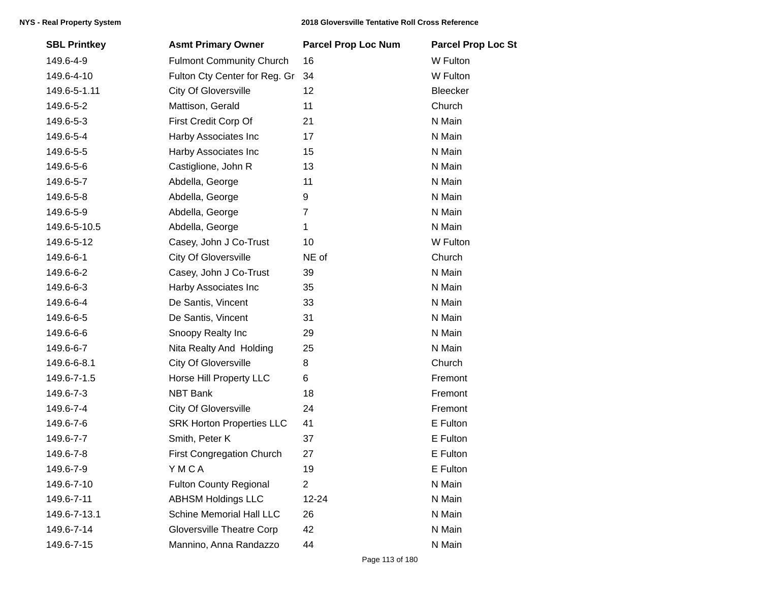| SBL Printkey | Asmt Primary Owner | Parcel Prop Loc Num | Parcel Prop Loc St |
| --- | --- | --- | --- |
| 149.6-4-9 | Fulmont Community Church | 16 | W Fulton |
| 149.6-4-10 | Fulton Cty Center for Reg. Gr | 34 | W Fulton |
| 149.6-5-1.11 | City Of Gloversville | 12 | Bleecker |
| 149.6-5-2 | Mattison, Gerald | 11 | Church |
| 149.6-5-3 | First Credit Corp Of | 21 | N Main |
| 149.6-5-4 | Harby Associates Inc | 17 | N Main |
| 149.6-5-5 | Harby Associates Inc | 15 | N Main |
| 149.6-5-6 | Castiglione, John R | 13 | N Main |
| 149.6-5-7 | Abdella, George | 11 | N Main |
| 149.6-5-8 | Abdella, George | 9 | N Main |
| 149.6-5-9 | Abdella, George | 7 | N Main |
| 149.6-5-10.5 | Abdella, George | 1 | N Main |
| 149.6-5-12 | Casey, John J Co-Trust | 10 | W Fulton |
| 149.6-6-1 | City Of Gloversville | NE of | Church |
| 149.6-6-2 | Casey, John J Co-Trust | 39 | N Main |
| 149.6-6-3 | Harby Associates Inc | 35 | N Main |
| 149.6-6-4 | De Santis, Vincent | 33 | N Main |
| 149.6-6-5 | De Santis, Vincent | 31 | N Main |
| 149.6-6-6 | Snoopy Realty Inc | 29 | N Main |
| 149.6-6-7 | Nita Realty And Holding | 25 | N Main |
| 149.6-6-8.1 | City Of Gloversville | 8 | Church |
| 149.6-7-1.5 | Horse Hill Property LLC | 6 | Fremont |
| 149.6-7-3 | NBT Bank | 18 | Fremont |
| 149.6-7-4 | City Of Gloversville | 24 | Fremont |
| 149.6-7-6 | SRK Horton Properties LLC | 41 | E Fulton |
| 149.6-7-7 | Smith, Peter K | 37 | E Fulton |
| 149.6-7-8 | First Congregation Church | 27 | E Fulton |
| 149.6-7-9 | Y M C A | 19 | E Fulton |
| 149.6-7-10 | Fulton County Regional | 2 | N Main |
| 149.6-7-11 | ABHSM Holdings LLC | 12-24 | N Main |
| 149.6-7-13.1 | Schine Memorial Hall LLC | 26 | N Main |
| 149.6-7-14 | Gloversville Theatre Corp | 42 | N Main |
| 149.6-7-15 | Mannino, Anna Randazzo | 44 | N Main |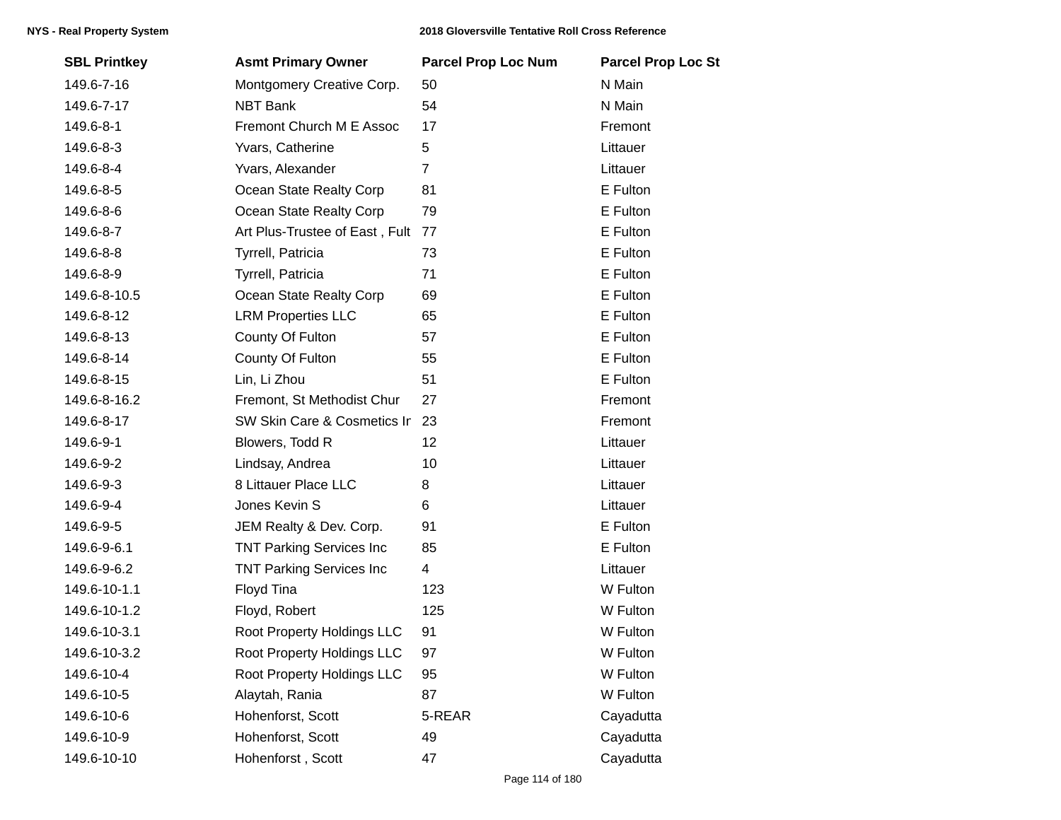| SBL Printkey | Asmt Primary Owner | Parcel Prop Loc Num | Parcel Prop Loc St |
|---|---|---|---|
| 149.6-7-16 | Montgomery Creative Corp. | 50 | N Main |
| 149.6-7-17 | NBT Bank | 54 | N Main |
| 149.6-8-1 | Fremont Church M E Assoc | 17 | Fremont |
| 149.6-8-3 | Yvars, Catherine | 5 | Littauer |
| 149.6-8-4 | Yvars, Alexander | 7 | Littauer |
| 149.6-8-5 | Ocean State Realty Corp | 81 | E Fulton |
| 149.6-8-6 | Ocean State Realty Corp | 79 | E Fulton |
| 149.6-8-7 | Art Plus-Trustee of East , Fult | 77 | E Fulton |
| 149.6-8-8 | Tyrrell, Patricia | 73 | E Fulton |
| 149.6-8-9 | Tyrrell, Patricia | 71 | E Fulton |
| 149.6-8-10.5 | Ocean State Realty Corp | 69 | E Fulton |
| 149.6-8-12 | LRM Properties LLC | 65 | E Fulton |
| 149.6-8-13 | County Of Fulton | 57 | E Fulton |
| 149.6-8-14 | County Of Fulton | 55 | E Fulton |
| 149.6-8-15 | Lin, Li Zhou | 51 | E Fulton |
| 149.6-8-16.2 | Fremont, St Methodist Chur | 27 | Fremont |
| 149.6-8-17 | SW Skin Care & Cosmetics Ir | 23 | Fremont |
| 149.6-9-1 | Blowers, Todd R | 12 | Littauer |
| 149.6-9-2 | Lindsay, Andrea | 10 | Littauer |
| 149.6-9-3 | 8 Littauer Place LLC | 8 | Littauer |
| 149.6-9-4 | Jones Kevin S | 6 | Littauer |
| 149.6-9-5 | JEM Realty & Dev. Corp. | 91 | E Fulton |
| 149.6-9-6.1 | TNT Parking Services Inc | 85 | E Fulton |
| 149.6-9-6.2 | TNT Parking Services Inc | 4 | Littauer |
| 149.6-10-1.1 | Floyd Tina | 123 | W Fulton |
| 149.6-10-1.2 | Floyd, Robert | 125 | W Fulton |
| 149.6-10-3.1 | Root Property Holdings LLC | 91 | W Fulton |
| 149.6-10-3.2 | Root Property Holdings LLC | 97 | W Fulton |
| 149.6-10-4 | Root Property Holdings LLC | 95 | W Fulton |
| 149.6-10-5 | Alaytah, Rania | 87 | W Fulton |
| 149.6-10-6 | Hohenforst, Scott | 5-REAR | Cayadutta |
| 149.6-10-9 | Hohenforst, Scott | 49 | Cayadutta |
| 149.6-10-10 | Hohenforst , Scott | 47 | Cayadutta |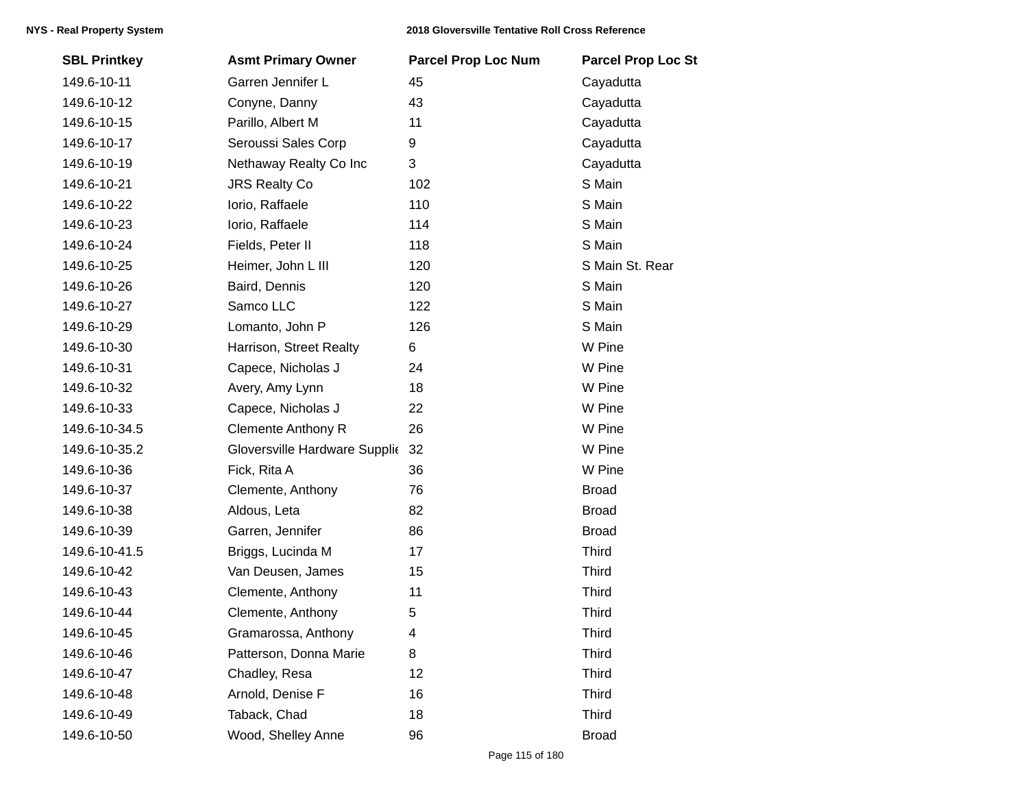| SBL Printkey | Asmt Primary Owner | Parcel Prop Loc Num | Parcel Prop Loc St |
|---|---|---|---|
| 149.6-10-11 | Garren Jennifer L | 45 | Cayadutta |
| 149.6-10-12 | Conyne, Danny | 43 | Cayadutta |
| 149.6-10-15 | Parillo, Albert M | 11 | Cayadutta |
| 149.6-10-17 | Seroussi Sales Corp | 9 | Cayadutta |
| 149.6-10-19 | Nethaway Realty Co Inc | 3 | Cayadutta |
| 149.6-10-21 | JRS Realty Co | 102 | S Main |
| 149.6-10-22 | Iorio, Raffaele | 110 | S Main |
| 149.6-10-23 | Iorio, Raffaele | 114 | S Main |
| 149.6-10-24 | Fields, Peter II | 118 | S Main |
| 149.6-10-25 | Heimer, John L III | 120 | S Main St. Rear |
| 149.6-10-26 | Baird, Dennis | 120 | S Main |
| 149.6-10-27 | Samco LLC | 122 | S Main |
| 149.6-10-29 | Lomanto, John P | 126 | S Main |
| 149.6-10-30 | Harrison, Street Realty | 6 | W Pine |
| 149.6-10-31 | Capece, Nicholas J | 24 | W Pine |
| 149.6-10-32 | Avery, Amy Lynn | 18 | W Pine |
| 149.6-10-33 | Capece, Nicholas J | 22 | W Pine |
| 149.6-10-34.5 | Clemente Anthony R | 26 | W Pine |
| 149.6-10-35.2 | Gloversville Hardware Supplie | 32 | W Pine |
| 149.6-10-36 | Fick, Rita A | 36 | W Pine |
| 149.6-10-37 | Clemente, Anthony | 76 | Broad |
| 149.6-10-38 | Aldous, Leta | 82 | Broad |
| 149.6-10-39 | Garren, Jennifer | 86 | Broad |
| 149.6-10-41.5 | Briggs, Lucinda M | 17 | Third |
| 149.6-10-42 | Van Deusen, James | 15 | Third |
| 149.6-10-43 | Clemente, Anthony | 11 | Third |
| 149.6-10-44 | Clemente, Anthony | 5 | Third |
| 149.6-10-45 | Gramarossa, Anthony | 4 | Third |
| 149.6-10-46 | Patterson, Donna Marie | 8 | Third |
| 149.6-10-47 | Chadley, Resa | 12 | Third |
| 149.6-10-48 | Arnold, Denise F | 16 | Third |
| 149.6-10-49 | Taback, Chad | 18 | Third |
| 149.6-10-50 | Wood, Shelley Anne | 96 | Broad |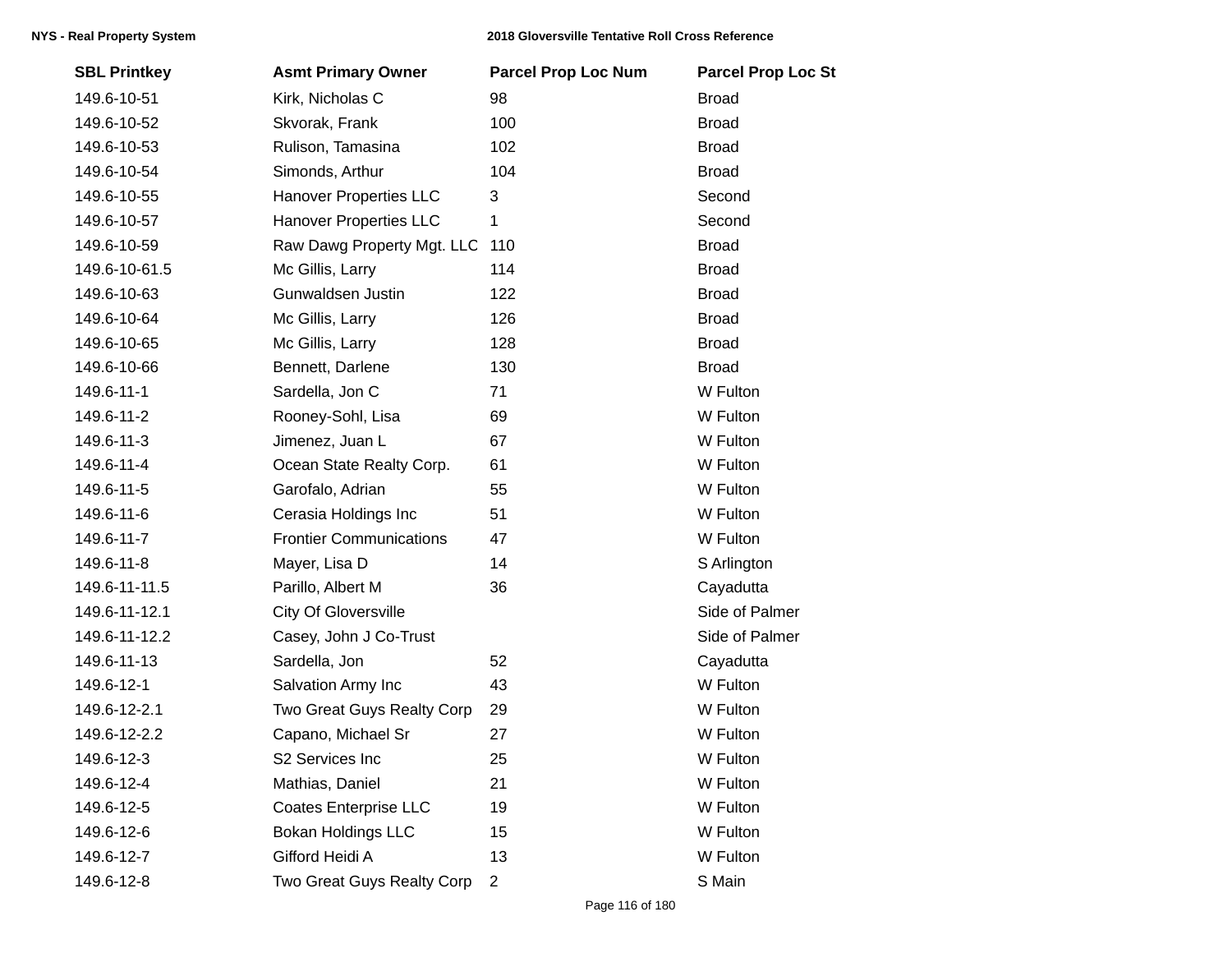| SBL Printkey | Asmt Primary Owner | Parcel Prop Loc Num | Parcel Prop Loc St |
|---|---|---|---|
| 149.6-10-51 | Kirk, Nicholas C | 98 | Broad |
| 149.6-10-52 | Skvorak, Frank | 100 | Broad |
| 149.6-10-53 | Rulison, Tamasina | 102 | Broad |
| 149.6-10-54 | Simonds, Arthur | 104 | Broad |
| 149.6-10-55 | Hanover Properties LLC | 3 | Second |
| 149.6-10-57 | Hanover Properties LLC | 1 | Second |
| 149.6-10-59 | Raw Dawg Property Mgt. LLC | 110 | Broad |
| 149.6-10-61.5 | Mc Gillis, Larry | 114 | Broad |
| 149.6-10-63 | Gunwaldsen Justin | 122 | Broad |
| 149.6-10-64 | Mc Gillis, Larry | 126 | Broad |
| 149.6-10-65 | Mc Gillis, Larry | 128 | Broad |
| 149.6-10-66 | Bennett, Darlene | 130 | Broad |
| 149.6-11-1 | Sardella, Jon C | 71 | W Fulton |
| 149.6-11-2 | Rooney-Sohl, Lisa | 69 | W Fulton |
| 149.6-11-3 | Jimenez, Juan L | 67 | W Fulton |
| 149.6-11-4 | Ocean State Realty Corp. | 61 | W Fulton |
| 149.6-11-5 | Garofalo, Adrian | 55 | W Fulton |
| 149.6-11-6 | Cerasia Holdings Inc | 51 | W Fulton |
| 149.6-11-7 | Frontier Communications | 47 | W Fulton |
| 149.6-11-8 | Mayer, Lisa D | 14 | S Arlington |
| 149.6-11-11.5 | Parillo, Albert M | 36 | Cayadutta |
| 149.6-11-12.1 | City Of Gloversville | | Side of Palmer |
| 149.6-11-12.2 | Casey, John J Co-Trust | | Side of Palmer |
| 149.6-11-13 | Sardella, Jon | 52 | Cayadutta |
| 149.6-12-1 | Salvation Army Inc | 43 | W Fulton |
| 149.6-12-2.1 | Two Great Guys Realty Corp | 29 | W Fulton |
| 149.6-12-2.2 | Capano, Michael Sr | 27 | W Fulton |
| 149.6-12-3 | S2 Services Inc | 25 | W Fulton |
| 149.6-12-4 | Mathias, Daniel | 21 | W Fulton |
| 149.6-12-5 | Coates Enterprise LLC | 19 | W Fulton |
| 149.6-12-6 | Bokan Holdings LLC | 15 | W Fulton |
| 149.6-12-7 | Gifford Heidi A | 13 | W Fulton |
| 149.6-12-8 | Two Great Guys Realty Corp | 2 | S Main |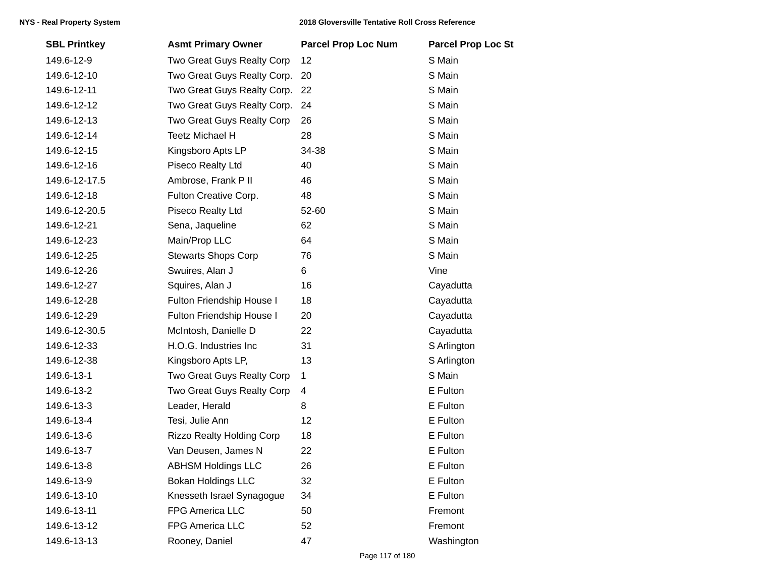| SBL Printkey | Asmt Primary Owner | Parcel Prop Loc Num | Parcel Prop Loc St |
|---|---|---|---|
| 149.6-12-9 | Two Great Guys Realty Corp | 12 | S Main |
| 149.6-12-10 | Two Great Guys Realty Corp. | 20 | S Main |
| 149.6-12-11 | Two Great Guys Realty Corp. | 22 | S Main |
| 149.6-12-12 | Two Great Guys Realty Corp. | 24 | S Main |
| 149.6-12-13 | Two Great Guys Realty Corp | 26 | S Main |
| 149.6-12-14 | Teetz Michael H | 28 | S Main |
| 149.6-12-15 | Kingsboro Apts LP | 34-38 | S Main |
| 149.6-12-16 | Piseco Realty Ltd | 40 | S Main |
| 149.6-12-17.5 | Ambrose, Frank P II | 46 | S Main |
| 149.6-12-18 | Fulton Creative Corp. | 48 | S Main |
| 149.6-12-20.5 | Piseco Realty Ltd | 52-60 | S Main |
| 149.6-12-21 | Sena, Jaqueline | 62 | S Main |
| 149.6-12-23 | Main/Prop LLC | 64 | S Main |
| 149.6-12-25 | Stewarts Shops Corp | 76 | S Main |
| 149.6-12-26 | Swuires, Alan J | 6 | Vine |
| 149.6-12-27 | Squires, Alan J | 16 | Cayadutta |
| 149.6-12-28 | Fulton Friendship House I | 18 | Cayadutta |
| 149.6-12-29 | Fulton Friendship House I | 20 | Cayadutta |
| 149.6-12-30.5 | McIntosh, Danielle D | 22 | Cayadutta |
| 149.6-12-33 | H.O.G. Industries Inc | 31 | S Arlington |
| 149.6-12-38 | Kingsboro Apts LP, | 13 | S Arlington |
| 149.6-13-1 | Two Great Guys Realty Corp | 1 | S Main |
| 149.6-13-2 | Two Great Guys Realty Corp | 4 | E Fulton |
| 149.6-13-3 | Leader, Herald | 8 | E Fulton |
| 149.6-13-4 | Tesi, Julie Ann | 12 | E Fulton |
| 149.6-13-6 | Rizzo Realty Holding Corp | 18 | E Fulton |
| 149.6-13-7 | Van Deusen, James N | 22 | E Fulton |
| 149.6-13-8 | ABHSM Holdings LLC | 26 | E Fulton |
| 149.6-13-9 | Bokan Holdings LLC | 32 | E Fulton |
| 149.6-13-10 | Knesseth Israel Synagogue | 34 | E Fulton |
| 149.6-13-11 | FPG America LLC | 50 | Fremont |
| 149.6-13-12 | FPG America LLC | 52 | Fremont |
| 149.6-13-13 | Rooney, Daniel | 47 | Washington |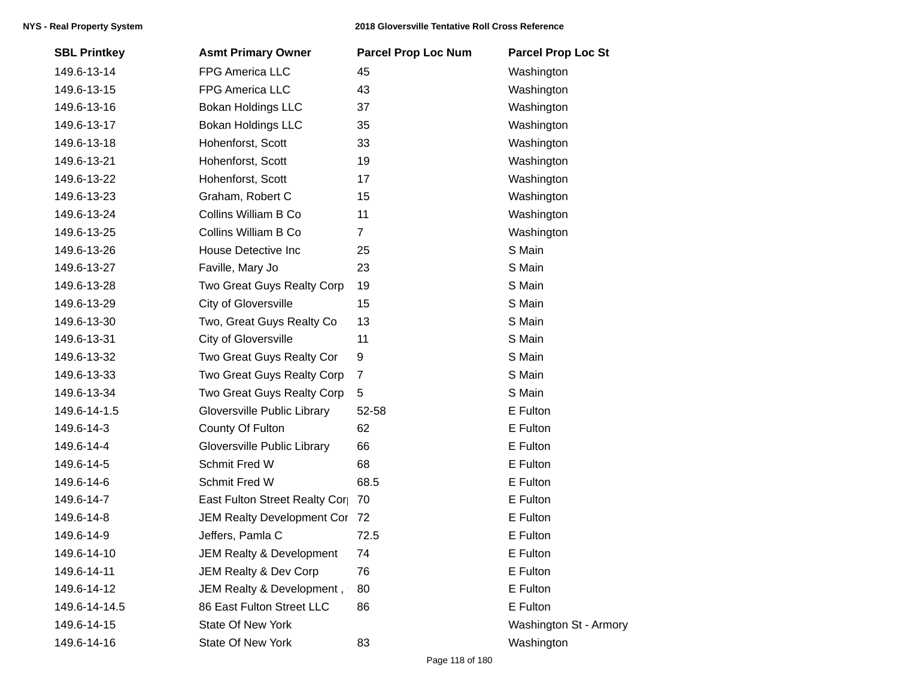| SBL Printkey | Asmt Primary Owner | Parcel Prop Loc Num | Parcel Prop Loc St |
|---|---|---|---|
| 149.6-13-14 | FPG America LLC | 45 | Washington |
| 149.6-13-15 | FPG America LLC | 43 | Washington |
| 149.6-13-16 | Bokan Holdings LLC | 37 | Washington |
| 149.6-13-17 | Bokan Holdings LLC | 35 | Washington |
| 149.6-13-18 | Hohenforst, Scott | 33 | Washington |
| 149.6-13-21 | Hohenforst, Scott | 19 | Washington |
| 149.6-13-22 | Hohenforst, Scott | 17 | Washington |
| 149.6-13-23 | Graham, Robert C | 15 | Washington |
| 149.6-13-24 | Collins William B Co | 11 | Washington |
| 149.6-13-25 | Collins William B Co | 7 | Washington |
| 149.6-13-26 | House Detective Inc | 25 | S Main |
| 149.6-13-27 | Faville, Mary Jo | 23 | S Main |
| 149.6-13-28 | Two Great Guys Realty Corp | 19 | S Main |
| 149.6-13-29 | City of Gloversville | 15 | S Main |
| 149.6-13-30 | Two, Great Guys Realty Co | 13 | S Main |
| 149.6-13-31 | City of Gloversville | 11 | S Main |
| 149.6-13-32 | Two Great Guys Realty Cor | 9 | S Main |
| 149.6-13-33 | Two Great Guys Realty Corp | 7 | S Main |
| 149.6-13-34 | Two Great Guys Realty Corp | 5 | S Main |
| 149.6-14-1.5 | Gloversville Public Library | 52-58 | E Fulton |
| 149.6-14-3 | County Of Fulton | 62 | E Fulton |
| 149.6-14-4 | Gloversville Public Library | 66 | E Fulton |
| 149.6-14-5 | Schmit Fred W | 68 | E Fulton |
| 149.6-14-6 | Schmit Fred W | 68.5 | E Fulton |
| 149.6-14-7 | East Fulton Street Realty Cor | 70 | E Fulton |
| 149.6-14-8 | JEM Realty Development Cor | 72 | E Fulton |
| 149.6-14-9 | Jeffers, Pamla C | 72.5 | E Fulton |
| 149.6-14-10 | JEM Realty & Development | 74 | E Fulton |
| 149.6-14-11 | JEM Realty & Dev Corp | 76 | E Fulton |
| 149.6-14-12 | JEM Realty & Development , | 80 | E Fulton |
| 149.6-14-14.5 | 86 East Fulton Street LLC | 86 | E Fulton |
| 149.6-14-15 | State Of New York | | Washington St - Armory |
| 149.6-14-16 | State Of New York | 83 | Washington |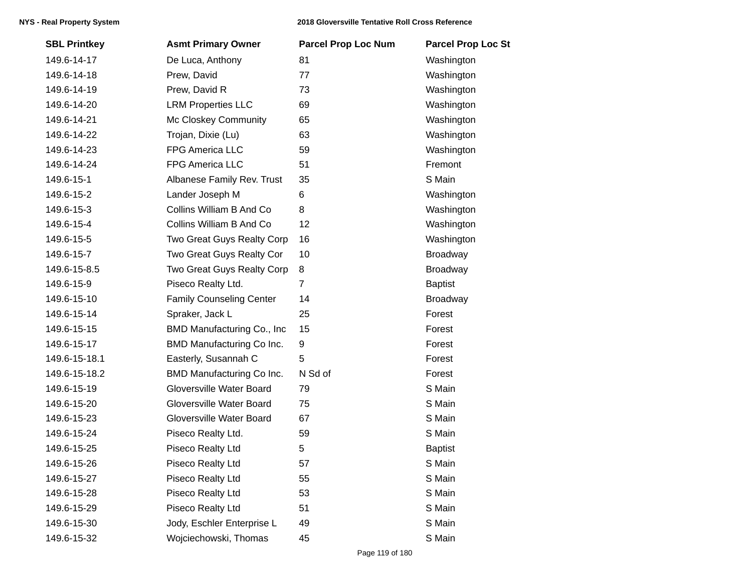| SBL Printkey | Asmt Primary Owner | Parcel Prop Loc Num | Parcel Prop Loc St |
|---|---|---|---|
| 149.6-14-17 | De Luca, Anthony | 81 | Washington |
| 149.6-14-18 | Prew, David | 77 | Washington |
| 149.6-14-19 | Prew, David R | 73 | Washington |
| 149.6-14-20 | LRM Properties LLC | 69 | Washington |
| 149.6-14-21 | Mc Closkey Community | 65 | Washington |
| 149.6-14-22 | Trojan, Dixie (Lu) | 63 | Washington |
| 149.6-14-23 | FPG America LLC | 59 | Washington |
| 149.6-14-24 | FPG America LLC | 51 | Fremont |
| 149.6-15-1 | Albanese Family Rev. Trust | 35 | S Main |
| 149.6-15-2 | Lander Joseph M | 6 | Washington |
| 149.6-15-3 | Collins William B And Co | 8 | Washington |
| 149.6-15-4 | Collins William B And Co | 12 | Washington |
| 149.6-15-5 | Two Great Guys Realty Corp | 16 | Washington |
| 149.6-15-7 | Two Great Guys Realty Cor | 10 | Broadway |
| 149.6-15-8.5 | Two Great Guys Realty Corp | 8 | Broadway |
| 149.6-15-9 | Piseco Realty Ltd. | 7 | Baptist |
| 149.6-15-10 | Family Counseling Center | 14 | Broadway |
| 149.6-15-14 | Spraker, Jack L | 25 | Forest |
| 149.6-15-15 | BMD Manufacturing Co., Inc | 15 | Forest |
| 149.6-15-17 | BMD Manufacturing Co Inc. | 9 | Forest |
| 149.6-15-18.1 | Easterly, Susannah C | 5 | Forest |
| 149.6-15-18.2 | BMD Manufacturing Co Inc. | N Sd of | Forest |
| 149.6-15-19 | Gloversville Water Board | 79 | S Main |
| 149.6-15-20 | Gloversville Water Board | 75 | S Main |
| 149.6-15-23 | Gloversville Water Board | 67 | S Main |
| 149.6-15-24 | Piseco Realty Ltd. | 59 | S Main |
| 149.6-15-25 | Piseco Realty Ltd | 5 | Baptist |
| 149.6-15-26 | Piseco Realty Ltd | 57 | S Main |
| 149.6-15-27 | Piseco Realty Ltd | 55 | S Main |
| 149.6-15-28 | Piseco Realty Ltd | 53 | S Main |
| 149.6-15-29 | Piseco Realty Ltd | 51 | S Main |
| 149.6-15-30 | Jody, Eschler Enterprise L | 49 | S Main |
| 149.6-15-32 | Wojciechowski, Thomas | 45 | S Main |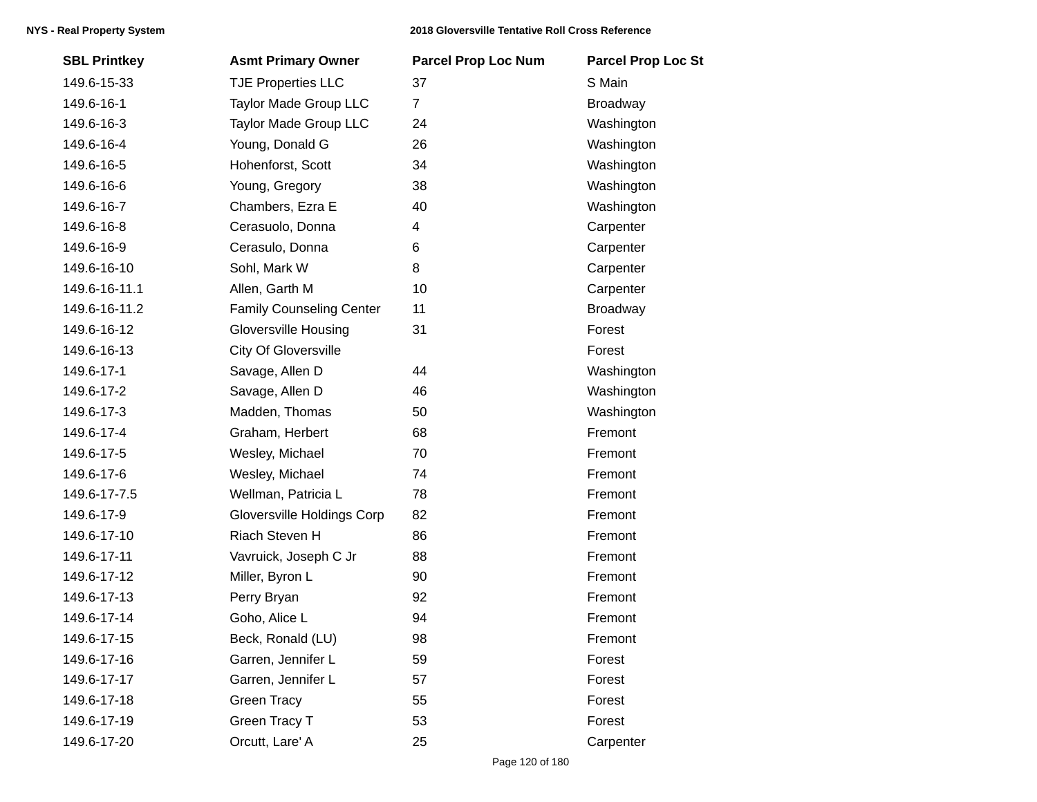| SBL Printkey | Asmt Primary Owner | Parcel Prop Loc Num | Parcel Prop Loc St |
|---|---|---|---|
| 149.6-15-33 | TJE Properties LLC | 37 | S Main |
| 149.6-16-1 | Taylor Made Group LLC | 7 | Broadway |
| 149.6-16-3 | Taylor Made Group LLC | 24 | Washington |
| 149.6-16-4 | Young, Donald G | 26 | Washington |
| 149.6-16-5 | Hohenforst, Scott | 34 | Washington |
| 149.6-16-6 | Young, Gregory | 38 | Washington |
| 149.6-16-7 | Chambers, Ezra E | 40 | Washington |
| 149.6-16-8 | Cerasuolo, Donna | 4 | Carpenter |
| 149.6-16-9 | Cerasulo, Donna | 6 | Carpenter |
| 149.6-16-10 | Sohl, Mark W | 8 | Carpenter |
| 149.6-16-11.1 | Allen, Garth M | 10 | Carpenter |
| 149.6-16-11.2 | Family Counseling Center | 11 | Broadway |
| 149.6-16-12 | Gloversville Housing | 31 | Forest |
| 149.6-16-13 | City Of Gloversville | | Forest |
| 149.6-17-1 | Savage, Allen D | 44 | Washington |
| 149.6-17-2 | Savage, Allen D | 46 | Washington |
| 149.6-17-3 | Madden, Thomas | 50 | Washington |
| 149.6-17-4 | Graham, Herbert | 68 | Fremont |
| 149.6-17-5 | Wesley, Michael | 70 | Fremont |
| 149.6-17-6 | Wesley, Michael | 74 | Fremont |
| 149.6-17-7.5 | Wellman, Patricia L | 78 | Fremont |
| 149.6-17-9 | Gloversville Holdings Corp | 82 | Fremont |
| 149.6-17-10 | Riach Steven H | 86 | Fremont |
| 149.6-17-11 | Vavruick, Joseph C Jr | 88 | Fremont |
| 149.6-17-12 | Miller, Byron L | 90 | Fremont |
| 149.6-17-13 | Perry Bryan | 92 | Fremont |
| 149.6-17-14 | Goho, Alice L | 94 | Fremont |
| 149.6-17-15 | Beck, Ronald (LU) | 98 | Fremont |
| 149.6-17-16 | Garren, Jennifer L | 59 | Forest |
| 149.6-17-17 | Garren, Jennifer L | 57 | Forest |
| 149.6-17-18 | Green Tracy | 55 | Forest |
| 149.6-17-19 | Green Tracy T | 53 | Forest |
| 149.6-17-20 | Orcutt, Lare' A | 25 | Carpenter |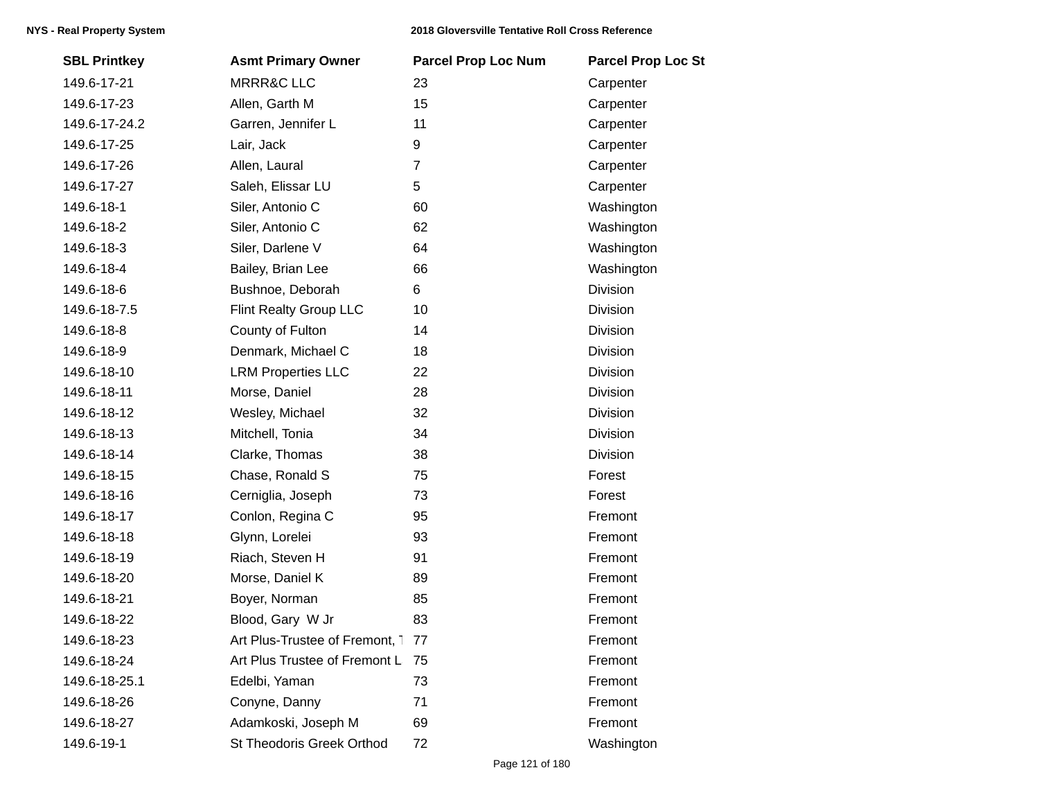| SBL Printkey | Asmt Primary Owner | Parcel Prop Loc Num | Parcel Prop Loc St |
|---|---|---|---|
| 149.6-17-21 | MRRR&C LLC | 23 | Carpenter |
| 149.6-17-23 | Allen, Garth M | 15 | Carpenter |
| 149.6-17-24.2 | Garren, Jennifer L | 11 | Carpenter |
| 149.6-17-25 | Lair, Jack | 9 | Carpenter |
| 149.6-17-26 | Allen, Laural | 7 | Carpenter |
| 149.6-17-27 | Saleh, Elissar LU | 5 | Carpenter |
| 149.6-18-1 | Siler, Antonio C | 60 | Washington |
| 149.6-18-2 | Siler, Antonio C | 62 | Washington |
| 149.6-18-3 | Siler, Darlene V | 64 | Washington |
| 149.6-18-4 | Bailey, Brian Lee | 66 | Washington |
| 149.6-18-6 | Bushnoe, Deborah | 6 | Division |
| 149.6-18-7.5 | Flint Realty Group LLC | 10 | Division |
| 149.6-18-8 | County of Fulton | 14 | Division |
| 149.6-18-9 | Denmark, Michael C | 18 | Division |
| 149.6-18-10 | LRM Properties LLC | 22 | Division |
| 149.6-18-11 | Morse, Daniel | 28 | Division |
| 149.6-18-12 | Wesley, Michael | 32 | Division |
| 149.6-18-13 | Mitchell, Tonia | 34 | Division |
| 149.6-18-14 | Clarke, Thomas | 38 | Division |
| 149.6-18-15 | Chase, Ronald S | 75 | Forest |
| 149.6-18-16 | Cerniglia, Joseph | 73 | Forest |
| 149.6-18-17 | Conlon, Regina C | 95 | Fremont |
| 149.6-18-18 | Glynn, Lorelei | 93 | Fremont |
| 149.6-18-19 | Riach, Steven H | 91 | Fremont |
| 149.6-18-20 | Morse, Daniel K | 89 | Fremont |
| 149.6-18-21 | Boyer, Norman | 85 | Fremont |
| 149.6-18-22 | Blood, Gary W Jr | 83 | Fremont |
| 149.6-18-23 | Art Plus-Trustee of Fremont, T | 77 | Fremont |
| 149.6-18-24 | Art Plus Trustee of Fremont L | 75 | Fremont |
| 149.6-18-25.1 | Edelbi, Yaman | 73 | Fremont |
| 149.6-18-26 | Conyne, Danny | 71 | Fremont |
| 149.6-18-27 | Adamkoski, Joseph M | 69 | Fremont |
| 149.6-19-1 | St Theodoris Greek Orthod | 72 | Washington |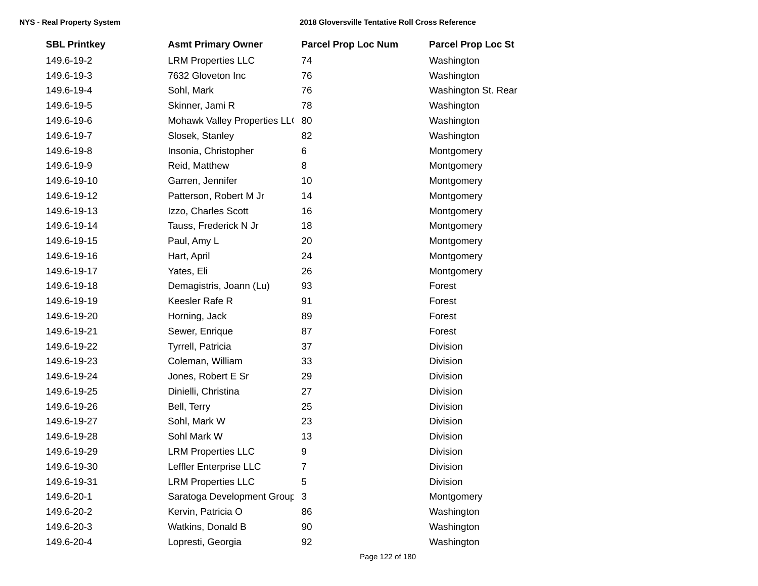| SBL Printkey | Asmt Primary Owner | Parcel Prop Loc Num | Parcel Prop Loc St |
|---|---|---|---|
| 149.6-19-2 | LRM Properties LLC | 74 | Washington |
| 149.6-19-3 | 7632 Gloveton Inc | 76 | Washington |
| 149.6-19-4 | Sohl, Mark | 76 | Washington St. Rear |
| 149.6-19-5 | Skinner, Jami R | 78 | Washington |
| 149.6-19-6 | Mohawk Valley Properties LL( | 80 | Washington |
| 149.6-19-7 | Slosek, Stanley | 82 | Washington |
| 149.6-19-8 | Insonia, Christopher | 6 | Montgomery |
| 149.6-19-9 | Reid, Matthew | 8 | Montgomery |
| 149.6-19-10 | Garren, Jennifer | 10 | Montgomery |
| 149.6-19-12 | Patterson, Robert M Jr | 14 | Montgomery |
| 149.6-19-13 | Izzo, Charles Scott | 16 | Montgomery |
| 149.6-19-14 | Tauss, Frederick N Jr | 18 | Montgomery |
| 149.6-19-15 | Paul, Amy L | 20 | Montgomery |
| 149.6-19-16 | Hart, April | 24 | Montgomery |
| 149.6-19-17 | Yates, Eli | 26 | Montgomery |
| 149.6-19-18 | Demagistris, Joann (Lu) | 93 | Forest |
| 149.6-19-19 | Keesler Rafe R | 91 | Forest |
| 149.6-19-20 | Horning, Jack | 89 | Forest |
| 149.6-19-21 | Sewer, Enrique | 87 | Forest |
| 149.6-19-22 | Tyrrell, Patricia | 37 | Division |
| 149.6-19-23 | Coleman, William | 33 | Division |
| 149.6-19-24 | Jones, Robert E Sr | 29 | Division |
| 149.6-19-25 | Dinielli, Christina | 27 | Division |
| 149.6-19-26 | Bell, Terry | 25 | Division |
| 149.6-19-27 | Sohl, Mark W | 23 | Division |
| 149.6-19-28 | Sohl Mark W | 13 | Division |
| 149.6-19-29 | LRM Properties LLC | 9 | Division |
| 149.6-19-30 | Leffler Enterprise LLC | 7 | Division |
| 149.6-19-31 | LRM Properties LLC | 5 | Division |
| 149.6-20-1 | Saratoga Development Group | 3 | Montgomery |
| 149.6-20-2 | Kervin, Patricia O | 86 | Washington |
| 149.6-20-3 | Watkins, Donald B | 90 | Washington |
| 149.6-20-4 | Lopresti, Georgia | 92 | Washington |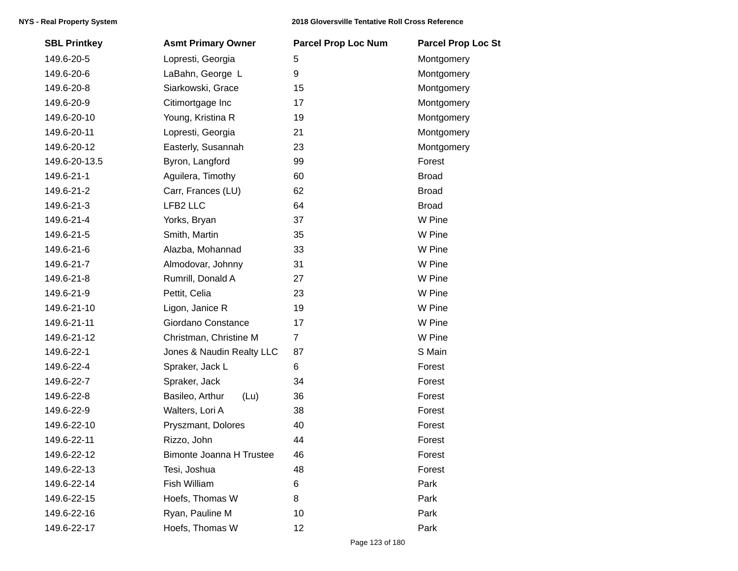| SBL Printkey | Asmt Primary Owner | Parcel Prop Loc Num | Parcel Prop Loc St |
|---|---|---|---|
| 149.6-20-5 | Lopresti, Georgia | 5 | Montgomery |
| 149.6-20-6 | LaBahn, George L | 9 | Montgomery |
| 149.6-20-8 | Siarkowski, Grace | 15 | Montgomery |
| 149.6-20-9 | Citimortgage Inc | 17 | Montgomery |
| 149.6-20-10 | Young, Kristina R | 19 | Montgomery |
| 149.6-20-11 | Lopresti, Georgia | 21 | Montgomery |
| 149.6-20-12 | Easterly, Susannah | 23 | Montgomery |
| 149.6-20-13.5 | Byron, Langford | 99 | Forest |
| 149.6-21-1 | Aguilera, Timothy | 60 | Broad |
| 149.6-21-2 | Carr, Frances (LU) | 62 | Broad |
| 149.6-21-3 | LFB2 LLC | 64 | Broad |
| 149.6-21-4 | Yorks, Bryan | 37 | W Pine |
| 149.6-21-5 | Smith, Martin | 35 | W Pine |
| 149.6-21-6 | Alazba, Mohannad | 33 | W Pine |
| 149.6-21-7 | Almodovar, Johnny | 31 | W Pine |
| 149.6-21-8 | Rumrill, Donald A | 27 | W Pine |
| 149.6-21-9 | Pettit, Celia | 23 | W Pine |
| 149.6-21-10 | Ligon, Janice R | 19 | W Pine |
| 149.6-21-11 | Giordano Constance | 17 | W Pine |
| 149.6-21-12 | Christman, Christine M | 7 | W Pine |
| 149.6-22-1 | Jones & Naudin Realty LLC | 87 | S Main |
| 149.6-22-4 | Spraker, Jack L | 6 | Forest |
| 149.6-22-7 | Spraker, Jack | 34 | Forest |
| 149.6-22-8 | Basileo, Arthur (Lu) | 36 | Forest |
| 149.6-22-9 | Walters, Lori A | 38 | Forest |
| 149.6-22-10 | Pryszmant, Dolores | 40 | Forest |
| 149.6-22-11 | Rizzo, John | 44 | Forest |
| 149.6-22-12 | Bimonte Joanna H Trustee | 46 | Forest |
| 149.6-22-13 | Tesi, Joshua | 48 | Forest |
| 149.6-22-14 | Fish William | 6 | Park |
| 149.6-22-15 | Hoefs, Thomas W | 8 | Park |
| 149.6-22-16 | Ryan, Pauline M | 10 | Park |
| 149.6-22-17 | Hoefs, Thomas W | 12 | Park |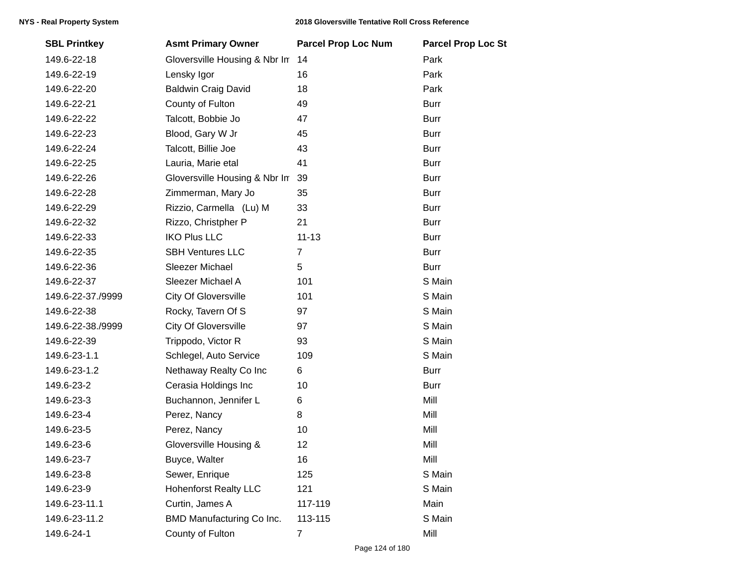| SBL Printkey | Asmt Primary Owner | Parcel Prop Loc Num | Parcel Prop Loc St |
|---|---|---|---|
| 149.6-22-18 | Gloversville Housing & Nbr Im | 14 | Park |
| 149.6-22-19 | Lensky Igor | 16 | Park |
| 149.6-22-20 | Baldwin Craig David | 18 | Park |
| 149.6-22-21 | County of Fulton | 49 | Burr |
| 149.6-22-22 | Talcott, Bobbie Jo | 47 | Burr |
| 149.6-22-23 | Blood, Gary W Jr | 45 | Burr |
| 149.6-22-24 | Talcott, Billie Joe | 43 | Burr |
| 149.6-22-25 | Lauria, Marie etal | 41 | Burr |
| 149.6-22-26 | Gloversville Housing & Nbr Im | 39 | Burr |
| 149.6-22-28 | Zimmerman, Mary Jo | 35 | Burr |
| 149.6-22-29 | Rizzio, Carmella (Lu) M | 33 | Burr |
| 149.6-22-32 | Rizzo, Christpher P | 21 | Burr |
| 149.6-22-33 | IKO Plus LLC | 11-13 | Burr |
| 149.6-22-35 | SBH Ventures LLC | 7 | Burr |
| 149.6-22-36 | Sleezer Michael | 5 | Burr |
| 149.6-22-37 | Sleezer Michael A | 101 | S Main |
| 149.6-22-37./9999 | City Of Gloversville | 101 | S Main |
| 149.6-22-38 | Rocky, Tavern Of S | 97 | S Main |
| 149.6-22-38./9999 | City Of Gloversville | 97 | S Main |
| 149.6-22-39 | Trippodo, Victor R | 93 | S Main |
| 149.6-23-1.1 | Schlegel, Auto Service | 109 | S Main |
| 149.6-23-1.2 | Nethaway Realty Co Inc | 6 | Burr |
| 149.6-23-2 | Cerasia Holdings Inc | 10 | Burr |
| 149.6-23-3 | Buchannon, Jennifer L | 6 | Mill |
| 149.6-23-4 | Perez, Nancy | 8 | Mill |
| 149.6-23-5 | Perez, Nancy | 10 | Mill |
| 149.6-23-6 | Gloversville Housing & | 12 | Mill |
| 149.6-23-7 | Buyce, Walter | 16 | Mill |
| 149.6-23-8 | Sewer, Enrique | 125 | S Main |
| 149.6-23-9 | Hohenforst Realty LLC | 121 | S Main |
| 149.6-23-11.1 | Curtin, James A | 117-119 | Main |
| 149.6-23-11.2 | BMD Manufacturing Co Inc. | 113-115 | S Main |
| 149.6-24-1 | County of Fulton | 7 | Mill |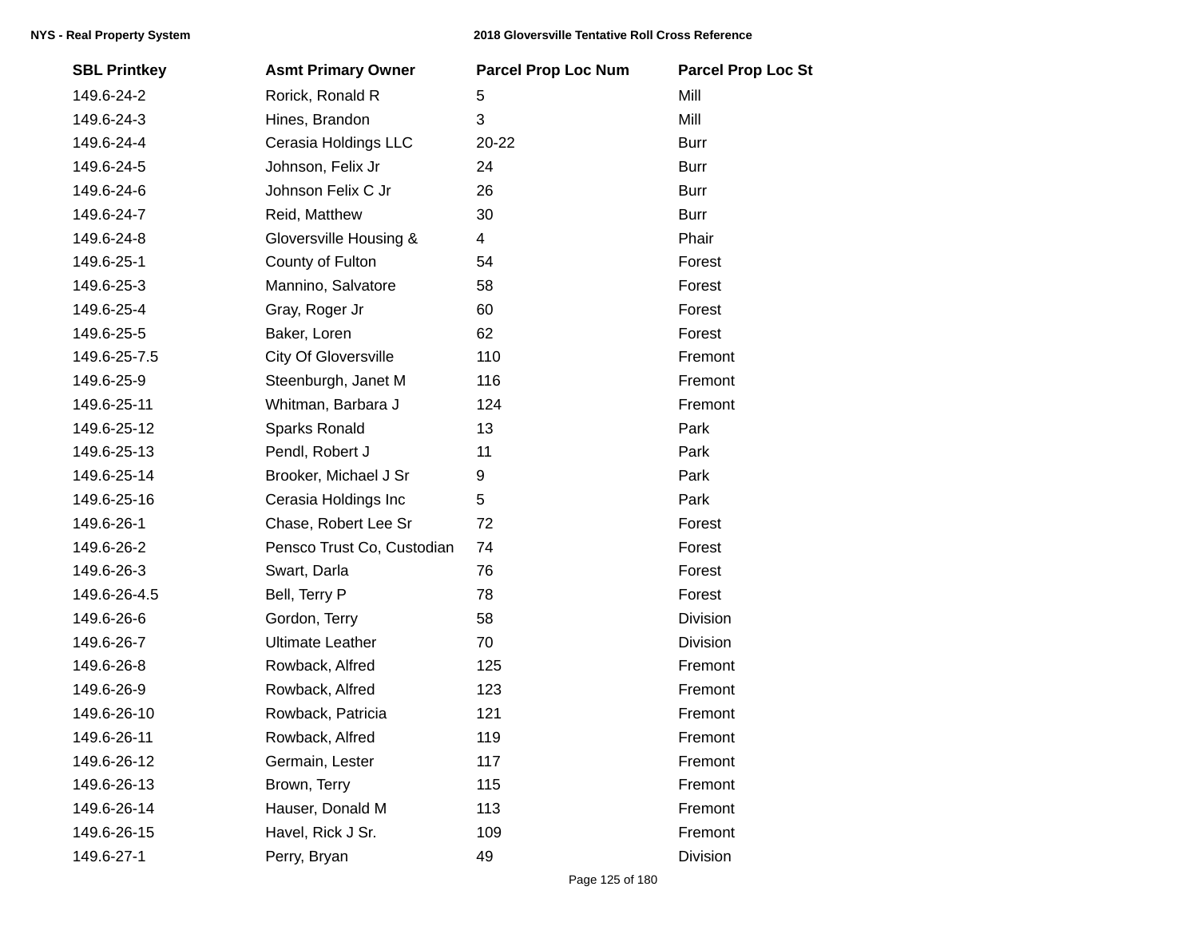| SBL Printkey | Asmt Primary Owner | Parcel Prop Loc Num | Parcel Prop Loc St |
|---|---|---|---|
| 149.6-24-2 | Rorick, Ronald R | 5 | Mill |
| 149.6-24-3 | Hines, Brandon | 3 | Mill |
| 149.6-24-4 | Cerasia Holdings LLC | 20-22 | Burr |
| 149.6-24-5 | Johnson, Felix Jr | 24 | Burr |
| 149.6-24-6 | Johnson Felix C Jr | 26 | Burr |
| 149.6-24-7 | Reid, Matthew | 30 | Burr |
| 149.6-24-8 | Gloversville Housing & | 4 | Phair |
| 149.6-25-1 | County of Fulton | 54 | Forest |
| 149.6-25-3 | Mannino, Salvatore | 58 | Forest |
| 149.6-25-4 | Gray, Roger Jr | 60 | Forest |
| 149.6-25-5 | Baker, Loren | 62 | Forest |
| 149.6-25-7.5 | City Of Gloversville | 110 | Fremont |
| 149.6-25-9 | Steenburgh, Janet M | 116 | Fremont |
| 149.6-25-11 | Whitman, Barbara J | 124 | Fremont |
| 149.6-25-12 | Sparks Ronald | 13 | Park |
| 149.6-25-13 | Pendl, Robert J | 11 | Park |
| 149.6-25-14 | Brooker, Michael J Sr | 9 | Park |
| 149.6-25-16 | Cerasia Holdings Inc | 5 | Park |
| 149.6-26-1 | Chase, Robert Lee Sr | 72 | Forest |
| 149.6-26-2 | Pensco Trust Co, Custodian | 74 | Forest |
| 149.6-26-3 | Swart, Darla | 76 | Forest |
| 149.6-26-4.5 | Bell, Terry P | 78 | Forest |
| 149.6-26-6 | Gordon, Terry | 58 | Division |
| 149.6-26-7 | Ultimate Leather | 70 | Division |
| 149.6-26-8 | Rowback, Alfred | 125 | Fremont |
| 149.6-26-9 | Rowback, Alfred | 123 | Fremont |
| 149.6-26-10 | Rowback, Patricia | 121 | Fremont |
| 149.6-26-11 | Rowback, Alfred | 119 | Fremont |
| 149.6-26-12 | Germain, Lester | 117 | Fremont |
| 149.6-26-13 | Brown, Terry | 115 | Fremont |
| 149.6-26-14 | Hauser, Donald M | 113 | Fremont |
| 149.6-26-15 | Havel, Rick J Sr. | 109 | Fremont |
| 149.6-27-1 | Perry, Bryan | 49 | Division |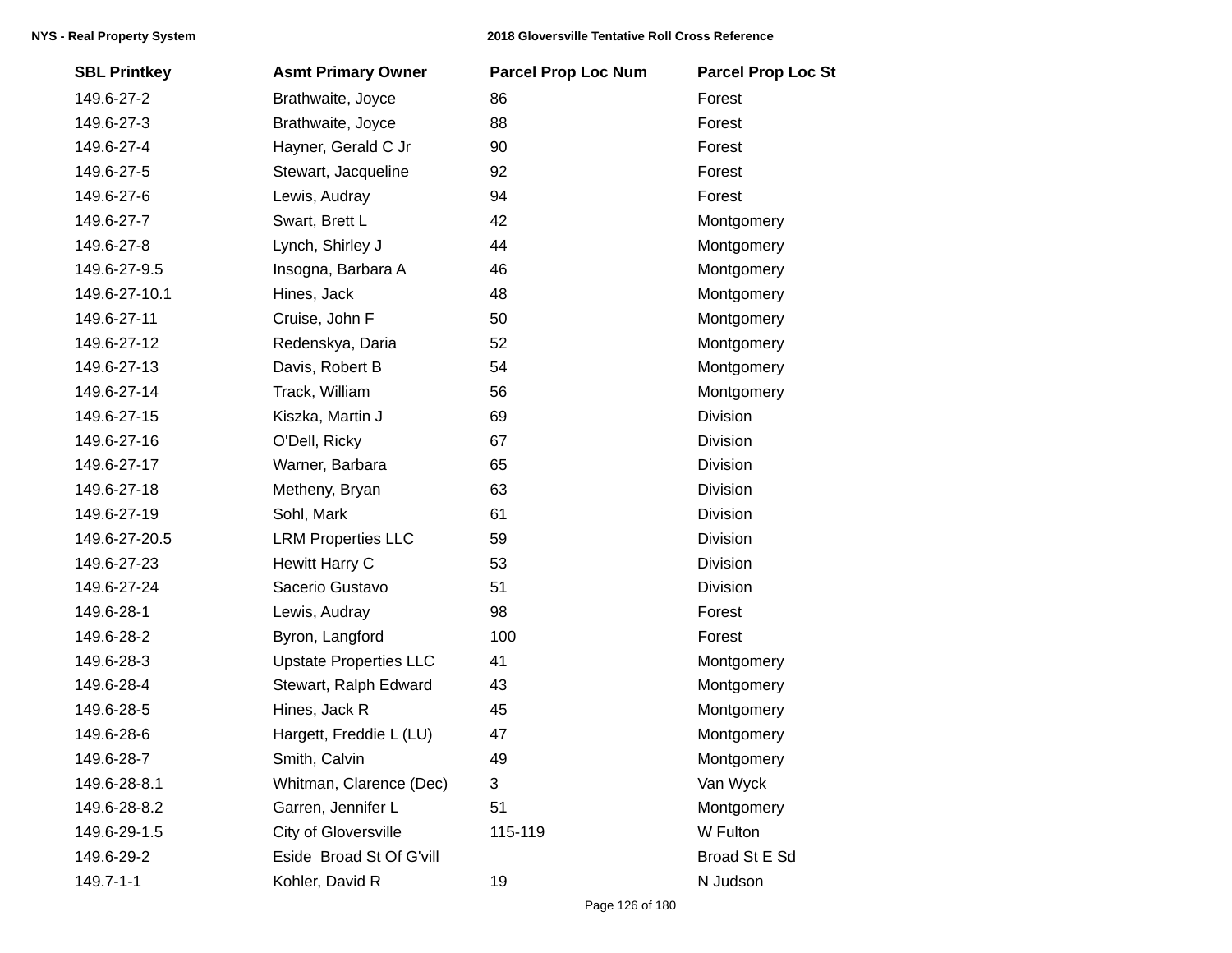| SBL Printkey | Asmt Primary Owner | Parcel Prop Loc Num | Parcel Prop Loc St |
|---|---|---|---|
| 149.6-27-2 | Brathwaite, Joyce | 86 | Forest |
| 149.6-27-3 | Brathwaite, Joyce | 88 | Forest |
| 149.6-27-4 | Hayner, Gerald C Jr | 90 | Forest |
| 149.6-27-5 | Stewart, Jacqueline | 92 | Forest |
| 149.6-27-6 | Lewis, Audray | 94 | Forest |
| 149.6-27-7 | Swart, Brett L | 42 | Montgomery |
| 149.6-27-8 | Lynch, Shirley J | 44 | Montgomery |
| 149.6-27-9.5 | Insogna, Barbara A | 46 | Montgomery |
| 149.6-27-10.1 | Hines, Jack | 48 | Montgomery |
| 149.6-27-11 | Cruise, John F | 50 | Montgomery |
| 149.6-27-12 | Redenskya, Daria | 52 | Montgomery |
| 149.6-27-13 | Davis, Robert B | 54 | Montgomery |
| 149.6-27-14 | Track, William | 56 | Montgomery |
| 149.6-27-15 | Kiszka, Martin J | 69 | Division |
| 149.6-27-16 | O'Dell, Ricky | 67 | Division |
| 149.6-27-17 | Warner, Barbara | 65 | Division |
| 149.6-27-18 | Metheny, Bryan | 63 | Division |
| 149.6-27-19 | Sohl, Mark | 61 | Division |
| 149.6-27-20.5 | LRM Properties LLC | 59 | Division |
| 149.6-27-23 | Hewitt Harry C | 53 | Division |
| 149.6-27-24 | Sacerio Gustavo | 51 | Division |
| 149.6-28-1 | Lewis, Audray | 98 | Forest |
| 149.6-28-2 | Byron, Langford | 100 | Forest |
| 149.6-28-3 | Upstate Properties LLC | 41 | Montgomery |
| 149.6-28-4 | Stewart, Ralph Edward | 43 | Montgomery |
| 149.6-28-5 | Hines, Jack R | 45 | Montgomery |
| 149.6-28-6 | Hargett, Freddie L (LU) | 47 | Montgomery |
| 149.6-28-7 | Smith, Calvin | 49 | Montgomery |
| 149.6-28-8.1 | Whitman, Clarence (Dec) | 3 | Van Wyck |
| 149.6-28-8.2 | Garren, Jennifer L | 51 | Montgomery |
| 149.6-29-1.5 | City of Gloversville | 115-119 | W Fulton |
| 149.6-29-2 | Eside Broad St Of G'vill | | Broad St E Sd |
| 149.7-1-1 | Kohler, David R | 19 | N Judson |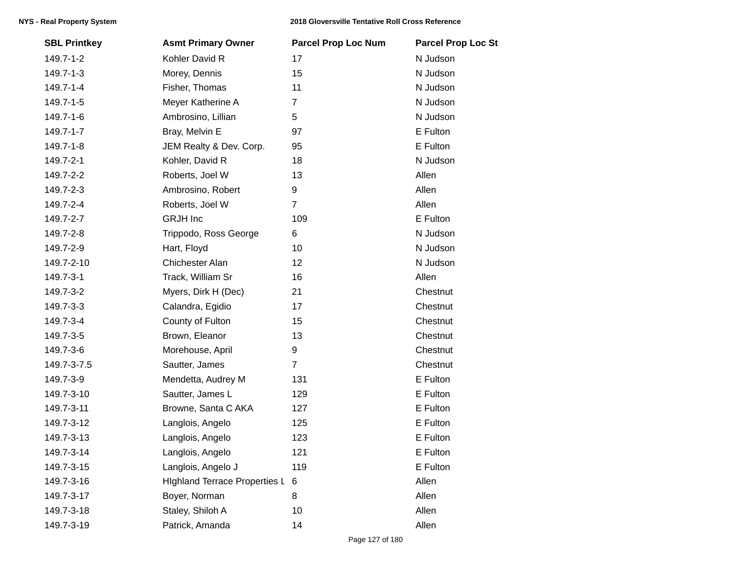| SBL Printkey | Asmt Primary Owner | Parcel Prop Loc Num | Parcel Prop Loc St |
|---|---|---|---|
| 149.7-1-2 | Kohler David R | 17 | N Judson |
| 149.7-1-3 | Morey, Dennis | 15 | N Judson |
| 149.7-1-4 | Fisher, Thomas | 11 | N Judson |
| 149.7-1-5 | Meyer Katherine A | 7 | N Judson |
| 149.7-1-6 | Ambrosino, Lillian | 5 | N Judson |
| 149.7-1-7 | Bray, Melvin E | 97 | E Fulton |
| 149.7-1-8 | JEM Realty & Dev. Corp. | 95 | E Fulton |
| 149.7-2-1 | Kohler, David R | 18 | N Judson |
| 149.7-2-2 | Roberts, Joel W | 13 | Allen |
| 149.7-2-3 | Ambrosino, Robert | 9 | Allen |
| 149.7-2-4 | Roberts, Joel W | 7 | Allen |
| 149.7-2-7 | GRJH Inc | 109 | E Fulton |
| 149.7-2-8 | Trippodo, Ross George | 6 | N Judson |
| 149.7-2-9 | Hart, Floyd | 10 | N Judson |
| 149.7-2-10 | Chichester Alan | 12 | N Judson |
| 149.7-3-1 | Track, William Sr | 16 | Allen |
| 149.7-3-2 | Myers, Dirk H (Dec) | 21 | Chestnut |
| 149.7-3-3 | Calandra, Egidio | 17 | Chestnut |
| 149.7-3-4 | County of Fulton | 15 | Chestnut |
| 149.7-3-5 | Brown, Eleanor | 13 | Chestnut |
| 149.7-3-6 | Morehouse, April | 9 | Chestnut |
| 149.7-3-7.5 | Sautter, James | 7 | Chestnut |
| 149.7-3-9 | Mendetta, Audrey M | 131 | E Fulton |
| 149.7-3-10 | Sautter, James L | 129 | E Fulton |
| 149.7-3-11 | Browne, Santa C AKA | 127 | E Fulton |
| 149.7-3-12 | Langlois, Angelo | 125 | E Fulton |
| 149.7-3-13 | Langlois, Angelo | 123 | E Fulton |
| 149.7-3-14 | Langlois, Angelo | 121 | E Fulton |
| 149.7-3-15 | Langlois, Angelo J | 119 | E Fulton |
| 149.7-3-16 | HIghland Terrace Properties L | 6 | Allen |
| 149.7-3-17 | Boyer, Norman | 8 | Allen |
| 149.7-3-18 | Staley, Shiloh A | 10 | Allen |
| 149.7-3-19 | Patrick, Amanda | 14 | Allen |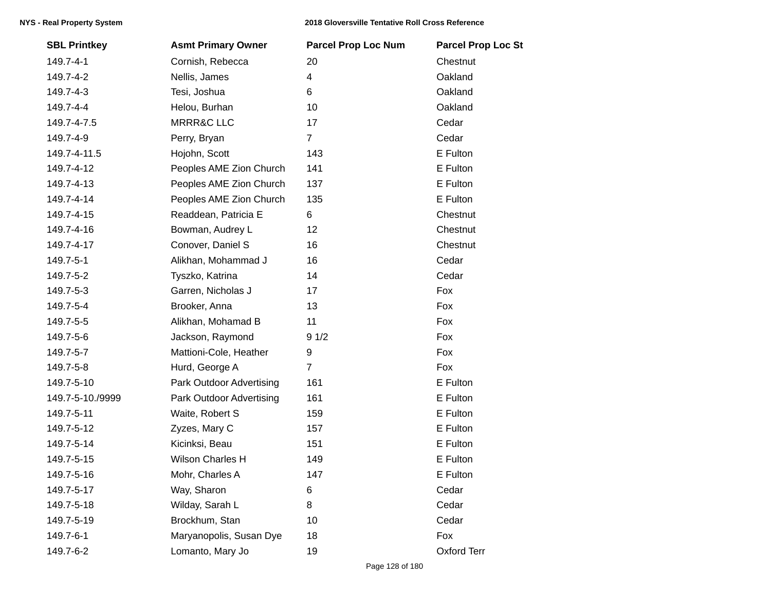| SBL Printkey | Asmt Primary Owner | Parcel Prop Loc Num | Parcel Prop Loc St |
|---|---|---|---|
| 149.7-4-1 | Cornish, Rebecca | 20 | Chestnut |
| 149.7-4-2 | Nellis, James | 4 | Oakland |
| 149.7-4-3 | Tesi, Joshua | 6 | Oakland |
| 149.7-4-4 | Helou, Burhan | 10 | Oakland |
| 149.7-4-7.5 | MRRR&C LLC | 17 | Cedar |
| 149.7-4-9 | Perry, Bryan | 7 | Cedar |
| 149.7-4-11.5 | Hojohn, Scott | 143 | E Fulton |
| 149.7-4-12 | Peoples AME Zion Church | 141 | E Fulton |
| 149.7-4-13 | Peoples AME Zion Church | 137 | E Fulton |
| 149.7-4-14 | Peoples AME Zion Church | 135 | E Fulton |
| 149.7-4-15 | Readdean, Patricia E | 6 | Chestnut |
| 149.7-4-16 | Bowman, Audrey L | 12 | Chestnut |
| 149.7-4-17 | Conover, Daniel S | 16 | Chestnut |
| 149.7-5-1 | Alikhan, Mohammad J | 16 | Cedar |
| 149.7-5-2 | Tyszko, Katrina | 14 | Cedar |
| 149.7-5-3 | Garren, Nicholas J | 17 | Fox |
| 149.7-5-4 | Brooker, Anna | 13 | Fox |
| 149.7-5-5 | Alikhan, Mohamad B | 11 | Fox |
| 149.7-5-6 | Jackson, Raymond | 9 1/2 | Fox |
| 149.7-5-7 | Mattioni-Cole, Heather | 9 | Fox |
| 149.7-5-8 | Hurd, George A | 7 | Fox |
| 149.7-5-10 | Park Outdoor Advertising | 161 | E Fulton |
| 149.7-5-10./9999 | Park Outdoor Advertising | 161 | E Fulton |
| 149.7-5-11 | Waite, Robert S | 159 | E Fulton |
| 149.7-5-12 | Zyzes, Mary C | 157 | E Fulton |
| 149.7-5-14 | Kicinksi, Beau | 151 | E Fulton |
| 149.7-5-15 | Wilson Charles H | 149 | E Fulton |
| 149.7-5-16 | Mohr, Charles A | 147 | E Fulton |
| 149.7-5-17 | Way, Sharon | 6 | Cedar |
| 149.7-5-18 | Wilday, Sarah L | 8 | Cedar |
| 149.7-5-19 | Brockhum, Stan | 10 | Cedar |
| 149.7-6-1 | Maryanopolis, Susan Dye | 18 | Fox |
| 149.7-6-2 | Lomanto, Mary Jo | 19 | Oxford Terr |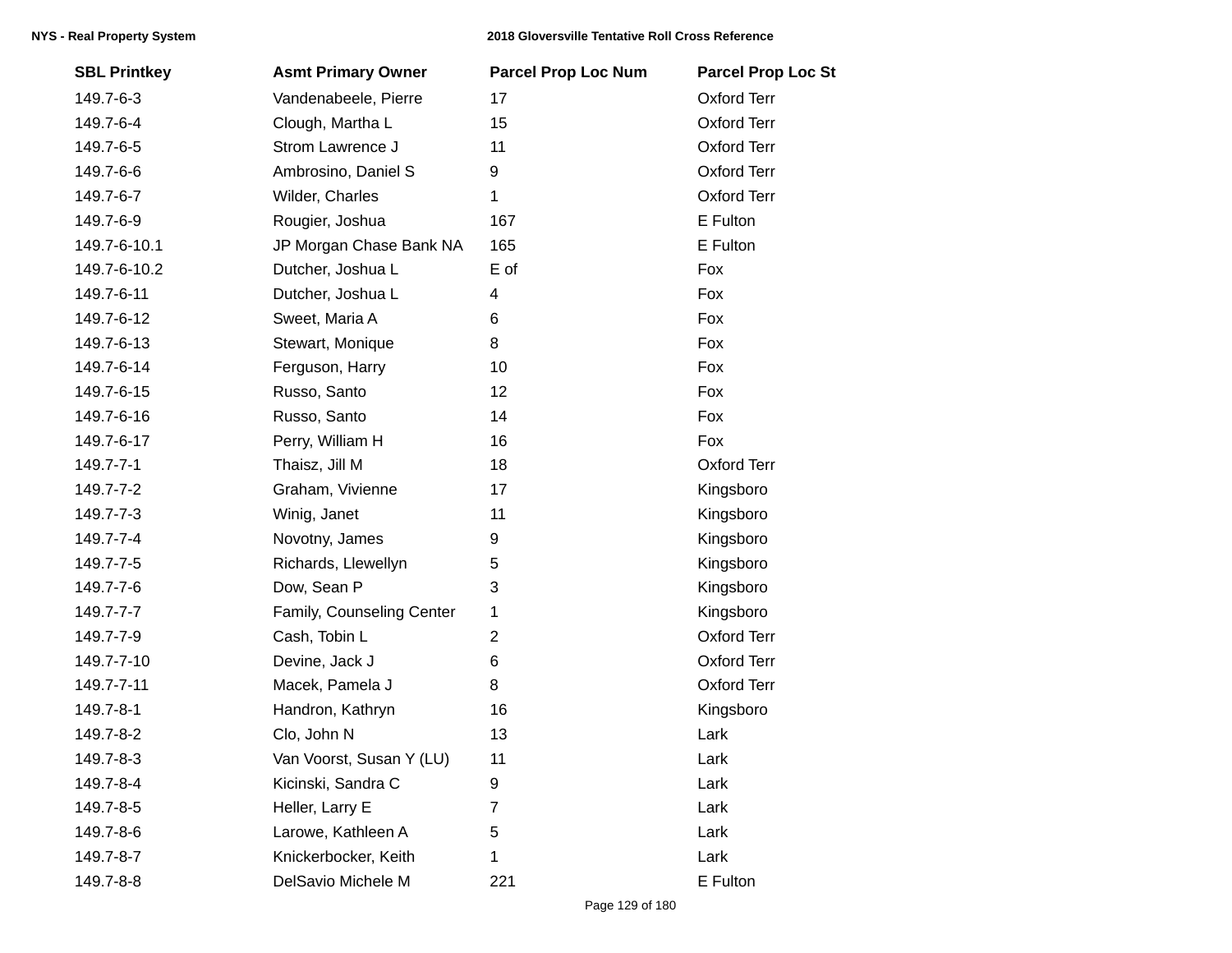| SBL Printkey | Asmt Primary Owner | Parcel Prop Loc Num | Parcel Prop Loc St |
|---|---|---|---|
| 149.7-6-3 | Vandenabeele, Pierre | 17 | Oxford Terr |
| 149.7-6-4 | Clough, Martha L | 15 | Oxford Terr |
| 149.7-6-5 | Strom Lawrence J | 11 | Oxford Terr |
| 149.7-6-6 | Ambrosino, Daniel S | 9 | Oxford Terr |
| 149.7-6-7 | Wilder, Charles | 1 | Oxford Terr |
| 149.7-6-9 | Rougier, Joshua | 167 | E Fulton |
| 149.7-6-10.1 | JP Morgan Chase Bank NA | 165 | E Fulton |
| 149.7-6-10.2 | Dutcher, Joshua L | E of | Fox |
| 149.7-6-11 | Dutcher, Joshua L | 4 | Fox |
| 149.7-6-12 | Sweet, Maria A | 6 | Fox |
| 149.7-6-13 | Stewart, Monique | 8 | Fox |
| 149.7-6-14 | Ferguson, Harry | 10 | Fox |
| 149.7-6-15 | Russo, Santo | 12 | Fox |
| 149.7-6-16 | Russo, Santo | 14 | Fox |
| 149.7-6-17 | Perry, William H | 16 | Fox |
| 149.7-7-1 | Thaisz, Jill M | 18 | Oxford Terr |
| 149.7-7-2 | Graham, Vivienne | 17 | Kingsboro |
| 149.7-7-3 | Winig, Janet | 11 | Kingsboro |
| 149.7-7-4 | Novotny, James | 9 | Kingsboro |
| 149.7-7-5 | Richards, Llewellyn | 5 | Kingsboro |
| 149.7-7-6 | Dow, Sean P | 3 | Kingsboro |
| 149.7-7-7 | Family, Counseling Center | 1 | Kingsboro |
| 149.7-7-9 | Cash, Tobin L | 2 | Oxford Terr |
| 149.7-7-10 | Devine, Jack J | 6 | Oxford Terr |
| 149.7-7-11 | Macek, Pamela J | 8 | Oxford Terr |
| 149.7-8-1 | Handron, Kathryn | 16 | Kingsboro |
| 149.7-8-2 | Clo, John N | 13 | Lark |
| 149.7-8-3 | Van Voorst, Susan Y (LU) | 11 | Lark |
| 149.7-8-4 | Kicinski, Sandra C | 9 | Lark |
| 149.7-8-5 | Heller, Larry E | 7 | Lark |
| 149.7-8-6 | Larowe, Kathleen A | 5 | Lark |
| 149.7-8-7 | Knickerbocker, Keith | 1 | Lark |
| 149.7-8-8 | DelSavio Michele M | 221 | E Fulton |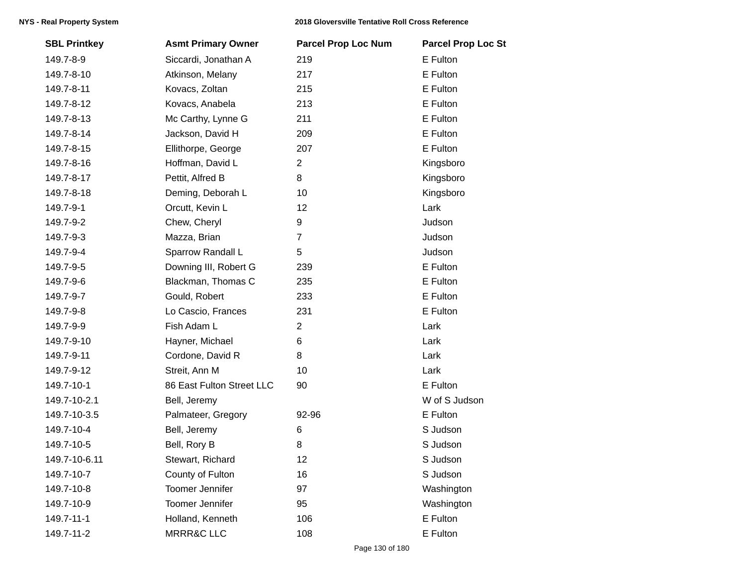| SBL Printkey | Asmt Primary Owner | Parcel Prop Loc Num | Parcel Prop Loc St |
|---|---|---|---|
| 149.7-8-9 | Siccardi, Jonathan A | 219 | E Fulton |
| 149.7-8-10 | Atkinson, Melany | 217 | E Fulton |
| 149.7-8-11 | Kovacs, Zoltan | 215 | E Fulton |
| 149.7-8-12 | Kovacs, Anabela | 213 | E Fulton |
| 149.7-8-13 | Mc Carthy, Lynne G | 211 | E Fulton |
| 149.7-8-14 | Jackson, David H | 209 | E Fulton |
| 149.7-8-15 | Ellithorpe, George | 207 | E Fulton |
| 149.7-8-16 | Hoffman, David L | 2 | Kingsboro |
| 149.7-8-17 | Pettit, Alfred B | 8 | Kingsboro |
| 149.7-8-18 | Deming, Deborah L | 10 | Kingsboro |
| 149.7-9-1 | Orcutt, Kevin L | 12 | Lark |
| 149.7-9-2 | Chew, Cheryl | 9 | Judson |
| 149.7-9-3 | Mazza, Brian | 7 | Judson |
| 149.7-9-4 | Sparrow Randall L | 5 | Judson |
| 149.7-9-5 | Downing III, Robert G | 239 | E Fulton |
| 149.7-9-6 | Blackman, Thomas C | 235 | E Fulton |
| 149.7-9-7 | Gould, Robert | 233 | E Fulton |
| 149.7-9-8 | Lo Cascio, Frances | 231 | E Fulton |
| 149.7-9-9 | Fish Adam L | 2 | Lark |
| 149.7-9-10 | Hayner, Michael | 6 | Lark |
| 149.7-9-11 | Cordone, David R | 8 | Lark |
| 149.7-9-12 | Streit, Ann M | 10 | Lark |
| 149.7-10-1 | 86 East Fulton Street LLC | 90 | E Fulton |
| 149.7-10-2.1 | Bell, Jeremy | | W of S Judson |
| 149.7-10-3.5 | Palmateer, Gregory | 92-96 | E Fulton |
| 149.7-10-4 | Bell, Jeremy | 6 | S Judson |
| 149.7-10-5 | Bell, Rory B | 8 | S Judson |
| 149.7-10-6.11 | Stewart, Richard | 12 | S Judson |
| 149.7-10-7 | County of Fulton | 16 | S Judson |
| 149.7-10-8 | Toomer Jennifer | 97 | Washington |
| 149.7-10-9 | Toomer Jennifer | 95 | Washington |
| 149.7-11-1 | Holland, Kenneth | 106 | E Fulton |
| 149.7-11-2 | MRRR&C LLC | 108 | E Fulton |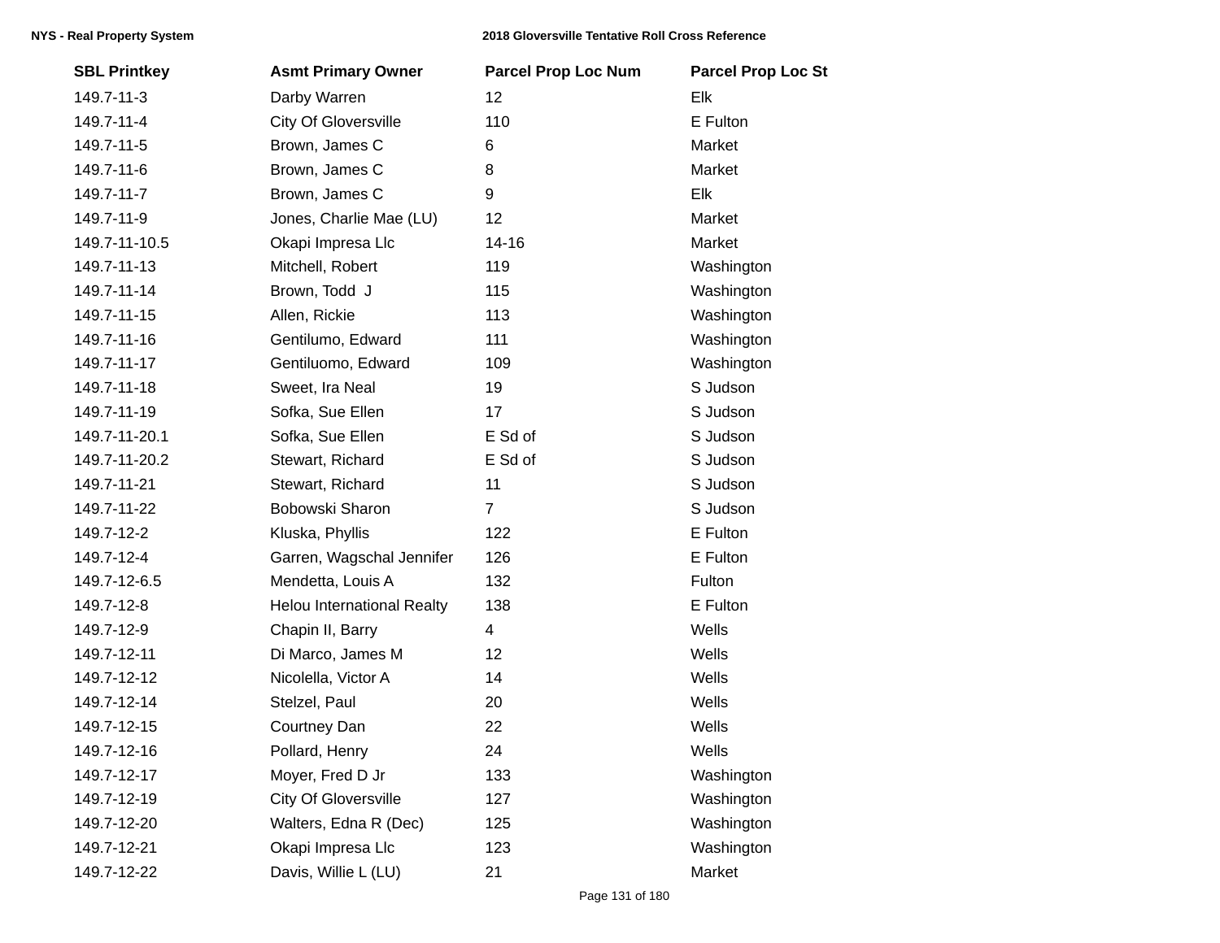| SBL Printkey | Asmt Primary Owner | Parcel Prop Loc Num | Parcel Prop Loc St |
|---|---|---|---|
| 149.7-11-3 | Darby Warren | 12 | Elk |
| 149.7-11-4 | City Of Gloversville | 110 | E Fulton |
| 149.7-11-5 | Brown, James C | 6 | Market |
| 149.7-11-6 | Brown, James C | 8 | Market |
| 149.7-11-7 | Brown, James C | 9 | Elk |
| 149.7-11-9 | Jones, Charlie Mae (LU) | 12 | Market |
| 149.7-11-10.5 | Okapi Impresa Llc | 14-16 | Market |
| 149.7-11-13 | Mitchell, Robert | 119 | Washington |
| 149.7-11-14 | Brown, Todd  J | 115 | Washington |
| 149.7-11-15 | Allen, Rickie | 113 | Washington |
| 149.7-11-16 | Gentilumo, Edward | 111 | Washington |
| 149.7-11-17 | Gentiluomo, Edward | 109 | Washington |
| 149.7-11-18 | Sweet, Ira Neal | 19 | S Judson |
| 149.7-11-19 | Sofka, Sue Ellen | 17 | S Judson |
| 149.7-11-20.1 | Sofka, Sue Ellen | E Sd of | S Judson |
| 149.7-11-20.2 | Stewart, Richard | E Sd of | S Judson |
| 149.7-11-21 | Stewart, Richard | 11 | S Judson |
| 149.7-11-22 | Bobowski Sharon | 7 | S Judson |
| 149.7-12-2 | Kluska, Phyllis | 122 | E Fulton |
| 149.7-12-4 | Garren, Wagschal Jennifer | 126 | E Fulton |
| 149.7-12-6.5 | Mendetta, Louis A | 132 | Fulton |
| 149.7-12-8 | Helou International Realty | 138 | E Fulton |
| 149.7-12-9 | Chapin II, Barry | 4 | Wells |
| 149.7-12-11 | Di Marco, James M | 12 | Wells |
| 149.7-12-12 | Nicolella, Victor A | 14 | Wells |
| 149.7-12-14 | Stelzel, Paul | 20 | Wells |
| 149.7-12-15 | Courtney Dan | 22 | Wells |
| 149.7-12-16 | Pollard, Henry | 24 | Wells |
| 149.7-12-17 | Moyer, Fred D Jr | 133 | Washington |
| 149.7-12-19 | City Of Gloversville | 127 | Washington |
| 149.7-12-20 | Walters, Edna R (Dec) | 125 | Washington |
| 149.7-12-21 | Okapi Impresa Llc | 123 | Washington |
| 149.7-12-22 | Davis, Willie L (LU) | 21 | Market |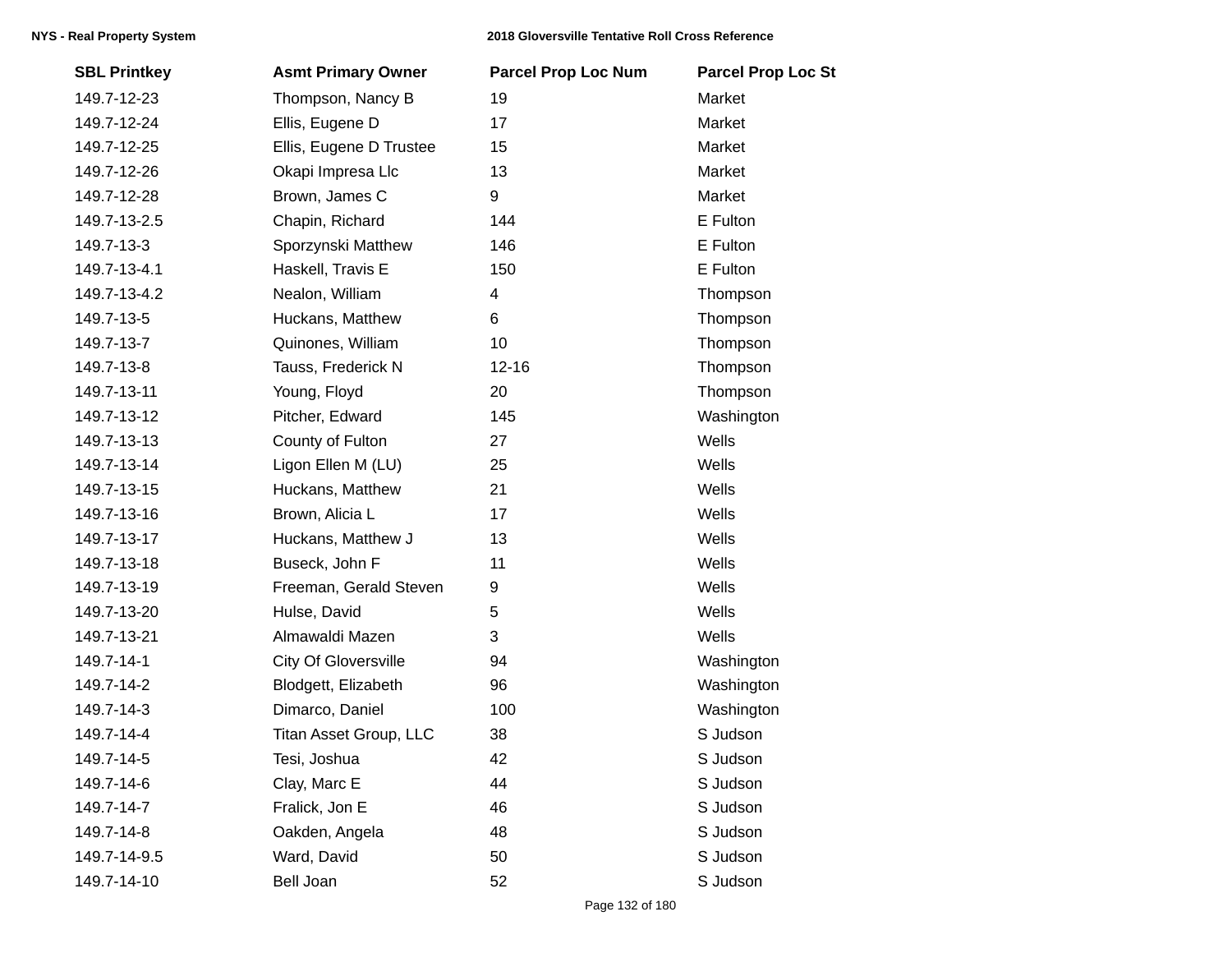| SBL Printkey | Asmt Primary Owner | Parcel Prop Loc Num | Parcel Prop Loc St |
|---|---|---|---|
| 149.7-12-23 | Thompson, Nancy B | 19 | Market |
| 149.7-12-24 | Ellis, Eugene D | 17 | Market |
| 149.7-12-25 | Ellis, Eugene D Trustee | 15 | Market |
| 149.7-12-26 | Okapi Impresa Llc | 13 | Market |
| 149.7-12-28 | Brown, James C | 9 | Market |
| 149.7-13-2.5 | Chapin, Richard | 144 | E Fulton |
| 149.7-13-3 | Sporzynski Matthew | 146 | E Fulton |
| 149.7-13-4.1 | Haskell, Travis E | 150 | E Fulton |
| 149.7-13-4.2 | Nealon, William | 4 | Thompson |
| 149.7-13-5 | Huckans, Matthew | 6 | Thompson |
| 149.7-13-7 | Quinones, William | 10 | Thompson |
| 149.7-13-8 | Tauss, Frederick N | 12-16 | Thompson |
| 149.7-13-11 | Young, Floyd | 20 | Thompson |
| 149.7-13-12 | Pitcher, Edward | 145 | Washington |
| 149.7-13-13 | County of Fulton | 27 | Wells |
| 149.7-13-14 | Ligon Ellen M (LU) | 25 | Wells |
| 149.7-13-15 | Huckans, Matthew | 21 | Wells |
| 149.7-13-16 | Brown, Alicia L | 17 | Wells |
| 149.7-13-17 | Huckans, Matthew J | 13 | Wells |
| 149.7-13-18 | Buseck, John F | 11 | Wells |
| 149.7-13-19 | Freeman, Gerald Steven | 9 | Wells |
| 149.7-13-20 | Hulse, David | 5 | Wells |
| 149.7-13-21 | Almawaldi Mazen | 3 | Wells |
| 149.7-14-1 | City Of Gloversville | 94 | Washington |
| 149.7-14-2 | Blodgett, Elizabeth | 96 | Washington |
| 149.7-14-3 | Dimarco, Daniel | 100 | Washington |
| 149.7-14-4 | Titan Asset Group, LLC | 38 | S Judson |
| 149.7-14-5 | Tesi, Joshua | 42 | S Judson |
| 149.7-14-6 | Clay, Marc E | 44 | S Judson |
| 149.7-14-7 | Fralick, Jon E | 46 | S Judson |
| 149.7-14-8 | Oakden, Angela | 48 | S Judson |
| 149.7-14-9.5 | Ward, David | 50 | S Judson |
| 149.7-14-10 | Bell Joan | 52 | S Judson |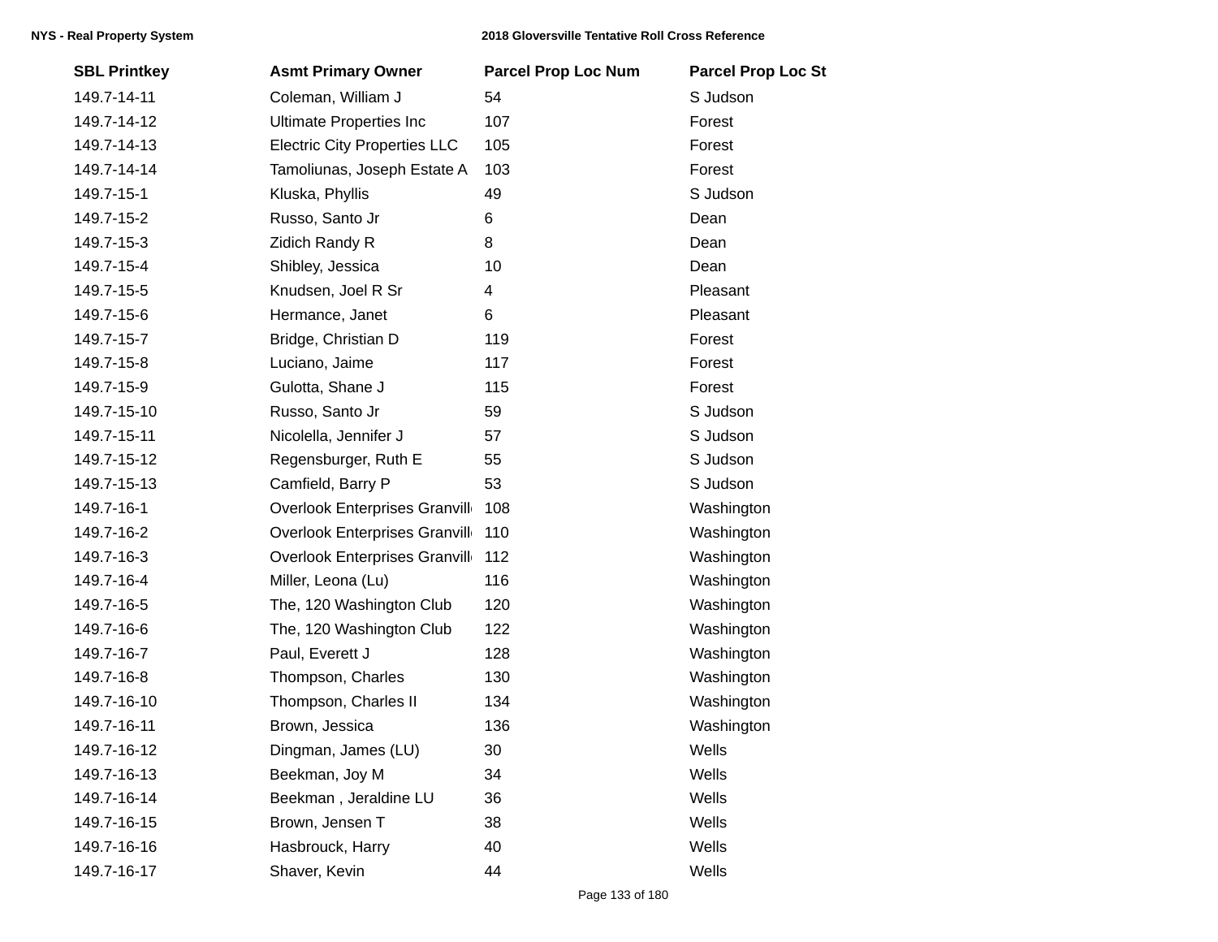| SBL Printkey | Asmt Primary Owner | Parcel Prop Loc Num | Parcel Prop Loc St |
|---|---|---|---|
| 149.7-14-11 | Coleman, William J | 54 | S Judson |
| 149.7-14-12 | Ultimate Properties Inc | 107 | Forest |
| 149.7-14-13 | Electric City Properties LLC | 105 | Forest |
| 149.7-14-14 | Tamoliunas, Joseph Estate A | 103 | Forest |
| 149.7-15-1 | Kluska, Phyllis | 49 | S Judson |
| 149.7-15-2 | Russo, Santo Jr | 6 | Dean |
| 149.7-15-3 | Zidich Randy R | 8 | Dean |
| 149.7-15-4 | Shibley, Jessica | 10 | Dean |
| 149.7-15-5 | Knudsen, Joel R Sr | 4 | Pleasant |
| 149.7-15-6 | Hermance, Janet | 6 | Pleasant |
| 149.7-15-7 | Bridge, Christian D | 119 | Forest |
| 149.7-15-8 | Luciano, Jaime | 117 | Forest |
| 149.7-15-9 | Gulotta, Shane J | 115 | Forest |
| 149.7-15-10 | Russo, Santo Jr | 59 | S Judson |
| 149.7-15-11 | Nicolella, Jennifer J | 57 | S Judson |
| 149.7-15-12 | Regensburger, Ruth E | 55 | S Judson |
| 149.7-15-13 | Camfield, Barry P | 53 | S Judson |
| 149.7-16-1 | Overlook Enterprises Granville | 108 | Washington |
| 149.7-16-2 | Overlook Enterprises Granville | 110 | Washington |
| 149.7-16-3 | Overlook Enterprises Granville | 112 | Washington |
| 149.7-16-4 | Miller, Leona (Lu) | 116 | Washington |
| 149.7-16-5 | The, 120 Washington Club | 120 | Washington |
| 149.7-16-6 | The, 120 Washington Club | 122 | Washington |
| 149.7-16-7 | Paul, Everett J | 128 | Washington |
| 149.7-16-8 | Thompson, Charles | 130 | Washington |
| 149.7-16-10 | Thompson, Charles II | 134 | Washington |
| 149.7-16-11 | Brown, Jessica | 136 | Washington |
| 149.7-16-12 | Dingman, James (LU) | 30 | Wells |
| 149.7-16-13 | Beekman, Joy M | 34 | Wells |
| 149.7-16-14 | Beekman , Jeraldine LU | 36 | Wells |
| 149.7-16-15 | Brown, Jensen T | 38 | Wells |
| 149.7-16-16 | Hasbrouck, Harry | 40 | Wells |
| 149.7-16-17 | Shaver, Kevin | 44 | Wells |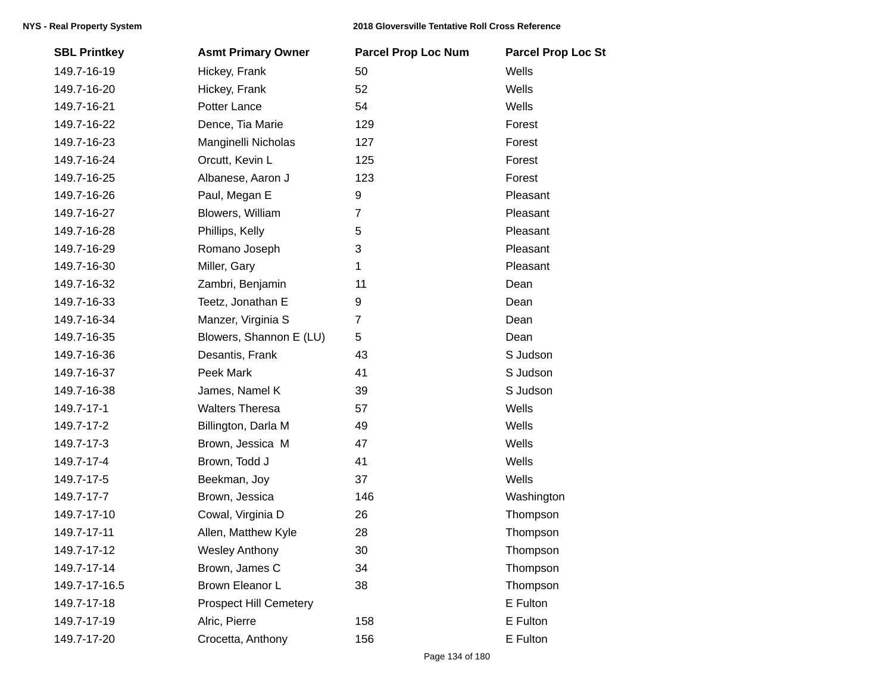| SBL Printkey | Asmt Primary Owner | Parcel Prop Loc Num | Parcel Prop Loc St |
|---|---|---|---|
| 149.7-16-19 | Hickey, Frank | 50 | Wells |
| 149.7-16-20 | Hickey, Frank | 52 | Wells |
| 149.7-16-21 | Potter Lance | 54 | Wells |
| 149.7-16-22 | Dence, Tia Marie | 129 | Forest |
| 149.7-16-23 | Manginelli Nicholas | 127 | Forest |
| 149.7-16-24 | Orcutt, Kevin L | 125 | Forest |
| 149.7-16-25 | Albanese, Aaron J | 123 | Forest |
| 149.7-16-26 | Paul, Megan E | 9 | Pleasant |
| 149.7-16-27 | Blowers, William | 7 | Pleasant |
| 149.7-16-28 | Phillips, Kelly | 5 | Pleasant |
| 149.7-16-29 | Romano Joseph | 3 | Pleasant |
| 149.7-16-30 | Miller, Gary | 1 | Pleasant |
| 149.7-16-32 | Zambri, Benjamin | 11 | Dean |
| 149.7-16-33 | Teetz, Jonathan E | 9 | Dean |
| 149.7-16-34 | Manzer, Virginia S | 7 | Dean |
| 149.7-16-35 | Blowers, Shannon E (LU) | 5 | Dean |
| 149.7-16-36 | Desantis, Frank | 43 | S Judson |
| 149.7-16-37 | Peek Mark | 41 | S Judson |
| 149.7-16-38 | James, Namel K | 39 | S Judson |
| 149.7-17-1 | Walters Theresa | 57 | Wells |
| 149.7-17-2 | Billington, Darla M | 49 | Wells |
| 149.7-17-3 | Brown, Jessica M | 47 | Wells |
| 149.7-17-4 | Brown, Todd J | 41 | Wells |
| 149.7-17-5 | Beekman, Joy | 37 | Wells |
| 149.7-17-7 | Brown, Jessica | 146 | Washington |
| 149.7-17-10 | Cowal, Virginia D | 26 | Thompson |
| 149.7-17-11 | Allen, Matthew Kyle | 28 | Thompson |
| 149.7-17-12 | Wesley Anthony | 30 | Thompson |
| 149.7-17-14 | Brown, James C | 34 | Thompson |
| 149.7-17-16.5 | Brown Eleanor L | 38 | Thompson |
| 149.7-17-18 | Prospect Hill Cemetery | | E Fulton |
| 149.7-17-19 | Alric, Pierre | 158 | E Fulton |
| 149.7-17-20 | Crocetta, Anthony | 156 | E Fulton |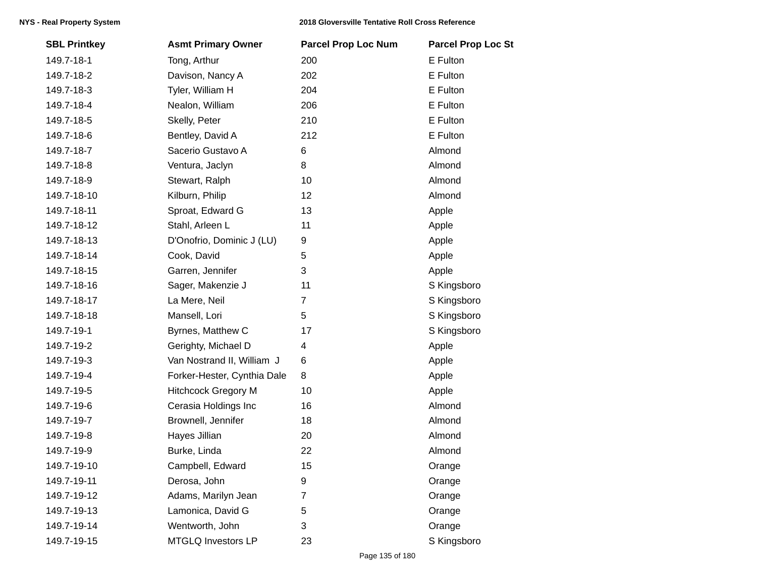| SBL Printkey | Asmt Primary Owner | Parcel Prop Loc Num | Parcel Prop Loc St |
|---|---|---|---|
| 149.7-18-1 | Tong, Arthur | 200 | E Fulton |
| 149.7-18-2 | Davison, Nancy A | 202 | E Fulton |
| 149.7-18-3 | Tyler, William H | 204 | E Fulton |
| 149.7-18-4 | Nealon, William | 206 | E Fulton |
| 149.7-18-5 | Skelly, Peter | 210 | E Fulton |
| 149.7-18-6 | Bentley, David A | 212 | E Fulton |
| 149.7-18-7 | Sacerio Gustavo A | 6 | Almond |
| 149.7-18-8 | Ventura, Jaclyn | 8 | Almond |
| 149.7-18-9 | Stewart, Ralph | 10 | Almond |
| 149.7-18-10 | Kilburn, Philip | 12 | Almond |
| 149.7-18-11 | Sproat, Edward G | 13 | Apple |
| 149.7-18-12 | Stahl, Arleen L | 11 | Apple |
| 149.7-18-13 | D'Onofrio, Dominic J (LU) | 9 | Apple |
| 149.7-18-14 | Cook, David | 5 | Apple |
| 149.7-18-15 | Garren, Jennifer | 3 | Apple |
| 149.7-18-16 | Sager, Makenzie J | 11 | S Kingsboro |
| 149.7-18-17 | La Mere, Neil | 7 | S Kingsboro |
| 149.7-18-18 | Mansell, Lori | 5 | S Kingsboro |
| 149.7-19-1 | Byrnes, Matthew C | 17 | S Kingsboro |
| 149.7-19-2 | Gerighty, Michael D | 4 | Apple |
| 149.7-19-3 | Van Nostrand II, William J | 6 | Apple |
| 149.7-19-4 | Forker-Hester, Cynthia Dale | 8 | Apple |
| 149.7-19-5 | Hitchcock Gregory M | 10 | Apple |
| 149.7-19-6 | Cerasia Holdings Inc | 16 | Almond |
| 149.7-19-7 | Brownell, Jennifer | 18 | Almond |
| 149.7-19-8 | Hayes Jillian | 20 | Almond |
| 149.7-19-9 | Burke, Linda | 22 | Almond |
| 149.7-19-10 | Campbell, Edward | 15 | Orange |
| 149.7-19-11 | Derosa, John | 9 | Orange |
| 149.7-19-12 | Adams, Marilyn Jean | 7 | Orange |
| 149.7-19-13 | Lamonica, David G | 5 | Orange |
| 149.7-19-14 | Wentworth, John | 3 | Orange |
| 149.7-19-15 | MTGLQ Investors LP | 23 | S Kingsboro |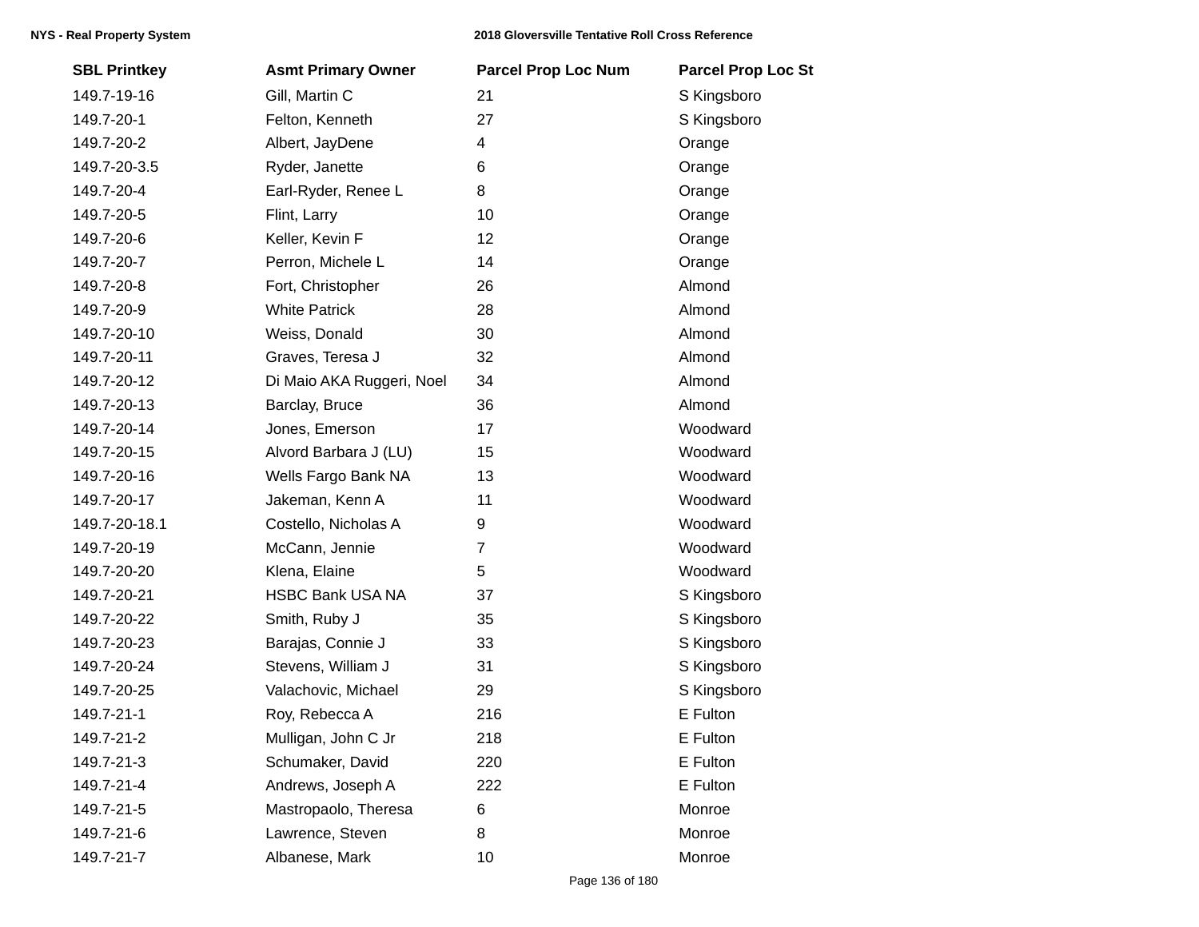| SBL Printkey | Asmt Primary Owner | Parcel Prop Loc Num | Parcel Prop Loc St |
|---|---|---|---|
| 149.7-19-16 | Gill, Martin C | 21 | S Kingsboro |
| 149.7-20-1 | Felton, Kenneth | 27 | S Kingsboro |
| 149.7-20-2 | Albert, JayDene | 4 | Orange |
| 149.7-20-3.5 | Ryder, Janette | 6 | Orange |
| 149.7-20-4 | Earl-Ryder, Renee L | 8 | Orange |
| 149.7-20-5 | Flint, Larry | 10 | Orange |
| 149.7-20-6 | Keller, Kevin F | 12 | Orange |
| 149.7-20-7 | Perron, Michele L | 14 | Orange |
| 149.7-20-8 | Fort, Christopher | 26 | Almond |
| 149.7-20-9 | White Patrick | 28 | Almond |
| 149.7-20-10 | Weiss, Donald | 30 | Almond |
| 149.7-20-11 | Graves, Teresa J | 32 | Almond |
| 149.7-20-12 | Di Maio AKA Ruggeri, Noel | 34 | Almond |
| 149.7-20-13 | Barclay, Bruce | 36 | Almond |
| 149.7-20-14 | Jones, Emerson | 17 | Woodward |
| 149.7-20-15 | Alvord Barbara J (LU) | 15 | Woodward |
| 149.7-20-16 | Wells Fargo Bank NA | 13 | Woodward |
| 149.7-20-17 | Jakeman, Kenn A | 11 | Woodward |
| 149.7-20-18.1 | Costello, Nicholas A | 9 | Woodward |
| 149.7-20-19 | McCann, Jennie | 7 | Woodward |
| 149.7-20-20 | Klena, Elaine | 5 | Woodward |
| 149.7-20-21 | HSBC Bank USA NA | 37 | S Kingsboro |
| 149.7-20-22 | Smith, Ruby J | 35 | S Kingsboro |
| 149.7-20-23 | Barajas, Connie J | 33 | S Kingsboro |
| 149.7-20-24 | Stevens, William J | 31 | S Kingsboro |
| 149.7-20-25 | Valachovic, Michael | 29 | S Kingsboro |
| 149.7-21-1 | Roy, Rebecca A | 216 | E Fulton |
| 149.7-21-2 | Mulligan, John C Jr | 218 | E Fulton |
| 149.7-21-3 | Schumaker, David | 220 | E Fulton |
| 149.7-21-4 | Andrews, Joseph A | 222 | E Fulton |
| 149.7-21-5 | Mastropaolo, Theresa | 6 | Monroe |
| 149.7-21-6 | Lawrence, Steven | 8 | Monroe |
| 149.7-21-7 | Albanese, Mark | 10 | Monroe |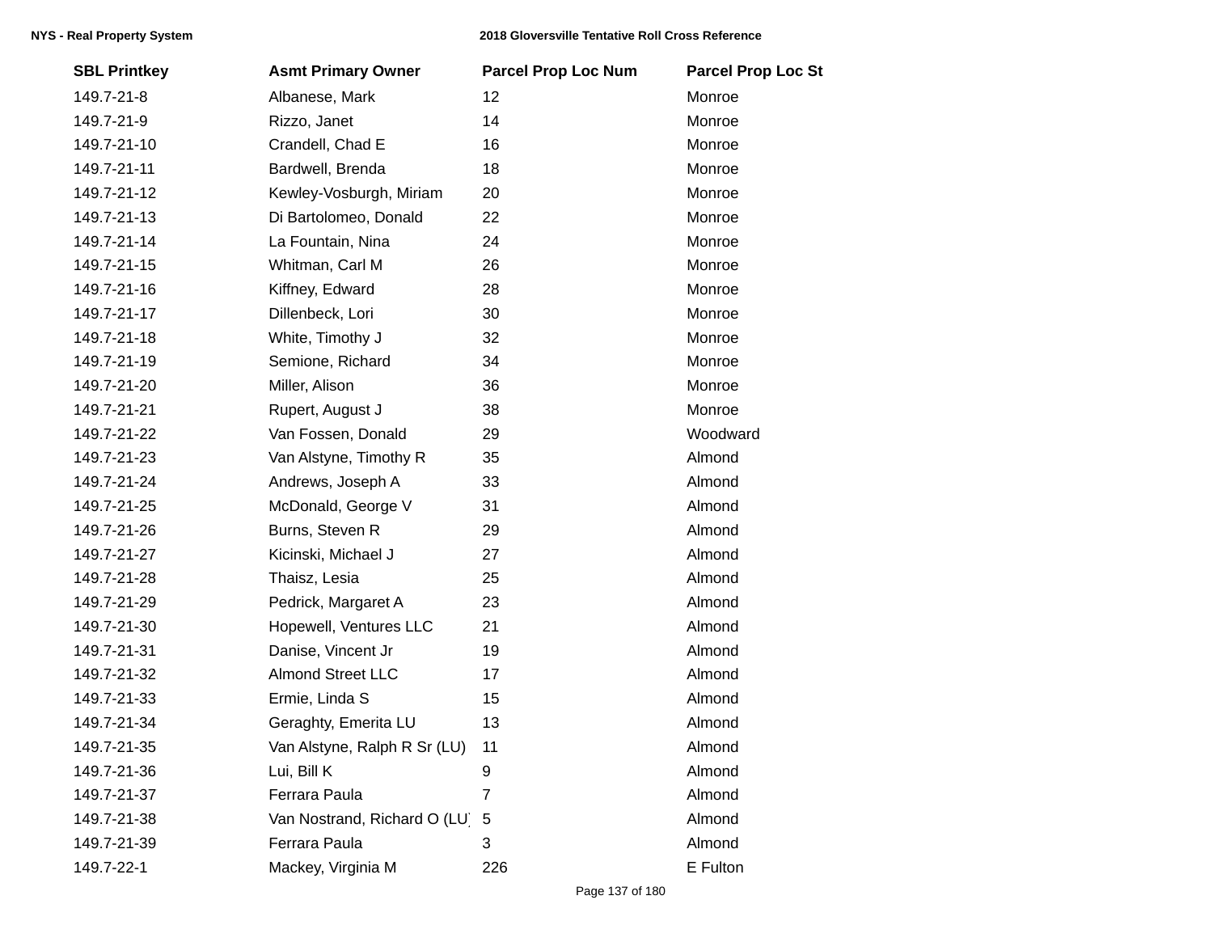| SBL Printkey | Asmt Primary Owner | Parcel Prop Loc Num | Parcel Prop Loc St |
| --- | --- | --- | --- |
| 149.7-21-8 | Albanese, Mark | 12 | Monroe |
| 149.7-21-9 | Rizzo, Janet | 14 | Monroe |
| 149.7-21-10 | Crandell, Chad E | 16 | Monroe |
| 149.7-21-11 | Bardwell, Brenda | 18 | Monroe |
| 149.7-21-12 | Kewley-Vosburgh, Miriam | 20 | Monroe |
| 149.7-21-13 | Di Bartolomeo, Donald | 22 | Monroe |
| 149.7-21-14 | La Fountain, Nina | 24 | Monroe |
| 149.7-21-15 | Whitman, Carl M | 26 | Monroe |
| 149.7-21-16 | Kiffney, Edward | 28 | Monroe |
| 149.7-21-17 | Dillenbeck, Lori | 30 | Monroe |
| 149.7-21-18 | White, Timothy J | 32 | Monroe |
| 149.7-21-19 | Semione, Richard | 34 | Monroe |
| 149.7-21-20 | Miller, Alison | 36 | Monroe |
| 149.7-21-21 | Rupert, August J | 38 | Monroe |
| 149.7-21-22 | Van Fossen, Donald | 29 | Woodward |
| 149.7-21-23 | Van Alstyne, Timothy R | 35 | Almond |
| 149.7-21-24 | Andrews, Joseph A | 33 | Almond |
| 149.7-21-25 | McDonald, George V | 31 | Almond |
| 149.7-21-26 | Burns, Steven R | 29 | Almond |
| 149.7-21-27 | Kicinski, Michael J | 27 | Almond |
| 149.7-21-28 | Thaisz, Lesia | 25 | Almond |
| 149.7-21-29 | Pedrick, Margaret A | 23 | Almond |
| 149.7-21-30 | Hopewell, Ventures LLC | 21 | Almond |
| 149.7-21-31 | Danise, Vincent Jr | 19 | Almond |
| 149.7-21-32 | Almond Street LLC | 17 | Almond |
| 149.7-21-33 | Ermie, Linda S | 15 | Almond |
| 149.7-21-34 | Geraghty, Emerita LU | 13 | Almond |
| 149.7-21-35 | Van Alstyne, Ralph R Sr (LU) | 11 | Almond |
| 149.7-21-36 | Lui, Bill K | 9 | Almond |
| 149.7-21-37 | Ferrara Paula | 7 | Almond |
| 149.7-21-38 | Van Nostrand, Richard O (LU) | 5 | Almond |
| 149.7-21-39 | Ferrara Paula | 3 | Almond |
| 149.7-22-1 | Mackey, Virginia M | 226 | E Fulton |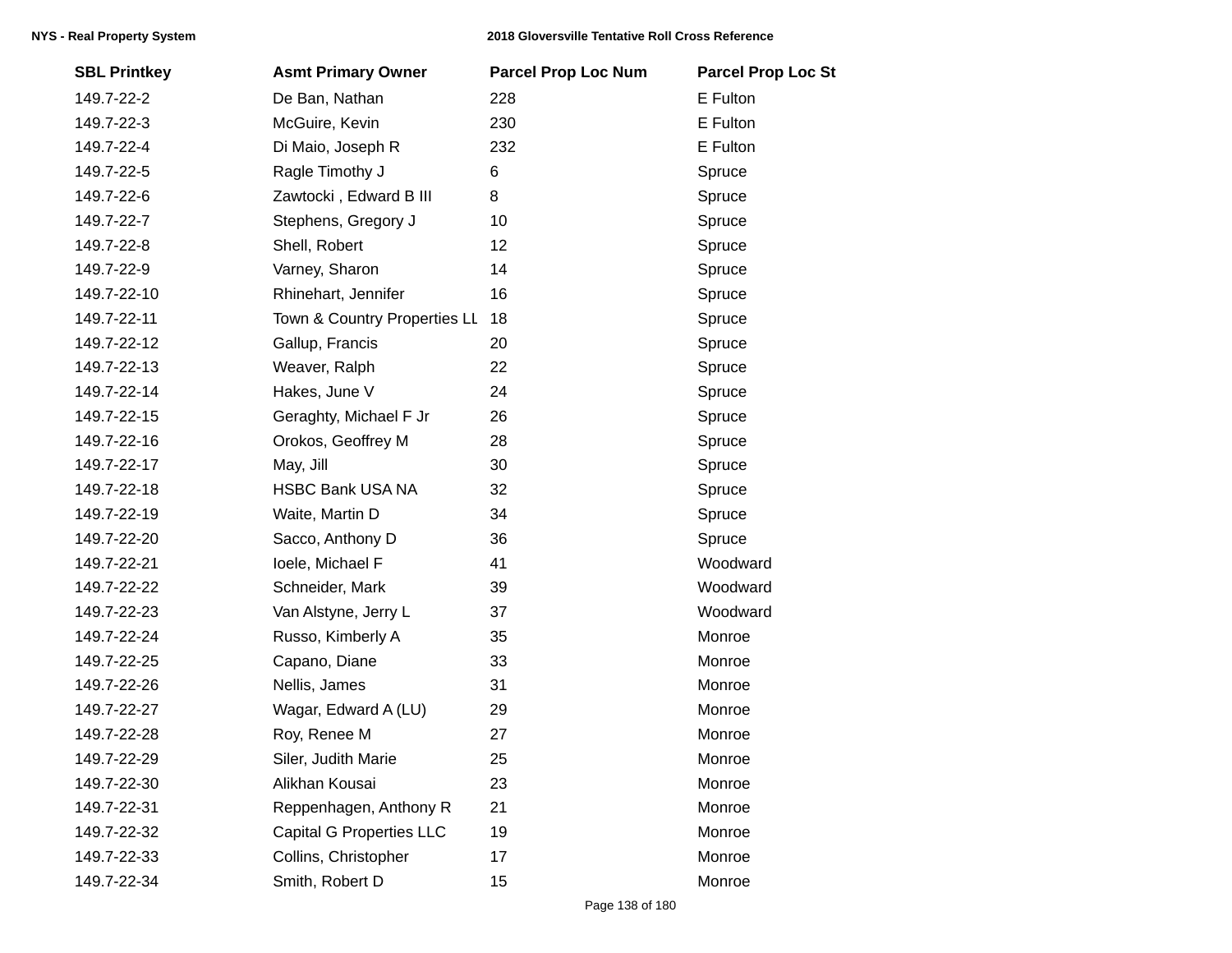| SBL Printkey | Asmt Primary Owner | Parcel Prop Loc Num | Parcel Prop Loc St |
|---|---|---|---|
| 149.7-22-2 | De Ban, Nathan | 228 | E Fulton |
| 149.7-22-3 | McGuire, Kevin | 230 | E Fulton |
| 149.7-22-4 | Di Maio, Joseph R | 232 | E Fulton |
| 149.7-22-5 | Ragle Timothy J | 6 | Spruce |
| 149.7-22-6 | Zawtocki , Edward B III | 8 | Spruce |
| 149.7-22-7 | Stephens, Gregory J | 10 | Spruce |
| 149.7-22-8 | Shell, Robert | 12 | Spruce |
| 149.7-22-9 | Varney, Sharon | 14 | Spruce |
| 149.7-22-10 | Rhinehart, Jennifer | 16 | Spruce |
| 149.7-22-11 | Town & Country Properties LL | 18 | Spruce |
| 149.7-22-12 | Gallup, Francis | 20 | Spruce |
| 149.7-22-13 | Weaver, Ralph | 22 | Spruce |
| 149.7-22-14 | Hakes, June V | 24 | Spruce |
| 149.7-22-15 | Geraghty, Michael F Jr | 26 | Spruce |
| 149.7-22-16 | Orokos, Geoffrey M | 28 | Spruce |
| 149.7-22-17 | May, Jill | 30 | Spruce |
| 149.7-22-18 | HSBC Bank USA NA | 32 | Spruce |
| 149.7-22-19 | Waite, Martin D | 34 | Spruce |
| 149.7-22-20 | Sacco, Anthony D | 36 | Spruce |
| 149.7-22-21 | Ioele, Michael F | 41 | Woodward |
| 149.7-22-22 | Schneider, Mark | 39 | Woodward |
| 149.7-22-23 | Van Alstyne, Jerry L | 37 | Woodward |
| 149.7-22-24 | Russo, Kimberly A | 35 | Monroe |
| 149.7-22-25 | Capano, Diane | 33 | Monroe |
| 149.7-22-26 | Nellis, James | 31 | Monroe |
| 149.7-22-27 | Wagar, Edward A (LU) | 29 | Monroe |
| 149.7-22-28 | Roy, Renee M | 27 | Monroe |
| 149.7-22-29 | Siler, Judith Marie | 25 | Monroe |
| 149.7-22-30 | Alikhan Kousai | 23 | Monroe |
| 149.7-22-31 | Reppenhagen, Anthony R | 21 | Monroe |
| 149.7-22-32 | Capital G Properties LLC | 19 | Monroe |
| 149.7-22-33 | Collins, Christopher | 17 | Monroe |
| 149.7-22-34 | Smith, Robert D | 15 | Monroe |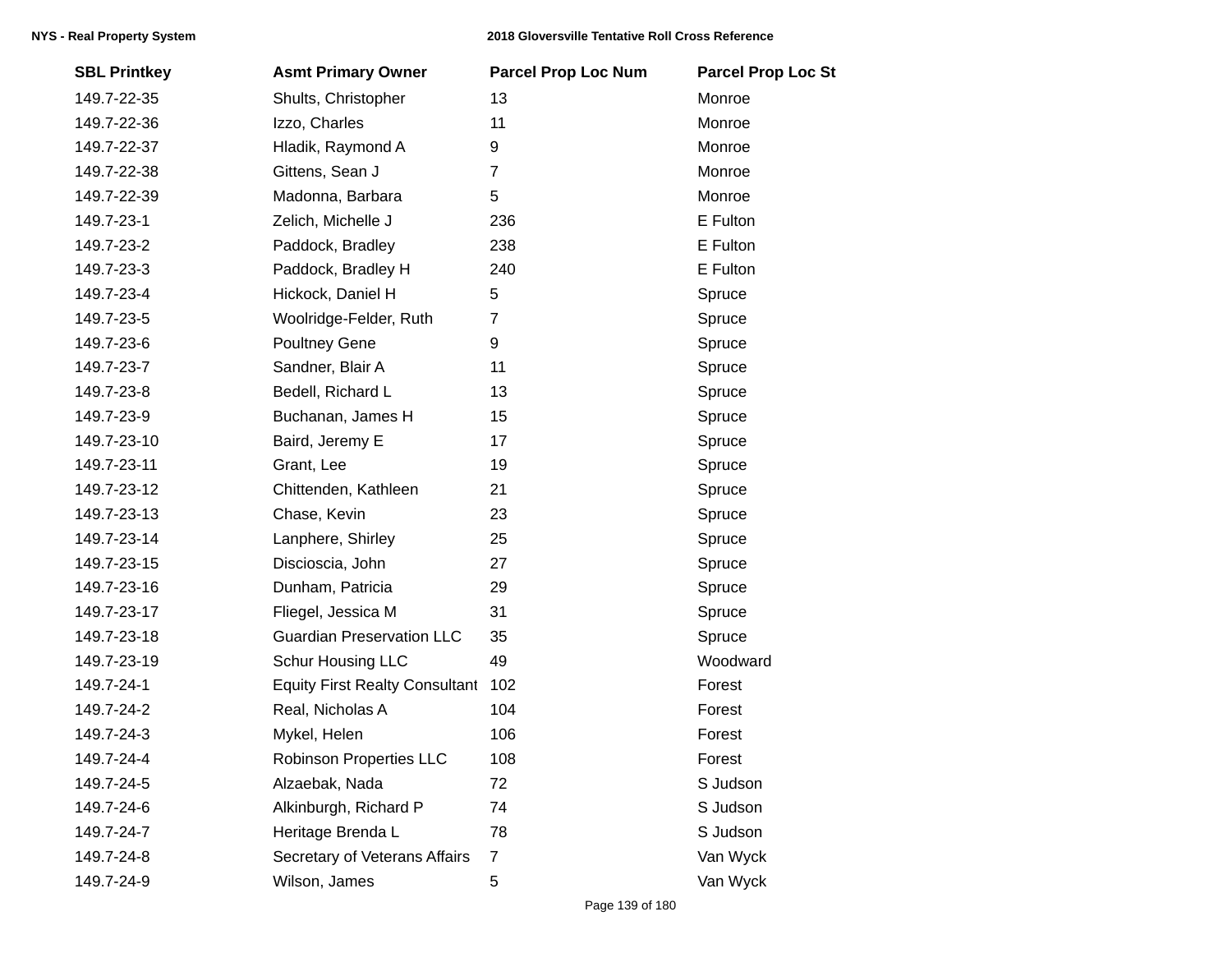| SBL Printkey | Asmt Primary Owner | Parcel Prop Loc Num | Parcel Prop Loc St |
|---|---|---|---|
| 149.7-22-35 | Shults, Christopher | 13 | Monroe |
| 149.7-22-36 | Izzo, Charles | 11 | Monroe |
| 149.7-22-37 | Hladik, Raymond A | 9 | Monroe |
| 149.7-22-38 | Gittens, Sean J | 7 | Monroe |
| 149.7-22-39 | Madonna, Barbara | 5 | Monroe |
| 149.7-23-1 | Zelich, Michelle J | 236 | E Fulton |
| 149.7-23-2 | Paddock, Bradley | 238 | E Fulton |
| 149.7-23-3 | Paddock, Bradley H | 240 | E Fulton |
| 149.7-23-4 | Hickock, Daniel H | 5 | Spruce |
| 149.7-23-5 | Woolridge-Felder, Ruth | 7 | Spruce |
| 149.7-23-6 | Poultney Gene | 9 | Spruce |
| 149.7-23-7 | Sandner, Blair A | 11 | Spruce |
| 149.7-23-8 | Bedell, Richard L | 13 | Spruce |
| 149.7-23-9 | Buchanan, James H | 15 | Spruce |
| 149.7-23-10 | Baird, Jeremy E | 17 | Spruce |
| 149.7-23-11 | Grant, Lee | 19 | Spruce |
| 149.7-23-12 | Chittenden, Kathleen | 21 | Spruce |
| 149.7-23-13 | Chase, Kevin | 23 | Spruce |
| 149.7-23-14 | Lanphere, Shirley | 25 | Spruce |
| 149.7-23-15 | Discioscia, John | 27 | Spruce |
| 149.7-23-16 | Dunham, Patricia | 29 | Spruce |
| 149.7-23-17 | Fliegel, Jessica M | 31 | Spruce |
| 149.7-23-18 | Guardian Preservation LLC | 35 | Spruce |
| 149.7-23-19 | Schur Housing LLC | 49 | Woodward |
| 149.7-24-1 | Equity First Realty Consultant | 102 | Forest |
| 149.7-24-2 | Real, Nicholas A | 104 | Forest |
| 149.7-24-3 | Mykel, Helen | 106 | Forest |
| 149.7-24-4 | Robinson Properties LLC | 108 | Forest |
| 149.7-24-5 | Alzaebak, Nada | 72 | S Judson |
| 149.7-24-6 | Alkinburgh, Richard P | 74 | S Judson |
| 149.7-24-7 | Heritage Brenda L | 78 | S Judson |
| 149.7-24-8 | Secretary of Veterans Affairs | 7 | Van Wyck |
| 149.7-24-9 | Wilson, James | 5 | Van Wyck |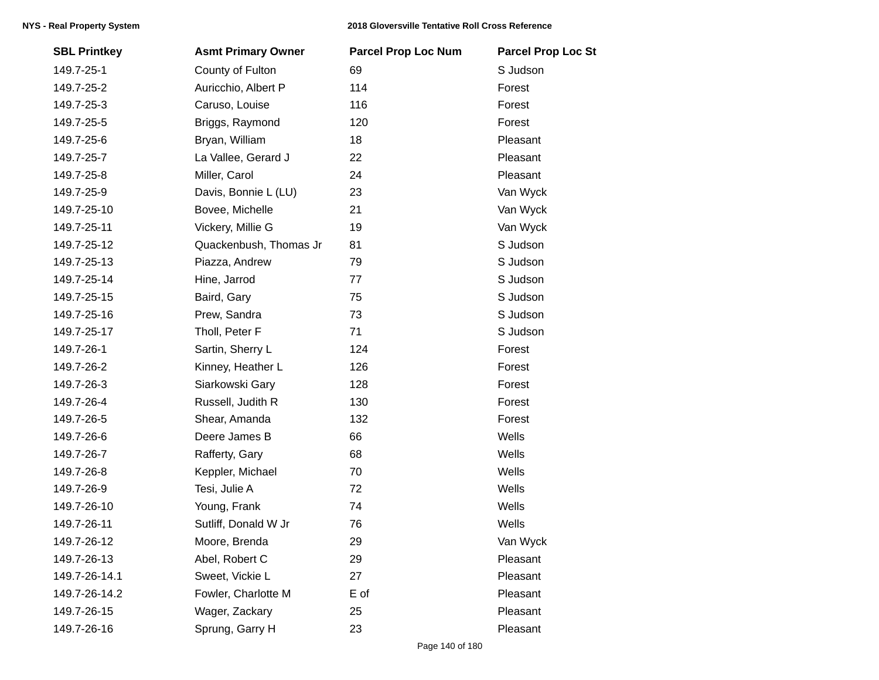| SBL Printkey | Asmt Primary Owner | Parcel Prop Loc Num | Parcel Prop Loc St |
|---|---|---|---|
| 149.7-25-1 | County of Fulton | 69 | S Judson |
| 149.7-25-2 | Auricchio, Albert P | 114 | Forest |
| 149.7-25-3 | Caruso, Louise | 116 | Forest |
| 149.7-25-5 | Briggs, Raymond | 120 | Forest |
| 149.7-25-6 | Bryan, William | 18 | Pleasant |
| 149.7-25-7 | La Vallee, Gerard J | 22 | Pleasant |
| 149.7-25-8 | Miller, Carol | 24 | Pleasant |
| 149.7-25-9 | Davis, Bonnie L (LU) | 23 | Van Wyck |
| 149.7-25-10 | Bovee, Michelle | 21 | Van Wyck |
| 149.7-25-11 | Vickery, Millie G | 19 | Van Wyck |
| 149.7-25-12 | Quackenbush, Thomas Jr | 81 | S Judson |
| 149.7-25-13 | Piazza, Andrew | 79 | S Judson |
| 149.7-25-14 | Hine, Jarrod | 77 | S Judson |
| 149.7-25-15 | Baird, Gary | 75 | S Judson |
| 149.7-25-16 | Prew, Sandra | 73 | S Judson |
| 149.7-25-17 | Tholl, Peter F | 71 | S Judson |
| 149.7-26-1 | Sartin, Sherry L | 124 | Forest |
| 149.7-26-2 | Kinney, Heather L | 126 | Forest |
| 149.7-26-3 | Siarkowski Gary | 128 | Forest |
| 149.7-26-4 | Russell, Judith R | 130 | Forest |
| 149.7-26-5 | Shear, Amanda | 132 | Forest |
| 149.7-26-6 | Deere James B | 66 | Wells |
| 149.7-26-7 | Rafferty, Gary | 68 | Wells |
| 149.7-26-8 | Keppler, Michael | 70 | Wells |
| 149.7-26-9 | Tesi, Julie A | 72 | Wells |
| 149.7-26-10 | Young, Frank | 74 | Wells |
| 149.7-26-11 | Sutliff, Donald W Jr | 76 | Wells |
| 149.7-26-12 | Moore, Brenda | 29 | Van Wyck |
| 149.7-26-13 | Abel, Robert C | 29 | Pleasant |
| 149.7-26-14.1 | Sweet, Vickie L | 27 | Pleasant |
| 149.7-26-14.2 | Fowler, Charlotte M | E of | Pleasant |
| 149.7-26-15 | Wager, Zackary | 25 | Pleasant |
| 149.7-26-16 | Sprung, Garry H | 23 | Pleasant |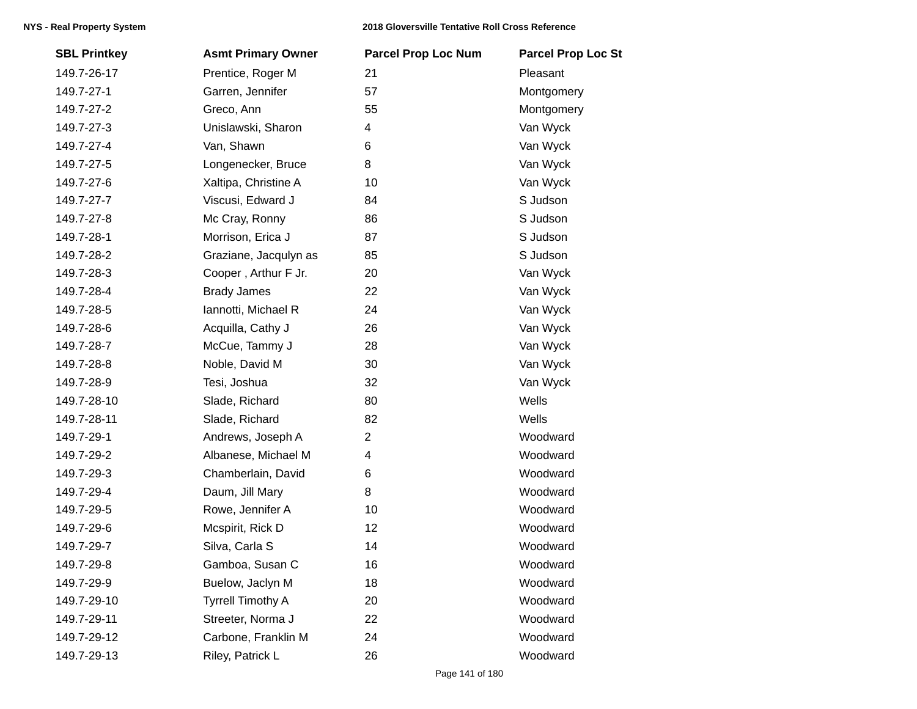| SBL Printkey | Asmt Primary Owner | Parcel Prop Loc Num | Parcel Prop Loc St |
|---|---|---|---|
| 149.7-26-17 | Prentice, Roger M | 21 | Pleasant |
| 149.7-27-1 | Garren, Jennifer | 57 | Montgomery |
| 149.7-27-2 | Greco, Ann | 55 | Montgomery |
| 149.7-27-3 | Unislawski, Sharon | 4 | Van Wyck |
| 149.7-27-4 | Van, Shawn | 6 | Van Wyck |
| 149.7-27-5 | Longenecker, Bruce | 8 | Van Wyck |
| 149.7-27-6 | Xaltipa, Christine A | 10 | Van Wyck |
| 149.7-27-7 | Viscusi, Edward J | 84 | S Judson |
| 149.7-27-8 | Mc Cray, Ronny | 86 | S Judson |
| 149.7-28-1 | Morrison, Erica J | 87 | S Judson |
| 149.7-28-2 | Graziane, Jacqulyn as | 85 | S Judson |
| 149.7-28-3 | Cooper , Arthur F Jr. | 20 | Van Wyck |
| 149.7-28-4 | Brady James | 22 | Van Wyck |
| 149.7-28-5 | Iannotti, Michael R | 24 | Van Wyck |
| 149.7-28-6 | Acquilla, Cathy J | 26 | Van Wyck |
| 149.7-28-7 | McCue, Tammy J | 28 | Van Wyck |
| 149.7-28-8 | Noble, David M | 30 | Van Wyck |
| 149.7-28-9 | Tesi, Joshua | 32 | Van Wyck |
| 149.7-28-10 | Slade, Richard | 80 | Wells |
| 149.7-28-11 | Slade, Richard | 82 | Wells |
| 149.7-29-1 | Andrews, Joseph A | 2 | Woodward |
| 149.7-29-2 | Albanese, Michael M | 4 | Woodward |
| 149.7-29-3 | Chamberlain, David | 6 | Woodward |
| 149.7-29-4 | Daum, Jill Mary | 8 | Woodward |
| 149.7-29-5 | Rowe, Jennifer A | 10 | Woodward |
| 149.7-29-6 | Mcspirit, Rick D | 12 | Woodward |
| 149.7-29-7 | Silva, Carla S | 14 | Woodward |
| 149.7-29-8 | Gamboa, Susan C | 16 | Woodward |
| 149.7-29-9 | Buelow, Jaclyn M | 18 | Woodward |
| 149.7-29-10 | Tyrrell Timothy A | 20 | Woodward |
| 149.7-29-11 | Streeter, Norma J | 22 | Woodward |
| 149.7-29-12 | Carbone, Franklin M | 24 | Woodward |
| 149.7-29-13 | Riley, Patrick L | 26 | Woodward |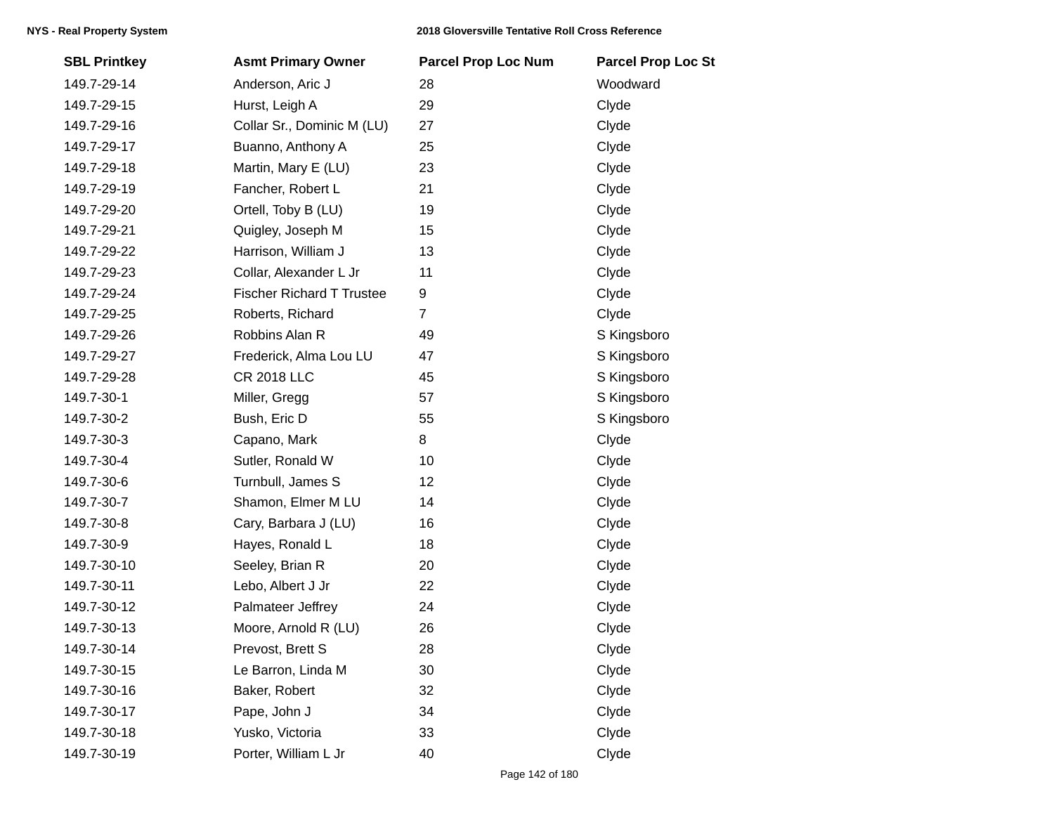| SBL Printkey | Asmt Primary Owner | Parcel Prop Loc Num | Parcel Prop Loc St |
|---|---|---|---|
| 149.7-29-14 | Anderson, Aric J | 28 | Woodward |
| 149.7-29-15 | Hurst, Leigh A | 29 | Clyde |
| 149.7-29-16 | Collar Sr., Dominic M (LU) | 27 | Clyde |
| 149.7-29-17 | Buanno, Anthony A | 25 | Clyde |
| 149.7-29-18 | Martin, Mary E (LU) | 23 | Clyde |
| 149.7-29-19 | Fancher, Robert L | 21 | Clyde |
| 149.7-29-20 | Ortell, Toby B (LU) | 19 | Clyde |
| 149.7-29-21 | Quigley, Joseph M | 15 | Clyde |
| 149.7-29-22 | Harrison, William J | 13 | Clyde |
| 149.7-29-23 | Collar, Alexander L Jr | 11 | Clyde |
| 149.7-29-24 | Fischer Richard T Trustee | 9 | Clyde |
| 149.7-29-25 | Roberts, Richard | 7 | Clyde |
| 149.7-29-26 | Robbins Alan R | 49 | S Kingsboro |
| 149.7-29-27 | Frederick, Alma Lou LU | 47 | S Kingsboro |
| 149.7-29-28 | CR 2018 LLC | 45 | S Kingsboro |
| 149.7-30-1 | Miller, Gregg | 57 | S Kingsboro |
| 149.7-30-2 | Bush, Eric D | 55 | S Kingsboro |
| 149.7-30-3 | Capano, Mark | 8 | Clyde |
| 149.7-30-4 | Sutler, Ronald W | 10 | Clyde |
| 149.7-30-6 | Turnbull, James S | 12 | Clyde |
| 149.7-30-7 | Shamon, Elmer M LU | 14 | Clyde |
| 149.7-30-8 | Cary, Barbara J (LU) | 16 | Clyde |
| 149.7-30-9 | Hayes, Ronald L | 18 | Clyde |
| 149.7-30-10 | Seeley, Brian R | 20 | Clyde |
| 149.7-30-11 | Lebo, Albert J Jr | 22 | Clyde |
| 149.7-30-12 | Palmateer Jeffrey | 24 | Clyde |
| 149.7-30-13 | Moore, Arnold R (LU) | 26 | Clyde |
| 149.7-30-14 | Prevost, Brett S | 28 | Clyde |
| 149.7-30-15 | Le Barron, Linda M | 30 | Clyde |
| 149.7-30-16 | Baker, Robert | 32 | Clyde |
| 149.7-30-17 | Pape, John J | 34 | Clyde |
| 149.7-30-18 | Yusko, Victoria | 33 | Clyde |
| 149.7-30-19 | Porter, William L Jr | 40 | Clyde |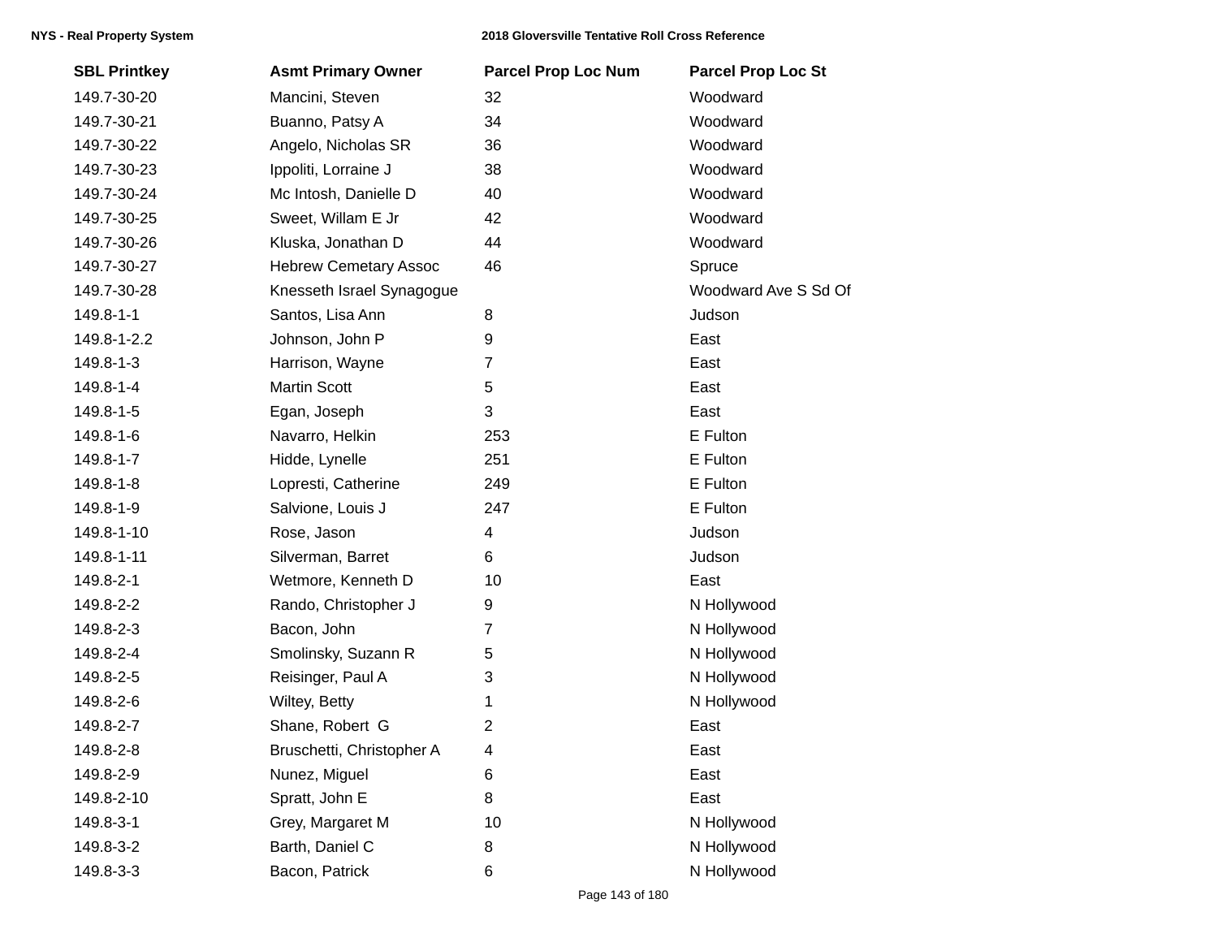| SBL Printkey | Asmt Primary Owner | Parcel Prop Loc Num | Parcel Prop Loc St |
|---|---|---|---|
| 149.7-30-20 | Mancini, Steven | 32 | Woodward |
| 149.7-30-21 | Buanno, Patsy A | 34 | Woodward |
| 149.7-30-22 | Angelo, Nicholas SR | 36 | Woodward |
| 149.7-30-23 | Ippoliti, Lorraine J | 38 | Woodward |
| 149.7-30-24 | Mc Intosh, Danielle D | 40 | Woodward |
| 149.7-30-25 | Sweet, Willam E Jr | 42 | Woodward |
| 149.7-30-26 | Kluska, Jonathan D | 44 | Woodward |
| 149.7-30-27 | Hebrew Cemetary Assoc | 46 | Spruce |
| 149.7-30-28 | Knesseth Israel Synagogue | | Woodward Ave S Sd Of |
| 149.8-1-1 | Santos, Lisa Ann | 8 | Judson |
| 149.8-1-2.2 | Johnson, John P | 9 | East |
| 149.8-1-3 | Harrison, Wayne | 7 | East |
| 149.8-1-4 | Martin Scott | 5 | East |
| 149.8-1-5 | Egan, Joseph | 3 | East |
| 149.8-1-6 | Navarro, Helkin | 253 | E Fulton |
| 149.8-1-7 | Hidde, Lynelle | 251 | E Fulton |
| 149.8-1-8 | Lopresti, Catherine | 249 | E Fulton |
| 149.8-1-9 | Salvione, Louis J | 247 | E Fulton |
| 149.8-1-10 | Rose, Jason | 4 | Judson |
| 149.8-1-11 | Silverman, Barret | 6 | Judson |
| 149.8-2-1 | Wetmore, Kenneth D | 10 | East |
| 149.8-2-2 | Rando, Christopher J | 9 | N Hollywood |
| 149.8-2-3 | Bacon, John | 7 | N Hollywood |
| 149.8-2-4 | Smolinsky, Suzann R | 5 | N Hollywood |
| 149.8-2-5 | Reisinger, Paul A | 3 | N Hollywood |
| 149.8-2-6 | Wiltey, Betty | 1 | N Hollywood |
| 149.8-2-7 | Shane, Robert G | 2 | East |
| 149.8-2-8 | Bruschetti, Christopher A | 4 | East |
| 149.8-2-9 | Nunez, Miguel | 6 | East |
| 149.8-2-10 | Spratt, John E | 8 | East |
| 149.8-3-1 | Grey, Margaret M | 10 | N Hollywood |
| 149.8-3-2 | Barth, Daniel C | 8 | N Hollywood |
| 149.8-3-3 | Bacon, Patrick | 6 | N Hollywood |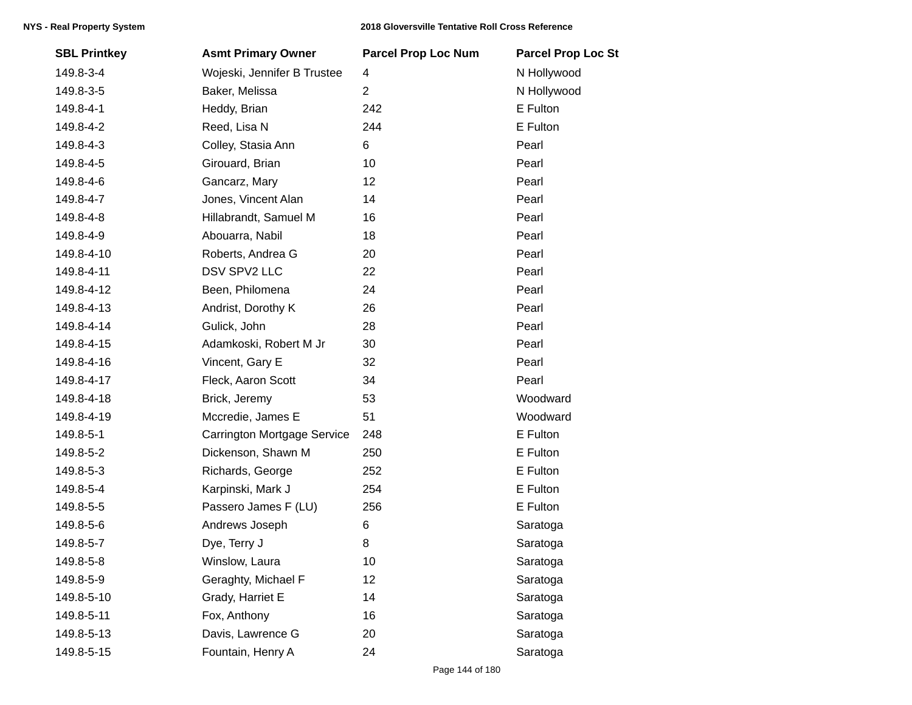| SBL Printkey | Asmt Primary Owner | Parcel Prop Loc Num | Parcel Prop Loc St |
|---|---|---|---|
| 149.8-3-4 | Wojeski, Jennifer B Trustee | 4 | N Hollywood |
| 149.8-3-5 | Baker, Melissa | 2 | N Hollywood |
| 149.8-4-1 | Heddy, Brian | 242 | E Fulton |
| 149.8-4-2 | Reed, Lisa N | 244 | E Fulton |
| 149.8-4-3 | Colley, Stasia Ann | 6 | Pearl |
| 149.8-4-5 | Girouard, Brian | 10 | Pearl |
| 149.8-4-6 | Gancarz, Mary | 12 | Pearl |
| 149.8-4-7 | Jones, Vincent Alan | 14 | Pearl |
| 149.8-4-8 | Hillabrandt, Samuel M | 16 | Pearl |
| 149.8-4-9 | Abouarra, Nabil | 18 | Pearl |
| 149.8-4-10 | Roberts, Andrea G | 20 | Pearl |
| 149.8-4-11 | DSV SPV2 LLC | 22 | Pearl |
| 149.8-4-12 | Been, Philomena | 24 | Pearl |
| 149.8-4-13 | Andrist, Dorothy K | 26 | Pearl |
| 149.8-4-14 | Gulick, John | 28 | Pearl |
| 149.8-4-15 | Adamkoski, Robert M Jr | 30 | Pearl |
| 149.8-4-16 | Vincent, Gary E | 32 | Pearl |
| 149.8-4-17 | Fleck, Aaron Scott | 34 | Pearl |
| 149.8-4-18 | Brick, Jeremy | 53 | Woodward |
| 149.8-4-19 | Mccredie, James E | 51 | Woodward |
| 149.8-5-1 | Carrington Mortgage Service | 248 | E Fulton |
| 149.8-5-2 | Dickenson, Shawn M | 250 | E Fulton |
| 149.8-5-3 | Richards, George | 252 | E Fulton |
| 149.8-5-4 | Karpinski, Mark J | 254 | E Fulton |
| 149.8-5-5 | Passero James F (LU) | 256 | E Fulton |
| 149.8-5-6 | Andrews Joseph | 6 | Saratoga |
| 149.8-5-7 | Dye, Terry J | 8 | Saratoga |
| 149.8-5-8 | Winslow, Laura | 10 | Saratoga |
| 149.8-5-9 | Geraghty, Michael F | 12 | Saratoga |
| 149.8-5-10 | Grady, Harriet E | 14 | Saratoga |
| 149.8-5-11 | Fox, Anthony | 16 | Saratoga |
| 149.8-5-13 | Davis, Lawrence G | 20 | Saratoga |
| 149.8-5-15 | Fountain, Henry A | 24 | Saratoga |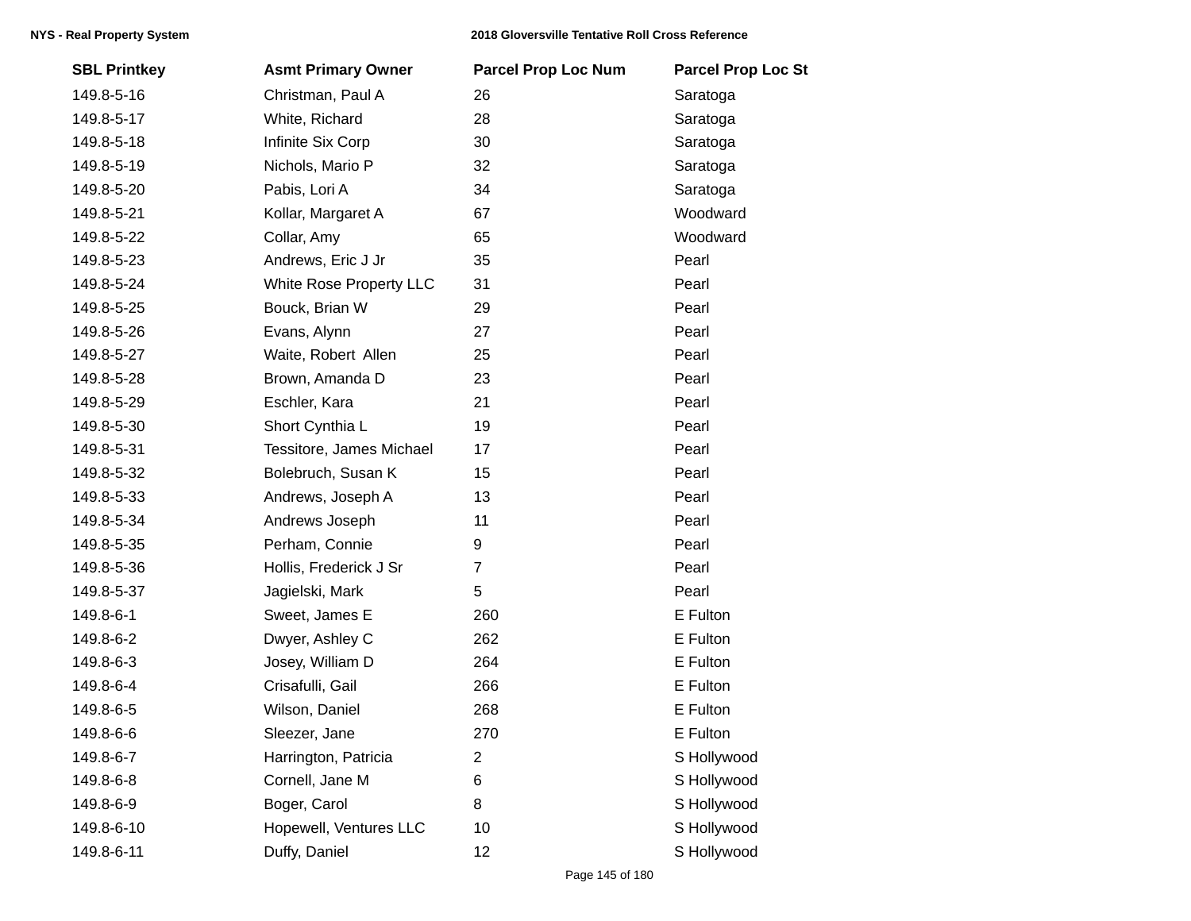| SBL Printkey | Asmt Primary Owner | Parcel Prop Loc Num | Parcel Prop Loc St |
|---|---|---|---|
| 149.8-5-16 | Christman, Paul A | 26 | Saratoga |
| 149.8-5-17 | White, Richard | 28 | Saratoga |
| 149.8-5-18 | Infinite Six Corp | 30 | Saratoga |
| 149.8-5-19 | Nichols, Mario P | 32 | Saratoga |
| 149.8-5-20 | Pabis, Lori A | 34 | Saratoga |
| 149.8-5-21 | Kollar, Margaret A | 67 | Woodward |
| 149.8-5-22 | Collar, Amy | 65 | Woodward |
| 149.8-5-23 | Andrews, Eric J Jr | 35 | Pearl |
| 149.8-5-24 | White Rose Property LLC | 31 | Pearl |
| 149.8-5-25 | Bouck, Brian W | 29 | Pearl |
| 149.8-5-26 | Evans, Alynn | 27 | Pearl |
| 149.8-5-27 | Waite, Robert Allen | 25 | Pearl |
| 149.8-5-28 | Brown, Amanda D | 23 | Pearl |
| 149.8-5-29 | Eschler, Kara | 21 | Pearl |
| 149.8-5-30 | Short Cynthia L | 19 | Pearl |
| 149.8-5-31 | Tessitore, James Michael | 17 | Pearl |
| 149.8-5-32 | Bolebruch, Susan K | 15 | Pearl |
| 149.8-5-33 | Andrews, Joseph A | 13 | Pearl |
| 149.8-5-34 | Andrews Joseph | 11 | Pearl |
| 149.8-5-35 | Perham, Connie | 9 | Pearl |
| 149.8-5-36 | Hollis, Frederick J Sr | 7 | Pearl |
| 149.8-5-37 | Jagielski, Mark | 5 | Pearl |
| 149.8-6-1 | Sweet, James E | 260 | E Fulton |
| 149.8-6-2 | Dwyer, Ashley C | 262 | E Fulton |
| 149.8-6-3 | Josey, William D | 264 | E Fulton |
| 149.8-6-4 | Crisafulli, Gail | 266 | E Fulton |
| 149.8-6-5 | Wilson, Daniel | 268 | E Fulton |
| 149.8-6-6 | Sleezer, Jane | 270 | E Fulton |
| 149.8-6-7 | Harrington, Patricia | 2 | S Hollywood |
| 149.8-6-8 | Cornell, Jane M | 6 | S Hollywood |
| 149.8-6-9 | Boger, Carol | 8 | S Hollywood |
| 149.8-6-10 | Hopewell, Ventures LLC | 10 | S Hollywood |
| 149.8-6-11 | Duffy, Daniel | 12 | S Hollywood |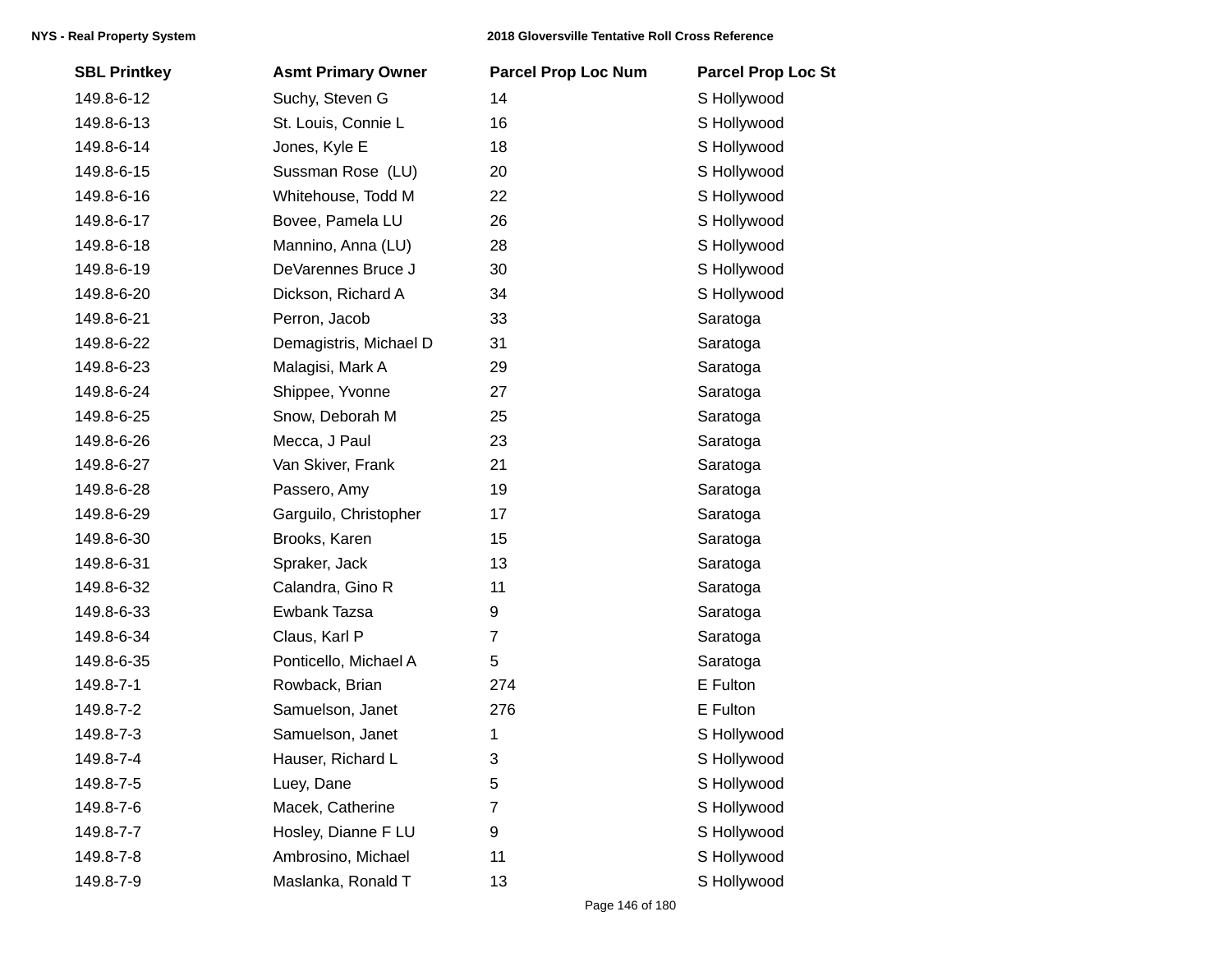| SBL Printkey | Asmt Primary Owner | Parcel Prop Loc Num | Parcel Prop Loc St |
|---|---|---|---|
| 149.8-6-12 | Suchy, Steven G | 14 | S Hollywood |
| 149.8-6-13 | St. Louis, Connie L | 16 | S Hollywood |
| 149.8-6-14 | Jones, Kyle E | 18 | S Hollywood |
| 149.8-6-15 | Sussman Rose (LU) | 20 | S Hollywood |
| 149.8-6-16 | Whitehouse, Todd M | 22 | S Hollywood |
| 149.8-6-17 | Bovee, Pamela LU | 26 | S Hollywood |
| 149.8-6-18 | Mannino, Anna (LU) | 28 | S Hollywood |
| 149.8-6-19 | DeVarennes Bruce J | 30 | S Hollywood |
| 149.8-6-20 | Dickson, Richard A | 34 | S Hollywood |
| 149.8-6-21 | Perron, Jacob | 33 | Saratoga |
| 149.8-6-22 | Demagistris, Michael D | 31 | Saratoga |
| 149.8-6-23 | Malagisi, Mark A | 29 | Saratoga |
| 149.8-6-24 | Shippee, Yvonne | 27 | Saratoga |
| 149.8-6-25 | Snow, Deborah M | 25 | Saratoga |
| 149.8-6-26 | Mecca, J Paul | 23 | Saratoga |
| 149.8-6-27 | Van Skiver, Frank | 21 | Saratoga |
| 149.8-6-28 | Passero, Amy | 19 | Saratoga |
| 149.8-6-29 | Garguilo, Christopher | 17 | Saratoga |
| 149.8-6-30 | Brooks, Karen | 15 | Saratoga |
| 149.8-6-31 | Spraker, Jack | 13 | Saratoga |
| 149.8-6-32 | Calandra, Gino R | 11 | Saratoga |
| 149.8-6-33 | Ewbank Tazsa | 9 | Saratoga |
| 149.8-6-34 | Claus, Karl P | 7 | Saratoga |
| 149.8-6-35 | Ponticello, Michael A | 5 | Saratoga |
| 149.8-7-1 | Rowback, Brian | 274 | E Fulton |
| 149.8-7-2 | Samuelson, Janet | 276 | E Fulton |
| 149.8-7-3 | Samuelson, Janet | 1 | S Hollywood |
| 149.8-7-4 | Hauser, Richard L | 3 | S Hollywood |
| 149.8-7-5 | Luey, Dane | 5 | S Hollywood |
| 149.8-7-6 | Macek, Catherine | 7 | S Hollywood |
| 149.8-7-7 | Hosley, Dianne F LU | 9 | S Hollywood |
| 149.8-7-8 | Ambrosino, Michael | 11 | S Hollywood |
| 149.8-7-9 | Maslanka, Ronald T | 13 | S Hollywood |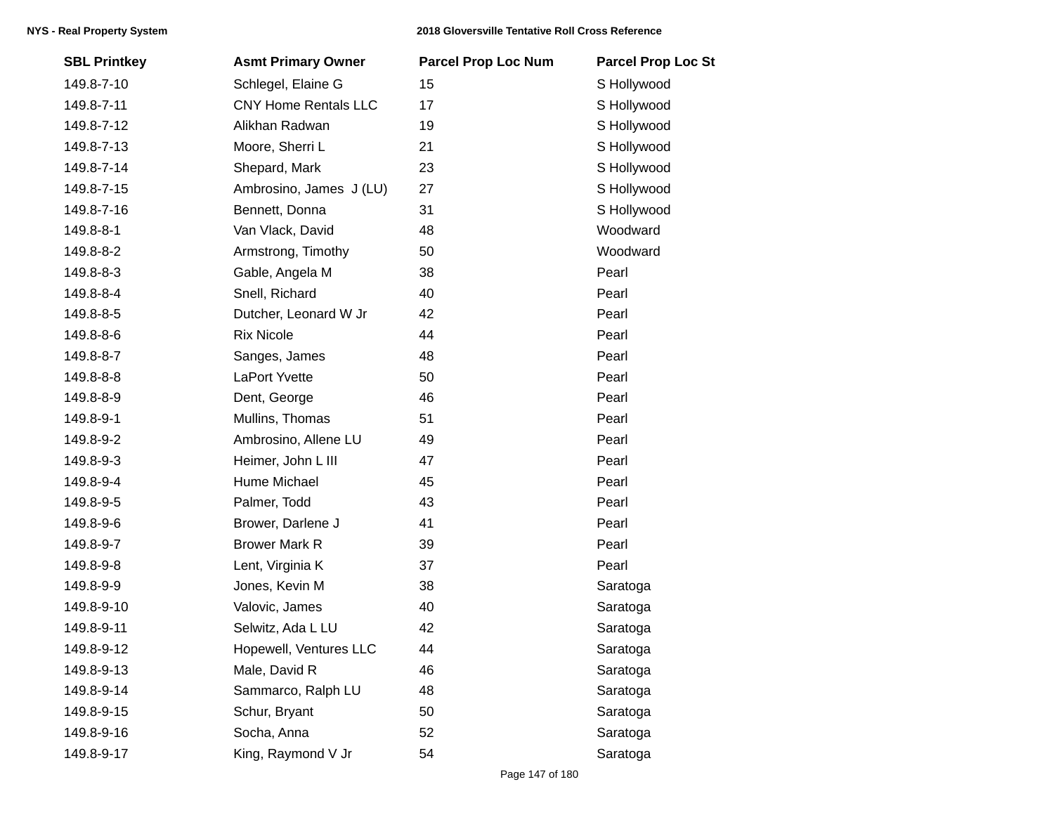| SBL Printkey | Asmt Primary Owner | Parcel Prop Loc Num | Parcel Prop Loc St |
|---|---|---|---|
| 149.8-7-10 | Schlegel, Elaine G | 15 | S Hollywood |
| 149.8-7-11 | CNY Home Rentals LLC | 17 | S Hollywood |
| 149.8-7-12 | Alikhan Radwan | 19 | S Hollywood |
| 149.8-7-13 | Moore, Sherri L | 21 | S Hollywood |
| 149.8-7-14 | Shepard, Mark | 23 | S Hollywood |
| 149.8-7-15 | Ambrosino, James  J (LU) | 27 | S Hollywood |
| 149.8-7-16 | Bennett, Donna | 31 | S Hollywood |
| 149.8-8-1 | Van Vlack, David | 48 | Woodward |
| 149.8-8-2 | Armstrong, Timothy | 50 | Woodward |
| 149.8-8-3 | Gable, Angela M | 38 | Pearl |
| 149.8-8-4 | Snell, Richard | 40 | Pearl |
| 149.8-8-5 | Dutcher, Leonard W Jr | 42 | Pearl |
| 149.8-8-6 | Rix Nicole | 44 | Pearl |
| 149.8-8-7 | Sanges, James | 48 | Pearl |
| 149.8-8-8 | LaPort Yvette | 50 | Pearl |
| 149.8-8-9 | Dent, George | 46 | Pearl |
| 149.8-9-1 | Mullins, Thomas | 51 | Pearl |
| 149.8-9-2 | Ambrosino, Allene LU | 49 | Pearl |
| 149.8-9-3 | Heimer, John L III | 47 | Pearl |
| 149.8-9-4 | Hume Michael | 45 | Pearl |
| 149.8-9-5 | Palmer, Todd | 43 | Pearl |
| 149.8-9-6 | Brower, Darlene J | 41 | Pearl |
| 149.8-9-7 | Brower Mark R | 39 | Pearl |
| 149.8-9-8 | Lent, Virginia K | 37 | Pearl |
| 149.8-9-9 | Jones, Kevin M | 38 | Saratoga |
| 149.8-9-10 | Valovic, James | 40 | Saratoga |
| 149.8-9-11 | Selwitz, Ada L LU | 42 | Saratoga |
| 149.8-9-12 | Hopewell, Ventures LLC | 44 | Saratoga |
| 149.8-9-13 | Male, David R | 46 | Saratoga |
| 149.8-9-14 | Sammarco, Ralph LU | 48 | Saratoga |
| 149.8-9-15 | Schur, Bryant | 50 | Saratoga |
| 149.8-9-16 | Socha, Anna | 52 | Saratoga |
| 149.8-9-17 | King, Raymond V Jr | 54 | Saratoga |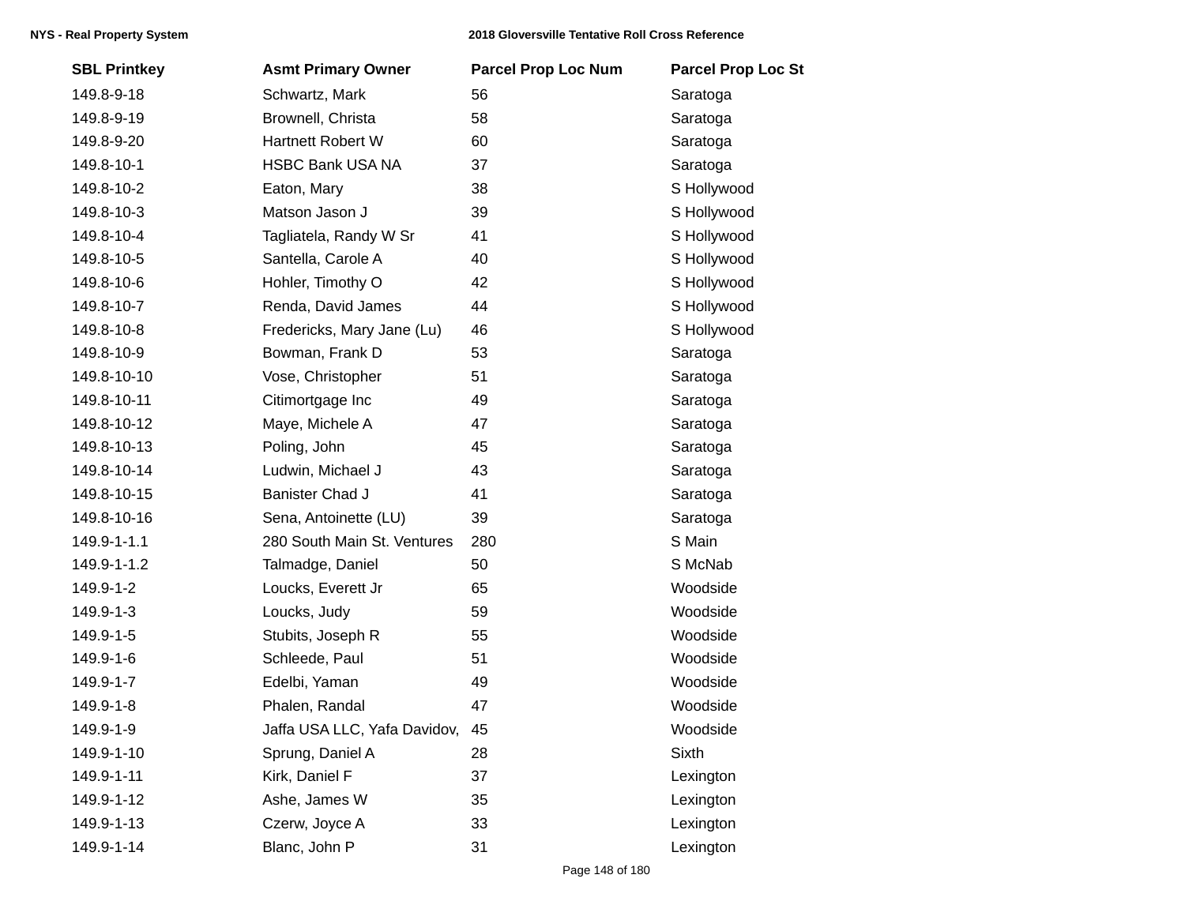| SBL Printkey | Asmt Primary Owner | Parcel Prop Loc Num | Parcel Prop Loc St |
|---|---|---|---|
| 149.8-9-18 | Schwartz, Mark | 56 | Saratoga |
| 149.8-9-19 | Brownell, Christa | 58 | Saratoga |
| 149.8-9-20 | Hartnett Robert W | 60 | Saratoga |
| 149.8-10-1 | HSBC Bank USA NA | 37 | Saratoga |
| 149.8-10-2 | Eaton, Mary | 38 | S Hollywood |
| 149.8-10-3 | Matson Jason J | 39 | S Hollywood |
| 149.8-10-4 | Tagliatela, Randy W Sr | 41 | S Hollywood |
| 149.8-10-5 | Santella, Carole A | 40 | S Hollywood |
| 149.8-10-6 | Hohler, Timothy O | 42 | S Hollywood |
| 149.8-10-7 | Renda, David James | 44 | S Hollywood |
| 149.8-10-8 | Fredericks, Mary Jane (Lu) | 46 | S Hollywood |
| 149.8-10-9 | Bowman, Frank D | 53 | Saratoga |
| 149.8-10-10 | Vose, Christopher | 51 | Saratoga |
| 149.8-10-11 | Citimortgage Inc | 49 | Saratoga |
| 149.8-10-12 | Maye, Michele A | 47 | Saratoga |
| 149.8-10-13 | Poling, John | 45 | Saratoga |
| 149.8-10-14 | Ludwin, Michael J | 43 | Saratoga |
| 149.8-10-15 | Banister Chad J | 41 | Saratoga |
| 149.8-10-16 | Sena, Antoinette (LU) | 39 | Saratoga |
| 149.9-1-1.1 | 280 South Main St. Ventures | 280 | S Main |
| 149.9-1-1.2 | Talmadge, Daniel | 50 | S McNab |
| 149.9-1-2 | Loucks, Everett Jr | 65 | Woodside |
| 149.9-1-3 | Loucks, Judy | 59 | Woodside |
| 149.9-1-5 | Stubits, Joseph R | 55 | Woodside |
| 149.9-1-6 | Schleede, Paul | 51 | Woodside |
| 149.9-1-7 | Edelbi, Yaman | 49 | Woodside |
| 149.9-1-8 | Phalen, Randal | 47 | Woodside |
| 149.9-1-9 | Jaffa USA LLC, Yafa Davidov, | 45 | Woodside |
| 149.9-1-10 | Sprung, Daniel A | 28 | Sixth |
| 149.9-1-11 | Kirk, Daniel F | 37 | Lexington |
| 149.9-1-12 | Ashe, James W | 35 | Lexington |
| 149.9-1-13 | Czerw, Joyce A | 33 | Lexington |
| 149.9-1-14 | Blanc, John P | 31 | Lexington |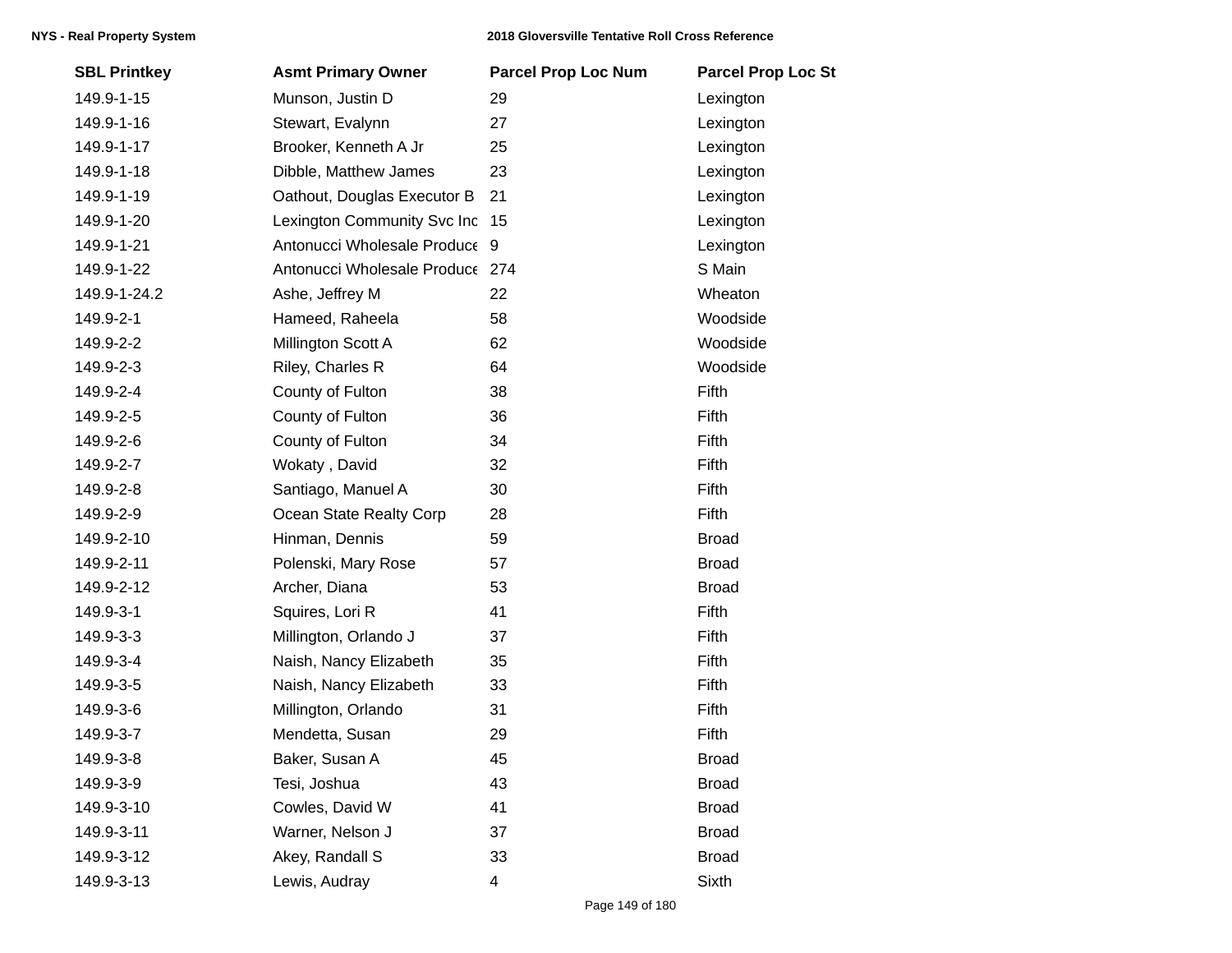| SBL Printkey | Asmt Primary Owner | Parcel Prop Loc Num | Parcel Prop Loc St |
|---|---|---|---|
| 149.9-1-15 | Munson, Justin D | 29 | Lexington |
| 149.9-1-16 | Stewart, Evalynn | 27 | Lexington |
| 149.9-1-17 | Brooker, Kenneth A Jr | 25 | Lexington |
| 149.9-1-18 | Dibble, Matthew James | 23 | Lexington |
| 149.9-1-19 | Oathout, Douglas Executor B | 21 | Lexington |
| 149.9-1-20 | Lexington Community Svc Inc | 15 | Lexington |
| 149.9-1-21 | Antonucci Wholesale Produce | 9 | Lexington |
| 149.9-1-22 | Antonucci Wholesale Produce | 274 | S Main |
| 149.9-1-24.2 | Ashe, Jeffrey M | 22 | Wheaton |
| 149.9-2-1 | Hameed, Raheela | 58 | Woodside |
| 149.9-2-2 | Millington Scott A | 62 | Woodside |
| 149.9-2-3 | Riley, Charles R | 64 | Woodside |
| 149.9-2-4 | County of Fulton | 38 | Fifth |
| 149.9-2-5 | County of Fulton | 36 | Fifth |
| 149.9-2-6 | County of Fulton | 34 | Fifth |
| 149.9-2-7 | Wokaty , David | 32 | Fifth |
| 149.9-2-8 | Santiago, Manuel A | 30 | Fifth |
| 149.9-2-9 | Ocean State Realty Corp | 28 | Fifth |
| 149.9-2-10 | Hinman, Dennis | 59 | Broad |
| 149.9-2-11 | Polenski, Mary Rose | 57 | Broad |
| 149.9-2-12 | Archer, Diana | 53 | Broad |
| 149.9-3-1 | Squires, Lori R | 41 | Fifth |
| 149.9-3-3 | Millington, Orlando J | 37 | Fifth |
| 149.9-3-4 | Naish, Nancy Elizabeth | 35 | Fifth |
| 149.9-3-5 | Naish, Nancy Elizabeth | 33 | Fifth |
| 149.9-3-6 | Millington, Orlando | 31 | Fifth |
| 149.9-3-7 | Mendetta, Susan | 29 | Fifth |
| 149.9-3-8 | Baker, Susan A | 45 | Broad |
| 149.9-3-9 | Tesi, Joshua | 43 | Broad |
| 149.9-3-10 | Cowles, David W | 41 | Broad |
| 149.9-3-11 | Warner, Nelson J | 37 | Broad |
| 149.9-3-12 | Akey, Randall S | 33 | Broad |
| 149.9-3-13 | Lewis, Audray | 4 | Sixth |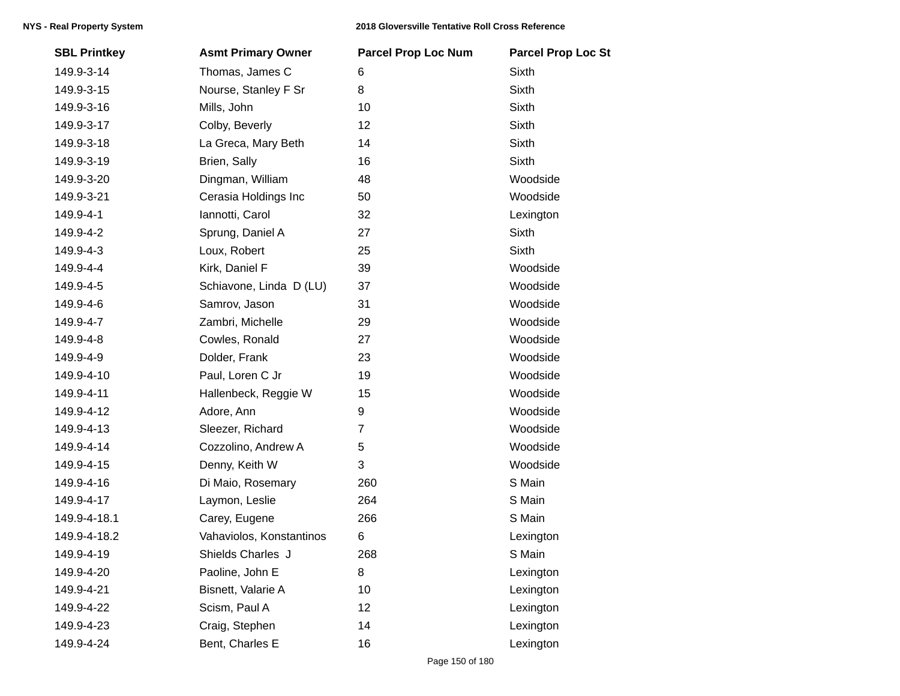| SBL Printkey | Asmt Primary Owner | Parcel Prop Loc Num | Parcel Prop Loc St |
| --- | --- | --- | --- |
| 149.9-3-14 | Thomas, James C | 6 | Sixth |
| 149.9-3-15 | Nourse, Stanley F Sr | 8 | Sixth |
| 149.9-3-16 | Mills, John | 10 | Sixth |
| 149.9-3-17 | Colby, Beverly | 12 | Sixth |
| 149.9-3-18 | La Greca, Mary Beth | 14 | Sixth |
| 149.9-3-19 | Brien, Sally | 16 | Sixth |
| 149.9-3-20 | Dingman, William | 48 | Woodside |
| 149.9-3-21 | Cerasia Holdings Inc | 50 | Woodside |
| 149.9-4-1 | Iannotti, Carol | 32 | Lexington |
| 149.9-4-2 | Sprung, Daniel A | 27 | Sixth |
| 149.9-4-3 | Loux, Robert | 25 | Sixth |
| 149.9-4-4 | Kirk, Daniel F | 39 | Woodside |
| 149.9-4-5 | Schiavone, Linda D (LU) | 37 | Woodside |
| 149.9-4-6 | Samrov, Jason | 31 | Woodside |
| 149.9-4-7 | Zambri, Michelle | 29 | Woodside |
| 149.9-4-8 | Cowles, Ronald | 27 | Woodside |
| 149.9-4-9 | Dolder, Frank | 23 | Woodside |
| 149.9-4-10 | Paul, Loren C Jr | 19 | Woodside |
| 149.9-4-11 | Hallenbeck, Reggie W | 15 | Woodside |
| 149.9-4-12 | Adore, Ann | 9 | Woodside |
| 149.9-4-13 | Sleezer, Richard | 7 | Woodside |
| 149.9-4-14 | Cozzolino, Andrew A | 5 | Woodside |
| 149.9-4-15 | Denny, Keith W | 3 | Woodside |
| 149.9-4-16 | Di Maio, Rosemary | 260 | S Main |
| 149.9-4-17 | Laymon, Leslie | 264 | S Main |
| 149.9-4-18.1 | Carey, Eugene | 266 | S Main |
| 149.9-4-18.2 | Vahaviolos, Konstantinos | 6 | Lexington |
| 149.9-4-19 | Shields Charles J | 268 | S Main |
| 149.9-4-20 | Paoline, John E | 8 | Lexington |
| 149.9-4-21 | Bisnett, Valarie A | 10 | Lexington |
| 149.9-4-22 | Scism, Paul A | 12 | Lexington |
| 149.9-4-23 | Craig, Stephen | 14 | Lexington |
| 149.9-4-24 | Bent, Charles E | 16 | Lexington |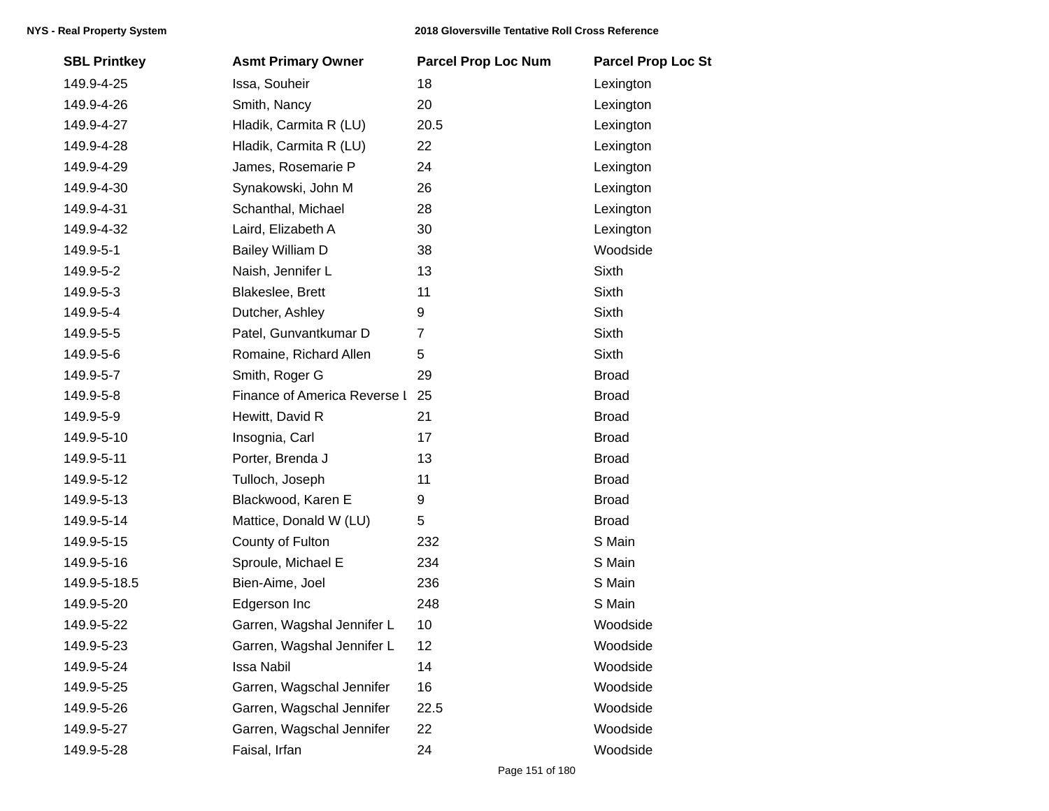| SBL Printkey | Asmt Primary Owner | Parcel Prop Loc Num | Parcel Prop Loc St |
|---|---|---|---|
| 149.9-4-25 | Issa, Souheir | 18 | Lexington |
| 149.9-4-26 | Smith, Nancy | 20 | Lexington |
| 149.9-4-27 | Hladik, Carmita R (LU) | 20.5 | Lexington |
| 149.9-4-28 | Hladik, Carmita R (LU) | 22 | Lexington |
| 149.9-4-29 | James, Rosemarie P | 24 | Lexington |
| 149.9-4-30 | Synakowski, John M | 26 | Lexington |
| 149.9-4-31 | Schanthal, Michael | 28 | Lexington |
| 149.9-4-32 | Laird, Elizabeth A | 30 | Lexington |
| 149.9-5-1 | Bailey William D | 38 | Woodside |
| 149.9-5-2 | Naish, Jennifer L | 13 | Sixth |
| 149.9-5-3 | Blakeslee, Brett | 11 | Sixth |
| 149.9-5-4 | Dutcher, Ashley | 9 | Sixth |
| 149.9-5-5 | Patel, Gunvantkumar D | 7 | Sixth |
| 149.9-5-6 | Romaine, Richard Allen | 5 | Sixth |
| 149.9-5-7 | Smith, Roger G | 29 | Broad |
| 149.9-5-8 | Finance of America Reverse l | 25 | Broad |
| 149.9-5-9 | Hewitt, David R | 21 | Broad |
| 149.9-5-10 | Insognia, Carl | 17 | Broad |
| 149.9-5-11 | Porter, Brenda J | 13 | Broad |
| 149.9-5-12 | Tulloch, Joseph | 11 | Broad |
| 149.9-5-13 | Blackwood, Karen E | 9 | Broad |
| 149.9-5-14 | Mattice, Donald W (LU) | 5 | Broad |
| 149.9-5-15 | County of Fulton | 232 | S Main |
| 149.9-5-16 | Sproule, Michael E | 234 | S Main |
| 149.9-5-18.5 | Bien-Aime, Joel | 236 | S Main |
| 149.9-5-20 | Edgerson Inc | 248 | S Main |
| 149.9-5-22 | Garren, Wagshal Jennifer L | 10 | Woodside |
| 149.9-5-23 | Garren, Wagshal Jennifer L | 12 | Woodside |
| 149.9-5-24 | Issa Nabil | 14 | Woodside |
| 149.9-5-25 | Garren, Wagschal Jennifer | 16 | Woodside |
| 149.9-5-26 | Garren, Wagschal Jennifer | 22.5 | Woodside |
| 149.9-5-27 | Garren, Wagschal Jennifer | 22 | Woodside |
| 149.9-5-28 | Faisal, Irfan | 24 | Woodside |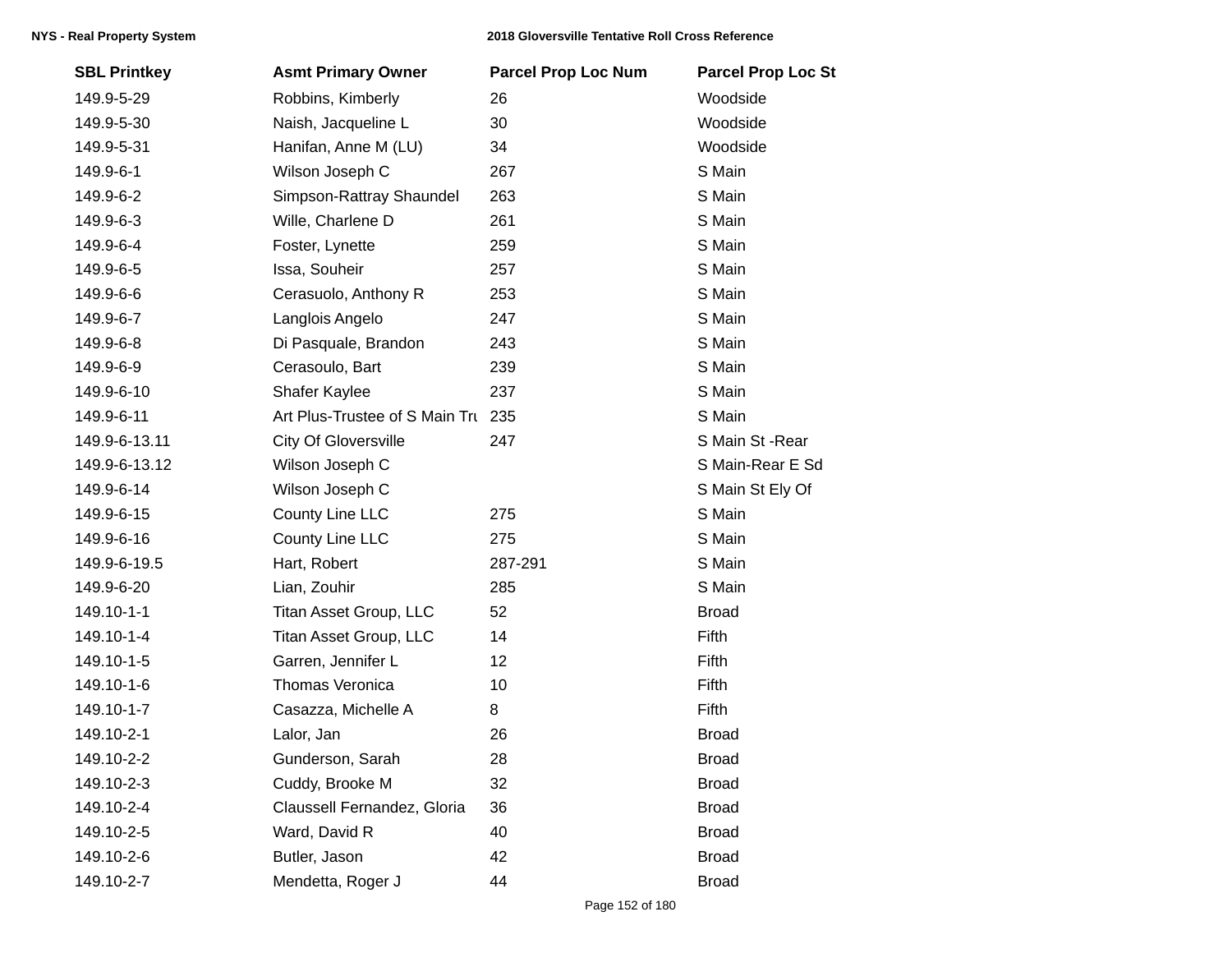| SBL Printkey | Asmt Primary Owner | Parcel Prop Loc Num | Parcel Prop Loc St |
|---|---|---|---|
| 149.9-5-29 | Robbins, Kimberly | 26 | Woodside |
| 149.9-5-30 | Naish, Jacqueline L | 30 | Woodside |
| 149.9-5-31 | Hanifan, Anne M (LU) | 34 | Woodside |
| 149.9-6-1 | Wilson Joseph C | 267 | S Main |
| 149.9-6-2 | Simpson-Rattray Shaundel | 263 | S Main |
| 149.9-6-3 | Wille, Charlene D | 261 | S Main |
| 149.9-6-4 | Foster, Lynette | 259 | S Main |
| 149.9-6-5 | Issa, Souheir | 257 | S Main |
| 149.9-6-6 | Cerasuolo, Anthony R | 253 | S Main |
| 149.9-6-7 | Langlois Angelo | 247 | S Main |
| 149.9-6-8 | Di Pasquale, Brandon | 243 | S Main |
| 149.9-6-9 | Cerasoulo, Bart | 239 | S Main |
| 149.9-6-10 | Shafer Kaylee | 237 | S Main |
| 149.9-6-11 | Art Plus-Trustee of S Main Tru | 235 | S Main |
| 149.9-6-13.11 | City Of Gloversville | 247 | S Main St -Rear |
| 149.9-6-13.12 | Wilson Joseph C | | S Main-Rear E Sd |
| 149.9-6-14 | Wilson Joseph C | | S Main St Ely Of |
| 149.9-6-15 | County Line LLC | 275 | S Main |
| 149.9-6-16 | County Line LLC | 275 | S Main |
| 149.9-6-19.5 | Hart, Robert | 287-291 | S Main |
| 149.9-6-20 | Lian, Zouhir | 285 | S Main |
| 149.10-1-1 | Titan Asset Group, LLC | 52 | Broad |
| 149.10-1-4 | Titan Asset Group, LLC | 14 | Fifth |
| 149.10-1-5 | Garren, Jennifer L | 12 | Fifth |
| 149.10-1-6 | Thomas Veronica | 10 | Fifth |
| 149.10-1-7 | Casazza, Michelle A | 8 | Fifth |
| 149.10-2-1 | Lalor, Jan | 26 | Broad |
| 149.10-2-2 | Gunderson, Sarah | 28 | Broad |
| 149.10-2-3 | Cuddy, Brooke M | 32 | Broad |
| 149.10-2-4 | Claussell Fernandez, Gloria | 36 | Broad |
| 149.10-2-5 | Ward, David R | 40 | Broad |
| 149.10-2-6 | Butler, Jason | 42 | Broad |
| 149.10-2-7 | Mendetta, Roger J | 44 | Broad |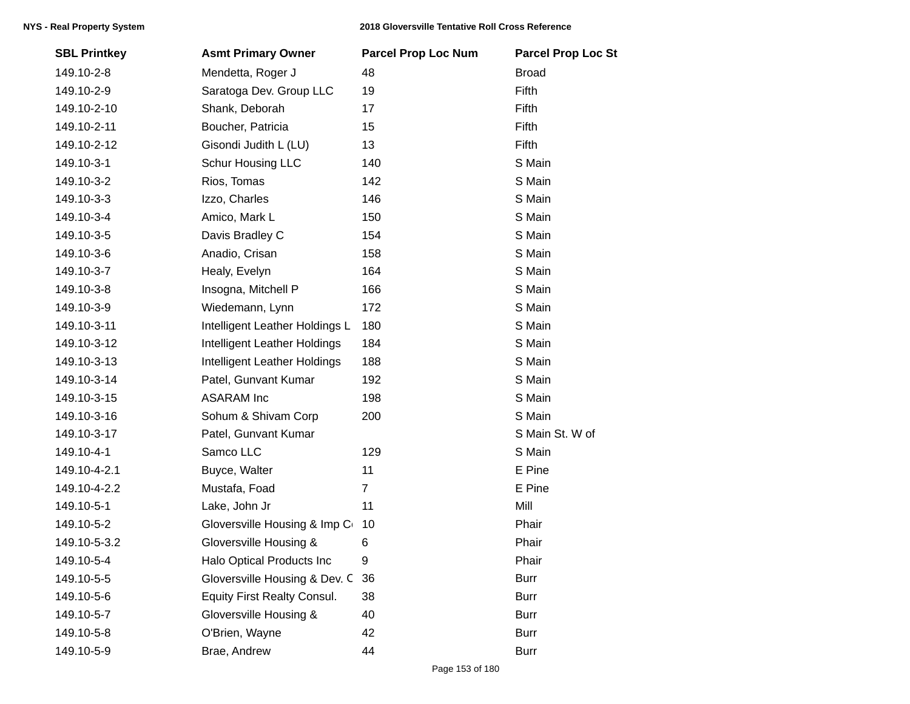| SBL Printkey | Asmt Primary Owner | Parcel Prop Loc Num | Parcel Prop Loc St |
|---|---|---|---|
| 149.10-2-8 | Mendetta, Roger J | 48 | Broad |
| 149.10-2-9 | Saratoga Dev. Group LLC | 19 | Fifth |
| 149.10-2-10 | Shank, Deborah | 17 | Fifth |
| 149.10-2-11 | Boucher, Patricia | 15 | Fifth |
| 149.10-2-12 | Gisondi Judith L (LU) | 13 | Fifth |
| 149.10-3-1 | Schur Housing LLC | 140 | S Main |
| 149.10-3-2 | Rios, Tomas | 142 | S Main |
| 149.10-3-3 | Izzo, Charles | 146 | S Main |
| 149.10-3-4 | Amico, Mark L | 150 | S Main |
| 149.10-3-5 | Davis Bradley C | 154 | S Main |
| 149.10-3-6 | Anadio, Crisan | 158 | S Main |
| 149.10-3-7 | Healy, Evelyn | 164 | S Main |
| 149.10-3-8 | Insogna, Mitchell P | 166 | S Main |
| 149.10-3-9 | Wiedemann, Lynn | 172 | S Main |
| 149.10-3-11 | Intelligent Leather Holdings L | 180 | S Main |
| 149.10-3-12 | Intelligent Leather Holdings | 184 | S Main |
| 149.10-3-13 | Intelligent Leather Holdings | 188 | S Main |
| 149.10-3-14 | Patel, Gunvant Kumar | 192 | S Main |
| 149.10-3-15 | ASARAM Inc | 198 | S Main |
| 149.10-3-16 | Sohum & Shivam Corp | 200 | S Main |
| 149.10-3-17 | Patel, Gunvant Kumar | | S Main St. W of |
| 149.10-4-1 | Samco LLC | 129 | S Main |
| 149.10-4-2.1 | Buyce, Walter | 11 | E Pine |
| 149.10-4-2.2 | Mustafa, Foad | 7 | E Pine |
| 149.10-5-1 | Lake, John Jr | 11 | Mill |
| 149.10-5-2 | Gloversville Housing & Imp Co | 10 | Phair |
| 149.10-5-3.2 | Gloversville Housing & | 6 | Phair |
| 149.10-5-4 | Halo Optical Products Inc | 9 | Phair |
| 149.10-5-5 | Gloversville Housing & Dev. C | 36 | Burr |
| 149.10-5-6 | Equity First Realty Consul. | 38 | Burr |
| 149.10-5-7 | Gloversville Housing & | 40 | Burr |
| 149.10-5-8 | O'Brien, Wayne | 42 | Burr |
| 149.10-5-9 | Brae, Andrew | 44 | Burr |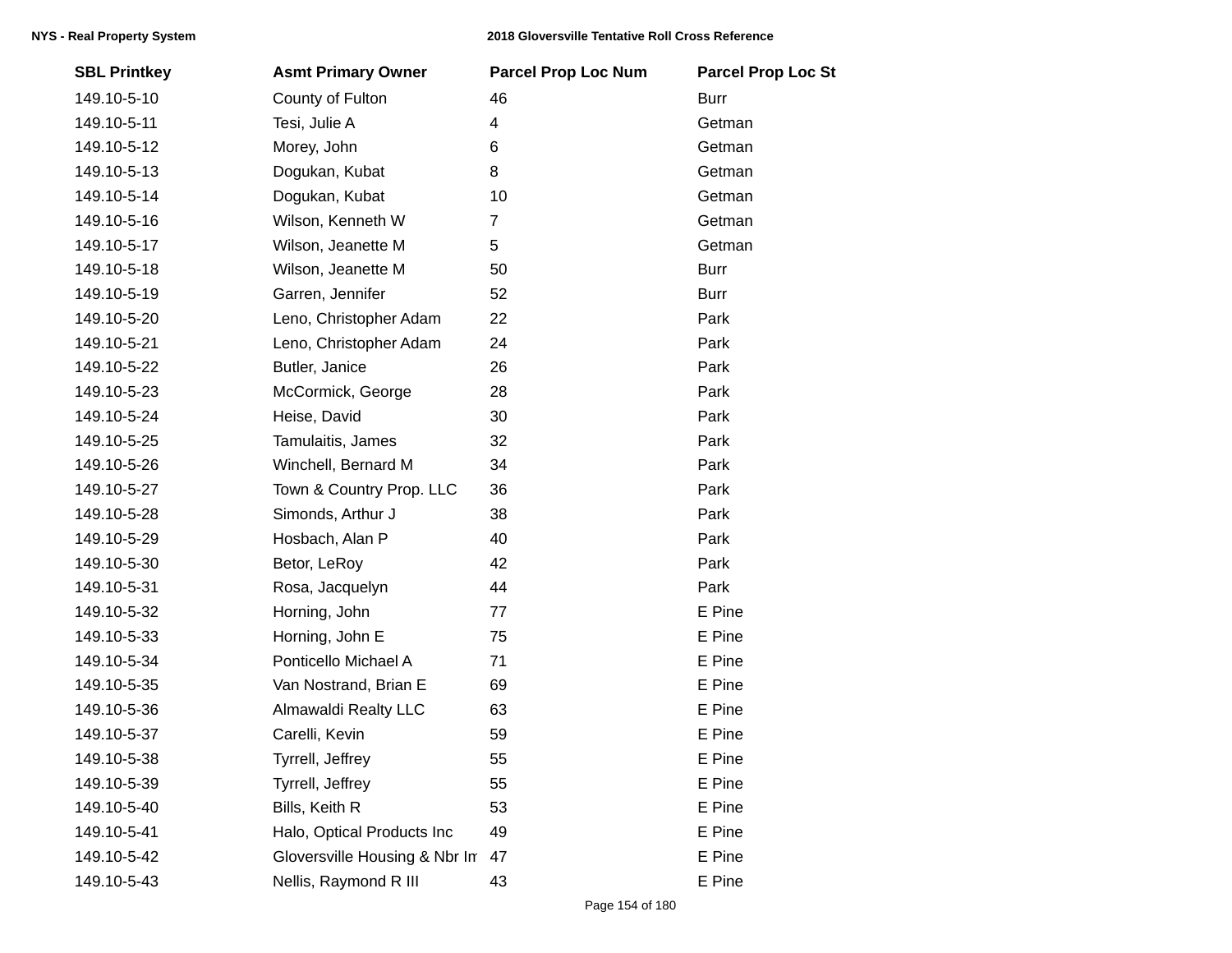| SBL Printkey | Asmt Primary Owner | Parcel Prop Loc Num | Parcel Prop Loc St |
|---|---|---|---|
| 149.10-5-10 | County of Fulton | 46 | Burr |
| 149.10-5-11 | Tesi, Julie A | 4 | Getman |
| 149.10-5-12 | Morey, John | 6 | Getman |
| 149.10-5-13 | Dogukan, Kubat | 8 | Getman |
| 149.10-5-14 | Dogukan, Kubat | 10 | Getman |
| 149.10-5-16 | Wilson, Kenneth W | 7 | Getman |
| 149.10-5-17 | Wilson, Jeanette M | 5 | Getman |
| 149.10-5-18 | Wilson, Jeanette M | 50 | Burr |
| 149.10-5-19 | Garren, Jennifer | 52 | Burr |
| 149.10-5-20 | Leno, Christopher Adam | 22 | Park |
| 149.10-5-21 | Leno, Christopher Adam | 24 | Park |
| 149.10-5-22 | Butler, Janice | 26 | Park |
| 149.10-5-23 | McCormick, George | 28 | Park |
| 149.10-5-24 | Heise, David | 30 | Park |
| 149.10-5-25 | Tamulaitis, James | 32 | Park |
| 149.10-5-26 | Winchell, Bernard M | 34 | Park |
| 149.10-5-27 | Town & Country Prop. LLC | 36 | Park |
| 149.10-5-28 | Simonds, Arthur J | 38 | Park |
| 149.10-5-29 | Hosbach, Alan P | 40 | Park |
| 149.10-5-30 | Betor, LeRoy | 42 | Park |
| 149.10-5-31 | Rosa, Jacquelyn | 44 | Park |
| 149.10-5-32 | Horning, John | 77 | E Pine |
| 149.10-5-33 | Horning, John E | 75 | E Pine |
| 149.10-5-34 | Ponticello Michael A | 71 | E Pine |
| 149.10-5-35 | Van Nostrand, Brian E | 69 | E Pine |
| 149.10-5-36 | Almawaldi Realty LLC | 63 | E Pine |
| 149.10-5-37 | Carelli, Kevin | 59 | E Pine |
| 149.10-5-38 | Tyrrell, Jeffrey | 55 | E Pine |
| 149.10-5-39 | Tyrrell, Jeffrey | 55 | E Pine |
| 149.10-5-40 | Bills, Keith R | 53 | E Pine |
| 149.10-5-41 | Halo, Optical Products Inc | 49 | E Pine |
| 149.10-5-42 | Gloversville Housing & Nbr Im | 47 | E Pine |
| 149.10-5-43 | Nellis, Raymond R III | 43 | E Pine |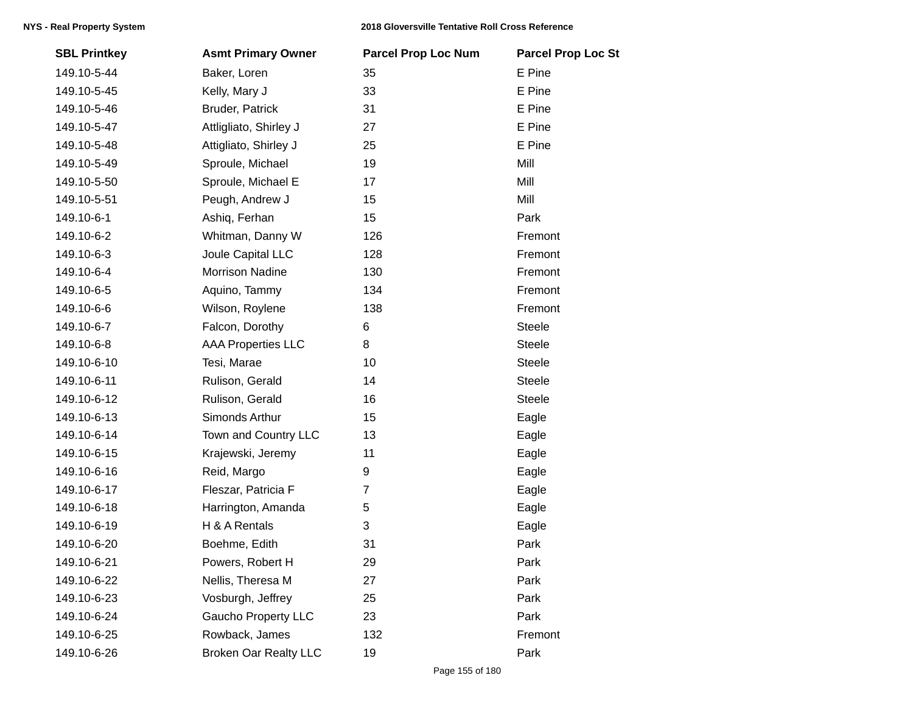| SBL Printkey | Asmt Primary Owner | Parcel Prop Loc Num | Parcel Prop Loc St |
| --- | --- | --- | --- |
| 149.10-5-44 | Baker, Loren | 35 | E Pine |
| 149.10-5-45 | Kelly, Mary J | 33 | E Pine |
| 149.10-5-46 | Bruder, Patrick | 31 | E Pine |
| 149.10-5-47 | Attligliato, Shirley J | 27 | E Pine |
| 149.10-5-48 | Attigliato, Shirley J | 25 | E Pine |
| 149.10-5-49 | Sproule, Michael | 19 | Mill |
| 149.10-5-50 | Sproule, Michael E | 17 | Mill |
| 149.10-5-51 | Peugh, Andrew J | 15 | Mill |
| 149.10-6-1 | Ashiq, Ferhan | 15 | Park |
| 149.10-6-2 | Whitman, Danny W | 126 | Fremont |
| 149.10-6-3 | Joule Capital LLC | 128 | Fremont |
| 149.10-6-4 | Morrison Nadine | 130 | Fremont |
| 149.10-6-5 | Aquino, Tammy | 134 | Fremont |
| 149.10-6-6 | Wilson, Roylene | 138 | Fremont |
| 149.10-6-7 | Falcon, Dorothy | 6 | Steele |
| 149.10-6-8 | AAA Properties LLC | 8 | Steele |
| 149.10-6-10 | Tesi, Marae | 10 | Steele |
| 149.10-6-11 | Rulison, Gerald | 14 | Steele |
| 149.10-6-12 | Rulison, Gerald | 16 | Steele |
| 149.10-6-13 | Simonds Arthur | 15 | Eagle |
| 149.10-6-14 | Town and Country LLC | 13 | Eagle |
| 149.10-6-15 | Krajewski, Jeremy | 11 | Eagle |
| 149.10-6-16 | Reid, Margo | 9 | Eagle |
| 149.10-6-17 | Fleszar, Patricia F | 7 | Eagle |
| 149.10-6-18 | Harrington, Amanda | 5 | Eagle |
| 149.10-6-19 | H & A Rentals | 3 | Eagle |
| 149.10-6-20 | Boehme, Edith | 31 | Park |
| 149.10-6-21 | Powers, Robert H | 29 | Park |
| 149.10-6-22 | Nellis, Theresa M | 27 | Park |
| 149.10-6-23 | Vosburgh, Jeffrey | 25 | Park |
| 149.10-6-24 | Gaucho Property LLC | 23 | Park |
| 149.10-6-25 | Rowback, James | 132 | Fremont |
| 149.10-6-26 | Broken Oar Realty LLC | 19 | Park |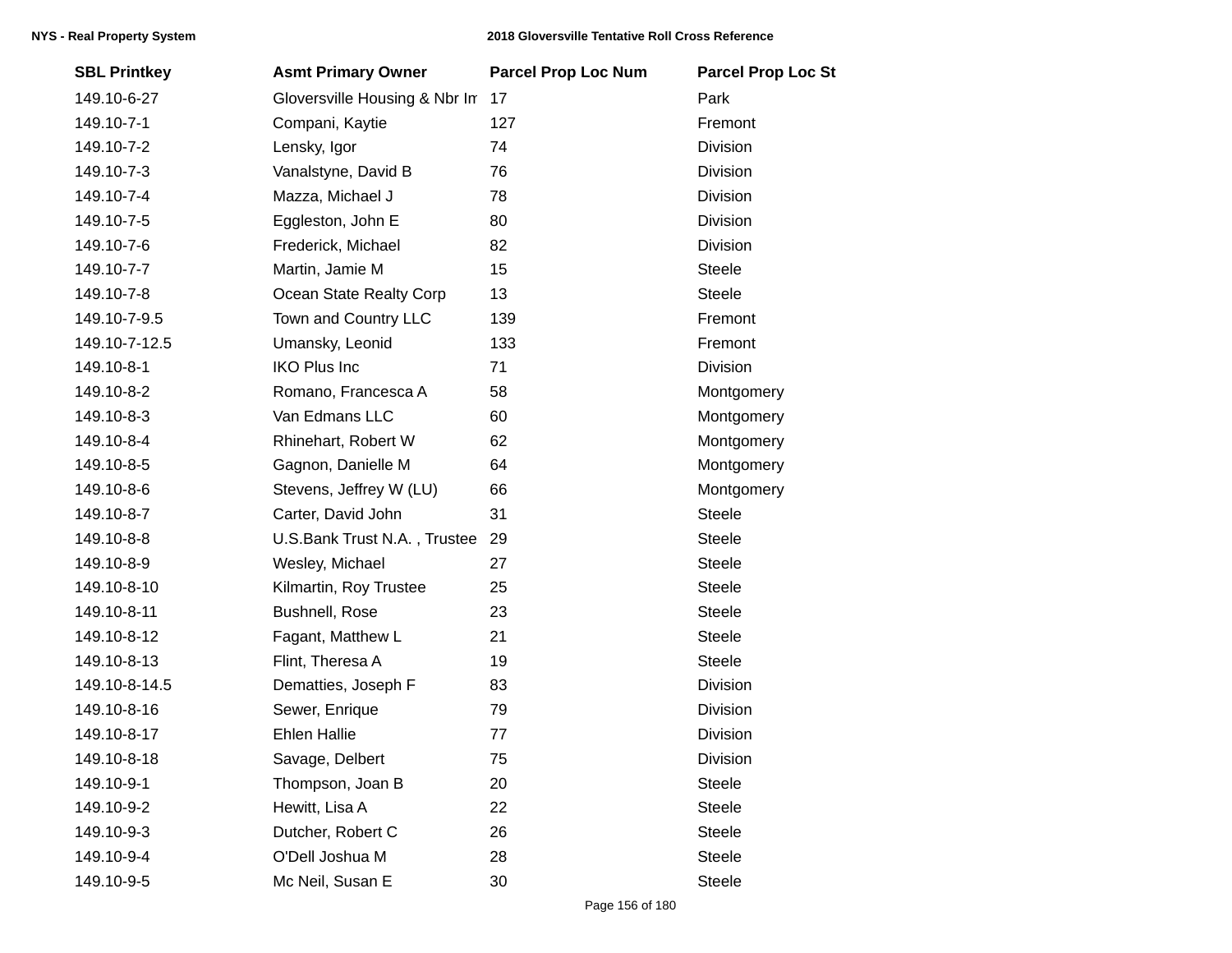| SBL Printkey | Asmt Primary Owner | Parcel Prop Loc Num | Parcel Prop Loc St |
|---|---|---|---|
| 149.10-6-27 | Gloversville Housing & Nbr Im | 17 | Park |
| 149.10-7-1 | Compani, Kaytie | 127 | Fremont |
| 149.10-7-2 | Lensky, Igor | 74 | Division |
| 149.10-7-3 | Vanalstyne, David B | 76 | Division |
| 149.10-7-4 | Mazza, Michael J | 78 | Division |
| 149.10-7-5 | Eggleston, John E | 80 | Division |
| 149.10-7-6 | Frederick, Michael | 82 | Division |
| 149.10-7-7 | Martin, Jamie M | 15 | Steele |
| 149.10-7-8 | Ocean State Realty Corp | 13 | Steele |
| 149.10-7-9.5 | Town and Country LLC | 139 | Fremont |
| 149.10-7-12.5 | Umansky, Leonid | 133 | Fremont |
| 149.10-8-1 | IKO Plus Inc | 71 | Division |
| 149.10-8-2 | Romano, Francesca A | 58 | Montgomery |
| 149.10-8-3 | Van Edmans LLC | 60 | Montgomery |
| 149.10-8-4 | Rhinehart, Robert W | 62 | Montgomery |
| 149.10-8-5 | Gagnon, Danielle M | 64 | Montgomery |
| 149.10-8-6 | Stevens, Jeffrey W (LU) | 66 | Montgomery |
| 149.10-8-7 | Carter, David John | 31 | Steele |
| 149.10-8-8 | U.S.Bank Trust N.A. , Trustee | 29 | Steele |
| 149.10-8-9 | Wesley, Michael | 27 | Steele |
| 149.10-8-10 | Kilmartin, Roy Trustee | 25 | Steele |
| 149.10-8-11 | Bushnell, Rose | 23 | Steele |
| 149.10-8-12 | Fagant, Matthew L | 21 | Steele |
| 149.10-8-13 | Flint, Theresa A | 19 | Steele |
| 149.10-8-14.5 | Dematties, Joseph F | 83 | Division |
| 149.10-8-16 | Sewer, Enrique | 79 | Division |
| 149.10-8-17 | Ehlen Hallie | 77 | Division |
| 149.10-8-18 | Savage, Delbert | 75 | Division |
| 149.10-9-1 | Thompson, Joan B | 20 | Steele |
| 149.10-9-2 | Hewitt, Lisa A | 22 | Steele |
| 149.10-9-3 | Dutcher, Robert C | 26 | Steele |
| 149.10-9-4 | O'Dell Joshua M | 28 | Steele |
| 149.10-9-5 | Mc Neil, Susan E | 30 | Steele |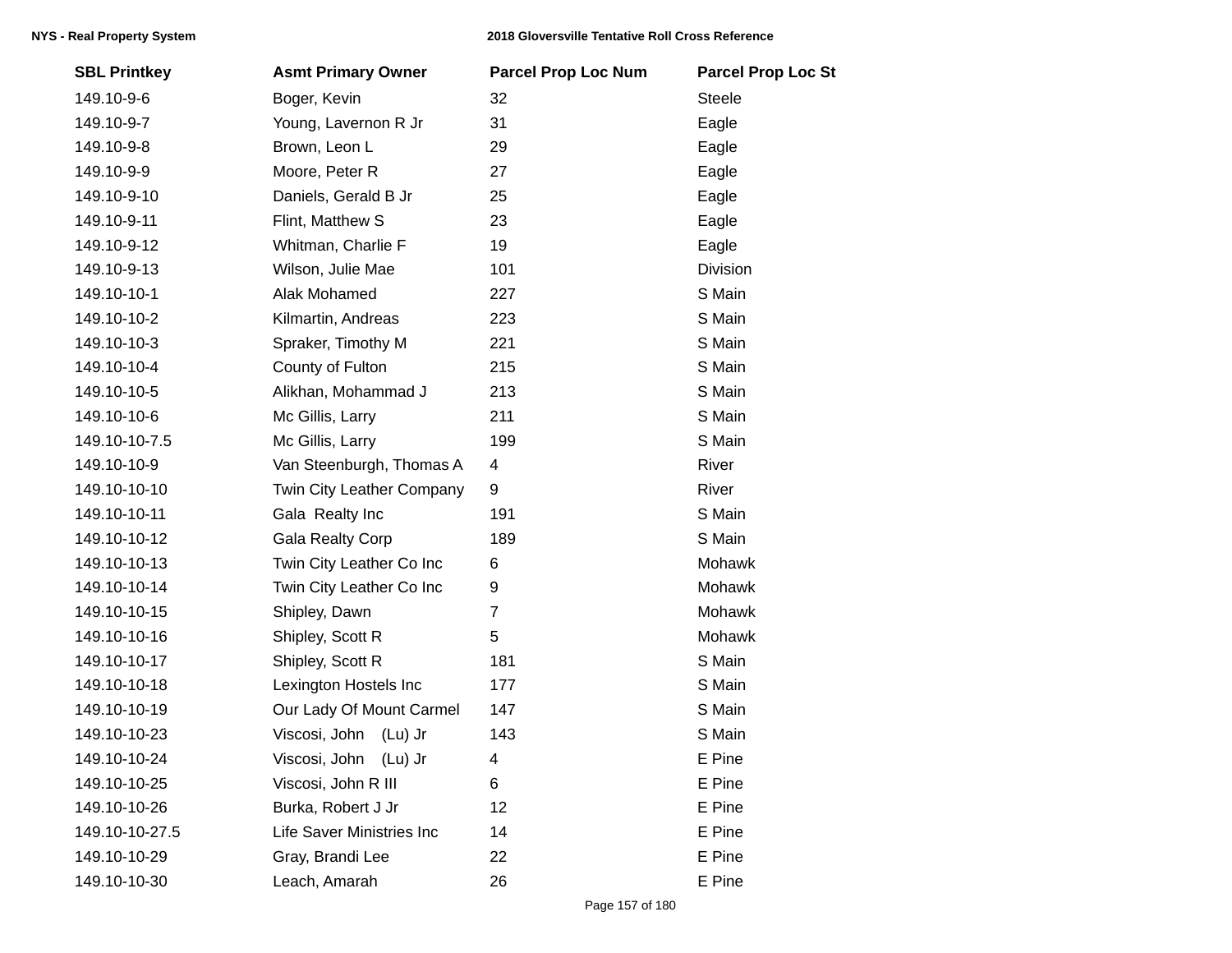| SBL Printkey | Asmt Primary Owner | Parcel Prop Loc Num | Parcel Prop Loc St |
|---|---|---|---|
| 149.10-9-6 | Boger, Kevin | 32 | Steele |
| 149.10-9-7 | Young, Lavernon R Jr | 31 | Eagle |
| 149.10-9-8 | Brown, Leon L | 29 | Eagle |
| 149.10-9-9 | Moore, Peter R | 27 | Eagle |
| 149.10-9-10 | Daniels, Gerald B Jr | 25 | Eagle |
| 149.10-9-11 | Flint, Matthew S | 23 | Eagle |
| 149.10-9-12 | Whitman, Charlie F | 19 | Eagle |
| 149.10-9-13 | Wilson, Julie Mae | 101 | Division |
| 149.10-10-1 | Alak Mohamed | 227 | S Main |
| 149.10-10-2 | Kilmartin, Andreas | 223 | S Main |
| 149.10-10-3 | Spraker, Timothy M | 221 | S Main |
| 149.10-10-4 | County of Fulton | 215 | S Main |
| 149.10-10-5 | Alikhan, Mohammad J | 213 | S Main |
| 149.10-10-6 | Mc Gillis, Larry | 211 | S Main |
| 149.10-10-7.5 | Mc Gillis, Larry | 199 | S Main |
| 149.10-10-9 | Van Steenburgh, Thomas A | 4 | River |
| 149.10-10-10 | Twin City Leather Company | 9 | River |
| 149.10-10-11 | Gala Realty Inc | 191 | S Main |
| 149.10-10-12 | Gala Realty Corp | 189 | S Main |
| 149.10-10-13 | Twin City Leather Co Inc | 6 | Mohawk |
| 149.10-10-14 | Twin City Leather Co Inc | 9 | Mohawk |
| 149.10-10-15 | Shipley, Dawn | 7 | Mohawk |
| 149.10-10-16 | Shipley, Scott R | 5 | Mohawk |
| 149.10-10-17 | Shipley, Scott R | 181 | S Main |
| 149.10-10-18 | Lexington Hostels Inc | 177 | S Main |
| 149.10-10-19 | Our Lady Of Mount Carmel | 147 | S Main |
| 149.10-10-23 | Viscosi, John (Lu) Jr | 143 | S Main |
| 149.10-10-24 | Viscosi, John (Lu) Jr | 4 | E Pine |
| 149.10-10-25 | Viscosi, John R III | 6 | E Pine |
| 149.10-10-26 | Burka, Robert J Jr | 12 | E Pine |
| 149.10-10-27.5 | Life Saver Ministries Inc | 14 | E Pine |
| 149.10-10-29 | Gray, Brandi Lee | 22 | E Pine |
| 149.10-10-30 | Leach, Amarah | 26 | E Pine |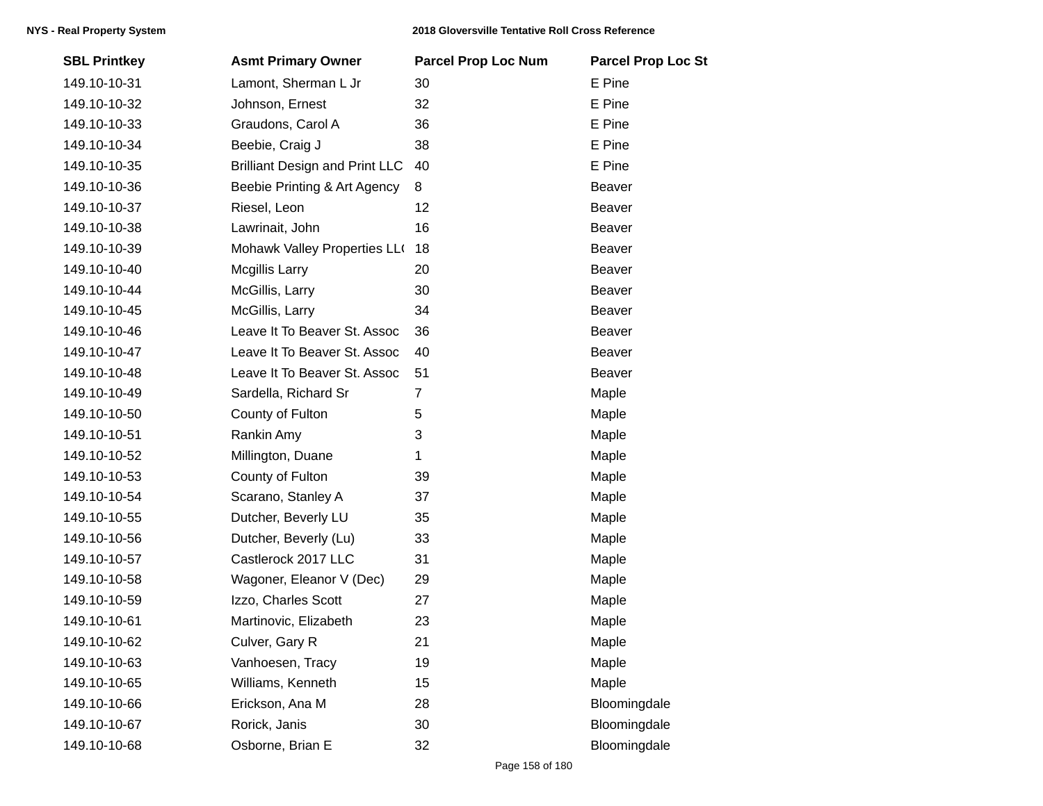| SBL Printkey | Asmt Primary Owner | Parcel Prop Loc Num | Parcel Prop Loc St |
|---|---|---|---|
| 149.10-10-31 | Lamont, Sherman L Jr | 30 | E Pine |
| 149.10-10-32 | Johnson, Ernest | 32 | E Pine |
| 149.10-10-33 | Graudons, Carol A | 36 | E Pine |
| 149.10-10-34 | Beebie, Craig J | 38 | E Pine |
| 149.10-10-35 | Brilliant Design and Print LLC | 40 | E Pine |
| 149.10-10-36 | Beebie Printing & Art Agency | 8 | Beaver |
| 149.10-10-37 | Riesel, Leon | 12 | Beaver |
| 149.10-10-38 | Lawrinait, John | 16 | Beaver |
| 149.10-10-39 | Mohawk Valley Properties LL( | 18 | Beaver |
| 149.10-10-40 | Mcgillis Larry | 20 | Beaver |
| 149.10-10-44 | McGillis, Larry | 30 | Beaver |
| 149.10-10-45 | McGillis, Larry | 34 | Beaver |
| 149.10-10-46 | Leave It To Beaver St. Assoc | 36 | Beaver |
| 149.10-10-47 | Leave It To Beaver St. Assoc | 40 | Beaver |
| 149.10-10-48 | Leave It To Beaver St. Assoc | 51 | Beaver |
| 149.10-10-49 | Sardella, Richard Sr | 7 | Maple |
| 149.10-10-50 | County of Fulton | 5 | Maple |
| 149.10-10-51 | Rankin Amy | 3 | Maple |
| 149.10-10-52 | Millington, Duane | 1 | Maple |
| 149.10-10-53 | County of Fulton | 39 | Maple |
| 149.10-10-54 | Scarano, Stanley A | 37 | Maple |
| 149.10-10-55 | Dutcher, Beverly LU | 35 | Maple |
| 149.10-10-56 | Dutcher, Beverly (Lu) | 33 | Maple |
| 149.10-10-57 | Castlerock 2017 LLC | 31 | Maple |
| 149.10-10-58 | Wagoner, Eleanor V (Dec) | 29 | Maple |
| 149.10-10-59 | Izzo, Charles Scott | 27 | Maple |
| 149.10-10-61 | Martinovic, Elizabeth | 23 | Maple |
| 149.10-10-62 | Culver, Gary R | 21 | Maple |
| 149.10-10-63 | Vanhoesen, Tracy | 19 | Maple |
| 149.10-10-65 | Williams, Kenneth | 15 | Maple |
| 149.10-10-66 | Erickson, Ana M | 28 | Bloomingdale |
| 149.10-10-67 | Rorick, Janis | 30 | Bloomingdale |
| 149.10-10-68 | Osborne, Brian E | 32 | Bloomingdale |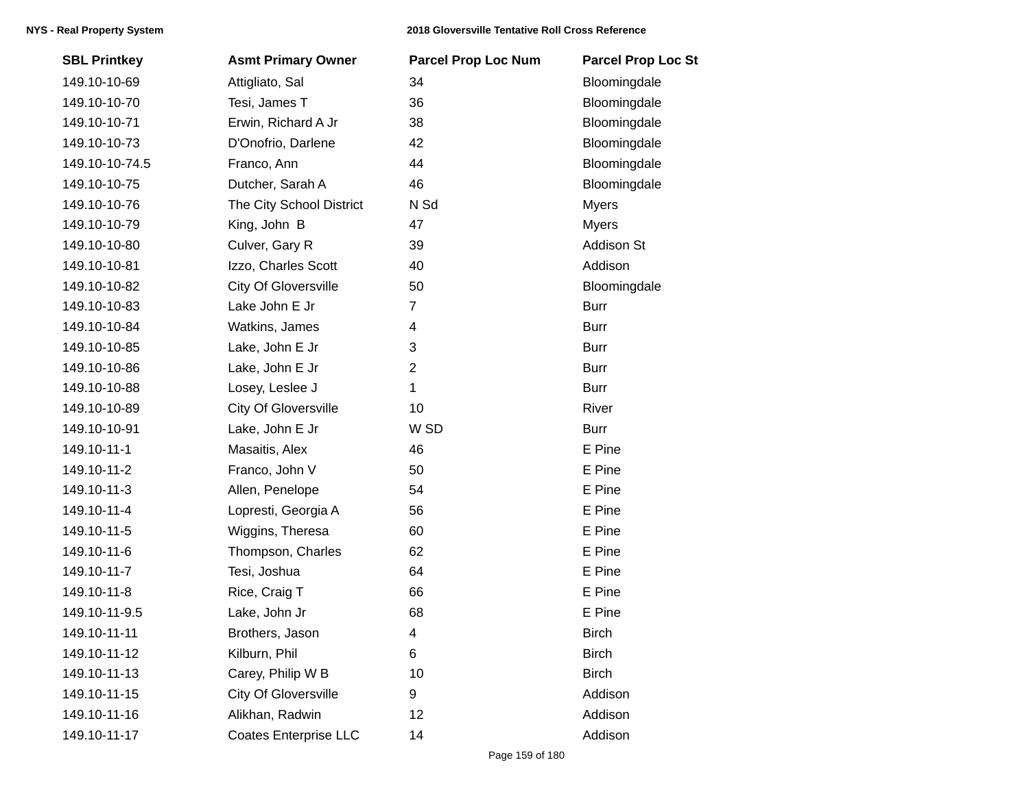| SBL Printkey | Asmt Primary Owner | Parcel Prop Loc Num | Parcel Prop Loc St |
|---|---|---|---|
| 149.10-10-69 | Attigliato, Sal | 34 | Bloomingdale |
| 149.10-10-70 | Tesi, James T | 36 | Bloomingdale |
| 149.10-10-71 | Erwin, Richard A Jr | 38 | Bloomingdale |
| 149.10-10-73 | D'Onofrio, Darlene | 42 | Bloomingdale |
| 149.10-10-74.5 | Franco, Ann | 44 | Bloomingdale |
| 149.10-10-75 | Dutcher, Sarah A | 46 | Bloomingdale |
| 149.10-10-76 | The City School District | N Sd | Myers |
| 149.10-10-79 | King, John B | 47 | Myers |
| 149.10-10-80 | Culver, Gary R | 39 | Addison St |
| 149.10-10-81 | Izzo, Charles Scott | 40 | Addison |
| 149.10-10-82 | City Of Gloversville | 50 | Bloomingdale |
| 149.10-10-83 | Lake John E Jr | 7 | Burr |
| 149.10-10-84 | Watkins, James | 4 | Burr |
| 149.10-10-85 | Lake, John E Jr | 3 | Burr |
| 149.10-10-86 | Lake, John E Jr | 2 | Burr |
| 149.10-10-88 | Losey, Leslee J | 1 | Burr |
| 149.10-10-89 | City Of Gloversville | 10 | River |
| 149.10-10-91 | Lake, John E Jr | W SD | Burr |
| 149.10-11-1 | Masaitis, Alex | 46 | E Pine |
| 149.10-11-2 | Franco, John V | 50 | E Pine |
| 149.10-11-3 | Allen, Penelope | 54 | E Pine |
| 149.10-11-4 | Lopresti, Georgia A | 56 | E Pine |
| 149.10-11-5 | Wiggins, Theresa | 60 | E Pine |
| 149.10-11-6 | Thompson, Charles | 62 | E Pine |
| 149.10-11-7 | Tesi, Joshua | 64 | E Pine |
| 149.10-11-8 | Rice, Craig T | 66 | E Pine |
| 149.10-11-9.5 | Lake, John Jr | 68 | E Pine |
| 149.10-11-11 | Brothers, Jason | 4 | Birch |
| 149.10-11-12 | Kilburn, Phil | 6 | Birch |
| 149.10-11-13 | Carey, Philip W B | 10 | Birch |
| 149.10-11-15 | City Of Gloversville | 9 | Addison |
| 149.10-11-16 | Alikhan, Radwin | 12 | Addison |
| 149.10-11-17 | Coates Enterprise LLC | 14 | Addison |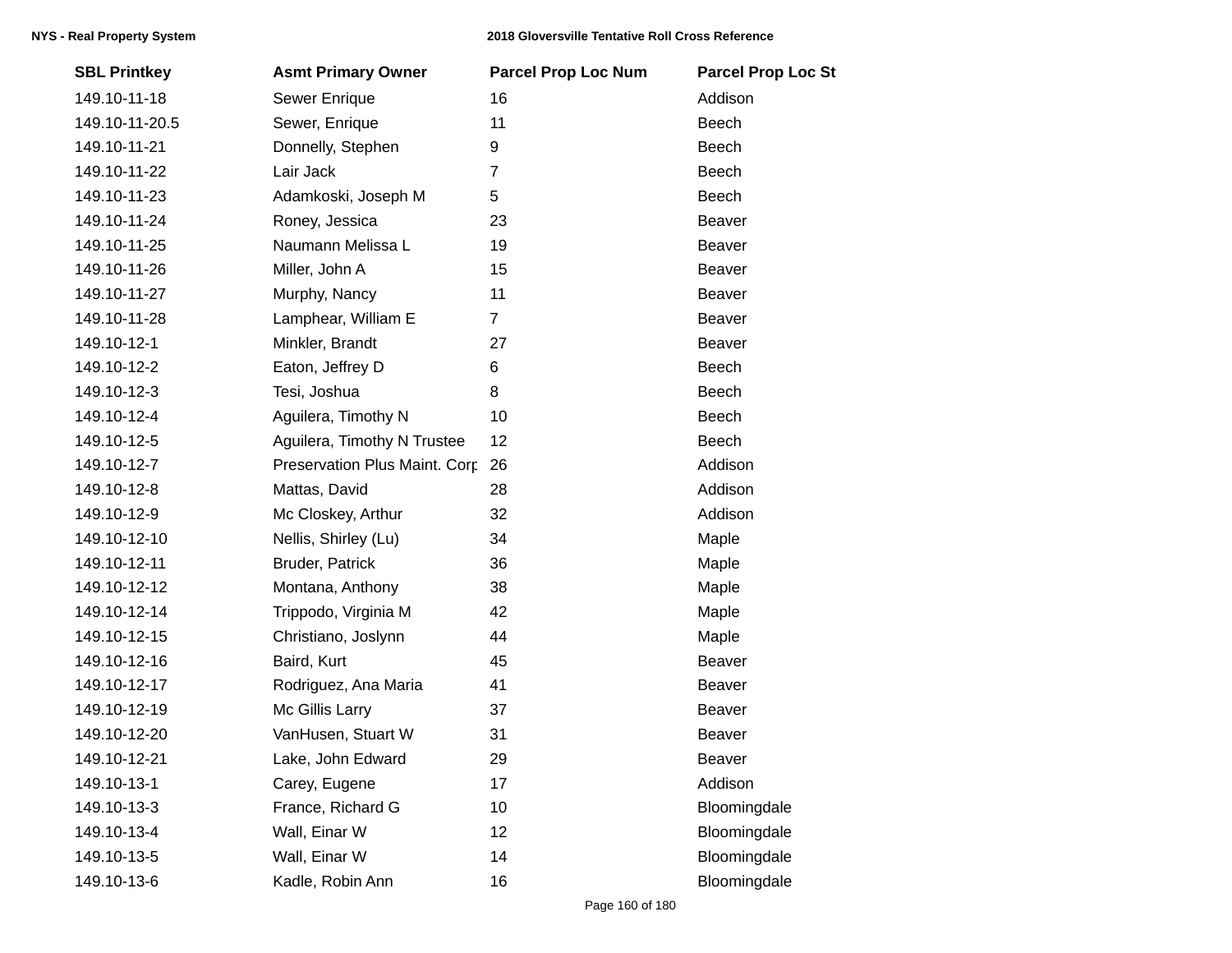| SBL Printkey | Asmt Primary Owner | Parcel Prop Loc Num | Parcel Prop Loc St |
|---|---|---|---|
| 149.10-11-18 | Sewer Enrique | 16 | Addison |
| 149.10-11-20.5 | Sewer, Enrique | 11 | Beech |
| 149.10-11-21 | Donnelly, Stephen | 9 | Beech |
| 149.10-11-22 | Lair Jack | 7 | Beech |
| 149.10-11-23 | Adamkoski, Joseph M | 5 | Beech |
| 149.10-11-24 | Roney, Jessica | 23 | Beaver |
| 149.10-11-25 | Naumann Melissa L | 19 | Beaver |
| 149.10-11-26 | Miller, John A | 15 | Beaver |
| 149.10-11-27 | Murphy, Nancy | 11 | Beaver |
| 149.10-11-28 | Lamphear, William E | 7 | Beaver |
| 149.10-12-1 | Minkler, Brandt | 27 | Beaver |
| 149.10-12-2 | Eaton, Jeffrey D | 6 | Beech |
| 149.10-12-3 | Tesi, Joshua | 8 | Beech |
| 149.10-12-4 | Aguilera, Timothy N | 10 | Beech |
| 149.10-12-5 | Aguilera, Timothy N Trustee | 12 | Beech |
| 149.10-12-7 | Preservation Plus Maint. Corp | 26 | Addison |
| 149.10-12-8 | Mattas, David | 28 | Addison |
| 149.10-12-9 | Mc Closkey, Arthur | 32 | Addison |
| 149.10-12-10 | Nellis, Shirley (Lu) | 34 | Maple |
| 149.10-12-11 | Bruder, Patrick | 36 | Maple |
| 149.10-12-12 | Montana, Anthony | 38 | Maple |
| 149.10-12-14 | Trippodo, Virginia M | 42 | Maple |
| 149.10-12-15 | Christiano, Joslynn | 44 | Maple |
| 149.10-12-16 | Baird, Kurt | 45 | Beaver |
| 149.10-12-17 | Rodriguez, Ana Maria | 41 | Beaver |
| 149.10-12-19 | Mc Gillis Larry | 37 | Beaver |
| 149.10-12-20 | VanHusen, Stuart W | 31 | Beaver |
| 149.10-12-21 | Lake, John Edward | 29 | Beaver |
| 149.10-13-1 | Carey, Eugene | 17 | Addison |
| 149.10-13-3 | France, Richard G | 10 | Bloomingdale |
| 149.10-13-4 | Wall, Einar W | 12 | Bloomingdale |
| 149.10-13-5 | Wall, Einar W | 14 | Bloomingdale |
| 149.10-13-6 | Kadle, Robin Ann | 16 | Bloomingdale |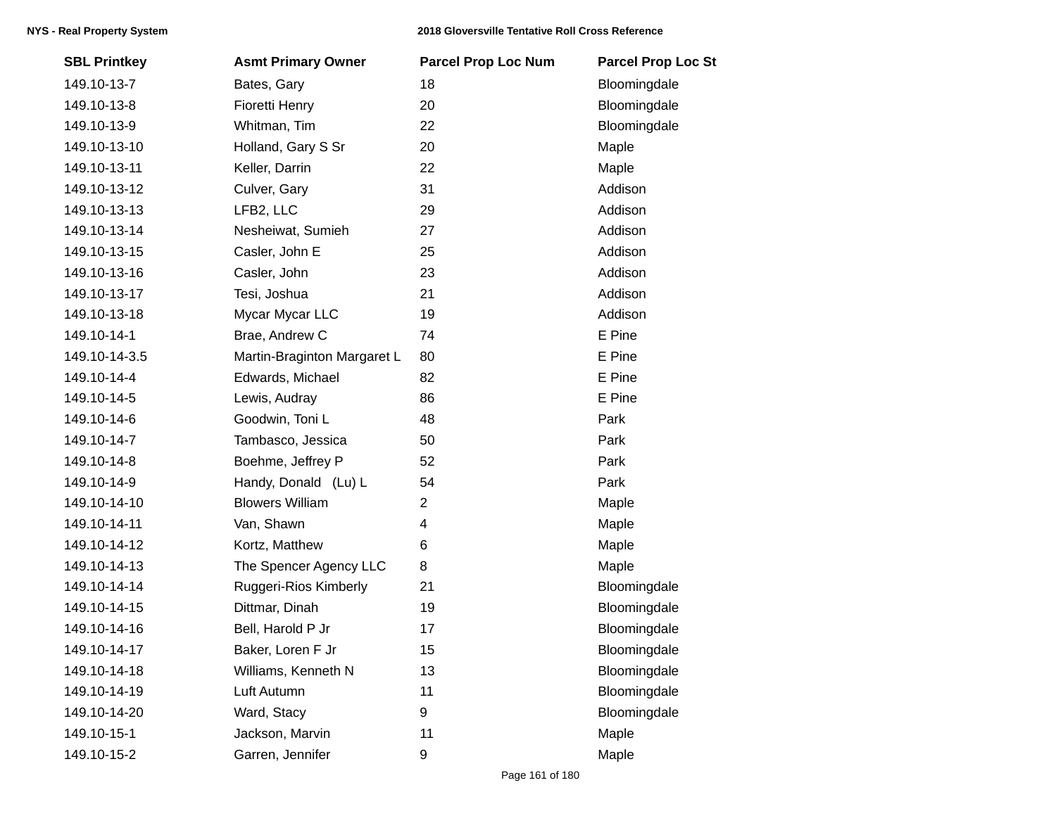| SBL Printkey | Asmt Primary Owner | Parcel Prop Loc Num | Parcel Prop Loc St |
|---|---|---|---|
| 149.10-13-7 | Bates, Gary | 18 | Bloomingdale |
| 149.10-13-8 | Fioretti Henry | 20 | Bloomingdale |
| 149.10-13-9 | Whitman, Tim | 22 | Bloomingdale |
| 149.10-13-10 | Holland, Gary S Sr | 20 | Maple |
| 149.10-13-11 | Keller, Darrin | 22 | Maple |
| 149.10-13-12 | Culver, Gary | 31 | Addison |
| 149.10-13-13 | LFB2, LLC | 29 | Addison |
| 149.10-13-14 | Nesheiwat, Sumieh | 27 | Addison |
| 149.10-13-15 | Casler, John E | 25 | Addison |
| 149.10-13-16 | Casler, John | 23 | Addison |
| 149.10-13-17 | Tesi, Joshua | 21 | Addison |
| 149.10-13-18 | Mycar Mycar LLC | 19 | Addison |
| 149.10-14-1 | Brae, Andrew C | 74 | E Pine |
| 149.10-14-3.5 | Martin-Braginton Margaret L | 80 | E Pine |
| 149.10-14-4 | Edwards, Michael | 82 | E Pine |
| 149.10-14-5 | Lewis, Audray | 86 | E Pine |
| 149.10-14-6 | Goodwin, Toni L | 48 | Park |
| 149.10-14-7 | Tambasco, Jessica | 50 | Park |
| 149.10-14-8 | Boehme, Jeffrey P | 52 | Park |
| 149.10-14-9 | Handy, Donald (Lu) L | 54 | Park |
| 149.10-14-10 | Blowers William | 2 | Maple |
| 149.10-14-11 | Van, Shawn | 4 | Maple |
| 149.10-14-12 | Kortz, Matthew | 6 | Maple |
| 149.10-14-13 | The Spencer Agency LLC | 8 | Maple |
| 149.10-14-14 | Ruggeri-Rios Kimberly | 21 | Bloomingdale |
| 149.10-14-15 | Dittmar, Dinah | 19 | Bloomingdale |
| 149.10-14-16 | Bell, Harold P Jr | 17 | Bloomingdale |
| 149.10-14-17 | Baker, Loren F Jr | 15 | Bloomingdale |
| 149.10-14-18 | Williams, Kenneth N | 13 | Bloomingdale |
| 149.10-14-19 | Luft Autumn | 11 | Bloomingdale |
| 149.10-14-20 | Ward, Stacy | 9 | Bloomingdale |
| 149.10-15-1 | Jackson, Marvin | 11 | Maple |
| 149.10-15-2 | Garren, Jennifer | 9 | Maple |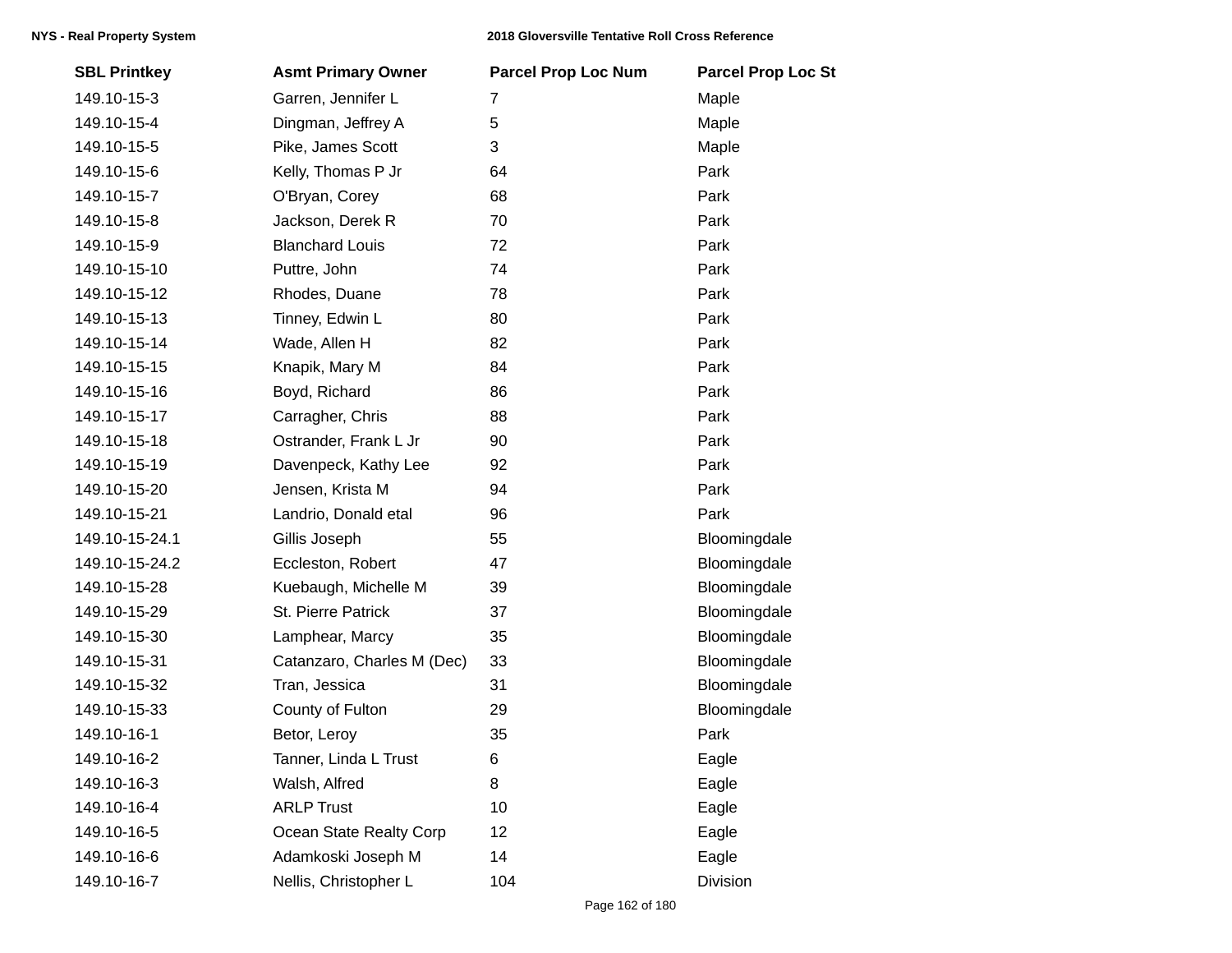| SBL Printkey | Asmt Primary Owner | Parcel Prop Loc Num | Parcel Prop Loc St |
|---|---|---|---|
| 149.10-15-3 | Garren, Jennifer L | 7 | Maple |
| 149.10-15-4 | Dingman, Jeffrey A | 5 | Maple |
| 149.10-15-5 | Pike, James Scott | 3 | Maple |
| 149.10-15-6 | Kelly, Thomas P Jr | 64 | Park |
| 149.10-15-7 | O'Bryan, Corey | 68 | Park |
| 149.10-15-8 | Jackson, Derek R | 70 | Park |
| 149.10-15-9 | Blanchard Louis | 72 | Park |
| 149.10-15-10 | Puttre, John | 74 | Park |
| 149.10-15-12 | Rhodes, Duane | 78 | Park |
| 149.10-15-13 | Tinney, Edwin L | 80 | Park |
| 149.10-15-14 | Wade, Allen H | 82 | Park |
| 149.10-15-15 | Knapik, Mary M | 84 | Park |
| 149.10-15-16 | Boyd, Richard | 86 | Park |
| 149.10-15-17 | Carragher, Chris | 88 | Park |
| 149.10-15-18 | Ostrander, Frank L Jr | 90 | Park |
| 149.10-15-19 | Davenpeck, Kathy Lee | 92 | Park |
| 149.10-15-20 | Jensen, Krista M | 94 | Park |
| 149.10-15-21 | Landrio, Donald etal | 96 | Park |
| 149.10-15-24.1 | Gillis Joseph | 55 | Bloomingdale |
| 149.10-15-24.2 | Eccleston, Robert | 47 | Bloomingdale |
| 149.10-15-28 | Kuebaugh, Michelle M | 39 | Bloomingdale |
| 149.10-15-29 | St. Pierre Patrick | 37 | Bloomingdale |
| 149.10-15-30 | Lamphear, Marcy | 35 | Bloomingdale |
| 149.10-15-31 | Catanzaro, Charles M (Dec) | 33 | Bloomingdale |
| 149.10-15-32 | Tran, Jessica | 31 | Bloomingdale |
| 149.10-15-33 | County of Fulton | 29 | Bloomingdale |
| 149.10-16-1 | Betor, Leroy | 35 | Park |
| 149.10-16-2 | Tanner, Linda L Trust | 6 | Eagle |
| 149.10-16-3 | Walsh, Alfred | 8 | Eagle |
| 149.10-16-4 | ARLP Trust | 10 | Eagle |
| 149.10-16-5 | Ocean State Realty Corp | 12 | Eagle |
| 149.10-16-6 | Adamkoski Joseph M | 14 | Eagle |
| 149.10-16-7 | Nellis, Christopher L | 104 | Division |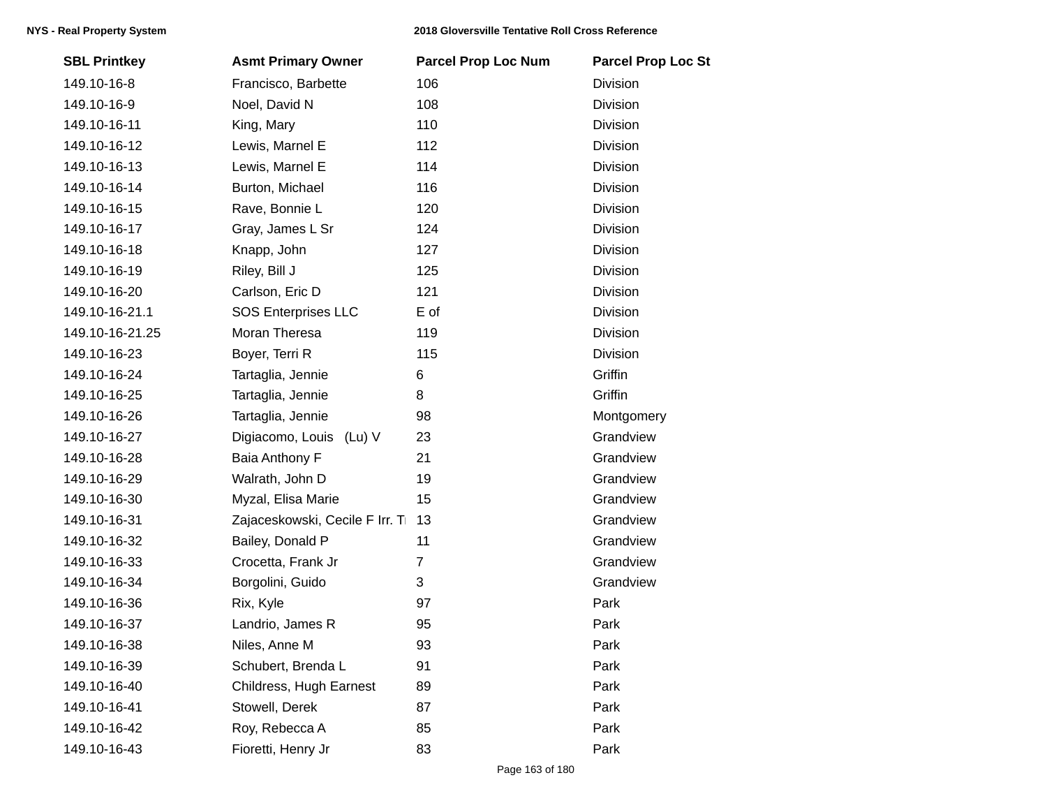| SBL Printkey | Asmt Primary Owner | Parcel Prop Loc Num | Parcel Prop Loc St |
|---|---|---|---|
| 149.10-16-8 | Francisco, Barbette | 106 | Division |
| 149.10-16-9 | Noel, David N | 108 | Division |
| 149.10-16-11 | King, Mary | 110 | Division |
| 149.10-16-12 | Lewis, Marnel E | 112 | Division |
| 149.10-16-13 | Lewis, Marnel E | 114 | Division |
| 149.10-16-14 | Burton, Michael | 116 | Division |
| 149.10-16-15 | Rave, Bonnie L | 120 | Division |
| 149.10-16-17 | Gray, James L Sr | 124 | Division |
| 149.10-16-18 | Knapp, John | 127 | Division |
| 149.10-16-19 | Riley, Bill J | 125 | Division |
| 149.10-16-20 | Carlson, Eric D | 121 | Division |
| 149.10-16-21.1 | SOS Enterprises LLC | E of | Division |
| 149.10-16-21.25 | Moran Theresa | 119 | Division |
| 149.10-16-23 | Boyer, Terri R | 115 | Division |
| 149.10-16-24 | Tartaglia, Jennie | 6 | Griffin |
| 149.10-16-25 | Tartaglia, Jennie | 8 | Griffin |
| 149.10-16-26 | Tartaglia, Jennie | 98 | Montgomery |
| 149.10-16-27 | Digiacomo, Louis (Lu) V | 23 | Grandview |
| 149.10-16-28 | Baia Anthony F | 21 | Grandview |
| 149.10-16-29 | Walrath, John D | 19 | Grandview |
| 149.10-16-30 | Myzal, Elisa Marie | 15 | Grandview |
| 149.10-16-31 | Zajaceskowski, Cecile F Irr. Tr | 13 | Grandview |
| 149.10-16-32 | Bailey, Donald P | 11 | Grandview |
| 149.10-16-33 | Crocetta, Frank Jr | 7 | Grandview |
| 149.10-16-34 | Borgolini, Guido | 3 | Grandview |
| 149.10-16-36 | Rix, Kyle | 97 | Park |
| 149.10-16-37 | Landrio, James R | 95 | Park |
| 149.10-16-38 | Niles, Anne M | 93 | Park |
| 149.10-16-39 | Schubert, Brenda L | 91 | Park |
| 149.10-16-40 | Childress, Hugh Earnest | 89 | Park |
| 149.10-16-41 | Stowell, Derek | 87 | Park |
| 149.10-16-42 | Roy, Rebecca A | 85 | Park |
| 149.10-16-43 | Fioretti, Henry Jr | 83 | Park |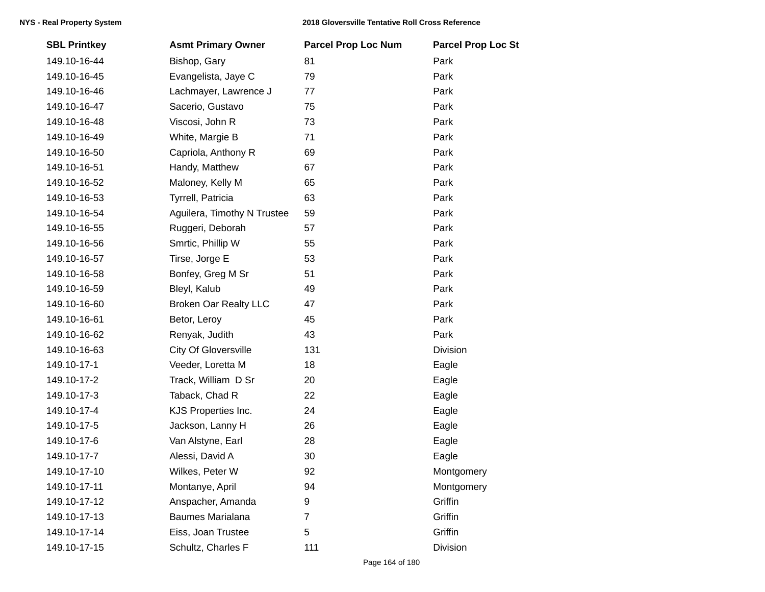| SBL Printkey | Asmt Primary Owner | Parcel Prop Loc Num | Parcel Prop Loc St |
|---|---|---|---|
| 149.10-16-44 | Bishop, Gary | 81 | Park |
| 149.10-16-45 | Evangelista, Jaye C | 79 | Park |
| 149.10-16-46 | Lachmayer, Lawrence J | 77 | Park |
| 149.10-16-47 | Sacerio, Gustavo | 75 | Park |
| 149.10-16-48 | Viscosi, John R | 73 | Park |
| 149.10-16-49 | White, Margie B | 71 | Park |
| 149.10-16-50 | Capriola, Anthony R | 69 | Park |
| 149.10-16-51 | Handy, Matthew | 67 | Park |
| 149.10-16-52 | Maloney, Kelly M | 65 | Park |
| 149.10-16-53 | Tyrrell, Patricia | 63 | Park |
| 149.10-16-54 | Aguilera, Timothy N Trustee | 59 | Park |
| 149.10-16-55 | Ruggeri, Deborah | 57 | Park |
| 149.10-16-56 | Smrtic, Phillip W | 55 | Park |
| 149.10-16-57 | Tirse, Jorge E | 53 | Park |
| 149.10-16-58 | Bonfey, Greg M Sr | 51 | Park |
| 149.10-16-59 | Bleyl, Kalub | 49 | Park |
| 149.10-16-60 | Broken Oar Realty LLC | 47 | Park |
| 149.10-16-61 | Betor, Leroy | 45 | Park |
| 149.10-16-62 | Renyak, Judith | 43 | Park |
| 149.10-16-63 | City Of Gloversville | 131 | Division |
| 149.10-17-1 | Veeder, Loretta M | 18 | Eagle |
| 149.10-17-2 | Track, William D Sr | 20 | Eagle |
| 149.10-17-3 | Taback, Chad R | 22 | Eagle |
| 149.10-17-4 | KJS Properties Inc. | 24 | Eagle |
| 149.10-17-5 | Jackson, Lanny H | 26 | Eagle |
| 149.10-17-6 | Van Alstyne, Earl | 28 | Eagle |
| 149.10-17-7 | Alessi, David A | 30 | Eagle |
| 149.10-17-10 | Wilkes, Peter W | 92 | Montgomery |
| 149.10-17-11 | Montanye, April | 94 | Montgomery |
| 149.10-17-12 | Anspacher, Amanda | 9 | Griffin |
| 149.10-17-13 | Baumes Marialana | 7 | Griffin |
| 149.10-17-14 | Eiss, Joan Trustee | 5 | Griffin |
| 149.10-17-15 | Schultz, Charles F | 111 | Division |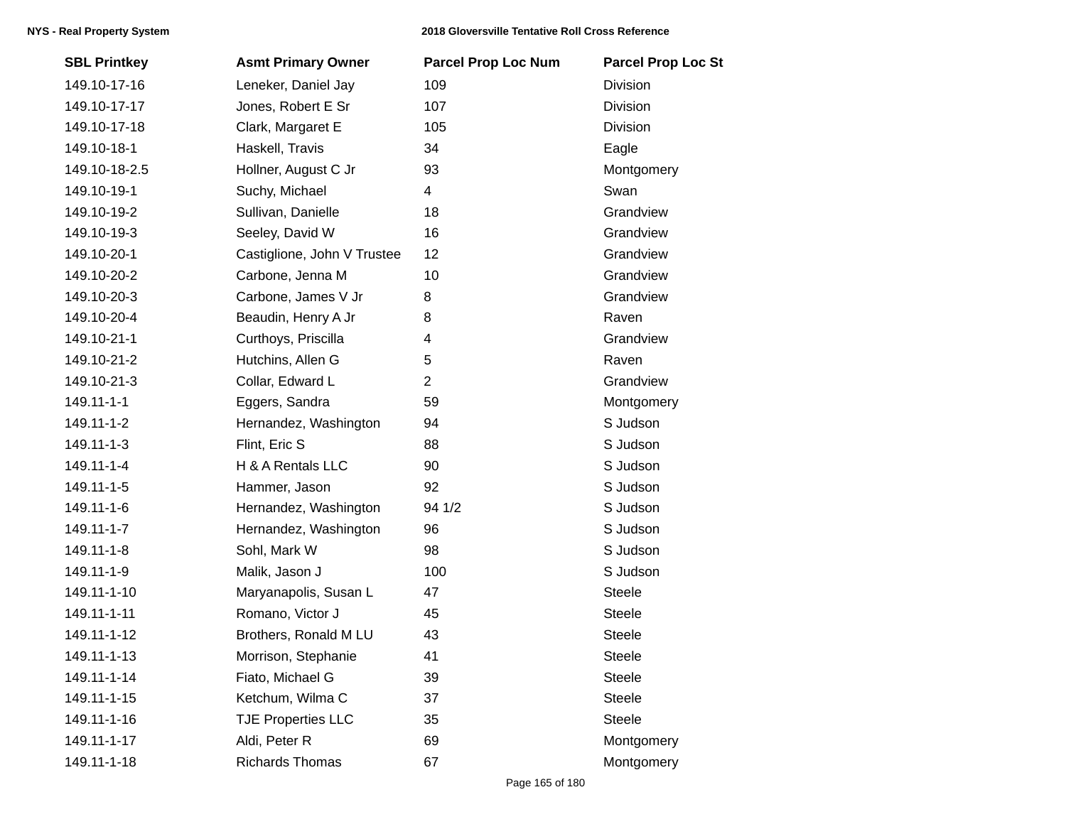| SBL Printkey | Asmt Primary Owner | Parcel Prop Loc Num | Parcel Prop Loc St |
| --- | --- | --- | --- |
| 149.10-17-16 | Leneker, Daniel Jay | 109 | Division |
| 149.10-17-17 | Jones, Robert E Sr | 107 | Division |
| 149.10-17-18 | Clark, Margaret E | 105 | Division |
| 149.10-18-1 | Haskell, Travis | 34 | Eagle |
| 149.10-18-2.5 | Hollner, August C Jr | 93 | Montgomery |
| 149.10-19-1 | Suchy, Michael | 4 | Swan |
| 149.10-19-2 | Sullivan, Danielle | 18 | Grandview |
| 149.10-19-3 | Seeley, David W | 16 | Grandview |
| 149.10-20-1 | Castiglione, John V Trustee | 12 | Grandview |
| 149.10-20-2 | Carbone, Jenna M | 10 | Grandview |
| 149.10-20-3 | Carbone, James V Jr | 8 | Grandview |
| 149.10-20-4 | Beaudin, Henry A Jr | 8 | Raven |
| 149.10-21-1 | Curthoys, Priscilla | 4 | Grandview |
| 149.10-21-2 | Hutchins, Allen G | 5 | Raven |
| 149.10-21-3 | Collar, Edward L | 2 | Grandview |
| 149.11-1-1 | Eggers, Sandra | 59 | Montgomery |
| 149.11-1-2 | Hernandez, Washington | 94 | S Judson |
| 149.11-1-3 | Flint, Eric S | 88 | S Judson |
| 149.11-1-4 | H & A Rentals LLC | 90 | S Judson |
| 149.11-1-5 | Hammer, Jason | 92 | S Judson |
| 149.11-1-6 | Hernandez, Washington | 94 1/2 | S Judson |
| 149.11-1-7 | Hernandez, Washington | 96 | S Judson |
| 149.11-1-8 | Sohl, Mark W | 98 | S Judson |
| 149.11-1-9 | Malik, Jason J | 100 | S Judson |
| 149.11-1-10 | Maryanapolis, Susan L | 47 | Steele |
| 149.11-1-11 | Romano, Victor J | 45 | Steele |
| 149.11-1-12 | Brothers, Ronald M LU | 43 | Steele |
| 149.11-1-13 | Morrison, Stephanie | 41 | Steele |
| 149.11-1-14 | Fiato, Michael G | 39 | Steele |
| 149.11-1-15 | Ketchum, Wilma C | 37 | Steele |
| 149.11-1-16 | TJE Properties LLC | 35 | Steele |
| 149.11-1-17 | Aldi, Peter R | 69 | Montgomery |
| 149.11-1-18 | Richards Thomas | 67 | Montgomery |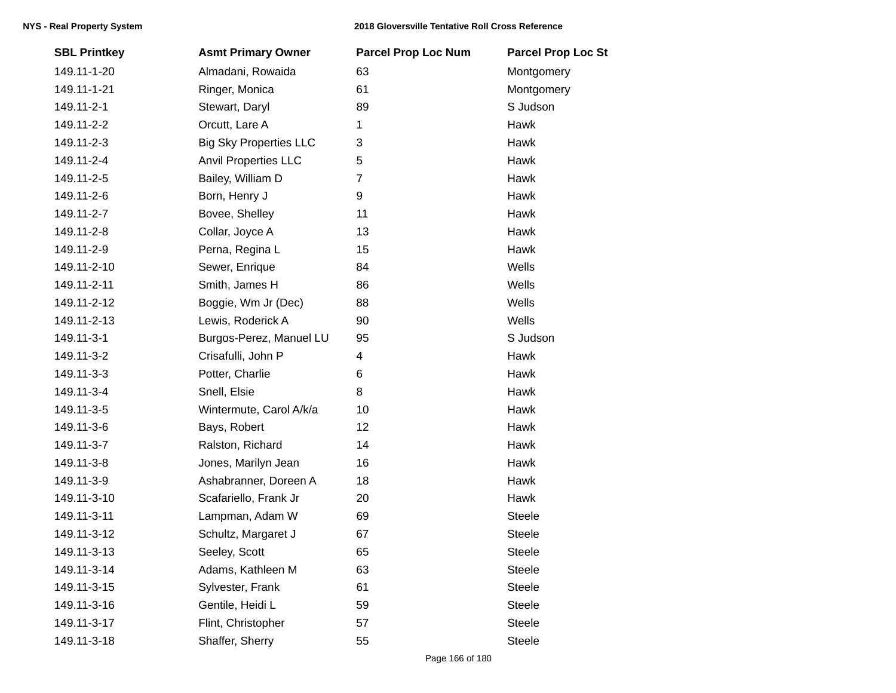| SBL Printkey | Asmt Primary Owner | Parcel Prop Loc Num | Parcel Prop Loc St |
|---|---|---|---|
| 149.11-1-20 | Almadani, Rowaida | 63 | Montgomery |
| 149.11-1-21 | Ringer, Monica | 61 | Montgomery |
| 149.11-2-1 | Stewart, Daryl | 89 | S Judson |
| 149.11-2-2 | Orcutt, Lare A | 1 | Hawk |
| 149.11-2-3 | Big Sky Properties LLC | 3 | Hawk |
| 149.11-2-4 | Anvil Properties LLC | 5 | Hawk |
| 149.11-2-5 | Bailey, William D | 7 | Hawk |
| 149.11-2-6 | Born, Henry J | 9 | Hawk |
| 149.11-2-7 | Bovee, Shelley | 11 | Hawk |
| 149.11-2-8 | Collar, Joyce A | 13 | Hawk |
| 149.11-2-9 | Perna, Regina L | 15 | Hawk |
| 149.11-2-10 | Sewer, Enrique | 84 | Wells |
| 149.11-2-11 | Smith, James H | 86 | Wells |
| 149.11-2-12 | Boggie, Wm Jr (Dec) | 88 | Wells |
| 149.11-2-13 | Lewis, Roderick A | 90 | Wells |
| 149.11-3-1 | Burgos-Perez, Manuel LU | 95 | S Judson |
| 149.11-3-2 | Crisafulli, John P | 4 | Hawk |
| 149.11-3-3 | Potter, Charlie | 6 | Hawk |
| 149.11-3-4 | Snell, Elsie | 8 | Hawk |
| 149.11-3-5 | Wintermute, Carol A/k/a | 10 | Hawk |
| 149.11-3-6 | Bays, Robert | 12 | Hawk |
| 149.11-3-7 | Ralston, Richard | 14 | Hawk |
| 149.11-3-8 | Jones, Marilyn Jean | 16 | Hawk |
| 149.11-3-9 | Ashabranner, Doreen A | 18 | Hawk |
| 149.11-3-10 | Scafariello, Frank Jr | 20 | Hawk |
| 149.11-3-11 | Lampman, Adam W | 69 | Steele |
| 149.11-3-12 | Schultz, Margaret J | 67 | Steele |
| 149.11-3-13 | Seeley, Scott | 65 | Steele |
| 149.11-3-14 | Adams, Kathleen M | 63 | Steele |
| 149.11-3-15 | Sylvester, Frank | 61 | Steele |
| 149.11-3-16 | Gentile, Heidi L | 59 | Steele |
| 149.11-3-17 | Flint, Christopher | 57 | Steele |
| 149.11-3-18 | Shaffer, Sherry | 55 | Steele |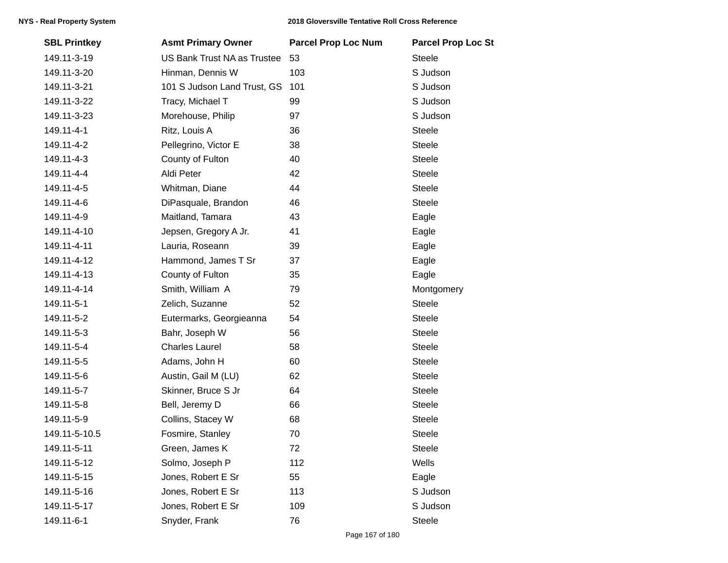| SBL Printkey | Asmt Primary Owner | Parcel Prop Loc Num | Parcel Prop Loc St |
|---|---|---|---|
| 149.11-3-19 | US Bank Trust NA as Trustee | 53 | Steele |
| 149.11-3-20 | Hinman, Dennis W | 103 | S Judson |
| 149.11-3-21 | 101 S Judson Land Trust, GS | 101 | S Judson |
| 149.11-3-22 | Tracy, Michael T | 99 | S Judson |
| 149.11-3-23 | Morehouse, Philip | 97 | S Judson |
| 149.11-4-1 | Ritz, Louis A | 36 | Steele |
| 149.11-4-2 | Pellegrino, Victor E | 38 | Steele |
| 149.11-4-3 | County of Fulton | 40 | Steele |
| 149.11-4-4 | Aldi Peter | 42 | Steele |
| 149.11-4-5 | Whitman, Diane | 44 | Steele |
| 149.11-4-6 | DiPasquale, Brandon | 46 | Steele |
| 149.11-4-9 | Maitland, Tamara | 43 | Eagle |
| 149.11-4-10 | Jepsen, Gregory A Jr. | 41 | Eagle |
| 149.11-4-11 | Lauria, Roseann | 39 | Eagle |
| 149.11-4-12 | Hammond, James T Sr | 37 | Eagle |
| 149.11-4-13 | County of Fulton | 35 | Eagle |
| 149.11-4-14 | Smith, William A | 79 | Montgomery |
| 149.11-5-1 | Zelich, Suzanne | 52 | Steele |
| 149.11-5-2 | Eutermarks, Georgieanna | 54 | Steele |
| 149.11-5-3 | Bahr, Joseph W | 56 | Steele |
| 149.11-5-4 | Charles Laurel | 58 | Steele |
| 149.11-5-5 | Adams, John H | 60 | Steele |
| 149.11-5-6 | Austin, Gail M (LU) | 62 | Steele |
| 149.11-5-7 | Skinner, Bruce S Jr | 64 | Steele |
| 149.11-5-8 | Bell, Jeremy D | 66 | Steele |
| 149.11-5-9 | Collins, Stacey W | 68 | Steele |
| 149.11-5-10.5 | Fosmire, Stanley | 70 | Steele |
| 149.11-5-11 | Green, James K | 72 | Steele |
| 149.11-5-12 | Solmo, Joseph P | 112 | Wells |
| 149.11-5-15 | Jones, Robert E Sr | 55 | Eagle |
| 149.11-5-16 | Jones, Robert E Sr | 113 | S Judson |
| 149.11-5-17 | Jones, Robert E Sr | 109 | S Judson |
| 149.11-6-1 | Snyder, Frank | 76 | Steele |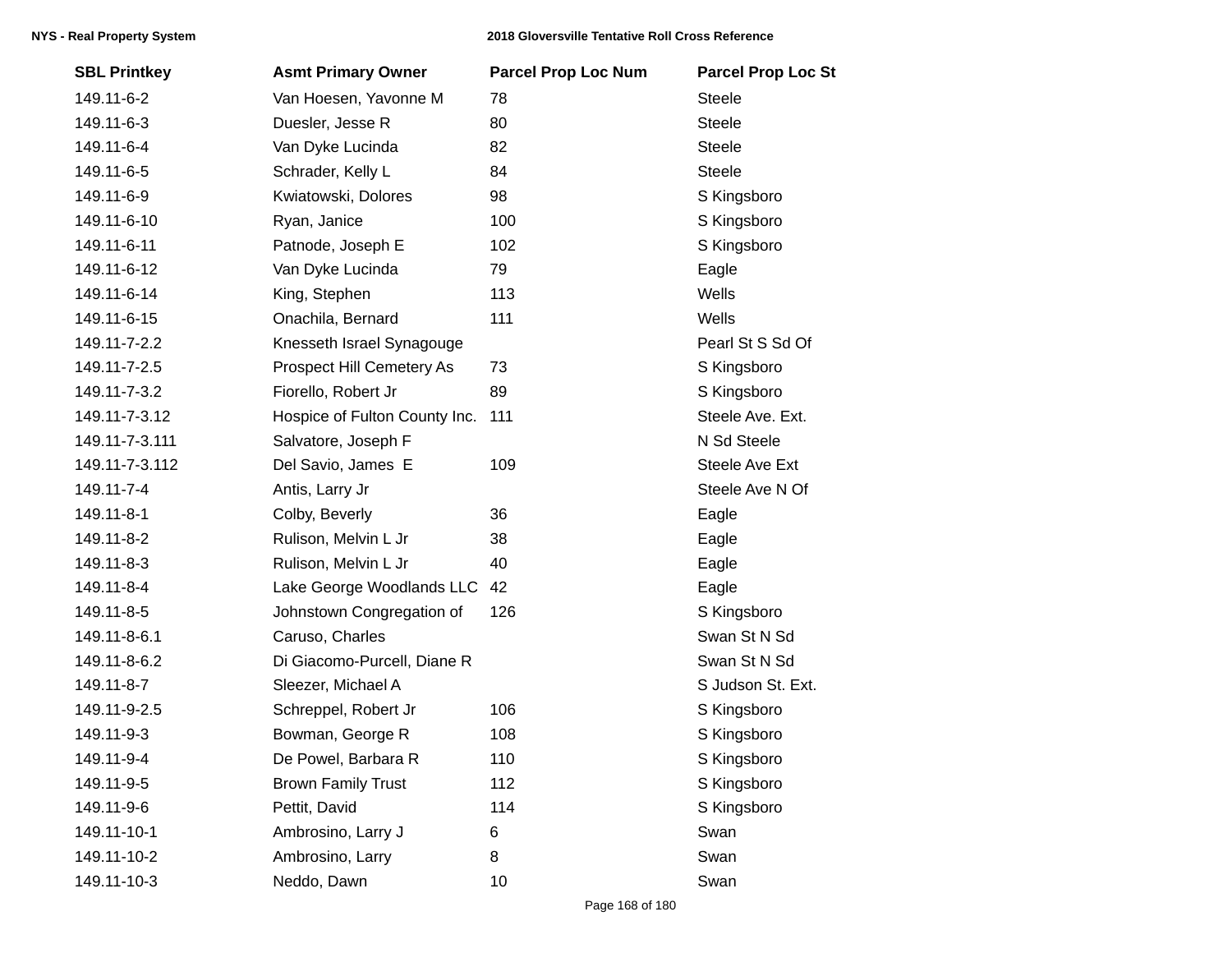| SBL Printkey | Asmt Primary Owner | Parcel Prop Loc Num | Parcel Prop Loc St |
|---|---|---|---|
| 149.11-6-2 | Van Hoesen, Yavonne M | 78 | Steele |
| 149.11-6-3 | Duesler, Jesse R | 80 | Steele |
| 149.11-6-4 | Van Dyke Lucinda | 82 | Steele |
| 149.11-6-5 | Schrader, Kelly L | 84 | Steele |
| 149.11-6-9 | Kwiatowski, Dolores | 98 | S Kingsboro |
| 149.11-6-10 | Ryan, Janice | 100 | S Kingsboro |
| 149.11-6-11 | Patnode, Joseph E | 102 | S Kingsboro |
| 149.11-6-12 | Van Dyke Lucinda | 79 | Eagle |
| 149.11-6-14 | King, Stephen | 113 | Wells |
| 149.11-6-15 | Onachila, Bernard | 111 | Wells |
| 149.11-7-2.2 | Knesseth Israel Synagouge | | Pearl St S Sd Of |
| 149.11-7-2.5 | Prospect Hill Cemetery As | 73 | S Kingsboro |
| 149.11-7-3.2 | Fiorello, Robert Jr | 89 | S Kingsboro |
| 149.11-7-3.12 | Hospice of Fulton County Inc. | 111 | Steele Ave. Ext. |
| 149.11-7-3.111 | Salvatore, Joseph F | | N Sd Steele |
| 149.11-7-3.112 | Del Savio, James E | 109 | Steele Ave Ext |
| 149.11-7-4 | Antis, Larry Jr | | Steele Ave N Of |
| 149.11-8-1 | Colby, Beverly | 36 | Eagle |
| 149.11-8-2 | Rulison, Melvin L Jr | 38 | Eagle |
| 149.11-8-3 | Rulison, Melvin L Jr | 40 | Eagle |
| 149.11-8-4 | Lake George Woodlands LLC | 42 | Eagle |
| 149.11-8-5 | Johnstown Congregation of | 126 | S Kingsboro |
| 149.11-8-6.1 | Caruso, Charles | | Swan St N Sd |
| 149.11-8-6.2 | Di Giacomo-Purcell, Diane R | | Swan St N Sd |
| 149.11-8-7 | Sleezer, Michael A | | S Judson St. Ext. |
| 149.11-9-2.5 | Schreppel, Robert Jr | 106 | S Kingsboro |
| 149.11-9-3 | Bowman, George R | 108 | S Kingsboro |
| 149.11-9-4 | De Powel, Barbara R | 110 | S Kingsboro |
| 149.11-9-5 | Brown Family Trust | 112 | S Kingsboro |
| 149.11-9-6 | Pettit, David | 114 | S Kingsboro |
| 149.11-10-1 | Ambrosino, Larry J | 6 | Swan |
| 149.11-10-2 | Ambrosino, Larry | 8 | Swan |
| 149.11-10-3 | Neddo, Dawn | 10 | Swan |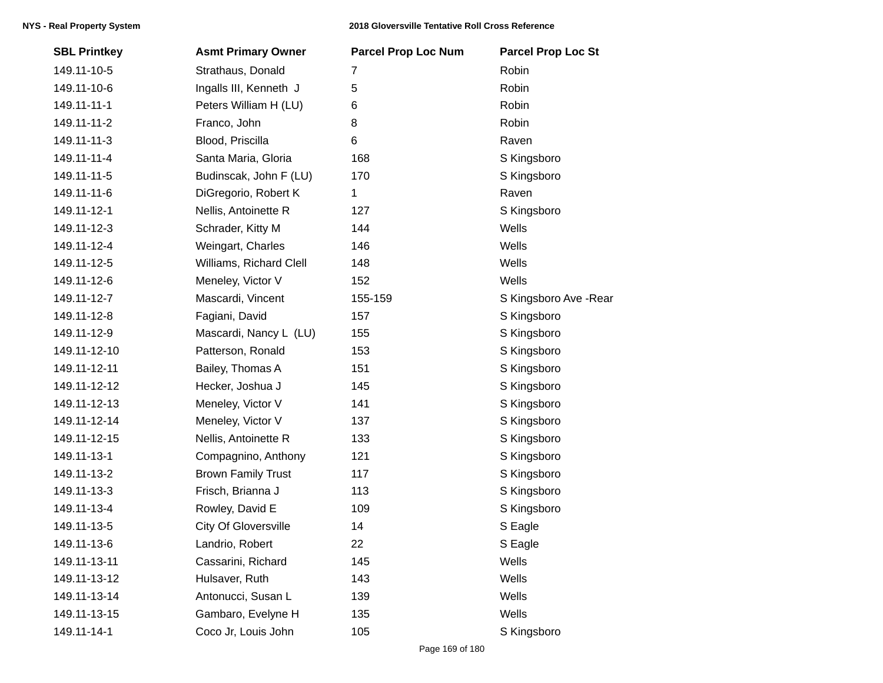| SBL Printkey | Asmt Primary Owner | Parcel Prop Loc Num | Parcel Prop Loc St |
|---|---|---|---|
| 149.11-10-5 | Strathaus, Donald | 7 | Robin |
| 149.11-10-6 | Ingalls III, Kenneth J | 5 | Robin |
| 149.11-11-1 | Peters William H (LU) | 6 | Robin |
| 149.11-11-2 | Franco, John | 8 | Robin |
| 149.11-11-3 | Blood, Priscilla | 6 | Raven |
| 149.11-11-4 | Santa Maria, Gloria | 168 | S Kingsboro |
| 149.11-11-5 | Budinscak, John F (LU) | 170 | S Kingsboro |
| 149.11-11-6 | DiGregorio, Robert K | 1 | Raven |
| 149.11-12-1 | Nellis, Antoinette R | 127 | S Kingsboro |
| 149.11-12-3 | Schrader, Kitty M | 144 | Wells |
| 149.11-12-4 | Weingart, Charles | 146 | Wells |
| 149.11-12-5 | Williams, Richard Clell | 148 | Wells |
| 149.11-12-6 | Meneley, Victor V | 152 | Wells |
| 149.11-12-7 | Mascardi, Vincent | 155-159 | S Kingsboro Ave -Rear |
| 149.11-12-8 | Fagiani, David | 157 | S Kingsboro |
| 149.11-12-9 | Mascardi, Nancy L (LU) | 155 | S Kingsboro |
| 149.11-12-10 | Patterson, Ronald | 153 | S Kingsboro |
| 149.11-12-11 | Bailey, Thomas A | 151 | S Kingsboro |
| 149.11-12-12 | Hecker, Joshua J | 145 | S Kingsboro |
| 149.11-12-13 | Meneley, Victor V | 141 | S Kingsboro |
| 149.11-12-14 | Meneley, Victor V | 137 | S Kingsboro |
| 149.11-12-15 | Nellis, Antoinette R | 133 | S Kingsboro |
| 149.11-13-1 | Compagnino, Anthony | 121 | S Kingsboro |
| 149.11-13-2 | Brown Family Trust | 117 | S Kingsboro |
| 149.11-13-3 | Frisch, Brianna J | 113 | S Kingsboro |
| 149.11-13-4 | Rowley, David E | 109 | S Kingsboro |
| 149.11-13-5 | City Of Gloversville | 14 | S Eagle |
| 149.11-13-6 | Landrio, Robert | 22 | S Eagle |
| 149.11-13-11 | Cassarini, Richard | 145 | Wells |
| 149.11-13-12 | Hulsaver, Ruth | 143 | Wells |
| 149.11-13-14 | Antonucci, Susan L | 139 | Wells |
| 149.11-13-15 | Gambaro, Evelyne H | 135 | Wells |
| 149.11-14-1 | Coco Jr, Louis John | 105 | S Kingsboro |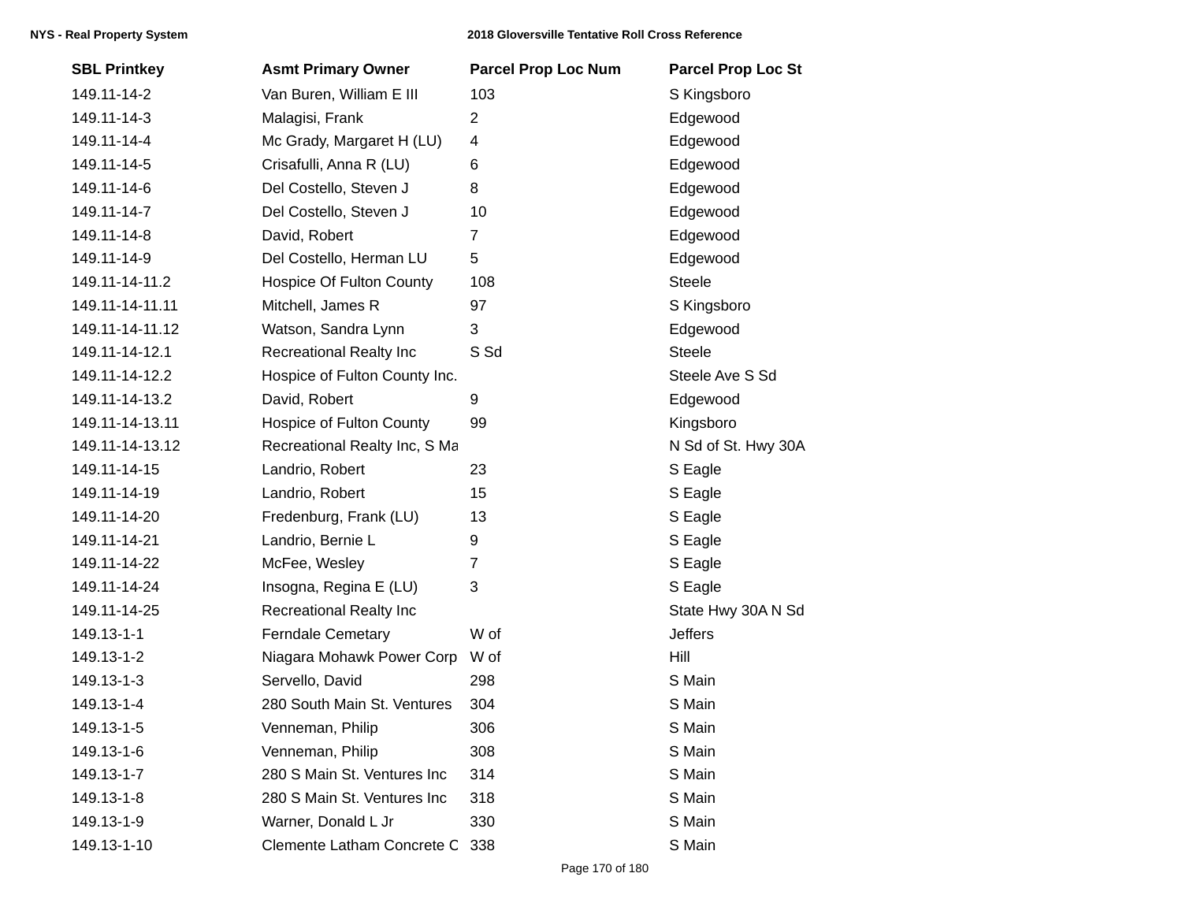| SBL Printkey | Asmt Primary Owner | Parcel Prop Loc Num | Parcel Prop Loc St |
|---|---|---|---|
| 149.11-14-2 | Van Buren, William E III | 103 | S Kingsboro |
| 149.11-14-3 | Malagisi, Frank | 2 | Edgewood |
| 149.11-14-4 | Mc Grady, Margaret H (LU) | 4 | Edgewood |
| 149.11-14-5 | Crisafulli, Anna R (LU) | 6 | Edgewood |
| 149.11-14-6 | Del Costello, Steven J | 8 | Edgewood |
| 149.11-14-7 | Del Costello, Steven J | 10 | Edgewood |
| 149.11-14-8 | David, Robert | 7 | Edgewood |
| 149.11-14-9 | Del Costello, Herman LU | 5 | Edgewood |
| 149.11-14-11.2 | Hospice Of Fulton County | 108 | Steele |
| 149.11-14-11.11 | Mitchell, James R | 97 | S Kingsboro |
| 149.11-14-11.12 | Watson, Sandra Lynn | 3 | Edgewood |
| 149.11-14-12.1 | Recreational Realty Inc | S Sd | Steele |
| 149.11-14-12.2 | Hospice of Fulton County Inc. | | Steele Ave S Sd |
| 149.11-14-13.2 | David, Robert | 9 | Edgewood |
| 149.11-14-13.11 | Hospice of Fulton County | 99 | Kingsboro |
| 149.11-14-13.12 | Recreational Realty Inc, S Ma | | N Sd of St. Hwy 30A |
| 149.11-14-15 | Landrio, Robert | 23 | S Eagle |
| 149.11-14-19 | Landrio, Robert | 15 | S Eagle |
| 149.11-14-20 | Fredenburg, Frank (LU) | 13 | S Eagle |
| 149.11-14-21 | Landrio, Bernie L | 9 | S Eagle |
| 149.11-14-22 | McFee, Wesley | 7 | S Eagle |
| 149.11-14-24 | Insogna, Regina E (LU) | 3 | S Eagle |
| 149.11-14-25 | Recreational Realty Inc | | State Hwy 30A N Sd |
| 149.13-1-1 | Ferndale Cemetary | W of | Jeffers |
| 149.13-1-2 | Niagara Mohawk Power Corp | W of | Hill |
| 149.13-1-3 | Servello, David | 298 | S Main |
| 149.13-1-4 | 280 South Main St. Ventures | 304 | S Main |
| 149.13-1-5 | Venneman, Philip | 306 | S Main |
| 149.13-1-6 | Venneman, Philip | 308 | S Main |
| 149.13-1-7 | 280 S Main St. Ventures Inc | 314 | S Main |
| 149.13-1-8 | 280 S Main St. Ventures Inc | 318 | S Main |
| 149.13-1-9 | Warner, Donald L Jr | 330 | S Main |
| 149.13-1-10 | Clemente Latham Concrete C | 338 | S Main |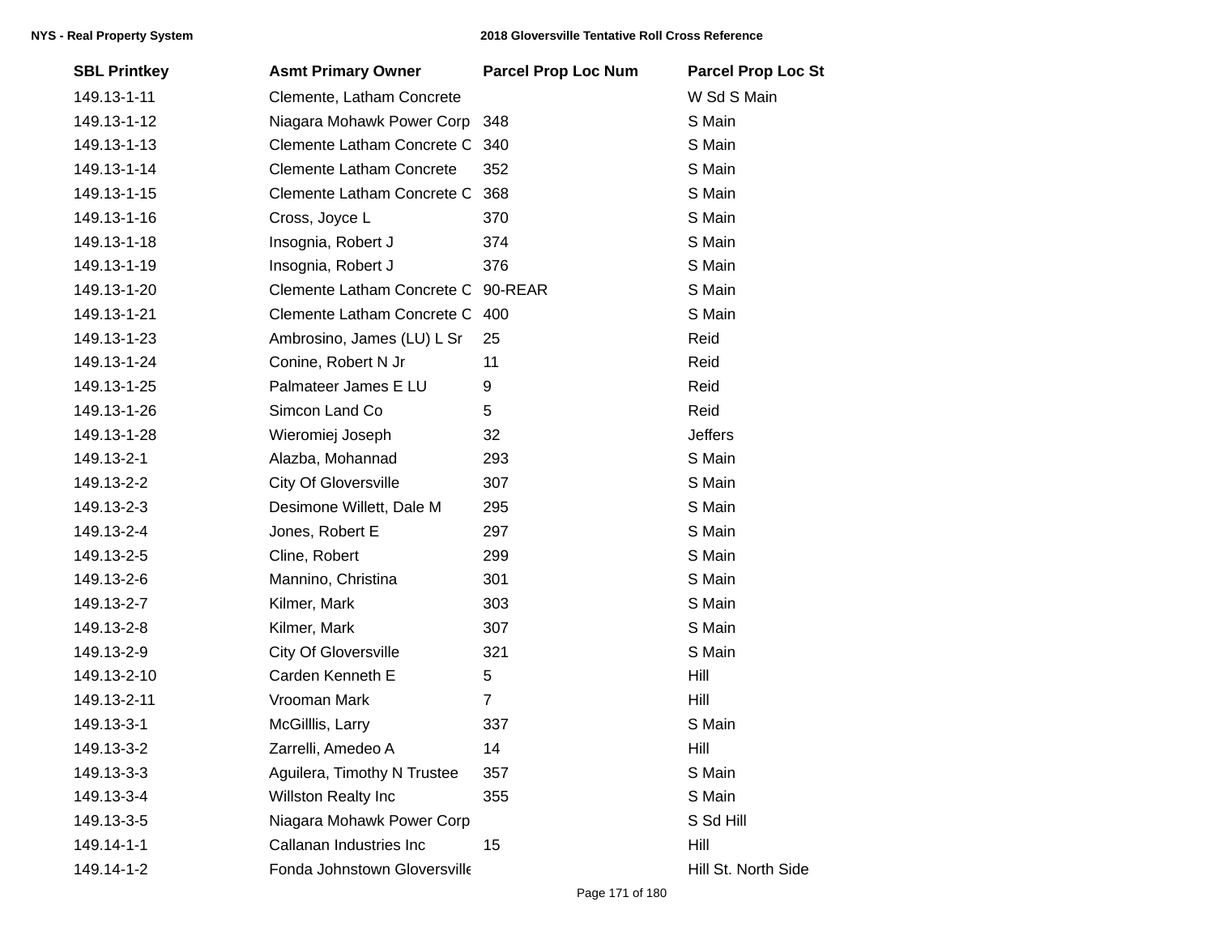| SBL Printkey | Asmt Primary Owner | Parcel Prop Loc Num | Parcel Prop Loc St |
|---|---|---|---|
| 149.13-1-11 | Clemente, Latham Concrete | | W Sd S Main |
| 149.13-1-12 | Niagara Mohawk Power Corp | 348 | S Main |
| 149.13-1-13 | Clemente Latham Concrete C | 340 | S Main |
| 149.13-1-14 | Clemente Latham Concrete | 352 | S Main |
| 149.13-1-15 | Clemente Latham Concrete C | 368 | S Main |
| 149.13-1-16 | Cross, Joyce L | 370 | S Main |
| 149.13-1-18 | Insognia, Robert J | 374 | S Main |
| 149.13-1-19 | Insognia, Robert J | 376 | S Main |
| 149.13-1-20 | Clemente Latham Concrete C | 90-REAR | S Main |
| 149.13-1-21 | Clemente Latham Concrete C | 400 | S Main |
| 149.13-1-23 | Ambrosino, James (LU) L Sr | 25 | Reid |
| 149.13-1-24 | Conine, Robert N Jr | 11 | Reid |
| 149.13-1-25 | Palmateer James E LU | 9 | Reid |
| 149.13-1-26 | Simcon Land Co | 5 | Reid |
| 149.13-1-28 | Wieromiej Joseph | 32 | Jeffers |
| 149.13-2-1 | Alazba, Mohannad | 293 | S Main |
| 149.13-2-2 | City Of Gloversville | 307 | S Main |
| 149.13-2-3 | Desimone Willett, Dale M | 295 | S Main |
| 149.13-2-4 | Jones, Robert E | 297 | S Main |
| 149.13-2-5 | Cline, Robert | 299 | S Main |
| 149.13-2-6 | Mannino, Christina | 301 | S Main |
| 149.13-2-7 | Kilmer, Mark | 303 | S Main |
| 149.13-2-8 | Kilmer, Mark | 307 | S Main |
| 149.13-2-9 | City Of Gloversville | 321 | S Main |
| 149.13-2-10 | Carden Kenneth E | 5 | Hill |
| 149.13-2-11 | Vrooman Mark | 7 | Hill |
| 149.13-3-1 | McGilllis, Larry | 337 | S Main |
| 149.13-3-2 | Zarrelli, Amedeo A | 14 | Hill |
| 149.13-3-3 | Aguilera, Timothy N Trustee | 357 | S Main |
| 149.13-3-4 | Willston Realty Inc | 355 | S Main |
| 149.13-3-5 | Niagara Mohawk Power Corp | | S Sd Hill |
| 149.14-1-1 | Callanan Industries Inc | 15 | Hill |
| 149.14-1-2 | Fonda Johnstown Gloversville | | Hill St. North Side |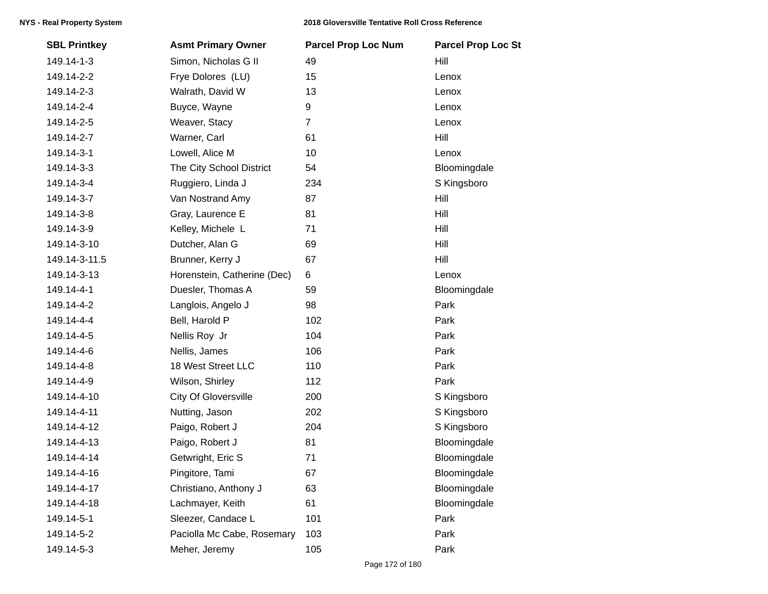| SBL Printkey | Asmt Primary Owner | Parcel Prop Loc Num | Parcel Prop Loc St |
|---|---|---|---|
| 149.14-1-3 | Simon, Nicholas G II | 49 | Hill |
| 149.14-2-2 | Frye Dolores (LU) | 15 | Lenox |
| 149.14-2-3 | Walrath, David W | 13 | Lenox |
| 149.14-2-4 | Buyce, Wayne | 9 | Lenox |
| 149.14-2-5 | Weaver, Stacy | 7 | Lenox |
| 149.14-2-7 | Warner, Carl | 61 | Hill |
| 149.14-3-1 | Lowell, Alice M | 10 | Lenox |
| 149.14-3-3 | The City School District | 54 | Bloomingdale |
| 149.14-3-4 | Ruggiero, Linda J | 234 | S Kingsboro |
| 149.14-3-7 | Van Nostrand Amy | 87 | Hill |
| 149.14-3-8 | Gray, Laurence E | 81 | Hill |
| 149.14-3-9 | Kelley, Michele L | 71 | Hill |
| 149.14-3-10 | Dutcher, Alan G | 69 | Hill |
| 149.14-3-11.5 | Brunner, Kerry J | 67 | Hill |
| 149.14-3-13 | Horenstein, Catherine (Dec) | 6 | Lenox |
| 149.14-4-1 | Duesler, Thomas A | 59 | Bloomingdale |
| 149.14-4-2 | Langlois, Angelo J | 98 | Park |
| 149.14-4-4 | Bell, Harold P | 102 | Park |
| 149.14-4-5 | Nellis Roy Jr | 104 | Park |
| 149.14-4-6 | Nellis, James | 106 | Park |
| 149.14-4-8 | 18 West Street LLC | 110 | Park |
| 149.14-4-9 | Wilson, Shirley | 112 | Park |
| 149.14-4-10 | City Of Gloversville | 200 | S Kingsboro |
| 149.14-4-11 | Nutting, Jason | 202 | S Kingsboro |
| 149.14-4-12 | Paigo, Robert J | 204 | S Kingsboro |
| 149.14-4-13 | Paigo, Robert J | 81 | Bloomingdale |
| 149.14-4-14 | Getwright, Eric S | 71 | Bloomingdale |
| 149.14-4-16 | Pingitore, Tami | 67 | Bloomingdale |
| 149.14-4-17 | Christiano, Anthony J | 63 | Bloomingdale |
| 149.14-4-18 | Lachmayer, Keith | 61 | Bloomingdale |
| 149.14-5-1 | Sleezer, Candace L | 101 | Park |
| 149.14-5-2 | Paciolla Mc Cabe, Rosemary | 103 | Park |
| 149.14-5-3 | Meher, Jeremy | 105 | Park |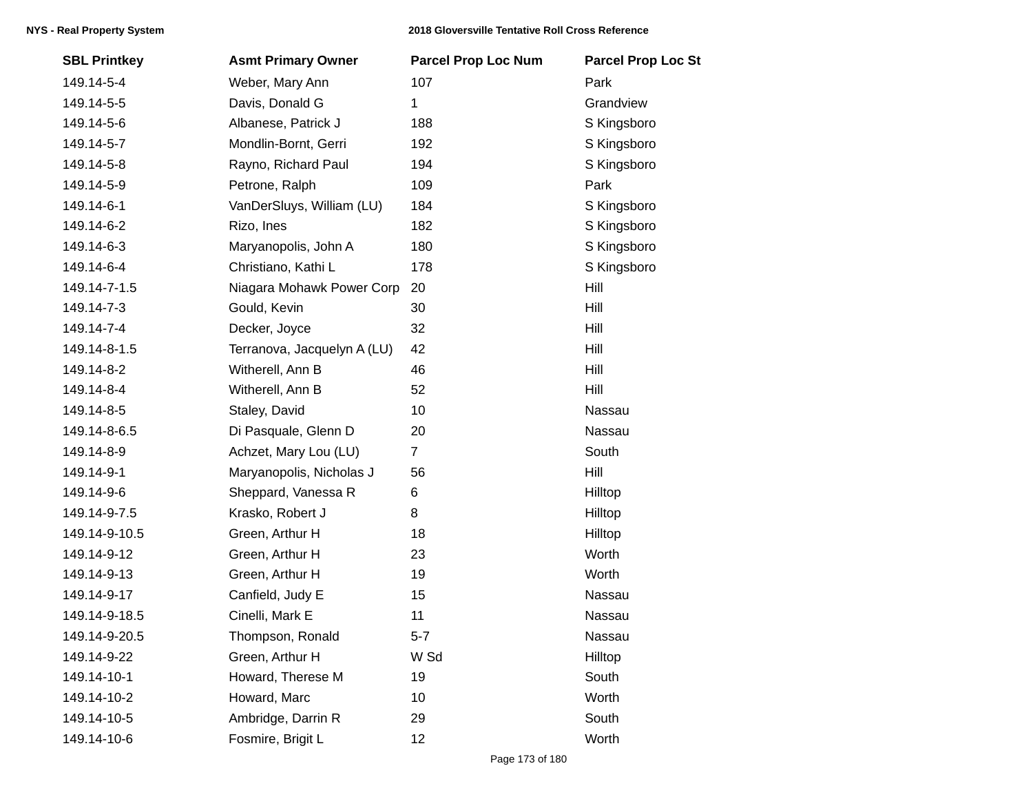| SBL Printkey | Asmt Primary Owner | Parcel Prop Loc Num | Parcel Prop Loc St |
|---|---|---|---|
| 149.14-5-4 | Weber, Mary Ann | 107 | Park |
| 149.14-5-5 | Davis, Donald G | 1 | Grandview |
| 149.14-5-6 | Albanese, Patrick J | 188 | S Kingsboro |
| 149.14-5-7 | Mondlin-Bornt, Gerri | 192 | S Kingsboro |
| 149.14-5-8 | Rayno, Richard Paul | 194 | S Kingsboro |
| 149.14-5-9 | Petrone, Ralph | 109 | Park |
| 149.14-6-1 | VanDerSluys, William (LU) | 184 | S Kingsboro |
| 149.14-6-2 | Rizo, Ines | 182 | S Kingsboro |
| 149.14-6-3 | Maryanopolis, John A | 180 | S Kingsboro |
| 149.14-6-4 | Christiano, Kathi L | 178 | S Kingsboro |
| 149.14-7-1.5 | Niagara Mohawk Power Corp | 20 | Hill |
| 149.14-7-3 | Gould, Kevin | 30 | Hill |
| 149.14-7-4 | Decker, Joyce | 32 | Hill |
| 149.14-8-1.5 | Terranova, Jacquelyn A (LU) | 42 | Hill |
| 149.14-8-2 | Witherell, Ann B | 46 | Hill |
| 149.14-8-4 | Witherell, Ann B | 52 | Hill |
| 149.14-8-5 | Staley, David | 10 | Nassau |
| 149.14-8-6.5 | Di Pasquale, Glenn D | 20 | Nassau |
| 149.14-8-9 | Achzet, Mary Lou (LU) | 7 | South |
| 149.14-9-1 | Maryanopolis, Nicholas J | 56 | Hill |
| 149.14-9-6 | Sheppard, Vanessa R | 6 | Hilltop |
| 149.14-9-7.5 | Krasko, Robert J | 8 | Hilltop |
| 149.14-9-10.5 | Green, Arthur H | 18 | Hilltop |
| 149.14-9-12 | Green, Arthur H | 23 | Worth |
| 149.14-9-13 | Green, Arthur H | 19 | Worth |
| 149.14-9-17 | Canfield, Judy E | 15 | Nassau |
| 149.14-9-18.5 | Cinelli, Mark E | 11 | Nassau |
| 149.14-9-20.5 | Thompson, Ronald | 5-7 | Nassau |
| 149.14-9-22 | Green, Arthur H | W Sd | Hilltop |
| 149.14-10-1 | Howard, Therese M | 19 | South |
| 149.14-10-2 | Howard, Marc | 10 | Worth |
| 149.14-10-5 | Ambridge, Darrin R | 29 | South |
| 149.14-10-6 | Fosmire, Brigit L | 12 | Worth |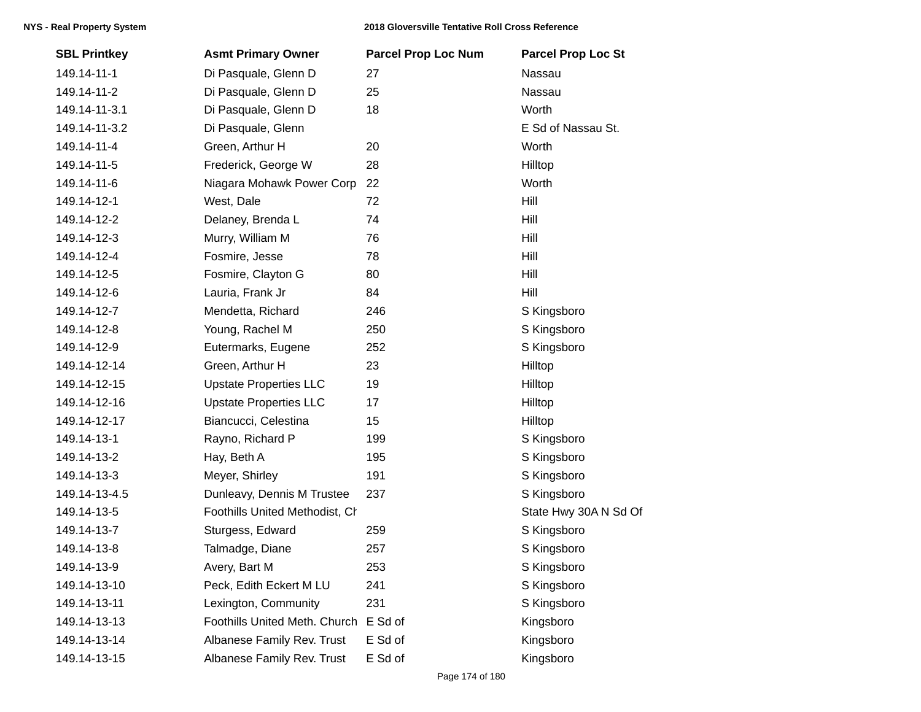| SBL Printkey | Asmt Primary Owner | Parcel Prop Loc Num | Parcel Prop Loc St |
|---|---|---|---|
| 149.14-11-1 | Di Pasquale, Glenn D | 27 | Nassau |
| 149.14-11-2 | Di Pasquale, Glenn D | 25 | Nassau |
| 149.14-11-3.1 | Di Pasquale, Glenn D | 18 | Worth |
| 149.14-11-3.2 | Di Pasquale, Glenn | | E Sd of Nassau St. |
| 149.14-11-4 | Green, Arthur H | 20 | Worth |
| 149.14-11-5 | Frederick, George W | 28 | Hilltop |
| 149.14-11-6 | Niagara Mohawk Power Corp | 22 | Worth |
| 149.14-12-1 | West, Dale | 72 | Hill |
| 149.14-12-2 | Delaney, Brenda L | 74 | Hill |
| 149.14-12-3 | Murry, William M | 76 | Hill |
| 149.14-12-4 | Fosmire, Jesse | 78 | Hill |
| 149.14-12-5 | Fosmire, Clayton G | 80 | Hill |
| 149.14-12-6 | Lauria, Frank Jr | 84 | Hill |
| 149.14-12-7 | Mendetta, Richard | 246 | S Kingsboro |
| 149.14-12-8 | Young, Rachel M | 250 | S Kingsboro |
| 149.14-12-9 | Eutermarks, Eugene | 252 | S Kingsboro |
| 149.14-12-14 | Green, Arthur H | 23 | Hilltop |
| 149.14-12-15 | Upstate Properties LLC | 19 | Hilltop |
| 149.14-12-16 | Upstate Properties LLC | 17 | Hilltop |
| 149.14-12-17 | Biancucci, Celestina | 15 | Hilltop |
| 149.14-13-1 | Rayno, Richard P | 199 | S Kingsboro |
| 149.14-13-2 | Hay, Beth A | 195 | S Kingsboro |
| 149.14-13-3 | Meyer, Shirley | 191 | S Kingsboro |
| 149.14-13-4.5 | Dunleavy, Dennis M Trustee | 237 | S Kingsboro |
| 149.14-13-5 | Foothills United Methodist, Ch | | State Hwy 30A N Sd Of |
| 149.14-13-7 | Sturgess, Edward | 259 | S Kingsboro |
| 149.14-13-8 | Talmadge, Diane | 257 | S Kingsboro |
| 149.14-13-9 | Avery, Bart M | 253 | S Kingsboro |
| 149.14-13-10 | Peck, Edith Eckert M LU | 241 | S Kingsboro |
| 149.14-13-11 | Lexington, Community | 231 | S Kingsboro |
| 149.14-13-13 | Foothills United Meth. Church | E Sd of | Kingsboro |
| 149.14-13-14 | Albanese Family Rev. Trust | E Sd of | Kingsboro |
| 149.14-13-15 | Albanese Family Rev. Trust | E Sd of | Kingsboro |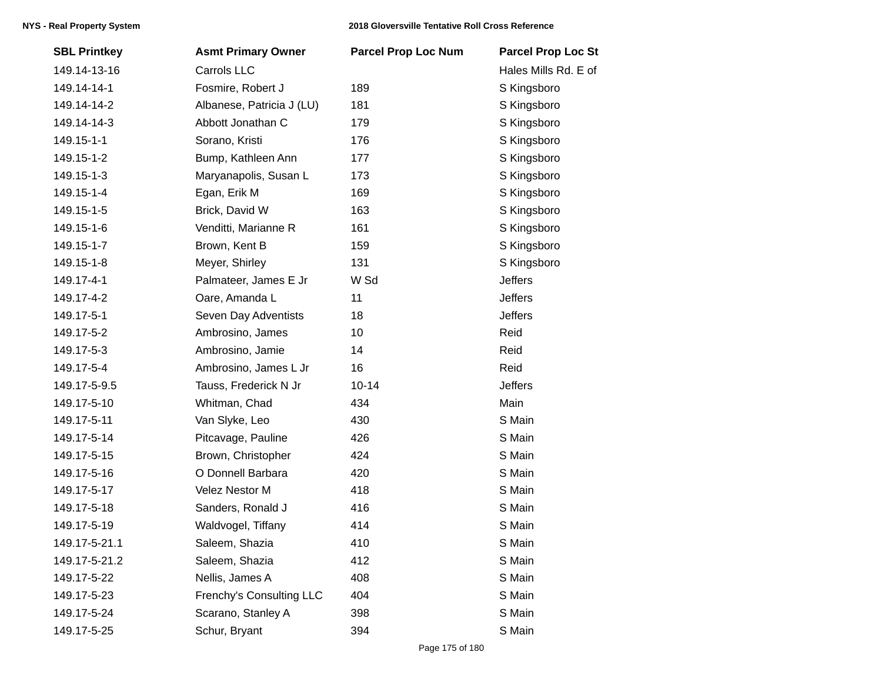| SBL Printkey | Asmt Primary Owner | Parcel Prop Loc Num | Parcel Prop Loc St |
|---|---|---|---|
| 149.14-13-16 | Carrols LLC | | Hales Mills Rd. E of |
| 149.14-14-1 | Fosmire, Robert J | 189 | S Kingsboro |
| 149.14-14-2 | Albanese, Patricia J (LU) | 181 | S Kingsboro |
| 149.14-14-3 | Abbott Jonathan C | 179 | S Kingsboro |
| 149.15-1-1 | Sorano, Kristi | 176 | S Kingsboro |
| 149.15-1-2 | Bump, Kathleen Ann | 177 | S Kingsboro |
| 149.15-1-3 | Maryanapolis, Susan L | 173 | S Kingsboro |
| 149.15-1-4 | Egan, Erik M | 169 | S Kingsboro |
| 149.15-1-5 | Brick, David W | 163 | S Kingsboro |
| 149.15-1-6 | Venditti, Marianne R | 161 | S Kingsboro |
| 149.15-1-7 | Brown, Kent B | 159 | S Kingsboro |
| 149.15-1-8 | Meyer, Shirley | 131 | S Kingsboro |
| 149.17-4-1 | Palmateer, James E Jr | W Sd | Jeffers |
| 149.17-4-2 | Oare, Amanda L | 11 | Jeffers |
| 149.17-5-1 | Seven Day Adventists | 18 | Jeffers |
| 149.17-5-2 | Ambrosino, James | 10 | Reid |
| 149.17-5-3 | Ambrosino, Jamie | 14 | Reid |
| 149.17-5-4 | Ambrosino, James L Jr | 16 | Reid |
| 149.17-5-9.5 | Tauss, Frederick N Jr | 10-14 | Jeffers |
| 149.17-5-10 | Whitman, Chad | 434 | Main |
| 149.17-5-11 | Van Slyke, Leo | 430 | S Main |
| 149.17-5-14 | Pitcavage, Pauline | 426 | S Main |
| 149.17-5-15 | Brown, Christopher | 424 | S Main |
| 149.17-5-16 | O Donnell Barbara | 420 | S Main |
| 149.17-5-17 | Velez Nestor M | 418 | S Main |
| 149.17-5-18 | Sanders, Ronald J | 416 | S Main |
| 149.17-5-19 | Waldvogel, Tiffany | 414 | S Main |
| 149.17-5-21.1 | Saleem, Shazia | 410 | S Main |
| 149.17-5-21.2 | Saleem, Shazia | 412 | S Main |
| 149.17-5-22 | Nellis, James A | 408 | S Main |
| 149.17-5-23 | Frenchy's Consulting LLC | 404 | S Main |
| 149.17-5-24 | Scarano, Stanley A | 398 | S Main |
| 149.17-5-25 | Schur, Bryant | 394 | S Main |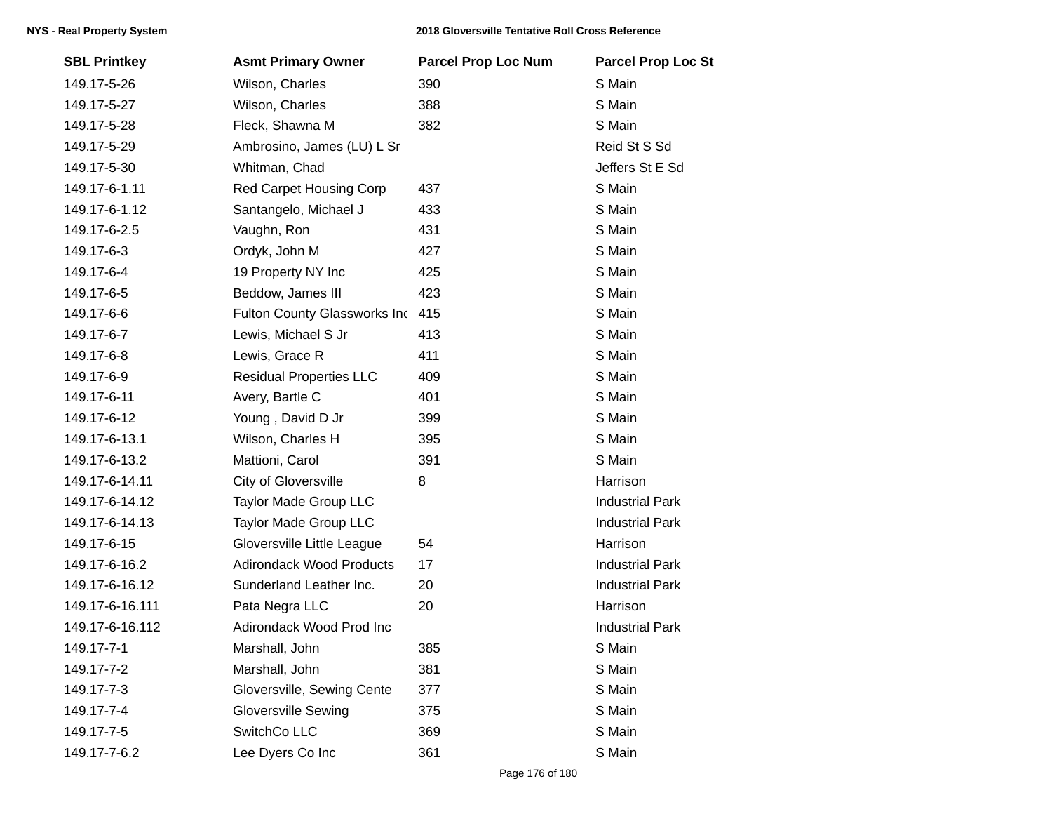| SBL Printkey | Asmt Primary Owner | Parcel Prop Loc Num | Parcel Prop Loc St |
|---|---|---|---|
| 149.17-5-26 | Wilson, Charles | 390 | S Main |
| 149.17-5-27 | Wilson, Charles | 388 | S Main |
| 149.17-5-28 | Fleck, Shawna M | 382 | S Main |
| 149.17-5-29 | Ambrosino, James (LU) L Sr | | Reid St S Sd |
| 149.17-5-30 | Whitman, Chad | | Jeffers St E Sd |
| 149.17-6-1.11 | Red Carpet Housing Corp | 437 | S Main |
| 149.17-6-1.12 | Santangelo, Michael J | 433 | S Main |
| 149.17-6-2.5 | Vaughn, Ron | 431 | S Main |
| 149.17-6-3 | Ordyk, John M | 427 | S Main |
| 149.17-6-4 | 19 Property NY Inc | 425 | S Main |
| 149.17-6-5 | Beddow, James III | 423 | S Main |
| 149.17-6-6 | Fulton County Glassworks Inc | 415 | S Main |
| 149.17-6-7 | Lewis, Michael S Jr | 413 | S Main |
| 149.17-6-8 | Lewis, Grace R | 411 | S Main |
| 149.17-6-9 | Residual Properties LLC | 409 | S Main |
| 149.17-6-11 | Avery, Bartle C | 401 | S Main |
| 149.17-6-12 | Young , David D Jr | 399 | S Main |
| 149.17-6-13.1 | Wilson, Charles H | 395 | S Main |
| 149.17-6-13.2 | Mattioni, Carol | 391 | S Main |
| 149.17-6-14.11 | City of Gloversville | 8 | Harrison |
| 149.17-6-14.12 | Taylor Made Group LLC | | Industrial Park |
| 149.17-6-14.13 | Taylor Made Group LLC | | Industrial Park |
| 149.17-6-15 | Gloversville Little League | 54 | Harrison |
| 149.17-6-16.2 | Adirondack Wood Products | 17 | Industrial Park |
| 149.17-6-16.12 | Sunderland Leather Inc. | 20 | Industrial Park |
| 149.17-6-16.111 | Pata Negra LLC | 20 | Harrison |
| 149.17-6-16.112 | Adirondack Wood Prod Inc | | Industrial Park |
| 149.17-7-1 | Marshall, John | 385 | S Main |
| 149.17-7-2 | Marshall, John | 381 | S Main |
| 149.17-7-3 | Gloversville, Sewing Cente | 377 | S Main |
| 149.17-7-4 | Gloversville Sewing | 375 | S Main |
| 149.17-7-5 | SwitchCo LLC | 369 | S Main |
| 149.17-7-6.2 | Lee Dyers Co Inc | 361 | S Main |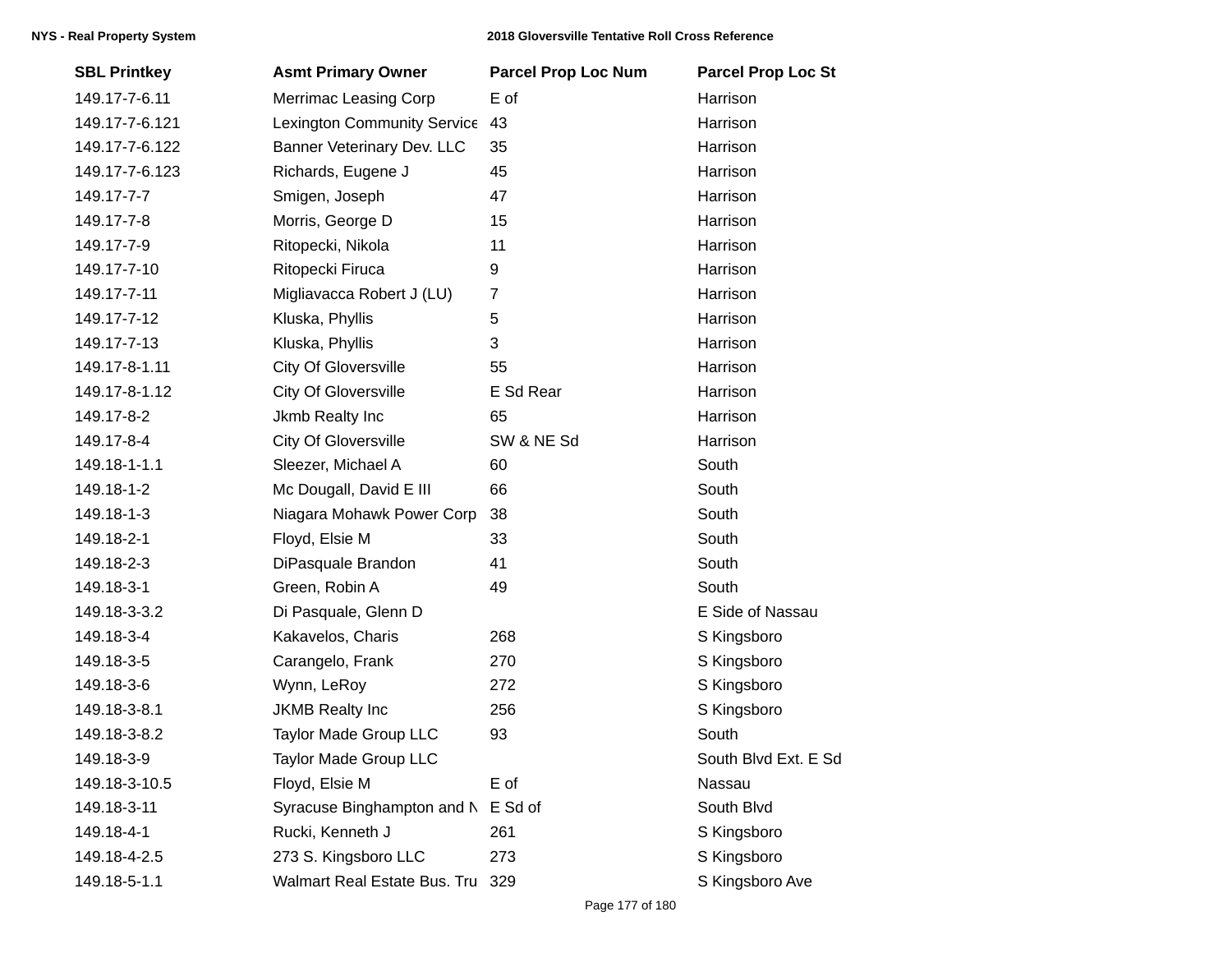| SBL Printkey | Asmt Primary Owner | Parcel Prop Loc Num | Parcel Prop Loc St |
|---|---|---|---|
| 149.17-7-6.11 | Merrimac Leasing Corp | E of | Harrison |
| 149.17-7-6.121 | Lexington Community Service | 43 | Harrison |
| 149.17-7-6.122 | Banner Veterinary Dev. LLC | 35 | Harrison |
| 149.17-7-6.123 | Richards, Eugene J | 45 | Harrison |
| 149.17-7-7 | Smigen, Joseph | 47 | Harrison |
| 149.17-7-8 | Morris, George D | 15 | Harrison |
| 149.17-7-9 | Ritopecki, Nikola | 11 | Harrison |
| 149.17-7-10 | Ritopecki Firuca | 9 | Harrison |
| 149.17-7-11 | Migliavacca Robert J (LU) | 7 | Harrison |
| 149.17-7-12 | Kluska, Phyllis | 5 | Harrison |
| 149.17-7-13 | Kluska, Phyllis | 3 | Harrison |
| 149.17-8-1.11 | City Of Gloversville | 55 | Harrison |
| 149.17-8-1.12 | City Of Gloversville | E Sd Rear | Harrison |
| 149.17-8-2 | Jkmb Realty Inc | 65 | Harrison |
| 149.17-8-4 | City Of Gloversville | SW & NE Sd | Harrison |
| 149.18-1-1.1 | Sleezer, Michael A | 60 | South |
| 149.18-1-2 | Mc Dougall, David E III | 66 | South |
| 149.18-1-3 | Niagara Mohawk Power Corp | 38 | South |
| 149.18-2-1 | Floyd, Elsie M | 33 | South |
| 149.18-2-3 | DiPasquale Brandon | 41 | South |
| 149.18-3-1 | Green, Robin A | 49 | South |
| 149.18-3-3.2 | Di Pasquale, Glenn D | | E Side of Nassau |
| 149.18-3-4 | Kakavelos, Charis | 268 | S Kingsboro |
| 149.18-3-5 | Carangelo, Frank | 270 | S Kingsboro |
| 149.18-3-6 | Wynn, LeRoy | 272 | S Kingsboro |
| 149.18-3-8.1 | JKMB Realty Inc | 256 | S Kingsboro |
| 149.18-3-8.2 | Taylor Made Group LLC | 93 | South |
| 149.18-3-9 | Taylor Made Group LLC | | South Blvd Ext. E Sd |
| 149.18-3-10.5 | Floyd, Elsie M | E of | Nassau |
| 149.18-3-11 | Syracuse Binghampton and N | E Sd of | South Blvd |
| 149.18-4-1 | Rucki, Kenneth J | 261 | S Kingsboro |
| 149.18-4-2.5 | 273 S. Kingsboro LLC | 273 | S Kingsboro |
| 149.18-5-1.1 | Walmart Real Estate Bus. Tru | 329 | S Kingsboro Ave |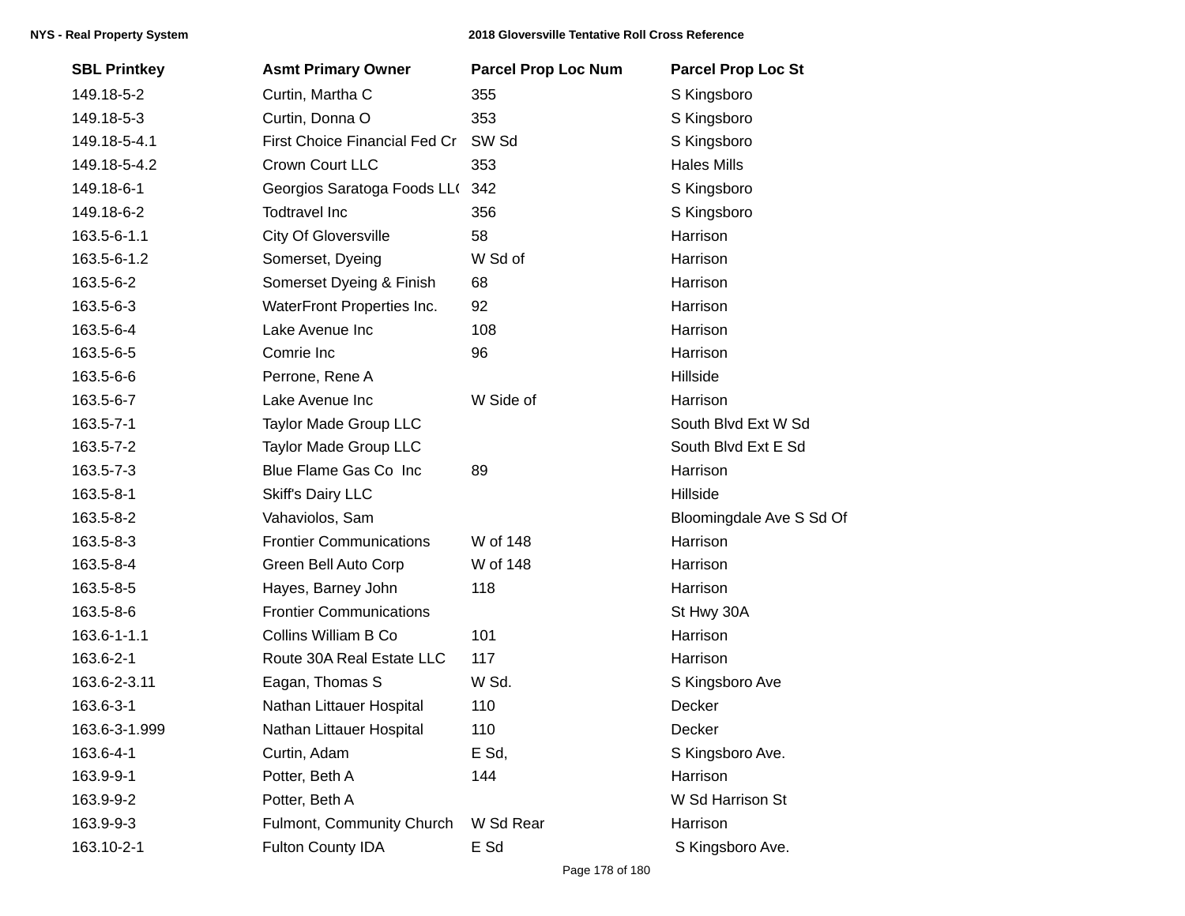| SBL Printkey | Asmt Primary Owner | Parcel Prop Loc Num | Parcel Prop Loc St |
|---|---|---|---|
| 149.18-5-2 | Curtin, Martha C | 355 | S Kingsboro |
| 149.18-5-3 | Curtin, Donna O | 353 | S Kingsboro |
| 149.18-5-4.1 | First Choice Financial Fed Cr | SW Sd | S Kingsboro |
| 149.18-5-4.2 | Crown Court LLC | 353 | Hales Mills |
| 149.18-6-1 | Georgios Saratoga Foods LL( | 342 | S Kingsboro |
| 149.18-6-2 | Todtravel Inc | 356 | S Kingsboro |
| 163.5-6-1.1 | City Of Gloversville | 58 | Harrison |
| 163.5-6-1.2 | Somerset, Dyeing | W Sd of | Harrison |
| 163.5-6-2 | Somerset Dyeing & Finish | 68 | Harrison |
| 163.5-6-3 | WaterFront Properties Inc. | 92 | Harrison |
| 163.5-6-4 | Lake Avenue Inc | 108 | Harrison |
| 163.5-6-5 | Comrie Inc | 96 | Harrison |
| 163.5-6-6 | Perrone, Rene A | | Hillside |
| 163.5-6-7 | Lake Avenue Inc | W Side of | Harrison |
| 163.5-7-1 | Taylor Made Group LLC | | South Blvd Ext W Sd |
| 163.5-7-2 | Taylor Made Group LLC | | South Blvd Ext E Sd |
| 163.5-7-3 | Blue Flame Gas Co Inc | 89 | Harrison |
| 163.5-8-1 | Skiff's Dairy LLC | | Hillside |
| 163.5-8-2 | Vahaviolos, Sam | | Bloomingdale Ave S Sd Of |
| 163.5-8-3 | Frontier Communications | W of 148 | Harrison |
| 163.5-8-4 | Green Bell Auto Corp | W of 148 | Harrison |
| 163.5-8-5 | Hayes, Barney John | 118 | Harrison |
| 163.5-8-6 | Frontier Communications | | St Hwy 30A |
| 163.6-1-1.1 | Collins William B Co | 101 | Harrison |
| 163.6-2-1 | Route 30A Real Estate LLC | 117 | Harrison |
| 163.6-2-3.11 | Eagan, Thomas S | W Sd. | S Kingsboro Ave |
| 163.6-3-1 | Nathan Littauer Hospital | 110 | Decker |
| 163.6-3-1.999 | Nathan Littauer Hospital | 110 | Decker |
| 163.6-4-1 | Curtin, Adam | E Sd, | S Kingsboro Ave. |
| 163.9-9-1 | Potter, Beth A | 144 | Harrison |
| 163.9-9-2 | Potter, Beth A | | W Sd Harrison St |
| 163.9-9-3 | Fulmont, Community Church | W Sd Rear | Harrison |
| 163.10-2-1 | Fulton County IDA | E Sd | S Kingsboro Ave. |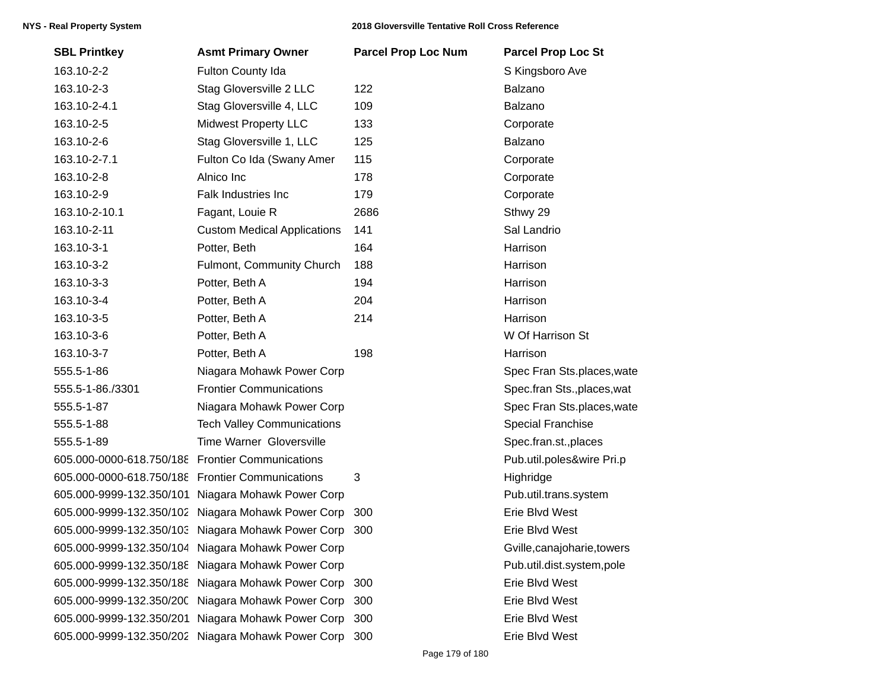| SBL Printkey | Asmt Primary Owner | Parcel Prop Loc Num | Parcel Prop Loc St |
|---|---|---|---|
| 163.10-2-2 | Fulton County Ida | | S Kingsboro Ave |
| 163.10-2-3 | Stag Gloversville 2 LLC | 122 | Balzano |
| 163.10-2-4.1 | Stag Gloversville 4, LLC | 109 | Balzano |
| 163.10-2-5 | Midwest Property LLC | 133 | Corporate |
| 163.10-2-6 | Stag Gloversville 1, LLC | 125 | Balzano |
| 163.10-2-7.1 | Fulton Co Ida (Swany Amer | 115 | Corporate |
| 163.10-2-8 | Alnico Inc | 178 | Corporate |
| 163.10-2-9 | Falk Industries Inc | 179 | Corporate |
| 163.10-2-10.1 | Fagant, Louie R | 2686 | Sthwy 29 |
| 163.10-2-11 | Custom Medical Applications | 141 | Sal Landrio |
| 163.10-3-1 | Potter, Beth | 164 | Harrison |
| 163.10-3-2 | Fulmont, Community Church | 188 | Harrison |
| 163.10-3-3 | Potter, Beth A | 194 | Harrison |
| 163.10-3-4 | Potter, Beth A | 204 | Harrison |
| 163.10-3-5 | Potter, Beth A | 214 | Harrison |
| 163.10-3-6 | Potter, Beth A | | W Of Harrison St |
| 163.10-3-7 | Potter, Beth A | 198 | Harrison |
| 555.5-1-86 | Niagara Mohawk Power Corp | | Spec Fran Sts.places,wate |
| 555.5-1-86./3301 | Frontier Communications | | Spec.fran Sts.,places,wat |
| 555.5-1-87 | Niagara Mohawk Power Corp | | Spec Fran Sts.places,wate |
| 555.5-1-88 | Tech Valley Communications | | Special Franchise |
| 555.5-1-89 | Time Warner Gloversville | | Spec.fran.st.,places |
| 605.000-0000-618.750/188 | Frontier Communications | | Pub.util.poles&wire Pri.p |
| 605.000-0000-618.750/188 | Frontier Communications | 3 | Highridge |
| 605.000-9999-132.350/101 | Niagara Mohawk Power Corp | | Pub.util.trans.system |
| 605.000-9999-132.350/102 | Niagara Mohawk Power Corp | 300 | Erie Blvd West |
| 605.000-9999-132.350/103 | Niagara Mohawk Power Corp | 300 | Erie Blvd West |
| 605.000-9999-132.350/104 | Niagara Mohawk Power Corp | | Gville,canajoharie,towers |
| 605.000-9999-132.350/188 | Niagara Mohawk Power Corp | | Pub.util.dist.system,pole |
| 605.000-9999-132.350/188 | Niagara Mohawk Power Corp | 300 | Erie Blvd West |
| 605.000-9999-132.350/200 | Niagara Mohawk Power Corp | 300 | Erie Blvd West |
| 605.000-9999-132.350/201 | Niagara Mohawk Power Corp | 300 | Erie Blvd West |
| 605.000-9999-132.350/202 | Niagara Mohawk Power Corp | 300 | Erie Blvd West |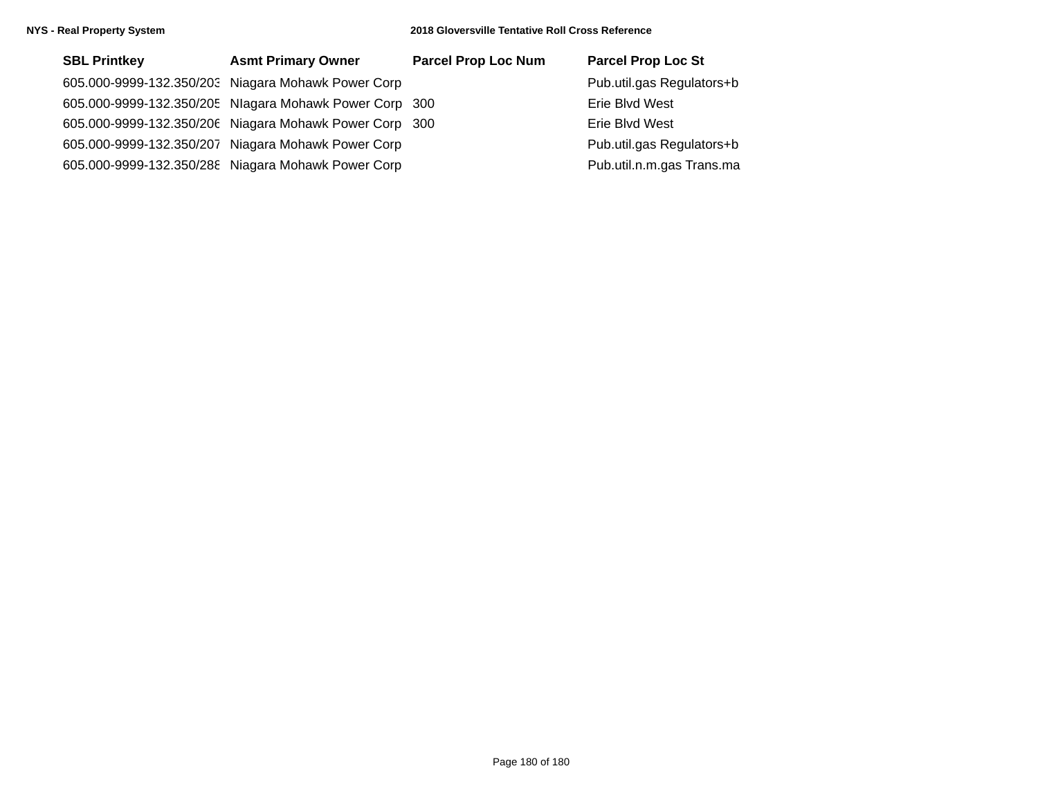| SBL Printkey | Asmt Primary Owner | Parcel Prop Loc Num | Parcel Prop Loc St |
|---|---|---|---|
| 605.000-9999-132.350/203 | Niagara Mohawk Power Corp | | Pub.util.gas Regulators+b |
| 605.000-9999-132.350/205 | NIagara Mohawk Power Corp | 300 | Erie Blvd West |
| 605.000-9999-132.350/206 | Niagara Mohawk Power Corp | 300 | Erie Blvd West |
| 605.000-9999-132.350/207 | Niagara Mohawk Power Corp | | Pub.util.gas Regulators+b |
| 605.000-9999-132.350/288 | Niagara Mohawk Power Corp | | Pub.util.n.m.gas Trans.ma |